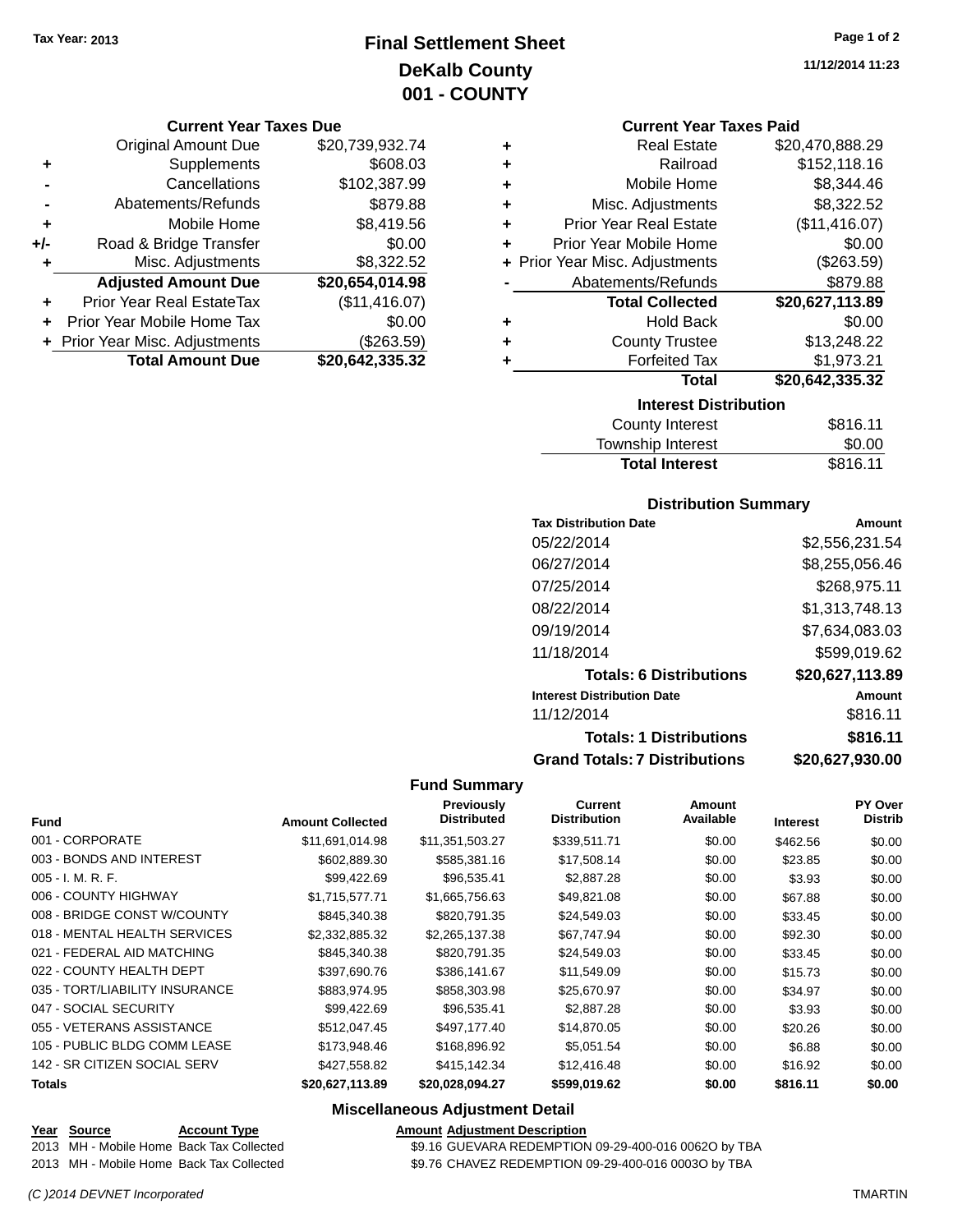Tax Year: 2013

# Final Settlement Sheet

## DeKalb County

## 001 - COUNTY

11/12/2014 11:23

### Current Year Taxes Due

| | | |
|---|---|---|
| | Original Amount Due | $20,739,932.74 |
| + | Supplements | $608.03 |
| - | Cancellations | $102,387.99 |
| - | Abatements/Refunds | $879.88 |
| + | Mobile Home | $8,419.56 |
| +/- | Road & Bridge Transfer | $0.00 |
| + | Misc. Adjustments | $8,322.52 |
| | **Adjusted Amount Due** | **$20,654,014.98** |
| + | Prior Year Real EstateTax | ($11,416.07) |
| + | Prior Year Mobile Home Tax | $0.00 |
| + | Prior Year Misc. Adjustments | ($263.59) |
| | **Total Amount Due** | **$20,642,335.32** |

### Current Year Taxes Paid

| | | |
|---|---|---|
| + | Real Estate | $20,470,888.29 |
| + | Railroad | $152,118.16 |
| + | Mobile Home | $8,344.46 |
| + | Misc. Adjustments | $8,322.52 |
| + | Prior Year Real Estate | ($11,416.07) |
| + | Prior Year Mobile Home | $0.00 |
| + | Prior Year Misc. Adjustments | ($263.59) |
| - | Abatements/Refunds | $879.88 |
| | **Total Collected** | **$20,627,113.89** |
| + | Hold Back | $0.00 |
| + | County Trustee | $13,248.22 |
| + | Forfeited Tax | $1,973.21 |
| | **Total** | **$20,642,335.32** |

### Interest Distribution

| | |
|---|---|
| County Interest | $816.11 |
| Township Interest | $0.00 |
| **Total Interest** | $816.11 |

### Distribution Summary

| Tax Distribution Date | Amount |
|---|---|
| 05/22/2014 | $2,556,231.54 |
| 06/27/2014 | $8,255,056.46 |
| 07/25/2014 | $268,975.11 |
| 08/22/2014 | $1,313,748.13 |
| 09/19/2014 | $7,634,083.03 |
| 11/18/2014 | $599,019.62 |
| **Totals: 6 Distributions** | **$20,627,113.89** |
| **Interest Distribution Date** | **Amount** |
| 11/12/2014 | $816.11 |
| **Totals: 1 Distributions** | **$816.11** |
| **Grand Totals: 7 Distributions** | **$20,627,930.00** |

### Fund Summary

| Fund | Amount Collected | Previously Distributed | Current Distribution | Amount Available | Interest | PY Over Distrib |
|---|---|---|---|---|---|---|
| 001 - CORPORATE | $11,691,014.98 | $11,351,503.27 | $339,511.71 | $0.00 | $462.56 | $0.00 |
| 003 - BONDS AND INTEREST | $602,889.30 | $585,381.16 | $17,508.14 | $0.00 | $23.85 | $0.00 |
| 005 - I. M. R. F. | $99,422.69 | $96,535.41 | $2,887.28 | $0.00 | $3.93 | $0.00 |
| 006 - COUNTY HIGHWAY | $1,715,577.71 | $1,665,756.63 | $49,821.08 | $0.00 | $67.88 | $0.00 |
| 008 - BRIDGE CONST W/COUNTY | $845,340.38 | $820,791.35 | $24,549.03 | $0.00 | $33.45 | $0.00 |
| 018 - MENTAL HEALTH SERVICES | $2,332,885.32 | $2,265,137.38 | $67,747.94 | $0.00 | $92.30 | $0.00 |
| 021 - FEDERAL AID MATCHING | $845,340.38 | $820,791.35 | $24,549.03 | $0.00 | $33.45 | $0.00 |
| 022 - COUNTY HEALTH DEPT | $397,690.76 | $386,141.67 | $11,549.09 | $0.00 | $15.73 | $0.00 |
| 035 - TORT/LIABILITY INSURANCE | $883,974.95 | $858,303.98 | $25,670.97 | $0.00 | $34.97 | $0.00 |
| 047 - SOCIAL SECURITY | $99,422.69 | $96,535.41 | $2,887.28 | $0.00 | $3.93 | $0.00 |
| 055 - VETERANS ASSISTANCE | $512,047.45 | $497,177.40 | $14,870.05 | $0.00 | $20.26 | $0.00 |
| 105 - PUBLIC BLDG COMM LEASE | $173,948.46 | $168,896.92 | $5,051.54 | $0.00 | $6.88 | $0.00 |
| 142 - SR CITIZEN SOCIAL SERV | $427,558.82 | $415,142.34 | $12,416.48 | $0.00 | $16.92 | $0.00 |
| **Totals** | **$20,627,113.89** | **$20,028,094.27** | **$599,019.62** | **$0.00** | **$816.11** | **$0.00** |

### Miscellaneous Adjustment Detail

| Year | Source | Account Type | Amount | Adjustment Description |
|---|---|---|---|---|
| 2013 | MH - Mobile Home | Back Tax Collected | $9.16 | GUEVARA REDEMPTION 09-29-400-016 0062O by TBA |
| 2013 | MH - Mobile Home | Back Tax Collected | $9.76 | CHAVEZ REDEMPTION 09-29-400-016 0003O by TBA |

(C )2014 DEVNET Incorporated TMARTIN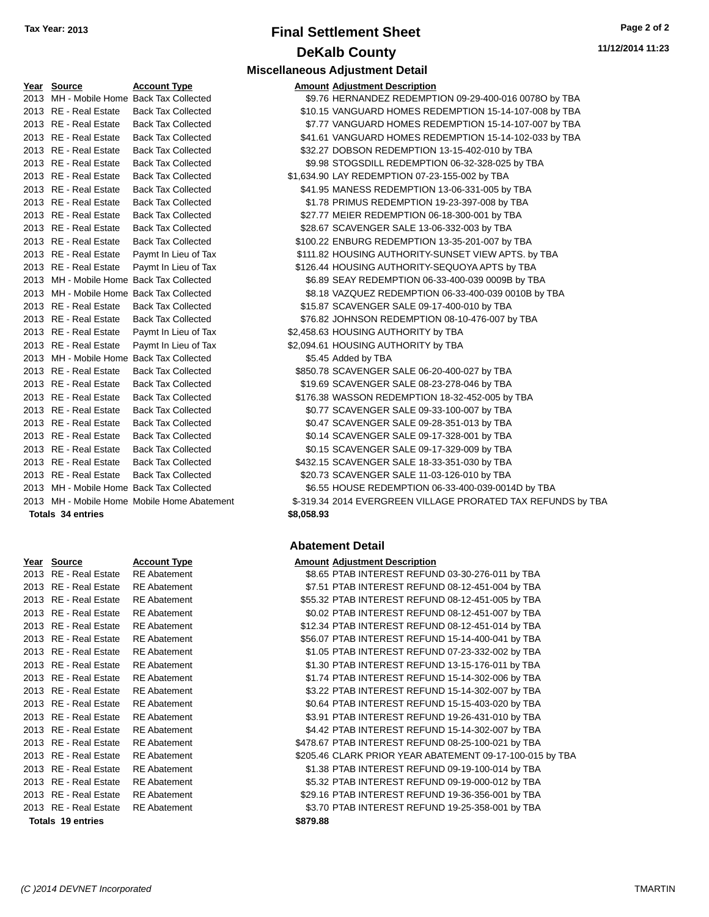Tax Year: 2013

# Final Settlement Sheet

## DeKalb County

11/12/2014 11:23

### Miscellaneous Adjustment Detail

| Year | Source | Account Type | Amount | Adjustment Description |
|---|---|---|---|---|
| 2013 | MH - Mobile Home | Back Tax Collected | $9.76 | HERNANDEZ REDEMPTION 09-29-400-016 0078O by TBA |
| 2013 | RE - Real Estate | Back Tax Collected | $10.15 | VANGUARD HOMES REDEMPTION 15-14-107-008 by TBA |
| 2013 | RE - Real Estate | Back Tax Collected | $7.77 | VANGUARD HOMES REDEMPTION 15-14-107-007 by TBA |
| 2013 | RE - Real Estate | Back Tax Collected | $41.61 | VANGUARD HOMES REDEMPTION 15-14-102-033 by TBA |
| 2013 | RE - Real Estate | Back Tax Collected | $32.27 | DOBSON REDEMPTION 13-15-402-010 by TBA |
| 2013 | RE - Real Estate | Back Tax Collected | $9.98 | STOGSDILL REDEMPTION 06-32-328-025 by TBA |
| 2013 | RE - Real Estate | Back Tax Collected | $1,634.90 | LAY REDEMPTION 07-23-155-002 by TBA |
| 2013 | RE - Real Estate | Back Tax Collected | $41.95 | MANESS REDEMPTION 13-06-331-005 by TBA |
| 2013 | RE - Real Estate | Back Tax Collected | $1.78 | PRIMUS REDEMPTION 19-23-397-008 by TBA |
| 2013 | RE - Real Estate | Back Tax Collected | $27.77 | MEIER REDEMPTION 06-18-300-001 by TBA |
| 2013 | RE - Real Estate | Back Tax Collected | $28.67 | SCAVENGER SALE 13-06-332-003 by TBA |
| 2013 | RE - Real Estate | Back Tax Collected | $100.22 | ENBURG REDEMPTION 13-35-201-007 by TBA |
| 2013 | RE - Real Estate | Paymt In Lieu of Tax | $111.82 | HOUSING AUTHORITY-SUNSET VIEW APTS. by TBA |
| 2013 | RE - Real Estate | Paymt In Lieu of Tax | $126.44 | HOUSING AUTHORITY-SEQUOYA APTS by TBA |
| 2013 | MH - Mobile Home | Back Tax Collected | $6.89 | SEAY REDEMPTION 06-33-400-039 0009B by TBA |
| 2013 | MH - Mobile Home | Back Tax Collected | $8.18 | VAZQUEZ REDEMPTION 06-33-400-039 0010B by TBA |
| 2013 | RE - Real Estate | Back Tax Collected | $15.87 | SCAVENGER SALE 09-17-400-010 by TBA |
| 2013 | RE - Real Estate | Back Tax Collected | $76.82 | JOHNSON REDEMPTION 08-10-476-007 by TBA |
| 2013 | RE - Real Estate | Paymt In Lieu of Tax | $2,458.63 | HOUSING AUTHORITY by TBA |
| 2013 | RE - Real Estate | Paymt In Lieu of Tax | $2,094.61 | HOUSING AUTHORITY by TBA |
| 2013 | MH - Mobile Home | Back Tax Collected | $5.45 | Added by TBA |
| 2013 | RE - Real Estate | Back Tax Collected | $850.78 | SCAVENGER SALE 06-20-400-027 by TBA |
| 2013 | RE - Real Estate | Back Tax Collected | $19.69 | SCAVENGER SALE 08-23-278-046 by TBA |
| 2013 | RE - Real Estate | Back Tax Collected | $176.38 | WASSON REDEMPTION 18-32-452-005 by TBA |
| 2013 | RE - Real Estate | Back Tax Collected | $0.77 | SCAVENGER SALE 09-33-100-007 by TBA |
| 2013 | RE - Real Estate | Back Tax Collected | $0.47 | SCAVENGER SALE 09-28-351-013 by TBA |
| 2013 | RE - Real Estate | Back Tax Collected | $0.14 | SCAVENGER SALE 09-17-328-001 by TBA |
| 2013 | RE - Real Estate | Back Tax Collected | $0.15 | SCAVENGER SALE 09-17-329-009 by TBA |
| 2013 | RE - Real Estate | Back Tax Collected | $432.15 | SCAVENGER SALE 18-33-351-030 by TBA |
| 2013 | RE - Real Estate | Back Tax Collected | $20.73 | SCAVENGER SALE 11-03-126-010 by TBA |
| 2013 | MH - Mobile Home | Back Tax Collected | $6.55 | HOUSE REDEMPTION 06-33-400-039-0014D by TBA |
| 2013 | MH - Mobile Home | Mobile Home Abatement | $-319.34 | 2014 EVERGREEN VILLAGE PRORATED TAX REFUNDS by TBA |
| **Totals 34 entries** | | | **$8,058.93** | |

### Abatement Detail

| Year | Source | Account Type | Amount | Adjustment Description |
|---|---|---|---|---|
| 2013 | RE - Real Estate | RE Abatement | $8.65 | PTAB INTEREST REFUND 03-30-276-011 by TBA |
| 2013 | RE - Real Estate | RE Abatement | $7.51 | PTAB INTEREST REFUND 08-12-451-004 by TBA |
| 2013 | RE - Real Estate | RE Abatement | $55.32 | PTAB INTEREST REFUND 08-12-451-005 by TBA |
| 2013 | RE - Real Estate | RE Abatement | $0.02 | PTAB INTEREST REFUND 08-12-451-007 by TBA |
| 2013 | RE - Real Estate | RE Abatement | $12.34 | PTAB INTEREST REFUND 08-12-451-014 by TBA |
| 2013 | RE - Real Estate | RE Abatement | $56.07 | PTAB INTEREST REFUND 15-14-400-041 by TBA |
| 2013 | RE - Real Estate | RE Abatement | $1.05 | PTAB INTEREST REFUND 07-23-332-002 by TBA |
| 2013 | RE - Real Estate | RE Abatement | $1.30 | PTAB INTEREST REFUND 13-15-176-011 by TBA |
| 2013 | RE - Real Estate | RE Abatement | $1.74 | PTAB INTEREST REFUND 15-14-302-006 by TBA |
| 2013 | RE - Real Estate | RE Abatement | $3.22 | PTAB INTEREST REFUND 15-14-302-007 by TBA |
| 2013 | RE - Real Estate | RE Abatement | $0.64 | PTAB INTEREST REFUND 15-15-403-020 by TBA |
| 2013 | RE - Real Estate | RE Abatement | $3.91 | PTAB INTEREST REFUND 19-26-431-010 by TBA |
| 2013 | RE - Real Estate | RE Abatement | $4.42 | PTAB INTEREST REFUND 15-14-302-007 by TBA |
| 2013 | RE - Real Estate | RE Abatement | $478.67 | PTAB INTEREST REFUND 08-25-100-021 by TBA |
| 2013 | RE - Real Estate | RE Abatement | $205.46 | CLARK PRIOR YEAR ABATEMENT 09-17-100-015 by TBA |
| 2013 | RE - Real Estate | RE Abatement | $1.38 | PTAB INTEREST REFUND 09-19-100-014 by TBA |
| 2013 | RE - Real Estate | RE Abatement | $5.32 | PTAB INTEREST REFUND 09-19-000-012 by TBA |
| 2013 | RE - Real Estate | RE Abatement | $29.16 | PTAB INTEREST REFUND 19-36-356-001 by TBA |
| 2013 | RE - Real Estate | RE Abatement | $3.70 | PTAB INTEREST REFUND 19-25-358-001 by TBA |
| **Totals 19 entries** | | | **$879.88** | |

(C )2014 DEVNET Incorporated TMARTIN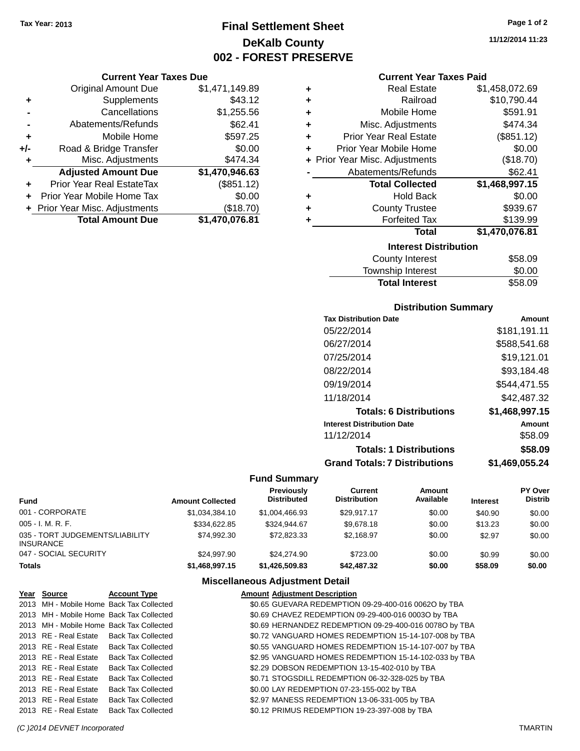Tax Year: 2013

# Final Settlement Sheet
## DeKalb County
## 002 - FOREST PRESERVE

11/12/2014 11:23

### Current Year Taxes Due

| | | |
|---|---|---|
| | Original Amount Due | $1,471,149.89 |
| + | Supplements | $43.12 |
| - | Cancellations | $1,255.56 |
| - | Abatements/Refunds | $62.41 |
| + | Mobile Home | $597.25 |
| +/- | Road & Bridge Transfer | $0.00 |
| + | Misc. Adjustments | $474.34 |
| | **Adjusted Amount Due** | **$1,470,946.63** |
| + | Prior Year Real EstateTax | ($851.12) |
| + | Prior Year Mobile Home Tax | $0.00 |
| + | Prior Year Misc. Adjustments | ($18.70) |
| | **Total Amount Due** | **$1,470,076.81** |

### Current Year Taxes Paid

| | | |
|---|---|---|
| + | Real Estate | $1,458,072.69 |
| + | Railroad | $10,790.44 |
| + | Mobile Home | $591.91 |
| + | Misc. Adjustments | $474.34 |
| + | Prior Year Real Estate | ($851.12) |
| + | Prior Year Mobile Home | $0.00 |
| + | Prior Year Misc. Adjustments | ($18.70) |
| - | Abatements/Refunds | $62.41 |
| | **Total Collected** | **$1,468,997.15** |
| + | Hold Back | $0.00 |
| + | County Trustee | $939.67 |
| + | Forfeited Tax | $139.99 |
| | **Total** | **$1,470,076.81** |

### Interest Distribution

| | |
|---|---|
| County Interest | $58.09 |
| Township Interest | $0.00 |
| **Total Interest** | $58.09 |

### Distribution Summary

| Tax Distribution Date | Amount |
|---|---|
| 05/22/2014 | $181,191.11 |
| 06/27/2014 | $588,541.68 |
| 07/25/2014 | $19,121.01 |
| 08/22/2014 | $93,184.48 |
| 09/19/2014 | $544,471.55 |
| 11/18/2014 | $42,487.32 |
| **Totals: 6 Distributions** | **$1,468,997.15** |
| **Interest Distribution Date** | **Amount** |
| 11/12/2014 | $58.09 |
| **Totals: 1 Distributions** | **$58.09** |
| **Grand Totals: 7 Distributions** | **$1,469,055.24** |

### Fund Summary

| Fund | Amount Collected | Previously Distributed | Current Distribution | Amount Available | Interest | PY Over Distrib |
|---|---|---|---|---|---|---|
| 001 - CORPORATE | $1,034,384.10 | $1,004,466.93 | $29,917.17 | $0.00 | $40.90 | $0.00 |
| 005 - I. M. R. F. | $334,622.85 | $324,944.67 | $9,678.18 | $0.00 | $13.23 | $0.00 |
| 035 - TORT JUDGEMENTS/LIABILITY INSURANCE | $74,992.30 | $72,823.33 | $2,168.97 | $0.00 | $2.97 | $0.00 |
| 047 - SOCIAL SECURITY | $24,997.90 | $24,274.90 | $723.00 | $0.00 | $0.99 | $0.00 |
| **Totals** | **$1,468,997.15** | **$1,426,509.83** | **$42,487.32** | **$0.00** | **$58.09** | **$0.00** |

### Miscellaneous Adjustment Detail

| Year | Source | Account Type | Amount | Adjustment Description |
|---|---|---|---|---|
| 2013 | MH - Mobile Home | Back Tax Collected | $0.65 | GUEVARA REDEMPTION 09-29-400-016 0062O by TBA |
| 2013 | MH - Mobile Home | Back Tax Collected | $0.69 | CHAVEZ REDEMPTION 09-29-400-016 0003O by TBA |
| 2013 | MH - Mobile Home | Back Tax Collected | $0.69 | HERNANDEZ REDEMPTION 09-29-400-016 0078O by TBA |
| 2013 | RE - Real Estate | Back Tax Collected | $0.72 | VANGUARD HOMES REDEMPTION 15-14-107-008 by TBA |
| 2013 | RE - Real Estate | Back Tax Collected | $0.55 | VANGUARD HOMES REDEMPTION 15-14-107-007 by TBA |
| 2013 | RE - Real Estate | Back Tax Collected | $2.95 | VANGUARD HOMES REDEMPTION 15-14-102-033 by TBA |
| 2013 | RE - Real Estate | Back Tax Collected | $2.29 | DOBSON REDEMPTION 13-15-402-010 by TBA |
| 2013 | RE - Real Estate | Back Tax Collected | $0.71 | STOGSDILL REDEMPTION 06-32-328-025 by TBA |
| 2013 | RE - Real Estate | Back Tax Collected | $0.00 | LAY REDEMPTION 07-23-155-002 by TBA |
| 2013 | RE - Real Estate | Back Tax Collected | $2.97 | MANESS REDEMPTION 13-06-331-005 by TBA |
| 2013 | RE - Real Estate | Back Tax Collected | $0.12 | PRIMUS REDEMPTION 19-23-397-008 by TBA |

(C )2014 DEVNET Incorporated TMARTIN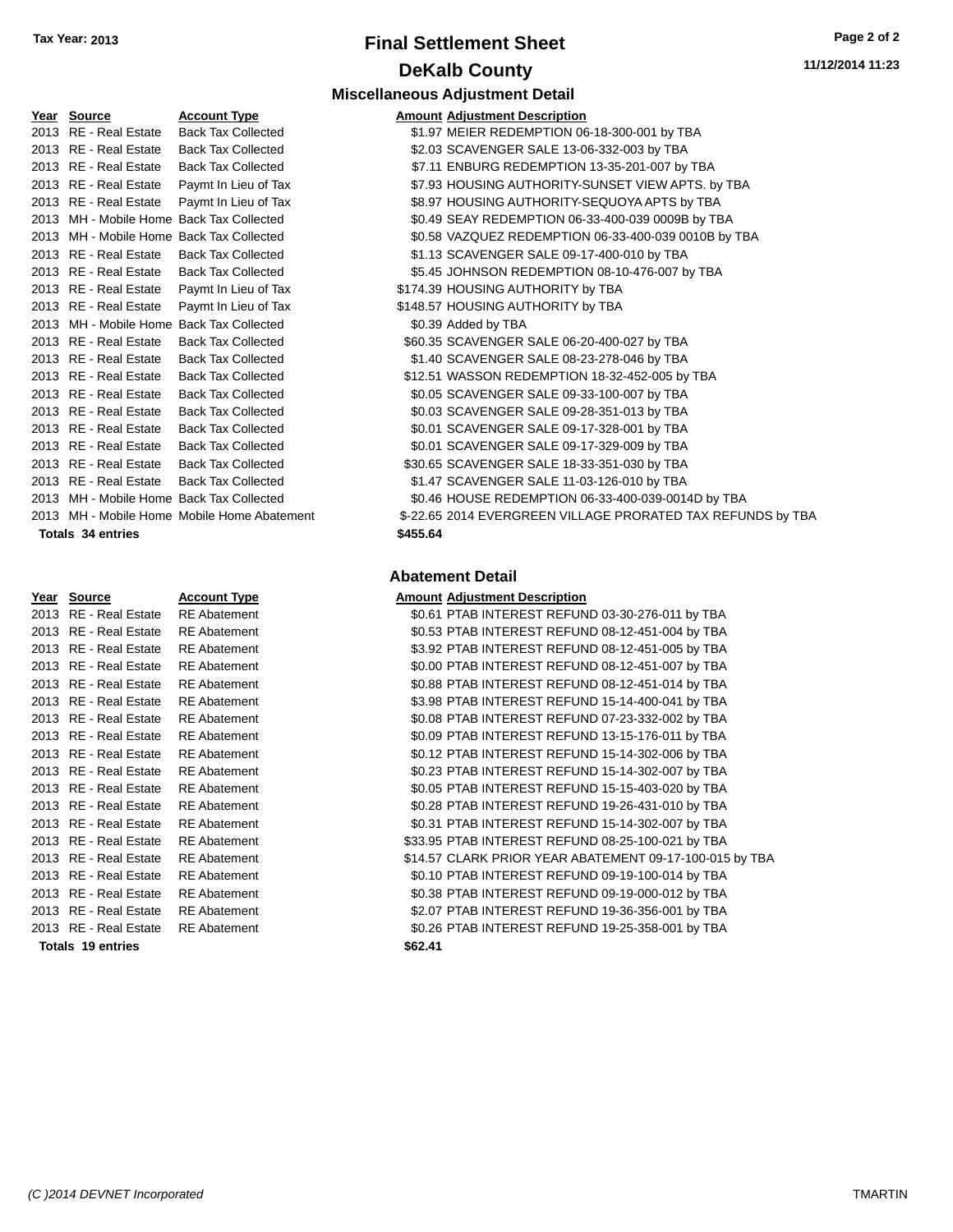**Tax Year: 2013**

# Final Settlement Sheet

## DeKalb County

### Miscellaneous Adjustment Detail

| Year | Source | Account Type | Amount | Adjustment Description |
|---|---|---|---|---|
| 2013 | RE - Real Estate | Back Tax Collected | $1.97 | MEIER REDEMPTION 06-18-300-001 by TBA |
| 2013 | RE - Real Estate | Back Tax Collected | $2.03 | SCAVENGER SALE 13-06-332-003 by TBA |
| 2013 | RE - Real Estate | Back Tax Collected | $7.11 | ENBURG REDEMPTION 13-35-201-007 by TBA |
| 2013 | RE - Real Estate | Paymt In Lieu of Tax | $7.93 | HOUSING AUTHORITY-SUNSET VIEW APTS. by TBA |
| 2013 | RE - Real Estate | Paymt In Lieu of Tax | $8.97 | HOUSING AUTHORITY-SEQUOYA APTS by TBA |
| 2013 | MH - Mobile Home | Back Tax Collected | $0.49 | SEAY REDEMPTION 06-33-400-039 0009B by TBA |
| 2013 | MH - Mobile Home | Back Tax Collected | $0.58 | VAZQUEZ REDEMPTION 06-33-400-039 0010B by TBA |
| 2013 | RE - Real Estate | Back Tax Collected | $1.13 | SCAVENGER SALE 09-17-400-010 by TBA |
| 2013 | RE - Real Estate | Back Tax Collected | $5.45 | JOHNSON REDEMPTION 08-10-476-007 by TBA |
| 2013 | RE - Real Estate | Paymt In Lieu of Tax | $174.39 | HOUSING AUTHORITY by TBA |
| 2013 | RE - Real Estate | Paymt In Lieu of Tax | $148.57 | HOUSING AUTHORITY by TBA |
| 2013 | MH - Mobile Home | Back Tax Collected | $0.39 | Added by TBA |
| 2013 | RE - Real Estate | Back Tax Collected | $60.35 | SCAVENGER SALE 06-20-400-027 by TBA |
| 2013 | RE - Real Estate | Back Tax Collected | $1.40 | SCAVENGER SALE 08-23-278-046 by TBA |
| 2013 | RE - Real Estate | Back Tax Collected | $12.51 | WASSON REDEMPTION 18-32-452-005 by TBA |
| 2013 | RE - Real Estate | Back Tax Collected | $0.05 | SCAVENGER SALE 09-33-100-007 by TBA |
| 2013 | RE - Real Estate | Back Tax Collected | $0.03 | SCAVENGER SALE 09-28-351-013 by TBA |
| 2013 | RE - Real Estate | Back Tax Collected | $0.01 | SCAVENGER SALE 09-17-328-001 by TBA |
| 2013 | RE - Real Estate | Back Tax Collected | $0.01 | SCAVENGER SALE 09-17-329-009 by TBA |
| 2013 | RE - Real Estate | Back Tax Collected | $30.65 | SCAVENGER SALE 18-33-351-030 by TBA |
| 2013 | RE - Real Estate | Back Tax Collected | $1.47 | SCAVENGER SALE 11-03-126-010 by TBA |
| 2013 | MH - Mobile Home | Back Tax Collected | $0.46 | HOUSE REDEMPTION 06-33-400-039-0014D by TBA |
| 2013 | MH - Mobile Home | Mobile Home Abatement | $-22.65 | 2014 EVERGREEN VILLAGE PRORATED TAX REFUNDS by TBA |
| **Totals 34 entries** | | | **$455.64** | |

### Abatement Detail

| Year | Source | Account Type | Amount | Adjustment Description |
|---|---|---|---|---|
| 2013 | RE - Real Estate | RE Abatement | $0.61 | PTAB INTEREST REFUND 03-30-276-011 by TBA |
| 2013 | RE - Real Estate | RE Abatement | $0.53 | PTAB INTEREST REFUND 08-12-451-004 by TBA |
| 2013 | RE - Real Estate | RE Abatement | $3.92 | PTAB INTEREST REFUND 08-12-451-005 by TBA |
| 2013 | RE - Real Estate | RE Abatement | $0.00 | PTAB INTEREST REFUND 08-12-451-007 by TBA |
| 2013 | RE - Real Estate | RE Abatement | $0.88 | PTAB INTEREST REFUND 08-12-451-014 by TBA |
| 2013 | RE - Real Estate | RE Abatement | $3.98 | PTAB INTEREST REFUND 15-14-400-041 by TBA |
| 2013 | RE - Real Estate | RE Abatement | $0.08 | PTAB INTEREST REFUND 07-23-332-002 by TBA |
| 2013 | RE - Real Estate | RE Abatement | $0.09 | PTAB INTEREST REFUND 13-15-176-011 by TBA |
| 2013 | RE - Real Estate | RE Abatement | $0.12 | PTAB INTEREST REFUND 15-14-302-006 by TBA |
| 2013 | RE - Real Estate | RE Abatement | $0.23 | PTAB INTEREST REFUND 15-14-302-007 by TBA |
| 2013 | RE - Real Estate | RE Abatement | $0.05 | PTAB INTEREST REFUND 15-15-403-020 by TBA |
| 2013 | RE - Real Estate | RE Abatement | $0.28 | PTAB INTEREST REFUND 19-26-431-010 by TBA |
| 2013 | RE - Real Estate | RE Abatement | $0.31 | PTAB INTEREST REFUND 15-14-302-007 by TBA |
| 2013 | RE - Real Estate | RE Abatement | $33.95 | PTAB INTEREST REFUND 08-25-100-021 by TBA |
| 2013 | RE - Real Estate | RE Abatement | $14.57 | CLARK PRIOR YEAR ABATEMENT 09-17-100-015 by TBA |
| 2013 | RE - Real Estate | RE Abatement | $0.10 | PTAB INTEREST REFUND 09-19-100-014 by TBA |
| 2013 | RE - Real Estate | RE Abatement | $0.38 | PTAB INTEREST REFUND 09-19-000-012 by TBA |
| 2013 | RE - Real Estate | RE Abatement | $2.07 | PTAB INTEREST REFUND 19-36-356-001 by TBA |
| 2013 | RE - Real Estate | RE Abatement | $0.26 | PTAB INTEREST REFUND 19-25-358-001 by TBA |
| **Totals 19 entries** | | | **$62.41** | |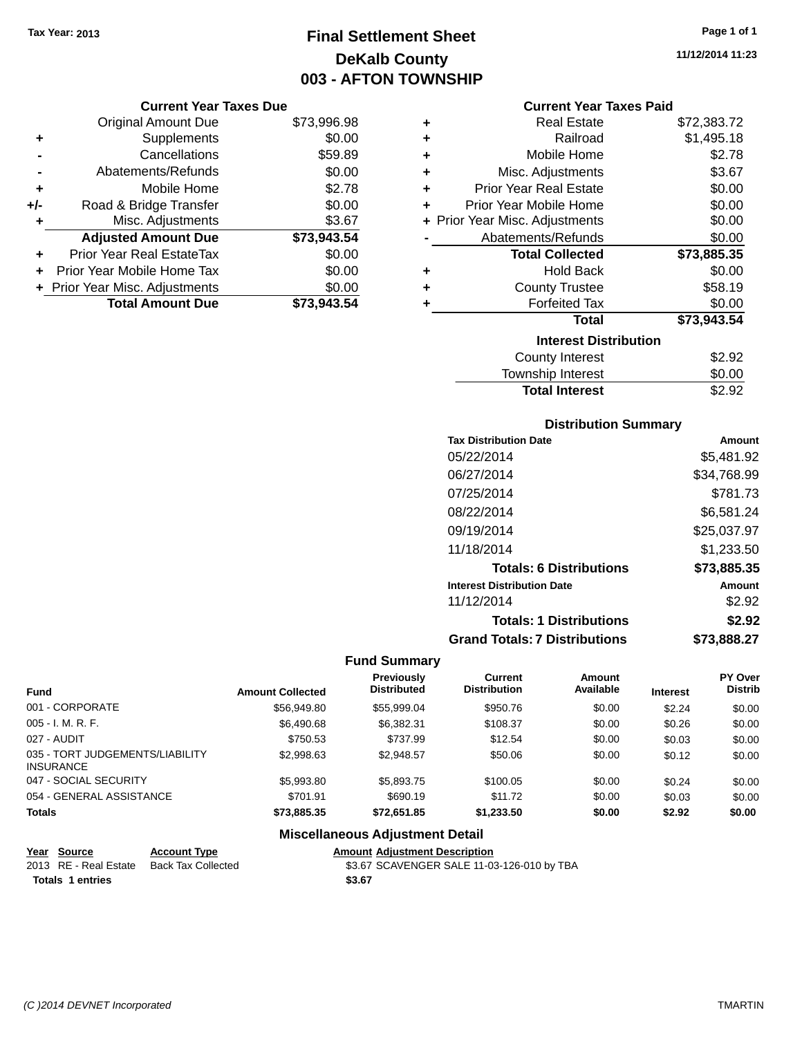Tax Year: 2013

# Final Settlement Sheet
## DeKalb County
## 003 - AFTON TOWNSHIP

11/12/2014 11:23

### Current Year Taxes Due

| | | |
|---|---|---|
| | Original Amount Due | $73,996.98 |
| + | Supplements | $0.00 |
| - | Cancellations | $59.89 |
| - | Abatements/Refunds | $0.00 |
| + | Mobile Home | $2.78 |
| +/- | Road & Bridge Transfer | $0.00 |
| + | Misc. Adjustments | $3.67 |
| | **Adjusted Amount Due** | **$73,943.54** |
| + | Prior Year Real EstateTax | $0.00 |
| + | Prior Year Mobile Home Tax | $0.00 |
| + | Prior Year Misc. Adjustments | $0.00 |
| | **Total Amount Due** | **$73,943.54** |

### Current Year Taxes Paid

| | | |
|---|---|---|
| + | Real Estate | $72,383.72 |
| + | Railroad | $1,495.18 |
| + | Mobile Home | $2.78 |
| + | Misc. Adjustments | $3.67 |
| + | Prior Year Real Estate | $0.00 |
| + | Prior Year Mobile Home | $0.00 |
| + | Prior Year Misc. Adjustments | $0.00 |
| - | Abatements/Refunds | $0.00 |
| | **Total Collected** | **$73,885.35** |
| + | Hold Back | $0.00 |
| + | County Trustee | $58.19 |
| + | Forfeited Tax | $0.00 |
| | **Total** | **$73,943.54** |

### Interest Distribution

| | |
|---|---|
| County Interest | $2.92 |
| Township Interest | $0.00 |
| **Total Interest** | $2.92 |

### Distribution Summary

| Tax Distribution Date | Amount |
|---|---|
| 05/22/2014 | $5,481.92 |
| 06/27/2014 | $34,768.99 |
| 07/25/2014 | $781.73 |
| 08/22/2014 | $6,581.24 |
| 09/19/2014 | $25,037.97 |
| 11/18/2014 | $1,233.50 |
| **Totals: 6 Distributions** | **$73,885.35** |
| **Interest Distribution Date** | **Amount** |
| 11/12/2014 | $2.92 |
| **Totals: 1 Distributions** | **$2.92** |
| **Grand Totals: 7 Distributions** | **$73,888.27** |

### Fund Summary

| Fund | Amount Collected | Previously Distributed | Current Distribution | Amount Available | Interest | PY Over Distrib |
|---|---|---|---|---|---|---|
| 001 - CORPORATE | $56,949.80 | $55,999.04 | $950.76 | $0.00 | $2.24 | $0.00 |
| 005 - I. M. R. F. | $6,490.68 | $6,382.31 | $108.37 | $0.00 | $0.26 | $0.00 |
| 027 - AUDIT | $750.53 | $737.99 | $12.54 | $0.00 | $0.03 | $0.00 |
| 035 - TORT JUDGEMENTS/LIABILITY INSURANCE | $2,998.63 | $2,948.57 | $50.06 | $0.00 | $0.12 | $0.00 |
| 047 - SOCIAL SECURITY | $5,993.80 | $5,893.75 | $100.05 | $0.00 | $0.24 | $0.00 |
| 054 - GENERAL ASSISTANCE | $701.91 | $690.19 | $11.72 | $0.00 | $0.03 | $0.00 |
| **Totals** | **$73,885.35** | **$72,651.85** | **$1,233.50** | **$0.00** | **$2.92** | **$0.00** |

### Miscellaneous Adjustment Detail

| Year | Source | Account Type | Amount | Adjustment Description |
|---|---|---|---|---|
| 2013 | RE - Real Estate | Back Tax Collected | $3.67 | SCAVENGER SALE 11-03-126-010 by TBA |
| **Totals** | **1 entries** | | **$3.67** | |

(C )2014 DEVNET Incorporated TMARTIN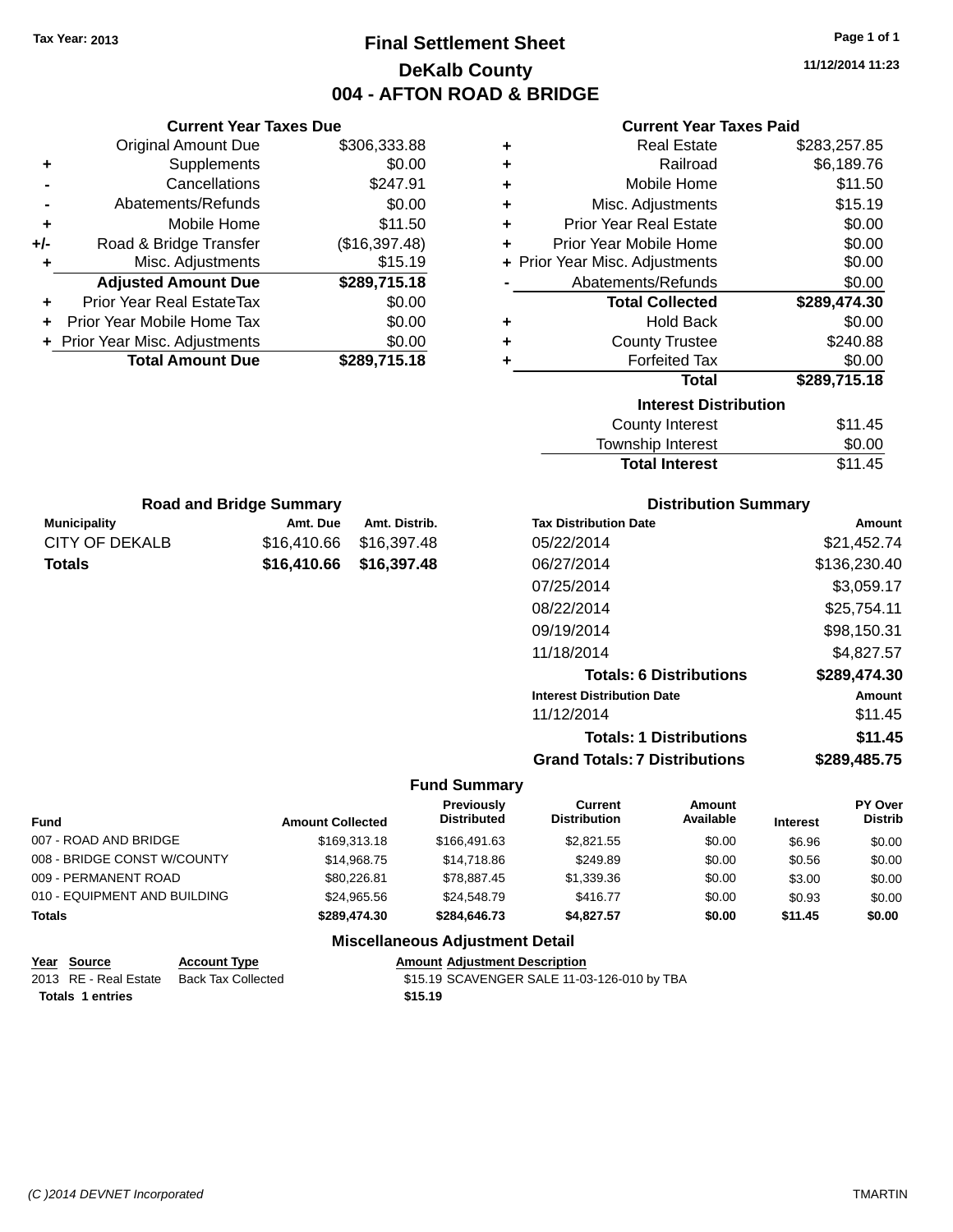Tax Year: 2013

# Final Settlement Sheet

## DeKalb County

## 004 - AFTON ROAD & BRIDGE

11/12/2014 11:23

### Current Year Taxes Due

| | | |
|---|---|---|
| | Original Amount Due | $306,333.88 |
| + | Supplements | $0.00 |
| - | Cancellations | $247.91 |
| - | Abatements/Refunds | $0.00 |
| + | Mobile Home | $11.50 |
| +/- | Road & Bridge Transfer | ($16,397.48) |
| + | Misc. Adjustments | $15.19 |
| | **Adjusted Amount Due** | **$289,715.18** |
| + | Prior Year Real EstateTax | $0.00 |
| + | Prior Year Mobile Home Tax | $0.00 |
| + | Prior Year Misc. Adjustments | $0.00 |
| | **Total Amount Due** | **$289,715.18** |

### Current Year Taxes Paid

| | | |
|---|---|---|
| + | Real Estate | $283,257.85 |
| + | Railroad | $6,189.76 |
| + | Mobile Home | $11.50 |
| + | Misc. Adjustments | $15.19 |
| + | Prior Year Real Estate | $0.00 |
| + | Prior Year Mobile Home | $0.00 |
| + | Prior Year Misc. Adjustments | $0.00 |
| - | Abatements/Refunds | $0.00 |
| | **Total Collected** | **$289,474.30** |
| + | Hold Back | $0.00 |
| + | County Trustee | $240.88 |
| + | Forfeited Tax | $0.00 |
| | **Total** | **$289,715.18** |

### Interest Distribution

| | |
|---|---|
| County Interest | $11.45 |
| Township Interest | $0.00 |
| **Total Interest** | $11.45 |

### Road and Bridge Summary

| Municipality | Amt. Due | Amt. Distrib. |
|---|---|---|
| CITY OF DEKALB | $16,410.66 | $16,397.48 |
| **Totals** | **$16,410.66** | **$16,397.48** |

### Distribution Summary

| Tax Distribution Date | Amount |
|---|---|
| 05/22/2014 | $21,452.74 |
| 06/27/2014 | $136,230.40 |
| 07/25/2014 | $3,059.17 |
| 08/22/2014 | $25,754.11 |
| 09/19/2014 | $98,150.31 |
| 11/18/2014 | $4,827.57 |
| **Totals: 6 Distributions** | **$289,474.30** |
| **Interest Distribution Date** | **Amount** |
| 11/12/2014 | $11.45 |
| **Totals: 1 Distributions** | **$11.45** |
| **Grand Totals: 7 Distributions** | **$289,485.75** |

### Fund Summary

| Fund | Amount Collected | Previously Distributed | Current Distribution | Amount Available | Interest | PY Over Distrib |
|---|---|---|---|---|---|---|
| 007 - ROAD AND BRIDGE | $169,313.18 | $166,491.63 | $2,821.55 | $0.00 | $6.96 | $0.00 |
| 008 - BRIDGE CONST W/COUNTY | $14,968.75 | $14,718.86 | $249.89 | $0.00 | $0.56 | $0.00 |
| 009 - PERMANENT ROAD | $80,226.81 | $78,887.45 | $1,339.36 | $0.00 | $3.00 | $0.00 |
| 010 - EQUIPMENT AND BUILDING | $24,965.56 | $24,548.79 | $416.77 | $0.00 | $0.93 | $0.00 |
| **Totals** | **$289,474.30** | **$284,646.73** | **$4,827.57** | **$0.00** | **$11.45** | **$0.00** |

### Miscellaneous Adjustment Detail

| Year | Source | Account Type | Amount | Adjustment Description |
|---|---|---|---|---|
| 2013 | RE - Real Estate | Back Tax Collected | $15.19 | SCAVENGER SALE 11-03-126-010 by TBA |
| **Totals** | **1 entries** | | **$15.19** | |

(C )2014 DEVNET Incorporated TMARTIN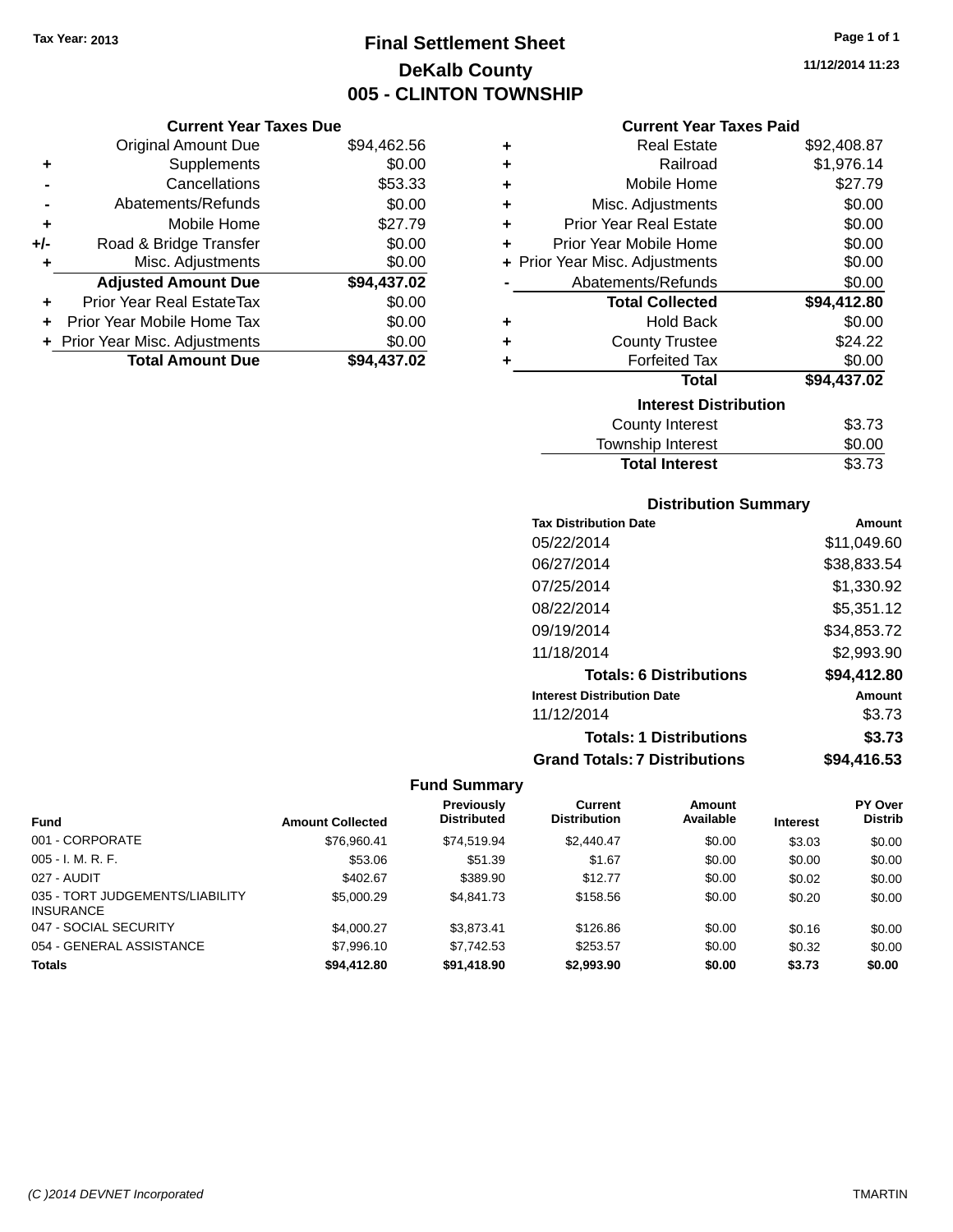**Tax Year: 2013**

# Final Settlement Sheet

## DeKalb County

## 005 - CLINTON TOWNSHIP

**11/12/2014 11:23**

### Current Year Taxes Due

| | | |
|---|---|---|
| | Original Amount Due | $94,462.56 |
| + | Supplements | $0.00 |
| - | Cancellations | $53.33 |
| - | Abatements/Refunds | $0.00 |
| + | Mobile Home | $27.79 |
| +/- | Road & Bridge Transfer | $0.00 |
| + | Misc. Adjustments | $0.00 |
| | **Adjusted Amount Due** | **$94,437.02** |
| + | Prior Year Real EstateTax | $0.00 |
| + | Prior Year Mobile Home Tax | $0.00 |
| + | Prior Year Misc. Adjustments | $0.00 |
| | **Total Amount Due** | **$94,437.02** |

### Current Year Taxes Paid

| | | |
|---|---|---|
| + | Real Estate | $92,408.87 |
| + | Railroad | $1,976.14 |
| + | Mobile Home | $27.79 |
| + | Misc. Adjustments | $0.00 |
| + | Prior Year Real Estate | $0.00 |
| + | Prior Year Mobile Home | $0.00 |
| + | Prior Year Misc. Adjustments | $0.00 |
| - | Abatements/Refunds | $0.00 |
| | **Total Collected** | **$94,412.80** |
| + | Hold Back | $0.00 |
| + | County Trustee | $24.22 |
| + | Forfeited Tax | $0.00 |
| | **Total** | **$94,437.02** |

### Interest Distribution

| | |
|---|---|
| County Interest | $3.73 |
| Township Interest | $0.00 |
| **Total Interest** | **$3.73** |

### Distribution Summary

| Tax Distribution Date | Amount |
|---|---|
| 05/22/2014 | $11,049.60 |
| 06/27/2014 | $38,833.54 |
| 07/25/2014 | $1,330.92 |
| 08/22/2014 | $5,351.12 |
| 09/19/2014 | $34,853.72 |
| 11/18/2014 | $2,993.90 |
| **Totals: 6 Distributions** | **$94,412.80** |
| **Interest Distribution Date** | **Amount** |
| 11/12/2014 | $3.73 |
| **Totals: 1 Distributions** | **$3.73** |
| **Grand Totals: 7 Distributions** | **$94,416.53** |

### Fund Summary

| Fund | Amount Collected | Previously Distributed | Current Distribution | Amount Available | Interest | PY Over Distrib |
|---|---|---|---|---|---|---|
| 001 - CORPORATE | $76,960.41 | $74,519.94 | $2,440.47 | $0.00 | $3.03 | $0.00 |
| 005 - I. M. R. F. | $53.06 | $51.39 | $1.67 | $0.00 | $0.00 | $0.00 |
| 027 - AUDIT | $402.67 | $389.90 | $12.77 | $0.00 | $0.02 | $0.00 |
| 035 - TORT JUDGEMENTS/LIABILITY INSURANCE | $5,000.29 | $4,841.73 | $158.56 | $0.00 | $0.20 | $0.00 |
| 047 - SOCIAL SECURITY | $4,000.27 | $3,873.41 | $126.86 | $0.00 | $0.16 | $0.00 |
| 054 - GENERAL ASSISTANCE | $7,996.10 | $7,742.53 | $253.57 | $0.00 | $0.32 | $0.00 |
| **Totals** | **$94,412.80** | **$91,418.90** | **$2,993.90** | **$0.00** | **$3.73** | **$0.00** |

(C )2014 DEVNET Incorporated TMARTIN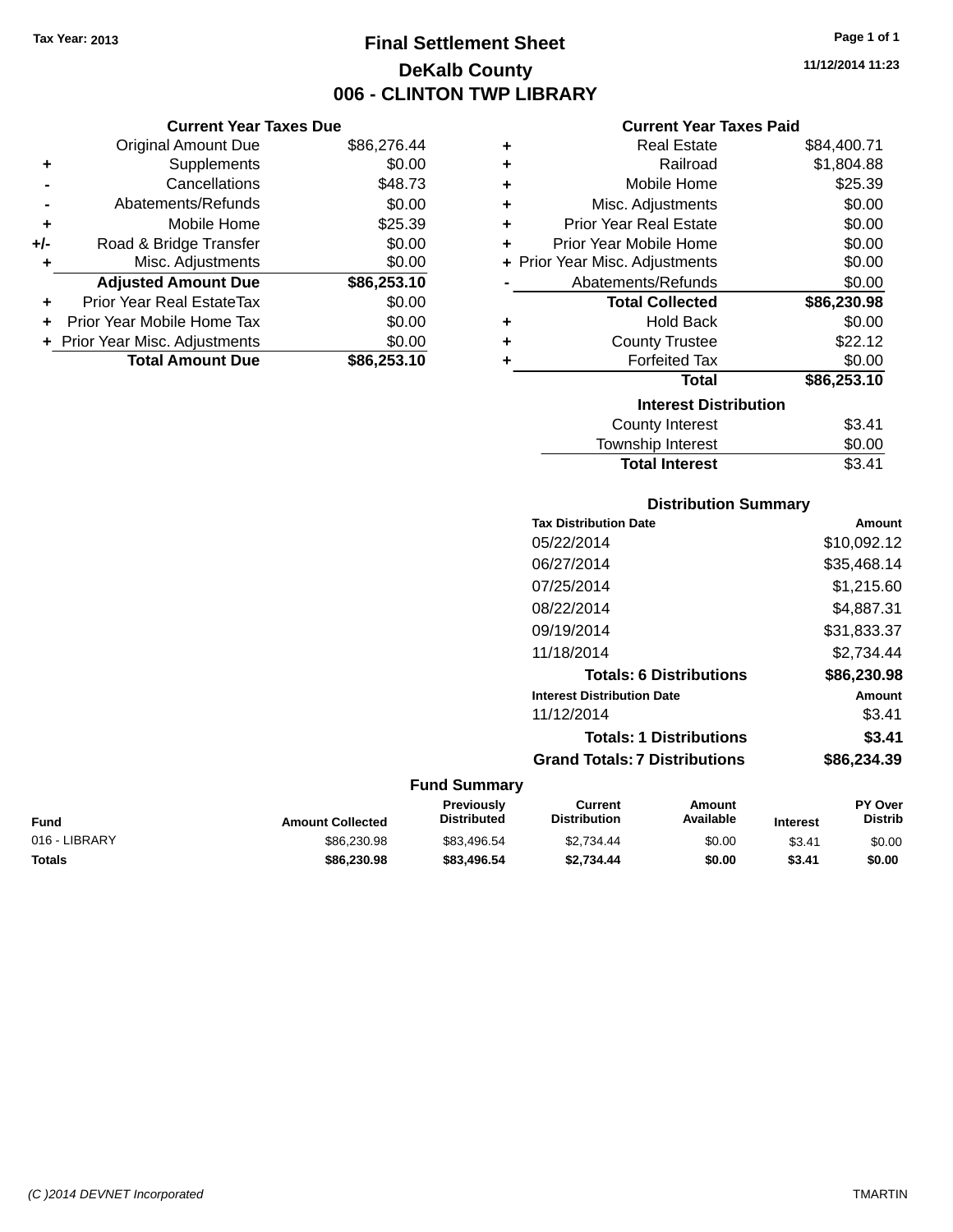Tax Year: 2013

# Final Settlement Sheet
## DeKalb County
## 006 - CLINTON TWP LIBRARY

11/12/2014 11:23

### Current Year Taxes Due

| | | |
|---|---|---|
| | Original Amount Due | $86,276.44 |
| + | Supplements | $0.00 |
| - | Cancellations | $48.73 |
| - | Abatements/Refunds | $0.00 |
| + | Mobile Home | $25.39 |
| +/- | Road & Bridge Transfer | $0.00 |
| + | Misc. Adjustments | $0.00 |
| | **Adjusted Amount Due** | **$86,253.10** |
| + | Prior Year Real EstateTax | $0.00 |
| + | Prior Year Mobile Home Tax | $0.00 |
| + | Prior Year Misc. Adjustments | $0.00 |
| | **Total Amount Due** | **$86,253.10** |

### Current Year Taxes Paid

| | | |
|---|---|---|
| + | Real Estate | $84,400.71 |
| + | Railroad | $1,804.88 |
| + | Mobile Home | $25.39 |
| + | Misc. Adjustments | $0.00 |
| + | Prior Year Real Estate | $0.00 |
| + | Prior Year Mobile Home | $0.00 |
| + | Prior Year Misc. Adjustments | $0.00 |
| - | Abatements/Refunds | $0.00 |
| | **Total Collected** | **$86,230.98** |
| + | Hold Back | $0.00 |
| + | County Trustee | $22.12 |
| + | Forfeited Tax | $0.00 |
| | **Total** | **$86,253.10** |

### Interest Distribution

| | |
|---|---|
| County Interest | $3.41 |
| Township Interest | $0.00 |
| **Total Interest** | $3.41 |

### Distribution Summary

| Tax Distribution Date | Amount |
|---|---|
| 05/22/2014 | $10,092.12 |
| 06/27/2014 | $35,468.14 |
| 07/25/2014 | $1,215.60 |
| 08/22/2014 | $4,887.31 |
| 09/19/2014 | $31,833.37 |
| 11/18/2014 | $2,734.44 |
| **Totals: 6 Distributions** | **$86,230.98** |
| **Interest Distribution Date** | **Amount** |
| 11/12/2014 | $3.41 |
| **Totals: 1 Distributions** | **$3.41** |
| **Grand Totals: 7 Distributions** | **$86,234.39** |

### Fund Summary

| Fund | Amount Collected | Previously Distributed | Current Distribution | Amount Available | Interest | PY Over Distrib |
|---|---|---|---|---|---|---|
| 016 - LIBRARY | $86,230.98 | $83,496.54 | $2,734.44 | $0.00 | $3.41 | $0.00 |
| **Totals** | **$86,230.98** | **$83,496.54** | **$2,734.44** | **$0.00** | **$3.41** | **$0.00** |

(C )2014 DEVNET Incorporated — TMARTIN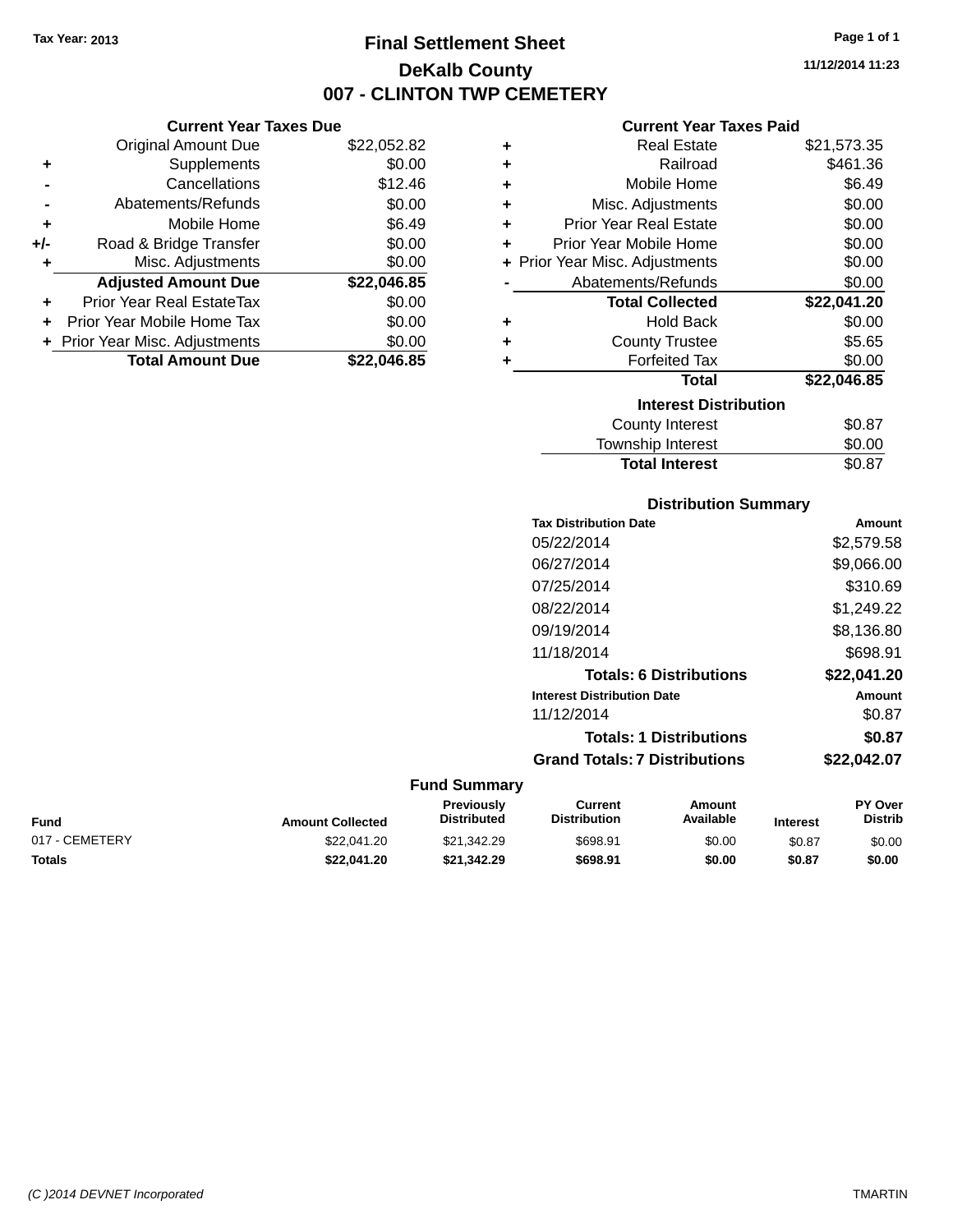Tax Year: 2013

# Final Settlement Sheet

## DeKalb County

## 007 - CLINTON TWP CEMETERY

11/12/2014 11:23

### Current Year Taxes Due

| | | |
|---|---|---|
| | Original Amount Due | $22,052.82 |
| + | Supplements | $0.00 |
| - | Cancellations | $12.46 |
| - | Abatements/Refunds | $0.00 |
| + | Mobile Home | $6.49 |
| +/- | Road & Bridge Transfer | $0.00 |
| + | Misc. Adjustments | $0.00 |
| | **Adjusted Amount Due** | **$22,046.85** |
| + | Prior Year Real EstateTax | $0.00 |
| + | Prior Year Mobile Home Tax | $0.00 |
| + | Prior Year Misc. Adjustments | $0.00 |
| | **Total Amount Due** | **$22,046.85** |

### Current Year Taxes Paid

| | | |
|---|---|---|
| + | Real Estate | $21,573.35 |
| + | Railroad | $461.36 |
| + | Mobile Home | $6.49 |
| + | Misc. Adjustments | $0.00 |
| + | Prior Year Real Estate | $0.00 |
| + | Prior Year Mobile Home | $0.00 |
| + | Prior Year Misc. Adjustments | $0.00 |
| - | Abatements/Refunds | $0.00 |
| | **Total Collected** | **$22,041.20** |
| + | Hold Back | $0.00 |
| + | County Trustee | $5.65 |
| + | Forfeited Tax | $0.00 |
| | **Total** | **$22,046.85** |

### Interest Distribution

| | |
|---|---|
| County Interest | $0.87 |
| Township Interest | $0.00 |
| **Total Interest** | $0.87 |

### Distribution Summary

| Tax Distribution Date | Amount |
|---|---|
| 05/22/2014 | $2,579.58 |
| 06/27/2014 | $9,066.00 |
| 07/25/2014 | $310.69 |
| 08/22/2014 | $1,249.22 |
| 09/19/2014 | $8,136.80 |
| 11/18/2014 | $698.91 |
| **Totals: 6 Distributions** | **$22,041.20** |
| **Interest Distribution Date** | **Amount** |
| 11/12/2014 | $0.87 |
| **Totals: 1 Distributions** | **$0.87** |
| **Grand Totals: 7 Distributions** | **$22,042.07** |

### Fund Summary

| Fund | Amount Collected | Previously Distributed | Current Distribution | Amount Available | Interest | PY Over Distrib |
|---|---|---|---|---|---|---|
| 017 - CEMETERY | $22,041.20 | $21,342.29 | $698.91 | $0.00 | $0.87 | $0.00 |
| **Totals** | **$22,041.20** | **$21,342.29** | **$698.91** | **$0.00** | **$0.87** | **$0.00** |

(C )2014 DEVNET Incorporated — TMARTIN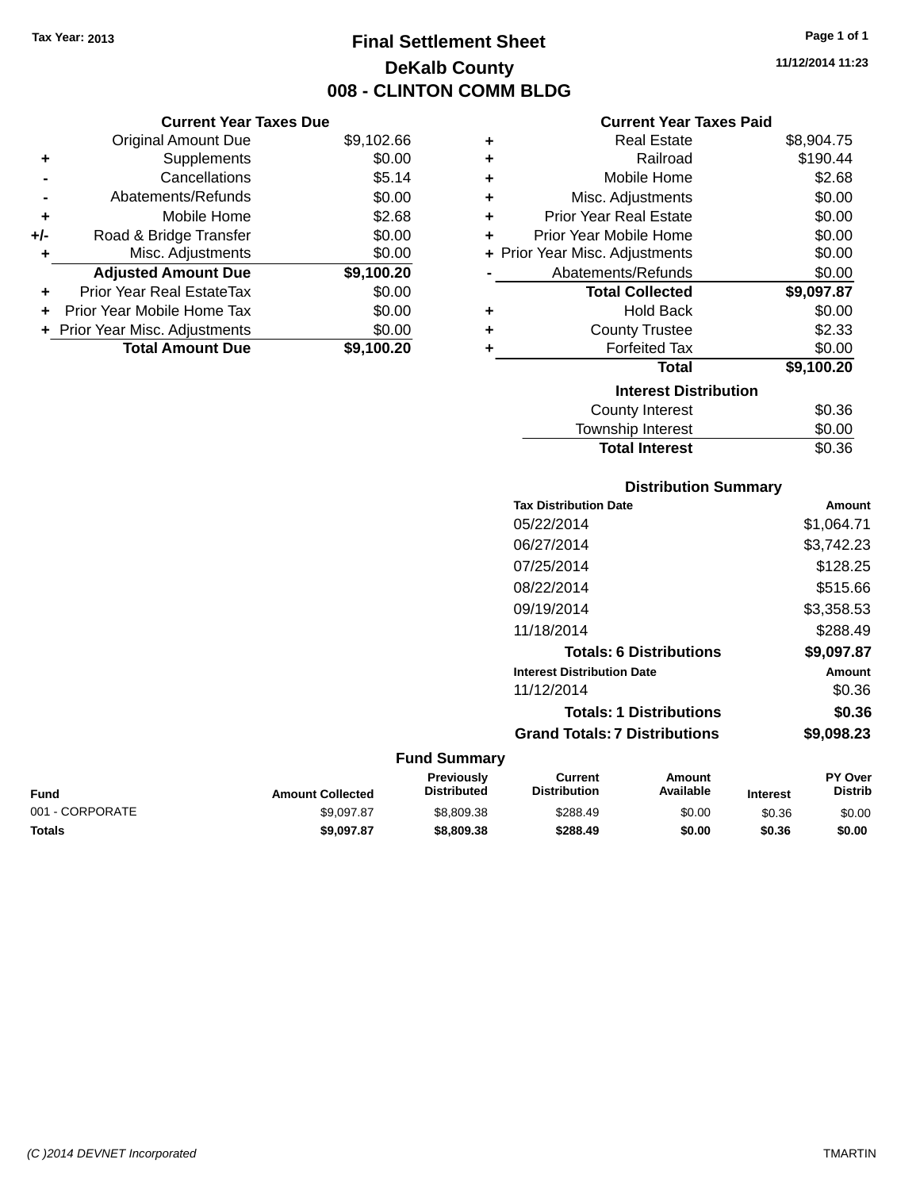Tax Year: 2013

# Final Settlement Sheet

## DeKalb County

## 008 - CLINTON COMM BLDG

11/12/2014 11:23

### Current Year Taxes Due

| | | |
|---|---|---|
| | Original Amount Due | $9,102.66 |
| + | Supplements | $0.00 |
| - | Cancellations | $5.14 |
| - | Abatements/Refunds | $0.00 |
| + | Mobile Home | $2.68 |
| +/- | Road & Bridge Transfer | $0.00 |
| + | Misc. Adjustments | $0.00 |
| | **Adjusted Amount Due** | **$9,100.20** |
| + | Prior Year Real EstateTax | $0.00 |
| + | Prior Year Mobile Home Tax | $0.00 |
| + | Prior Year Misc. Adjustments | $0.00 |
| | **Total Amount Due** | **$9,100.20** |

### Current Year Taxes Paid

| | | |
|---|---|---|
| + | Real Estate | $8,904.75 |
| + | Railroad | $190.44 |
| + | Mobile Home | $2.68 |
| + | Misc. Adjustments | $0.00 |
| + | Prior Year Real Estate | $0.00 |
| + | Prior Year Mobile Home | $0.00 |
| + | Prior Year Misc. Adjustments | $0.00 |
| - | Abatements/Refunds | $0.00 |
| | **Total Collected** | **$9,097.87** |
| + | Hold Back | $0.00 |
| + | County Trustee | $2.33 |
| + | Forfeited Tax | $0.00 |
| | **Total** | **$9,100.20** |

### Interest Distribution

| | |
|---|---|
| County Interest | $0.36 |
| Township Interest | $0.00 |
| **Total Interest** | $0.36 |

### Distribution Summary

| Tax Distribution Date | Amount |
|---|---|
| 05/22/2014 | $1,064.71 |
| 06/27/2014 | $3,742.23 |
| 07/25/2014 | $128.25 |
| 08/22/2014 | $515.66 |
| 09/19/2014 | $3,358.53 |
| 11/18/2014 | $288.49 |
| **Totals: 6 Distributions** | **$9,097.87** |
| **Interest Distribution Date** | **Amount** |
| 11/12/2014 | $0.36 |
| **Totals: 1 Distributions** | **$0.36** |
| **Grand Totals: 7 Distributions** | **$9,098.23** |

### Fund Summary

| Fund | Amount Collected | Previously Distributed | Current Distribution | Amount Available | Interest | PY Over Distrib |
|---|---|---|---|---|---|---|
| 001 - CORPORATE | $9,097.87 | $8,809.38 | $288.49 | $0.00 | $0.36 | $0.00 |
| **Totals** | **$9,097.87** | **$8,809.38** | **$288.49** | **$0.00** | **$0.36** | **$0.00** |

(C )2014 DEVNET Incorporated TMARTIN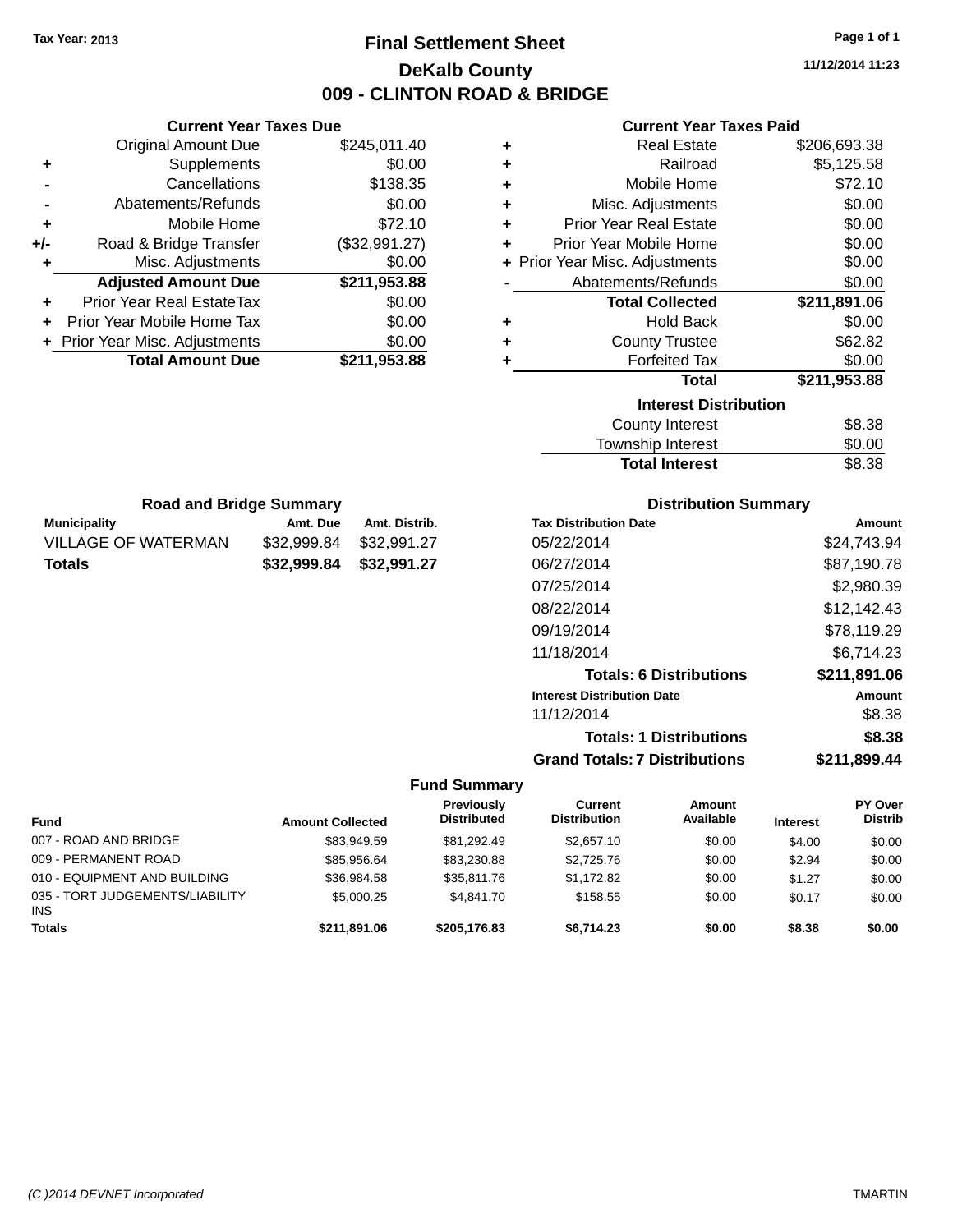Tax Year: 2013

# Final Settlement Sheet

## DeKalb County

## 009 - CLINTON ROAD & BRIDGE

11/12/2014 11:23

### Current Year Taxes Due

| | | |
|---|---|---|
| | Original Amount Due | $245,011.40 |
| + | Supplements | $0.00 |
| - | Cancellations | $138.35 |
| - | Abatements/Refunds | $0.00 |
| + | Mobile Home | $72.10 |
| +/- | Road & Bridge Transfer | ($32,991.27) |
| + | Misc. Adjustments | $0.00 |
| | **Adjusted Amount Due** | **$211,953.88** |
| + | Prior Year Real EstateTax | $0.00 |
| + | Prior Year Mobile Home Tax | $0.00 |
| + | Prior Year Misc. Adjustments | $0.00 |
| | **Total Amount Due** | **$211,953.88** |

### Current Year Taxes Paid

| | | |
|---|---|---|
| + | Real Estate | $206,693.38 |
| + | Railroad | $5,125.58 |
| + | Mobile Home | $72.10 |
| + | Misc. Adjustments | $0.00 |
| + | Prior Year Real Estate | $0.00 |
| + | Prior Year Mobile Home | $0.00 |
| + | Prior Year Misc. Adjustments | $0.00 |
| - | Abatements/Refunds | $0.00 |
| | **Total Collected** | **$211,891.06** |
| + | Hold Back | $0.00 |
| + | County Trustee | $62.82 |
| + | Forfeited Tax | $0.00 |
| | **Total** | **$211,953.88** |

### Interest Distribution

| | |
|---|---|
| County Interest | $8.38 |
| Township Interest | $0.00 |
| **Total Interest** | $8.38 |

### Road and Bridge Summary

| Municipality | Amt. Due | Amt. Distrib. |
|---|---|---|
| VILLAGE OF WATERMAN | $32,999.84 | $32,991.27 |
| **Totals** | **$32,999.84** | **$32,991.27** |

### Distribution Summary

| Tax Distribution Date | Amount |
|---|---|
| 05/22/2014 | $24,743.94 |
| 06/27/2014 | $87,190.78 |
| 07/25/2014 | $2,980.39 |
| 08/22/2014 | $12,142.43 |
| 09/19/2014 | $78,119.29 |
| 11/18/2014 | $6,714.23 |
| **Totals: 6 Distributions** | **$211,891.06** |
| **Interest Distribution Date** | **Amount** |
| 11/12/2014 | $8.38 |
| **Totals: 1 Distributions** | **$8.38** |
| **Grand Totals: 7 Distributions** | **$211,899.44** |

### Fund Summary

| Fund | Amount Collected | Previously Distributed | Current Distribution | Amount Available | Interest | PY Over Distrib |
|---|---|---|---|---|---|---|
| 007 - ROAD AND BRIDGE | $83,949.59 | $81,292.49 | $2,657.10 | $0.00 | $4.00 | $0.00 |
| 009 - PERMANENT ROAD | $85,956.64 | $83,230.88 | $2,725.76 | $0.00 | $2.94 | $0.00 |
| 010 - EQUIPMENT AND BUILDING | $36,984.58 | $35,811.76 | $1,172.82 | $0.00 | $1.27 | $0.00 |
| 035 - TORT JUDGEMENTS/LIABILITY INS | $5,000.25 | $4,841.70 | $158.55 | $0.00 | $0.17 | $0.00 |
| **Totals** | **$211,891.06** | **$205,176.83** | **$6,714.23** | **$0.00** | **$8.38** | **$0.00** |

(C )2014 DEVNET Incorporated TMARTIN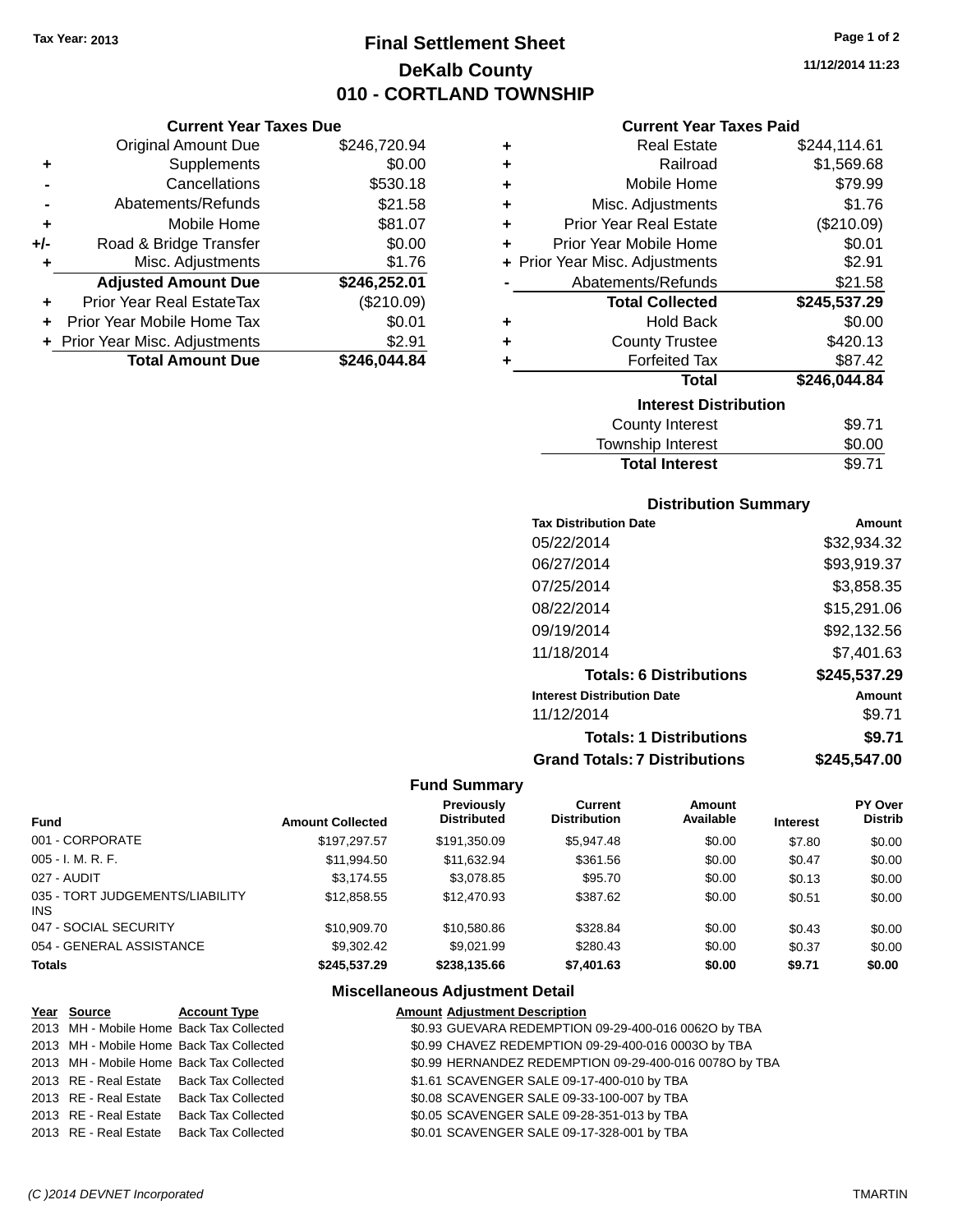Tax Year: 2013

# Final Settlement Sheet
## DeKalb County
## 010 - CORTLAND TOWNSHIP

11/12/2014 11:23

### Current Year Taxes Due

| | | |
|---|---|---|
| | Original Amount Due | $246,720.94 |
| + | Supplements | $0.00 |
| - | Cancellations | $530.18 |
| - | Abatements/Refunds | $21.58 |
| + | Mobile Home | $81.07 |
| +/- | Road & Bridge Transfer | $0.00 |
| + | Misc. Adjustments | $1.76 |
| | **Adjusted Amount Due** | **$246,252.01** |
| + | Prior Year Real EstateTax | ($210.09) |
| + | Prior Year Mobile Home Tax | $0.01 |
| + | Prior Year Misc. Adjustments | $2.91 |
| | **Total Amount Due** | **$246,044.84** |

### Current Year Taxes Paid

| | | |
|---|---|---|
| + | Real Estate | $244,114.61 |
| + | Railroad | $1,569.68 |
| + | Mobile Home | $79.99 |
| + | Misc. Adjustments | $1.76 |
| + | Prior Year Real Estate | ($210.09) |
| + | Prior Year Mobile Home | $0.01 |
| + | Prior Year Misc. Adjustments | $2.91 |
| - | Abatements/Refunds | $21.58 |
| | **Total Collected** | **$245,537.29** |
| + | Hold Back | $0.00 |
| + | County Trustee | $420.13 |
| + | Forfeited Tax | $87.42 |
| | **Total** | **$246,044.84** |

### Interest Distribution

| | |
|---|---|
| County Interest | $9.71 |
| Township Interest | $0.00 |
| **Total Interest** | $9.71 |

### Distribution Summary

| Tax Distribution Date | Amount |
|---|---|
| 05/22/2014 | $32,934.32 |
| 06/27/2014 | $93,919.37 |
| 07/25/2014 | $3,858.35 |
| 08/22/2014 | $15,291.06 |
| 09/19/2014 | $92,132.56 |
| 11/18/2014 | $7,401.63 |
| **Totals: 6 Distributions** | **$245,537.29** |
| **Interest Distribution Date** | **Amount** |
| 11/12/2014 | $9.71 |
| **Totals: 1 Distributions** | **$9.71** |
| **Grand Totals: 7 Distributions** | **$245,547.00** |

### Fund Summary

| Fund | Amount Collected | Previously Distributed | Current Distribution | Amount Available | Interest | PY Over Distrib |
|---|---|---|---|---|---|---|
| 001 - CORPORATE | $197,297.57 | $191,350.09 | $5,947.48 | $0.00 | $7.80 | $0.00 |
| 005 - I. M. R. F. | $11,994.50 | $11,632.94 | $361.56 | $0.00 | $0.47 | $0.00 |
| 027 - AUDIT | $3,174.55 | $3,078.85 | $95.70 | $0.00 | $0.13 | $0.00 |
| 035 - TORT JUDGEMENTS/LIABILITY INS | $12,858.55 | $12,470.93 | $387.62 | $0.00 | $0.51 | $0.00 |
| 047 - SOCIAL SECURITY | $10,909.70 | $10,580.86 | $328.84 | $0.00 | $0.43 | $0.00 |
| 054 - GENERAL ASSISTANCE | $9,302.42 | $9,021.99 | $280.43 | $0.00 | $0.37 | $0.00 |
| **Totals** | **$245,537.29** | **$238,135.66** | **$7,401.63** | **$0.00** | **$9.71** | **$0.00** |

### Miscellaneous Adjustment Detail

| Year | Source | Account Type | Amount | Adjustment Description |
|---|---|---|---|---|
| 2013 | MH - Mobile Home | Back Tax Collected | $0.93 | GUEVARA REDEMPTION 09-29-400-016 0062O by TBA |
| 2013 | MH - Mobile Home | Back Tax Collected | $0.99 | CHAVEZ REDEMPTION 09-29-400-016 0003O by TBA |
| 2013 | MH - Mobile Home | Back Tax Collected | $0.99 | HERNANDEZ REDEMPTION 09-29-400-016 0078O by TBA |
| 2013 | RE - Real Estate | Back Tax Collected | $1.61 | SCAVENGER SALE 09-17-400-010 by TBA |
| 2013 | RE - Real Estate | Back Tax Collected | $0.08 | SCAVENGER SALE 09-33-100-007 by TBA |
| 2013 | RE - Real Estate | Back Tax Collected | $0.05 | SCAVENGER SALE 09-28-351-013 by TBA |
| 2013 | RE - Real Estate | Back Tax Collected | $0.01 | SCAVENGER SALE 09-17-328-001 by TBA |

(C )2014 DEVNET Incorporated TMARTIN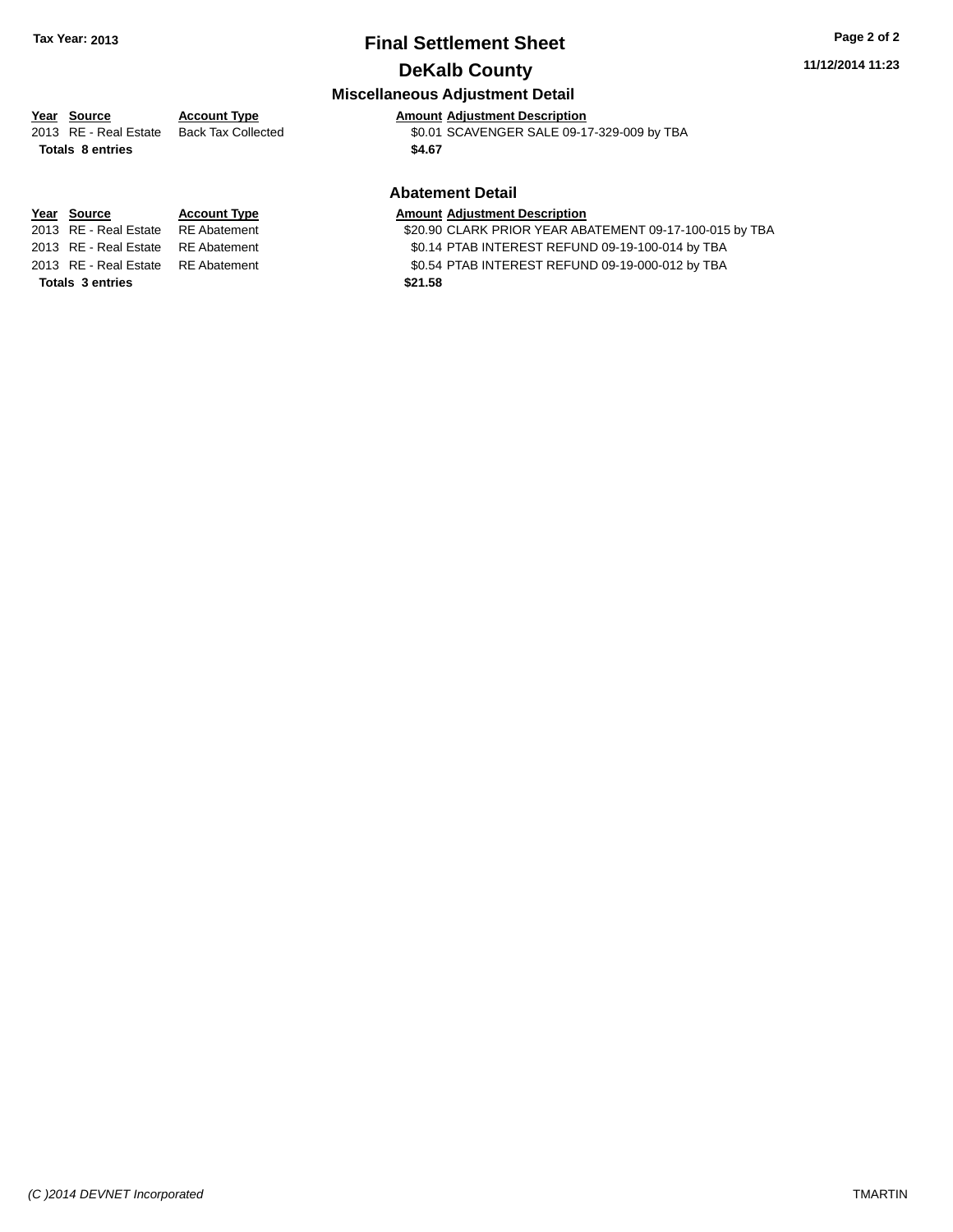## Final Settlement Sheet

## DeKalb County

### Miscellaneous Adjustment Detail

| Year | Source | Account Type | Amount | Adjustment Description |
|---|---|---|---|---|
| 2013 | RE - Real Estate | Back Tax Collected | $0.01 | SCAVENGER SALE 09-17-329-009 by TBA |
| **Totals 8 entries** | | | **$4.67** | |

### Abatement Detail

| Year | Source | Account Type | Amount | Adjustment Description |
|---|---|---|---|---|
| 2013 | RE - Real Estate | RE Abatement | $20.90 | CLARK PRIOR YEAR ABATEMENT 09-17-100-015 by TBA |
| 2013 | RE - Real Estate | RE Abatement | $0.14 | PTAB INTEREST REFUND 09-19-100-014 by TBA |
| 2013 | RE - Real Estate | RE Abatement | $0.54 | PTAB INTEREST REFUND 09-19-000-012 by TBA |
| **Totals 3 entries** | | | **$21.58** | |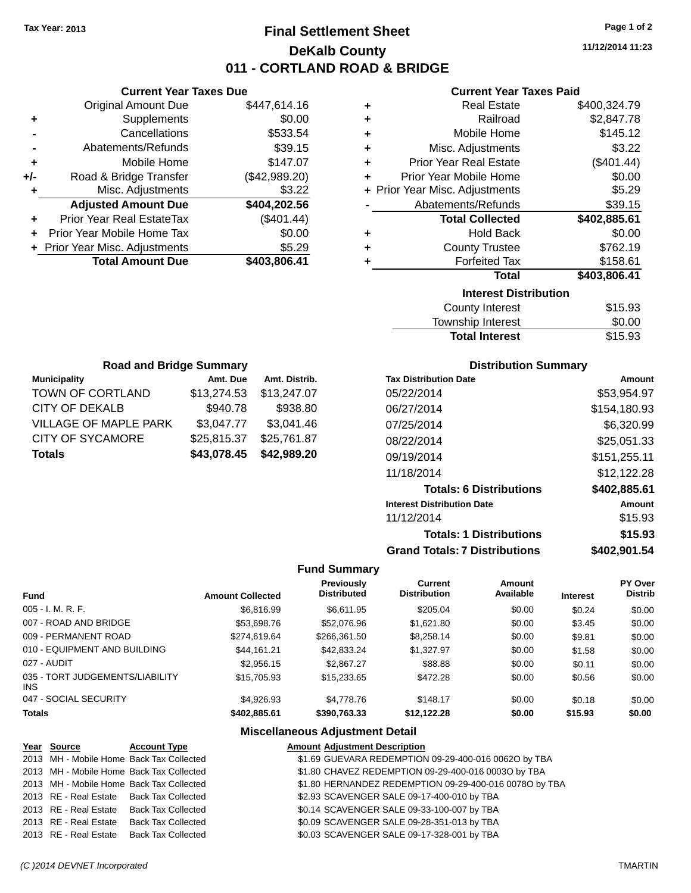Tax Year: 2013

# Final Settlement Sheet

## DeKalb County

## 011 - CORTLAND ROAD & BRIDGE

11/12/2014 11:23

### Current Year Taxes Due

| | | |
|---|---|---|
| | Original Amount Due | $447,614.16 |
| + | Supplements | $0.00 |
| - | Cancellations | $533.54 |
| - | Abatements/Refunds | $39.15 |
| + | Mobile Home | $147.07 |
| +/- | Road & Bridge Transfer | ($42,989.20) |
| + | Misc. Adjustments | $3.22 |
| | **Adjusted Amount Due** | **$404,202.56** |
| + | Prior Year Real EstateTax | ($401.44) |
| + | Prior Year Mobile Home Tax | $0.00 |
| + | Prior Year Misc. Adjustments | $5.29 |
| | **Total Amount Due** | **$403,806.41** |

### Current Year Taxes Paid

| | | |
|---|---|---|
| + | Real Estate | $400,324.79 |
| + | Railroad | $2,847.78 |
| + | Mobile Home | $145.12 |
| + | Misc. Adjustments | $3.22 |
| + | Prior Year Real Estate | ($401.44) |
| + | Prior Year Mobile Home | $0.00 |
| + | Prior Year Misc. Adjustments | $5.29 |
| - | Abatements/Refunds | $39.15 |
| | **Total Collected** | **$402,885.61** |
| + | Hold Back | $0.00 |
| + | County Trustee | $762.19 |
| + | Forfeited Tax | $158.61 |
| | **Total** | **$403,806.41** |

### Interest Distribution

| | |
|---|---|
| County Interest | $15.93 |
| Township Interest | $0.00 |
| **Total Interest** | $15.93 |

### Road and Bridge Summary

| Municipality | Amt. Due | Amt. Distrib. |
|---|---|---|
| TOWN OF CORTLAND | $13,274.53 | $13,247.07 |
| CITY OF DEKALB | $940.78 | $938.80 |
| VILLAGE OF MAPLE PARK | $3,047.77 | $3,041.46 |
| CITY OF SYCAMORE | $25,815.37 | $25,761.87 |
| **Totals** | **$43,078.45** | **$42,989.20** |

### Distribution Summary

| Tax Distribution Date | Amount |
|---|---|
| 05/22/2014 | $53,954.97 |
| 06/27/2014 | $154,180.93 |
| 07/25/2014 | $6,320.99 |
| 08/22/2014 | $25,051.33 |
| 09/19/2014 | $151,255.11 |
| 11/18/2014 | $12,122.28 |
| **Totals: 6 Distributions** | **$402,885.61** |
| **Interest Distribution Date** | **Amount** |
| 11/12/2014 | $15.93 |
| **Totals: 1 Distributions** | **$15.93** |
| **Grand Totals: 7 Distributions** | **$402,901.54** |

### Fund Summary

| Fund | Amount Collected | Previously Distributed | Current Distribution | Amount Available | Interest | PY Over Distrib |
|---|---|---|---|---|---|---|
| 005 - I. M. R. F. | $6,816.99 | $6,611.95 | $205.04 | $0.00 | $0.24 | $0.00 |
| 007 - ROAD AND BRIDGE | $53,698.76 | $52,076.96 | $1,621.80 | $0.00 | $3.45 | $0.00 |
| 009 - PERMANENT ROAD | $274,619.64 | $266,361.50 | $8,258.14 | $0.00 | $9.81 | $0.00 |
| 010 - EQUIPMENT AND BUILDING | $44,161.21 | $42,833.24 | $1,327.97 | $0.00 | $1.58 | $0.00 |
| 027 - AUDIT | $2,956.15 | $2,867.27 | $88.88 | $0.00 | $0.11 | $0.00 |
| 035 - TORT JUDGEMENTS/LIABILITY INS | $15,705.93 | $15,233.65 | $472.28 | $0.00 | $0.56 | $0.00 |
| 047 - SOCIAL SECURITY | $4,926.93 | $4,778.76 | $148.17 | $0.00 | $0.18 | $0.00 |
| **Totals** | **$402,885.61** | **$390,763.33** | **$12,122.28** | **$0.00** | **$15.93** | **$0.00** |

### Miscellaneous Adjustment Detail

| Year | Source | Account Type | Amount | Adjustment Description |
|---|---|---|---|---|
| 2013 | MH - Mobile Home | Back Tax Collected | $1.69 | GUEVARA REDEMPTION 09-29-400-016 0062O by TBA |
| 2013 | MH - Mobile Home | Back Tax Collected | $1.80 | CHAVEZ REDEMPTION 09-29-400-016 0003O by TBA |
| 2013 | MH - Mobile Home | Back Tax Collected | $1.80 | HERNANDEZ REDEMPTION 09-29-400-016 0078O by TBA |
| 2013 | RE - Real Estate | Back Tax Collected | $2.93 | SCAVENGER SALE 09-17-400-010 by TBA |
| 2013 | RE - Real Estate | Back Tax Collected | $0.14 | SCAVENGER SALE 09-33-100-007 by TBA |
| 2013 | RE - Real Estate | Back Tax Collected | $0.09 | SCAVENGER SALE 09-28-351-013 by TBA |
| 2013 | RE - Real Estate | Back Tax Collected | $0.03 | SCAVENGER SALE 09-17-328-001 by TBA |

(C )2014 DEVNET Incorporated TMARTIN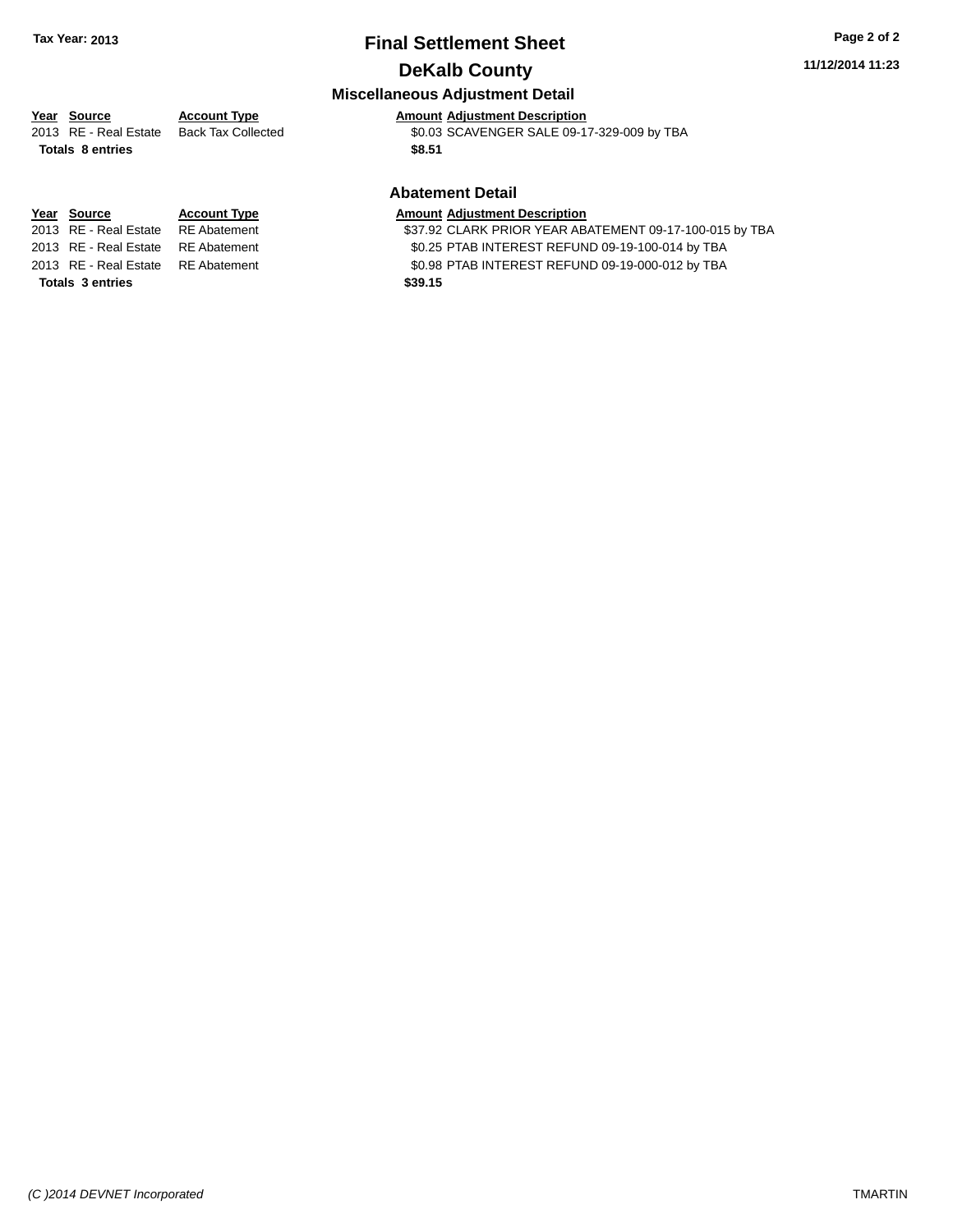# Final Settlement Sheet

## DeKalb County

Tax Year: 2013

11/12/2014 11:23

### Miscellaneous Adjustment Detail

| Year | Source | Account Type | Amount | Adjustment Description |
|---|---|---|---|---|
| 2013 | RE - Real Estate | Back Tax Collected | $0.03 | SCAVENGER SALE 09-17-329-009 by TBA |
| **Totals** | **8 entries** | | **$8.51** | |

### Abatement Detail

| Year | Source | Account Type | Amount | Adjustment Description |
|---|---|---|---|---|
| 2013 | RE - Real Estate | RE Abatement | $37.92 | CLARK PRIOR YEAR ABATEMENT 09-17-100-015 by TBA |
| 2013 | RE - Real Estate | RE Abatement | $0.25 | PTAB INTEREST REFUND 09-19-100-014 by TBA |
| 2013 | RE - Real Estate | RE Abatement | $0.98 | PTAB INTEREST REFUND 09-19-000-012 by TBA |
| **Totals** | **3 entries** | | **$39.15** | |

*(C )2014 DEVNET Incorporated* TMARTIN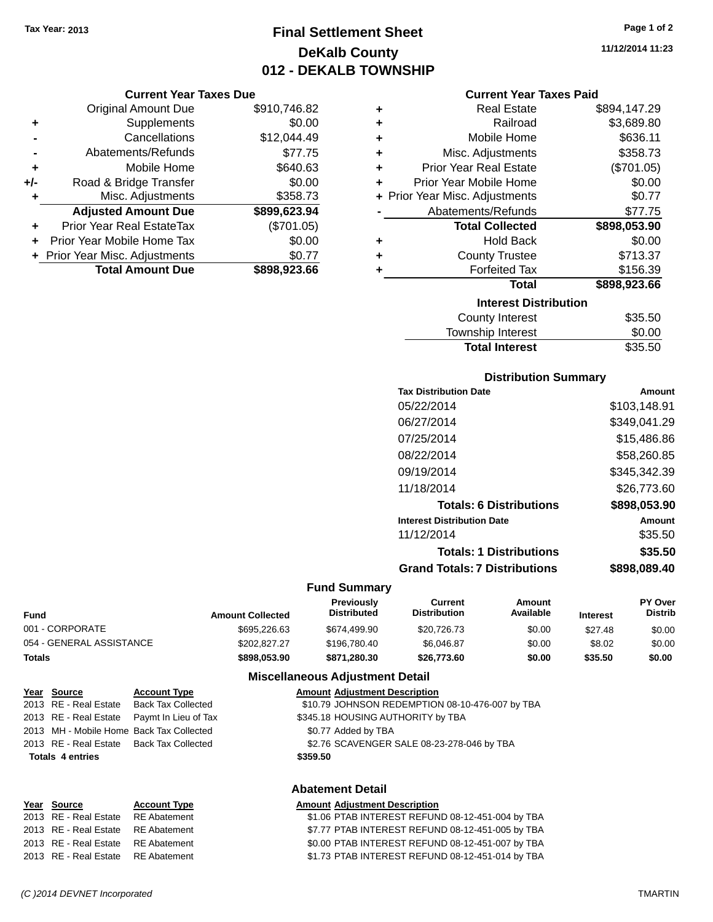Tax Year: 2013

# Final Settlement Sheet
## DeKalb County
## 012 - DEKALB TOWNSHIP

11/12/2014 11:23

### Current Year Taxes Due

| | | |
|---|---|---|
| | Original Amount Due | $910,746.82 |
| + | Supplements | $0.00 |
| - | Cancellations | $12,044.49 |
| - | Abatements/Refunds | $77.75 |
| + | Mobile Home | $640.63 |
| +/- | Road & Bridge Transfer | $0.00 |
| + | Misc. Adjustments | $358.73 |
| | **Adjusted Amount Due** | **$899,623.94** |
| + | Prior Year Real EstateTax | ($701.05) |
| + | Prior Year Mobile Home Tax | $0.00 |
| + | Prior Year Misc. Adjustments | $0.77 |
| | **Total Amount Due** | **$898,923.66** |

### Current Year Taxes Paid

| | | |
|---|---|---|
| + | Real Estate | $894,147.29 |
| + | Railroad | $3,689.80 |
| + | Mobile Home | $636.11 |
| + | Misc. Adjustments | $358.73 |
| + | Prior Year Real Estate | ($701.05) |
| + | Prior Year Mobile Home | $0.00 |
| + | Prior Year Misc. Adjustments | $0.77 |
| - | Abatements/Refunds | $77.75 |
| | **Total Collected** | **$898,053.90** |
| + | Hold Back | $0.00 |
| + | County Trustee | $713.37 |
| + | Forfeited Tax | $156.39 |
| | **Total** | **$898,923.66** |

### Interest Distribution

| | |
|---|---|
| County Interest | $35.50 |
| Township Interest | $0.00 |
| **Total Interest** | $35.50 |

### Distribution Summary

| Tax Distribution Date | Amount |
|---|---|
| 05/22/2014 | $103,148.91 |
| 06/27/2014 | $349,041.29 |
| 07/25/2014 | $15,486.86 |
| 08/22/2014 | $58,260.85 |
| 09/19/2014 | $345,342.39 |
| 11/18/2014 | $26,773.60 |
| **Totals: 6 Distributions** | **$898,053.90** |
| **Interest Distribution Date** | **Amount** |
| 11/12/2014 | $35.50 |
| **Totals: 1 Distributions** | **$35.50** |
| **Grand Totals: 7 Distributions** | **$898,089.40** |

### Fund Summary

| Fund | Amount Collected | Previously Distributed | Current Distribution | Amount Available | Interest | PY Over Distrib |
|---|---|---|---|---|---|---|
| 001 - CORPORATE | $695,226.63 | $674,499.90 | $20,726.73 | $0.00 | $27.48 | $0.00 |
| 054 - GENERAL ASSISTANCE | $202,827.27 | $196,780.40 | $6,046.87 | $0.00 | $8.02 | $0.00 |
| **Totals** | **$898,053.90** | **$871,280.30** | **$26,773.60** | **$0.00** | **$35.50** | **$0.00** |

### Miscellaneous Adjustment Detail

| Year | Source | Account Type | Amount | Adjustment Description |
|---|---|---|---|---|
| 2013 | RE - Real Estate | Back Tax Collected | $10.79 | JOHNSON REDEMPTION 08-10-476-007 by TBA |
| 2013 | RE - Real Estate | Paymt In Lieu of Tax | $345.18 | HOUSING AUTHORITY by TBA |
| 2013 | MH - Mobile Home | Back Tax Collected | $0.77 | Added by TBA |
| 2013 | RE - Real Estate | Back Tax Collected | $2.76 | SCAVENGER SALE 08-23-278-046 by TBA |
| **Totals 4 entries** | | | **$359.50** | |

### Abatement Detail

| Year | Source | Account Type | Amount | Adjustment Description |
|---|---|---|---|---|
| 2013 | RE - Real Estate | RE Abatement | $1.06 | PTAB INTEREST REFUND 08-12-451-004 by TBA |
| 2013 | RE - Real Estate | RE Abatement | $7.77 | PTAB INTEREST REFUND 08-12-451-005 by TBA |
| 2013 | RE - Real Estate | RE Abatement | $0.00 | PTAB INTEREST REFUND 08-12-451-007 by TBA |
| 2013 | RE - Real Estate | RE Abatement | $1.73 | PTAB INTEREST REFUND 08-12-451-014 by TBA |

(C )2014 DEVNET Incorporated TMARTIN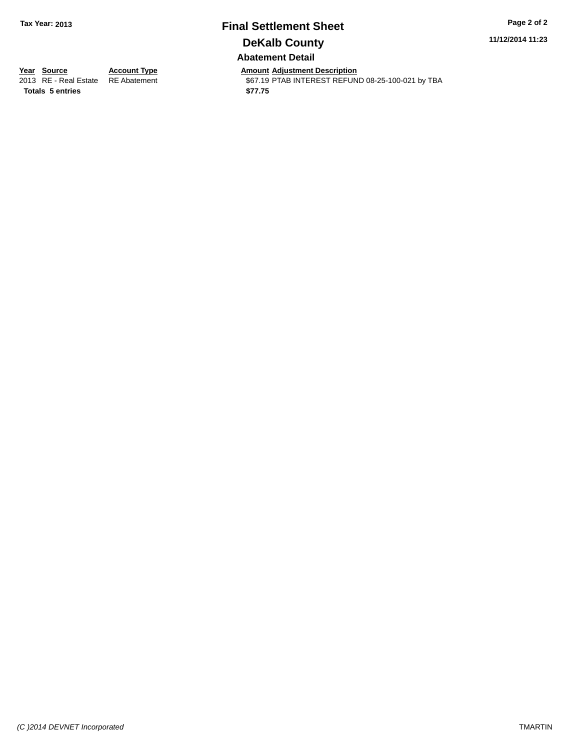**Tax Year: 2013**

# Final Settlement Sheet

## DeKalb County

### Abatement Detail

11/12/2014 11:23

| Year | Source | Account Type | Amount | Adjustment Description |
|---|---|---|---|---|
| 2013 | RE - Real Estate | RE Abatement | $67.19 | PTAB INTEREST REFUND 08-25-100-021 by TBA |
| **Totals** | **5 entries** | | **$77.75** | |

*(C )2014 DEVNET Incorporated*

TMARTIN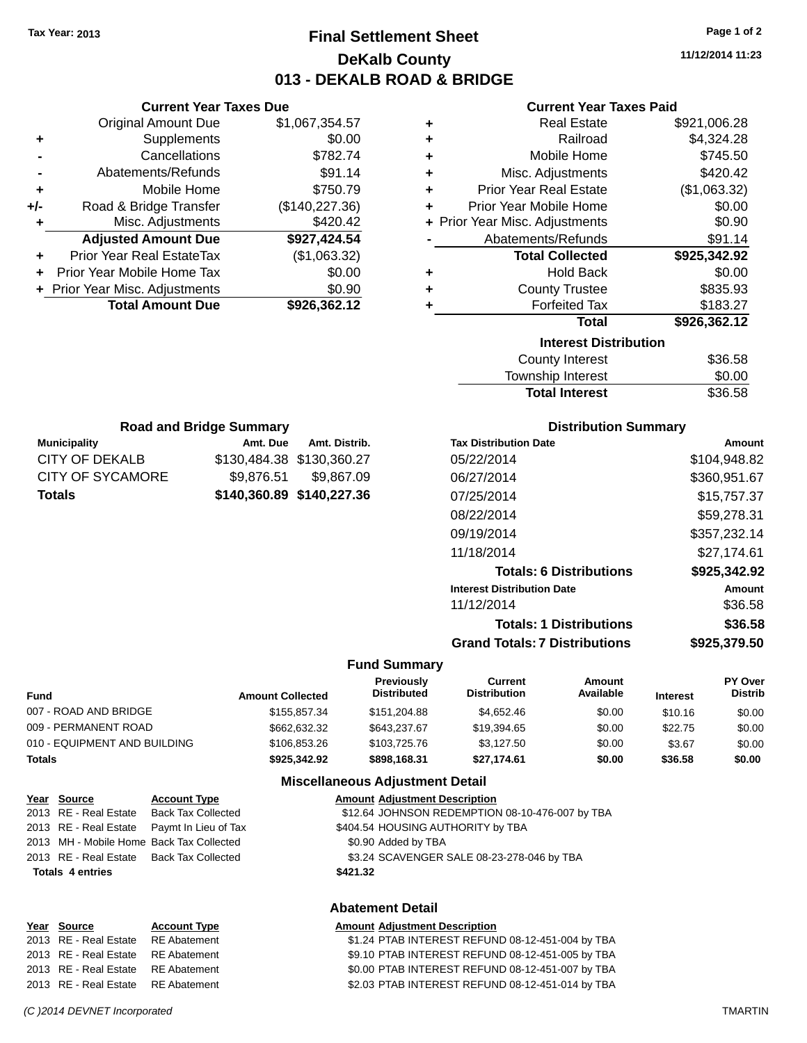Tax Year: 2013

# Final Settlement Sheet

## DeKalb County

## 013 - DEKALB ROAD & BRIDGE

11/12/2014 11:23

### Current Year Taxes Due

| | | |
|---|---|---|
| | Original Amount Due | $1,067,354.57 |
| + | Supplements | $0.00 |
| - | Cancellations | $782.74 |
| - | Abatements/Refunds | $91.14 |
| + | Mobile Home | $750.79 |
| +/- | Road & Bridge Transfer | ($140,227.36) |
| + | Misc. Adjustments | $420.42 |
| | **Adjusted Amount Due** | **$927,424.54** |
| + | Prior Year Real EstateTax | ($1,063.32) |
| + | Prior Year Mobile Home Tax | $0.00 |
| + | Prior Year Misc. Adjustments | $0.90 |
| | **Total Amount Due** | **$926,362.12** |

### Current Year Taxes Paid

| | | |
|---|---|---|
| + | Real Estate | $921,006.28 |
| + | Railroad | $4,324.28 |
| + | Mobile Home | $745.50 |
| + | Misc. Adjustments | $420.42 |
| + | Prior Year Real Estate | ($1,063.32) |
| + | Prior Year Mobile Home | $0.00 |
| + | Prior Year Misc. Adjustments | $0.90 |
| - | Abatements/Refunds | $91.14 |
| | **Total Collected** | **$925,342.92** |
| + | Hold Back | $0.00 |
| + | County Trustee | $835.93 |
| + | Forfeited Tax | $183.27 |
| | **Total** | **$926,362.12** |

### Interest Distribution

| | |
|---|---|
| County Interest | $36.58 |
| Township Interest | $0.00 |
| **Total Interest** | $36.58 |

### Road and Bridge Summary

| Municipality | Amt. Due | Amt. Distrib. |
|---|---|---|
| CITY OF DEKALB | $130,484.38 | $130,360.27 |
| CITY OF SYCAMORE | $9,876.51 | $9,867.09 |
| **Totals** | **$140,360.89** | **$140,227.36** |

### Distribution Summary

| Tax Distribution Date | Amount |
|---|---|
| 05/22/2014 | $104,948.82 |
| 06/27/2014 | $360,951.67 |
| 07/25/2014 | $15,757.37 |
| 08/22/2014 | $59,278.31 |
| 09/19/2014 | $357,232.14 |
| 11/18/2014 | $27,174.61 |
| **Totals: 6 Distributions** | **$925,342.92** |
| **Interest Distribution Date** | **Amount** |
| 11/12/2014 | $36.58 |
| **Totals: 1 Distributions** | **$36.58** |
| **Grand Totals: 7 Distributions** | **$925,379.50** |

### Fund Summary

| Fund | Amount Collected | Previously Distributed | Current Distribution | Amount Available | Interest | PY Over Distrib |
|---|---|---|---|---|---|---|
| 007 - ROAD AND BRIDGE | $155,857.34 | $151,204.88 | $4,652.46 | $0.00 | $10.16 | $0.00 |
| 009 - PERMANENT ROAD | $662,632.32 | $643,237.67 | $19,394.65 | $0.00 | $22.75 | $0.00 |
| 010 - EQUIPMENT AND BUILDING | $106,853.26 | $103,725.76 | $3,127.50 | $0.00 | $3.67 | $0.00 |
| **Totals** | **$925,342.92** | **$898,168.31** | **$27,174.61** | **$0.00** | **$36.58** | **$0.00** |

### Miscellaneous Adjustment Detail

| Year | Source | Account Type | Amount | Adjustment Description |
|---|---|---|---|---|
| 2013 | RE - Real Estate | Back Tax Collected | $12.64 | JOHNSON REDEMPTION 08-10-476-007 by TBA |
| 2013 | RE - Real Estate | Paymt In Lieu of Tax | $404.54 | HOUSING AUTHORITY by TBA |
| 2013 | MH - Mobile Home | Back Tax Collected | $0.90 | Added by TBA |
| 2013 | RE - Real Estate | Back Tax Collected | $3.24 | SCAVENGER SALE 08-23-278-046 by TBA |
| **Totals 4 entries** | | | **$421.32** | |

### Abatement Detail

| Year | Source | Account Type | Amount | Adjustment Description |
|---|---|---|---|---|
| 2013 | RE - Real Estate | RE Abatement | $1.24 | PTAB INTEREST REFUND 08-12-451-004 by TBA |
| 2013 | RE - Real Estate | RE Abatement | $9.10 | PTAB INTEREST REFUND 08-12-451-005 by TBA |
| 2013 | RE - Real Estate | RE Abatement | $0.00 | PTAB INTEREST REFUND 08-12-451-007 by TBA |
| 2013 | RE - Real Estate | RE Abatement | $2.03 | PTAB INTEREST REFUND 08-12-451-014 by TBA |

(C )2014 DEVNET Incorporated TMARTIN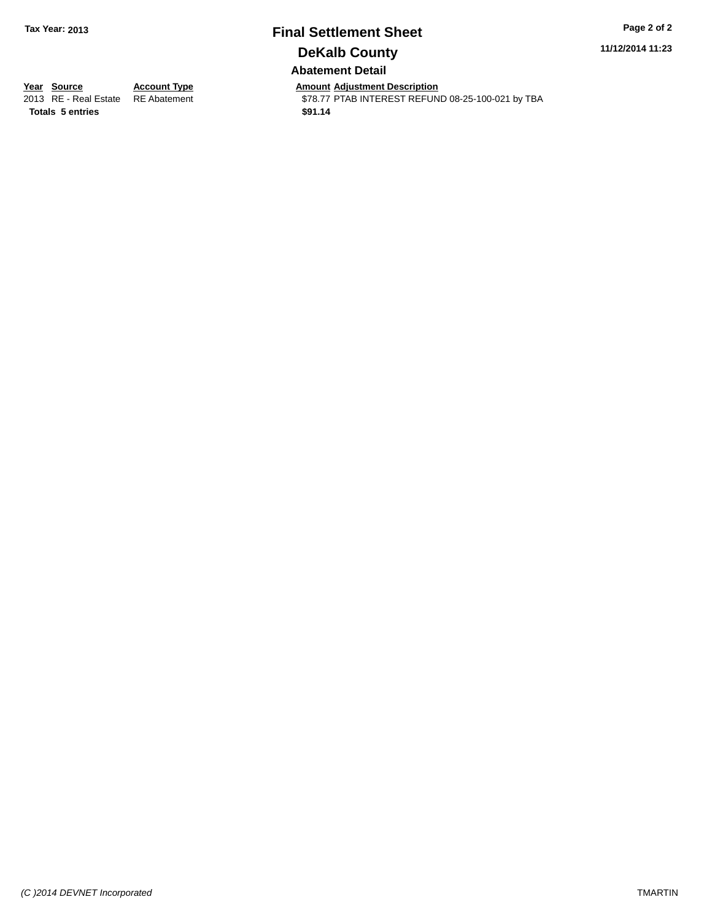## Final Settlement Sheet

## DeKalb County

Tax Year: 2013

11/12/2014 11:23

### Abatement Detail

| Year | Source | Account Type | Amount | Adjustment Description |
|---|---|---|---|---|
| 2013 | RE - Real Estate | RE Abatement | $78.77 | PTAB INTEREST REFUND 08-25-100-021 by TBA |
| **Totals** | **5 entries** | | **$91.14** | |

*(C )2014 DEVNET Incorporated*

TMARTIN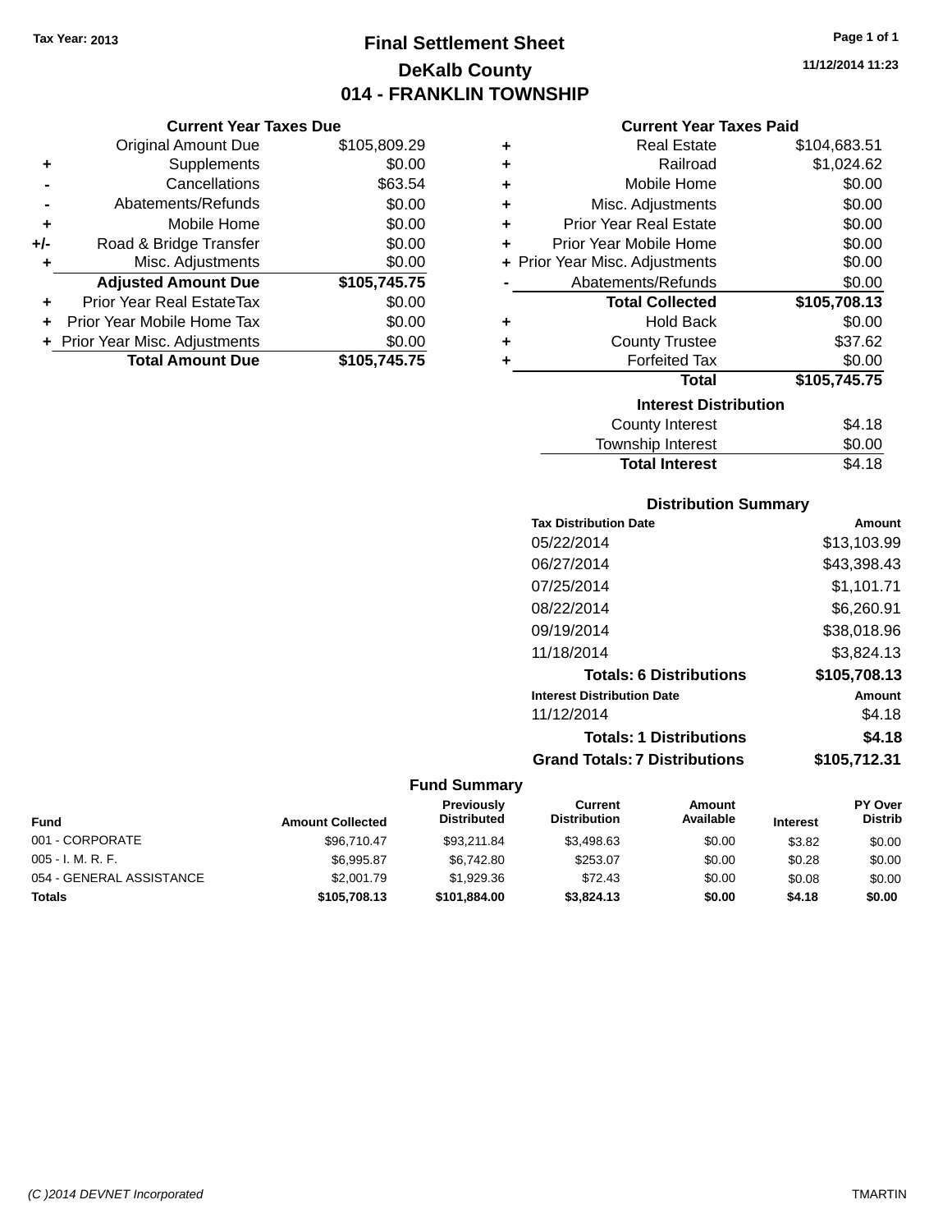Tax Year: 2013

# Final Settlement Sheet

## DeKalb County

## 014 - FRANKLIN TOWNSHIP

11/12/2014 11:23

### Current Year Taxes Due

| | | |
|---|---|---|
| | Original Amount Due | $105,809.29 |
| + | Supplements | $0.00 |
| - | Cancellations | $63.54 |
| - | Abatements/Refunds | $0.00 |
| + | Mobile Home | $0.00 |
| +/- | Road & Bridge Transfer | $0.00 |
| + | Misc. Adjustments | $0.00 |
| | **Adjusted Amount Due** | **$105,745.75** |
| + | Prior Year Real EstateTax | $0.00 |
| + | Prior Year Mobile Home Tax | $0.00 |
| + | Prior Year Misc. Adjustments | $0.00 |
| | **Total Amount Due** | **$105,745.75** |

### Current Year Taxes Paid

| | | |
|---|---|---|
| + | Real Estate | $104,683.51 |
| + | Railroad | $1,024.62 |
| + | Mobile Home | $0.00 |
| + | Misc. Adjustments | $0.00 |
| + | Prior Year Real Estate | $0.00 |
| + | Prior Year Mobile Home | $0.00 |
| + | Prior Year Misc. Adjustments | $0.00 |
| - | Abatements/Refunds | $0.00 |
| | **Total Collected** | **$105,708.13** |
| + | Hold Back | $0.00 |
| + | County Trustee | $37.62 |
| + | Forfeited Tax | $0.00 |
| | **Total** | **$105,745.75** |

### Interest Distribution

| | |
|---|---|
| County Interest | $4.18 |
| Township Interest | $0.00 |
| **Total Interest** | $4.18 |

### Distribution Summary

| Tax Distribution Date | Amount |
|---|---|
| 05/22/2014 | $13,103.99 |
| 06/27/2014 | $43,398.43 |
| 07/25/2014 | $1,101.71 |
| 08/22/2014 | $6,260.91 |
| 09/19/2014 | $38,018.96 |
| 11/18/2014 | $3,824.13 |
| **Totals: 6 Distributions** | **$105,708.13** |
| **Interest Distribution Date** | **Amount** |
| 11/12/2014 | $4.18 |
| **Totals: 1 Distributions** | **$4.18** |
| **Grand Totals: 7 Distributions** | **$105,712.31** |

### Fund Summary

| Fund | Amount Collected | Previously Distributed | Current Distribution | Amount Available | Interest | PY Over Distrib |
|---|---|---|---|---|---|---|
| 001 - CORPORATE | $96,710.47 | $93,211.84 | $3,498.63 | $0.00 | $3.82 | $0.00 |
| 005 - I. M. R. F. | $6,995.87 | $6,742.80 | $253.07 | $0.00 | $0.28 | $0.00 |
| 054 - GENERAL ASSISTANCE | $2,001.79 | $1,929.36 | $72.43 | $0.00 | $0.08 | $0.00 |
| **Totals** | **$105,708.13** | **$101,884.00** | **$3,824.13** | **$0.00** | **$4.18** | **$0.00** |

(C )2014 DEVNET Incorporated TMARTIN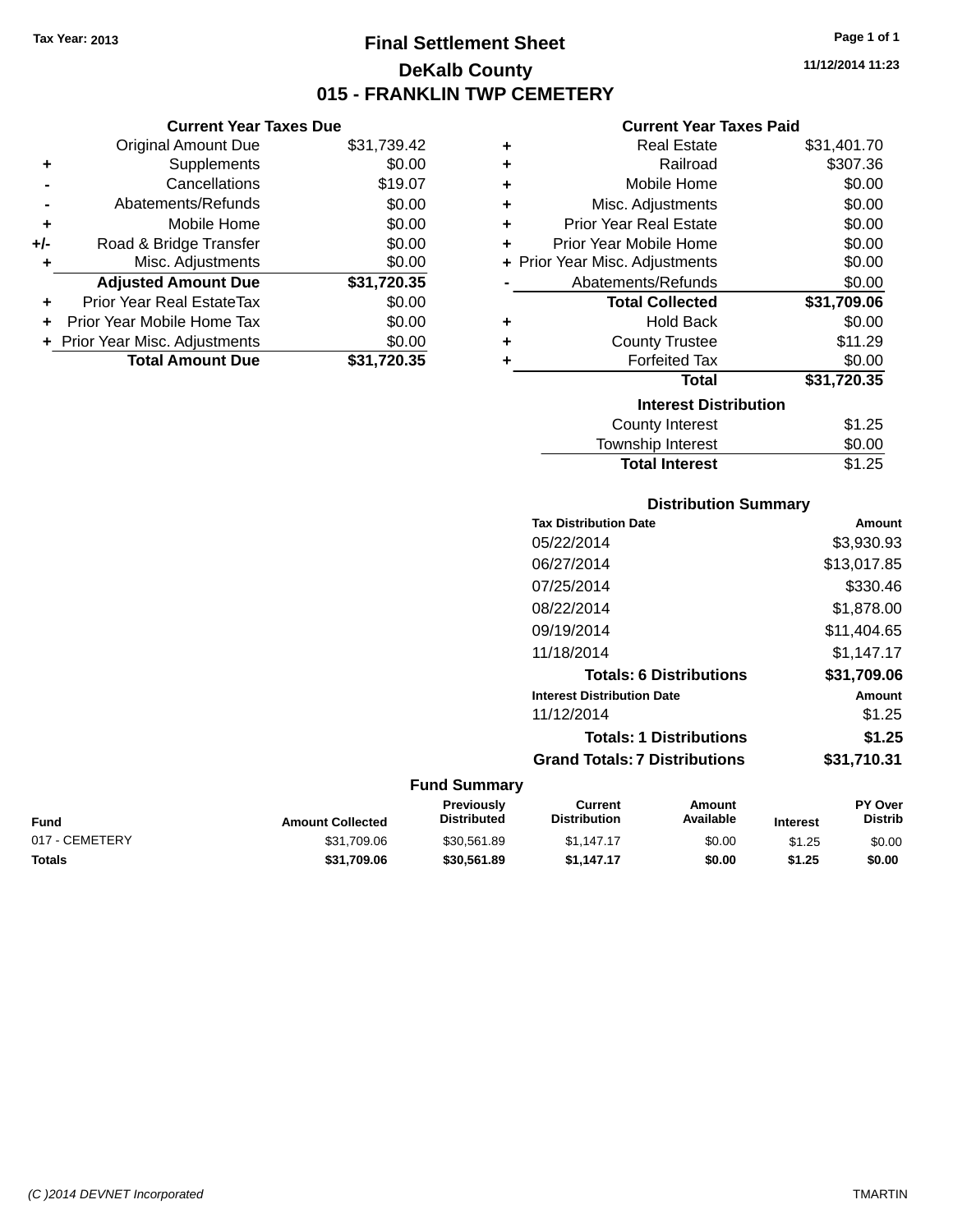Tax Year: 2013

# Final Settlement Sheet

## DeKalb County

## 015 - FRANKLIN TWP CEMETERY

11/12/2014 11:23

### Current Year Taxes Due

| | | |
|---|---|---|
| | Original Amount Due | $31,739.42 |
| + | Supplements | $0.00 |
| - | Cancellations | $19.07 |
| - | Abatements/Refunds | $0.00 |
| + | Mobile Home | $0.00 |
| +/- | Road & Bridge Transfer | $0.00 |
| + | Misc. Adjustments | $0.00 |
| | **Adjusted Amount Due** | **$31,720.35** |
| + | Prior Year Real EstateTax | $0.00 |
| + | Prior Year Mobile Home Tax | $0.00 |
| + | Prior Year Misc. Adjustments | $0.00 |
| | **Total Amount Due** | **$31,720.35** |

### Current Year Taxes Paid

| | | |
|---|---|---|
| + | Real Estate | $31,401.70 |
| + | Railroad | $307.36 |
| + | Mobile Home | $0.00 |
| + | Misc. Adjustments | $0.00 |
| + | Prior Year Real Estate | $0.00 |
| + | Prior Year Mobile Home | $0.00 |
| + | Prior Year Misc. Adjustments | $0.00 |
| - | Abatements/Refunds | $0.00 |
| | **Total Collected** | **$31,709.06** |
| + | Hold Back | $0.00 |
| + | County Trustee | $11.29 |
| + | Forfeited Tax | $0.00 |
| | **Total** | **$31,720.35** |

### Interest Distribution

| | |
|---|---|
| County Interest | $1.25 |
| Township Interest | $0.00 |
| **Total Interest** | $1.25 |

### Distribution Summary

| Tax Distribution Date | Amount |
|---|---|
| 05/22/2014 | $3,930.93 |
| 06/27/2014 | $13,017.85 |
| 07/25/2014 | $330.46 |
| 08/22/2014 | $1,878.00 |
| 09/19/2014 | $11,404.65 |
| 11/18/2014 | $1,147.17 |
| **Totals: 6 Distributions** | **$31,709.06** |
| **Interest Distribution Date** | **Amount** |
| 11/12/2014 | $1.25 |
| **Totals: 1 Distributions** | **$1.25** |
| **Grand Totals: 7 Distributions** | **$31,710.31** |

### Fund Summary

| Fund | Amount Collected | Previously Distributed | Current Distribution | Amount Available | Interest | PY Over Distrib |
|---|---|---|---|---|---|---|
| 017 - CEMETERY | $31,709.06 | $30,561.89 | $1,147.17 | $0.00 | $1.25 | $0.00 |
| **Totals** | **$31,709.06** | **$30,561.89** | **$1,147.17** | **$0.00** | **$1.25** | **$0.00** |

(C )2014 DEVNET Incorporated — TMARTIN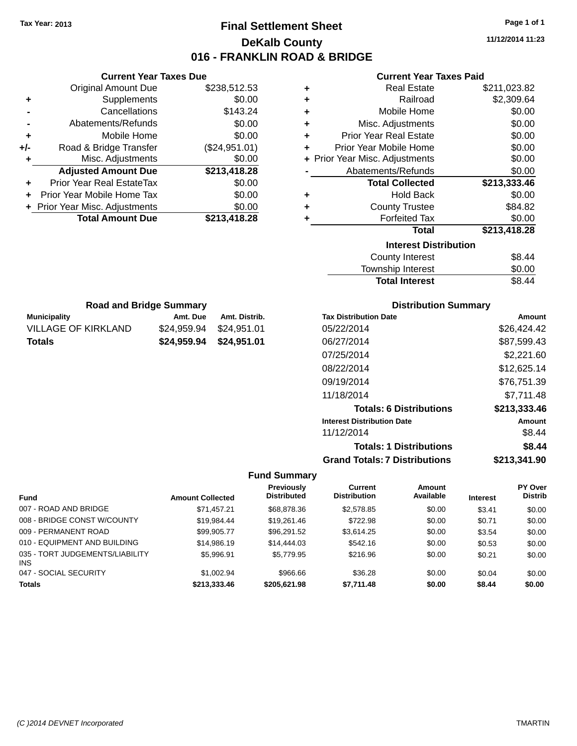Tax Year: 2013

# Final Settlement Sheet

## DeKalb County

## 016 - FRANKLIN ROAD & BRIDGE

11/12/2014 11:23

### Current Year Taxes Due

| | | |
|---|---|---|
| | Original Amount Due | $238,512.53 |
| + | Supplements | $0.00 |
| - | Cancellations | $143.24 |
| - | Abatements/Refunds | $0.00 |
| + | Mobile Home | $0.00 |
| +/- | Road & Bridge Transfer | ($24,951.01) |
| + | Misc. Adjustments | $0.00 |
| | **Adjusted Amount Due** | **$213,418.28** |
| + | Prior Year Real EstateTax | $0.00 |
| + | Prior Year Mobile Home Tax | $0.00 |
| + | Prior Year Misc. Adjustments | $0.00 |
| | **Total Amount Due** | **$213,418.28** |

### Current Year Taxes Paid

| | | |
|---|---|---|
| + | Real Estate | $211,023.82 |
| + | Railroad | $2,309.64 |
| + | Mobile Home | $0.00 |
| + | Misc. Adjustments | $0.00 |
| + | Prior Year Real Estate | $0.00 |
| + | Prior Year Mobile Home | $0.00 |
| + | Prior Year Misc. Adjustments | $0.00 |
| - | Abatements/Refunds | $0.00 |
| | **Total Collected** | **$213,333.46** |
| + | Hold Back | $0.00 |
| + | County Trustee | $84.82 |
| + | Forfeited Tax | $0.00 |
| | **Total** | **$213,418.28** |

### Interest Distribution

| | |
|---|---|
| County Interest | $8.44 |
| Township Interest | $0.00 |
| **Total Interest** | $8.44 |

### Road and Bridge Summary

| Municipality | Amt. Due | Amt. Distrib. |
|---|---|---|
| VILLAGE OF KIRKLAND | $24,959.94 | $24,951.01 |
| **Totals** | **$24,959.94** | **$24,951.01** |

### Distribution Summary

| Tax Distribution Date | Amount |
|---|---|
| 05/22/2014 | $26,424.42 |
| 06/27/2014 | $87,599.43 |
| 07/25/2014 | $2,221.60 |
| 08/22/2014 | $12,625.14 |
| 09/19/2014 | $76,751.39 |
| 11/18/2014 | $7,711.48 |
| **Totals: 6 Distributions** | **$213,333.46** |
| **Interest Distribution Date** | **Amount** |
| 11/12/2014 | $8.44 |
| **Totals: 1 Distributions** | **$8.44** |
| **Grand Totals: 7 Distributions** | **$213,341.90** |

### Fund Summary

| Fund | Amount Collected | Previously Distributed | Current Distribution | Amount Available | Interest | PY Over Distrib |
|---|---|---|---|---|---|---|
| 007 - ROAD AND BRIDGE | $71,457.21 | $68,878.36 | $2,578.85 | $0.00 | $3.41 | $0.00 |
| 008 - BRIDGE CONST W/COUNTY | $19,984.44 | $19,261.46 | $722.98 | $0.00 | $0.71 | $0.00 |
| 009 - PERMANENT ROAD | $99,905.77 | $96,291.52 | $3,614.25 | $0.00 | $3.54 | $0.00 |
| 010 - EQUIPMENT AND BUILDING | $14,986.19 | $14,444.03 | $542.16 | $0.00 | $0.53 | $0.00 |
| 035 - TORT JUDGEMENTS/LIABILITY INS | $5,996.91 | $5,779.95 | $216.96 | $0.00 | $0.21 | $0.00 |
| 047 - SOCIAL SECURITY | $1,002.94 | $966.66 | $36.28 | $0.00 | $0.04 | $0.00 |
| **Totals** | **$213,333.46** | **$205,621.98** | **$7,711.48** | **$0.00** | **$8.44** | **$0.00** |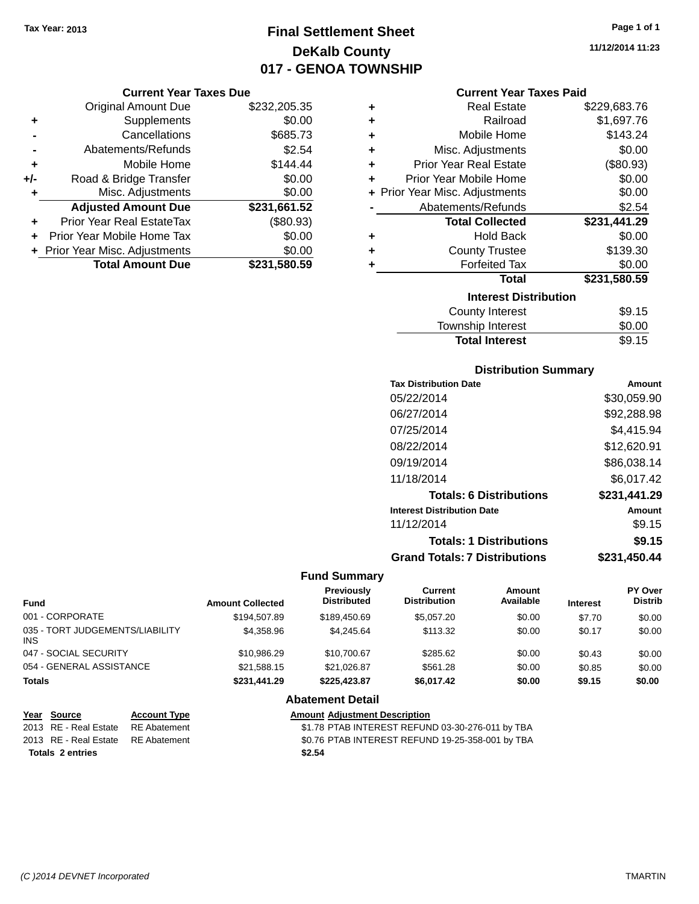Tax Year: 2013

# Final Settlement Sheet
## DeKalb County
## 017 - GENOA TOWNSHIP

11/12/2014 11:23

### Current Year Taxes Due

| | | |
|---|---|---|
| | Original Amount Due | $232,205.35 |
| + | Supplements | $0.00 |
| - | Cancellations | $685.73 |
| - | Abatements/Refunds | $2.54 |
| + | Mobile Home | $144.44 |
| +/- | Road & Bridge Transfer | $0.00 |
| + | Misc. Adjustments | $0.00 |
| | **Adjusted Amount Due** | **$231,661.52** |
| + | Prior Year Real EstateTax | ($80.93) |
| + | Prior Year Mobile Home Tax | $0.00 |
| + | Prior Year Misc. Adjustments | $0.00 |
| | **Total Amount Due** | **$231,580.59** |

### Current Year Taxes Paid

| | | |
|---|---|---|
| + | Real Estate | $229,683.76 |
| + | Railroad | $1,697.76 |
| + | Mobile Home | $143.24 |
| + | Misc. Adjustments | $0.00 |
| + | Prior Year Real Estate | ($80.93) |
| + | Prior Year Mobile Home | $0.00 |
| + | Prior Year Misc. Adjustments | $0.00 |
| - | Abatements/Refunds | $2.54 |
| | **Total Collected** | **$231,441.29** |
| + | Hold Back | $0.00 |
| + | County Trustee | $139.30 |
| + | Forfeited Tax | $0.00 |
| | **Total** | **$231,580.59** |

### Interest Distribution

| | |
|---|---|
| County Interest | $9.15 |
| Township Interest | $0.00 |
| **Total Interest** | $9.15 |

### Distribution Summary

| Tax Distribution Date | Amount |
|---|---|
| 05/22/2014 | $30,059.90 |
| 06/27/2014 | $92,288.98 |
| 07/25/2014 | $4,415.94 |
| 08/22/2014 | $12,620.91 |
| 09/19/2014 | $86,038.14 |
| 11/18/2014 | $6,017.42 |
| **Totals: 6 Distributions** | **$231,441.29** |
| **Interest Distribution Date** | **Amount** |
| 11/12/2014 | $9.15 |
| **Totals: 1 Distributions** | **$9.15** |
| **Grand Totals: 7 Distributions** | **$231,450.44** |

### Fund Summary

| Fund | Amount Collected | Previously Distributed | Current Distribution | Amount Available | Interest | PY Over Distrib |
|---|---|---|---|---|---|---|
| 001 - CORPORATE | $194,507.89 | $189,450.69 | $5,057.20 | $0.00 | $7.70 | $0.00 |
| 035 - TORT JUDGEMENTS/LIABILITY INS | $4,358.96 | $4,245.64 | $113.32 | $0.00 | $0.17 | $0.00 |
| 047 - SOCIAL SECURITY | $10,986.29 | $10,700.67 | $285.62 | $0.00 | $0.43 | $0.00 |
| 054 - GENERAL ASSISTANCE | $21,588.15 | $21,026.87 | $561.28 | $0.00 | $0.85 | $0.00 |
| **Totals** | **$231,441.29** | **$225,423.87** | **$6,017.42** | **$0.00** | **$9.15** | **$0.00** |

### Abatement Detail

| Year | Source | Account Type | Amount | Adjustment Description |
|---|---|---|---|---|
| 2013 | RE - Real Estate | RE Abatement | $1.78 | PTAB INTEREST REFUND 03-30-276-011 by TBA |
| 2013 | RE - Real Estate | RE Abatement | $0.76 | PTAB INTEREST REFUND 19-25-358-001 by TBA |
| **Totals 2 entries** | | | **$2.54** | |

(C )2014 DEVNET Incorporated TMARTIN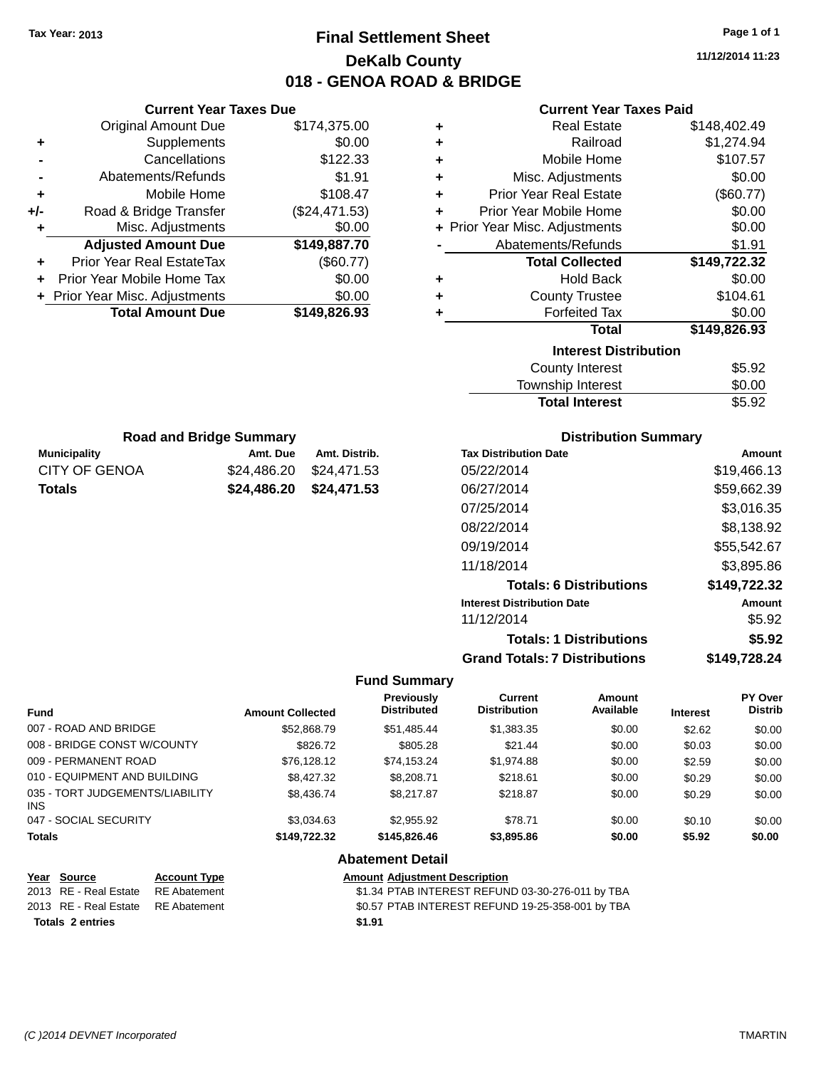Tax Year: 2013

# Final Settlement Sheet
## DeKalb County
## 018 - GENOA ROAD & BRIDGE

11/12/2014 11:23

### Current Year Taxes Due

| | | |
|---|---|---|
| | Original Amount Due | $174,375.00 |
| + | Supplements | $0.00 |
| - | Cancellations | $122.33 |
| - | Abatements/Refunds | $1.91 |
| + | Mobile Home | $108.47 |
| +/- | Road & Bridge Transfer | ($24,471.53) |
| + | Misc. Adjustments | $0.00 |
| | **Adjusted Amount Due** | **$149,887.70** |
| + | Prior Year Real EstateTax | ($60.77) |
| + | Prior Year Mobile Home Tax | $0.00 |
| + | Prior Year Misc. Adjustments | $0.00 |
| | **Total Amount Due** | **$149,826.93** |

### Current Year Taxes Paid

| | | |
|---|---|---|
| + | Real Estate | $148,402.49 |
| + | Railroad | $1,274.94 |
| + | Mobile Home | $107.57 |
| + | Misc. Adjustments | $0.00 |
| + | Prior Year Real Estate | ($60.77) |
| + | Prior Year Mobile Home | $0.00 |
| + | Prior Year Misc. Adjustments | $0.00 |
| - | Abatements/Refunds | $1.91 |
| | **Total Collected** | **$149,722.32** |
| + | Hold Back | $0.00 |
| + | County Trustee | $104.61 |
| + | Forfeited Tax | $0.00 |
| | **Total** | **$149,826.93** |

### Interest Distribution

| | |
|---|---|
| County Interest | $5.92 |
| Township Interest | $0.00 |
| **Total Interest** | $5.92 |

### Road and Bridge Summary

| Municipality | Amt. Due | Amt. Distrib. |
|---|---|---|
| CITY OF GENOA | $24,486.20 | $24,471.53 |
| **Totals** | **$24,486.20** | **$24,471.53** |

### Distribution Summary

| Tax Distribution Date | Amount |
|---|---|
| 05/22/2014 | $19,466.13 |
| 06/27/2014 | $59,662.39 |
| 07/25/2014 | $3,016.35 |
| 08/22/2014 | $8,138.92 |
| 09/19/2014 | $55,542.67 |
| 11/18/2014 | $3,895.86 |
| **Totals: 6 Distributions** | **$149,722.32** |
| **Interest Distribution Date** | **Amount** |
| 11/12/2014 | $5.92 |
| **Totals: 1 Distributions** | **$5.92** |
| **Grand Totals: 7 Distributions** | **$149,728.24** |

### Fund Summary

| Fund | Amount Collected | Previously Distributed | Current Distribution | Amount Available | Interest | PY Over Distrib |
|---|---|---|---|---|---|---|
| 007 - ROAD AND BRIDGE | $52,868.79 | $51,485.44 | $1,383.35 | $0.00 | $2.62 | $0.00 |
| 008 - BRIDGE CONST W/COUNTY | $826.72 | $805.28 | $21.44 | $0.00 | $0.03 | $0.00 |
| 009 - PERMANENT ROAD | $76,128.12 | $74,153.24 | $1,974.88 | $0.00 | $2.59 | $0.00 |
| 010 - EQUIPMENT AND BUILDING | $8,427.32 | $8,208.71 | $218.61 | $0.00 | $0.29 | $0.00 |
| 035 - TORT JUDGEMENTS/LIABILITY INS | $8,436.74 | $8,217.87 | $218.87 | $0.00 | $0.29 | $0.00 |
| 047 - SOCIAL SECURITY | $3,034.63 | $2,955.92 | $78.71 | $0.00 | $0.10 | $0.00 |
| **Totals** | **$149,722.32** | **$145,826.46** | **$3,895.86** | **$0.00** | **$5.92** | **$0.00** |

### Abatement Detail

| Year | Source | Account Type | Amount | Adjustment Description |
|---|---|---|---|---|
| 2013 | RE - Real Estate | RE Abatement | $1.34 | PTAB INTEREST REFUND 03-30-276-011 by TBA |
| 2013 | RE - Real Estate | RE Abatement | $0.57 | PTAB INTEREST REFUND 19-25-358-001 by TBA |
| **Totals 2 entries** | | | **$1.91** | |

(C )2014 DEVNET Incorporated TMARTIN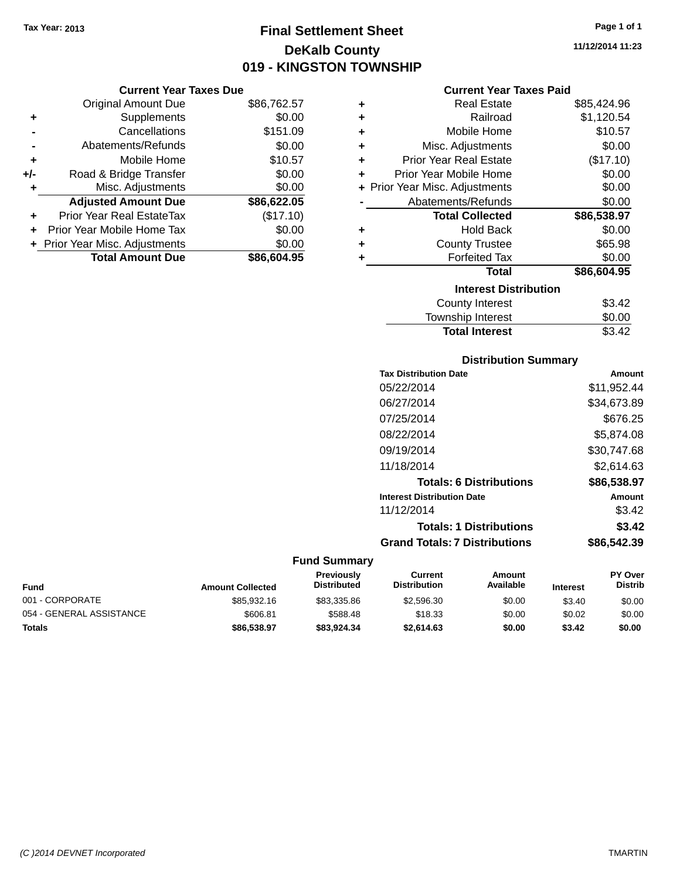Tax Year: 2013

# Final Settlement Sheet

## DeKalb County

## 019 - KINGSTON TOWNSHIP

11/12/2014 11:23

### Current Year Taxes Due

| | | |
|---|---|---|
| | Original Amount Due | $86,762.57 |
| + | Supplements | $0.00 |
| - | Cancellations | $151.09 |
| - | Abatements/Refunds | $0.00 |
| + | Mobile Home | $10.57 |
| +/- | Road & Bridge Transfer | $0.00 |
| + | Misc. Adjustments | $0.00 |
| | **Adjusted Amount Due** | **$86,622.05** |
| + | Prior Year Real EstateTax | ($17.10) |
| + | Prior Year Mobile Home Tax | $0.00 |
| + | Prior Year Misc. Adjustments | $0.00 |
| | **Total Amount Due** | **$86,604.95** |

### Current Year Taxes Paid

| | | |
|---|---|---|
| + | Real Estate | $85,424.96 |
| + | Railroad | $1,120.54 |
| + | Mobile Home | $10.57 |
| + | Misc. Adjustments | $0.00 |
| + | Prior Year Real Estate | ($17.10) |
| + | Prior Year Mobile Home | $0.00 |
| + | Prior Year Misc. Adjustments | $0.00 |
| - | Abatements/Refunds | $0.00 |
| | **Total Collected** | **$86,538.97** |
| + | Hold Back | $0.00 |
| + | County Trustee | $65.98 |
| + | Forfeited Tax | $0.00 |
| | **Total** | **$86,604.95** |

### Interest Distribution

| | |
|---|---|
| County Interest | $3.42 |
| Township Interest | $0.00 |
| **Total Interest** | $3.42 |

### Distribution Summary

| Tax Distribution Date | Amount |
|---|---|
| 05/22/2014 | $11,952.44 |
| 06/27/2014 | $34,673.89 |
| 07/25/2014 | $676.25 |
| 08/22/2014 | $5,874.08 |
| 09/19/2014 | $30,747.68 |
| 11/18/2014 | $2,614.63 |
| **Totals: 6 Distributions** | **$86,538.97** |
| **Interest Distribution Date** | **Amount** |
| 11/12/2014 | $3.42 |
| **Totals: 1 Distributions** | **$3.42** |
| **Grand Totals: 7 Distributions** | **$86,542.39** |

### Fund Summary

| Fund | Amount Collected | Previously Distributed | Current Distribution | Amount Available | Interest | PY Over Distrib |
|---|---|---|---|---|---|---|
| 001 - CORPORATE | $85,932.16 | $83,335.86 | $2,596.30 | $0.00 | $3.40 | $0.00 |
| 054 - GENERAL ASSISTANCE | $606.81 | $588.48 | $18.33 | $0.00 | $0.02 | $0.00 |
| **Totals** | **$86,538.97** | **$83,924.34** | **$2,614.63** | **$0.00** | **$3.42** | **$0.00** |

(C )2014 DEVNET Incorporated TMARTIN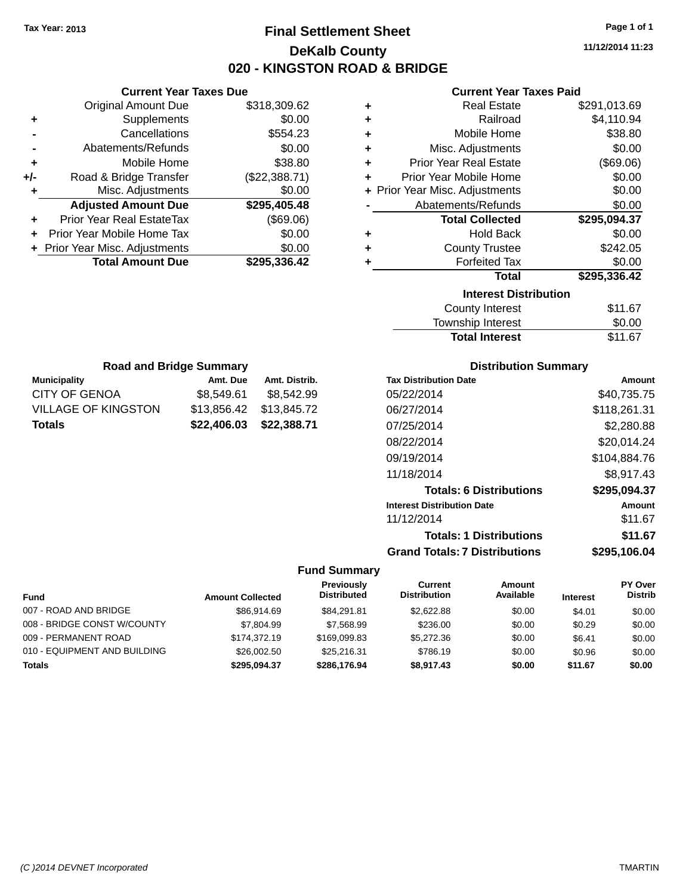Tax Year: 2013

# Final Settlement Sheet
## DeKalb County
## 020 - KINGSTON ROAD & BRIDGE

11/12/2014 11:23

### Current Year Taxes Due

| | | |
|---|---|---|
| | Original Amount Due | $318,309.62 |
| + | Supplements | $0.00 |
| - | Cancellations | $554.23 |
| - | Abatements/Refunds | $0.00 |
| + | Mobile Home | $38.80 |
| +/- | Road & Bridge Transfer | ($22,388.71) |
| + | Misc. Adjustments | $0.00 |
| | **Adjusted Amount Due** | **$295,405.48** |
| + | Prior Year Real EstateTax | ($69.06) |
| + | Prior Year Mobile Home Tax | $0.00 |
| + | Prior Year Misc. Adjustments | $0.00 |
| | **Total Amount Due** | **$295,336.42** |

### Current Year Taxes Paid

| | | |
|---|---|---|
| + | Real Estate | $291,013.69 |
| + | Railroad | $4,110.94 |
| + | Mobile Home | $38.80 |
| + | Misc. Adjustments | $0.00 |
| + | Prior Year Real Estate | ($69.06) |
| + | Prior Year Mobile Home | $0.00 |
| + | Prior Year Misc. Adjustments | $0.00 |
| - | Abatements/Refunds | $0.00 |
| | **Total Collected** | **$295,094.37** |
| + | Hold Back | $0.00 |
| + | County Trustee | $242.05 |
| + | Forfeited Tax | $0.00 |
| | **Total** | **$295,336.42** |

### Interest Distribution

| | |
|---|---|
| County Interest | $11.67 |
| Township Interest | $0.00 |
| **Total Interest** | $11.67 |

### Road and Bridge Summary

| Municipality | Amt. Due | Amt. Distrib. |
|---|---|---|
| CITY OF GENOA | $8,549.61 | $8,542.99 |
| VILLAGE OF KINGSTON | $13,856.42 | $13,845.72 |
| **Totals** | **$22,406.03** | **$22,388.71** |

### Distribution Summary

| Tax Distribution Date | Amount |
|---|---|
| 05/22/2014 | $40,735.75 |
| 06/27/2014 | $118,261.31 |
| 07/25/2014 | $2,280.88 |
| 08/22/2014 | $20,014.24 |
| 09/19/2014 | $104,884.76 |
| 11/18/2014 | $8,917.43 |
| **Totals: 6 Distributions** | **$295,094.37** |
| **Interest Distribution Date** | **Amount** |
| 11/12/2014 | $11.67 |
| **Totals: 1 Distributions** | **$11.67** |
| **Grand Totals: 7 Distributions** | **$295,106.04** |

### Fund Summary

| Fund | Amount Collected | Previously Distributed | Current Distribution | Amount Available | Interest | PY Over Distrib |
|---|---|---|---|---|---|---|
| 007 - ROAD AND BRIDGE | $86,914.69 | $84,291.81 | $2,622.88 | $0.00 | $4.01 | $0.00 |
| 008 - BRIDGE CONST W/COUNTY | $7,804.99 | $7,568.99 | $236.00 | $0.00 | $0.29 | $0.00 |
| 009 - PERMANENT ROAD | $174,372.19 | $169,099.83 | $5,272.36 | $0.00 | $6.41 | $0.00 |
| 010 - EQUIPMENT AND BUILDING | $26,002.50 | $25,216.31 | $786.19 | $0.00 | $0.96 | $0.00 |
| **Totals** | **$295,094.37** | **$286,176.94** | **$8,917.43** | **$0.00** | **$11.67** | **$0.00** |

(C )2014 DEVNET Incorporated TMARTIN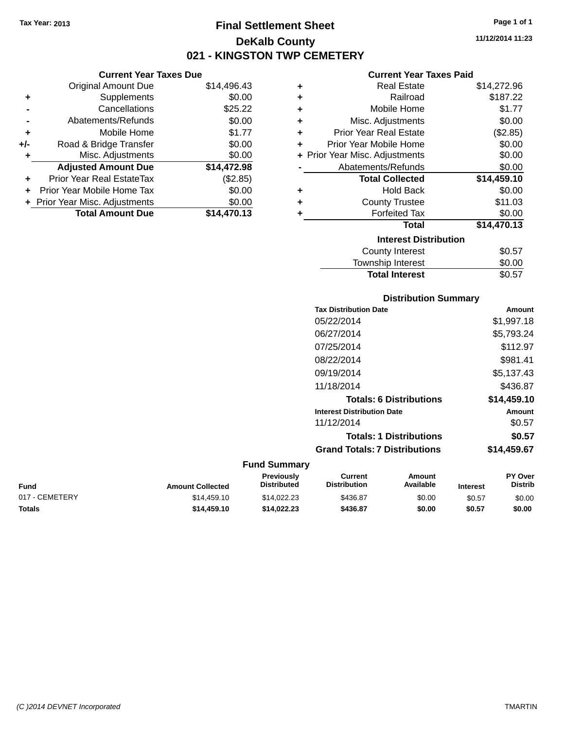Tax Year: 2013

# Final Settlement Sheet

## DeKalb County

## 021 - KINGSTON TWP CEMETERY

11/12/2014 11:23

### Current Year Taxes Due

| | | |
|---|---|---|
| | Original Amount Due | $14,496.43 |
| + | Supplements | $0.00 |
| - | Cancellations | $25.22 |
| - | Abatements/Refunds | $0.00 |
| + | Mobile Home | $1.77 |
| +/- | Road & Bridge Transfer | $0.00 |
| + | Misc. Adjustments | $0.00 |
| | **Adjusted Amount Due** | **$14,472.98** |
| + | Prior Year Real EstateTax | ($2.85) |
| + | Prior Year Mobile Home Tax | $0.00 |
| + | Prior Year Misc. Adjustments | $0.00 |
| | **Total Amount Due** | **$14,470.13** |

### Current Year Taxes Paid

| | | |
|---|---|---|
| + | Real Estate | $14,272.96 |
| + | Railroad | $187.22 |
| + | Mobile Home | $1.77 |
| + | Misc. Adjustments | $0.00 |
| + | Prior Year Real Estate | ($2.85) |
| + | Prior Year Mobile Home | $0.00 |
| + | Prior Year Misc. Adjustments | $0.00 |
| - | Abatements/Refunds | $0.00 |
| | **Total Collected** | **$14,459.10** |
| + | Hold Back | $0.00 |
| + | County Trustee | $11.03 |
| + | Forfeited Tax | $0.00 |
| | **Total** | **$14,470.13** |

### Interest Distribution

| | |
|---|---|
| County Interest | $0.57 |
| Township Interest | $0.00 |
| **Total Interest** | $0.57 |

### Distribution Summary

| Tax Distribution Date | Amount |
|---|---|
| 05/22/2014 | $1,997.18 |
| 06/27/2014 | $5,793.24 |
| 07/25/2014 | $112.97 |
| 08/22/2014 | $981.41 |
| 09/19/2014 | $5,137.43 |
| 11/18/2014 | $436.87 |
| **Totals: 6 Distributions** | **$14,459.10** |
| **Interest Distribution Date** | **Amount** |
| 11/12/2014 | $0.57 |
| **Totals: 1 Distributions** | **$0.57** |
| **Grand Totals: 7 Distributions** | **$14,459.67** |

### Fund Summary

| Fund | Amount Collected | Previously Distributed | Current Distribution | Amount Available | Interest | PY Over Distrib |
|---|---|---|---|---|---|---|
| 017 - CEMETERY | $14,459.10 | $14,022.23 | $436.87 | $0.00 | $0.57 | $0.00 |
| **Totals** | **$14,459.10** | **$14,022.23** | **$436.87** | **$0.00** | **$0.57** | **$0.00** |

(C )2014 DEVNET Incorporated TMARTIN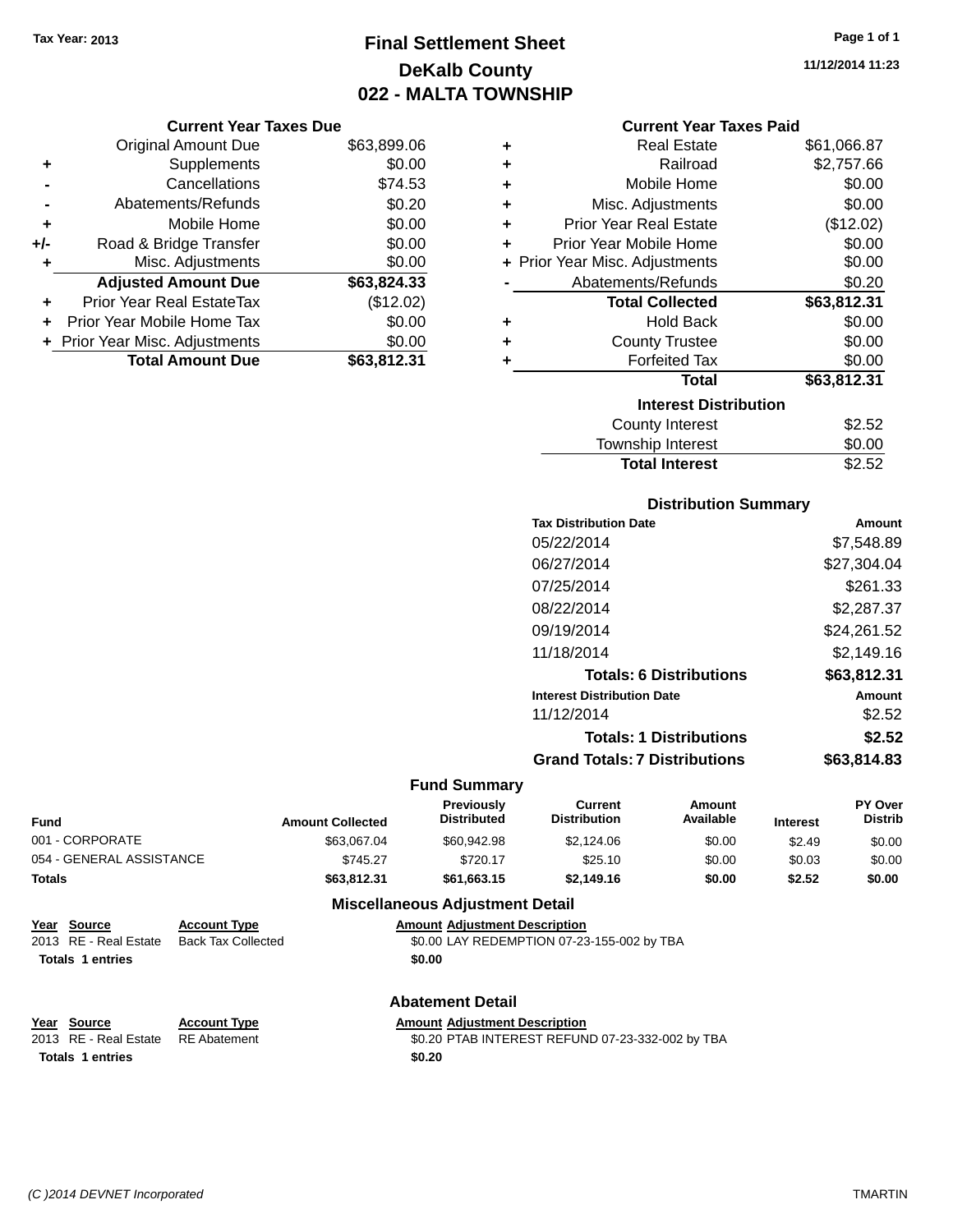Tax Year: 2013

# Final Settlement Sheet
## DeKalb County
## 022 - MALTA TOWNSHIP

11/12/2014 11:23

### Current Year Taxes Due

| | | |
|---|---|---|
| | Original Amount Due | $63,899.06 |
| + | Supplements | $0.00 |
| - | Cancellations | $74.53 |
| - | Abatements/Refunds | $0.20 |
| + | Mobile Home | $0.00 |
| +/- | Road & Bridge Transfer | $0.00 |
| + | Misc. Adjustments | $0.00 |
| | **Adjusted Amount Due** | **$63,824.33** |
| + | Prior Year Real EstateTax | ($12.02) |
| + | Prior Year Mobile Home Tax | $0.00 |
| + | Prior Year Misc. Adjustments | $0.00 |
| | **Total Amount Due** | **$63,812.31** |

### Current Year Taxes Paid

| | | |
|---|---|---|
| + | Real Estate | $61,066.87 |
| + | Railroad | $2,757.66 |
| + | Mobile Home | $0.00 |
| + | Misc. Adjustments | $0.00 |
| + | Prior Year Real Estate | ($12.02) |
| + | Prior Year Mobile Home | $0.00 |
| + | Prior Year Misc. Adjustments | $0.00 |
| - | Abatements/Refunds | $0.20 |
| | **Total Collected** | **$63,812.31** |
| + | Hold Back | $0.00 |
| + | County Trustee | $0.00 |
| + | Forfeited Tax | $0.00 |
| | **Total** | **$63,812.31** |

### Interest Distribution

| | |
|---|---|
| County Interest | $2.52 |
| Township Interest | $0.00 |
| **Total Interest** | **$2.52** |

### Distribution Summary

| Tax Distribution Date | Amount |
|---|---|
| 05/22/2014 | $7,548.89 |
| 06/27/2014 | $27,304.04 |
| 07/25/2014 | $261.33 |
| 08/22/2014 | $2,287.37 |
| 09/19/2014 | $24,261.52 |
| 11/18/2014 | $2,149.16 |
| **Totals: 6 Distributions** | **$63,812.31** |
| **Interest Distribution Date** | **Amount** |
| 11/12/2014 | $2.52 |
| **Totals: 1 Distributions** | **$2.52** |
| **Grand Totals: 7 Distributions** | **$63,814.83** |

### Fund Summary

| Fund | Amount Collected | Previously Distributed | Current Distribution | Amount Available | Interest | PY Over Distrib |
|---|---|---|---|---|---|---|
| 001 - CORPORATE | $63,067.04 | $60,942.98 | $2,124.06 | $0.00 | $2.49 | $0.00 |
| 054 - GENERAL ASSISTANCE | $745.27 | $720.17 | $25.10 | $0.00 | $0.03 | $0.00 |
| **Totals** | **$63,812.31** | **$61,663.15** | **$2,149.16** | **$0.00** | **$2.52** | **$0.00** |

### Miscellaneous Adjustment Detail

| Year | Source | Account Type | Amount | Adjustment Description |
|---|---|---|---|---|
| 2013 | RE - Real Estate | Back Tax Collected | $0.00 | LAY REDEMPTION 07-23-155-002 by TBA |
| **Totals** | **1 entries** | | **$0.00** | |

### Abatement Detail

| Year | Source | Account Type | Amount | Adjustment Description |
|---|---|---|---|---|
| 2013 | RE - Real Estate | RE Abatement | $0.20 | PTAB INTEREST REFUND 07-23-332-002 by TBA |
| **Totals** | **1 entries** | | **$0.20** | |

(C )2014 DEVNET Incorporated TMARTIN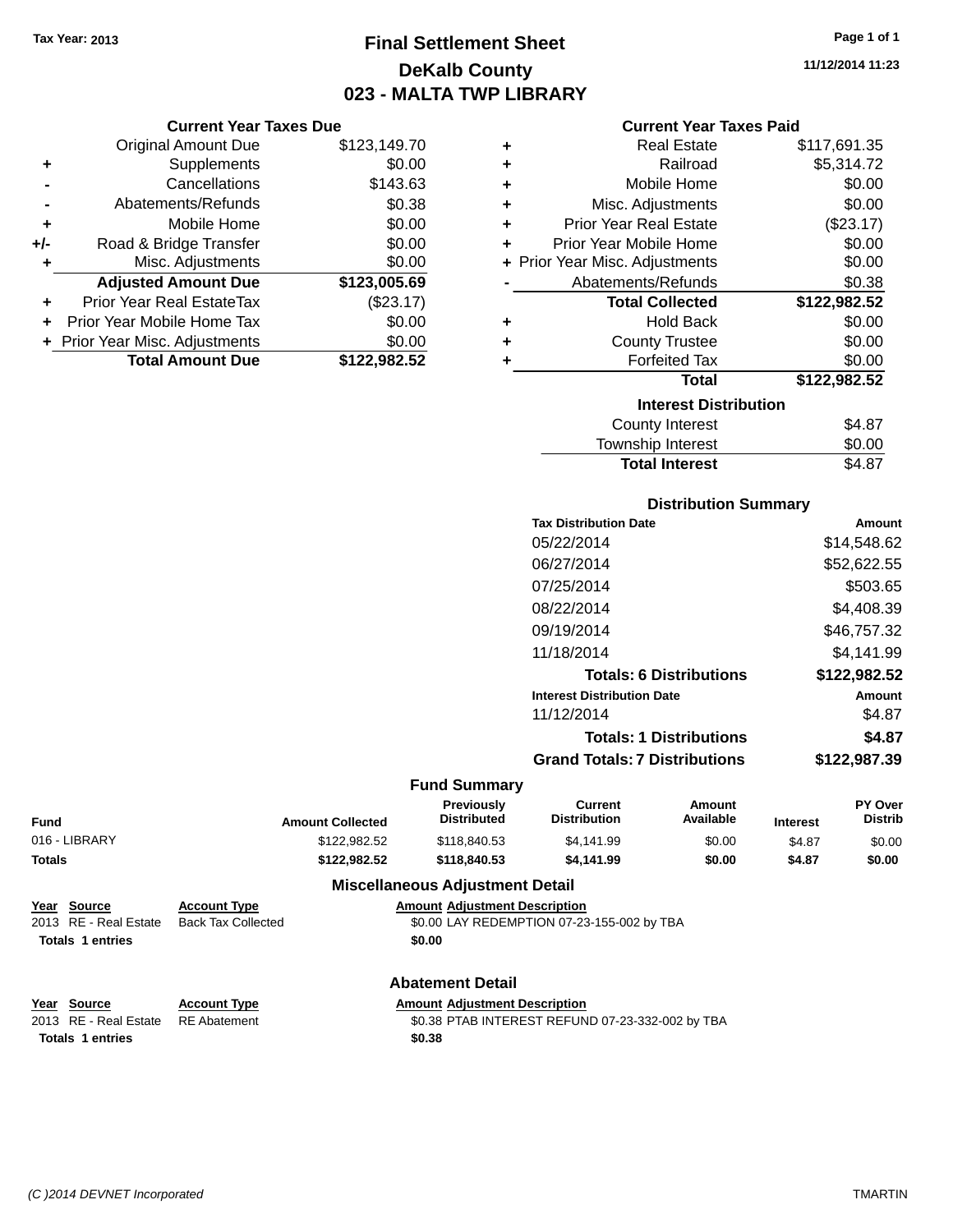Tax Year: 2013

# Final Settlement Sheet
## DeKalb County
## 023 - MALTA TWP LIBRARY

11/12/2014 11:23

### Current Year Taxes Due

| | | |
|---|---|---|
| | Original Amount Due | $123,149.70 |
| + | Supplements | $0.00 |
| - | Cancellations | $143.63 |
| - | Abatements/Refunds | $0.38 |
| + | Mobile Home | $0.00 |
| +/- | Road & Bridge Transfer | $0.00 |
| + | Misc. Adjustments | $0.00 |
| | **Adjusted Amount Due** | **$123,005.69** |
| + | Prior Year Real EstateTax | ($23.17) |
| + | Prior Year Mobile Home Tax | $0.00 |
| + | Prior Year Misc. Adjustments | $0.00 |
| | **Total Amount Due** | **$122,982.52** |

### Current Year Taxes Paid

| | | |
|---|---|---|
| + | Real Estate | $117,691.35 |
| + | Railroad | $5,314.72 |
| + | Mobile Home | $0.00 |
| + | Misc. Adjustments | $0.00 |
| + | Prior Year Real Estate | ($23.17) |
| + | Prior Year Mobile Home | $0.00 |
| + | Prior Year Misc. Adjustments | $0.00 |
| - | Abatements/Refunds | $0.38 |
| | **Total Collected** | **$122,982.52** |
| + | Hold Back | $0.00 |
| + | County Trustee | $0.00 |
| + | Forfeited Tax | $0.00 |
| | **Total** | **$122,982.52** |

### Interest Distribution

| | |
|---|---|
| County Interest | $4.87 |
| Township Interest | $0.00 |
| **Total Interest** | $4.87 |

### Distribution Summary

| Tax Distribution Date | Amount |
|---|---|
| 05/22/2014 | $14,548.62 |
| 06/27/2014 | $52,622.55 |
| 07/25/2014 | $503.65 |
| 08/22/2014 | $4,408.39 |
| 09/19/2014 | $46,757.32 |
| 11/18/2014 | $4,141.99 |
| **Totals: 6 Distributions** | **$122,982.52** |

| Interest Distribution Date | Amount |
|---|---|
| 11/12/2014 | $4.87 |
| **Totals: 1 Distributions** | **$4.87** |
| **Grand Totals: 7 Distributions** | **$122,987.39** |

### Fund Summary

| Fund | Amount Collected | Previously Distributed | Current Distribution | Amount Available | Interest | PY Over Distrib |
|---|---|---|---|---|---|---|
| 016 - LIBRARY | $122,982.52 | $118,840.53 | $4,141.99 | $0.00 | $4.87 | $0.00 |
| **Totals** | **$122,982.52** | **$118,840.53** | **$4,141.99** | **$0.00** | **$4.87** | **$0.00** |

### Miscellaneous Adjustment Detail

| Year | Source | Account Type | Amount | Adjustment Description |
|---|---|---|---|---|
| 2013 | RE - Real Estate | Back Tax Collected | $0.00 | LAY REDEMPTION 07-23-155-002 by TBA |
| **Totals 1 entries** | | | **$0.00** | |

### Abatement Detail

| Year | Source | Account Type | Amount | Adjustment Description |
|---|---|---|---|---|
| 2013 | RE - Real Estate | RE Abatement | $0.38 | PTAB INTEREST REFUND 07-23-332-002 by TBA |
| **Totals 1 entries** | | | **$0.38** | |

(C )2014 DEVNET Incorporated — TMARTIN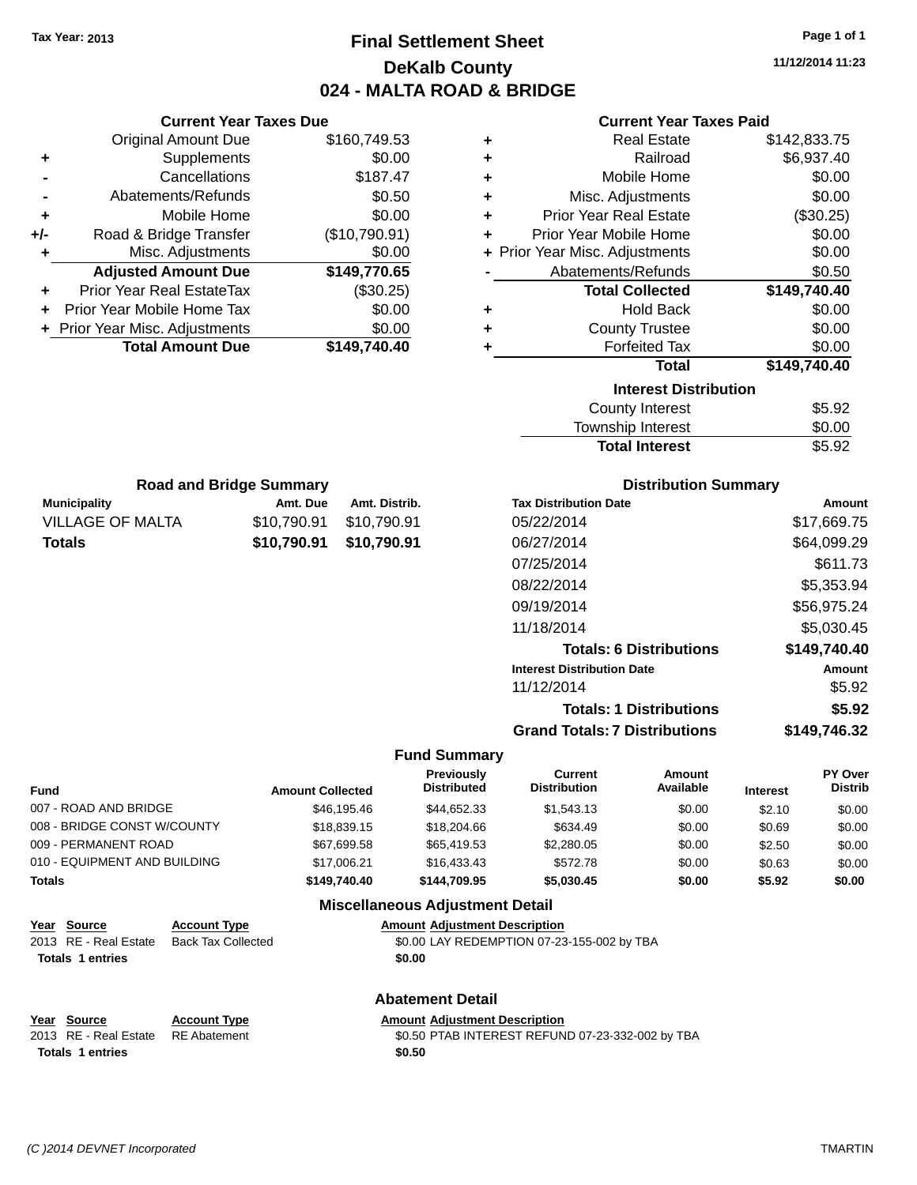Tax Year: 2013

# Final Settlement Sheet
## DeKalb County
## 024 - MALTA ROAD & BRIDGE

11/12/2014 11:23

### Current Year Taxes Due

| | | |
|---|---|---|
| | Original Amount Due | $160,749.53 |
| + | Supplements | $0.00 |
| - | Cancellations | $187.47 |
| - | Abatements/Refunds | $0.50 |
| + | Mobile Home | $0.00 |
| +/- | Road & Bridge Transfer | ($10,790.91) |
| + | Misc. Adjustments | $0.00 |
| | **Adjusted Amount Due** | **$149,770.65** |
| + | Prior Year Real EstateTax | ($30.25) |
| + | Prior Year Mobile Home Tax | $0.00 |
| + | Prior Year Misc. Adjustments | $0.00 |
| | **Total Amount Due** | **$149,740.40** |

### Current Year Taxes Paid

| | | |
|---|---|---|
| + | Real Estate | $142,833.75 |
| + | Railroad | $6,937.40 |
| + | Mobile Home | $0.00 |
| + | Misc. Adjustments | $0.00 |
| + | Prior Year Real Estate | ($30.25) |
| + | Prior Year Mobile Home | $0.00 |
| + | Prior Year Misc. Adjustments | $0.00 |
| - | Abatements/Refunds | $0.50 |
| | **Total Collected** | **$149,740.40** |
| + | Hold Back | $0.00 |
| + | County Trustee | $0.00 |
| + | Forfeited Tax | $0.00 |
| | **Total** | **$149,740.40** |

### Interest Distribution

| | |
|---|---|
| County Interest | $5.92 |
| Township Interest | $0.00 |
| **Total Interest** | $5.92 |

### Road and Bridge Summary

| Municipality | Amt. Due | Amt. Distrib. |
|---|---|---|
| VILLAGE OF MALTA | $10,790.91 | $10,790.91 |
| **Totals** | **$10,790.91** | **$10,790.91** |

### Distribution Summary

| Tax Distribution Date | Amount |
|---|---|
| 05/22/2014 | $17,669.75 |
| 06/27/2014 | $64,099.29 |
| 07/25/2014 | $611.73 |
| 08/22/2014 | $5,353.94 |
| 09/19/2014 | $56,975.24 |
| 11/18/2014 | $5,030.45 |
| **Totals: 6 Distributions** | **$149,740.40** |
| **Interest Distribution Date** | **Amount** |
| 11/12/2014 | $5.92 |
| **Totals: 1 Distributions** | **$5.92** |
| **Grand Totals: 7 Distributions** | **$149,746.32** |

### Fund Summary

| Fund | Amount Collected | Previously Distributed | Current Distribution | Amount Available | Interest | PY Over Distrib |
|---|---|---|---|---|---|---|
| 007 - ROAD AND BRIDGE | $46,195.46 | $44,652.33 | $1,543.13 | $0.00 | $2.10 | $0.00 |
| 008 - BRIDGE CONST W/COUNTY | $18,839.15 | $18,204.66 | $634.49 | $0.00 | $0.69 | $0.00 |
| 009 - PERMANENT ROAD | $67,699.58 | $65,419.53 | $2,280.05 | $0.00 | $2.50 | $0.00 |
| 010 - EQUIPMENT AND BUILDING | $17,006.21 | $16,433.43 | $572.78 | $0.00 | $0.63 | $0.00 |
| **Totals** | **$149,740.40** | **$144,709.95** | **$5,030.45** | **$0.00** | **$5.92** | **$0.00** |

### Miscellaneous Adjustment Detail

| Year | Source | Account Type | Amount | Adjustment Description |
|---|---|---|---|---|
| 2013 | RE - Real Estate | Back Tax Collected | $0.00 | LAY REDEMPTION 07-23-155-002 by TBA |
| **Totals** | **1 entries** | | **$0.00** | |

### Abatement Detail

| Year | Source | Account Type | Amount | Adjustment Description |
|---|---|---|---|---|
| 2013 | RE - Real Estate | RE Abatement | $0.50 | PTAB INTEREST REFUND 07-23-332-002 by TBA |
| **Totals** | **1 entries** | | **$0.50** | |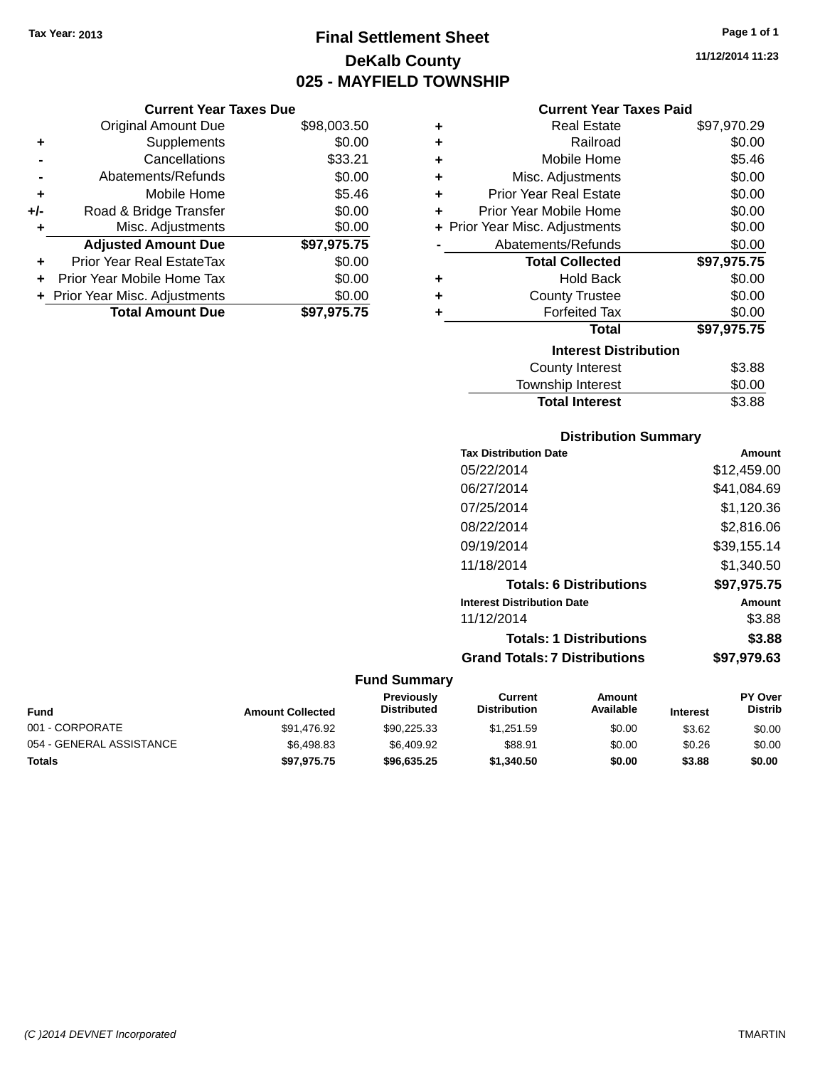Tax Year: 2013

# Final Settlement Sheet

## DeKalb County

## 025 - MAYFIELD TOWNSHIP

11/12/2014 11:23

### Current Year Taxes Due

| | | |
|---|---|---|
| | Original Amount Due | $98,003.50 |
| + | Supplements | $0.00 |
| - | Cancellations | $33.21 |
| - | Abatements/Refunds | $0.00 |
| + | Mobile Home | $5.46 |
| +/- | Road & Bridge Transfer | $0.00 |
| + | Misc. Adjustments | $0.00 |
| | **Adjusted Amount Due** | **$97,975.75** |
| + | Prior Year Real EstateTax | $0.00 |
| + | Prior Year Mobile Home Tax | $0.00 |
| + | Prior Year Misc. Adjustments | $0.00 |
| | **Total Amount Due** | **$97,975.75** |

### Current Year Taxes Paid

| | | |
|---|---|---|
| + | Real Estate | $97,970.29 |
| + | Railroad | $0.00 |
| + | Mobile Home | $5.46 |
| + | Misc. Adjustments | $0.00 |
| + | Prior Year Real Estate | $0.00 |
| + | Prior Year Mobile Home | $0.00 |
| + | Prior Year Misc. Adjustments | $0.00 |
| - | Abatements/Refunds | $0.00 |
| | **Total Collected** | **$97,975.75** |
| + | Hold Back | $0.00 |
| + | County Trustee | $0.00 |
| + | Forfeited Tax | $0.00 |
| | **Total** | **$97,975.75** |

### Interest Distribution

| | |
|---|---|
| County Interest | $3.88 |
| Township Interest | $0.00 |
| **Total Interest** | $3.88 |

### Distribution Summary

| Tax Distribution Date | Amount |
|---|---|
| 05/22/2014 | $12,459.00 |
| 06/27/2014 | $41,084.69 |
| 07/25/2014 | $1,120.36 |
| 08/22/2014 | $2,816.06 |
| 09/19/2014 | $39,155.14 |
| 11/18/2014 | $1,340.50 |
| **Totals: 6 Distributions** | **$97,975.75** |
| **Interest Distribution Date** | **Amount** |
| 11/12/2014 | $3.88 |
| **Totals: 1 Distributions** | **$3.88** |
| **Grand Totals: 7 Distributions** | **$97,979.63** |

### Fund Summary

| Fund | Amount Collected | Previously Distributed | Current Distribution | Amount Available | Interest | PY Over Distrib |
|---|---|---|---|---|---|---|
| 001 - CORPORATE | $91,476.92 | $90,225.33 | $1,251.59 | $0.00 | $3.62 | $0.00 |
| 054 - GENERAL ASSISTANCE | $6,498.83 | $6,409.92 | $88.91 | $0.00 | $0.26 | $0.00 |
| **Totals** | **$97,975.75** | **$96,635.25** | **$1,340.50** | **$0.00** | **$3.88** | **$0.00** |

(C )2014 DEVNET Incorporated TMARTIN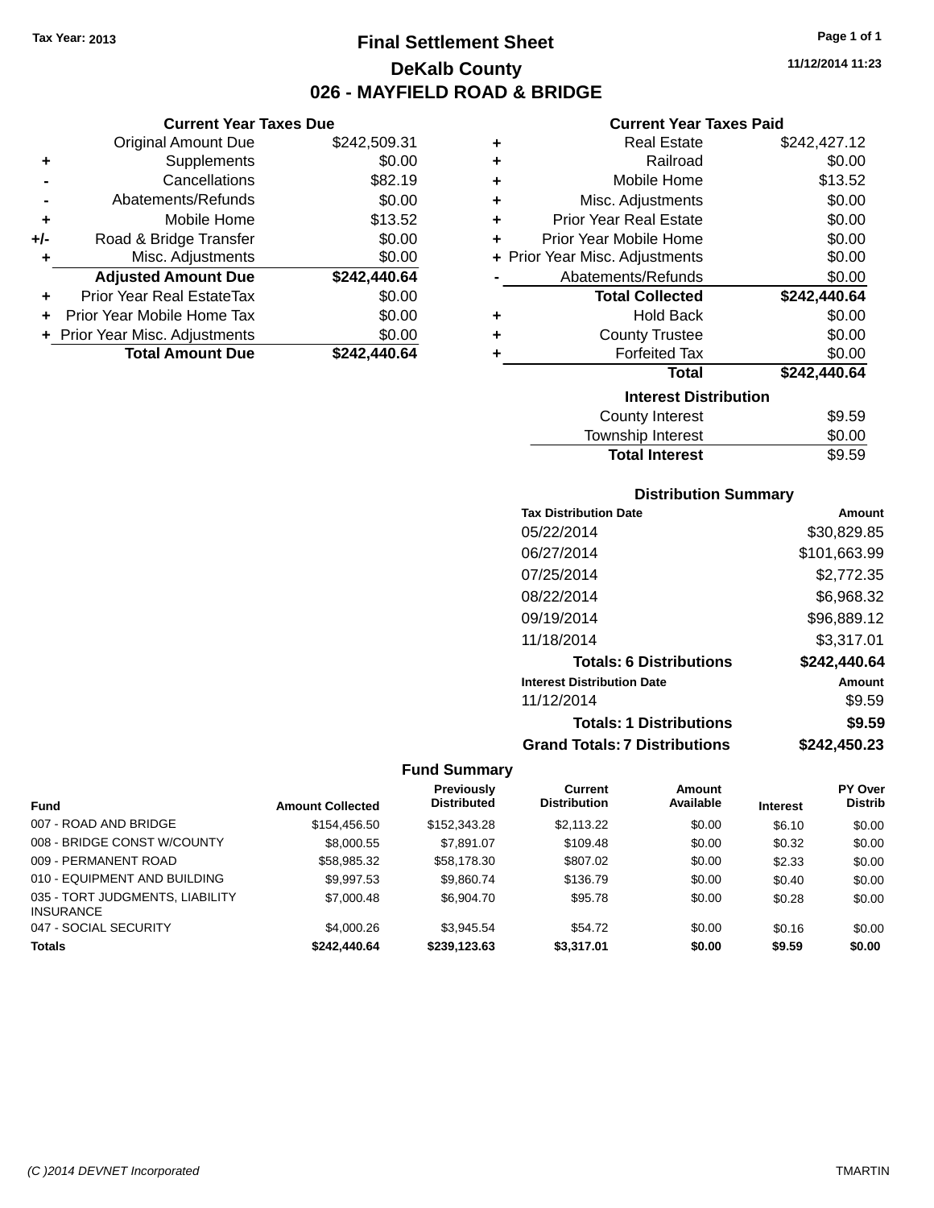Tax Year: 2013

# Final Settlement Sheet

## DeKalb County

## 026 - MAYFIELD ROAD & BRIDGE

11/12/2014 11:23

### Current Year Taxes Due

| | | |
|---|---|---|
| | Original Amount Due | $242,509.31 |
| + | Supplements | $0.00 |
| - | Cancellations | $82.19 |
| - | Abatements/Refunds | $0.00 |
| + | Mobile Home | $13.52 |
| +/- | Road & Bridge Transfer | $0.00 |
| + | Misc. Adjustments | $0.00 |
| | **Adjusted Amount Due** | **$242,440.64** |
| + | Prior Year Real EstateTax | $0.00 |
| + | Prior Year Mobile Home Tax | $0.00 |
| + | Prior Year Misc. Adjustments | $0.00 |
| | **Total Amount Due** | **$242,440.64** |

### Current Year Taxes Paid

| | | |
|---|---|---|
| + | Real Estate | $242,427.12 |
| + | Railroad | $0.00 |
| + | Mobile Home | $13.52 |
| + | Misc. Adjustments | $0.00 |
| + | Prior Year Real Estate | $0.00 |
| + | Prior Year Mobile Home | $0.00 |
| + | Prior Year Misc. Adjustments | $0.00 |
| - | Abatements/Refunds | $0.00 |
| | **Total Collected** | **$242,440.64** |
| + | Hold Back | $0.00 |
| + | County Trustee | $0.00 |
| + | Forfeited Tax | $0.00 |
| | **Total** | **$242,440.64** |

### Interest Distribution

| | |
|---|---|
| County Interest | $9.59 |
| Township Interest | $0.00 |
| **Total Interest** | $9.59 |

### Distribution Summary

| Tax Distribution Date | Amount |
|---|---|
| 05/22/2014 | $30,829.85 |
| 06/27/2014 | $101,663.99 |
| 07/25/2014 | $2,772.35 |
| 08/22/2014 | $6,968.32 |
| 09/19/2014 | $96,889.12 |
| 11/18/2014 | $3,317.01 |
| **Totals: 6 Distributions** | **$242,440.64** |
| **Interest Distribution Date** | **Amount** |
| 11/12/2014 | $9.59 |
| **Totals: 1 Distributions** | **$9.59** |
| **Grand Totals: 7 Distributions** | **$242,450.23** |

### Fund Summary

| Fund | Amount Collected | Previously Distributed | Current Distribution | Amount Available | Interest | PY Over Distrib |
|---|---|---|---|---|---|---|
| 007 - ROAD AND BRIDGE | $154,456.50 | $152,343.28 | $2,113.22 | $0.00 | $6.10 | $0.00 |
| 008 - BRIDGE CONST W/COUNTY | $8,000.55 | $7,891.07 | $109.48 | $0.00 | $0.32 | $0.00 |
| 009 - PERMANENT ROAD | $58,985.32 | $58,178.30 | $807.02 | $0.00 | $2.33 | $0.00 |
| 010 - EQUIPMENT AND BUILDING | $9,997.53 | $9,860.74 | $136.79 | $0.00 | $0.40 | $0.00 |
| 035 - TORT JUDGMENTS, LIABILITY INSURANCE | $7,000.48 | $6,904.70 | $95.78 | $0.00 | $0.28 | $0.00 |
| 047 - SOCIAL SECURITY | $4,000.26 | $3,945.54 | $54.72 | $0.00 | $0.16 | $0.00 |
| **Totals** | **$242,440.64** | **$239,123.63** | **$3,317.01** | **$0.00** | **$9.59** | **$0.00** |

(C )2014 DEVNET Incorporated TMARTIN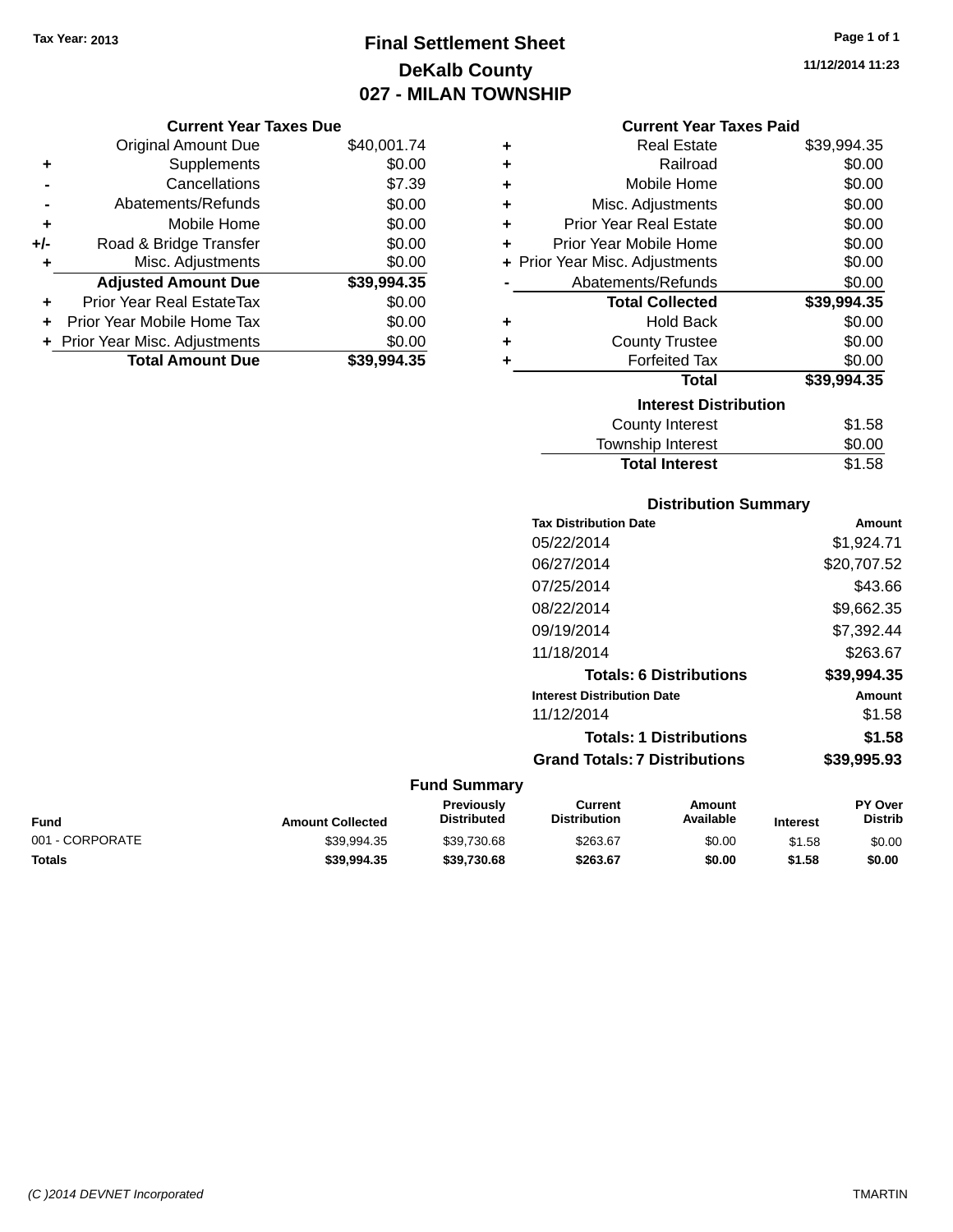Tax Year: 2013

# Final Settlement Sheet
## DeKalb County
## 027 - MILAN TOWNSHIP

11/12/2014 11:23

### Current Year Taxes Due

| | | |
|---|---|---|
| | Original Amount Due | $40,001.74 |
| + | Supplements | $0.00 |
| - | Cancellations | $7.39 |
| - | Abatements/Refunds | $0.00 |
| + | Mobile Home | $0.00 |
| +/- | Road & Bridge Transfer | $0.00 |
| + | Misc. Adjustments | $0.00 |
| | **Adjusted Amount Due** | **$39,994.35** |
| + | Prior Year Real EstateTax | $0.00 |
| + | Prior Year Mobile Home Tax | $0.00 |
| + | Prior Year Misc. Adjustments | $0.00 |
| | **Total Amount Due** | **$39,994.35** |

### Current Year Taxes Paid

| | | |
|---|---|---|
| + | Real Estate | $39,994.35 |
| + | Railroad | $0.00 |
| + | Mobile Home | $0.00 |
| + | Misc. Adjustments | $0.00 |
| + | Prior Year Real Estate | $0.00 |
| + | Prior Year Mobile Home | $0.00 |
| + | Prior Year Misc. Adjustments | $0.00 |
| - | Abatements/Refunds | $0.00 |
| | **Total Collected** | **$39,994.35** |
| + | Hold Back | $0.00 |
| + | County Trustee | $0.00 |
| + | Forfeited Tax | $0.00 |
| | **Total** | **$39,994.35** |

### Interest Distribution

| | |
|---|---|
| County Interest | $1.58 |
| Township Interest | $0.00 |
| **Total Interest** | $1.58 |

### Distribution Summary

| Tax Distribution Date | Amount |
|---|---|
| 05/22/2014 | $1,924.71 |
| 06/27/2014 | $20,707.52 |
| 07/25/2014 | $43.66 |
| 08/22/2014 | $9,662.35 |
| 09/19/2014 | $7,392.44 |
| 11/18/2014 | $263.67 |
| **Totals: 6 Distributions** | **$39,994.35** |
| **Interest Distribution Date** | **Amount** |
| 11/12/2014 | $1.58 |
| **Totals: 1 Distributions** | **$1.58** |
| **Grand Totals: 7 Distributions** | **$39,995.93** |

### Fund Summary

| Fund | Amount Collected | Previously Distributed | Current Distribution | Amount Available | Interest | PY Over Distrib |
|---|---|---|---|---|---|---|
| 001 - CORPORATE | $39,994.35 | $39,730.68 | $263.67 | $0.00 | $1.58 | $0.00 |
| **Totals** | **$39,994.35** | **$39,730.68** | **$263.67** | **$0.00** | **$1.58** | **$0.00** |

(C )2014 DEVNET Incorporated TMARTIN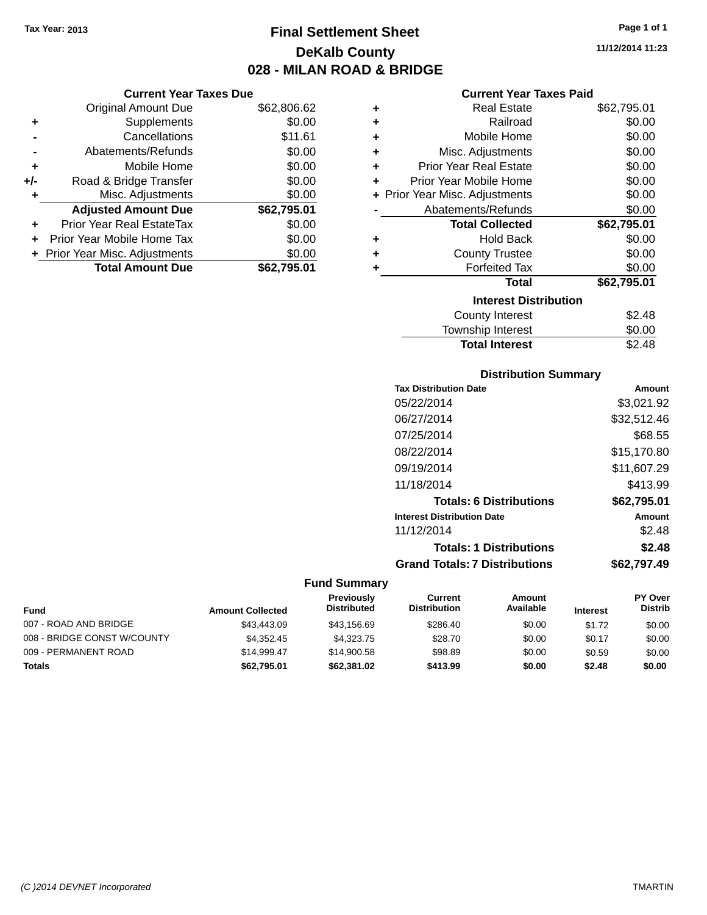Tax Year: 2013

# Final Settlement Sheet
## DeKalb County
## 028 - MILAN ROAD & BRIDGE

11/12/2014 11:23

### Current Year Taxes Due

| | | |
|---|---|---|
| | Original Amount Due | $62,806.62 |
| + | Supplements | $0.00 |
| - | Cancellations | $11.61 |
| - | Abatements/Refunds | $0.00 |
| + | Mobile Home | $0.00 |
| +/- | Road & Bridge Transfer | $0.00 |
| + | Misc. Adjustments | $0.00 |
| | **Adjusted Amount Due** | **$62,795.01** |
| + | Prior Year Real EstateTax | $0.00 |
| + | Prior Year Mobile Home Tax | $0.00 |
| + | Prior Year Misc. Adjustments | $0.00 |
| | **Total Amount Due** | **$62,795.01** |

### Current Year Taxes Paid

| | | |
|---|---|---|
| + | Real Estate | $62,795.01 |
| + | Railroad | $0.00 |
| + | Mobile Home | $0.00 |
| + | Misc. Adjustments | $0.00 |
| + | Prior Year Real Estate | $0.00 |
| + | Prior Year Mobile Home | $0.00 |
| + | Prior Year Misc. Adjustments | $0.00 |
| - | Abatements/Refunds | $0.00 |
| | **Total Collected** | **$62,795.01** |
| + | Hold Back | $0.00 |
| + | County Trustee | $0.00 |
| + | Forfeited Tax | $0.00 |
| | **Total** | **$62,795.01** |

### Interest Distribution

| | |
|---|---|
| County Interest | $2.48 |
| Township Interest | $0.00 |
| **Total Interest** | $2.48 |

### Distribution Summary

| Tax Distribution Date | Amount |
|---|---|
| 05/22/2014 | $3,021.92 |
| 06/27/2014 | $32,512.46 |
| 07/25/2014 | $68.55 |
| 08/22/2014 | $15,170.80 |
| 09/19/2014 | $11,607.29 |
| 11/18/2014 | $413.99 |
| **Totals: 6 Distributions** | **$62,795.01** |
| **Interest Distribution Date** | **Amount** |
| 11/12/2014 | $2.48 |
| **Totals: 1 Distributions** | **$2.48** |
| **Grand Totals: 7 Distributions** | **$62,797.49** |

### Fund Summary

| Fund | Amount Collected | Previously Distributed | Current Distribution | Amount Available | Interest | PY Over Distrib |
|---|---|---|---|---|---|---|
| 007 - ROAD AND BRIDGE | $43,443.09 | $43,156.69 | $286.40 | $0.00 | $1.72 | $0.00 |
| 008 - BRIDGE CONST W/COUNTY | $4,352.45 | $4,323.75 | $28.70 | $0.00 | $0.17 | $0.00 |
| 009 - PERMANENT ROAD | $14,999.47 | $14,900.58 | $98.89 | $0.00 | $0.59 | $0.00 |
| **Totals** | **$62,795.01** | **$62,381.02** | **$413.99** | **$0.00** | **$2.48** | **$0.00** |

(C )2014 DEVNET Incorporated TMARTIN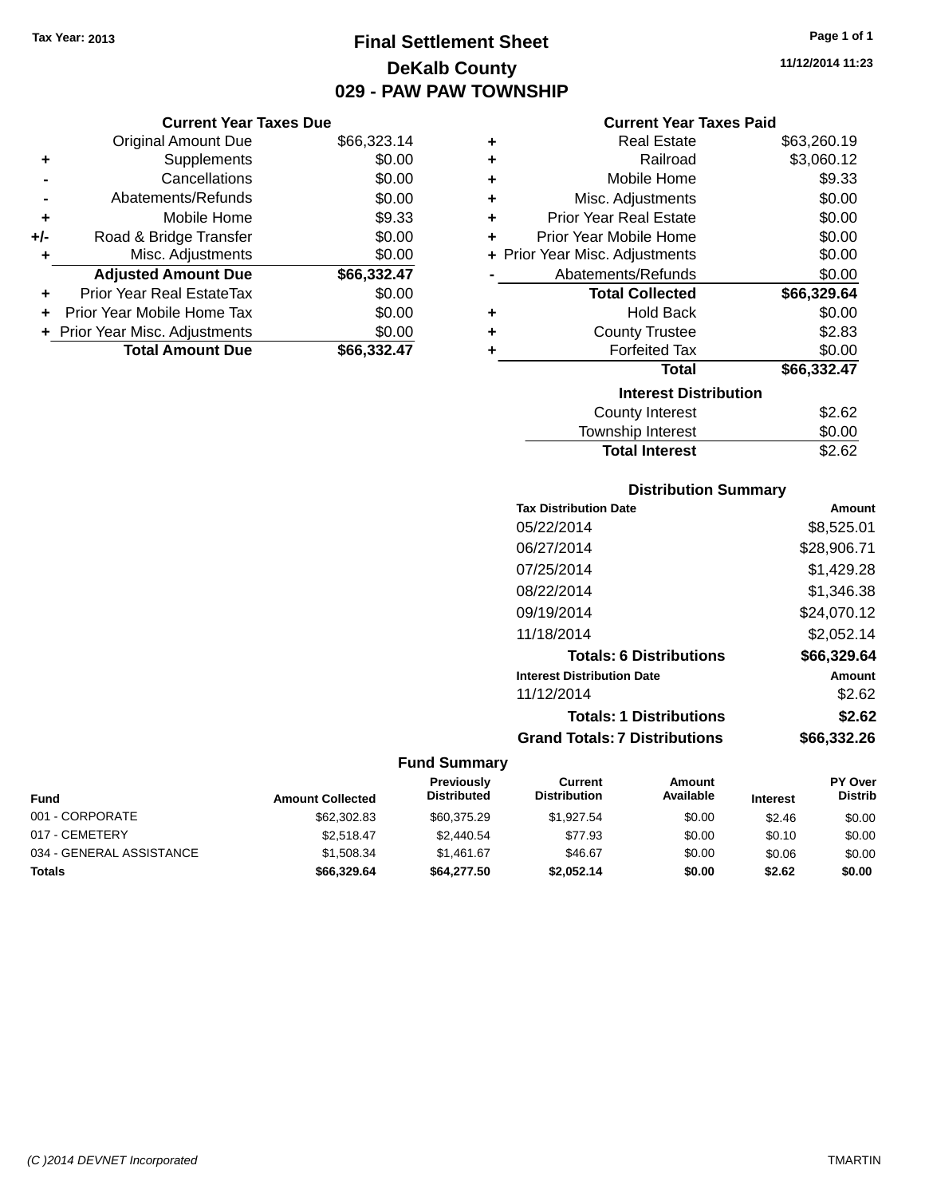Tax Year: 2013

# Final Settlement Sheet

## DeKalb County

## 029 - PAW PAW TOWNSHIP

11/12/2014 11:23

### Current Year Taxes Due

| | | |
|---|---|---|
| | Original Amount Due | $66,323.14 |
| + | Supplements | $0.00 |
| - | Cancellations | $0.00 |
| - | Abatements/Refunds | $0.00 |
| + | Mobile Home | $9.33 |
| +/- | Road & Bridge Transfer | $0.00 |
| + | Misc. Adjustments | $0.00 |
| | **Adjusted Amount Due** | **$66,332.47** |
| + | Prior Year Real EstateTax | $0.00 |
| + | Prior Year Mobile Home Tax | $0.00 |
| + | Prior Year Misc. Adjustments | $0.00 |
| | **Total Amount Due** | **$66,332.47** |

### Current Year Taxes Paid

| | | |
|---|---|---|
| + | Real Estate | $63,260.19 |
| + | Railroad | $3,060.12 |
| + | Mobile Home | $9.33 |
| + | Misc. Adjustments | $0.00 |
| + | Prior Year Real Estate | $0.00 |
| + | Prior Year Mobile Home | $0.00 |
| + | Prior Year Misc. Adjustments | $0.00 |
| - | Abatements/Refunds | $0.00 |
| | **Total Collected** | **$66,329.64** |
| + | Hold Back | $0.00 |
| + | County Trustee | $2.83 |
| + | Forfeited Tax | $0.00 |
| | **Total** | **$66,332.47** |

### Interest Distribution

| | |
|---|---|
| County Interest | $2.62 |
| Township Interest | $0.00 |
| **Total Interest** | $2.62 |

### Distribution Summary

| Tax Distribution Date | Amount |
|---|---|
| 05/22/2014 | $8,525.01 |
| 06/27/2014 | $28,906.71 |
| 07/25/2014 | $1,429.28 |
| 08/22/2014 | $1,346.38 |
| 09/19/2014 | $24,070.12 |
| 11/18/2014 | $2,052.14 |
| **Totals: 6 Distributions** | **$66,329.64** |
| **Interest Distribution Date** | **Amount** |
| 11/12/2014 | $2.62 |
| **Totals: 1 Distributions** | **$2.62** |
| **Grand Totals: 7 Distributions** | **$66,332.26** |

### Fund Summary

| Fund | Amount Collected | Previously Distributed | Current Distribution | Amount Available | Interest | PY Over Distrib |
|---|---|---|---|---|---|---|
| 001 - CORPORATE | $62,302.83 | $60,375.29 | $1,927.54 | $0.00 | $2.46 | $0.00 |
| 017 - CEMETERY | $2,518.47 | $2,440.54 | $77.93 | $0.00 | $0.10 | $0.00 |
| 034 - GENERAL ASSISTANCE | $1,508.34 | $1,461.67 | $46.67 | $0.00 | $0.06 | $0.00 |
| **Totals** | **$66,329.64** | **$64,277.50** | **$2,052.14** | **$0.00** | **$2.62** | **$0.00** |

(C )2014 DEVNET Incorporated TMARTIN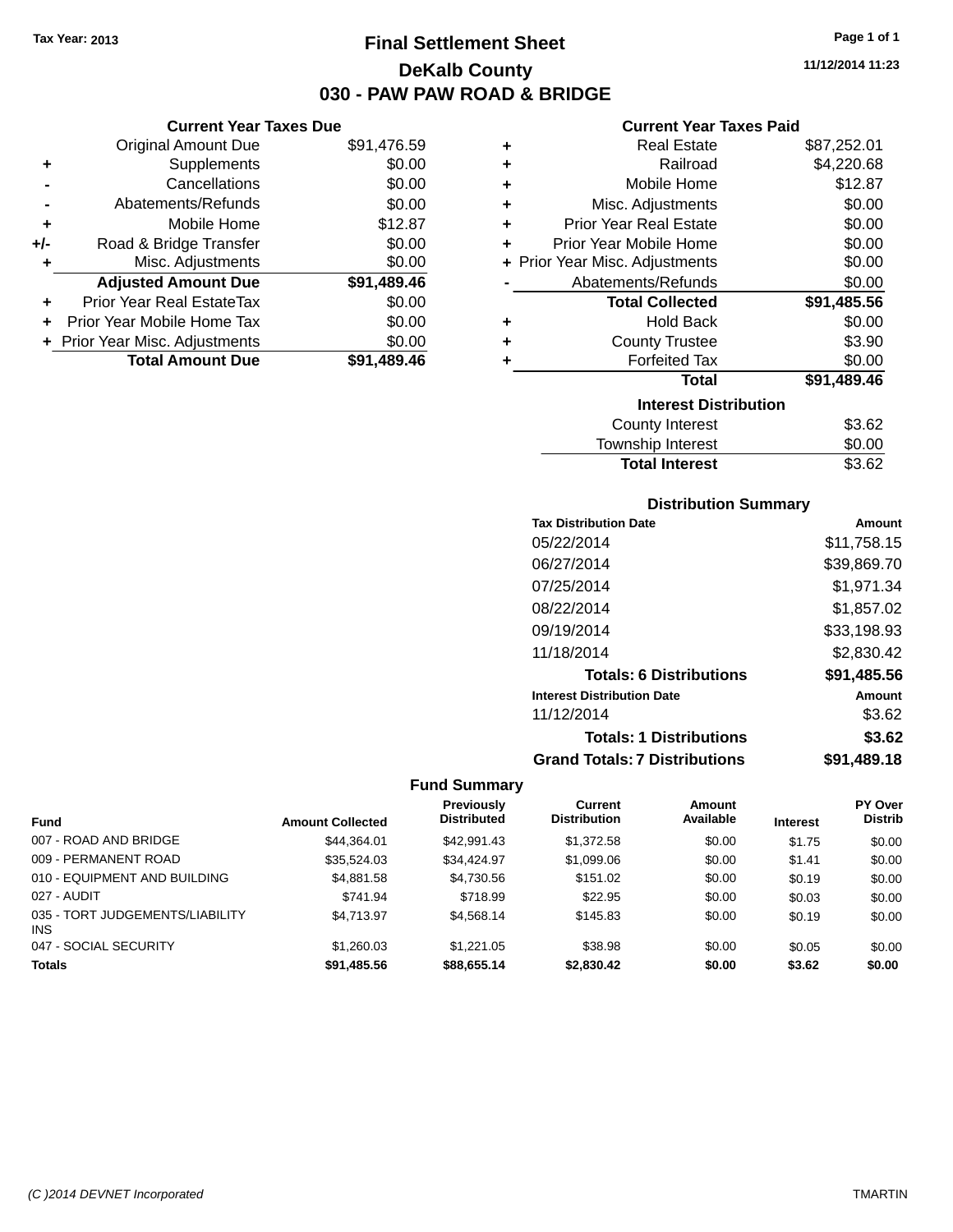Tax Year: 2013

# Final Settlement Sheet

## DeKalb County

## 030 - PAW PAW ROAD & BRIDGE

11/12/2014 11:23

### Current Year Taxes Due

| | | |
|---|---|---|
| | Original Amount Due | $91,476.59 |
| + | Supplements | $0.00 |
| - | Cancellations | $0.00 |
| - | Abatements/Refunds | $0.00 |
| + | Mobile Home | $12.87 |
| +/- | Road & Bridge Transfer | $0.00 |
| + | Misc. Adjustments | $0.00 |
| | **Adjusted Amount Due** | **$91,489.46** |
| + | Prior Year Real EstateTax | $0.00 |
| + | Prior Year Mobile Home Tax | $0.00 |
| + | Prior Year Misc. Adjustments | $0.00 |
| | **Total Amount Due** | **$91,489.46** |

### Current Year Taxes Paid

| | | |
|---|---|---|
| + | Real Estate | $87,252.01 |
| + | Railroad | $4,220.68 |
| + | Mobile Home | $12.87 |
| + | Misc. Adjustments | $0.00 |
| + | Prior Year Real Estate | $0.00 |
| + | Prior Year Mobile Home | $0.00 |
| + | Prior Year Misc. Adjustments | $0.00 |
| - | Abatements/Refunds | $0.00 |
| | **Total Collected** | **$91,485.56** |
| + | Hold Back | $0.00 |
| + | County Trustee | $3.90 |
| + | Forfeited Tax | $0.00 |
| | **Total** | **$91,489.46** |

### Interest Distribution

| | |
|---|---|
| County Interest | $3.62 |
| Township Interest | $0.00 |
| **Total Interest** | $3.62 |

### Distribution Summary

| Tax Distribution Date | Amount |
|---|---|
| 05/22/2014 | $11,758.15 |
| 06/27/2014 | $39,869.70 |
| 07/25/2014 | $1,971.34 |
| 08/22/2014 | $1,857.02 |
| 09/19/2014 | $33,198.93 |
| 11/18/2014 | $2,830.42 |
| **Totals: 6 Distributions** | **$91,485.56** |
| **Interest Distribution Date** | **Amount** |
| 11/12/2014 | $3.62 |
| **Totals: 1 Distributions** | **$3.62** |
| **Grand Totals: 7 Distributions** | **$91,489.18** |

### Fund Summary

| Fund | Amount Collected | Previously Distributed | Current Distribution | Amount Available | Interest | PY Over Distrib |
|---|---|---|---|---|---|---|
| 007 - ROAD AND BRIDGE | $44,364.01 | $42,991.43 | $1,372.58 | $0.00 | $1.75 | $0.00 |
| 009 - PERMANENT ROAD | $35,524.03 | $34,424.97 | $1,099.06 | $0.00 | $1.41 | $0.00 |
| 010 - EQUIPMENT AND BUILDING | $4,881.58 | $4,730.56 | $151.02 | $0.00 | $0.19 | $0.00 |
| 027 - AUDIT | $741.94 | $718.99 | $22.95 | $0.00 | $0.03 | $0.00 |
| 035 - TORT JUDGEMENTS/LIABILITY INS | $4,713.97 | $4,568.14 | $145.83 | $0.00 | $0.19 | $0.00 |
| 047 - SOCIAL SECURITY | $1,260.03 | $1,221.05 | $38.98 | $0.00 | $0.05 | $0.00 |
| **Totals** | **$91,485.56** | **$88,655.14** | **$2,830.42** | **$0.00** | **$3.62** | **$0.00** |

(C )2014 DEVNET Incorporated TMARTIN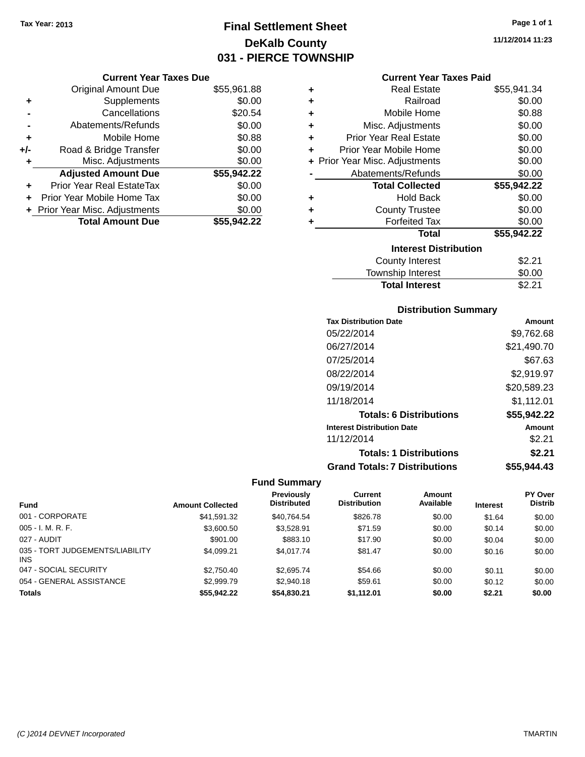Tax Year: 2013

# Final Settlement Sheet
## DeKalb County
## 031 - PIERCE TOWNSHIP

11/12/2014 11:23

### Current Year Taxes Due

| | | |
|---|---|---|
| | Original Amount Due | $55,961.88 |
| + | Supplements | $0.00 |
| - | Cancellations | $20.54 |
| - | Abatements/Refunds | $0.00 |
| + | Mobile Home | $0.88 |
| +/- | Road & Bridge Transfer | $0.00 |
| + | Misc. Adjustments | $0.00 |
| | **Adjusted Amount Due** | **$55,942.22** |
| + | Prior Year Real EstateTax | $0.00 |
| + | Prior Year Mobile Home Tax | $0.00 |
| + | Prior Year Misc. Adjustments | $0.00 |
| | **Total Amount Due** | **$55,942.22** |

### Current Year Taxes Paid

| | | |
|---|---|---|
| + | Real Estate | $55,941.34 |
| + | Railroad | $0.00 |
| + | Mobile Home | $0.88 |
| + | Misc. Adjustments | $0.00 |
| + | Prior Year Real Estate | $0.00 |
| + | Prior Year Mobile Home | $0.00 |
| + | Prior Year Misc. Adjustments | $0.00 |
| - | Abatements/Refunds | $0.00 |
| | **Total Collected** | **$55,942.22** |
| + | Hold Back | $0.00 |
| + | County Trustee | $0.00 |
| + | Forfeited Tax | $0.00 |
| | **Total** | **$55,942.22** |

### Interest Distribution

| | |
|---|---|
| County Interest | $2.21 |
| Township Interest | $0.00 |
| **Total Interest** | $2.21 |

### Distribution Summary

| Tax Distribution Date | Amount |
|---|---|
| 05/22/2014 | $9,762.68 |
| 06/27/2014 | $21,490.70 |
| 07/25/2014 | $67.63 |
| 08/22/2014 | $2,919.97 |
| 09/19/2014 | $20,589.23 |
| 11/18/2014 | $1,112.01 |
| **Totals: 6 Distributions** | **$55,942.22** |
| **Interest Distribution Date** | **Amount** |
| 11/12/2014 | $2.21 |
| **Totals: 1 Distributions** | **$2.21** |
| **Grand Totals: 7 Distributions** | **$55,944.43** |

### Fund Summary

| Fund | Amount Collected | Previously Distributed | Current Distribution | Amount Available | Interest | PY Over Distrib |
|---|---|---|---|---|---|---|
| 001 - CORPORATE | $41,591.32 | $40,764.54 | $826.78 | $0.00 | $1.64 | $0.00 |
| 005 - I. M. R. F. | $3,600.50 | $3,528.91 | $71.59 | $0.00 | $0.14 | $0.00 |
| 027 - AUDIT | $901.00 | $883.10 | $17.90 | $0.00 | $0.04 | $0.00 |
| 035 - TORT JUDGEMENTS/LIABILITY INS | $4,099.21 | $4,017.74 | $81.47 | $0.00 | $0.16 | $0.00 |
| 047 - SOCIAL SECURITY | $2,750.40 | $2,695.74 | $54.66 | $0.00 | $0.11 | $0.00 |
| 054 - GENERAL ASSISTANCE | $2,999.79 | $2,940.18 | $59.61 | $0.00 | $0.12 | $0.00 |
| **Totals** | **$55,942.22** | **$54,830.21** | **$1,112.01** | **$0.00** | **$2.21** | **$0.00** |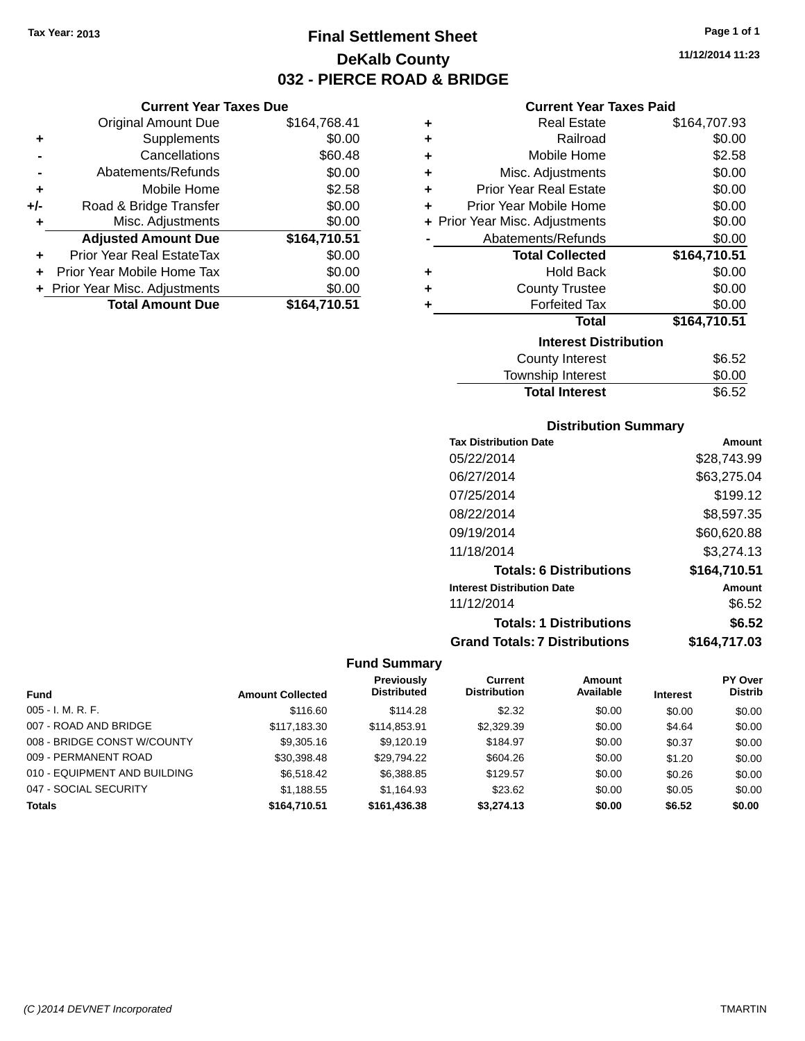Tax Year: 2013

# Final Settlement Sheet

## DeKalb County

## 032 - PIERCE ROAD & BRIDGE

11/12/2014 11:23

### Current Year Taxes Due

| | | |
|---|---|---|
| | Original Amount Due | $164,768.41 |
| + | Supplements | $0.00 |
| - | Cancellations | $60.48 |
| - | Abatements/Refunds | $0.00 |
| + | Mobile Home | $2.58 |
| +/- | Road & Bridge Transfer | $0.00 |
| + | Misc. Adjustments | $0.00 |
| | **Adjusted Amount Due** | **$164,710.51** |
| + | Prior Year Real EstateTax | $0.00 |
| + | Prior Year Mobile Home Tax | $0.00 |
| + | Prior Year Misc. Adjustments | $0.00 |
| | **Total Amount Due** | **$164,710.51** |

### Current Year Taxes Paid

| | | |
|---|---|---|
| + | Real Estate | $164,707.93 |
| + | Railroad | $0.00 |
| + | Mobile Home | $2.58 |
| + | Misc. Adjustments | $0.00 |
| + | Prior Year Real Estate | $0.00 |
| + | Prior Year Mobile Home | $0.00 |
| + | Prior Year Misc. Adjustments | $0.00 |
| - | Abatements/Refunds | $0.00 |
| | **Total Collected** | **$164,710.51** |
| + | Hold Back | $0.00 |
| + | County Trustee | $0.00 |
| + | Forfeited Tax | $0.00 |
| | **Total** | **$164,710.51** |

### Interest Distribution

| | |
|---|---|
| County Interest | $6.52 |
| Township Interest | $0.00 |
| **Total Interest** | $6.52 |

### Distribution Summary

| Tax Distribution Date | Amount |
|---|---|
| 05/22/2014 | $28,743.99 |
| 06/27/2014 | $63,275.04 |
| 07/25/2014 | $199.12 |
| 08/22/2014 | $8,597.35 |
| 09/19/2014 | $60,620.88 |
| 11/18/2014 | $3,274.13 |
| **Totals: 6 Distributions** | **$164,710.51** |
| **Interest Distribution Date** | **Amount** |
| 11/12/2014 | $6.52 |
| **Totals: 1 Distributions** | **$6.52** |
| **Grand Totals: 7 Distributions** | **$164,717.03** |

### Fund Summary

| Fund | Amount Collected | Previously Distributed | Current Distribution | Amount Available | Interest | PY Over Distrib |
|---|---|---|---|---|---|---|
| 005 - I. M. R. F. | $116.60 | $114.28 | $2.32 | $0.00 | $0.00 | $0.00 |
| 007 - ROAD AND BRIDGE | $117,183.30 | $114,853.91 | $2,329.39 | $0.00 | $4.64 | $0.00 |
| 008 - BRIDGE CONST W/COUNTY | $9,305.16 | $9,120.19 | $184.97 | $0.00 | $0.37 | $0.00 |
| 009 - PERMANENT ROAD | $30,398.48 | $29,794.22 | $604.26 | $0.00 | $1.20 | $0.00 |
| 010 - EQUIPMENT AND BUILDING | $6,518.42 | $6,388.85 | $129.57 | $0.00 | $0.26 | $0.00 |
| 047 - SOCIAL SECURITY | $1,188.55 | $1,164.93 | $23.62 | $0.00 | $0.05 | $0.00 |
| **Totals** | **$164,710.51** | **$161,436.38** | **$3,274.13** | **$0.00** | **$6.52** | **$0.00** |

(C )2014 DEVNET Incorporated TMARTIN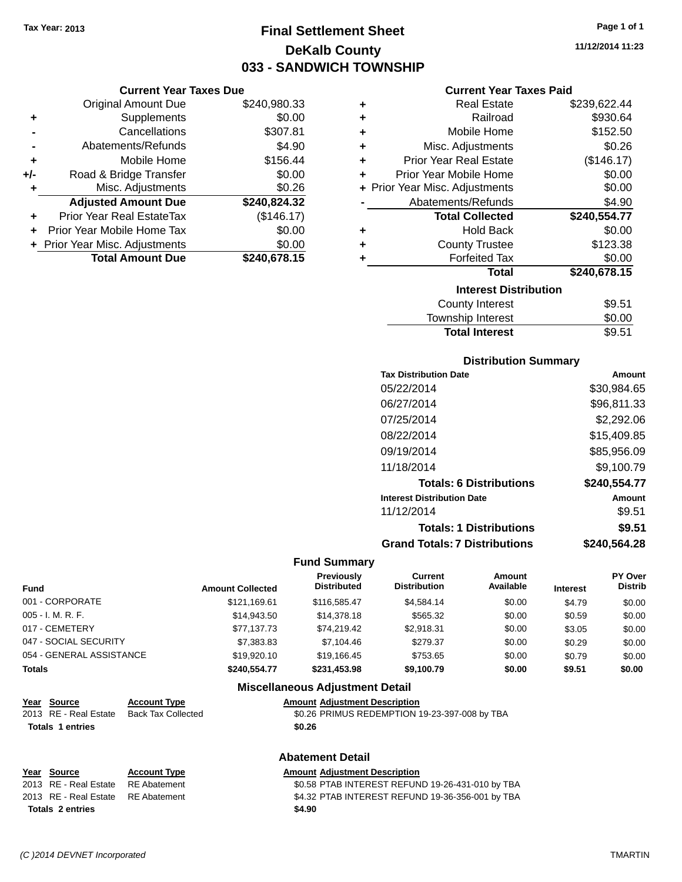Tax Year: 2013

# Final Settlement Sheet

## DeKalb County

## 033 - SANDWICH TOWNSHIP

11/12/2014 11:23

### Current Year Taxes Due

| | | |
|---|---|---|
| | Original Amount Due | $240,980.33 |
| + | Supplements | $0.00 |
| - | Cancellations | $307.81 |
| - | Abatements/Refunds | $4.90 |
| + | Mobile Home | $156.44 |
| +/- | Road & Bridge Transfer | $0.00 |
| + | Misc. Adjustments | $0.26 |
| | **Adjusted Amount Due** | **$240,824.32** |
| + | Prior Year Real EstateTax | ($146.17) |
| + | Prior Year Mobile Home Tax | $0.00 |
| + | Prior Year Misc. Adjustments | $0.00 |
| | **Total Amount Due** | **$240,678.15** |

### Current Year Taxes Paid

| | | |
|---|---|---|
| + | Real Estate | $239,622.44 |
| + | Railroad | $930.64 |
| + | Mobile Home | $152.50 |
| + | Misc. Adjustments | $0.26 |
| + | Prior Year Real Estate | ($146.17) |
| + | Prior Year Mobile Home | $0.00 |
| + | Prior Year Misc. Adjustments | $0.00 |
| - | Abatements/Refunds | $4.90 |
| | **Total Collected** | **$240,554.77** |
| + | Hold Back | $0.00 |
| + | County Trustee | $123.38 |
| + | Forfeited Tax | $0.00 |
| | **Total** | **$240,678.15** |

### Interest Distribution

| | |
|---|---|
| County Interest | $9.51 |
| Township Interest | $0.00 |
| **Total Interest** | $9.51 |

### Distribution Summary

| Tax Distribution Date | Amount |
|---|---|
| 05/22/2014 | $30,984.65 |
| 06/27/2014 | $96,811.33 |
| 07/25/2014 | $2,292.06 |
| 08/22/2014 | $15,409.85 |
| 09/19/2014 | $85,956.09 |
| 11/18/2014 | $9,100.79 |
| **Totals: 6 Distributions** | **$240,554.77** |
| **Interest Distribution Date** | **Amount** |
| 11/12/2014 | $9.51 |
| **Totals: 1 Distributions** | **$9.51** |
| **Grand Totals: 7 Distributions** | **$240,564.28** |

### Fund Summary

| Fund | Amount Collected | Previously Distributed | Current Distribution | Amount Available | Interest | PY Over Distrib |
|---|---|---|---|---|---|---|
| 001 - CORPORATE | $121,169.61 | $116,585.47 | $4,584.14 | $0.00 | $4.79 | $0.00 |
| 005 - I. M. R. F. | $14,943.50 | $14,378.18 | $565.32 | $0.00 | $0.59 | $0.00 |
| 017 - CEMETERY | $77,137.73 | $74,219.42 | $2,918.31 | $0.00 | $3.05 | $0.00 |
| 047 - SOCIAL SECURITY | $7,383.83 | $7,104.46 | $279.37 | $0.00 | $0.29 | $0.00 |
| 054 - GENERAL ASSISTANCE | $19,920.10 | $19,166.45 | $753.65 | $0.00 | $0.79 | $0.00 |
| **Totals** | **$240,554.77** | **$231,453.98** | **$9,100.79** | **$0.00** | **$9.51** | **$0.00** |

### Miscellaneous Adjustment Detail

| Year | Source | Account Type | Amount | Adjustment Description |
|---|---|---|---|---|
| 2013 | RE - Real Estate | Back Tax Collected | $0.26 | PRIMUS REDEMPTION 19-23-397-008 by TBA |
| **Totals 1 entries** | | | **$0.26** | |

### Abatement Detail

| Year | Source | Account Type | Amount | Adjustment Description |
|---|---|---|---|---|
| 2013 | RE - Real Estate | RE Abatement | $0.58 | PTAB INTEREST REFUND 19-26-431-010 by TBA |
| 2013 | RE - Real Estate | RE Abatement | $4.32 | PTAB INTEREST REFUND 19-36-356-001 by TBA |
| **Totals 2 entries** | | | **$4.90** | |

(C )2014 DEVNET Incorporated TMARTIN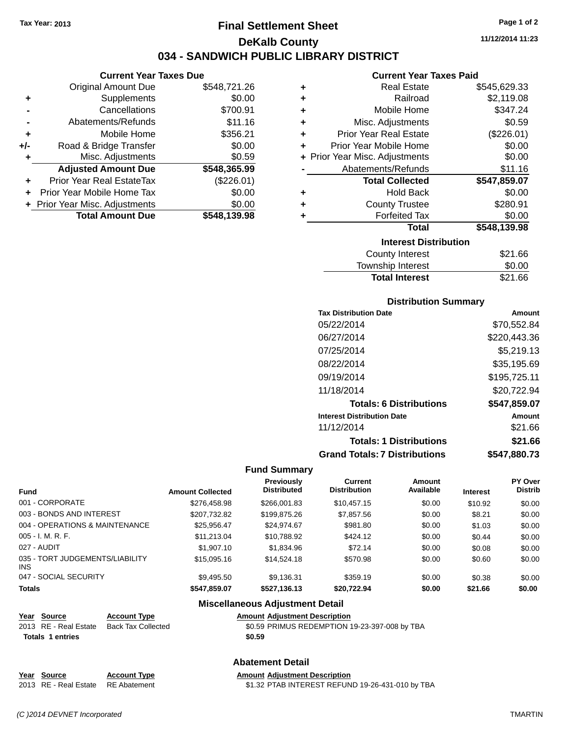Tax Year: 2013

# Final Settlement Sheet

## DeKalb County

## 034 - SANDWICH PUBLIC LIBRARY DISTRICT

11/12/2014 11:23

### Current Year Taxes Due

| | | |
|---|---|---|
| | Original Amount Due | $548,721.26 |
| + | Supplements | $0.00 |
| - | Cancellations | $700.91 |
| - | Abatements/Refunds | $11.16 |
| + | Mobile Home | $356.21 |
| +/- | Road & Bridge Transfer | $0.00 |
| + | Misc. Adjustments | $0.59 |
| | **Adjusted Amount Due** | **$548,365.99** |
| + | Prior Year Real EstateTax | ($226.01) |
| + | Prior Year Mobile Home Tax | $0.00 |
| + | Prior Year Misc. Adjustments | $0.00 |
| | **Total Amount Due** | **$548,139.98** |

### Current Year Taxes Paid

| | | |
|---|---|---|
| + | Real Estate | $545,629.33 |
| + | Railroad | $2,119.08 |
| + | Mobile Home | $347.24 |
| + | Misc. Adjustments | $0.59 |
| + | Prior Year Real Estate | ($226.01) |
| + | Prior Year Mobile Home | $0.00 |
| + | Prior Year Misc. Adjustments | $0.00 |
| - | Abatements/Refunds | $11.16 |
| | **Total Collected** | **$547,859.07** |
| + | Hold Back | $0.00 |
| + | County Trustee | $280.91 |
| + | Forfeited Tax | $0.00 |
| | **Total** | **$548,139.98** |

### Interest Distribution

| | |
|---|---|
| County Interest | $21.66 |
| Township Interest | $0.00 |
| **Total Interest** | $21.66 |

### Distribution Summary

| Tax Distribution Date | Amount |
|---|---|
| 05/22/2014 | $70,552.84 |
| 06/27/2014 | $220,443.36 |
| 07/25/2014 | $5,219.13 |
| 08/22/2014 | $35,195.69 |
| 09/19/2014 | $195,725.11 |
| 11/18/2014 | $20,722.94 |
| **Totals: 6 Distributions** | **$547,859.07** |
| **Interest Distribution Date** | **Amount** |
| 11/12/2014 | $21.66 |
| **Totals: 1 Distributions** | **$21.66** |
| **Grand Totals: 7 Distributions** | **$547,880.73** |

### Fund Summary

| Fund | Amount Collected | Previously Distributed | Current Distribution | Amount Available | Interest | PY Over Distrib |
|---|---|---|---|---|---|---|
| 001 - CORPORATE | $276,458.98 | $266,001.83 | $10,457.15 | $0.00 | $10.92 | $0.00 |
| 003 - BONDS AND INTEREST | $207,732.82 | $199,875.26 | $7,857.56 | $0.00 | $8.21 | $0.00 |
| 004 - OPERATIONS & MAINTENANCE | $25,956.47 | $24,974.67 | $981.80 | $0.00 | $1.03 | $0.00 |
| 005 - I. M. R. F. | $11,213.04 | $10,788.92 | $424.12 | $0.00 | $0.44 | $0.00 |
| 027 - AUDIT | $1,907.10 | $1,834.96 | $72.14 | $0.00 | $0.08 | $0.00 |
| 035 - TORT JUDGEMENTS/LIABILITY INS | $15,095.16 | $14,524.18 | $570.98 | $0.00 | $0.60 | $0.00 |
| 047 - SOCIAL SECURITY | $9,495.50 | $9,136.31 | $359.19 | $0.00 | $0.38 | $0.00 |
| **Totals** | **$547,859.07** | **$527,136.13** | **$20,722.94** | **$0.00** | **$21.66** | **$0.00** |

### Miscellaneous Adjustment Detail

| Year | Source | Account Type | Amount | Adjustment Description |
|---|---|---|---|---|
| 2013 | RE - Real Estate | Back Tax Collected | $0.59 | PRIMUS REDEMPTION 19-23-397-008 by TBA |
| **Totals** | **1 entries** | | **$0.59** | |

### Abatement Detail

| Year | Source | Account Type | Amount | Adjustment Description |
|---|---|---|---|---|
| 2013 | RE - Real Estate | RE Abatement | $1.32 | PTAB INTEREST REFUND 19-26-431-010 by TBA |

(C )2014 DEVNET Incorporated TMARTIN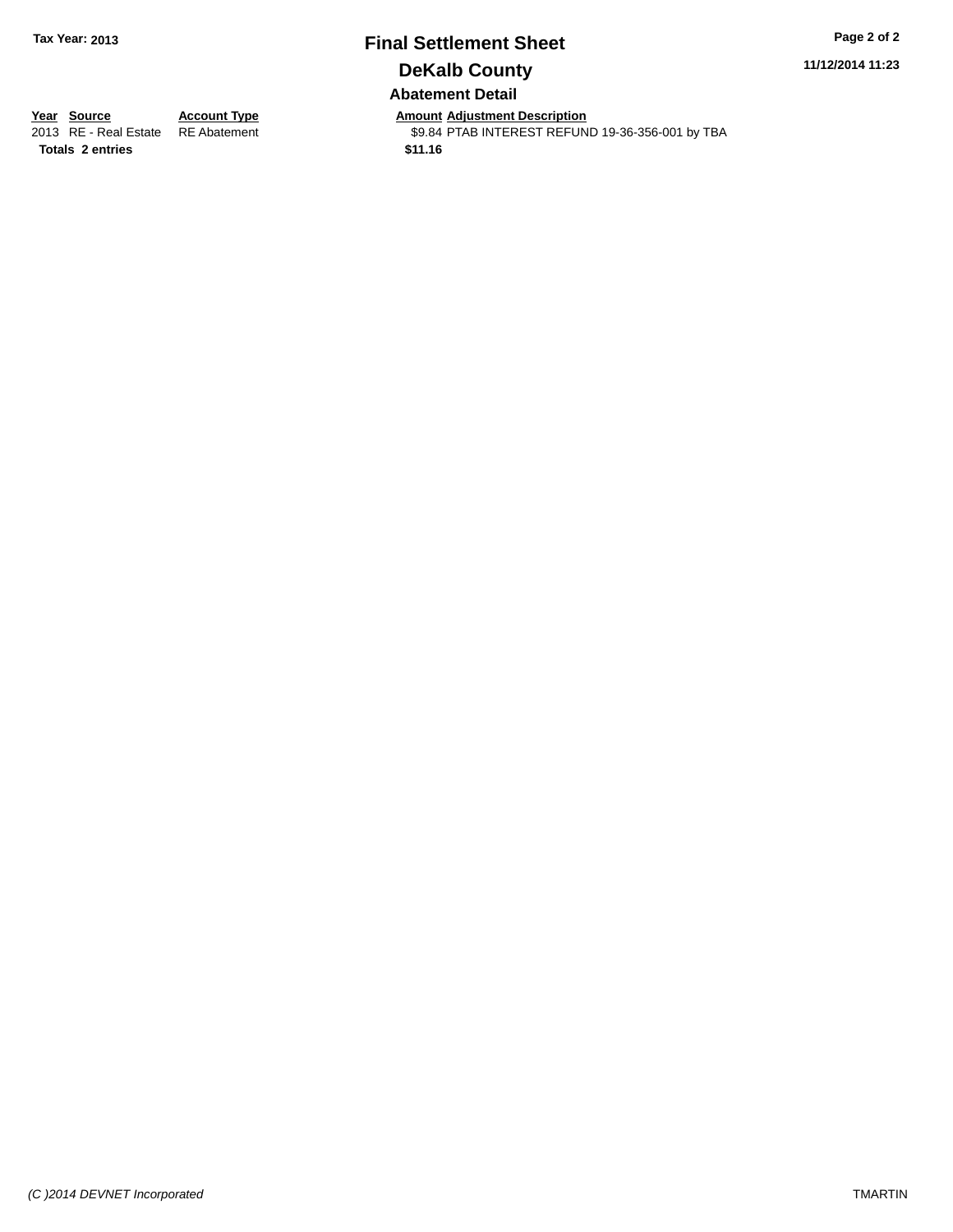**Tax Year: 2013**

# Final Settlement Sheet

## DeKalb County

### Abatement Detail

| Year | Source | Account Type | Amount | Adjustment Description |
|---|---|---|---|---|
| 2013 | RE - Real Estate | RE Abatement | $9.84 | PTAB INTEREST REFUND 19-36-356-001 by TBA |
| **Totals** | **2 entries** | | **$11.16** | |

(C )2014 DEVNET Incorporated

TMARTIN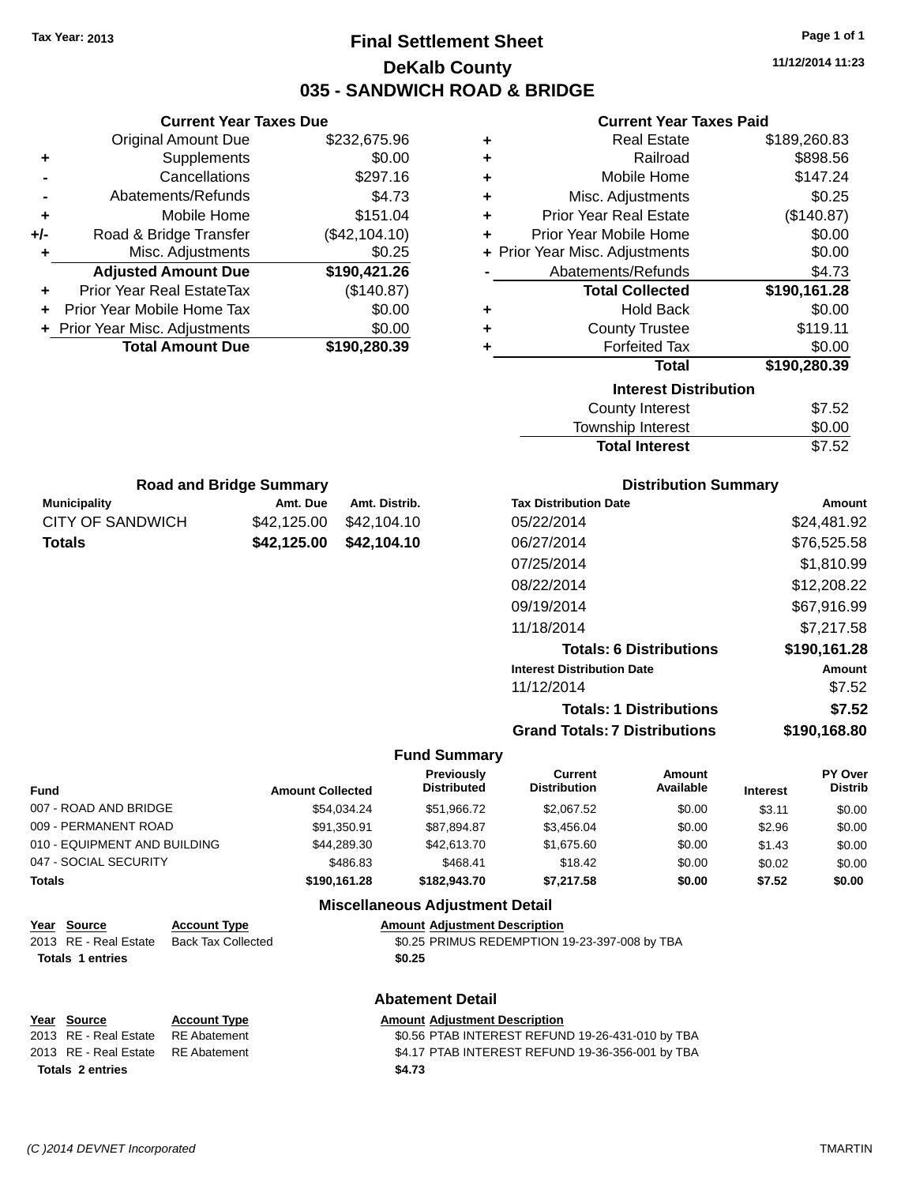Tax Year: 2013

# Final Settlement Sheet

## DeKalb County

## 035 - SANDWICH ROAD & BRIDGE

11/12/2014 11:23

### Current Year Taxes Due

| | | |
|---|---|---|
| | Original Amount Due | $232,675.96 |
| + | Supplements | $0.00 |
| - | Cancellations | $297.16 |
| - | Abatements/Refunds | $4.73 |
| + | Mobile Home | $151.04 |
| +/- | Road & Bridge Transfer | ($42,104.10) |
| + | Misc. Adjustments | $0.25 |
| | **Adjusted Amount Due** | **$190,421.26** |
| + | Prior Year Real EstateTax | ($140.87) |
| + | Prior Year Mobile Home Tax | $0.00 |
| + | Prior Year Misc. Adjustments | $0.00 |
| | **Total Amount Due** | **$190,280.39** |

### Current Year Taxes Paid

| | | |
|---|---|---|
| + | Real Estate | $189,260.83 |
| + | Railroad | $898.56 |
| + | Mobile Home | $147.24 |
| + | Misc. Adjustments | $0.25 |
| + | Prior Year Real Estate | ($140.87) |
| + | Prior Year Mobile Home | $0.00 |
| + | Prior Year Misc. Adjustments | $0.00 |
| - | Abatements/Refunds | $4.73 |
| | **Total Collected** | **$190,161.28** |
| + | Hold Back | $0.00 |
| + | County Trustee | $119.11 |
| + | Forfeited Tax | $0.00 |
| | **Total** | **$190,280.39** |

### Interest Distribution

| | |
|---|---|
| County Interest | $7.52 |
| Township Interest | $0.00 |
| **Total Interest** | **$7.52** |

### Road and Bridge Summary

| Municipality | Amt. Due | Amt. Distrib. |
|---|---|---|
| CITY OF SANDWICH | $42,125.00 | $42,104.10 |
| **Totals** | **$42,125.00** | **$42,104.10** |

### Distribution Summary

| Tax Distribution Date | Amount |
|---|---|
| 05/22/2014 | $24,481.92 |
| 06/27/2014 | $76,525.58 |
| 07/25/2014 | $1,810.99 |
| 08/22/2014 | $12,208.22 |
| 09/19/2014 | $67,916.99 |
| 11/18/2014 | $7,217.58 |
| **Totals: 6 Distributions** | **$190,161.28** |
| **Interest Distribution Date** | **Amount** |
| 11/12/2014 | $7.52 |
| **Totals: 1 Distributions** | **$7.52** |
| **Grand Totals: 7 Distributions** | **$190,168.80** |

### Fund Summary

| Fund | Amount Collected | Previously Distributed | Current Distribution | Amount Available | Interest | PY Over Distrib |
|---|---|---|---|---|---|---|
| 007 - ROAD AND BRIDGE | $54,034.24 | $51,966.72 | $2,067.52 | $0.00 | $3.11 | $0.00 |
| 009 - PERMANENT ROAD | $91,350.91 | $87,894.87 | $3,456.04 | $0.00 | $2.96 | $0.00 |
| 010 - EQUIPMENT AND BUILDING | $44,289.30 | $42,613.70 | $1,675.60 | $0.00 | $1.43 | $0.00 |
| 047 - SOCIAL SECURITY | $486.83 | $468.41 | $18.42 | $0.00 | $0.02 | $0.00 |
| **Totals** | **$190,161.28** | **$182,943.70** | **$7,217.58** | **$0.00** | **$7.52** | **$0.00** |

### Miscellaneous Adjustment Detail

| Year | Source | Account Type | Amount | Adjustment Description |
|---|---|---|---|---|
| 2013 | RE - Real Estate | Back Tax Collected | $0.25 | PRIMUS REDEMPTION 19-23-397-008 by TBA |
| **Totals** | **1 entries** | | **$0.25** | |

### Abatement Detail

| Year | Source | Account Type | Amount | Adjustment Description |
|---|---|---|---|---|
| 2013 | RE - Real Estate | RE Abatement | $0.56 | PTAB INTEREST REFUND 19-26-431-010 by TBA |
| 2013 | RE - Real Estate | RE Abatement | $4.17 | PTAB INTEREST REFUND 19-36-356-001 by TBA |
| **Totals** | **2 entries** | | **$4.73** | |

(C )2014 DEVNET Incorporated TMARTIN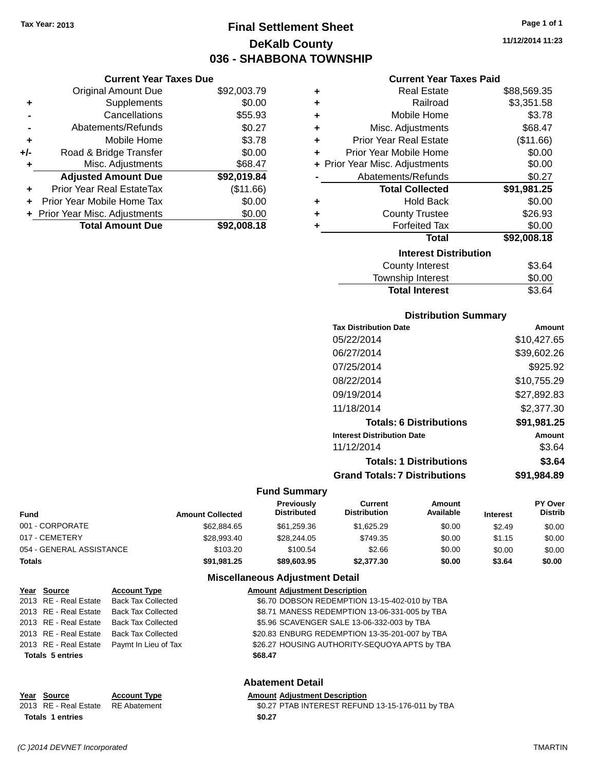Tax Year: 2013

# Final Settlement Sheet

## DeKalb County

## 036 - SHABBONA TOWNSHIP

11/12/2014 11:23

### Current Year Taxes Due

| | | |
|---|---|---|
| | Original Amount Due | $92,003.79 |
| + | Supplements | $0.00 |
| - | Cancellations | $55.93 |
| - | Abatements/Refunds | $0.27 |
| + | Mobile Home | $3.78 |
| +/- | Road & Bridge Transfer | $0.00 |
| + | Misc. Adjustments | $68.47 |
| | **Adjusted Amount Due** | **$92,019.84** |
| + | Prior Year Real EstateTax | ($11.66) |
| + | Prior Year Mobile Home Tax | $0.00 |
| + | Prior Year Misc. Adjustments | $0.00 |
| | **Total Amount Due** | **$92,008.18** |

### Current Year Taxes Paid

| | | |
|---|---|---|
| + | Real Estate | $88,569.35 |
| + | Railroad | $3,351.58 |
| + | Mobile Home | $3.78 |
| + | Misc. Adjustments | $68.47 |
| + | Prior Year Real Estate | ($11.66) |
| + | Prior Year Mobile Home | $0.00 |
| + | Prior Year Misc. Adjustments | $0.00 |
| - | Abatements/Refunds | $0.27 |
| | **Total Collected** | **$91,981.25** |
| + | Hold Back | $0.00 |
| + | County Trustee | $26.93 |
| + | Forfeited Tax | $0.00 |
| | **Total** | **$92,008.18** |

### Interest Distribution

| | |
|---|---|
| County Interest | $3.64 |
| Township Interest | $0.00 |
| **Total Interest** | $3.64 |

### Distribution Summary

| Tax Distribution Date | Amount |
|---|---|
| 05/22/2014 | $10,427.65 |
| 06/27/2014 | $39,602.26 |
| 07/25/2014 | $925.92 |
| 08/22/2014 | $10,755.29 |
| 09/19/2014 | $27,892.83 |
| 11/18/2014 | $2,377.30 |
| **Totals: 6 Distributions** | **$91,981.25** |
| **Interest Distribution Date** | **Amount** |
| 11/12/2014 | $3.64 |
| **Totals: 1 Distributions** | **$3.64** |
| **Grand Totals: 7 Distributions** | **$91,984.89** |

### Fund Summary

| Fund | Amount Collected | Previously Distributed | Current Distribution | Amount Available | Interest | PY Over Distrib |
|---|---|---|---|---|---|---|
| 001 - CORPORATE | $62,884.65 | $61,259.36 | $1,625.29 | $0.00 | $2.49 | $0.00 |
| 017 - CEMETERY | $28,993.40 | $28,244.05 | $749.35 | $0.00 | $1.15 | $0.00 |
| 054 - GENERAL ASSISTANCE | $103.20 | $100.54 | $2.66 | $0.00 | $0.00 | $0.00 |
| **Totals** | **$91,981.25** | **$89,603.95** | **$2,377.30** | **$0.00** | **$3.64** | **$0.00** |

### Miscellaneous Adjustment Detail

| Year | Source | Account Type | Amount | Adjustment Description |
|---|---|---|---|---|
| 2013 | RE - Real Estate | Back Tax Collected | $6.70 | DOBSON REDEMPTION 13-15-402-010 by TBA |
| 2013 | RE - Real Estate | Back Tax Collected | $8.71 | MANESS REDEMPTION 13-06-331-005 by TBA |
| 2013 | RE - Real Estate | Back Tax Collected | $5.96 | SCAVENGER SALE 13-06-332-003 by TBA |
| 2013 | RE - Real Estate | Back Tax Collected | $20.83 | ENBURG REDEMPTION 13-35-201-007 by TBA |
| 2013 | RE - Real Estate | Paymt In Lieu of Tax | $26.27 | HOUSING AUTHORITY-SEQUOYA APTS by TBA |
| **Totals 5 entries** | | | **$68.47** | |

### Abatement Detail

| Year | Source | Account Type | Amount | Adjustment Description |
|---|---|---|---|---|
| 2013 | RE - Real Estate | RE Abatement | $0.27 | PTAB INTEREST REFUND 13-15-176-011 by TBA |
| **Totals 1 entries** | | | **$0.27** | |

(C )2014 DEVNET Incorporated TMARTIN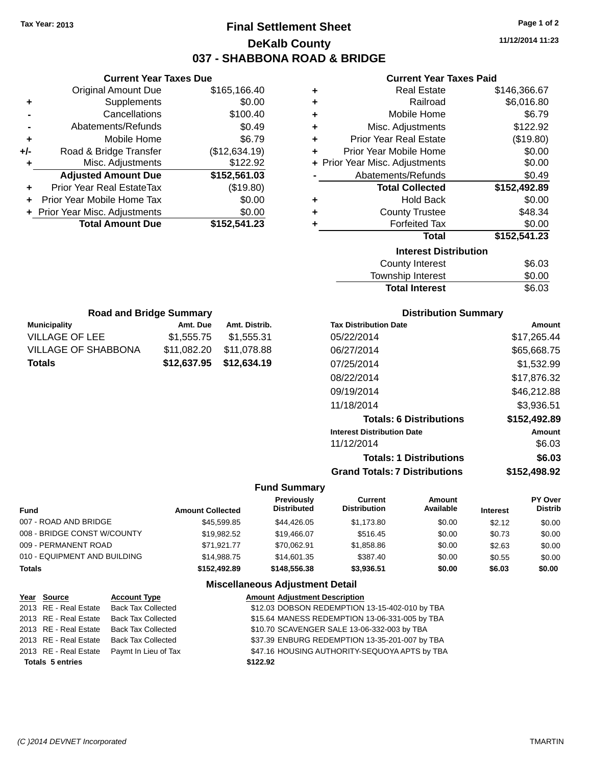Tax Year: 2013

# Final Settlement Sheet

## DeKalb County

## 037 - SHABBONA ROAD & BRIDGE

11/12/2014 11:23

### Current Year Taxes Due

| | | |
|---|---|---|
| | Original Amount Due | $165,166.40 |
| + | Supplements | $0.00 |
| - | Cancellations | $100.40 |
| - | Abatements/Refunds | $0.49 |
| + | Mobile Home | $6.79 |
| +/- | Road & Bridge Transfer | ($12,634.19) |
| + | Misc. Adjustments | $122.92 |
| | **Adjusted Amount Due** | **$152,561.03** |
| + | Prior Year Real EstateTax | ($19.80) |
| + | Prior Year Mobile Home Tax | $0.00 |
| + | Prior Year Misc. Adjustments | $0.00 |
| | **Total Amount Due** | **$152,541.23** |

### Current Year Taxes Paid

| | | |
|---|---|---|
| + | Real Estate | $146,366.67 |
| + | Railroad | $6,016.80 |
| + | Mobile Home | $6.79 |
| + | Misc. Adjustments | $122.92 |
| + | Prior Year Real Estate | ($19.80) |
| + | Prior Year Mobile Home | $0.00 |
| + | Prior Year Misc. Adjustments | $0.00 |
| - | Abatements/Refunds | $0.49 |
| | **Total Collected** | **$152,492.89** |
| + | Hold Back | $0.00 |
| + | County Trustee | $48.34 |
| + | Forfeited Tax | $0.00 |
| | **Total** | **$152,541.23** |

### Interest Distribution

| | |
|---|---|
| County Interest | $6.03 |
| Township Interest | $0.00 |
| **Total Interest** | $6.03 |

### Road and Bridge Summary

| Municipality | Amt. Due | Amt. Distrib. |
|---|---|---|
| VILLAGE OF LEE | $1,555.75 | $1,555.31 |
| VILLAGE OF SHABBONA | $11,082.20 | $11,078.88 |
| **Totals** | **$12,637.95** | **$12,634.19** |

### Distribution Summary

| Tax Distribution Date | Amount |
|---|---|
| 05/22/2014 | $17,265.44 |
| 06/27/2014 | $65,668.75 |
| 07/25/2014 | $1,532.99 |
| 08/22/2014 | $17,876.32 |
| 09/19/2014 | $46,212.88 |
| 11/18/2014 | $3,936.51 |
| **Totals: 6 Distributions** | **$152,492.89** |
| **Interest Distribution Date** | **Amount** |
| 11/12/2014 | $6.03 |
| **Totals: 1 Distributions** | **$6.03** |
| **Grand Totals: 7 Distributions** | **$152,498.92** |

### Fund Summary

| Fund | Amount Collected | Previously Distributed | Current Distribution | Amount Available | Interest | PY Over Distrib |
|---|---|---|---|---|---|---|
| 007 - ROAD AND BRIDGE | $45,599.85 | $44,426.05 | $1,173.80 | $0.00 | $2.12 | $0.00 |
| 008 - BRIDGE CONST W/COUNTY | $19,982.52 | $19,466.07 | $516.45 | $0.00 | $0.73 | $0.00 |
| 009 - PERMANENT ROAD | $71,921.77 | $70,062.91 | $1,858.86 | $0.00 | $2.63 | $0.00 |
| 010 - EQUIPMENT AND BUILDING | $14,988.75 | $14,601.35 | $387.40 | $0.00 | $0.55 | $0.00 |
| **Totals** | **$152,492.89** | **$148,556.38** | **$3,936.51** | **$0.00** | **$6.03** | **$0.00** |

### Miscellaneous Adjustment Detail

| Year | Source | Account Type | Amount | Adjustment Description |
|---|---|---|---|---|
| 2013 | RE - Real Estate | Back Tax Collected | $12.03 | DOBSON REDEMPTION 13-15-402-010 by TBA |
| 2013 | RE - Real Estate | Back Tax Collected | $15.64 | MANESS REDEMPTION 13-06-331-005 by TBA |
| 2013 | RE - Real Estate | Back Tax Collected | $10.70 | SCAVENGER SALE 13-06-332-003 by TBA |
| 2013 | RE - Real Estate | Back Tax Collected | $37.39 | ENBURG REDEMPTION 13-35-201-007 by TBA |
| 2013 | RE - Real Estate | Paymt In Lieu of Tax | $47.16 | HOUSING AUTHORITY-SEQUOYA APTS by TBA |
| **Totals 5 entries** | | | **$122.92** | |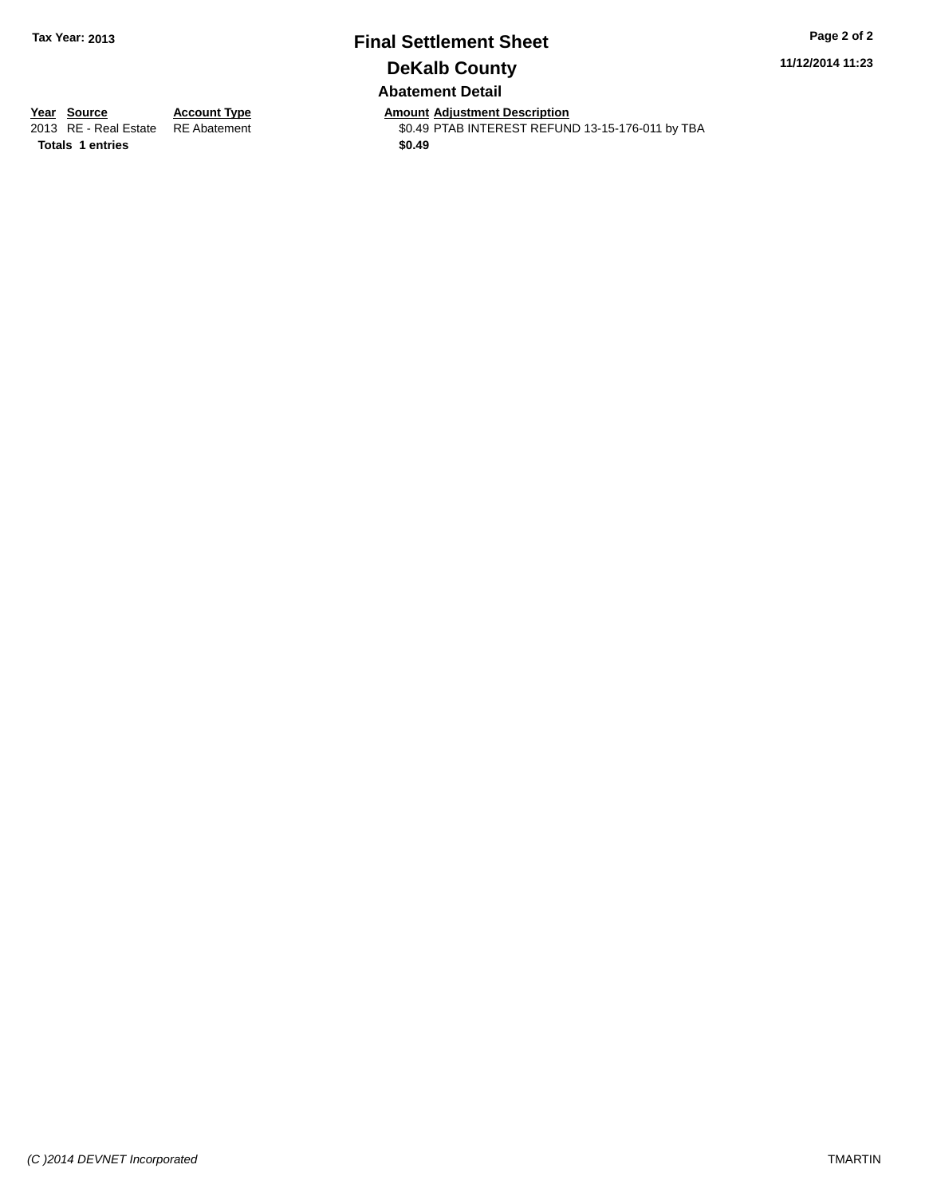# Final Settlement Sheet

## DeKalb County

### Abatement Detail

| Year | Source | Account Type | Amount | Adjustment Description |
|---|---|---|---|---|
| 2013 | RE - Real Estate | RE Abatement | $0.49 | PTAB INTEREST REFUND 13-15-176-011 by TBA |
| **Totals** | **1 entries** | | **$0.49** | |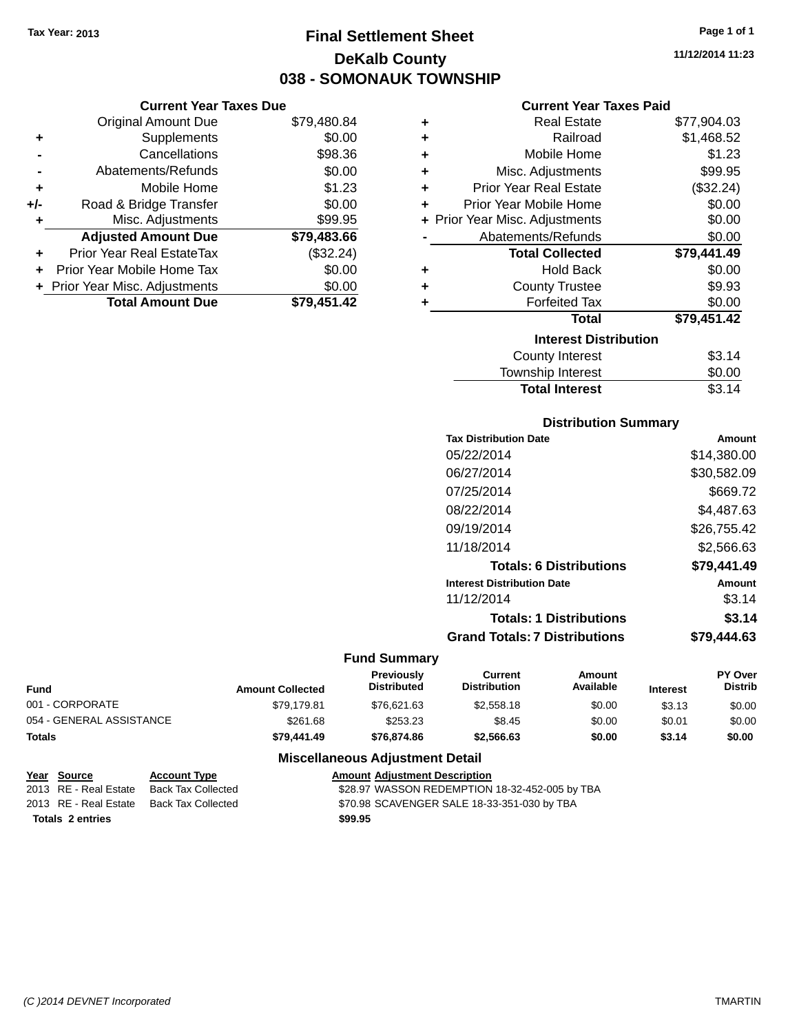Tax Year: 2013

# Final Settlement Sheet

## DeKalb County

## 038 - SOMONAUK TOWNSHIP

11/12/2014 11:23

### Current Year Taxes Due

| | | |
|---|---|---|
| | Original Amount Due | $79,480.84 |
| + | Supplements | $0.00 |
| - | Cancellations | $98.36 |
| - | Abatements/Refunds | $0.00 |
| + | Mobile Home | $1.23 |
| +/- | Road & Bridge Transfer | $0.00 |
| + | Misc. Adjustments | $99.95 |
| | **Adjusted Amount Due** | **$79,483.66** |
| + | Prior Year Real EstateTax | ($32.24) |
| + | Prior Year Mobile Home Tax | $0.00 |
| + | Prior Year Misc. Adjustments | $0.00 |
| | **Total Amount Due** | **$79,451.42** |

### Current Year Taxes Paid

| | | |
|---|---|---|
| + | Real Estate | $77,904.03 |
| + | Railroad | $1,468.52 |
| + | Mobile Home | $1.23 |
| + | Misc. Adjustments | $99.95 |
| + | Prior Year Real Estate | ($32.24) |
| + | Prior Year Mobile Home | $0.00 |
| + | Prior Year Misc. Adjustments | $0.00 |
| - | Abatements/Refunds | $0.00 |
| | **Total Collected** | **$79,441.49** |
| + | Hold Back | $0.00 |
| + | County Trustee | $9.93 |
| + | Forfeited Tax | $0.00 |
| | **Total** | **$79,451.42** |

### Interest Distribution

| | |
|---|---|
| County Interest | $3.14 |
| Township Interest | $0.00 |
| **Total Interest** | $3.14 |

### Distribution Summary

| Tax Distribution Date | Amount |
|---|---|
| 05/22/2014 | $14,380.00 |
| 06/27/2014 | $30,582.09 |
| 07/25/2014 | $669.72 |
| 08/22/2014 | $4,487.63 |
| 09/19/2014 | $26,755.42 |
| 11/18/2014 | $2,566.63 |
| **Totals: 6 Distributions** | **$79,441.49** |
| **Interest Distribution Date** | **Amount** |
| 11/12/2014 | $3.14 |
| **Totals: 1 Distributions** | **$3.14** |
| **Grand Totals: 7 Distributions** | **$79,444.63** |

### Fund Summary

| Fund | Amount Collected | Previously Distributed | Current Distribution | Amount Available | Interest | PY Over Distrib |
|---|---|---|---|---|---|---|
| 001 - CORPORATE | $79,179.81 | $76,621.63 | $2,558.18 | $0.00 | $3.13 | $0.00 |
| 054 - GENERAL ASSISTANCE | $261.68 | $253.23 | $8.45 | $0.00 | $0.01 | $0.00 |
| **Totals** | **$79,441.49** | **$76,874.86** | **$2,566.63** | **$0.00** | **$3.14** | **$0.00** |

### Miscellaneous Adjustment Detail

| Year | Source | Account Type | Amount | Adjustment Description |
|---|---|---|---|---|
| 2013 | RE - Real Estate | Back Tax Collected | $28.97 | WASSON REDEMPTION 18-32-452-005 by TBA |
| 2013 | RE - Real Estate | Back Tax Collected | $70.98 | SCAVENGER SALE 18-33-351-030 by TBA |
| **Totals 2 entries** | | | **$99.95** | |

(C )2014 DEVNET Incorporated TMARTIN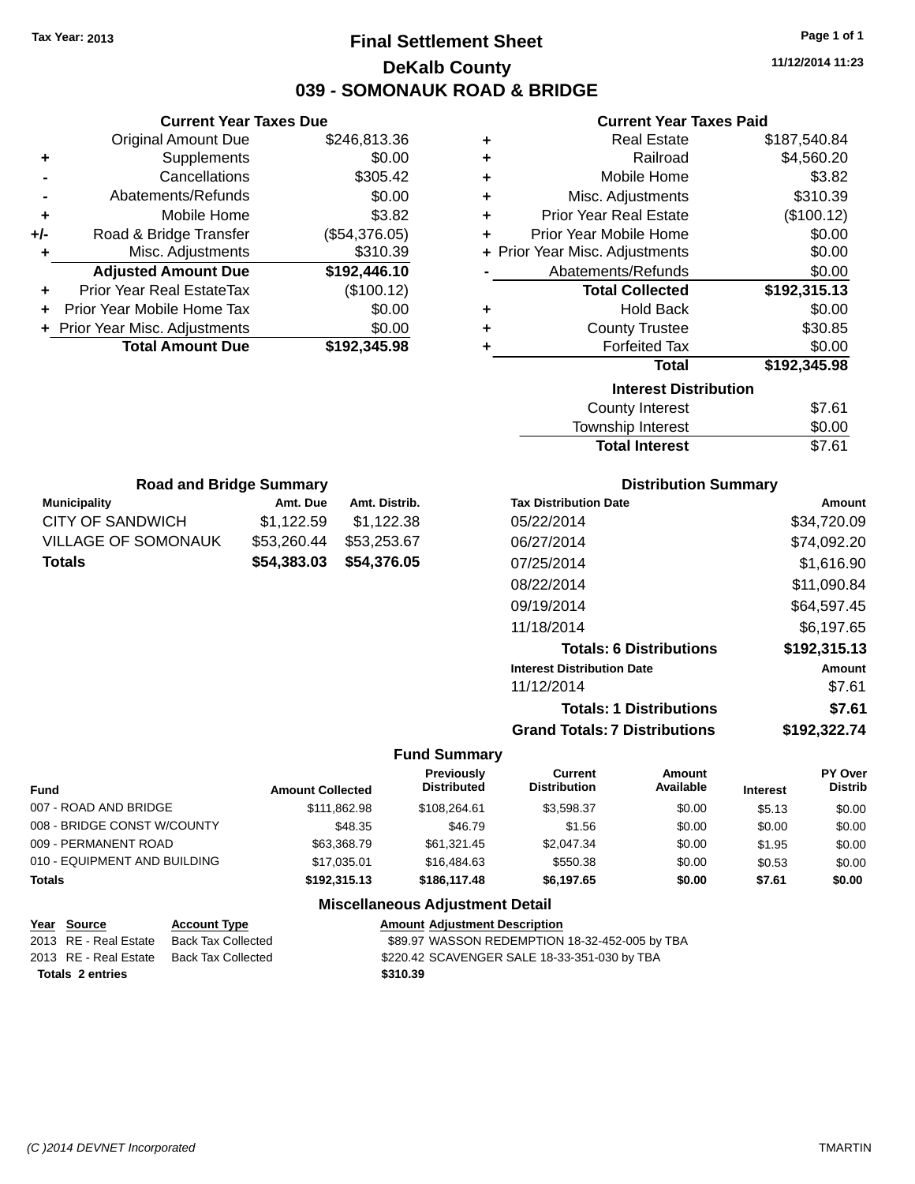Tax Year: 2013

# Final Settlement Sheet

## DeKalb County

## 039 - SOMONAUK ROAD & BRIDGE

11/12/2014 11:23

### Current Year Taxes Due

| | | |
|---|---|---|
| | Original Amount Due | $246,813.36 |
| + | Supplements | $0.00 |
| - | Cancellations | $305.42 |
| - | Abatements/Refunds | $0.00 |
| + | Mobile Home | $3.82 |
| +/- | Road & Bridge Transfer | ($54,376.05) |
| + | Misc. Adjustments | $310.39 |
| | **Adjusted Amount Due** | **$192,446.10** |
| + | Prior Year Real EstateTax | ($100.12) |
| + | Prior Year Mobile Home Tax | $0.00 |
| + | Prior Year Misc. Adjustments | $0.00 |
| | **Total Amount Due** | **$192,345.98** |

### Current Year Taxes Paid

| | | |
|---|---|---|
| + | Real Estate | $187,540.84 |
| + | Railroad | $4,560.20 |
| + | Mobile Home | $3.82 |
| + | Misc. Adjustments | $310.39 |
| + | Prior Year Real Estate | ($100.12) |
| + | Prior Year Mobile Home | $0.00 |
| + | Prior Year Misc. Adjustments | $0.00 |
| - | Abatements/Refunds | $0.00 |
| | **Total Collected** | **$192,315.13** |
| + | Hold Back | $0.00 |
| + | County Trustee | $30.85 |
| + | Forfeited Tax | $0.00 |
| | **Total** | **$192,345.98** |

### Interest Distribution

| | |
|---|---|
| County Interest | $7.61 |
| Township Interest | $0.00 |
| **Total Interest** | $7.61 |

### Road and Bridge Summary

| Municipality | Amt. Due | Amt. Distrib. |
|---|---|---|
| CITY OF SANDWICH | $1,122.59 | $1,122.38 |
| VILLAGE OF SOMONAUK | $53,260.44 | $53,253.67 |
| **Totals** | **$54,383.03** | **$54,376.05** |

### Distribution Summary

| Tax Distribution Date | Amount |
|---|---|
| 05/22/2014 | $34,720.09 |
| 06/27/2014 | $74,092.20 |
| 07/25/2014 | $1,616.90 |
| 08/22/2014 | $11,090.84 |
| 09/19/2014 | $64,597.45 |
| 11/18/2014 | $6,197.65 |
| **Totals: 6 Distributions** | **$192,315.13** |
| **Interest Distribution Date** | **Amount** |
| 11/12/2014 | $7.61 |
| **Totals: 1 Distributions** | **$7.61** |
| **Grand Totals: 7 Distributions** | **$192,322.74** |

### Fund Summary

| Fund | Amount Collected | Previously Distributed | Current Distribution | Amount Available | Interest | PY Over Distrib |
|---|---|---|---|---|---|---|
| 007 - ROAD AND BRIDGE | $111,862.98 | $108,264.61 | $3,598.37 | $0.00 | $5.13 | $0.00 |
| 008 - BRIDGE CONST W/COUNTY | $48.35 | $46.79 | $1.56 | $0.00 | $0.00 | $0.00 |
| 009 - PERMANENT ROAD | $63,368.79 | $61,321.45 | $2,047.34 | $0.00 | $1.95 | $0.00 |
| 010 - EQUIPMENT AND BUILDING | $17,035.01 | $16,484.63 | $550.38 | $0.00 | $0.53 | $0.00 |
| **Totals** | **$192,315.13** | **$186,117.48** | **$6,197.65** | **$0.00** | **$7.61** | **$0.00** |

### Miscellaneous Adjustment Detail

| Year | Source | Account Type | Amount | Adjustment Description |
|---|---|---|---|---|
| 2013 | RE - Real Estate | Back Tax Collected | $89.97 | WASSON REDEMPTION 18-32-452-005 by TBA |
| 2013 | RE - Real Estate | Back Tax Collected | $220.42 | SCAVENGER SALE 18-33-351-030 by TBA |
| **Totals** | **2 entries** | | **$310.39** | |

(C )2014 DEVNET Incorporated — TMARTIN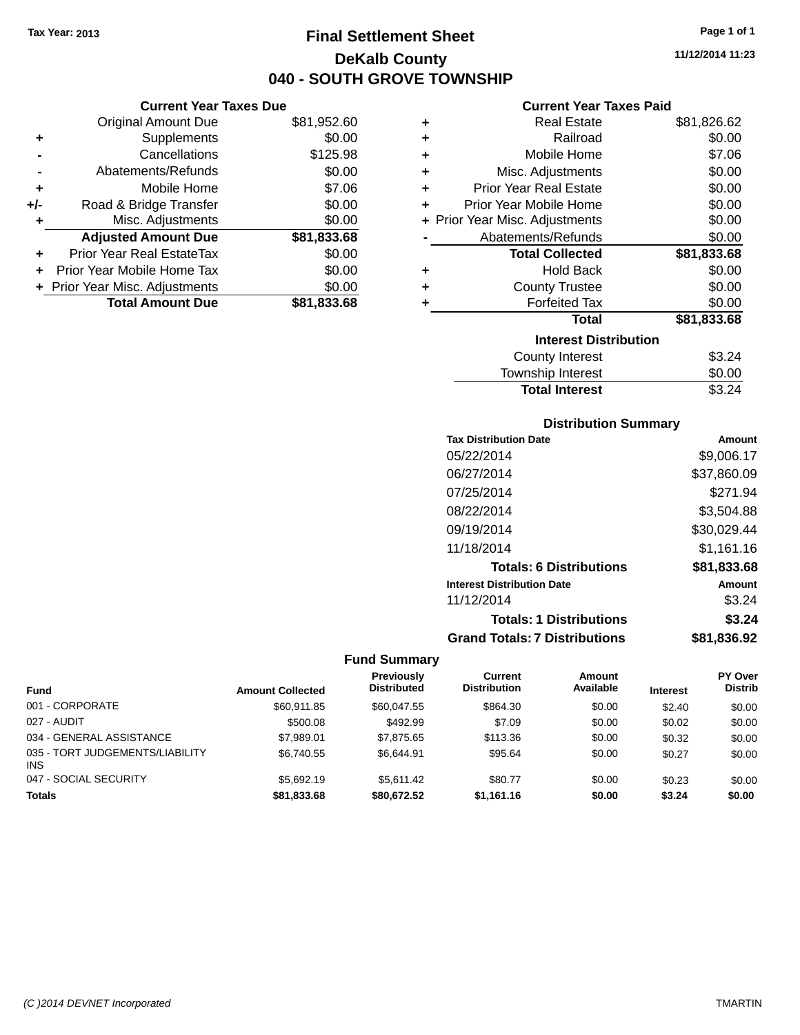Tax Year: 2013

# Final Settlement Sheet

## DeKalb County

## 040 - SOUTH GROVE TOWNSHIP

11/12/2014 11:23

### Current Year Taxes Due

| | | |
|---|---|---|
| | Original Amount Due | $81,952.60 |
| + | Supplements | $0.00 |
| - | Cancellations | $125.98 |
| - | Abatements/Refunds | $0.00 |
| + | Mobile Home | $7.06 |
| +/- | Road & Bridge Transfer | $0.00 |
| + | Misc. Adjustments | $0.00 |
| | **Adjusted Amount Due** | **$81,833.68** |
| + | Prior Year Real EstateTax | $0.00 |
| + | Prior Year Mobile Home Tax | $0.00 |
| + | Prior Year Misc. Adjustments | $0.00 |
| | **Total Amount Due** | **$81,833.68** |

### Current Year Taxes Paid

| | | |
|---|---|---|
| + | Real Estate | $81,826.62 |
| + | Railroad | $0.00 |
| + | Mobile Home | $7.06 |
| + | Misc. Adjustments | $0.00 |
| + | Prior Year Real Estate | $0.00 |
| + | Prior Year Mobile Home | $0.00 |
| + | Prior Year Misc. Adjustments | $0.00 |
| - | Abatements/Refunds | $0.00 |
| | **Total Collected** | **$81,833.68** |
| + | Hold Back | $0.00 |
| + | County Trustee | $0.00 |
| + | Forfeited Tax | $0.00 |
| | **Total** | **$81,833.68** |

### Interest Distribution

| | |
|---|---|
| County Interest | $3.24 |
| Township Interest | $0.00 |
| **Total Interest** | $3.24 |

### Distribution Summary

| Tax Distribution Date | Amount |
|---|---|
| 05/22/2014 | $9,006.17 |
| 06/27/2014 | $37,860.09 |
| 07/25/2014 | $271.94 |
| 08/22/2014 | $3,504.88 |
| 09/19/2014 | $30,029.44 |
| 11/18/2014 | $1,161.16 |
| **Totals: 6 Distributions** | **$81,833.68** |
| **Interest Distribution Date** | **Amount** |
| 11/12/2014 | $3.24 |
| **Totals: 1 Distributions** | **$3.24** |
| **Grand Totals: 7 Distributions** | **$81,836.92** |

### Fund Summary

| Fund | Amount Collected | Previously Distributed | Current Distribution | Amount Available | Interest | PY Over Distrib |
|---|---|---|---|---|---|---|
| 001 - CORPORATE | $60,911.85 | $60,047.55 | $864.30 | $0.00 | $2.40 | $0.00 |
| 027 - AUDIT | $500.08 | $492.99 | $7.09 | $0.00 | $0.02 | $0.00 |
| 034 - GENERAL ASSISTANCE | $7,989.01 | $7,875.65 | $113.36 | $0.00 | $0.32 | $0.00 |
| 035 - TORT JUDGEMENTS/LIABILITY INS | $6,740.55 | $6,644.91 | $95.64 | $0.00 | $0.27 | $0.00 |
| 047 - SOCIAL SECURITY | $5,692.19 | $5,611.42 | $80.77 | $0.00 | $0.23 | $0.00 |
| **Totals** | **$81,833.68** | **$80,672.52** | **$1,161.16** | **$0.00** | **$3.24** | **$0.00** |

(C )2014 DEVNET Incorporated TMARTIN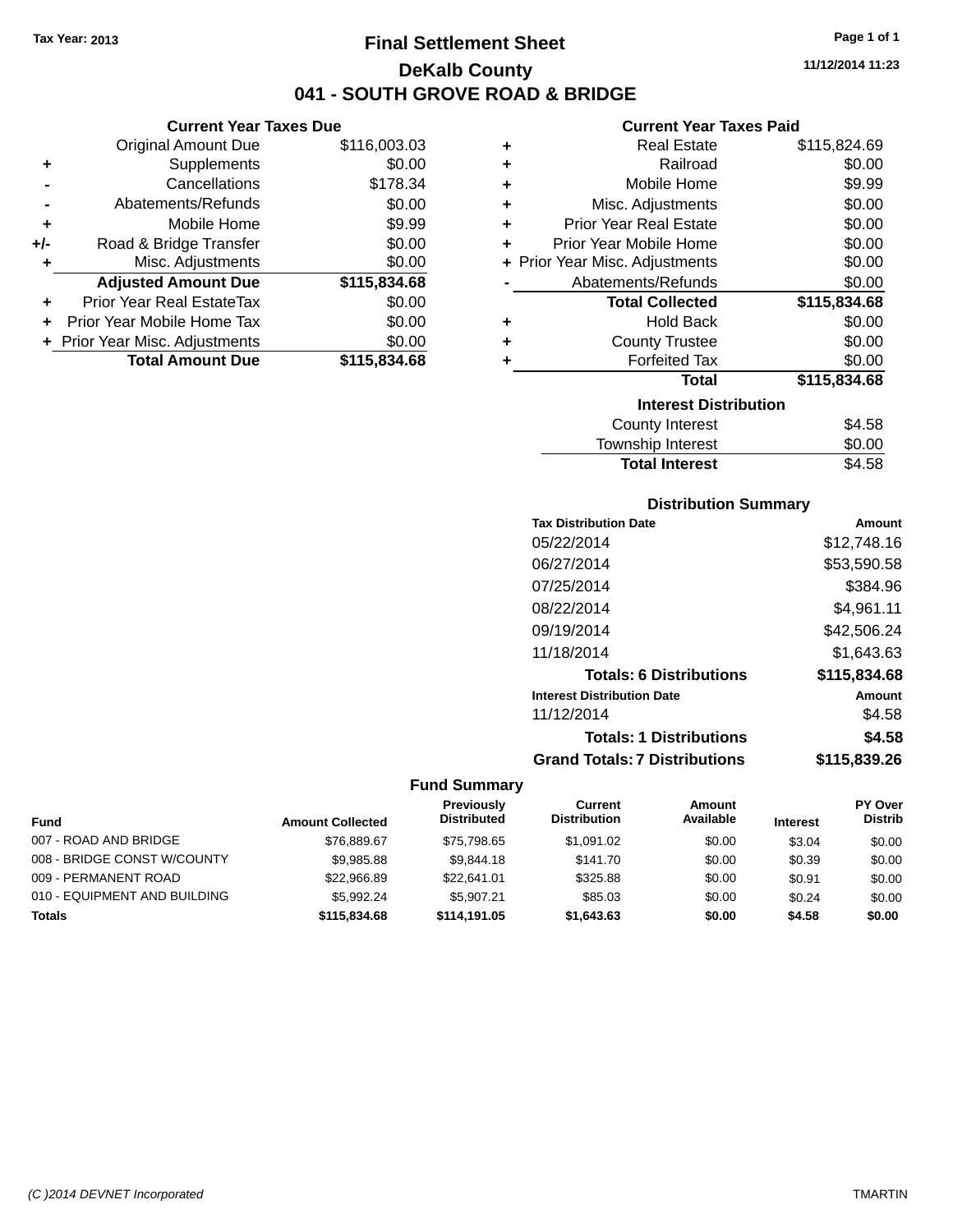Tax Year: 2013

# Final Settlement Sheet

## DeKalb County

## 041 - SOUTH GROVE ROAD & BRIDGE

11/12/2014 11:23

### Current Year Taxes Due

| | | |
|---|---|---|
| | Original Amount Due | $116,003.03 |
| + | Supplements | $0.00 |
| - | Cancellations | $178.34 |
| - | Abatements/Refunds | $0.00 |
| + | Mobile Home | $9.99 |
| +/- | Road & Bridge Transfer | $0.00 |
| + | Misc. Adjustments | $0.00 |
| | **Adjusted Amount Due** | **$115,834.68** |
| + | Prior Year Real EstateTax | $0.00 |
| + | Prior Year Mobile Home Tax | $0.00 |
| + | Prior Year Misc. Adjustments | $0.00 |
| | **Total Amount Due** | **$115,834.68** |

### Current Year Taxes Paid

| | | |
|---|---|---|
| + | Real Estate | $115,824.69 |
| + | Railroad | $0.00 |
| + | Mobile Home | $9.99 |
| + | Misc. Adjustments | $0.00 |
| + | Prior Year Real Estate | $0.00 |
| + | Prior Year Mobile Home | $0.00 |
| + | Prior Year Misc. Adjustments | $0.00 |
| - | Abatements/Refunds | $0.00 |
| | **Total Collected** | **$115,834.68** |
| + | Hold Back | $0.00 |
| + | County Trustee | $0.00 |
| + | Forfeited Tax | $0.00 |
| | **Total** | **$115,834.68** |

### Interest Distribution

| | |
|---|---|
| County Interest | $4.58 |
| Township Interest | $0.00 |
| **Total Interest** | **$4.58** |

### Distribution Summary

| Tax Distribution Date | Amount |
|---|---|
| 05/22/2014 | $12,748.16 |
| 06/27/2014 | $53,590.58 |
| 07/25/2014 | $384.96 |
| 08/22/2014 | $4,961.11 |
| 09/19/2014 | $42,506.24 |
| 11/18/2014 | $1,643.63 |
| **Totals: 6 Distributions** | **$115,834.68** |
| **Interest Distribution Date** | **Amount** |
| 11/12/2014 | $4.58 |
| **Totals: 1 Distributions** | **$4.58** |
| **Grand Totals: 7 Distributions** | **$115,839.26** |

### Fund Summary

| Fund | Amount Collected | Previously Distributed | Current Distribution | Amount Available | Interest | PY Over Distrib |
|---|---|---|---|---|---|---|
| 007 - ROAD AND BRIDGE | $76,889.67 | $75,798.65 | $1,091.02 | $0.00 | $3.04 | $0.00 |
| 008 - BRIDGE CONST W/COUNTY | $9,985.88 | $9,844.18 | $141.70 | $0.00 | $0.39 | $0.00 |
| 009 - PERMANENT ROAD | $22,966.89 | $22,641.01 | $325.88 | $0.00 | $0.91 | $0.00 |
| 010 - EQUIPMENT AND BUILDING | $5,992.24 | $5,907.21 | $85.03 | $0.00 | $0.24 | $0.00 |
| **Totals** | **$115,834.68** | **$114,191.05** | **$1,643.63** | **$0.00** | **$4.58** | **$0.00** |

(C )2014 DEVNET Incorporated — TMARTIN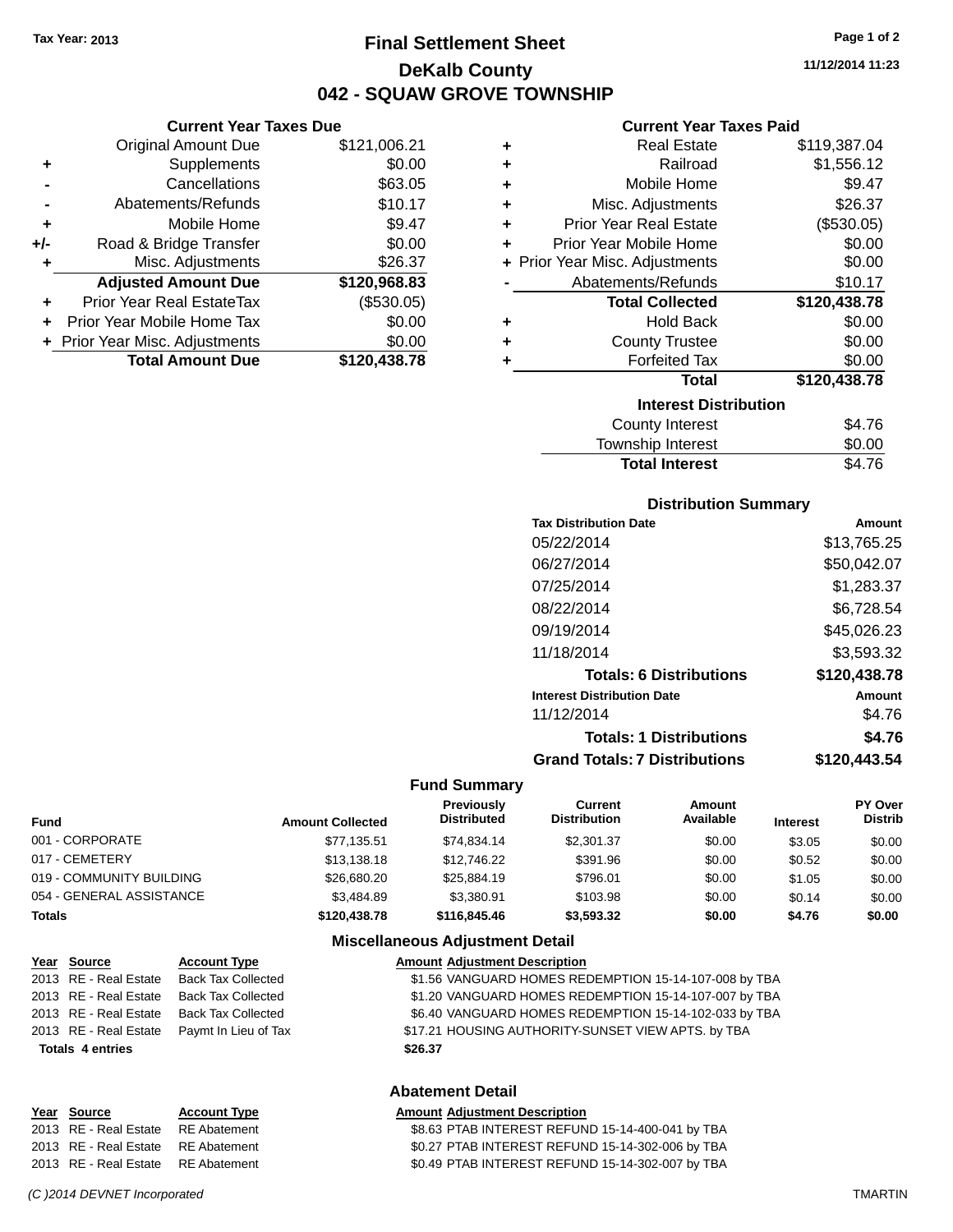Tax Year: 2013

# Final Settlement Sheet

## DeKalb County

## 042 - SQUAW GROVE TOWNSHIP

11/12/2014 11:23

### Current Year Taxes Due

| | | |
|---|---|---|
| | Original Amount Due | $121,006.21 |
| + | Supplements | $0.00 |
| - | Cancellations | $63.05 |
| - | Abatements/Refunds | $10.17 |
| + | Mobile Home | $9.47 |
| +/- | Road & Bridge Transfer | $0.00 |
| + | Misc. Adjustments | $26.37 |
| | **Adjusted Amount Due** | **$120,968.83** |
| + | Prior Year Real EstateTax | ($530.05) |
| + | Prior Year Mobile Home Tax | $0.00 |
| + | Prior Year Misc. Adjustments | $0.00 |
| | **Total Amount Due** | **$120,438.78** |

### Current Year Taxes Paid

| | | |
|---|---|---|
| + | Real Estate | $119,387.04 |
| + | Railroad | $1,556.12 |
| + | Mobile Home | $9.47 |
| + | Misc. Adjustments | $26.37 |
| + | Prior Year Real Estate | ($530.05) |
| + | Prior Year Mobile Home | $0.00 |
| + | Prior Year Misc. Adjustments | $0.00 |
| - | Abatements/Refunds | $10.17 |
| | **Total Collected** | **$120,438.78** |
| + | Hold Back | $0.00 |
| + | County Trustee | $0.00 |
| + | Forfeited Tax | $0.00 |
| | **Total** | **$120,438.78** |

### Interest Distribution

| | |
|---|---|
| County Interest | $4.76 |
| Township Interest | $0.00 |
| **Total Interest** | $4.76 |

### Distribution Summary

| Tax Distribution Date | Amount |
|---|---|
| 05/22/2014 | $13,765.25 |
| 06/27/2014 | $50,042.07 |
| 07/25/2014 | $1,283.37 |
| 08/22/2014 | $6,728.54 |
| 09/19/2014 | $45,026.23 |
| 11/18/2014 | $3,593.32 |
| **Totals: 6 Distributions** | **$120,438.78** |
| **Interest Distribution Date** | **Amount** |
| 11/12/2014 | $4.76 |
| **Totals: 1 Distributions** | **$4.76** |
| **Grand Totals: 7 Distributions** | **$120,443.54** |

### Fund Summary

| Fund | Amount Collected | Previously Distributed | Current Distribution | Amount Available | Interest | PY Over Distrib |
|---|---|---|---|---|---|---|
| 001 - CORPORATE | $77,135.51 | $74,834.14 | $2,301.37 | $0.00 | $3.05 | $0.00 |
| 017 - CEMETERY | $13,138.18 | $12,746.22 | $391.96 | $0.00 | $0.52 | $0.00 |
| 019 - COMMUNITY BUILDING | $26,680.20 | $25,884.19 | $796.01 | $0.00 | $1.05 | $0.00 |
| 054 - GENERAL ASSISTANCE | $3,484.89 | $3,380.91 | $103.98 | $0.00 | $0.14 | $0.00 |
| **Totals** | **$120,438.78** | **$116,845.46** | **$3,593.32** | **$0.00** | **$4.76** | **$0.00** |

### Miscellaneous Adjustment Detail

| Year | Source | Account Type | Amount | Adjustment Description |
|---|---|---|---|---|
| 2013 | RE - Real Estate | Back Tax Collected | $1.56 | VANGUARD HOMES REDEMPTION 15-14-107-008 by TBA |
| 2013 | RE - Real Estate | Back Tax Collected | $1.20 | VANGUARD HOMES REDEMPTION 15-14-107-007 by TBA |
| 2013 | RE - Real Estate | Back Tax Collected | $6.40 | VANGUARD HOMES REDEMPTION 15-14-102-033 by TBA |
| 2013 | RE - Real Estate | Paymt In Lieu of Tax | $17.21 | HOUSING AUTHORITY-SUNSET VIEW APTS. by TBA |
| **Totals 4 entries** | | | **$26.37** | |

### Abatement Detail

| Year | Source | Account Type | Amount | Adjustment Description |
|---|---|---|---|---|
| 2013 | RE - Real Estate | RE Abatement | $8.63 | PTAB INTEREST REFUND 15-14-400-041 by TBA |
| 2013 | RE - Real Estate | RE Abatement | $0.27 | PTAB INTEREST REFUND 15-14-302-006 by TBA |
| 2013 | RE - Real Estate | RE Abatement | $0.49 | PTAB INTEREST REFUND 15-14-302-007 by TBA |

(C )2014 DEVNET Incorporated TMARTIN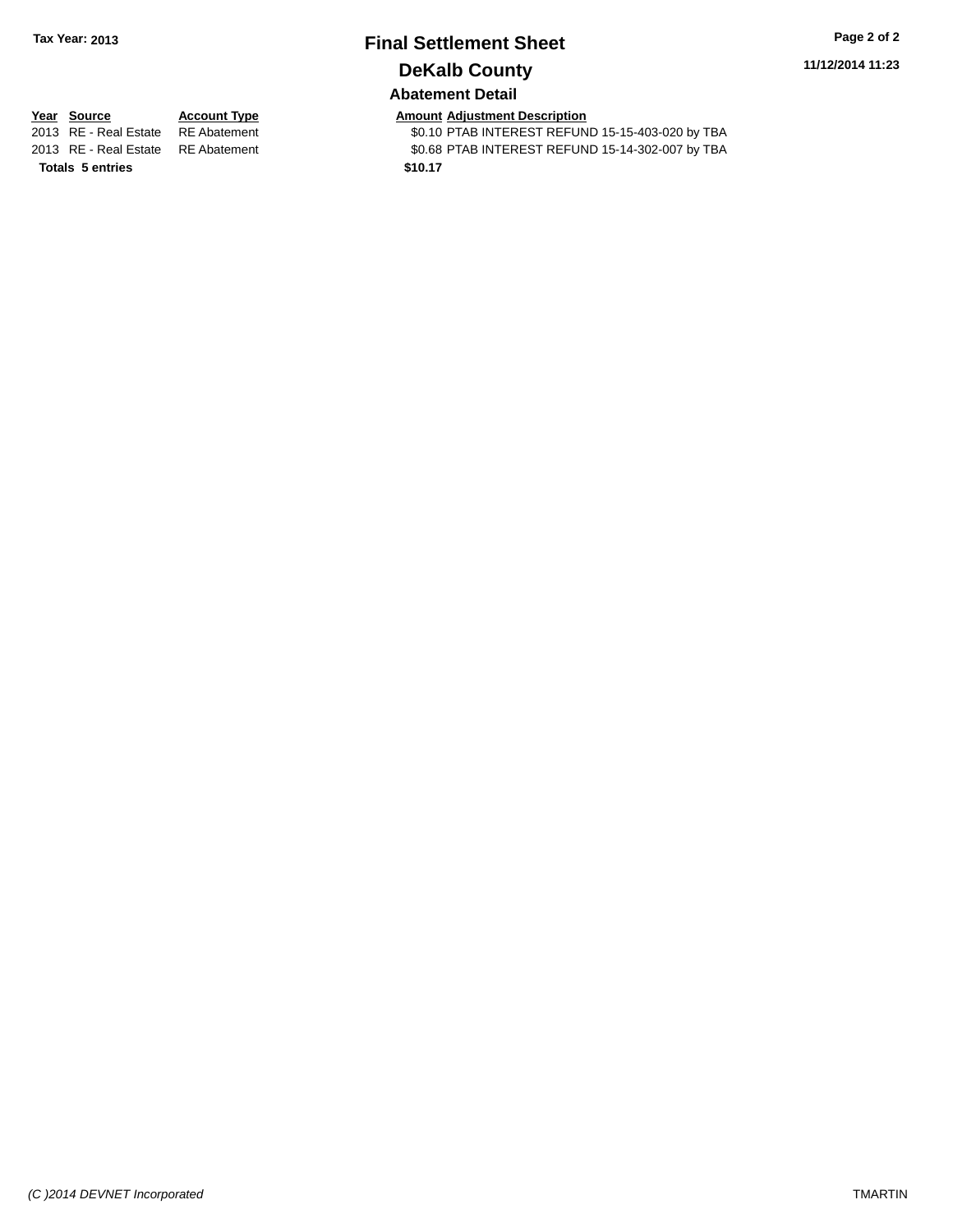**Tax Year: 2013**

# Final Settlement Sheet

## DeKalb County

### Abatement Detail

| Year | Source | Account Type | Amount | Adjustment Description |
|---|---|---|---|---|
| 2013 | RE - Real Estate | RE Abatement | $0.10 | PTAB INTEREST REFUND 15-15-403-020 by TBA |
| 2013 | RE - Real Estate | RE Abatement | $0.68 | PTAB INTEREST REFUND 15-14-302-007 by TBA |
| **Totals** | **5 entries** | | **$10.17** | |

*(C )2014 DEVNET Incorporated*

TMARTIN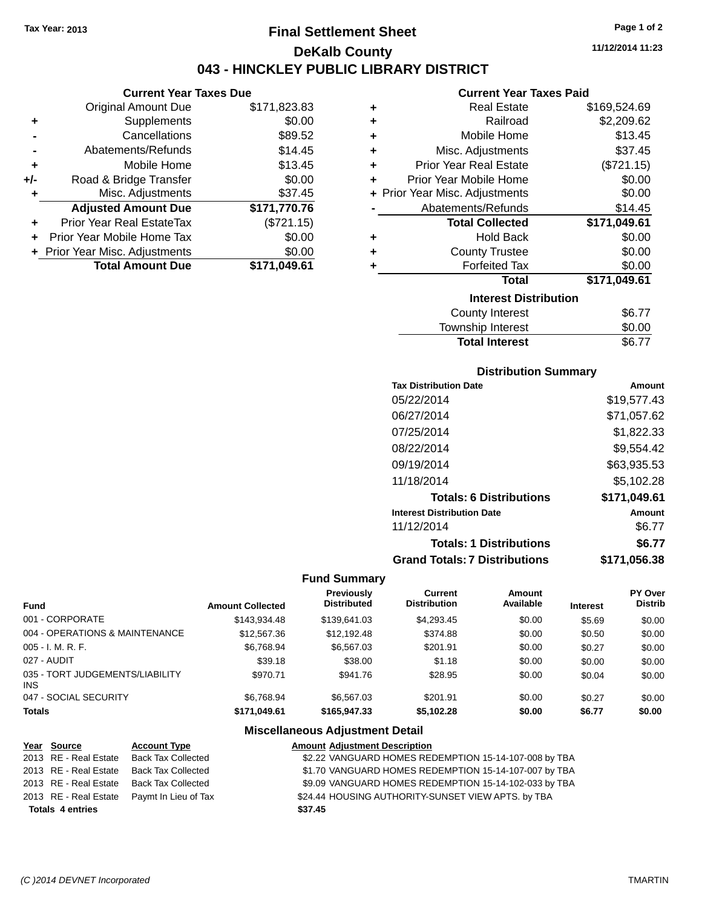Tax Year: 2013

# Final Settlement Sheet

## DeKalb County

## 043 - HINCKLEY PUBLIC LIBRARY DISTRICT

11/12/2014 11:23

### Current Year Taxes Due

| | | |
|---|---|---|
| | Original Amount Due | $171,823.83 |
| + | Supplements | $0.00 |
| - | Cancellations | $89.52 |
| - | Abatements/Refunds | $14.45 |
| + | Mobile Home | $13.45 |
| +/- | Road & Bridge Transfer | $0.00 |
| + | Misc. Adjustments | $37.45 |
| | **Adjusted Amount Due** | **$171,770.76** |
| + | Prior Year Real EstateTax | ($721.15) |
| + | Prior Year Mobile Home Tax | $0.00 |
| + | Prior Year Misc. Adjustments | $0.00 |
| | **Total Amount Due** | **$171,049.61** |

### Current Year Taxes Paid

| | | |
|---|---|---|
| + | Real Estate | $169,524.69 |
| + | Railroad | $2,209.62 |
| + | Mobile Home | $13.45 |
| + | Misc. Adjustments | $37.45 |
| + | Prior Year Real Estate | ($721.15) |
| + | Prior Year Mobile Home | $0.00 |
| + | Prior Year Misc. Adjustments | $0.00 |
| - | Abatements/Refunds | $14.45 |
| | **Total Collected** | **$171,049.61** |
| + | Hold Back | $0.00 |
| + | County Trustee | $0.00 |
| + | Forfeited Tax | $0.00 |
| | **Total** | **$171,049.61** |

### Interest Distribution

| | |
|---|---|
| County Interest | $6.77 |
| Township Interest | $0.00 |
| **Total Interest** | $6.77 |

### Distribution Summary

| Tax Distribution Date | Amount |
|---|---|
| 05/22/2014 | $19,577.43 |
| 06/27/2014 | $71,057.62 |
| 07/25/2014 | $1,822.33 |
| 08/22/2014 | $9,554.42 |
| 09/19/2014 | $63,935.53 |
| 11/18/2014 | $5,102.28 |
| **Totals: 6 Distributions** | **$171,049.61** |
| **Interest Distribution Date** | **Amount** |
| 11/12/2014 | $6.77 |
| **Totals: 1 Distributions** | **$6.77** |
| **Grand Totals: 7 Distributions** | **$171,056.38** |

### Fund Summary

| Fund | Amount Collected | Previously Distributed | Current Distribution | Amount Available | Interest | PY Over Distrib |
|---|---|---|---|---|---|---|
| 001 - CORPORATE | $143,934.48 | $139,641.03 | $4,293.45 | $0.00 | $5.69 | $0.00 |
| 004 - OPERATIONS & MAINTENANCE | $12,567.36 | $12,192.48 | $374.88 | $0.00 | $0.50 | $0.00 |
| 005 - I. M. R. F. | $6,768.94 | $6,567.03 | $201.91 | $0.00 | $0.27 | $0.00 |
| 027 - AUDIT | $39.18 | $38.00 | $1.18 | $0.00 | $0.00 | $0.00 |
| 035 - TORT JUDGEMENTS/LIABILITY INS | $970.71 | $941.76 | $28.95 | $0.00 | $0.04 | $0.00 |
| 047 - SOCIAL SECURITY | $6,768.94 | $6,567.03 | $201.91 | $0.00 | $0.27 | $0.00 |
| **Totals** | **$171,049.61** | **$165,947.33** | **$5,102.28** | **$0.00** | **$6.77** | **$0.00** |

### Miscellaneous Adjustment Detail

| Year | Source | Account Type | Amount | Adjustment Description |
|---|---|---|---|---|
| 2013 | RE - Real Estate | Back Tax Collected | $2.22 | VANGUARD HOMES REDEMPTION 15-14-107-008 by TBA |
| 2013 | RE - Real Estate | Back Tax Collected | $1.70 | VANGUARD HOMES REDEMPTION 15-14-107-007 by TBA |
| 2013 | RE - Real Estate | Back Tax Collected | $9.09 | VANGUARD HOMES REDEMPTION 15-14-102-033 by TBA |
| 2013 | RE - Real Estate | Paymt In Lieu of Tax | $24.44 | HOUSING AUTHORITY-SUNSET VIEW APTS. by TBA |
| **Totals 4 entries** | | | **$37.45** | |

(C )2014 DEVNET Incorporated TMARTIN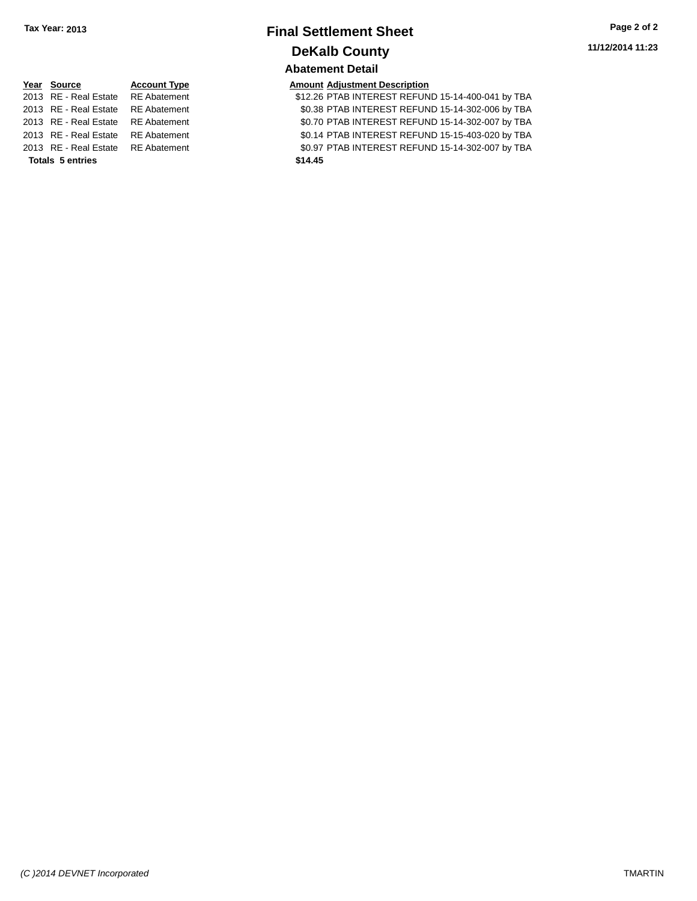Tax Year: 2013

# Final Settlement Sheet

## DeKalb County

### Abatement Detail

| Year | Source | Account Type | Amount | Adjustment Description |
|---|---|---|---|---|
| 2013 | RE - Real Estate | RE Abatement | $12.26 | PTAB INTEREST REFUND 15-14-400-041 by TBA |
| 2013 | RE - Real Estate | RE Abatement | $0.38 | PTAB INTEREST REFUND 15-14-302-006 by TBA |
| 2013 | RE - Real Estate | RE Abatement | $0.70 | PTAB INTEREST REFUND 15-14-302-007 by TBA |
| 2013 | RE - Real Estate | RE Abatement | $0.14 | PTAB INTEREST REFUND 15-15-403-020 by TBA |
| 2013 | RE - Real Estate | RE Abatement | $0.97 | PTAB INTEREST REFUND 15-14-302-007 by TBA |
| **Totals 5 entries** | | | **$14.45** | |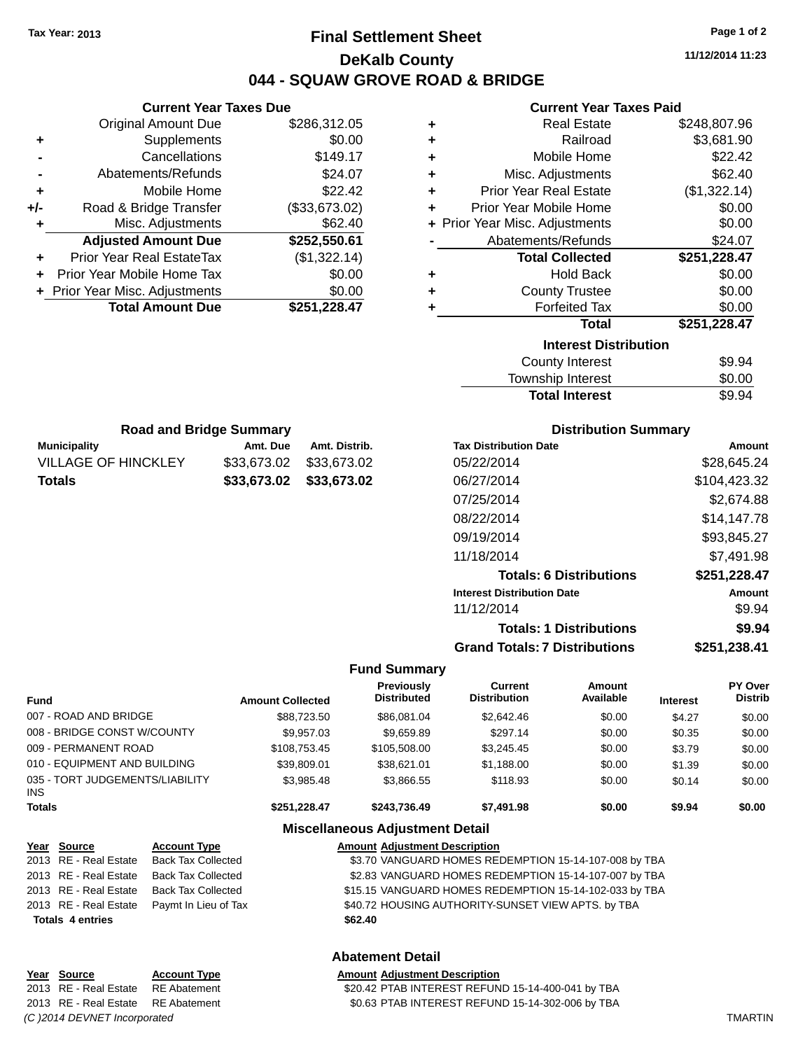Tax Year: 2013

# Final Settlement Sheet

## DeKalb County

## 044 - SQUAW GROVE ROAD & BRIDGE

11/12/2014 11:23

### Current Year Taxes Due

| | | |
|---|---|---|
| | Original Amount Due | $286,312.05 |
| + | Supplements | $0.00 |
| - | Cancellations | $149.17 |
| - | Abatements/Refunds | $24.07 |
| + | Mobile Home | $22.42 |
| +/- | Road & Bridge Transfer | ($33,673.02) |
| + | Misc. Adjustments | $62.40 |
| | **Adjusted Amount Due** | **$252,550.61** |
| + | Prior Year Real EstateTax | ($1,322.14) |
| + | Prior Year Mobile Home Tax | $0.00 |
| + | Prior Year Misc. Adjustments | $0.00 |
| | **Total Amount Due** | **$251,228.47** |

### Current Year Taxes Paid

| | | |
|---|---|---|
| + | Real Estate | $248,807.96 |
| + | Railroad | $3,681.90 |
| + | Mobile Home | $22.42 |
| + | Misc. Adjustments | $62.40 |
| + | Prior Year Real Estate | ($1,322.14) |
| + | Prior Year Mobile Home | $0.00 |
| + | Prior Year Misc. Adjustments | $0.00 |
| - | Abatements/Refunds | $24.07 |
| | **Total Collected** | **$251,228.47** |
| + | Hold Back | $0.00 |
| + | County Trustee | $0.00 |
| + | Forfeited Tax | $0.00 |
| | **Total** | **$251,228.47** |

### Interest Distribution

| | |
|---|---|
| County Interest | $9.94 |
| Township Interest | $0.00 |
| **Total Interest** | $9.94 |

### Road and Bridge Summary

| Municipality | Amt. Due | Amt. Distrib. |
|---|---|---|
| VILLAGE OF HINCKLEY | $33,673.02 | $33,673.02 |
| **Totals** | **$33,673.02** | **$33,673.02** |

### Distribution Summary

| Tax Distribution Date | Amount |
|---|---|
| 05/22/2014 | $28,645.24 |
| 06/27/2014 | $104,423.32 |
| 07/25/2014 | $2,674.88 |
| 08/22/2014 | $14,147.78 |
| 09/19/2014 | $93,845.27 |
| 11/18/2014 | $7,491.98 |
| **Totals: 6 Distributions** | **$251,228.47** |
| **Interest Distribution Date** | **Amount** |
| 11/12/2014 | $9.94 |
| **Totals: 1 Distributions** | **$9.94** |
| **Grand Totals: 7 Distributions** | **$251,238.41** |

### Fund Summary

| Fund | Amount Collected | Previously Distributed | Current Distribution | Amount Available | Interest | PY Over Distrib |
|---|---|---|---|---|---|---|
| 007 - ROAD AND BRIDGE | $88,723.50 | $86,081.04 | $2,642.46 | $0.00 | $4.27 | $0.00 |
| 008 - BRIDGE CONST W/COUNTY | $9,957.03 | $9,659.89 | $297.14 | $0.00 | $0.35 | $0.00 |
| 009 - PERMANENT ROAD | $108,753.45 | $105,508.00 | $3,245.45 | $0.00 | $3.79 | $0.00 |
| 010 - EQUIPMENT AND BUILDING | $39,809.01 | $38,621.01 | $1,188.00 | $0.00 | $1.39 | $0.00 |
| 035 - TORT JUDGEMENTS/LIABILITY INS | $3,985.48 | $3,866.55 | $118.93 | $0.00 | $0.14 | $0.00 |
| **Totals** | **$251,228.47** | **$243,736.49** | **$7,491.98** | **$0.00** | **$9.94** | **$0.00** |

### Miscellaneous Adjustment Detail

| Year | Source | Account Type | Amount | Adjustment Description |
|---|---|---|---|---|
| 2013 | RE - Real Estate | Back Tax Collected | $3.70 | VANGUARD HOMES REDEMPTION 15-14-107-008 by TBA |
| 2013 | RE - Real Estate | Back Tax Collected | $2.83 | VANGUARD HOMES REDEMPTION 15-14-107-007 by TBA |
| 2013 | RE - Real Estate | Back Tax Collected | $15.15 | VANGUARD HOMES REDEMPTION 15-14-102-033 by TBA |
| 2013 | RE - Real Estate | Paymt In Lieu of Tax | $40.72 | HOUSING AUTHORITY-SUNSET VIEW APTS. by TBA |
| **Totals 4 entries** | | | **$62.40** | |

### Abatement Detail

| Year | Source | Account Type | Amount | Adjustment Description |
|---|---|---|---|---|
| 2013 | RE - Real Estate | RE Abatement | $20.42 | PTAB INTEREST REFUND 15-14-400-041 by TBA |
| 2013 | RE - Real Estate | RE Abatement | $0.63 | PTAB INTEREST REFUND 15-14-302-006 by TBA |

*(C )2014 DEVNET Incorporated* TMARTIN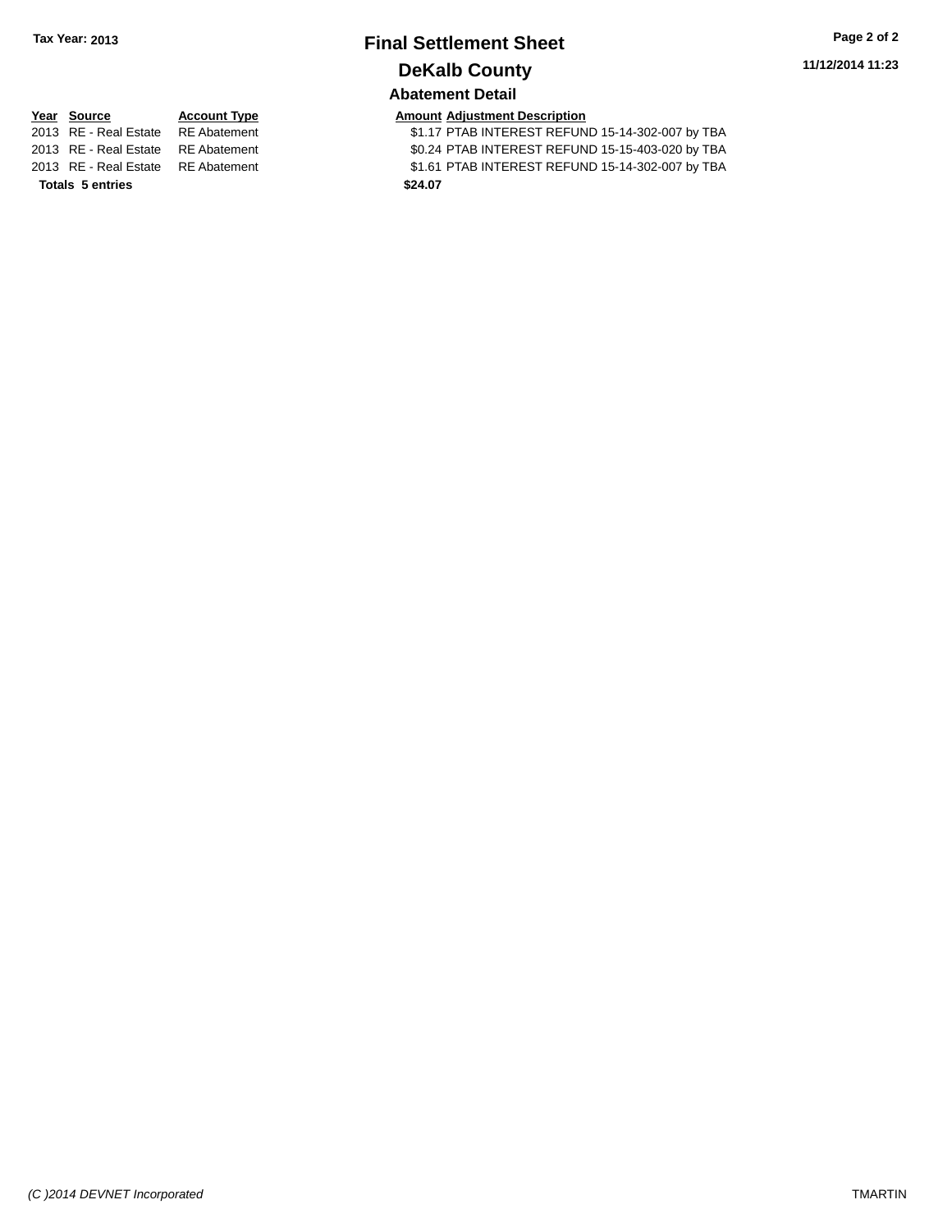# Final Settlement Sheet

**Tax Year: 2013**

## DeKalb County

11/12/2014 11:23

### Abatement Detail

| Year | Source | Account Type | Amount | Adjustment Description |
|---|---|---|---|---|
| 2013 | RE - Real Estate | RE Abatement | $1.17 | PTAB INTEREST REFUND 15-14-302-007 by TBA |
| 2013 | RE - Real Estate | RE Abatement | $0.24 | PTAB INTEREST REFUND 15-15-403-020 by TBA |
| 2013 | RE - Real Estate | RE Abatement | $1.61 | PTAB INTEREST REFUND 15-14-302-007 by TBA |
| **Totals** | **5 entries** | | **$24.07** | |

*(C )2014 DEVNET Incorporated* TMARTIN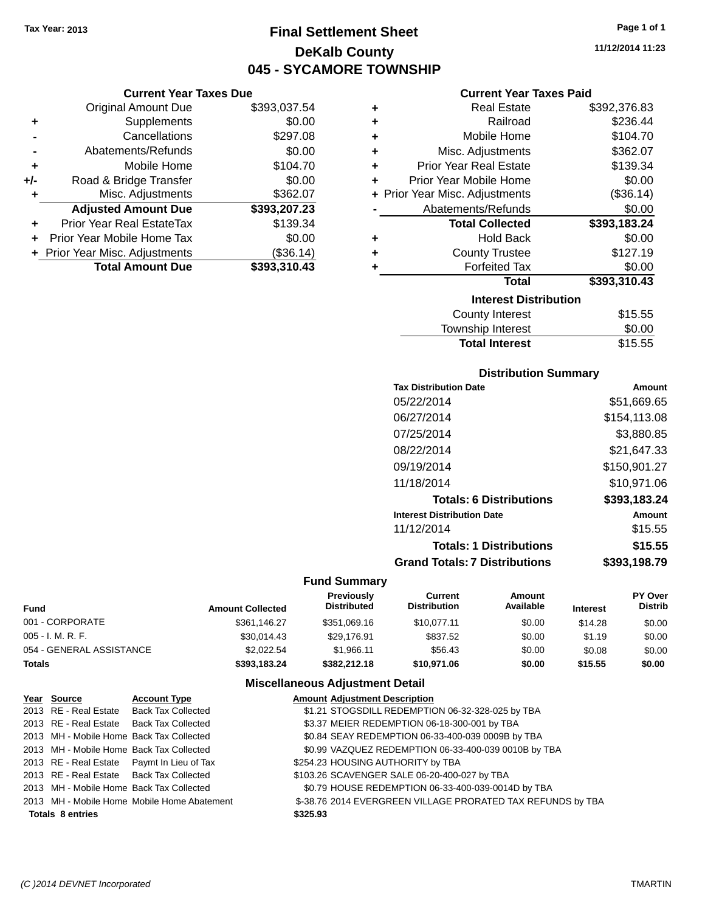Tax Year: 2013

# Final Settlement Sheet

## DeKalb County

## 045 - SYCAMORE TOWNSHIP

11/12/2014 11:23

### Current Year Taxes Due

| | | |
|---|---|---|
| | Original Amount Due | $393,037.54 |
| + | Supplements | $0.00 |
| - | Cancellations | $297.08 |
| - | Abatements/Refunds | $0.00 |
| + | Mobile Home | $104.70 |
| +/- | Road & Bridge Transfer | $0.00 |
| + | Misc. Adjustments | $362.07 |
| | **Adjusted Amount Due** | **$393,207.23** |
| + | Prior Year Real EstateTax | $139.34 |
| + | Prior Year Mobile Home Tax | $0.00 |
| + | Prior Year Misc. Adjustments | ($36.14) |
| | **Total Amount Due** | **$393,310.43** |

### Current Year Taxes Paid

| | | |
|---|---|---|
| + | Real Estate | $392,376.83 |
| + | Railroad | $236.44 |
| + | Mobile Home | $104.70 |
| + | Misc. Adjustments | $362.07 |
| + | Prior Year Real Estate | $139.34 |
| + | Prior Year Mobile Home | $0.00 |
| + | Prior Year Misc. Adjustments | ($36.14) |
| - | Abatements/Refunds | $0.00 |
| | **Total Collected** | **$393,183.24** |
| + | Hold Back | $0.00 |
| + | County Trustee | $127.19 |
| + | Forfeited Tax | $0.00 |
| | **Total** | **$393,310.43** |

### Interest Distribution

| | |
|---|---|
| County Interest | $15.55 |
| Township Interest | $0.00 |
| **Total Interest** | $15.55 |

### Distribution Summary

| Tax Distribution Date | Amount |
|---|---|
| 05/22/2014 | $51,669.65 |
| 06/27/2014 | $154,113.08 |
| 07/25/2014 | $3,880.85 |
| 08/22/2014 | $21,647.33 |
| 09/19/2014 | $150,901.27 |
| 11/18/2014 | $10,971.06 |
| **Totals: 6 Distributions** | **$393,183.24** |
| **Interest Distribution Date** | **Amount** |
| 11/12/2014 | $15.55 |
| **Totals: 1 Distributions** | **$15.55** |
| **Grand Totals: 7 Distributions** | **$393,198.79** |

### Fund Summary

| Fund | Amount Collected | Previously Distributed | Current Distribution | Amount Available | Interest | PY Over Distrib |
|---|---|---|---|---|---|---|
| 001 - CORPORATE | $361,146.27 | $351,069.16 | $10,077.11 | $0.00 | $14.28 | $0.00 |
| 005 - I. M. R. F. | $30,014.43 | $29,176.91 | $837.52 | $0.00 | $1.19 | $0.00 |
| 054 - GENERAL ASSISTANCE | $2,022.54 | $1,966.11 | $56.43 | $0.00 | $0.08 | $0.00 |
| **Totals** | **$393,183.24** | **$382,212.18** | **$10,971.06** | **$0.00** | **$15.55** | **$0.00** |

### Miscellaneous Adjustment Detail

| Year | Source | Account Type | Amount | Adjustment Description |
|---|---|---|---|---|
| 2013 | RE - Real Estate | Back Tax Collected | $1.21 | STOGSDILL REDEMPTION 06-32-328-025 by TBA |
| 2013 | RE - Real Estate | Back Tax Collected | $3.37 | MEIER REDEMPTION 06-18-300-001 by TBA |
| 2013 | MH - Mobile Home | Back Tax Collected | $0.84 | SEAY REDEMPTION 06-33-400-039 0009B by TBA |
| 2013 | MH - Mobile Home | Back Tax Collected | $0.99 | VAZQUEZ REDEMPTION 06-33-400-039 0010B by TBA |
| 2013 | RE - Real Estate | Paymt In Lieu of Tax | $254.23 | HOUSING AUTHORITY by TBA |
| 2013 | RE - Real Estate | Back Tax Collected | $103.26 | SCAVENGER SALE 06-20-400-027 by TBA |
| 2013 | MH - Mobile Home | Back Tax Collected | $0.79 | HOUSE REDEMPTION 06-33-400-039-0014D by TBA |
| 2013 | MH - Mobile Home | Mobile Home Abatement | $-38.76 | 2014 EVERGREEN VILLAGE PRORATED TAX REFUNDS by TBA |
| **Totals** | **8 entries** | | **$325.93** | |

(C )2014 DEVNET Incorporated TMARTIN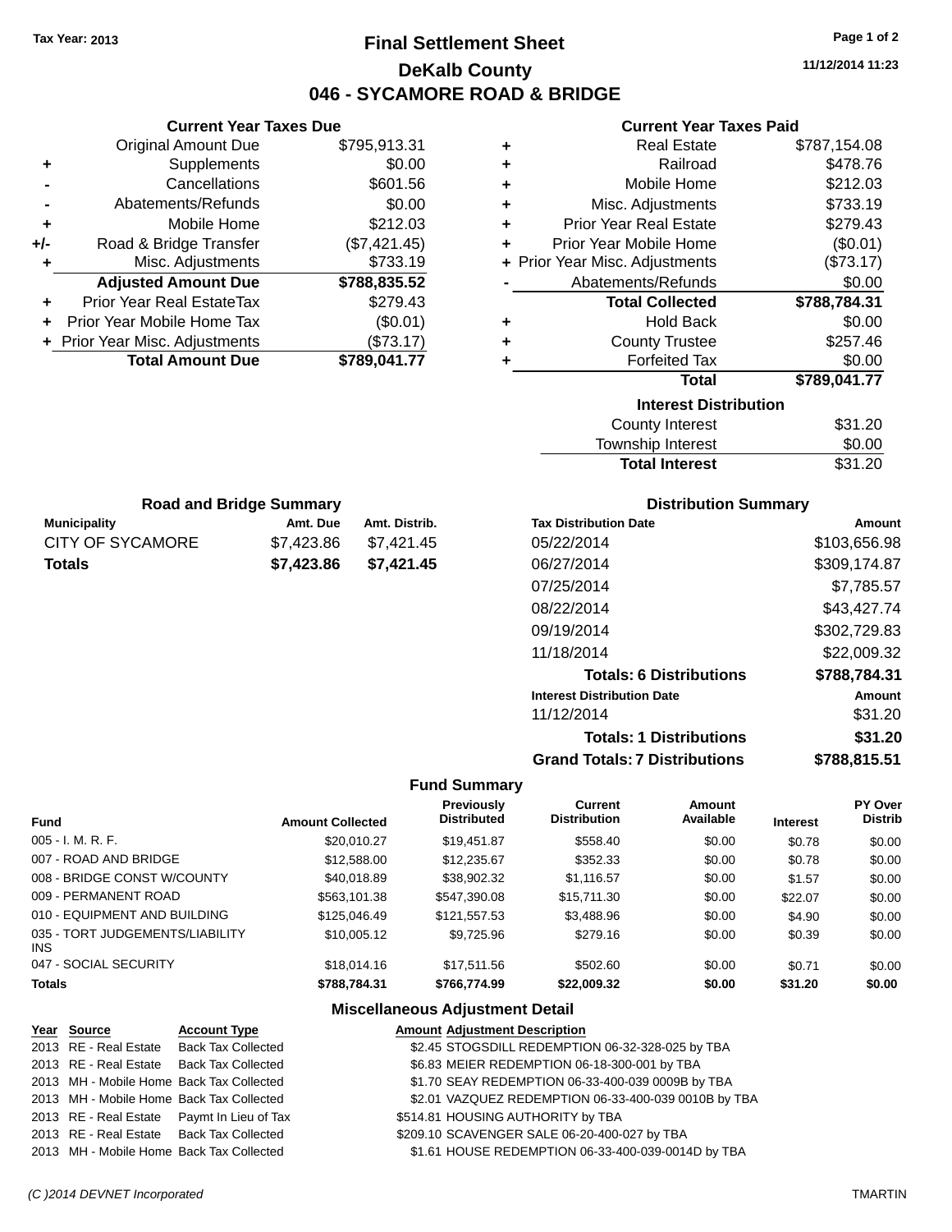Tax Year: 2013

# Final Settlement Sheet

## DeKalb County

## 046 - SYCAMORE ROAD & BRIDGE

11/12/2014 11:23

### Current Year Taxes Due

| | | |
|---|---|---|
| | Original Amount Due | $795,913.31 |
| + | Supplements | $0.00 |
| - | Cancellations | $601.56 |
| - | Abatements/Refunds | $0.00 |
| + | Mobile Home | $212.03 |
| +/- | Road & Bridge Transfer | ($7,421.45) |
| + | Misc. Adjustments | $733.19 |
| | **Adjusted Amount Due** | **$788,835.52** |
| + | Prior Year Real EstateTax | $279.43 |
| + | Prior Year Mobile Home Tax | ($0.01) |
| + | Prior Year Misc. Adjustments | ($73.17) |
| | **Total Amount Due** | **$789,041.77** |

### Current Year Taxes Paid

| | | |
|---|---|---|
| + | Real Estate | $787,154.08 |
| + | Railroad | $478.76 |
| + | Mobile Home | $212.03 |
| + | Misc. Adjustments | $733.19 |
| + | Prior Year Real Estate | $279.43 |
| + | Prior Year Mobile Home | ($0.01) |
| + | Prior Year Misc. Adjustments | ($73.17) |
| - | Abatements/Refunds | $0.00 |
| | **Total Collected** | **$788,784.31** |
| + | Hold Back | $0.00 |
| + | County Trustee | $257.46 |
| + | Forfeited Tax | $0.00 |
| | **Total** | **$789,041.77** |

### Interest Distribution

| | |
|---|---|
| County Interest | $31.20 |
| Township Interest | $0.00 |
| **Total Interest** | $31.20 |

### Road and Bridge Summary

| Municipality | Amt. Due | Amt. Distrib. |
|---|---|---|
| CITY OF SYCAMORE | $7,423.86 | $7,421.45 |
| **Totals** | **$7,423.86** | **$7,421.45** |

### Distribution Summary

| Tax Distribution Date | Amount |
|---|---|
| 05/22/2014 | $103,656.98 |
| 06/27/2014 | $309,174.87 |
| 07/25/2014 | $7,785.57 |
| 08/22/2014 | $43,427.74 |
| 09/19/2014 | $302,729.83 |
| 11/18/2014 | $22,009.32 |
| **Totals: 6 Distributions** | **$788,784.31** |
| **Interest Distribution Date** | **Amount** |
| 11/12/2014 | $31.20 |
| **Totals: 1 Distributions** | **$31.20** |
| **Grand Totals: 7 Distributions** | **$788,815.51** |

### Fund Summary

| Fund | Amount Collected | Previously Distributed | Current Distribution | Amount Available | Interest | PY Over Distrib |
|---|---|---|---|---|---|---|
| 005 - I. M. R. F. | $20,010.27 | $19,451.87 | $558.40 | $0.00 | $0.78 | $0.00 |
| 007 - ROAD AND BRIDGE | $12,588.00 | $12,235.67 | $352.33 | $0.00 | $0.78 | $0.00 |
| 008 - BRIDGE CONST W/COUNTY | $40,018.89 | $38,902.32 | $1,116.57 | $0.00 | $1.57 | $0.00 |
| 009 - PERMANENT ROAD | $563,101.38 | $547,390.08 | $15,711.30 | $0.00 | $22.07 | $0.00 |
| 010 - EQUIPMENT AND BUILDING | $125,046.49 | $121,557.53 | $3,488.96 | $0.00 | $4.90 | $0.00 |
| 035 - TORT JUDGEMENTS/LIABILITY INS | $10,005.12 | $9,725.96 | $279.16 | $0.00 | $0.39 | $0.00 |
| 047 - SOCIAL SECURITY | $18,014.16 | $17,511.56 | $502.60 | $0.00 | $0.71 | $0.00 |
| **Totals** | **$788,784.31** | **$766,774.99** | **$22,009.32** | **$0.00** | **$31.20** | **$0.00** |

### Miscellaneous Adjustment Detail

| Year | Source | Account Type | Amount | Adjustment Description |
|---|---|---|---|---|
| 2013 | RE - Real Estate | Back Tax Collected | $2.45 | STOGSDILL REDEMPTION 06-32-328-025 by TBA |
| 2013 | RE - Real Estate | Back Tax Collected | $6.83 | MEIER REDEMPTION 06-18-300-001 by TBA |
| 2013 | MH - Mobile Home | Back Tax Collected | $1.70 | SEAY REDEMPTION 06-33-400-039 0009B by TBA |
| 2013 | MH - Mobile Home | Back Tax Collected | $2.01 | VAZQUEZ REDEMPTION 06-33-400-039 0010B by TBA |
| 2013 | RE - Real Estate | Paymt In Lieu of Tax | $514.81 | HOUSING AUTHORITY by TBA |
| 2013 | RE - Real Estate | Back Tax Collected | $209.10 | SCAVENGER SALE 06-20-400-027 by TBA |
| 2013 | MH - Mobile Home | Back Tax Collected | $1.61 | HOUSE REDEMPTION 06-33-400-039-0014D by TBA |

(C )2014 DEVNET Incorporated TMARTIN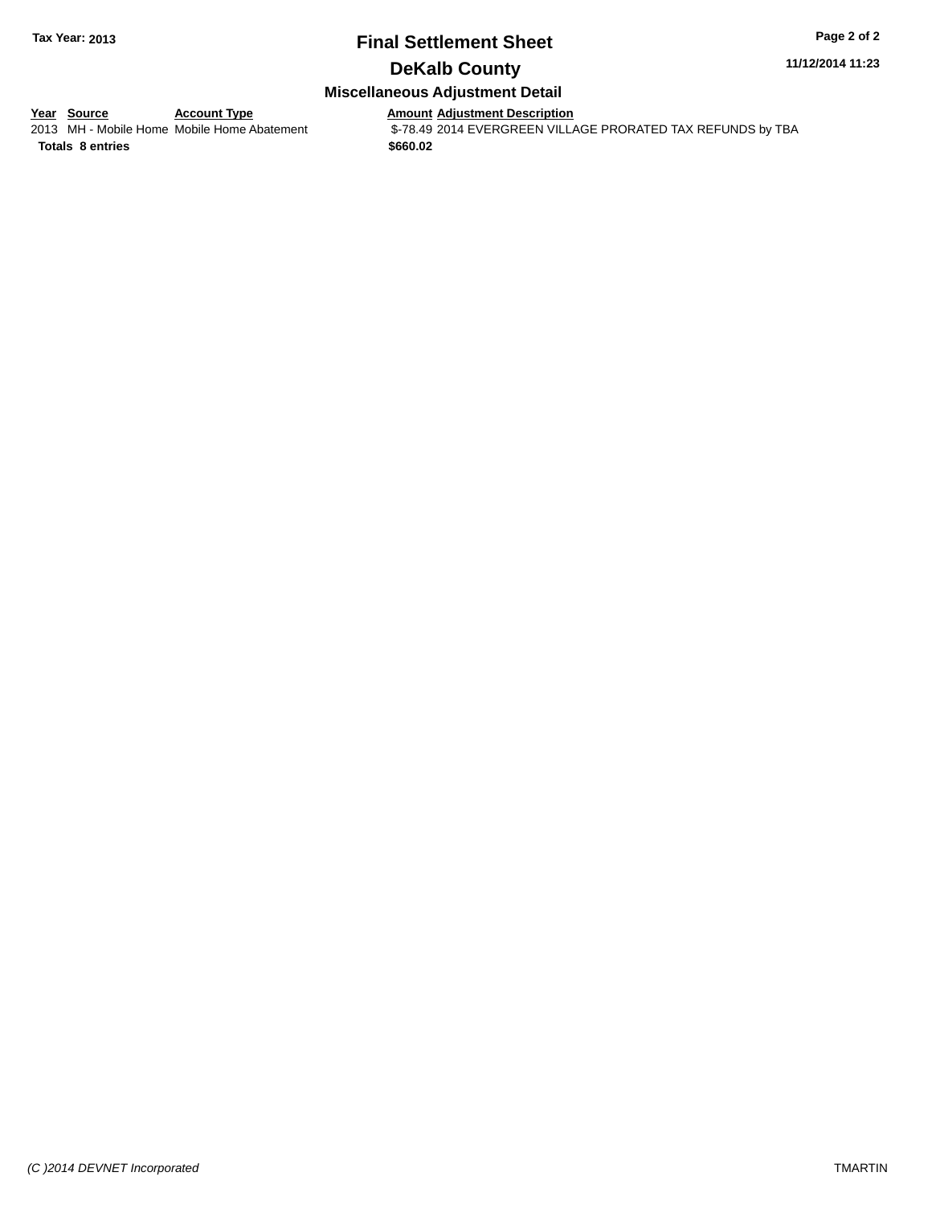# Final Settlement Sheet

**Tax Year: 2013**

## DeKalb County

### Miscellaneous Adjustment Detail

| Year | Source | Account Type | Amount | Adjustment Description |
|---|---|---|---|---|
| 2013 | MH - Mobile Home | Mobile Home Abatement | $-78.49 | 2014 EVERGREEN VILLAGE PRORATED TAX REFUNDS by TBA |
| **Totals** | **8 entries** | | **$660.02** | |

*(C )2014 DEVNET Incorporated* TMARTIN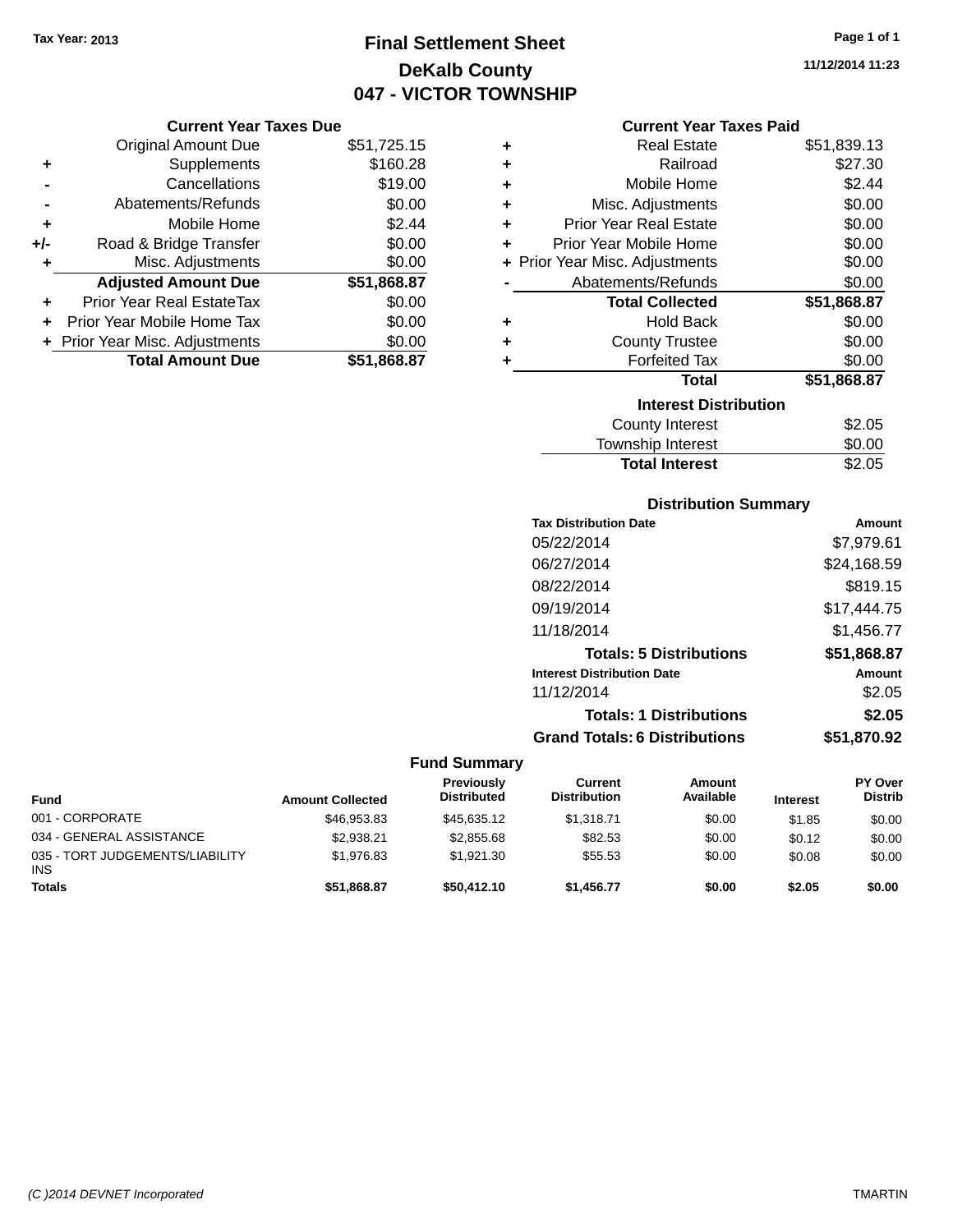Tax Year: 2013

# Final Settlement Sheet
## DeKalb County
## 047 - VICTOR TOWNSHIP

11/12/2014 11:23

### Current Year Taxes Due

| | | |
|---|---|---|
| | Original Amount Due | $51,725.15 |
| + | Supplements | $160.28 |
| - | Cancellations | $19.00 |
| - | Abatements/Refunds | $0.00 |
| + | Mobile Home | $2.44 |
| +/- | Road & Bridge Transfer | $0.00 |
| + | Misc. Adjustments | $0.00 |
| | **Adjusted Amount Due** | **$51,868.87** |
| + | Prior Year Real EstateTax | $0.00 |
| + | Prior Year Mobile Home Tax | $0.00 |
| + | Prior Year Misc. Adjustments | $0.00 |
| | **Total Amount Due** | **$51,868.87** |

### Current Year Taxes Paid

| | | |
|---|---|---|
| + | Real Estate | $51,839.13 |
| + | Railroad | $27.30 |
| + | Mobile Home | $2.44 |
| + | Misc. Adjustments | $0.00 |
| + | Prior Year Real Estate | $0.00 |
| + | Prior Year Mobile Home | $0.00 |
| + | Prior Year Misc. Adjustments | $0.00 |
| - | Abatements/Refunds | $0.00 |
| | **Total Collected** | **$51,868.87** |
| + | Hold Back | $0.00 |
| + | County Trustee | $0.00 |
| + | Forfeited Tax | $0.00 |
| | **Total** | **$51,868.87** |

### Interest Distribution

| | |
|---|---|
| County Interest | $2.05 |
| Township Interest | $0.00 |
| **Total Interest** | $2.05 |

### Distribution Summary

| Tax Distribution Date | Amount |
|---|---|
| 05/22/2014 | $7,979.61 |
| 06/27/2014 | $24,168.59 |
| 08/22/2014 | $819.15 |
| 09/19/2014 | $17,444.75 |
| 11/18/2014 | $1,456.77 |
| **Totals: 5 Distributions** | **$51,868.87** |
| **Interest Distribution Date** | **Amount** |
| 11/12/2014 | $2.05 |
| **Totals: 1 Distributions** | **$2.05** |
| **Grand Totals: 6 Distributions** | **$51,870.92** |

### Fund Summary

| Fund | Amount Collected | Previously Distributed | Current Distribution | Amount Available | Interest | PY Over Distrib |
|---|---|---|---|---|---|---|
| 001 - CORPORATE | $46,953.83 | $45,635.12 | $1,318.71 | $0.00 | $1.85 | $0.00 |
| 034 - GENERAL ASSISTANCE | $2,938.21 | $2,855.68 | $82.53 | $0.00 | $0.12 | $0.00 |
| 035 - TORT JUDGEMENTS/LIABILITY INS | $1,976.83 | $1,921.30 | $55.53 | $0.00 | $0.08 | $0.00 |
| **Totals** | **$51,868.87** | **$50,412.10** | **$1,456.77** | **$0.00** | **$2.05** | **$0.00** |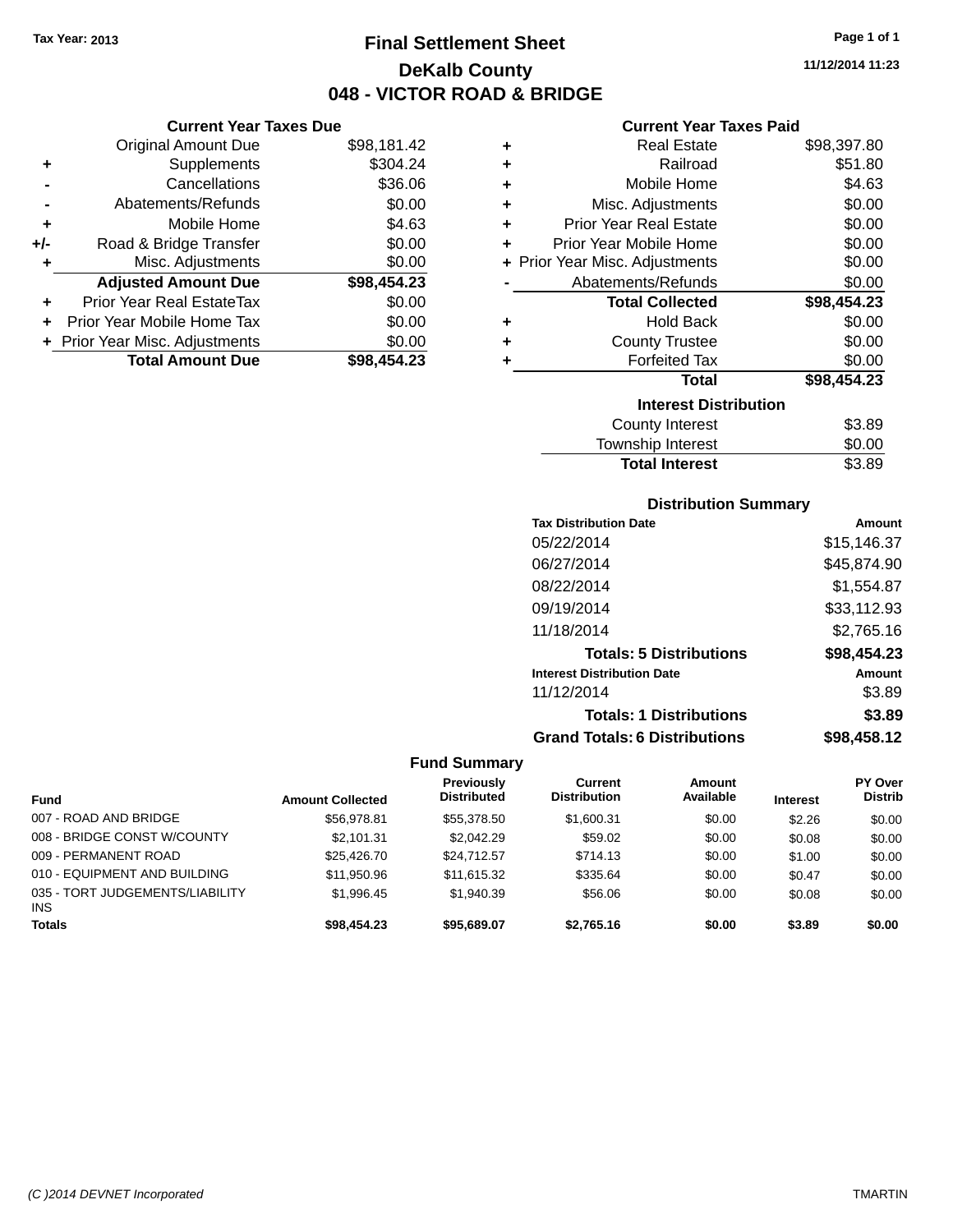Tax Year: 2013

# Final Settlement Sheet

## DeKalb County

## 048 - VICTOR ROAD & BRIDGE

11/12/2014 11:23

### Current Year Taxes Due

| | | |
|---|---|---|
| | Original Amount Due | $98,181.42 |
| + | Supplements | $304.24 |
| - | Cancellations | $36.06 |
| - | Abatements/Refunds | $0.00 |
| + | Mobile Home | $4.63 |
| +/- | Road & Bridge Transfer | $0.00 |
| + | Misc. Adjustments | $0.00 |
| | **Adjusted Amount Due** | **$98,454.23** |
| + | Prior Year Real EstateTax | $0.00 |
| + | Prior Year Mobile Home Tax | $0.00 |
| + | Prior Year Misc. Adjustments | $0.00 |
| | **Total Amount Due** | **$98,454.23** |

### Current Year Taxes Paid

| | | |
|---|---|---|
| + | Real Estate | $98,397.80 |
| + | Railroad | $51.80 |
| + | Mobile Home | $4.63 |
| + | Misc. Adjustments | $0.00 |
| + | Prior Year Real Estate | $0.00 |
| + | Prior Year Mobile Home | $0.00 |
| + | Prior Year Misc. Adjustments | $0.00 |
| - | Abatements/Refunds | $0.00 |
| | **Total Collected** | **$98,454.23** |
| + | Hold Back | $0.00 |
| + | County Trustee | $0.00 |
| + | Forfeited Tax | $0.00 |
| | **Total** | **$98,454.23** |

### Interest Distribution

| | |
|---|---|
| County Interest | $3.89 |
| Township Interest | $0.00 |
| **Total Interest** | $3.89 |

### Distribution Summary

| Tax Distribution Date | Amount |
|---|---|
| 05/22/2014 | $15,146.37 |
| 06/27/2014 | $45,874.90 |
| 08/22/2014 | $1,554.87 |
| 09/19/2014 | $33,112.93 |
| 11/18/2014 | $2,765.16 |
| **Totals: 5 Distributions** | **$98,454.23** |
| **Interest Distribution Date** | **Amount** |
| 11/12/2014 | $3.89 |
| **Totals: 1 Distributions** | **$3.89** |
| **Grand Totals: 6 Distributions** | **$98,458.12** |

### Fund Summary

| Fund | Amount Collected | Previously Distributed | Current Distribution | Amount Available | Interest | PY Over Distrib |
|---|---|---|---|---|---|---|
| 007 - ROAD AND BRIDGE | $56,978.81 | $55,378.50 | $1,600.31 | $0.00 | $2.26 | $0.00 |
| 008 - BRIDGE CONST W/COUNTY | $2,101.31 | $2,042.29 | $59.02 | $0.00 | $0.08 | $0.00 |
| 009 - PERMANENT ROAD | $25,426.70 | $24,712.57 | $714.13 | $0.00 | $1.00 | $0.00 |
| 010 - EQUIPMENT AND BUILDING | $11,950.96 | $11,615.32 | $335.64 | $0.00 | $0.47 | $0.00 |
| 035 - TORT JUDGEMENTS/LIABILITY INS | $1,996.45 | $1,940.39 | $56.06 | $0.00 | $0.08 | $0.00 |
| **Totals** | **$98,454.23** | **$95,689.07** | **$2,765.16** | **$0.00** | **$3.89** | **$0.00** |

(C )2014 DEVNET Incorporated TMARTIN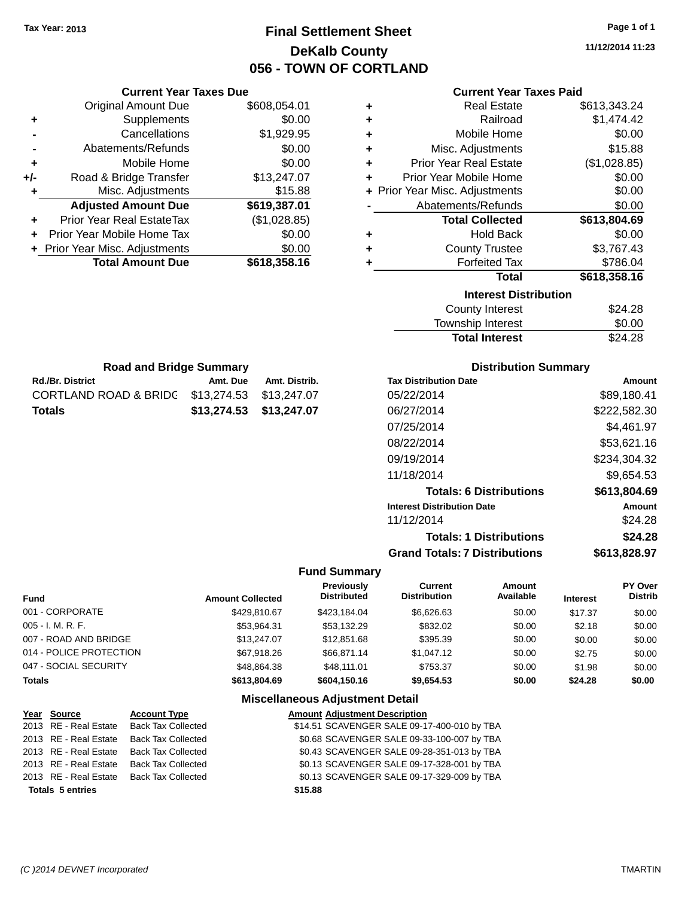Tax Year: 2013

# Final Settlement Sheet
## DeKalb County
## 056 - TOWN OF CORTLAND

11/12/2014 11:23

### Current Year Taxes Due

| | | |
|---|---|---|
| | Original Amount Due | $608,054.01 |
| + | Supplements | $0.00 |
| - | Cancellations | $1,929.95 |
| - | Abatements/Refunds | $0.00 |
| + | Mobile Home | $0.00 |
| +/- | Road & Bridge Transfer | $13,247.07 |
| + | Misc. Adjustments | $15.88 |
| | **Adjusted Amount Due** | **$619,387.01** |
| + | Prior Year Real EstateTax | ($1,028.85) |
| + | Prior Year Mobile Home Tax | $0.00 |
| + | Prior Year Misc. Adjustments | $0.00 |
| | **Total Amount Due** | **$618,358.16** |

### Current Year Taxes Paid

| | | |
|---|---|---|
| + | Real Estate | $613,343.24 |
| + | Railroad | $1,474.42 |
| + | Mobile Home | $0.00 |
| + | Misc. Adjustments | $15.88 |
| + | Prior Year Real Estate | ($1,028.85) |
| + | Prior Year Mobile Home | $0.00 |
| + | Prior Year Misc. Adjustments | $0.00 |
| - | Abatements/Refunds | $0.00 |
| | **Total Collected** | **$613,804.69** |
| + | Hold Back | $0.00 |
| + | County Trustee | $3,767.43 |
| + | Forfeited Tax | $786.04 |
| | **Total** | **$618,358.16** |

### Interest Distribution

| | |
|---|---|
| County Interest | $24.28 |
| Township Interest | $0.00 |
| **Total Interest** | $24.28 |

### Road and Bridge Summary

| Rd./Br. District | Amt. Due | Amt. Distrib. |
|---|---|---|
| CORTLAND ROAD & BRIDG | $13,274.53 | $13,247.07 |
| **Totals** | **$13,274.53** | **$13,247.07** |

### Distribution Summary

| Tax Distribution Date | Amount |
|---|---|
| 05/22/2014 | $89,180.41 |
| 06/27/2014 | $222,582.30 |
| 07/25/2014 | $4,461.97 |
| 08/22/2014 | $53,621.16 |
| 09/19/2014 | $234,304.32 |
| 11/18/2014 | $9,654.53 |
| **Totals: 6 Distributions** | **$613,804.69** |
| **Interest Distribution Date** | **Amount** |
| 11/12/2014 | $24.28 |
| **Totals: 1 Distributions** | **$24.28** |
| **Grand Totals: 7 Distributions** | **$613,828.97** |

### Fund Summary

| Fund | Amount Collected | Previously Distributed | Current Distribution | Amount Available | Interest | PY Over Distrib |
|---|---|---|---|---|---|---|
| 001 - CORPORATE | $429,810.67 | $423,184.04 | $6,626.63 | $0.00 | $17.37 | $0.00 |
| 005 - I. M. R. F. | $53,964.31 | $53,132.29 | $832.02 | $0.00 | $2.18 | $0.00 |
| 007 - ROAD AND BRIDGE | $13,247.07 | $12,851.68 | $395.39 | $0.00 | $0.00 | $0.00 |
| 014 - POLICE PROTECTION | $67,918.26 | $66,871.14 | $1,047.12 | $0.00 | $2.75 | $0.00 |
| 047 - SOCIAL SECURITY | $48,864.38 | $48,111.01 | $753.37 | $0.00 | $1.98 | $0.00 |
| **Totals** | **$613,804.69** | **$604,150.16** | **$9,654.53** | **$0.00** | **$24.28** | **$0.00** |

### Miscellaneous Adjustment Detail

| Year | Source | Account Type | Amount | Adjustment Description |
|---|---|---|---|---|
| 2013 | RE - Real Estate | Back Tax Collected | $14.51 | SCAVENGER SALE 09-17-400-010 by TBA |
| 2013 | RE - Real Estate | Back Tax Collected | $0.68 | SCAVENGER SALE 09-33-100-007 by TBA |
| 2013 | RE - Real Estate | Back Tax Collected | $0.43 | SCAVENGER SALE 09-28-351-013 by TBA |
| 2013 | RE - Real Estate | Back Tax Collected | $0.13 | SCAVENGER SALE 09-17-328-001 by TBA |
| 2013 | RE - Real Estate | Back Tax Collected | $0.13 | SCAVENGER SALE 09-17-329-009 by TBA |
| **Totals 5 entries** | | | **$15.88** | |

(C )2014 DEVNET Incorporated TMARTIN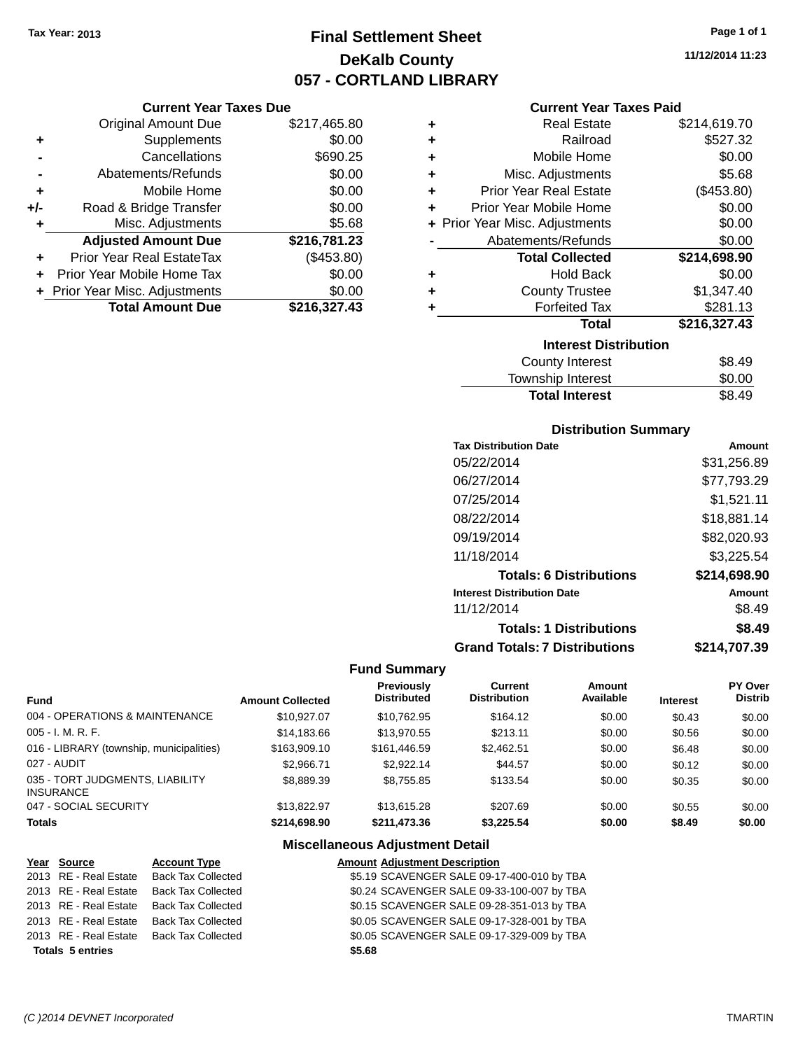Tax Year: 2013

# Final Settlement Sheet
## DeKalb County
## 057 - CORTLAND LIBRARY

11/12/2014 11:23

### Current Year Taxes Due

| | | |
|---|---|---|
| | Original Amount Due | $217,465.80 |
| + | Supplements | $0.00 |
| - | Cancellations | $690.25 |
| - | Abatements/Refunds | $0.00 |
| + | Mobile Home | $0.00 |
| +/- | Road & Bridge Transfer | $0.00 |
| + | Misc. Adjustments | $5.68 |
| | **Adjusted Amount Due** | **$216,781.23** |
| + | Prior Year Real EstateTax | ($453.80) |
| + | Prior Year Mobile Home Tax | $0.00 |
| + | Prior Year Misc. Adjustments | $0.00 |
| | **Total Amount Due** | **$216,327.43** |

### Current Year Taxes Paid

| | | |
|---|---|---|
| + | Real Estate | $214,619.70 |
| + | Railroad | $527.32 |
| + | Mobile Home | $0.00 |
| + | Misc. Adjustments | $5.68 |
| + | Prior Year Real Estate | ($453.80) |
| + | Prior Year Mobile Home | $0.00 |
| + | Prior Year Misc. Adjustments | $0.00 |
| - | Abatements/Refunds | $0.00 |
| | **Total Collected** | **$214,698.90** |
| + | Hold Back | $0.00 |
| + | County Trustee | $1,347.40 |
| + | Forfeited Tax | $281.13 |
| | **Total** | **$216,327.43** |

### Interest Distribution

| | |
|---|---|
| County Interest | $8.49 |
| Township Interest | $0.00 |
| **Total Interest** | $8.49 |

### Distribution Summary

| Tax Distribution Date | Amount |
|---|---|
| 05/22/2014 | $31,256.89 |
| 06/27/2014 | $77,793.29 |
| 07/25/2014 | $1,521.11 |
| 08/22/2014 | $18,881.14 |
| 09/19/2014 | $82,020.93 |
| 11/18/2014 | $3,225.54 |
| **Totals: 6 Distributions** | **$214,698.90** |
| **Interest Distribution Date** | **Amount** |
| 11/12/2014 | $8.49 |
| **Totals: 1 Distributions** | **$8.49** |
| **Grand Totals: 7 Distributions** | **$214,707.39** |

### Fund Summary

| Fund | Amount Collected | Previously Distributed | Current Distribution | Amount Available | Interest | PY Over Distrib |
|---|---|---|---|---|---|---|
| 004 - OPERATIONS & MAINTENANCE | $10,927.07 | $10,762.95 | $164.12 | $0.00 | $0.43 | $0.00 |
| 005 - I. M. R. F. | $14,183.66 | $13,970.55 | $213.11 | $0.00 | $0.56 | $0.00 |
| 016 - LIBRARY (township, municipalities) | $163,909.10 | $161,446.59 | $2,462.51 | $0.00 | $6.48 | $0.00 |
| 027 - AUDIT | $2,966.71 | $2,922.14 | $44.57 | $0.00 | $0.12 | $0.00 |
| 035 - TORT JUDGMENTS, LIABILITY INSURANCE | $8,889.39 | $8,755.85 | $133.54 | $0.00 | $0.35 | $0.00 |
| 047 - SOCIAL SECURITY | $13,822.97 | $13,615.28 | $207.69 | $0.00 | $0.55 | $0.00 |
| **Totals** | **$214,698.90** | **$211,473.36** | **$3,225.54** | **$0.00** | **$8.49** | **$0.00** |

### Miscellaneous Adjustment Detail

| Year | Source | Account Type | Amount | Adjustment Description |
|---|---|---|---|---|
| 2013 | RE - Real Estate | Back Tax Collected | $5.19 | SCAVENGER SALE 09-17-400-010 by TBA |
| 2013 | RE - Real Estate | Back Tax Collected | $0.24 | SCAVENGER SALE 09-33-100-007 by TBA |
| 2013 | RE - Real Estate | Back Tax Collected | $0.15 | SCAVENGER SALE 09-28-351-013 by TBA |
| 2013 | RE - Real Estate | Back Tax Collected | $0.05 | SCAVENGER SALE 09-17-328-001 by TBA |
| 2013 | RE - Real Estate | Back Tax Collected | $0.05 | SCAVENGER SALE 09-17-329-009 by TBA |
| **Totals** | **5 entries** | | **$5.68** | |

(C )2014 DEVNET Incorporated — TMARTIN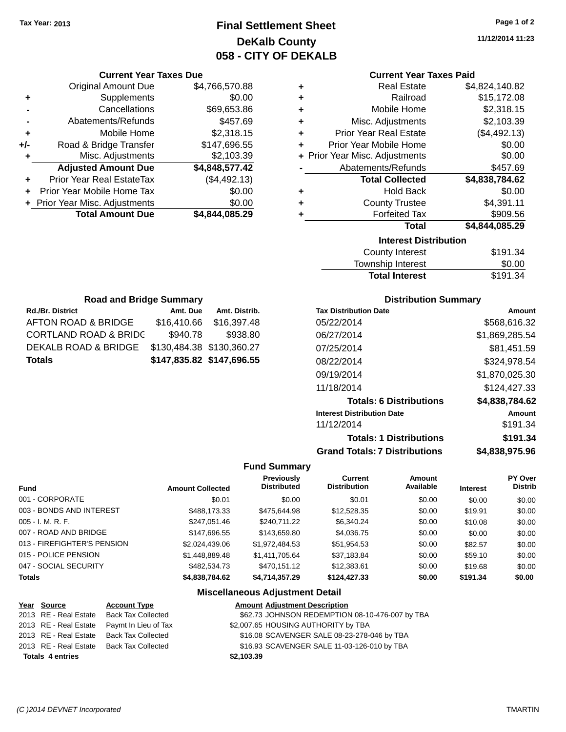Tax Year: 2013

# Final Settlement Sheet
## DeKalb County
## 058 - CITY OF DEKALB

11/12/2014 11:23

### Current Year Taxes Due

| | | |
|---|---|---|
| | Original Amount Due | $4,766,570.88 |
| + | Supplements | $0.00 |
| - | Cancellations | $69,653.86 |
| - | Abatements/Refunds | $457.69 |
| + | Mobile Home | $2,318.15 |
| +/- | Road & Bridge Transfer | $147,696.55 |
| + | Misc. Adjustments | $2,103.39 |
| | **Adjusted Amount Due** | **$4,848,577.42** |
| + | Prior Year Real EstateTax | ($4,492.13) |
| + | Prior Year Mobile Home Tax | $0.00 |
| + | Prior Year Misc. Adjustments | $0.00 |
| | **Total Amount Due** | **$4,844,085.29** |

### Current Year Taxes Paid

| | | |
|---|---|---|
| + | Real Estate | $4,824,140.82 |
| + | Railroad | $15,172.08 |
| + | Mobile Home | $2,318.15 |
| + | Misc. Adjustments | $2,103.39 |
| + | Prior Year Real Estate | ($4,492.13) |
| + | Prior Year Mobile Home | $0.00 |
| + | Prior Year Misc. Adjustments | $0.00 |
| - | Abatements/Refunds | $457.69 |
| | **Total Collected** | **$4,838,784.62** |
| + | Hold Back | $0.00 |
| + | County Trustee | $4,391.11 |
| + | Forfeited Tax | $909.56 |
| | **Total** | **$4,844,085.29** |

### Interest Distribution

| | |
|---|---|
| County Interest | $191.34 |
| Township Interest | $0.00 |
| **Total Interest** | $191.34 |

### Road and Bridge Summary

| Rd./Br. District | Amt. Due | Amt. Distrib. |
|---|---|---|
| AFTON ROAD & BRIDGE | $16,410.66 | $16,397.48 |
| CORTLAND ROAD & BRIDG | $940.78 | $938.80 |
| DEKALB ROAD & BRIDGE | $130,484.38 | $130,360.27 |
| **Totals** | **$147,835.82** | **$147,696.55** |

### Distribution Summary

| Tax Distribution Date | Amount |
|---|---|
| 05/22/2014 | $568,616.32 |
| 06/27/2014 | $1,869,285.54 |
| 07/25/2014 | $81,451.59 |
| 08/22/2014 | $324,978.54 |
| 09/19/2014 | $1,870,025.30 |
| 11/18/2014 | $124,427.33 |
| **Totals: 6 Distributions** | **$4,838,784.62** |
| **Interest Distribution Date** | **Amount** |
| 11/12/2014 | $191.34 |
| **Totals: 1 Distributions** | **$191.34** |
| **Grand Totals: 7 Distributions** | **$4,838,975.96** |

### Fund Summary

| Fund | Amount Collected | Previously Distributed | Current Distribution | Amount Available | Interest | PY Over Distrib |
|---|---|---|---|---|---|---|
| 001 - CORPORATE | $0.01 | $0.00 | $0.01 | $0.00 | $0.00 | $0.00 |
| 003 - BONDS AND INTEREST | $488,173.33 | $475,644.98 | $12,528.35 | $0.00 | $19.91 | $0.00 |
| 005 - I. M. R. F. | $247,051.46 | $240,711.22 | $6,340.24 | $0.00 | $10.08 | $0.00 |
| 007 - ROAD AND BRIDGE | $147,696.55 | $143,659.80 | $4,036.75 | $0.00 | $0.00 | $0.00 |
| 013 - FIREFIGHTER'S PENSION | $2,024,439.06 | $1,972,484.53 | $51,954.53 | $0.00 | $82.57 | $0.00 |
| 015 - POLICE PENSION | $1,448,889.48 | $1,411,705.64 | $37,183.84 | $0.00 | $59.10 | $0.00 |
| 047 - SOCIAL SECURITY | $482,534.73 | $470,151.12 | $12,383.61 | $0.00 | $19.68 | $0.00 |
| **Totals** | **$4,838,784.62** | **$4,714,357.29** | **$124,427.33** | **$0.00** | **$191.34** | **$0.00** |

### Miscellaneous Adjustment Detail

| Year | Source | Account Type | Amount | Adjustment Description |
|---|---|---|---|---|
| 2013 | RE - Real Estate | Back Tax Collected | $62.73 | JOHNSON REDEMPTION 08-10-476-007 by TBA |
| 2013 | RE - Real Estate | Paymt In Lieu of Tax | $2,007.65 | HOUSING AUTHORITY by TBA |
| 2013 | RE - Real Estate | Back Tax Collected | $16.08 | SCAVENGER SALE 08-23-278-046 by TBA |
| 2013 | RE - Real Estate | Back Tax Collected | $16.93 | SCAVENGER SALE 11-03-126-010 by TBA |
| **Totals 4 entries** | | | **$2,103.39** | |

(C )2014 DEVNET Incorporated TMARTIN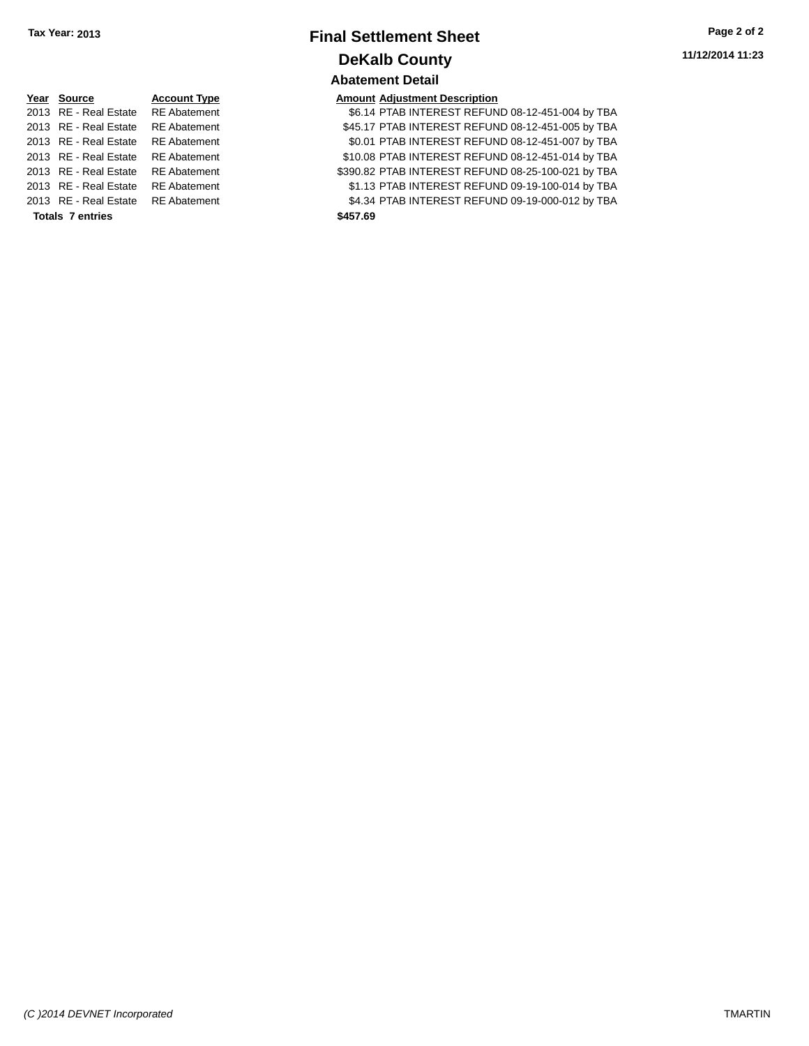Tax Year: 2013

# Final Settlement Sheet

## DeKalb County

### Abatement Detail

11/12/2014 11:23

| Year | Source | Account Type | Amount | Adjustment Description |
|---|---|---|---|---|
| 2013 | RE - Real Estate | RE Abatement | $6.14 | PTAB INTEREST REFUND 08-12-451-004 by TBA |
| 2013 | RE - Real Estate | RE Abatement | $45.17 | PTAB INTEREST REFUND 08-12-451-005 by TBA |
| 2013 | RE - Real Estate | RE Abatement | $0.01 | PTAB INTEREST REFUND 08-12-451-007 by TBA |
| 2013 | RE - Real Estate | RE Abatement | $10.08 | PTAB INTEREST REFUND 08-12-451-014 by TBA |
| 2013 | RE - Real Estate | RE Abatement | $390.82 | PTAB INTEREST REFUND 08-25-100-021 by TBA |
| 2013 | RE - Real Estate | RE Abatement | $1.13 | PTAB INTEREST REFUND 09-19-100-014 by TBA |
| 2013 | RE - Real Estate | RE Abatement | $4.34 | PTAB INTEREST REFUND 09-19-000-012 by TBA |
| **Totals 7 entries** | | | **$457.69** | |

*(C )2014 DEVNET Incorporated*

TMARTIN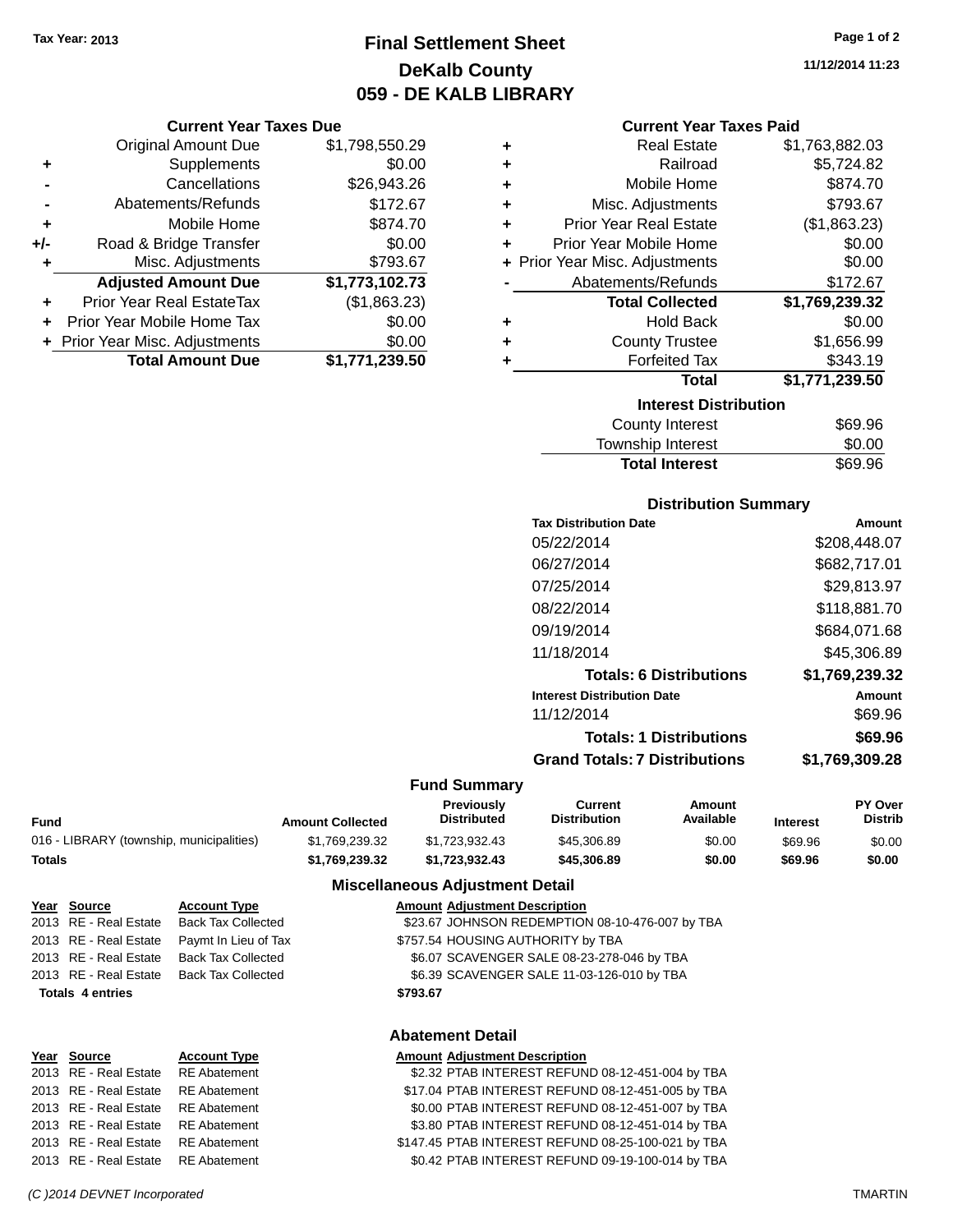Tax Year: 2013

# Final Settlement Sheet
## DeKalb County
## 059 - DE KALB LIBRARY

11/12/2014 11:23

### Current Year Taxes Due

| | | |
|---|---|---|
| | Original Amount Due | $1,798,550.29 |
| + | Supplements | $0.00 |
| - | Cancellations | $26,943.26 |
| - | Abatements/Refunds | $172.67 |
| + | Mobile Home | $874.70 |
| +/- | Road & Bridge Transfer | $0.00 |
| + | Misc. Adjustments | $793.67 |
| | **Adjusted Amount Due** | **$1,773,102.73** |
| + | Prior Year Real EstateTax | ($1,863.23) |
| + | Prior Year Mobile Home Tax | $0.00 |
| + | Prior Year Misc. Adjustments | $0.00 |
| | **Total Amount Due** | **$1,771,239.50** |

### Current Year Taxes Paid

| | | |
|---|---|---|
| + | Real Estate | $1,763,882.03 |
| + | Railroad | $5,724.82 |
| + | Mobile Home | $874.70 |
| + | Misc. Adjustments | $793.67 |
| + | Prior Year Real Estate | ($1,863.23) |
| + | Prior Year Mobile Home | $0.00 |
| + | Prior Year Misc. Adjustments | $0.00 |
| - | Abatements/Refunds | $172.67 |
| | **Total Collected** | **$1,769,239.32** |
| + | Hold Back | $0.00 |
| + | County Trustee | $1,656.99 |
| + | Forfeited Tax | $343.19 |
| | **Total** | **$1,771,239.50** |

### Interest Distribution

| | |
|---|---|
| County Interest | $69.96 |
| Township Interest | $0.00 |
| **Total Interest** | $69.96 |

### Distribution Summary

| Tax Distribution Date | Amount |
|---|---|
| 05/22/2014 | $208,448.07 |
| 06/27/2014 | $682,717.01 |
| 07/25/2014 | $29,813.97 |
| 08/22/2014 | $118,881.70 |
| 09/19/2014 | $684,071.68 |
| 11/18/2014 | $45,306.89 |
| **Totals: 6 Distributions** | **$1,769,239.32** |
| **Interest Distribution Date** | **Amount** |
| 11/12/2014 | $69.96 |
| **Totals: 1 Distributions** | **$69.96** |
| **Grand Totals: 7 Distributions** | **$1,769,309.28** |

### Fund Summary

| Fund | Amount Collected | Previously Distributed | Current Distribution | Amount Available | Interest | PY Over Distrib |
|---|---|---|---|---|---|---|
| 016 - LIBRARY (township, municipalities) | $1,769,239.32 | $1,723,932.43 | $45,306.89 | $0.00 | $69.96 | $0.00 |
| **Totals** | **$1,769,239.32** | **$1,723,932.43** | **$45,306.89** | **$0.00** | **$69.96** | **$0.00** |

### Miscellaneous Adjustment Detail

| Year | Source | Account Type | Amount | Adjustment Description |
|---|---|---|---|---|
| 2013 | RE - Real Estate | Back Tax Collected | $23.67 | JOHNSON REDEMPTION 08-10-476-007 by TBA |
| 2013 | RE - Real Estate | Paymt In Lieu of Tax | $757.54 | HOUSING AUTHORITY by TBA |
| 2013 | RE - Real Estate | Back Tax Collected | $6.07 | SCAVENGER SALE 08-23-278-046 by TBA |
| 2013 | RE - Real Estate | Back Tax Collected | $6.39 | SCAVENGER SALE 11-03-126-010 by TBA |
| **Totals 4 entries** | | | **$793.67** | |

### Abatement Detail

| Year | Source | Account Type | Amount | Adjustment Description |
|---|---|---|---|---|
| 2013 | RE - Real Estate | RE Abatement | $2.32 | PTAB INTEREST REFUND 08-12-451-004 by TBA |
| 2013 | RE - Real Estate | RE Abatement | $17.04 | PTAB INTEREST REFUND 08-12-451-005 by TBA |
| 2013 | RE - Real Estate | RE Abatement | $0.00 | PTAB INTEREST REFUND 08-12-451-007 by TBA |
| 2013 | RE - Real Estate | RE Abatement | $3.80 | PTAB INTEREST REFUND 08-12-451-014 by TBA |
| 2013 | RE - Real Estate | RE Abatement | $147.45 | PTAB INTEREST REFUND 08-25-100-021 by TBA |
| 2013 | RE - Real Estate | RE Abatement | $0.42 | PTAB INTEREST REFUND 09-19-100-014 by TBA |

(C )2014 DEVNET Incorporated TMARTIN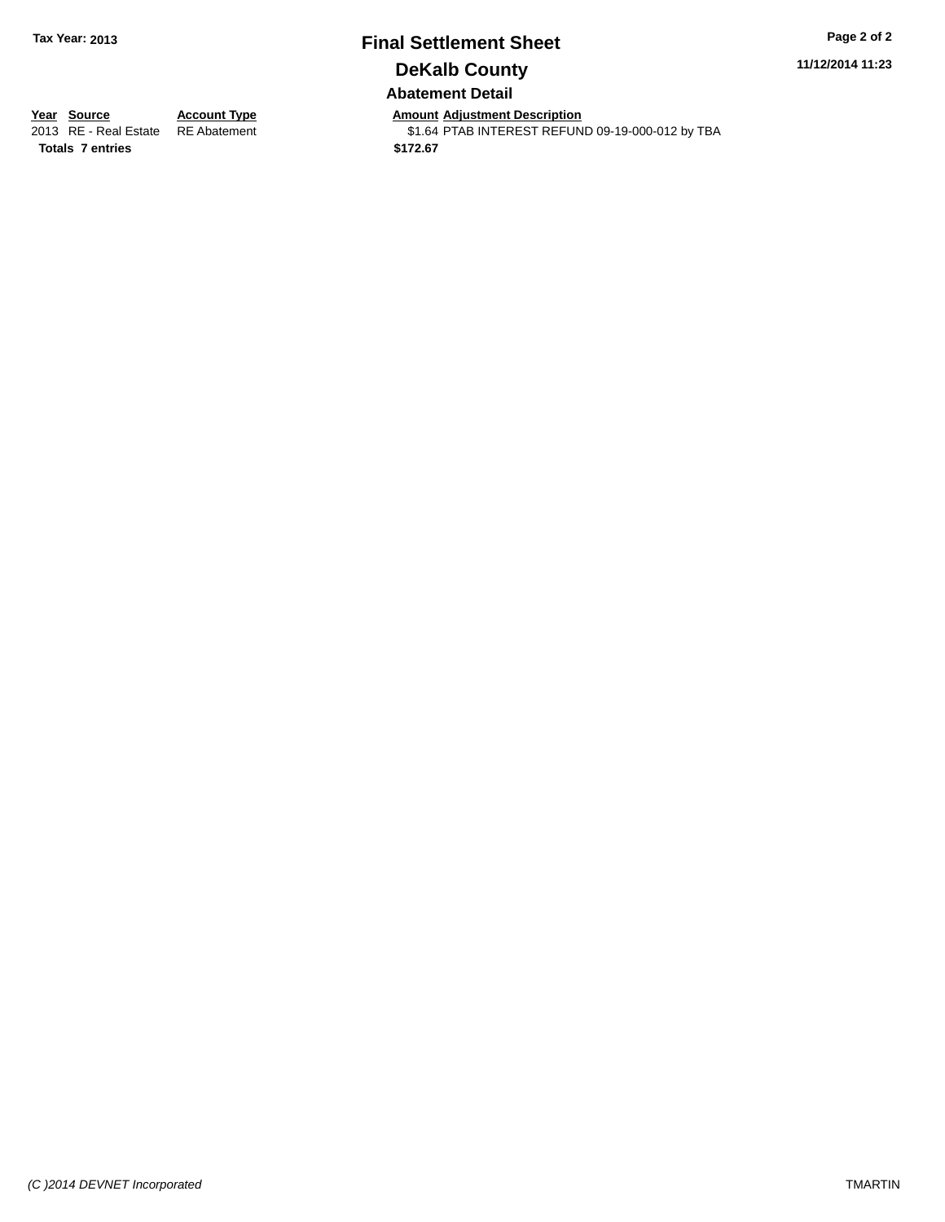**Tax Year: 2013**

# Final Settlement Sheet

## DeKalb County

### Abatement Detail

| Year | Source | Account Type | Amount | Adjustment Description |
|---|---|---|---|---|
| 2013 | RE - Real Estate | RE Abatement | $1.64 | PTAB INTEREST REFUND 09-19-000-012 by TBA |
| **Totals** | **7 entries** | | **$172.67** | |

11/12/2014 11:23

*(C )2014 DEVNET Incorporated*

TMARTIN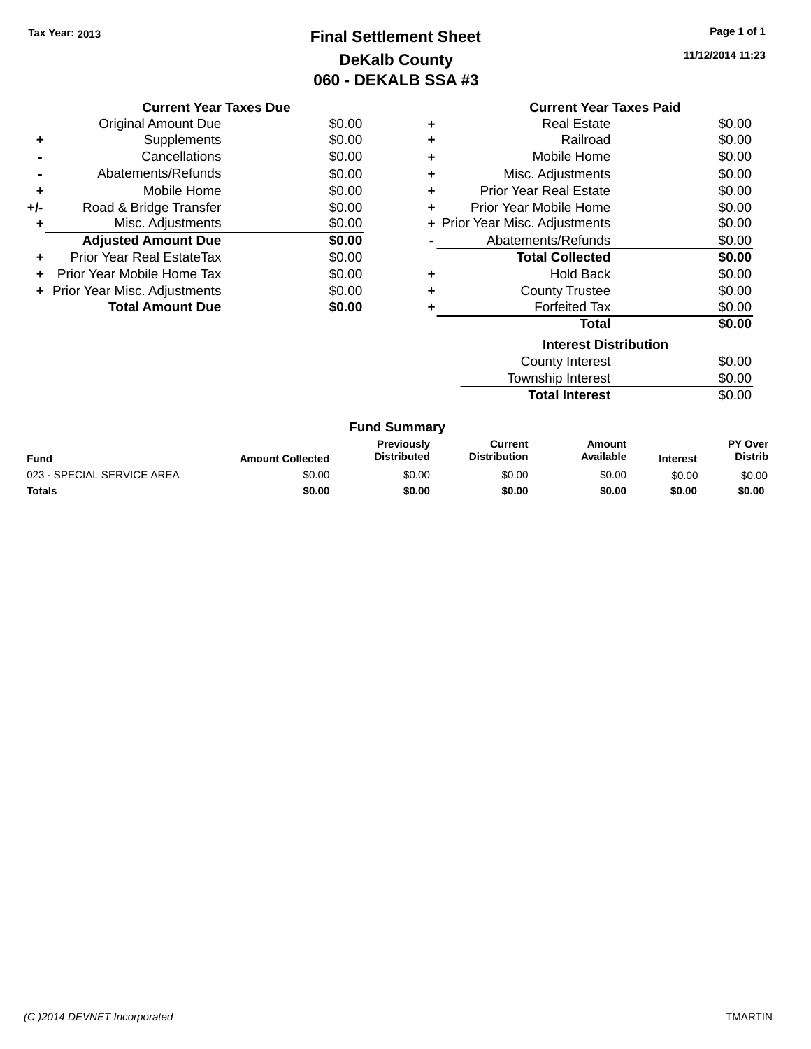Tax Year: 2013

# Final Settlement Sheet
## DeKalb County
## 060 - DEKALB SSA #3

11/12/2014 11:23

### Current Year Taxes Due

| | | |
|---|---|---|
| | Original Amount Due | $0.00 |
| + | Supplements | $0.00 |
| - | Cancellations | $0.00 |
| - | Abatements/Refunds | $0.00 |
| + | Mobile Home | $0.00 |
| +/- | Road & Bridge Transfer | $0.00 |
| + | Misc. Adjustments | $0.00 |
| | **Adjusted Amount Due** | **$0.00** |
| + | Prior Year Real EstateTax | $0.00 |
| + | Prior Year Mobile Home Tax | $0.00 |
| + | Prior Year Misc. Adjustments | $0.00 |
| | **Total Amount Due** | **$0.00** |

### Current Year Taxes Paid

| | | |
|---|---|---|
| + | Real Estate | $0.00 |
| + | Railroad | $0.00 |
| + | Mobile Home | $0.00 |
| + | Misc. Adjustments | $0.00 |
| + | Prior Year Real Estate | $0.00 |
| + | Prior Year Mobile Home | $0.00 |
| + | Prior Year Misc. Adjustments | $0.00 |
| - | Abatements/Refunds | $0.00 |
| | **Total Collected** | **$0.00** |
| + | Hold Back | $0.00 |
| + | County Trustee | $0.00 |
| + | Forfeited Tax | $0.00 |
| | **Total** | **$0.00** |

### Interest Distribution

| | |
|---|---|
| County Interest | $0.00 |
| Township Interest | $0.00 |
| **Total Interest** | $0.00 |

### Fund Summary

| Fund | Amount Collected | Previously Distributed | Current Distribution | Amount Available | Interest | PY Over Distrib |
|---|---|---|---|---|---|---|
| 023 - SPECIAL SERVICE AREA | $0.00 | $0.00 | $0.00 | $0.00 | $0.00 | $0.00 |
| **Totals** | **$0.00** | **$0.00** | **$0.00** | **$0.00** | **$0.00** | **$0.00** |

*(C )2014 DEVNET Incorporated* TMARTIN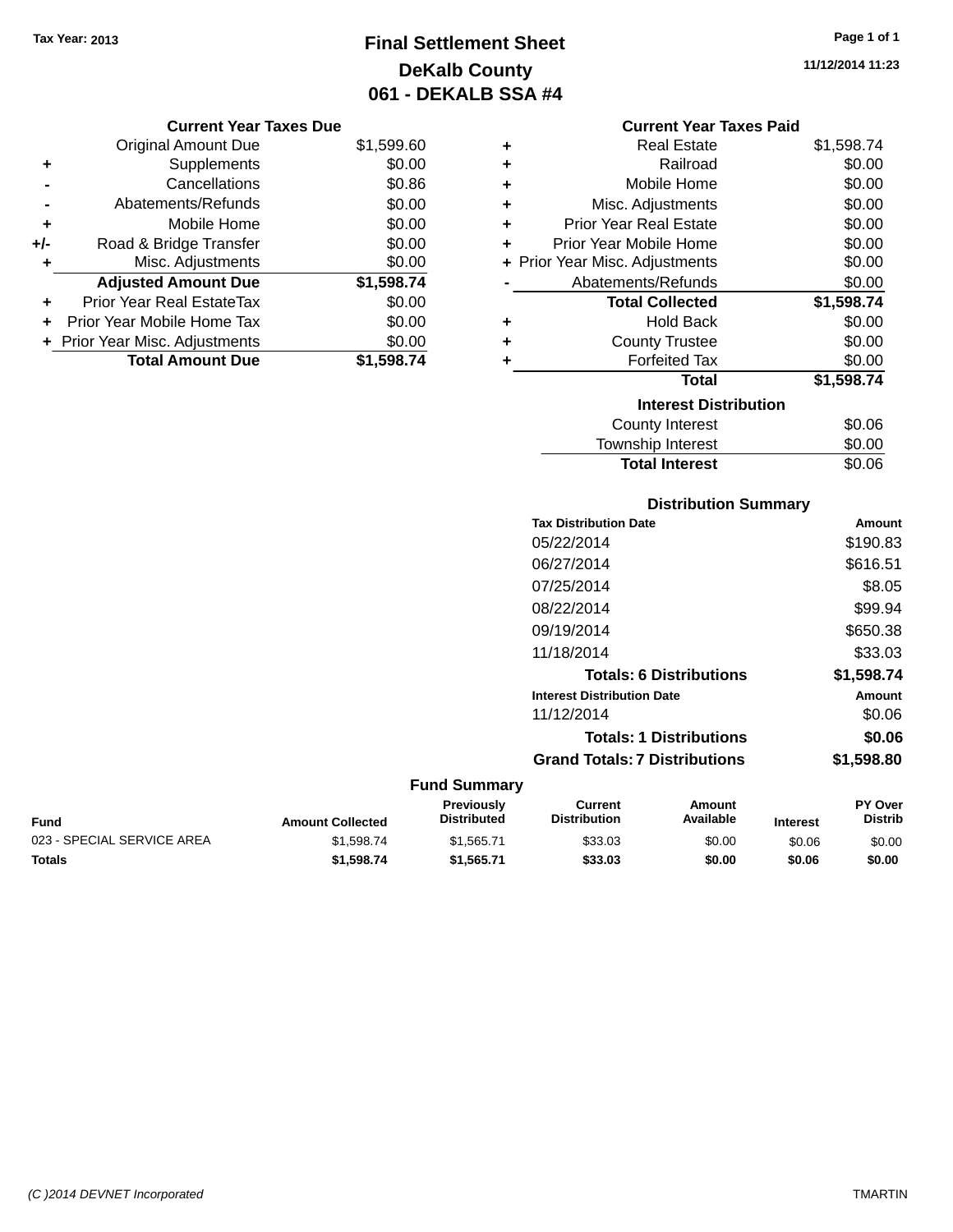Tax Year: 2013

# Final Settlement Sheet
## DeKalb County
## 061 - DEKALB SSA #4

11/12/2014 11:23

### Current Year Taxes Due

| | | |
|---|---|---|
| | Original Amount Due | $1,599.60 |
| + | Supplements | $0.00 |
| - | Cancellations | $0.86 |
| - | Abatements/Refunds | $0.00 |
| + | Mobile Home | $0.00 |
| +/- | Road & Bridge Transfer | $0.00 |
| + | Misc. Adjustments | $0.00 |
| | **Adjusted Amount Due** | **$1,598.74** |
| + | Prior Year Real EstateTax | $0.00 |
| + | Prior Year Mobile Home Tax | $0.00 |
| + | Prior Year Misc. Adjustments | $0.00 |
| | **Total Amount Due** | **$1,598.74** |

### Current Year Taxes Paid

| | | |
|---|---|---|
| + | Real Estate | $1,598.74 |
| + | Railroad | $0.00 |
| + | Mobile Home | $0.00 |
| + | Misc. Adjustments | $0.00 |
| + | Prior Year Real Estate | $0.00 |
| + | Prior Year Mobile Home | $0.00 |
| + | Prior Year Misc. Adjustments | $0.00 |
| - | Abatements/Refunds | $0.00 |
| | **Total Collected** | **$1,598.74** |
| + | Hold Back | $0.00 |
| + | County Trustee | $0.00 |
| + | Forfeited Tax | $0.00 |
| | **Total** | **$1,598.74** |

### Interest Distribution

| | |
|---|---|
| County Interest | $0.06 |
| Township Interest | $0.00 |
| **Total Interest** | $0.06 |

### Distribution Summary

| Tax Distribution Date | Amount |
|---|---|
| 05/22/2014 | $190.83 |
| 06/27/2014 | $616.51 |
| 07/25/2014 | $8.05 |
| 08/22/2014 | $99.94 |
| 09/19/2014 | $650.38 |
| 11/18/2014 | $33.03 |
| **Totals: 6 Distributions** | **$1,598.74** |

| Interest Distribution Date | Amount |
|---|---|
| 11/12/2014 | $0.06 |
| **Totals: 1 Distributions** | **$0.06** |
| **Grand Totals: 7 Distributions** | **$1,598.80** |

### Fund Summary

| Fund | Amount Collected | Previously Distributed | Current Distribution | Amount Available | Interest | PY Over Distrib |
|---|---|---|---|---|---|---|
| 023 - SPECIAL SERVICE AREA | $1,598.74 | $1,565.71 | $33.03 | $0.00 | $0.06 | $0.00 |
| **Totals** | **$1,598.74** | **$1,565.71** | **$33.03** | **$0.00** | **$0.06** | **$0.00** |

(C )2014 DEVNET Incorporated TMARTIN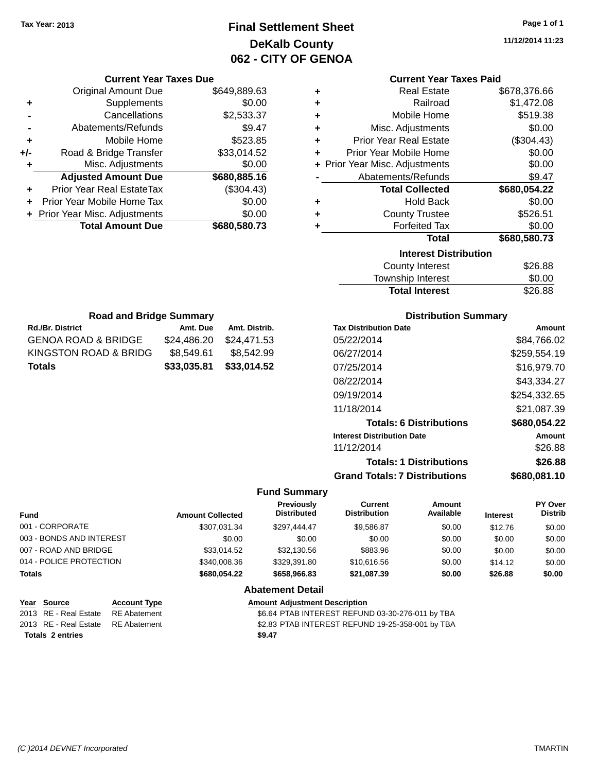Tax Year: 2013

# Final Settlement Sheet
## DeKalb County
## 062 - CITY OF GENOA

11/12/2014 11:23

### Current Year Taxes Due

| | | |
|---|---|---|
| | Original Amount Due | $649,889.63 |
| + | Supplements | $0.00 |
| - | Cancellations | $2,533.37 |
| - | Abatements/Refunds | $9.47 |
| + | Mobile Home | $523.85 |
| +/- | Road & Bridge Transfer | $33,014.52 |
| + | Misc. Adjustments | $0.00 |
| | **Adjusted Amount Due** | **$680,885.16** |
| + | Prior Year Real EstateTax | ($304.43) |
| + | Prior Year Mobile Home Tax | $0.00 |
| + | Prior Year Misc. Adjustments | $0.00 |
| | **Total Amount Due** | **$680,580.73** |

### Current Year Taxes Paid

| | | |
|---|---|---|
| + | Real Estate | $678,376.66 |
| + | Railroad | $1,472.08 |
| + | Mobile Home | $519.38 |
| + | Misc. Adjustments | $0.00 |
| + | Prior Year Real Estate | ($304.43) |
| + | Prior Year Mobile Home | $0.00 |
| + | Prior Year Misc. Adjustments | $0.00 |
| - | Abatements/Refunds | $9.47 |
| | **Total Collected** | **$680,054.22** |
| + | Hold Back | $0.00 |
| + | County Trustee | $526.51 |
| + | Forfeited Tax | $0.00 |
| | **Total** | **$680,580.73** |

### Interest Distribution

| | |
|---|---|
| County Interest | $26.88 |
| Township Interest | $0.00 |
| **Total Interest** | $26.88 |

### Road and Bridge Summary

| Rd./Br. District | Amt. Due | Amt. Distrib. |
|---|---|---|
| GENOA ROAD & BRIDGE | $24,486.20 | $24,471.53 |
| KINGSTON ROAD & BRIDG | $8,549.61 | $8,542.99 |
| **Totals** | **$33,035.81** | **$33,014.52** |

### Distribution Summary

| Tax Distribution Date | Amount |
|---|---|
| 05/22/2014 | $84,766.02 |
| 06/27/2014 | $259,554.19 |
| 07/25/2014 | $16,979.70 |
| 08/22/2014 | $43,334.27 |
| 09/19/2014 | $254,332.65 |
| 11/18/2014 | $21,087.39 |
| **Totals: 6 Distributions** | **$680,054.22** |
| **Interest Distribution Date** | **Amount** |
| 11/12/2014 | $26.88 |
| **Totals: 1 Distributions** | **$26.88** |
| **Grand Totals: 7 Distributions** | **$680,081.10** |

### Fund Summary

| Fund | Amount Collected | Previously Distributed | Current Distribution | Amount Available | Interest | PY Over Distrib |
|---|---|---|---|---|---|---|
| 001 - CORPORATE | $307,031.34 | $297,444.47 | $9,586.87 | $0.00 | $12.76 | $0.00 |
| 003 - BONDS AND INTEREST | $0.00 | $0.00 | $0.00 | $0.00 | $0.00 | $0.00 |
| 007 - ROAD AND BRIDGE | $33,014.52 | $32,130.56 | $883.96 | $0.00 | $0.00 | $0.00 |
| 014 - POLICE PROTECTION | $340,008.36 | $329,391.80 | $10,616.56 | $0.00 | $14.12 | $0.00 |
| **Totals** | **$680,054.22** | **$658,966.83** | **$21,087.39** | **$0.00** | **$26.88** | **$0.00** |

### Abatement Detail

| Year | Source | Account Type | Amount | Adjustment Description |
|---|---|---|---|---|
| 2013 | RE - Real Estate | RE Abatement | $6.64 | PTAB INTEREST REFUND 03-30-276-011 by TBA |
| 2013 | RE - Real Estate | RE Abatement | $2.83 | PTAB INTEREST REFUND 19-25-358-001 by TBA |
| **Totals 2 entries** | | | **$9.47** | |

(C )2014 DEVNET Incorporated TMARTIN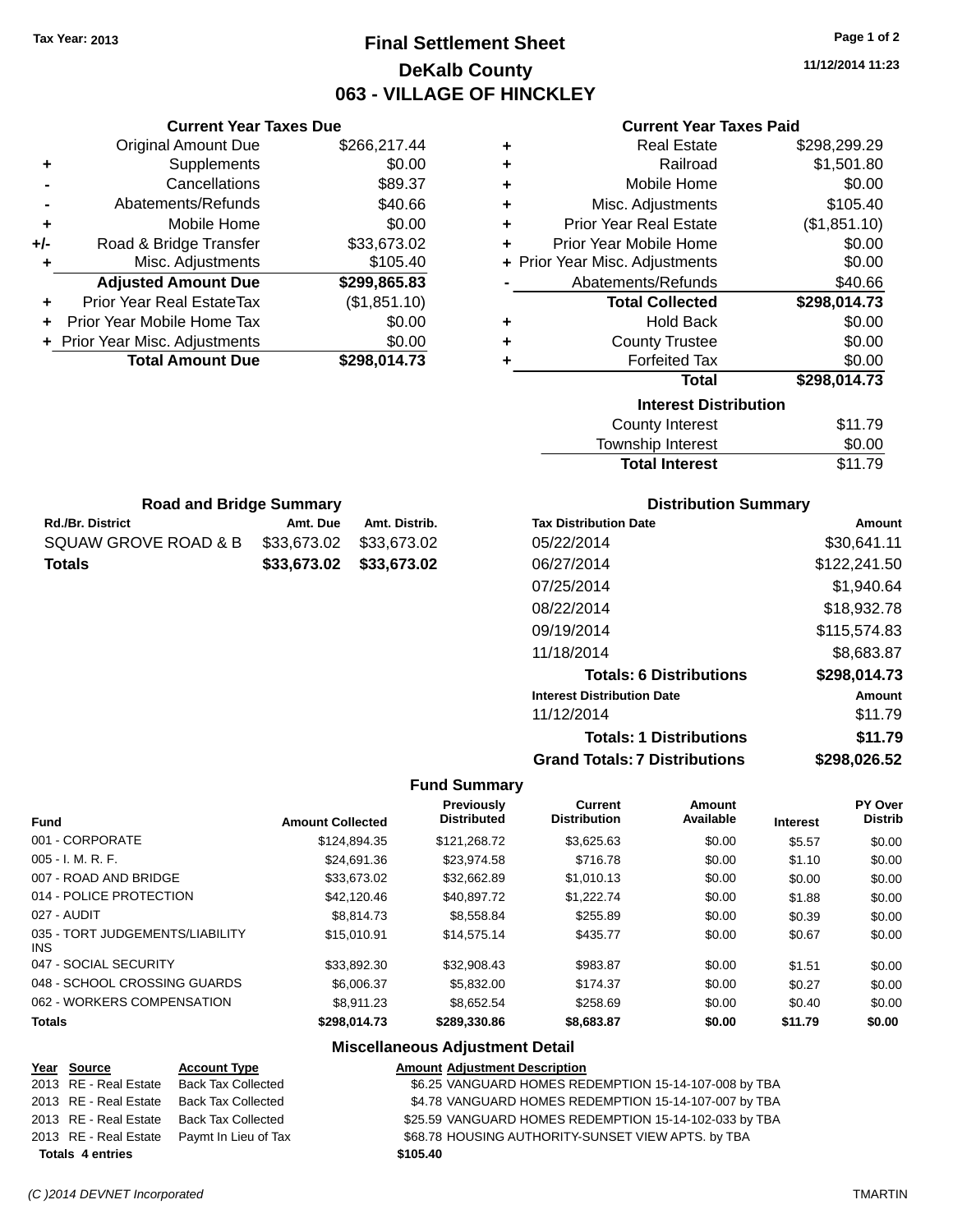Tax Year: 2013

# Final Settlement Sheet

## DeKalb County

## 063 - VILLAGE OF HINCKLEY

11/12/2014 11:23

### Current Year Taxes Due

| | | |
|---|---|---|
| | Original Amount Due | $266,217.44 |
| + | Supplements | $0.00 |
| - | Cancellations | $89.37 |
| - | Abatements/Refunds | $40.66 |
| + | Mobile Home | $0.00 |
| +/- | Road & Bridge Transfer | $33,673.02 |
| + | Misc. Adjustments | $105.40 |
| | **Adjusted Amount Due** | **$299,865.83** |
| + | Prior Year Real EstateTax | ($1,851.10) |
| + | Prior Year Mobile Home Tax | $0.00 |
| + | Prior Year Misc. Adjustments | $0.00 |
| | **Total Amount Due** | **$298,014.73** |

### Current Year Taxes Paid

| | | |
|---|---|---|
| + | Real Estate | $298,299.29 |
| + | Railroad | $1,501.80 |
| + | Mobile Home | $0.00 |
| + | Misc. Adjustments | $105.40 |
| + | Prior Year Real Estate | ($1,851.10) |
| + | Prior Year Mobile Home | $0.00 |
| + | Prior Year Misc. Adjustments | $0.00 |
| - | Abatements/Refunds | $40.66 |
| | **Total Collected** | **$298,014.73** |
| + | Hold Back | $0.00 |
| + | County Trustee | $0.00 |
| + | Forfeited Tax | $0.00 |
| | **Total** | **$298,014.73** |

### Interest Distribution

| | |
|---|---|
| County Interest | $11.79 |
| Township Interest | $0.00 |
| **Total Interest** | $11.79 |

### Road and Bridge Summary

| Rd./Br. District | Amt. Due | Amt. Distrib. |
|---|---|---|
| SQUAW GROVE ROAD & B | $33,673.02 | $33,673.02 |
| **Totals** | **$33,673.02** | **$33,673.02** |

### Distribution Summary

| Tax Distribution Date | Amount |
|---|---|
| 05/22/2014 | $30,641.11 |
| 06/27/2014 | $122,241.50 |
| 07/25/2014 | $1,940.64 |
| 08/22/2014 | $18,932.78 |
| 09/19/2014 | $115,574.83 |
| 11/18/2014 | $8,683.87 |
| **Totals: 6 Distributions** | **$298,014.73** |
| **Interest Distribution Date** | **Amount** |
| 11/12/2014 | $11.79 |
| **Totals: 1 Distributions** | **$11.79** |
| **Grand Totals: 7 Distributions** | **$298,026.52** |

### Fund Summary

| Fund | Amount Collected | Previously Distributed | Current Distribution | Amount Available | Interest | PY Over Distrib |
|---|---|---|---|---|---|---|
| 001 - CORPORATE | $124,894.35 | $121,268.72 | $3,625.63 | $0.00 | $5.57 | $0.00 |
| 005 - I. M. R. F. | $24,691.36 | $23,974.58 | $716.78 | $0.00 | $1.10 | $0.00 |
| 007 - ROAD AND BRIDGE | $33,673.02 | $32,662.89 | $1,010.13 | $0.00 | $0.00 | $0.00 |
| 014 - POLICE PROTECTION | $42,120.46 | $40,897.72 | $1,222.74 | $0.00 | $1.88 | $0.00 |
| 027 - AUDIT | $8,814.73 | $8,558.84 | $255.89 | $0.00 | $0.39 | $0.00 |
| 035 - TORT JUDGEMENTS/LIABILITY INS | $15,010.91 | $14,575.14 | $435.77 | $0.00 | $0.67 | $0.00 |
| 047 - SOCIAL SECURITY | $33,892.30 | $32,908.43 | $983.87 | $0.00 | $1.51 | $0.00 |
| 048 - SCHOOL CROSSING GUARDS | $6,006.37 | $5,832.00 | $174.37 | $0.00 | $0.27 | $0.00 |
| 062 - WORKERS COMPENSATION | $8,911.23 | $8,652.54 | $258.69 | $0.00 | $0.40 | $0.00 |
| **Totals** | **$298,014.73** | **$289,330.86** | **$8,683.87** | **$0.00** | **$11.79** | **$0.00** |

### Miscellaneous Adjustment Detail

| Year | Source | Account Type | Amount | Adjustment Description |
|---|---|---|---|---|
| 2013 | RE - Real Estate | Back Tax Collected | $6.25 | VANGUARD HOMES REDEMPTION 15-14-107-008 by TBA |
| 2013 | RE - Real Estate | Back Tax Collected | $4.78 | VANGUARD HOMES REDEMPTION 15-14-107-007 by TBA |
| 2013 | RE - Real Estate | Back Tax Collected | $25.59 | VANGUARD HOMES REDEMPTION 15-14-102-033 by TBA |
| 2013 | RE - Real Estate | Paymt In Lieu of Tax | $68.78 | HOUSING AUTHORITY-SUNSET VIEW APTS. by TBA |
| **Totals** | **4 entries** | | **$105.40** | |

(C )2014 DEVNET Incorporated — TMARTIN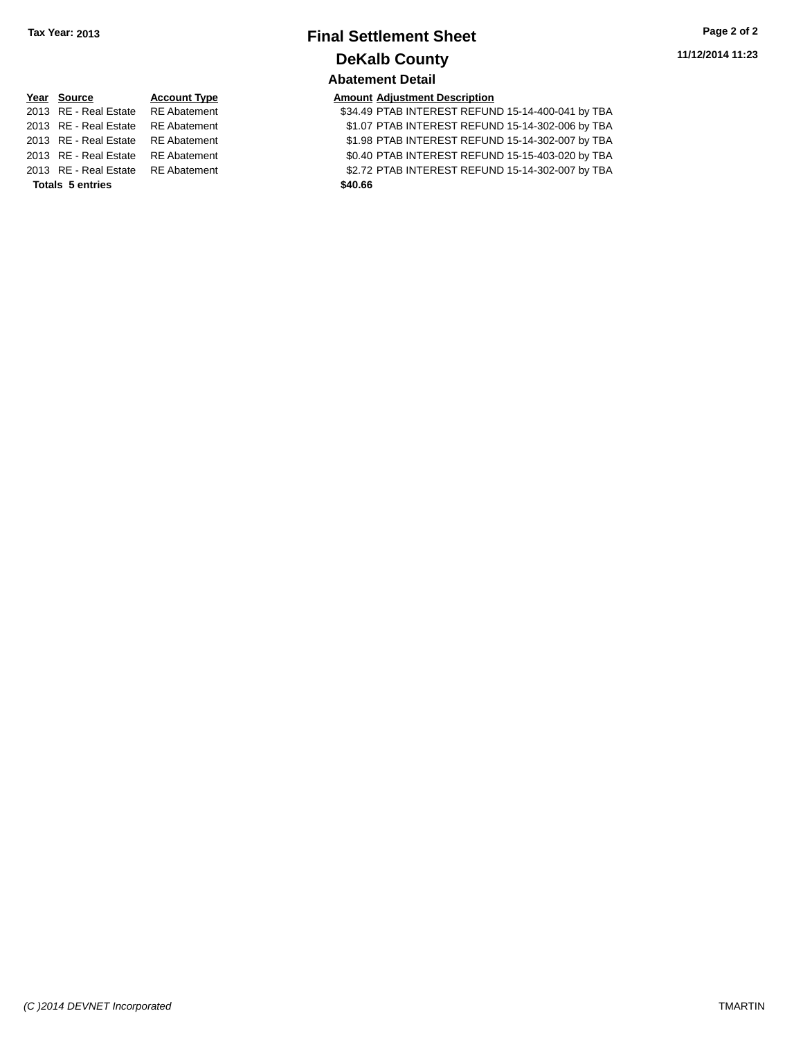Tax Year: 2013

# Final Settlement Sheet

## DeKalb County

11/12/2014 11:23

### Abatement Detail

| Year | Source | Account Type | Amount | Adjustment Description |
|---|---|---|---|---|
| 2013 | RE - Real Estate | RE Abatement | $34.49 | PTAB INTEREST REFUND 15-14-400-041 by TBA |
| 2013 | RE - Real Estate | RE Abatement | $1.07 | PTAB INTEREST REFUND 15-14-302-006 by TBA |
| 2013 | RE - Real Estate | RE Abatement | $1.98 | PTAB INTEREST REFUND 15-14-302-007 by TBA |
| 2013 | RE - Real Estate | RE Abatement | $0.40 | PTAB INTEREST REFUND 15-15-403-020 by TBA |
| 2013 | RE - Real Estate | RE Abatement | $2.72 | PTAB INTEREST REFUND 15-14-302-007 by TBA |
| **Totals** | **5 entries** | | **$40.66** | |

*(C )2014 DEVNET Incorporated*

TMARTIN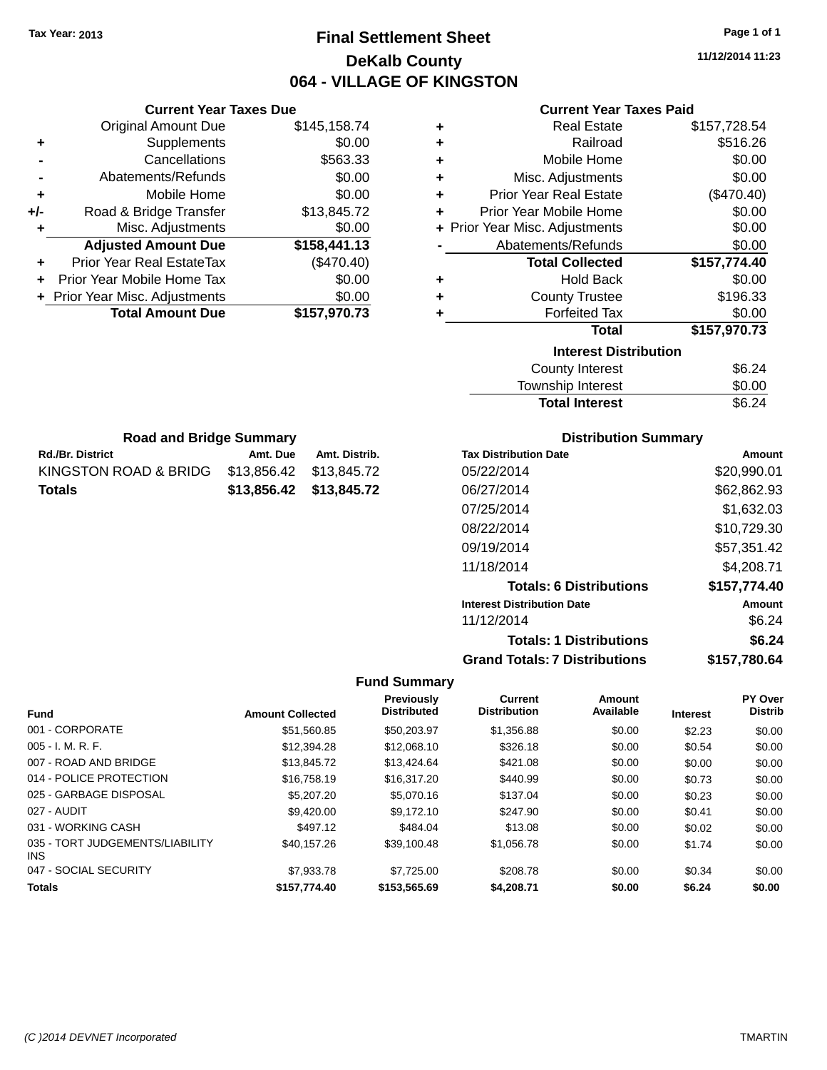Tax Year: 2013

# Final Settlement Sheet

## DeKalb County

## 064 - VILLAGE OF KINGSTON

11/12/2014 11:23

### Current Year Taxes Due

| | | |
|---|---|---|
| | Original Amount Due | $145,158.74 |
| + | Supplements | $0.00 |
| - | Cancellations | $563.33 |
| - | Abatements/Refunds | $0.00 |
| + | Mobile Home | $0.00 |
| +/- | Road & Bridge Transfer | $13,845.72 |
| + | Misc. Adjustments | $0.00 |
| | **Adjusted Amount Due** | **$158,441.13** |
| + | Prior Year Real EstateTax | ($470.40) |
| + | Prior Year Mobile Home Tax | $0.00 |
| + | Prior Year Misc. Adjustments | $0.00 |
| | **Total Amount Due** | **$157,970.73** |

### Current Year Taxes Paid

| | | |
|---|---|---|
| + | Real Estate | $157,728.54 |
| + | Railroad | $516.26 |
| + | Mobile Home | $0.00 |
| + | Misc. Adjustments | $0.00 |
| + | Prior Year Real Estate | ($470.40) |
| + | Prior Year Mobile Home | $0.00 |
| + | Prior Year Misc. Adjustments | $0.00 |
| - | Abatements/Refunds | $0.00 |
| | **Total Collected** | **$157,774.40** |
| + | Hold Back | $0.00 |
| + | County Trustee | $196.33 |
| + | Forfeited Tax | $0.00 |
| | **Total** | **$157,970.73** |

### Interest Distribution

| | |
|---|---|
| County Interest | $6.24 |
| Township Interest | $0.00 |
| **Total Interest** | $6.24 |

### Road and Bridge Summary

| Rd./Br. District | Amt. Due | Amt. Distrib. |
|---|---|---|
| KINGSTON ROAD & BRIDG | $13,856.42 | $13,845.72 |
| **Totals** | **$13,856.42** | **$13,845.72** |

### Distribution Summary

| Tax Distribution Date | Amount |
|---|---|
| 05/22/2014 | $20,990.01 |
| 06/27/2014 | $62,862.93 |
| 07/25/2014 | $1,632.03 |
| 08/22/2014 | $10,729.30 |
| 09/19/2014 | $57,351.42 |
| 11/18/2014 | $4,208.71 |
| **Totals: 6 Distributions** | **$157,774.40** |
| **Interest Distribution Date** | **Amount** |
| 11/12/2014 | $6.24 |
| **Totals: 1 Distributions** | **$6.24** |
| **Grand Totals: 7 Distributions** | **$157,780.64** |

### Fund Summary

| Fund | Amount Collected | Previously Distributed | Current Distribution | Amount Available | Interest | PY Over Distrib |
|---|---|---|---|---|---|---|
| 001 - CORPORATE | $51,560.85 | $50,203.97 | $1,356.88 | $0.00 | $2.23 | $0.00 |
| 005 - I. M. R. F. | $12,394.28 | $12,068.10 | $326.18 | $0.00 | $0.54 | $0.00 |
| 007 - ROAD AND BRIDGE | $13,845.72 | $13,424.64 | $421.08 | $0.00 | $0.00 | $0.00 |
| 014 - POLICE PROTECTION | $16,758.19 | $16,317.20 | $440.99 | $0.00 | $0.73 | $0.00 |
| 025 - GARBAGE DISPOSAL | $5,207.20 | $5,070.16 | $137.04 | $0.00 | $0.23 | $0.00 |
| 027 - AUDIT | $9,420.00 | $9,172.10 | $247.90 | $0.00 | $0.41 | $0.00 |
| 031 - WORKING CASH | $497.12 | $484.04 | $13.08 | $0.00 | $0.02 | $0.00 |
| 035 - TORT JUDGEMENTS/LIABILITY INS | $40,157.26 | $39,100.48 | $1,056.78 | $0.00 | $1.74 | $0.00 |
| 047 - SOCIAL SECURITY | $7,933.78 | $7,725.00 | $208.78 | $0.00 | $0.34 | $0.00 |
| **Totals** | **$157,774.40** | **$153,565.69** | **$4,208.71** | **$0.00** | **$6.24** | **$0.00** |

(C )2014 DEVNET Incorporated — TMARTIN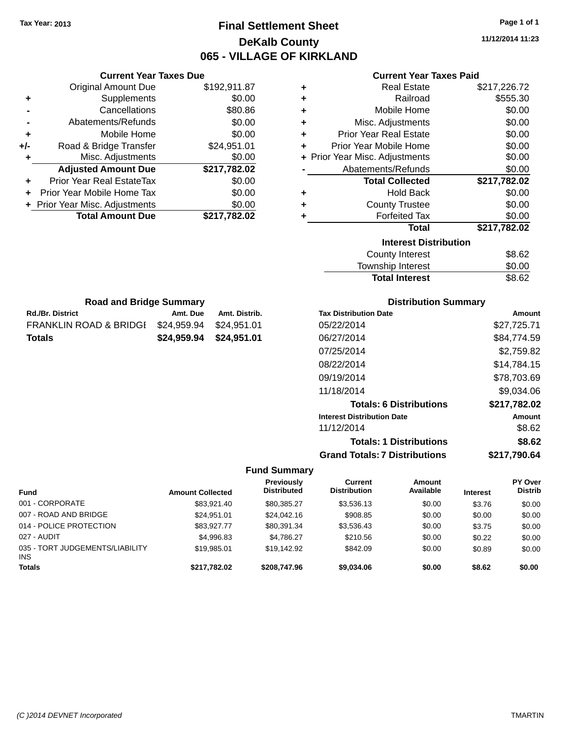Tax Year: 2013

# Final Settlement Sheet

## DeKalb County

## 065 - VILLAGE OF KIRKLAND

11/12/2014 11:23

### Current Year Taxes Due

| | | |
|---|---|---|
| | Original Amount Due | $192,911.87 |
| + | Supplements | $0.00 |
| - | Cancellations | $80.86 |
| - | Abatements/Refunds | $0.00 |
| + | Mobile Home | $0.00 |
| +/- | Road & Bridge Transfer | $24,951.01 |
| + | Misc. Adjustments | $0.00 |
| | **Adjusted Amount Due** | **$217,782.02** |
| + | Prior Year Real EstateTax | $0.00 |
| + | Prior Year Mobile Home Tax | $0.00 |
| + | Prior Year Misc. Adjustments | $0.00 |
| | **Total Amount Due** | **$217,782.02** |

### Current Year Taxes Paid

| | | |
|---|---|---|
| + | Real Estate | $217,226.72 |
| + | Railroad | $555.30 |
| + | Mobile Home | $0.00 |
| + | Misc. Adjustments | $0.00 |
| + | Prior Year Real Estate | $0.00 |
| + | Prior Year Mobile Home | $0.00 |
| + | Prior Year Misc. Adjustments | $0.00 |
| - | Abatements/Refunds | $0.00 |
| | **Total Collected** | **$217,782.02** |
| + | Hold Back | $0.00 |
| + | County Trustee | $0.00 |
| + | Forfeited Tax | $0.00 |
| | **Total** | **$217,782.02** |

### Interest Distribution

| | |
|---|---|
| County Interest | $8.62 |
| Township Interest | $0.00 |
| **Total Interest** | $8.62 |

### Road and Bridge Summary

| Rd./Br. District | Amt. Due | Amt. Distrib. |
|---|---|---|
| FRANKLIN ROAD & BRIDGI | $24,959.94 | $24,951.01 |
| **Totals** | **$24,959.94** | **$24,951.01** |

### Distribution Summary

| Tax Distribution Date | Amount |
|---|---|
| 05/22/2014 | $27,725.71 |
| 06/27/2014 | $84,774.59 |
| 07/25/2014 | $2,759.82 |
| 08/22/2014 | $14,784.15 |
| 09/19/2014 | $78,703.69 |
| 11/18/2014 | $9,034.06 |
| **Totals: 6 Distributions** | **$217,782.02** |
| **Interest Distribution Date** | **Amount** |
| 11/12/2014 | $8.62 |
| **Totals: 1 Distributions** | **$8.62** |
| **Grand Totals: 7 Distributions** | **$217,790.64** |

### Fund Summary

| Fund | Amount Collected | Previously Distributed | Current Distribution | Amount Available | Interest | PY Over Distrib |
|---|---|---|---|---|---|---|
| 001 - CORPORATE | $83,921.40 | $80,385.27 | $3,536.13 | $0.00 | $3.76 | $0.00 |
| 007 - ROAD AND BRIDGE | $24,951.01 | $24,042.16 | $908.85 | $0.00 | $0.00 | $0.00 |
| 014 - POLICE PROTECTION | $83,927.77 | $80,391.34 | $3,536.43 | $0.00 | $3.75 | $0.00 |
| 027 - AUDIT | $4,996.83 | $4,786.27 | $210.56 | $0.00 | $0.22 | $0.00 |
| 035 - TORT JUDGEMENTS/LIABILITY INS | $19,985.01 | $19,142.92 | $842.09 | $0.00 | $0.89 | $0.00 |
| **Totals** | **$217,782.02** | **$208,747.96** | **$9,034.06** | **$0.00** | **$8.62** | **$0.00** |

(C )2014 DEVNET Incorporated TMARTIN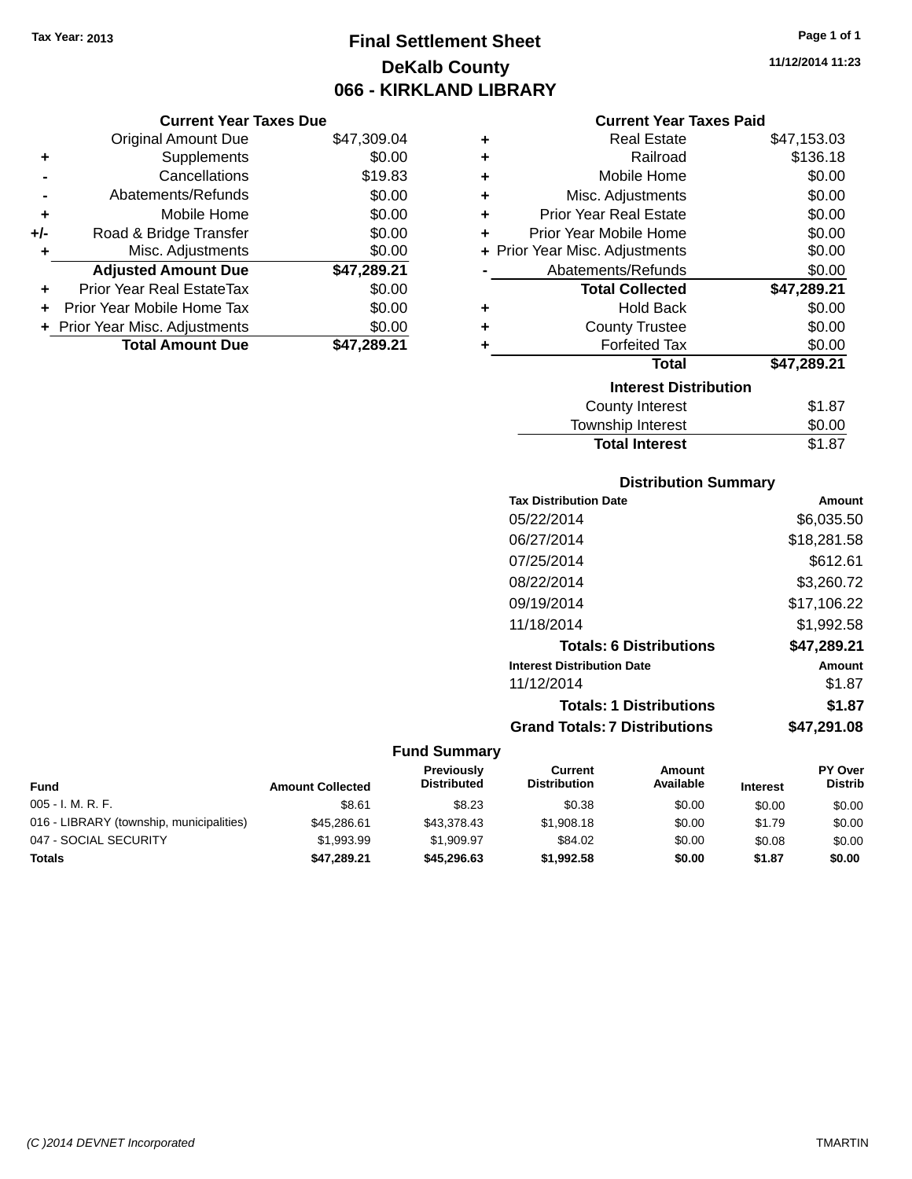Tax Year: 2013

# Final Settlement Sheet
## DeKalb County
## 066 - KIRKLAND LIBRARY

11/12/2014 11:23

### Current Year Taxes Due

| | | |
|---|---|---|
| | Original Amount Due | $47,309.04 |
| + | Supplements | $0.00 |
| - | Cancellations | $19.83 |
| - | Abatements/Refunds | $0.00 |
| + | Mobile Home | $0.00 |
| +/- | Road & Bridge Transfer | $0.00 |
| + | Misc. Adjustments | $0.00 |
| | **Adjusted Amount Due** | **$47,289.21** |
| + | Prior Year Real EstateTax | $0.00 |
| + | Prior Year Mobile Home Tax | $0.00 |
| + | Prior Year Misc. Adjustments | $0.00 |
| | **Total Amount Due** | **$47,289.21** |

### Current Year Taxes Paid

| | | |
|---|---|---|
| + | Real Estate | $47,153.03 |
| + | Railroad | $136.18 |
| + | Mobile Home | $0.00 |
| + | Misc. Adjustments | $0.00 |
| + | Prior Year Real Estate | $0.00 |
| + | Prior Year Mobile Home | $0.00 |
| + | Prior Year Misc. Adjustments | $0.00 |
| - | Abatements/Refunds | $0.00 |
| | **Total Collected** | **$47,289.21** |
| + | Hold Back | $0.00 |
| + | County Trustee | $0.00 |
| + | Forfeited Tax | $0.00 |
| | **Total** | **$47,289.21** |

### Interest Distribution

| | |
|---|---|
| County Interest | $1.87 |
| Township Interest | $0.00 |
| **Total Interest** | $1.87 |

### Distribution Summary

| Tax Distribution Date | Amount |
|---|---|
| 05/22/2014 | $6,035.50 |
| 06/27/2014 | $18,281.58 |
| 07/25/2014 | $612.61 |
| 08/22/2014 | $3,260.72 |
| 09/19/2014 | $17,106.22 |
| 11/18/2014 | $1,992.58 |
| **Totals: 6 Distributions** | **$47,289.21** |
| **Interest Distribution Date** | **Amount** |
| 11/12/2014 | $1.87 |
| **Totals: 1 Distributions** | **$1.87** |
| **Grand Totals: 7 Distributions** | **$47,291.08** |

### Fund Summary

| Fund | Amount Collected | Previously Distributed | Current Distribution | Amount Available | Interest | PY Over Distrib |
|---|---|---|---|---|---|---|
| 005 - I. M. R. F. | $8.61 | $8.23 | $0.38 | $0.00 | $0.00 | $0.00 |
| 016 - LIBRARY (township, municipalities) | $45,286.61 | $43,378.43 | $1,908.18 | $0.00 | $1.79 | $0.00 |
| 047 - SOCIAL SECURITY | $1,993.99 | $1,909.97 | $84.02 | $0.00 | $0.08 | $0.00 |
| **Totals** | **$47,289.21** | **$45,296.63** | **$1,992.58** | **$0.00** | **$1.87** | **$0.00** |

(C )2014 DEVNET Incorporated TMARTIN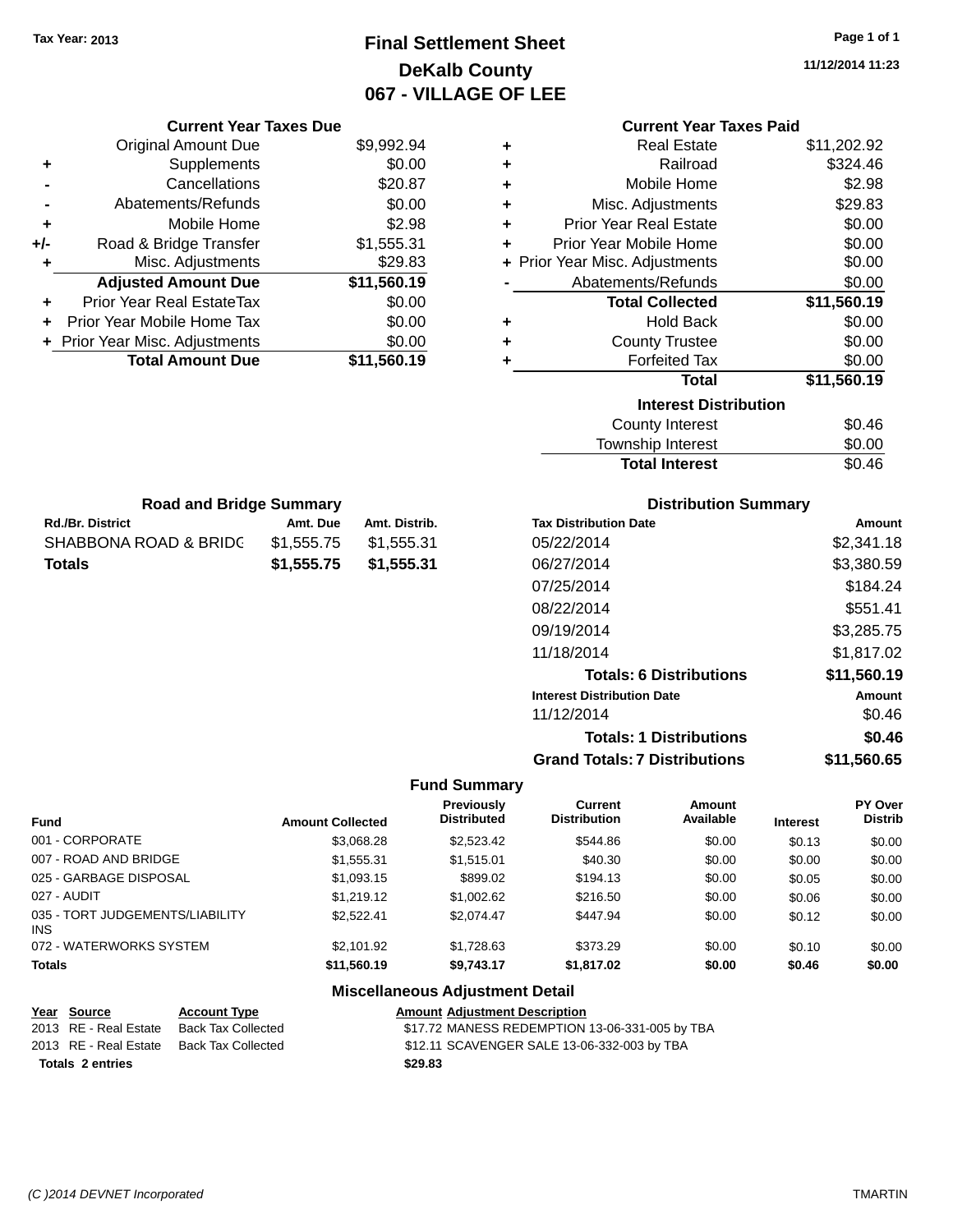Tax Year: 2013

# Final Settlement Sheet
## DeKalb County
## 067 - VILLAGE OF LEE

11/12/2014 11:23

### Current Year Taxes Due

| | | |
|---|---|---|
| | Original Amount Due | $9,992.94 |
| + | Supplements | $0.00 |
| - | Cancellations | $20.87 |
| - | Abatements/Refunds | $0.00 |
| + | Mobile Home | $2.98 |
| +/- | Road & Bridge Transfer | $1,555.31 |
| + | Misc. Adjustments | $29.83 |
| | **Adjusted Amount Due** | **$11,560.19** |
| + | Prior Year Real EstateTax | $0.00 |
| + | Prior Year Mobile Home Tax | $0.00 |
| + | Prior Year Misc. Adjustments | $0.00 |
| | **Total Amount Due** | **$11,560.19** |

### Current Year Taxes Paid

| | | |
|---|---|---|
| + | Real Estate | $11,202.92 |
| + | Railroad | $324.46 |
| + | Mobile Home | $2.98 |
| + | Misc. Adjustments | $29.83 |
| + | Prior Year Real Estate | $0.00 |
| + | Prior Year Mobile Home | $0.00 |
| + | Prior Year Misc. Adjustments | $0.00 |
| - | Abatements/Refunds | $0.00 |
| | **Total Collected** | **$11,560.19** |
| + | Hold Back | $0.00 |
| + | County Trustee | $0.00 |
| + | Forfeited Tax | $0.00 |
| | **Total** | **$11,560.19** |

### Interest Distribution

| | |
|---|---|
| County Interest | $0.46 |
| Township Interest | $0.00 |
| **Total Interest** | $0.46 |

### Road and Bridge Summary

| Rd./Br. District | Amt. Due | Amt. Distrib. |
|---|---|---|
| SHABBONA ROAD & BRIDG | $1,555.75 | $1,555.31 |
| **Totals** | **$1,555.75** | **$1,555.31** |

### Distribution Summary

| Tax Distribution Date | Amount |
|---|---|
| 05/22/2014 | $2,341.18 |
| 06/27/2014 | $3,380.59 |
| 07/25/2014 | $184.24 |
| 08/22/2014 | $551.41 |
| 09/19/2014 | $3,285.75 |
| 11/18/2014 | $1,817.02 |
| **Totals: 6 Distributions** | **$11,560.19** |
| **Interest Distribution Date** | **Amount** |
| 11/12/2014 | $0.46 |
| **Totals: 1 Distributions** | **$0.46** |
| **Grand Totals: 7 Distributions** | **$11,560.65** |

### Fund Summary

| Fund | Amount Collected | Previously Distributed | Current Distribution | Amount Available | Interest | PY Over Distrib |
|---|---|---|---|---|---|---|
| 001 - CORPORATE | $3,068.28 | $2,523.42 | $544.86 | $0.00 | $0.13 | $0.00 |
| 007 - ROAD AND BRIDGE | $1,555.31 | $1,515.01 | $40.30 | $0.00 | $0.00 | $0.00 |
| 025 - GARBAGE DISPOSAL | $1,093.15 | $899.02 | $194.13 | $0.00 | $0.05 | $0.00 |
| 027 - AUDIT | $1,219.12 | $1,002.62 | $216.50 | $0.00 | $0.06 | $0.00 |
| 035 - TORT JUDGEMENTS/LIABILITY INS | $2,522.41 | $2,074.47 | $447.94 | $0.00 | $0.12 | $0.00 |
| 072 - WATERWORKS SYSTEM | $2,101.92 | $1,728.63 | $373.29 | $0.00 | $0.10 | $0.00 |
| **Totals** | **$11,560.19** | **$9,743.17** | **$1,817.02** | **$0.00** | **$0.46** | **$0.00** |

### Miscellaneous Adjustment Detail

| Year | Source | Account Type | Amount | Adjustment Description |
|---|---|---|---|---|
| 2013 | RE - Real Estate | Back Tax Collected | $17.72 | MANESS REDEMPTION 13-06-331-005 by TBA |
| 2013 | RE - Real Estate | Back Tax Collected | $12.11 | SCAVENGER SALE 13-06-332-003 by TBA |
| **Totals 2 entries** | | | **$29.83** | |

(C )2014 DEVNET Incorporated TMARTIN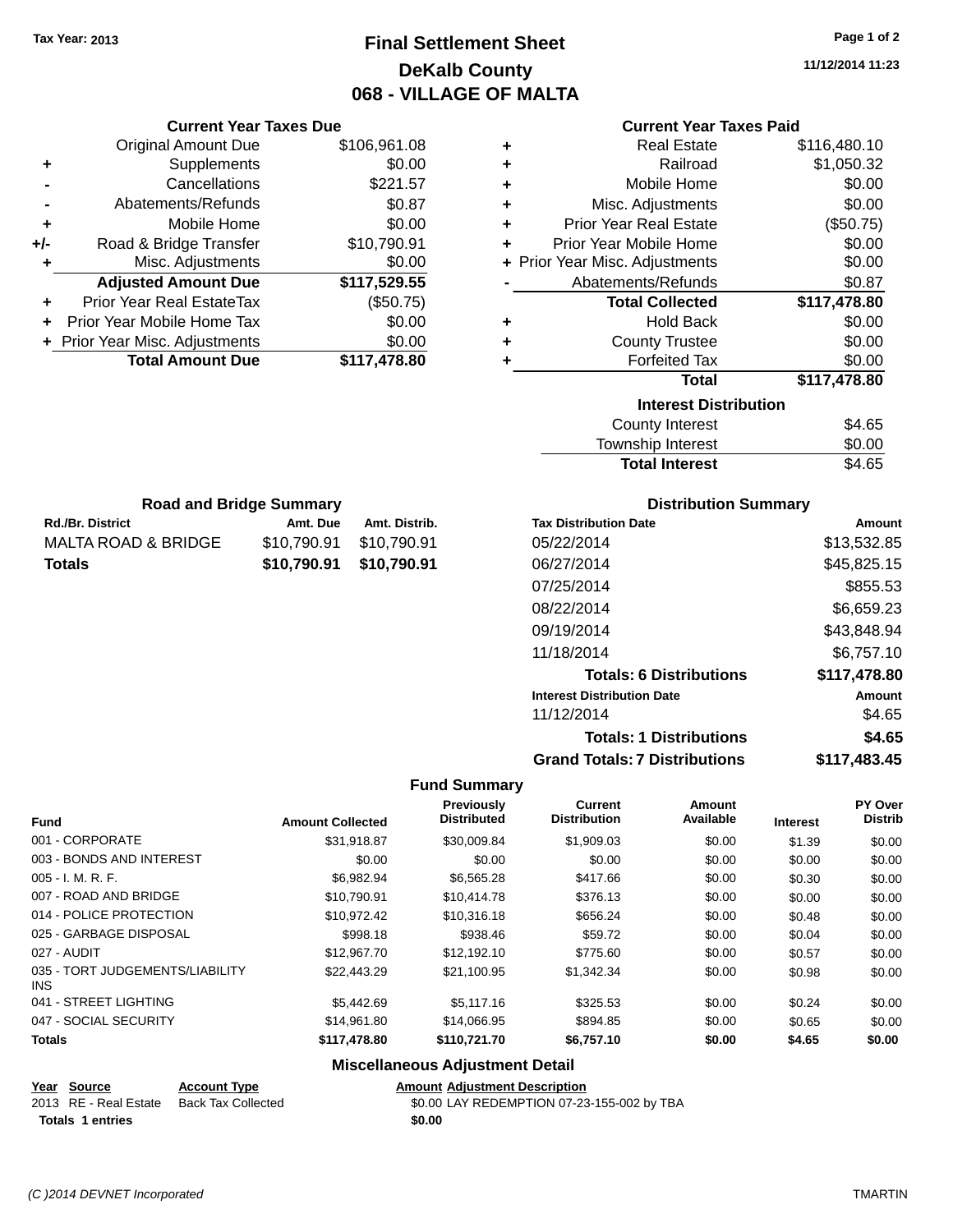Tax Year: 2013

# Final Settlement Sheet

## DeKalb County

## 068 - VILLAGE OF MALTA

11/12/2014 11:23

### Current Year Taxes Due

| | | |
|---|---|---|
| | Original Amount Due | $106,961.08 |
| + | Supplements | $0.00 |
| - | Cancellations | $221.57 |
| - | Abatements/Refunds | $0.87 |
| + | Mobile Home | $0.00 |
| +/- | Road & Bridge Transfer | $10,790.91 |
| + | Misc. Adjustments | $0.00 |
| | **Adjusted Amount Due** | **$117,529.55** |
| + | Prior Year Real EstateTax | ($50.75) |
| + | Prior Year Mobile Home Tax | $0.00 |
| + | Prior Year Misc. Adjustments | $0.00 |
| | **Total Amount Due** | **$117,478.80** |

### Current Year Taxes Paid

| | | |
|---|---|---|
| + | Real Estate | $116,480.10 |
| + | Railroad | $1,050.32 |
| + | Mobile Home | $0.00 |
| + | Misc. Adjustments | $0.00 |
| + | Prior Year Real Estate | ($50.75) |
| + | Prior Year Mobile Home | $0.00 |
| + | Prior Year Misc. Adjustments | $0.00 |
| - | Abatements/Refunds | $0.87 |
| | **Total Collected** | **$117,478.80** |
| + | Hold Back | $0.00 |
| + | County Trustee | $0.00 |
| + | Forfeited Tax | $0.00 |
| | **Total** | **$117,478.80** |

### Interest Distribution

| | |
|---|---|
| County Interest | $4.65 |
| Township Interest | $0.00 |
| **Total Interest** | $4.65 |

### Road and Bridge Summary

| Rd./Br. District | Amt. Due | Amt. Distrib. |
|---|---|---|
| MALTA ROAD & BRIDGE | $10,790.91 | $10,790.91 |
| **Totals** | **$10,790.91** | **$10,790.91** |

### Distribution Summary

| Tax Distribution Date | Amount |
|---|---|
| 05/22/2014 | $13,532.85 |
| 06/27/2014 | $45,825.15 |
| 07/25/2014 | $855.53 |
| 08/22/2014 | $6,659.23 |
| 09/19/2014 | $43,848.94 |
| 11/18/2014 | $6,757.10 |
| **Totals: 6 Distributions** | **$117,478.80** |
| **Interest Distribution Date** | **Amount** |
| 11/12/2014 | $4.65 |
| **Totals: 1 Distributions** | **$4.65** |
| **Grand Totals: 7 Distributions** | **$117,483.45** |

### Fund Summary

| Fund | Amount Collected | Previously Distributed | Current Distribution | Amount Available | Interest | PY Over Distrib |
|---|---|---|---|---|---|---|
| 001 - CORPORATE | $31,918.87 | $30,009.84 | $1,909.03 | $0.00 | $1.39 | $0.00 |
| 003 - BONDS AND INTEREST | $0.00 | $0.00 | $0.00 | $0.00 | $0.00 | $0.00 |
| 005 - I. M. R. F. | $6,982.94 | $6,565.28 | $417.66 | $0.00 | $0.30 | $0.00 |
| 007 - ROAD AND BRIDGE | $10,790.91 | $10,414.78 | $376.13 | $0.00 | $0.00 | $0.00 |
| 014 - POLICE PROTECTION | $10,972.42 | $10,316.18 | $656.24 | $0.00 | $0.48 | $0.00 |
| 025 - GARBAGE DISPOSAL | $998.18 | $938.46 | $59.72 | $0.00 | $0.04 | $0.00 |
| 027 - AUDIT | $12,967.70 | $12,192.10 | $775.60 | $0.00 | $0.57 | $0.00 |
| 035 - TORT JUDGEMENTS/LIABILITY INS | $22,443.29 | $21,100.95 | $1,342.34 | $0.00 | $0.98 | $0.00 |
| 041 - STREET LIGHTING | $5,442.69 | $5,117.16 | $325.53 | $0.00 | $0.24 | $0.00 |
| 047 - SOCIAL SECURITY | $14,961.80 | $14,066.95 | $894.85 | $0.00 | $0.65 | $0.00 |
| **Totals** | **$117,478.80** | **$110,721.70** | **$6,757.10** | **$0.00** | **$4.65** | **$0.00** |

### Miscellaneous Adjustment Detail

| Year | Source | Account Type | Amount | Adjustment Description |
|---|---|---|---|---|
| 2013 | RE - Real Estate | Back Tax Collected | $0.00 | LAY REDEMPTION 07-23-155-002 by TBA |
| **Totals** | **1 entries** | | **$0.00** | |

(C )2014 DEVNET Incorporated

TMARTIN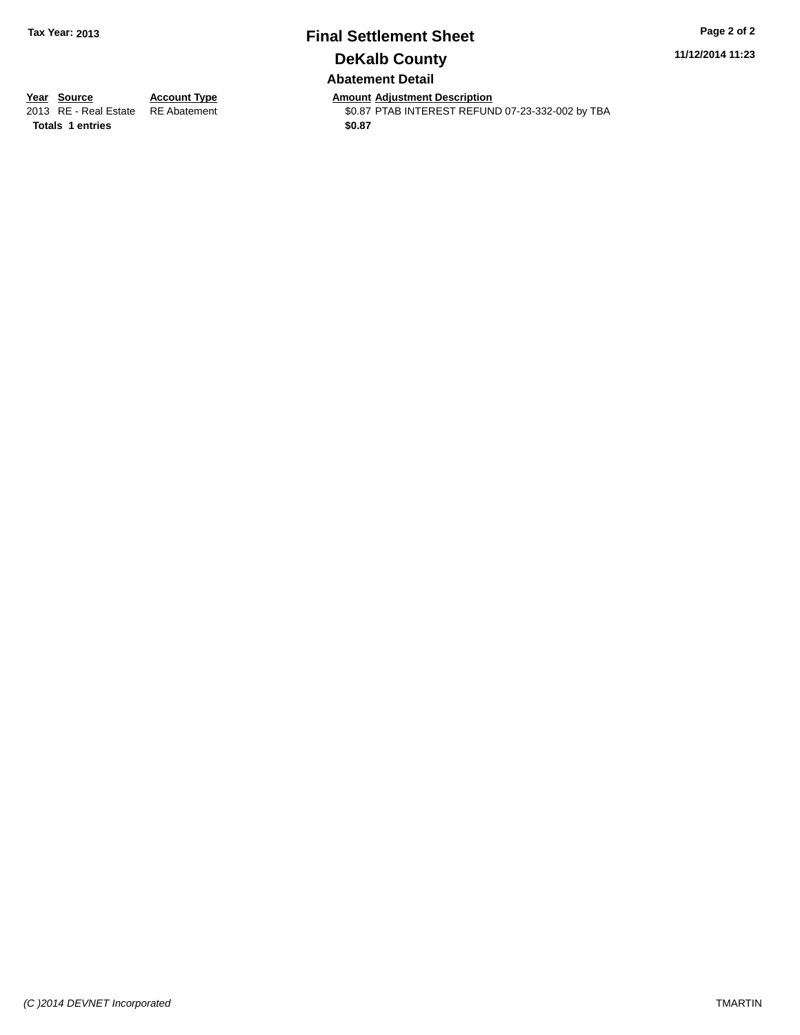**Tax Year: 2013**

# Final Settlement Sheet

## DeKalb County

11/12/2014 11:23

### Abatement Detail

| Year | Source | Account Type | Amount | Adjustment Description |
|---|---|---|---|---|
| 2013 | RE - Real Estate | RE Abatement | $0.87 | PTAB INTEREST REFUND 07-23-332-002 by TBA |
| **Totals** | **1 entries** | | **$0.87** | |

*(C )2014 DEVNET Incorporated*

TMARTIN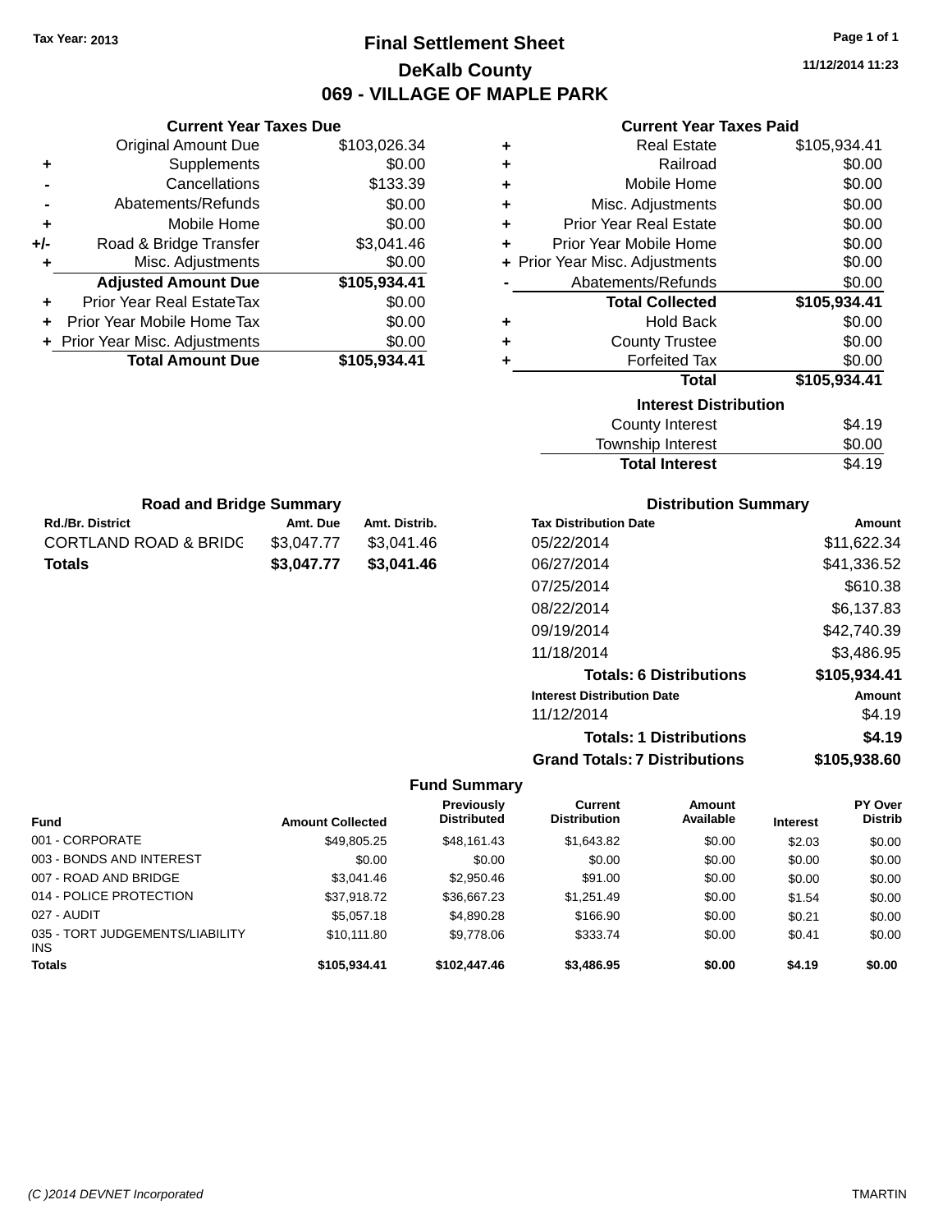Tax Year: 2013

# Final Settlement Sheet

## DeKalb County

## 069 - VILLAGE OF MAPLE PARK

11/12/2014 11:23

### Current Year Taxes Due

| | | |
|---|---|---|
| | Original Amount Due | $103,026.34 |
| + | Supplements | $0.00 |
| - | Cancellations | $133.39 |
| - | Abatements/Refunds | $0.00 |
| + | Mobile Home | $0.00 |
| +/- | Road & Bridge Transfer | $3,041.46 |
| + | Misc. Adjustments | $0.00 |
| | **Adjusted Amount Due** | **$105,934.41** |
| + | Prior Year Real EstateTax | $0.00 |
| + | Prior Year Mobile Home Tax | $0.00 |
| + | Prior Year Misc. Adjustments | $0.00 |
| | **Total Amount Due** | **$105,934.41** |

### Current Year Taxes Paid

| | | |
|---|---|---|
| + | Real Estate | $105,934.41 |
| + | Railroad | $0.00 |
| + | Mobile Home | $0.00 |
| + | Misc. Adjustments | $0.00 |
| + | Prior Year Real Estate | $0.00 |
| + | Prior Year Mobile Home | $0.00 |
| + | Prior Year Misc. Adjustments | $0.00 |
| - | Abatements/Refunds | $0.00 |
| | **Total Collected** | **$105,934.41** |
| + | Hold Back | $0.00 |
| + | County Trustee | $0.00 |
| + | Forfeited Tax | $0.00 |
| | **Total** | **$105,934.41** |

### Interest Distribution

| | |
|---|---|
| County Interest | $4.19 |
| Township Interest | $0.00 |
| **Total Interest** | $4.19 |

### Road and Bridge Summary

| Rd./Br. District | Amt. Due | Amt. Distrib. |
|---|---|---|
| CORTLAND ROAD & BRIDG | $3,047.77 | $3,041.46 |
| **Totals** | **$3,047.77** | **$3,041.46** |

### Distribution Summary

| Tax Distribution Date | Amount |
|---|---|
| 05/22/2014 | $11,622.34 |
| 06/27/2014 | $41,336.52 |
| 07/25/2014 | $610.38 |
| 08/22/2014 | $6,137.83 |
| 09/19/2014 | $42,740.39 |
| 11/18/2014 | $3,486.95 |
| **Totals: 6 Distributions** | **$105,934.41** |
| **Interest Distribution Date** | **Amount** |
| 11/12/2014 | $4.19 |
| **Totals: 1 Distributions** | **$4.19** |
| **Grand Totals: 7 Distributions** | **$105,938.60** |

### Fund Summary

| Fund | Amount Collected | Previously Distributed | Current Distribution | Amount Available | Interest | PY Over Distrib |
|---|---|---|---|---|---|---|
| 001 - CORPORATE | $49,805.25 | $48,161.43 | $1,643.82 | $0.00 | $2.03 | $0.00 |
| 003 - BONDS AND INTEREST | $0.00 | $0.00 | $0.00 | $0.00 | $0.00 | $0.00 |
| 007 - ROAD AND BRIDGE | $3,041.46 | $2,950.46 | $91.00 | $0.00 | $0.00 | $0.00 |
| 014 - POLICE PROTECTION | $37,918.72 | $36,667.23 | $1,251.49 | $0.00 | $1.54 | $0.00 |
| 027 - AUDIT | $5,057.18 | $4,890.28 | $166.90 | $0.00 | $0.21 | $0.00 |
| 035 - TORT JUDGEMENTS/LIABILITY INS | $10,111.80 | $9,778.06 | $333.74 | $0.00 | $0.41 | $0.00 |
| **Totals** | **$105,934.41** | **$102,447.46** | **$3,486.95** | **$0.00** | **$4.19** | **$0.00** |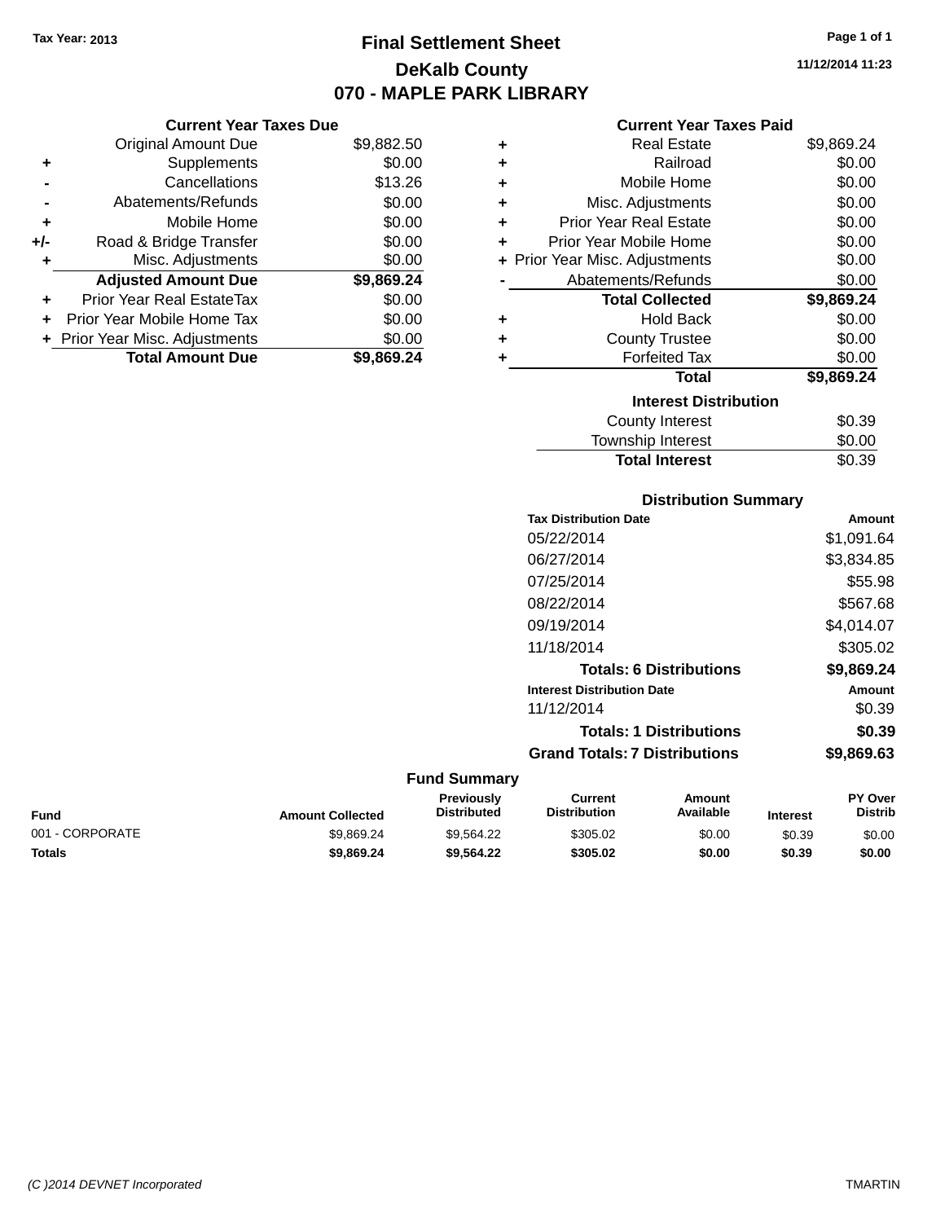Tax Year: 2013

# Final Settlement Sheet

## DeKalb County

## 070 - MAPLE PARK LIBRARY

11/12/2014 11:23

### Current Year Taxes Due

| | | |
|---|---|---|
| | Original Amount Due | $9,882.50 |
| + | Supplements | $0.00 |
| - | Cancellations | $13.26 |
| - | Abatements/Refunds | $0.00 |
| + | Mobile Home | $0.00 |
| +/- | Road & Bridge Transfer | $0.00 |
| + | Misc. Adjustments | $0.00 |
| | **Adjusted Amount Due** | **$9,869.24** |
| + | Prior Year Real EstateTax | $0.00 |
| + | Prior Year Mobile Home Tax | $0.00 |
| + | Prior Year Misc. Adjustments | $0.00 |
| | **Total Amount Due** | **$9,869.24** |

### Current Year Taxes Paid

| | | |
|---|---|---|
| + | Real Estate | $9,869.24 |
| + | Railroad | $0.00 |
| + | Mobile Home | $0.00 |
| + | Misc. Adjustments | $0.00 |
| + | Prior Year Real Estate | $0.00 |
| + | Prior Year Mobile Home | $0.00 |
| + | Prior Year Misc. Adjustments | $0.00 |
| - | Abatements/Refunds | $0.00 |
| | **Total Collected** | **$9,869.24** |
| + | Hold Back | $0.00 |
| + | County Trustee | $0.00 |
| + | Forfeited Tax | $0.00 |
| | **Total** | **$9,869.24** |

### Interest Distribution

| | |
|---|---|
| County Interest | $0.39 |
| Township Interest | $0.00 |
| **Total Interest** | $0.39 |

### Distribution Summary

| Tax Distribution Date | Amount |
|---|---|
| 05/22/2014 | $1,091.64 |
| 06/27/2014 | $3,834.85 |
| 07/25/2014 | $55.98 |
| 08/22/2014 | $567.68 |
| 09/19/2014 | $4,014.07 |
| 11/18/2014 | $305.02 |
| **Totals: 6 Distributions** | **$9,869.24** |
| **Interest Distribution Date** | **Amount** |
| 11/12/2014 | $0.39 |
| **Totals: 1 Distributions** | **$0.39** |
| **Grand Totals: 7 Distributions** | **$9,869.63** |

### Fund Summary

| Fund | Amount Collected | Previously Distributed | Current Distribution | Amount Available | Interest | PY Over Distrib |
|---|---|---|---|---|---|---|
| 001 - CORPORATE | $9,869.24 | $9,564.22 | $305.02 | $0.00 | $0.39 | $0.00 |
| **Totals** | **$9,869.24** | **$9,564.22** | **$305.02** | **$0.00** | **$0.39** | **$0.00** |

(C )2014 DEVNET Incorporated TMARTIN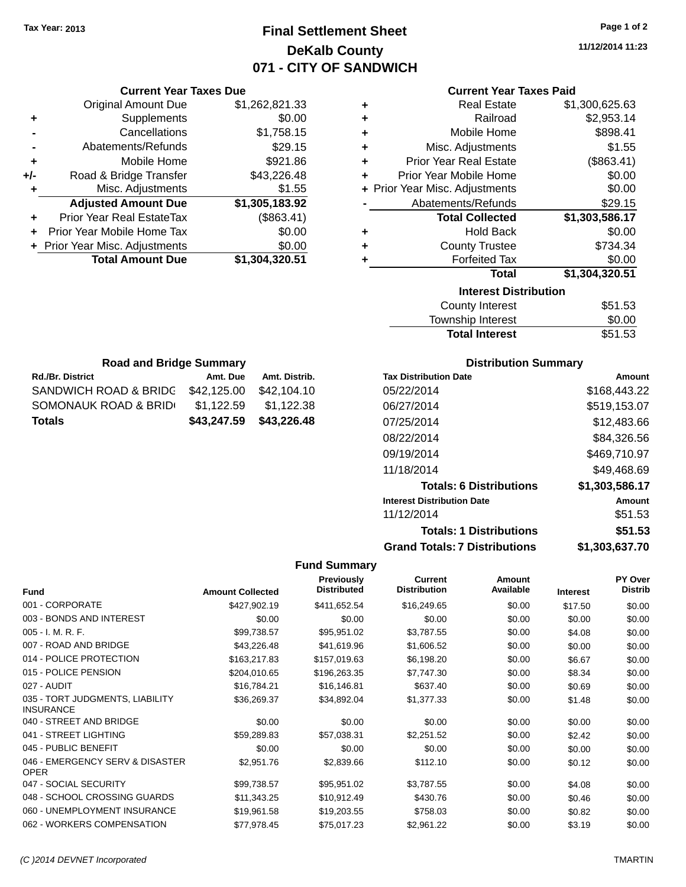Tax Year: 2013

# Final Settlement Sheet
## DeKalb County
## 071 - CITY OF SANDWICH

11/12/2014 11:23

### Current Year Taxes Due

| | | |
|---|---|---|
| | Original Amount Due | $1,262,821.33 |
| + | Supplements | $0.00 |
| - | Cancellations | $1,758.15 |
| - | Abatements/Refunds | $29.15 |
| + | Mobile Home | $921.86 |
| +/- | Road & Bridge Transfer | $43,226.48 |
| + | Misc. Adjustments | $1.55 |
| | **Adjusted Amount Due** | **$1,305,183.92** |
| + | Prior Year Real EstateTax | ($863.41) |
| + | Prior Year Mobile Home Tax | $0.00 |
| + | Prior Year Misc. Adjustments | $0.00 |
| | **Total Amount Due** | **$1,304,320.51** |

### Current Year Taxes Paid

| | | |
|---|---|---|
| + | Real Estate | $1,300,625.63 |
| + | Railroad | $2,953.14 |
| + | Mobile Home | $898.41 |
| + | Misc. Adjustments | $1.55 |
| + | Prior Year Real Estate | ($863.41) |
| + | Prior Year Mobile Home | $0.00 |
| + | Prior Year Misc. Adjustments | $0.00 |
| - | Abatements/Refunds | $29.15 |
| | **Total Collected** | **$1,303,586.17** |
| + | Hold Back | $0.00 |
| + | County Trustee | $734.34 |
| + | Forfeited Tax | $0.00 |
| | **Total** | **$1,304,320.51** |

### Interest Distribution

| | |
|---|---|
| County Interest | $51.53 |
| Township Interest | $0.00 |
| **Total Interest** | $51.53 |

### Road and Bridge Summary

| Rd./Br. District | Amt. Due | Amt. Distrib. |
|---|---|---|
| SANDWICH ROAD & BRIDG | $42,125.00 | $42,104.10 |
| SOMONAUK ROAD & BRID | $1,122.59 | $1,122.38 |
| **Totals** | **$43,247.59** | **$43,226.48** |

### Distribution Summary

| Tax Distribution Date | Amount |
|---|---|
| 05/22/2014 | $168,443.22 |
| 06/27/2014 | $519,153.07 |
| 07/25/2014 | $12,483.66 |
| 08/22/2014 | $84,326.56 |
| 09/19/2014 | $469,710.97 |
| 11/18/2014 | $49,468.69 |
| **Totals: 6 Distributions** | **$1,303,586.17** |
| **Interest Distribution Date** | **Amount** |
| 11/12/2014 | $51.53 |
| **Totals: 1 Distributions** | **$51.53** |
| **Grand Totals: 7 Distributions** | **$1,303,637.70** |

### Fund Summary

| Fund | Amount Collected | Previously Distributed | Current Distribution | Amount Available | Interest | PY Over Distrib |
|---|---|---|---|---|---|---|
| 001 - CORPORATE | $427,902.19 | $411,652.54 | $16,249.65 | $0.00 | $17.50 | $0.00 |
| 003 - BONDS AND INTEREST | $0.00 | $0.00 | $0.00 | $0.00 | $0.00 | $0.00 |
| 005 - I. M. R. F. | $99,738.57 | $95,951.02 | $3,787.55 | $0.00 | $4.08 | $0.00 |
| 007 - ROAD AND BRIDGE | $43,226.48 | $41,619.96 | $1,606.52 | $0.00 | $0.00 | $0.00 |
| 014 - POLICE PROTECTION | $163,217.83 | $157,019.63 | $6,198.20 | $0.00 | $6.67 | $0.00 |
| 015 - POLICE PENSION | $204,010.65 | $196,263.35 | $7,747.30 | $0.00 | $8.34 | $0.00 |
| 027 - AUDIT | $16,784.21 | $16,146.81 | $637.40 | $0.00 | $0.69 | $0.00 |
| 035 - TORT JUDGMENTS, LIABILITY INSURANCE | $36,269.37 | $34,892.04 | $1,377.33 | $0.00 | $1.48 | $0.00 |
| 040 - STREET AND BRIDGE | $0.00 | $0.00 | $0.00 | $0.00 | $0.00 | $0.00 |
| 041 - STREET LIGHTING | $59,289.83 | $57,038.31 | $2,251.52 | $0.00 | $2.42 | $0.00 |
| 045 - PUBLIC BENEFIT | $0.00 | $0.00 | $0.00 | $0.00 | $0.00 | $0.00 |
| 046 - EMERGENCY SERV & DISASTER OPER | $2,951.76 | $2,839.66 | $112.10 | $0.00 | $0.12 | $0.00 |
| 047 - SOCIAL SECURITY | $99,738.57 | $95,951.02 | $3,787.55 | $0.00 | $4.08 | $0.00 |
| 048 - SCHOOL CROSSING GUARDS | $11,343.25 | $10,912.49 | $430.76 | $0.00 | $0.46 | $0.00 |
| 060 - UNEMPLOYMENT INSURANCE | $19,961.58 | $19,203.55 | $758.03 | $0.00 | $0.82 | $0.00 |
| 062 - WORKERS COMPENSATION | $77,978.45 | $75,017.23 | $2,961.22 | $0.00 | $3.19 | $0.00 |

(C )2014 DEVNET Incorporated TMARTIN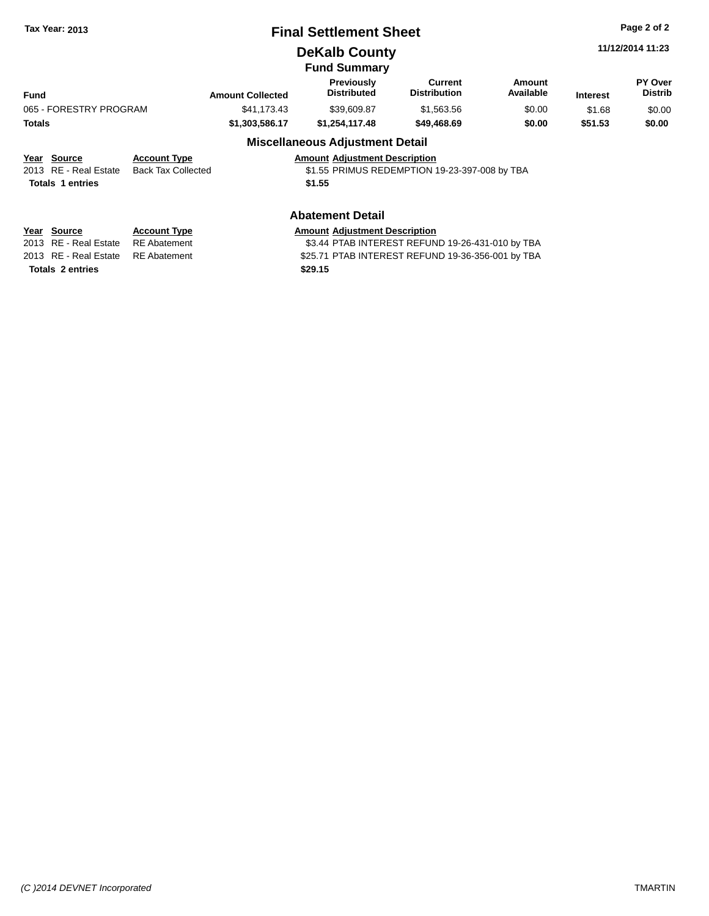# Final Settlement Sheet

Tax Year: 2013

## DeKalb County

11/12/2014 11:23

### Fund Summary

| Fund | Amount Collected | Previously Distributed | Current Distribution | Amount Available | Interest | PY Over Distrib |
|---|---|---|---|---|---|---|
| 065 - FORESTRY PROGRAM | $41,173.43 | $39,609.87 | $1,563.56 | $0.00 | $1.68 | $0.00 |
| **Totals** | **$1,303,586.17** | **$1,254,117.48** | **$49,468.69** | **$0.00** | **$51.53** | **$0.00** |

### Miscellaneous Adjustment Detail

| Year | Source | Account Type | Amount | Adjustment Description |
|---|---|---|---|---|
| 2013 | RE - Real Estate | Back Tax Collected | $1.55 | PRIMUS REDEMPTION 19-23-397-008 by TBA |
| **Totals 1 entries** | | | **$1.55** | |

### Abatement Detail

| Year | Source | Account Type | Amount | Adjustment Description |
|---|---|---|---|---|
| 2013 | RE - Real Estate | RE Abatement | $3.44 | PTAB INTEREST REFUND 19-26-431-010 by TBA |
| 2013 | RE - Real Estate | RE Abatement | $25.71 | PTAB INTEREST REFUND 19-36-356-001 by TBA |
| **Totals 2 entries** | | | **$29.15** | |

*(C )2014 DEVNET Incorporated* TMARTIN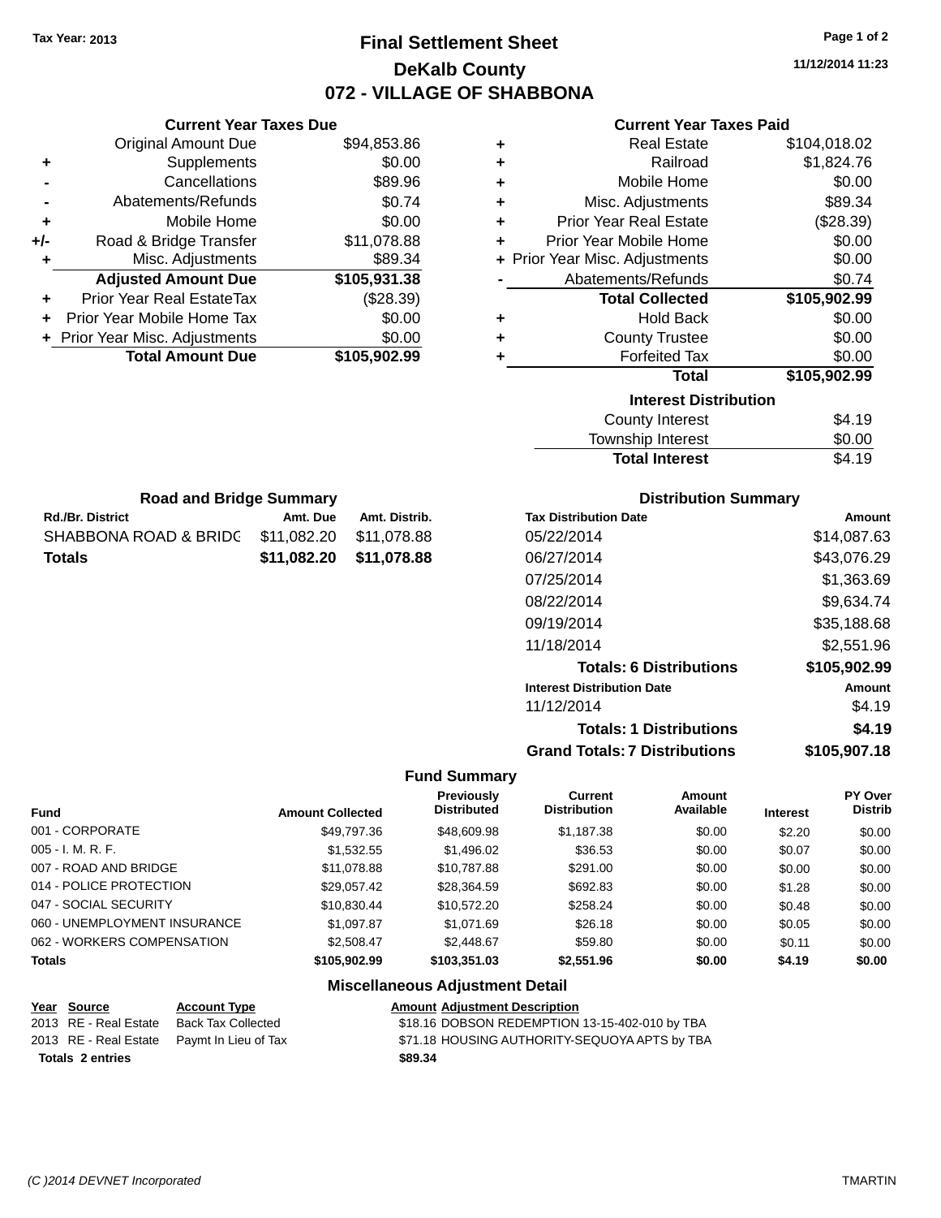Tax Year: 2013

# Final Settlement Sheet
## DeKalb County
## 072 - VILLAGE OF SHABBONA

11/12/2014 11:23

### Current Year Taxes Due

| | | |
|---|---|---|
| | Original Amount Due | $94,853.86 |
| + | Supplements | $0.00 |
| - | Cancellations | $89.96 |
| - | Abatements/Refunds | $0.74 |
| + | Mobile Home | $0.00 |
| +/- | Road & Bridge Transfer | $11,078.88 |
| + | Misc. Adjustments | $89.34 |
| | **Adjusted Amount Due** | **$105,931.38** |
| + | Prior Year Real EstateTax | ($28.39) |
| + | Prior Year Mobile Home Tax | $0.00 |
| + | Prior Year Misc. Adjustments | $0.00 |
| | **Total Amount Due** | **$105,902.99** |

### Current Year Taxes Paid

| | | |
|---|---|---|
| + | Real Estate | $104,018.02 |
| + | Railroad | $1,824.76 |
| + | Mobile Home | $0.00 |
| + | Misc. Adjustments | $89.34 |
| + | Prior Year Real Estate | ($28.39) |
| + | Prior Year Mobile Home | $0.00 |
| + | Prior Year Misc. Adjustments | $0.00 |
| - | Abatements/Refunds | $0.74 |
| | **Total Collected** | **$105,902.99** |
| + | Hold Back | $0.00 |
| + | County Trustee | $0.00 |
| + | Forfeited Tax | $0.00 |
| | **Total** | **$105,902.99** |

### Interest Distribution

| | |
|---|---|
| County Interest | $4.19 |
| Township Interest | $0.00 |
| **Total Interest** | $4.19 |

### Road and Bridge Summary

| Rd./Br. District | Amt. Due | Amt. Distrib. |
|---|---|---|
| SHABBONA ROAD & BRIDG | $11,082.20 | $11,078.88 |
| **Totals** | **$11,082.20** | **$11,078.88** |

### Distribution Summary

| Tax Distribution Date | Amount |
|---|---|
| 05/22/2014 | $14,087.63 |
| 06/27/2014 | $43,076.29 |
| 07/25/2014 | $1,363.69 |
| 08/22/2014 | $9,634.74 |
| 09/19/2014 | $35,188.68 |
| 11/18/2014 | $2,551.96 |
| **Totals: 6 Distributions** | **$105,902.99** |
| **Interest Distribution Date** | **Amount** |
| 11/12/2014 | $4.19 |
| **Totals: 1 Distributions** | **$4.19** |
| **Grand Totals: 7 Distributions** | **$105,907.18** |

### Fund Summary

| Fund | Amount Collected | Previously Distributed | Current Distribution | Amount Available | Interest | PY Over Distrib |
|---|---|---|---|---|---|---|
| 001 - CORPORATE | $49,797.36 | $48,609.98 | $1,187.38 | $0.00 | $2.20 | $0.00 |
| 005 - I. M. R. F. | $1,532.55 | $1,496.02 | $36.53 | $0.00 | $0.07 | $0.00 |
| 007 - ROAD AND BRIDGE | $11,078.88 | $10,787.88 | $291.00 | $0.00 | $0.00 | $0.00 |
| 014 - POLICE PROTECTION | $29,057.42 | $28,364.59 | $692.83 | $0.00 | $1.28 | $0.00 |
| 047 - SOCIAL SECURITY | $10,830.44 | $10,572.20 | $258.24 | $0.00 | $0.48 | $0.00 |
| 060 - UNEMPLOYMENT INSURANCE | $1,097.87 | $1,071.69 | $26.18 | $0.00 | $0.05 | $0.00 |
| 062 - WORKERS COMPENSATION | $2,508.47 | $2,448.67 | $59.80 | $0.00 | $0.11 | $0.00 |
| **Totals** | **$105,902.99** | **$103,351.03** | **$2,551.96** | **$0.00** | **$4.19** | **$0.00** |

### Miscellaneous Adjustment Detail

| Year | Source | Account Type | Amount | Adjustment Description |
|---|---|---|---|---|
| 2013 | RE - Real Estate | Back Tax Collected | $18.16 | DOBSON REDEMPTION 13-15-402-010 by TBA |
| 2013 | RE - Real Estate | Paymt In Lieu of Tax | $71.18 | HOUSING AUTHORITY-SEQUOYA APTS by TBA |
| **Totals** | **2 entries** | | **$89.34** | |

(C )2014 DEVNET Incorporated — TMARTIN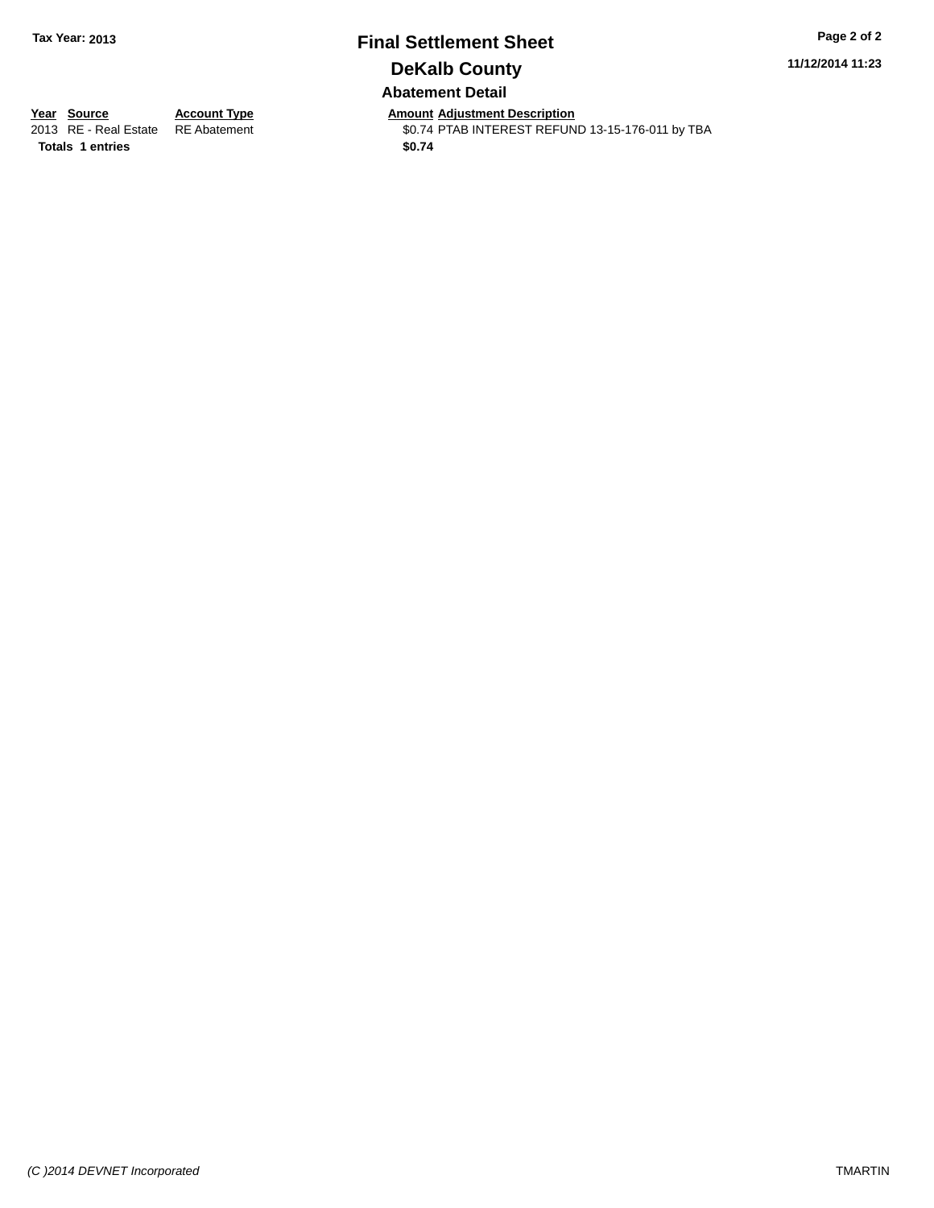**Tax Year: 2013**

# Final Settlement Sheet

## DeKalb County

### Abatement Detail

11/12/2014 11:23

| Year | Source | Account Type | Amount | Adjustment Description |
|---|---|---|---|---|
| 2013 | RE - Real Estate | RE Abatement | $0.74 | PTAB INTEREST REFUND 13-15-176-011 by TBA |
| **Totals** | **1 entries** | | **$0.74** | |

*(C )2014 DEVNET Incorporated*

TMARTIN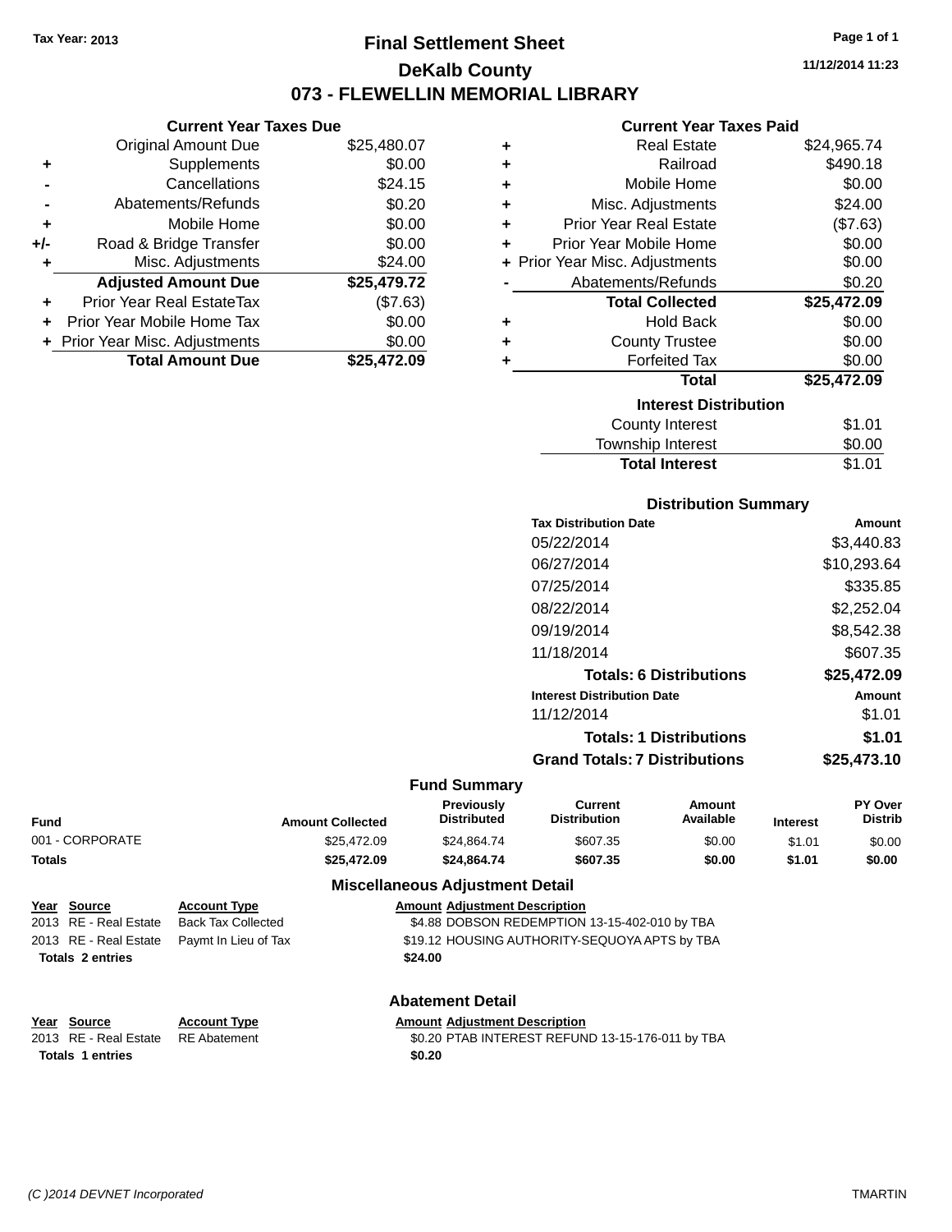Tax Year: 2013

# Final Settlement Sheet

## DeKalb County

## 073 - FLEWELLIN MEMORIAL LIBRARY

11/12/2014 11:23

### Current Year Taxes Due

| | | |
|---|---|---|
| | Original Amount Due | $25,480.07 |
| + | Supplements | $0.00 |
| - | Cancellations | $24.15 |
| - | Abatements/Refunds | $0.20 |
| + | Mobile Home | $0.00 |
| +/- | Road & Bridge Transfer | $0.00 |
| + | Misc. Adjustments | $24.00 |
| | **Adjusted Amount Due** | **$25,479.72** |
| + | Prior Year Real EstateTax | ($7.63) |
| + | Prior Year Mobile Home Tax | $0.00 |
| + | Prior Year Misc. Adjustments | $0.00 |
| | **Total Amount Due** | **$25,472.09** |

### Current Year Taxes Paid

| | | |
|---|---|---|
| + | Real Estate | $24,965.74 |
| + | Railroad | $490.18 |
| + | Mobile Home | $0.00 |
| + | Misc. Adjustments | $24.00 |
| + | Prior Year Real Estate | ($7.63) |
| + | Prior Year Mobile Home | $0.00 |
| + | Prior Year Misc. Adjustments | $0.00 |
| - | Abatements/Refunds | $0.20 |
| | **Total Collected** | **$25,472.09** |
| + | Hold Back | $0.00 |
| + | County Trustee | $0.00 |
| + | Forfeited Tax | $0.00 |
| | **Total** | **$25,472.09** |

### Interest Distribution

| | |
|---|---|
| County Interest | $1.01 |
| Township Interest | $0.00 |
| **Total Interest** | **$1.01** |

### Distribution Summary

| Tax Distribution Date | Amount |
|---|---|
| 05/22/2014 | $3,440.83 |
| 06/27/2014 | $10,293.64 |
| 07/25/2014 | $335.85 |
| 08/22/2014 | $2,252.04 |
| 09/19/2014 | $8,542.38 |
| 11/18/2014 | $607.35 |
| **Totals: 6 Distributions** | **$25,472.09** |
| **Interest Distribution Date** | **Amount** |
| 11/12/2014 | $1.01 |
| **Totals: 1 Distributions** | **$1.01** |
| **Grand Totals: 7 Distributions** | **$25,473.10** |

### Fund Summary

| Fund | Amount Collected | Previously Distributed | Current Distribution | Amount Available | Interest | PY Over Distrib |
|---|---|---|---|---|---|---|
| 001 - CORPORATE | $25,472.09 | $24,864.74 | $607.35 | $0.00 | $1.01 | $0.00 |
| **Totals** | **$25,472.09** | **$24,864.74** | **$607.35** | **$0.00** | **$1.01** | **$0.00** |

### Miscellaneous Adjustment Detail

| Year | Source | Account Type | Amount | Adjustment Description |
|---|---|---|---|---|
| 2013 | RE - Real Estate | Back Tax Collected | $4.88 | DOBSON REDEMPTION 13-15-402-010 by TBA |
| 2013 | RE - Real Estate | Paymt In Lieu of Tax | $19.12 | HOUSING AUTHORITY-SEQUOYA APTS by TBA |
| **Totals 2 entries** | | | **$24.00** | |

### Abatement Detail

| Year | Source | Account Type | Amount | Adjustment Description |
|---|---|---|---|---|
| 2013 | RE - Real Estate | RE Abatement | $0.20 | PTAB INTEREST REFUND 13-15-176-011 by TBA |
| **Totals 1 entries** | | | **$0.20** | |

(C )2014 DEVNET Incorporated — TMARTIN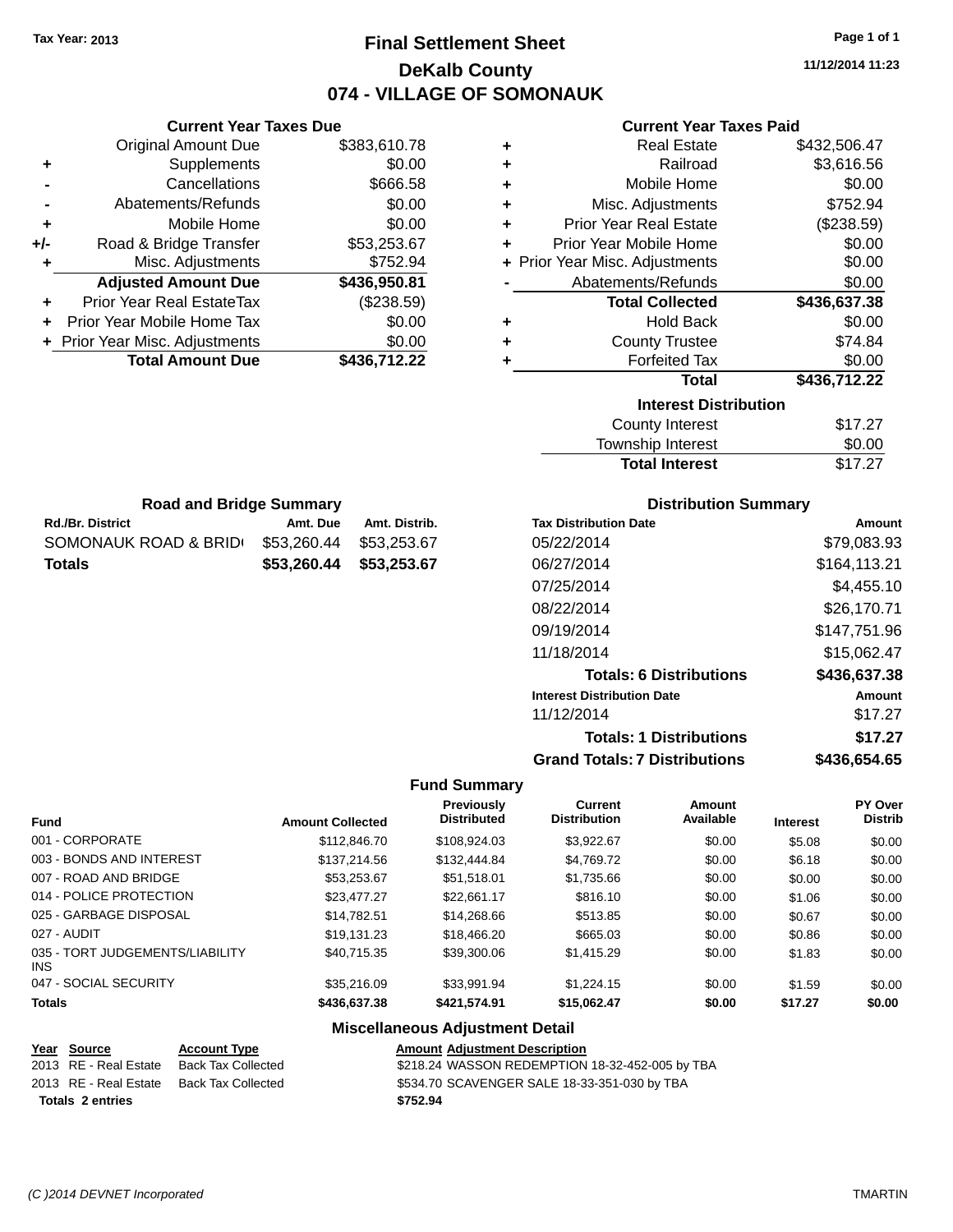Tax Year: 2013

# Final Settlement Sheet

## DeKalb County

## 074 - VILLAGE OF SOMONAUK

11/12/2014 11:23

### Current Year Taxes Due

| | | |
|---|---|---|
| | Original Amount Due | $383,610.78 |
| + | Supplements | $0.00 |
| - | Cancellations | $666.58 |
| - | Abatements/Refunds | $0.00 |
| + | Mobile Home | $0.00 |
| +/- | Road & Bridge Transfer | $53,253.67 |
| + | Misc. Adjustments | $752.94 |
| | **Adjusted Amount Due** | **$436,950.81** |
| + | Prior Year Real EstateTax | ($238.59) |
| + | Prior Year Mobile Home Tax | $0.00 |
| + | Prior Year Misc. Adjustments | $0.00 |
| | **Total Amount Due** | **$436,712.22** |

### Current Year Taxes Paid

| | | |
|---|---|---|
| + | Real Estate | $432,506.47 |
| + | Railroad | $3,616.56 |
| + | Mobile Home | $0.00 |
| + | Misc. Adjustments | $752.94 |
| + | Prior Year Real Estate | ($238.59) |
| + | Prior Year Mobile Home | $0.00 |
| + | Prior Year Misc. Adjustments | $0.00 |
| - | Abatements/Refunds | $0.00 |
| | **Total Collected** | **$436,637.38** |
| + | Hold Back | $0.00 |
| + | County Trustee | $74.84 |
| + | Forfeited Tax | $0.00 |
| | **Total** | **$436,712.22** |

### Interest Distribution

| | |
|---|---|
| County Interest | $17.27 |
| Township Interest | $0.00 |
| **Total Interest** | $17.27 |

### Road and Bridge Summary

| Rd./Br. District | Amt. Due | Amt. Distrib. |
|---|---|---|
| SOMONAUK ROAD & BRID | $53,260.44 | $53,253.67 |
| **Totals** | **$53,260.44** | **$53,253.67** |

### Distribution Summary

| Tax Distribution Date | Amount |
|---|---|
| 05/22/2014 | $79,083.93 |
| 06/27/2014 | $164,113.21 |
| 07/25/2014 | $4,455.10 |
| 08/22/2014 | $26,170.71 |
| 09/19/2014 | $147,751.96 |
| 11/18/2014 | $15,062.47 |
| **Totals: 6 Distributions** | **$436,637.38** |
| **Interest Distribution Date** | **Amount** |
| 11/12/2014 | $17.27 |
| **Totals: 1 Distributions** | **$17.27** |
| **Grand Totals: 7 Distributions** | **$436,654.65** |

### Fund Summary

| Fund | Amount Collected | Previously Distributed | Current Distribution | Amount Available | Interest | PY Over Distrib |
|---|---|---|---|---|---|---|
| 001 - CORPORATE | $112,846.70 | $108,924.03 | $3,922.67 | $0.00 | $5.08 | $0.00 |
| 003 - BONDS AND INTEREST | $137,214.56 | $132,444.84 | $4,769.72 | $0.00 | $6.18 | $0.00 |
| 007 - ROAD AND BRIDGE | $53,253.67 | $51,518.01 | $1,735.66 | $0.00 | $0.00 | $0.00 |
| 014 - POLICE PROTECTION | $23,477.27 | $22,661.17 | $816.10 | $0.00 | $1.06 | $0.00 |
| 025 - GARBAGE DISPOSAL | $14,782.51 | $14,268.66 | $513.85 | $0.00 | $0.67 | $0.00 |
| 027 - AUDIT | $19,131.23 | $18,466.20 | $665.03 | $0.00 | $0.86 | $0.00 |
| 035 - TORT JUDGEMENTS/LIABILITY INS | $40,715.35 | $39,300.06 | $1,415.29 | $0.00 | $1.83 | $0.00 |
| 047 - SOCIAL SECURITY | $35,216.09 | $33,991.94 | $1,224.15 | $0.00 | $1.59 | $0.00 |
| **Totals** | **$436,637.38** | **$421,574.91** | **$15,062.47** | **$0.00** | **$17.27** | **$0.00** |

### Miscellaneous Adjustment Detail

| Year | Source | Account Type | Amount | Adjustment Description |
|---|---|---|---|---|
| 2013 | RE - Real Estate | Back Tax Collected | $218.24 | WASSON REDEMPTION 18-32-452-005 by TBA |
| 2013 | RE - Real Estate | Back Tax Collected | $534.70 | SCAVENGER SALE 18-33-351-030 by TBA |
| **Totals 2 entries** | | | **$752.94** | |

(C )2014 DEVNET Incorporated TMARTIN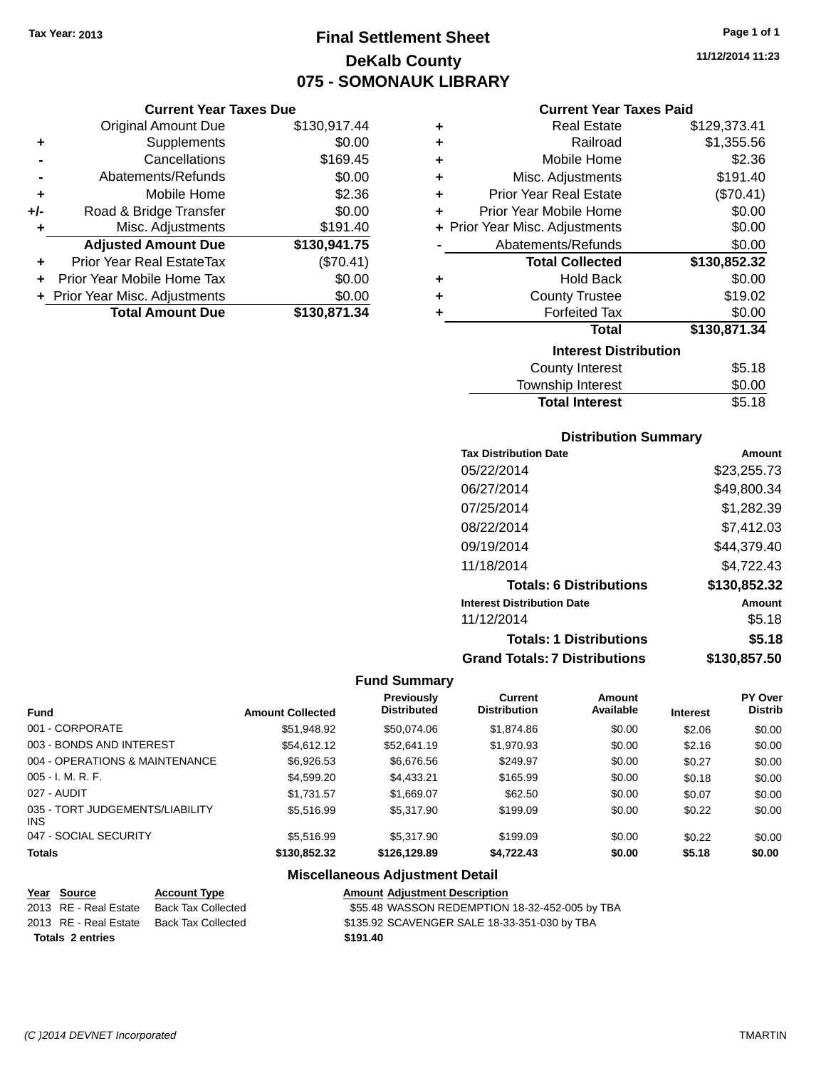Tax Year: 2013

# Final Settlement Sheet

## DeKalb County

## 075 - SOMONAUK LIBRARY

11/12/2014 11:23

### Current Year Taxes Due

| | | |
|---|---|---|
| | Original Amount Due | $130,917.44 |
| + | Supplements | $0.00 |
| - | Cancellations | $169.45 |
| - | Abatements/Refunds | $0.00 |
| + | Mobile Home | $2.36 |
| +/- | Road & Bridge Transfer | $0.00 |
| + | Misc. Adjustments | $191.40 |
| | **Adjusted Amount Due** | **$130,941.75** |
| + | Prior Year Real EstateTax | ($70.41) |
| + | Prior Year Mobile Home Tax | $0.00 |
| + | Prior Year Misc. Adjustments | $0.00 |
| | **Total Amount Due** | **$130,871.34** |

### Current Year Taxes Paid

| | | |
|---|---|---|
| + | Real Estate | $129,373.41 |
| + | Railroad | $1,355.56 |
| + | Mobile Home | $2.36 |
| + | Misc. Adjustments | $191.40 |
| + | Prior Year Real Estate | ($70.41) |
| + | Prior Year Mobile Home | $0.00 |
| + | Prior Year Misc. Adjustments | $0.00 |
| - | Abatements/Refunds | $0.00 |
| | **Total Collected** | **$130,852.32** |
| + | Hold Back | $0.00 |
| + | County Trustee | $19.02 |
| + | Forfeited Tax | $0.00 |
| | **Total** | **$130,871.34** |

### Interest Distribution

| | |
|---|---|
| County Interest | $5.18 |
| Township Interest | $0.00 |
| **Total Interest** | $5.18 |

### Distribution Summary

| Tax Distribution Date | Amount |
|---|---|
| 05/22/2014 | $23,255.73 |
| 06/27/2014 | $49,800.34 |
| 07/25/2014 | $1,282.39 |
| 08/22/2014 | $7,412.03 |
| 09/19/2014 | $44,379.40 |
| 11/18/2014 | $4,722.43 |
| **Totals: 6 Distributions** | **$130,852.32** |
| **Interest Distribution Date** | **Amount** |
| 11/12/2014 | $5.18 |
| **Totals: 1 Distributions** | **$5.18** |
| **Grand Totals: 7 Distributions** | **$130,857.50** |

### Fund Summary

| Fund | Amount Collected | Previously Distributed | Current Distribution | Amount Available | Interest | PY Over Distrib |
|---|---|---|---|---|---|---|
| 001 - CORPORATE | $51,948.92 | $50,074.06 | $1,874.86 | $0.00 | $2.06 | $0.00 |
| 003 - BONDS AND INTEREST | $54,612.12 | $52,641.19 | $1,970.93 | $0.00 | $2.16 | $0.00 |
| 004 - OPERATIONS & MAINTENANCE | $6,926.53 | $6,676.56 | $249.97 | $0.00 | $0.27 | $0.00 |
| 005 - I. M. R. F. | $4,599.20 | $4,433.21 | $165.99 | $0.00 | $0.18 | $0.00 |
| 027 - AUDIT | $1,731.57 | $1,669.07 | $62.50 | $0.00 | $0.07 | $0.00 |
| 035 - TORT JUDGEMENTS/LIABILITY INS | $5,516.99 | $5,317.90 | $199.09 | $0.00 | $0.22 | $0.00 |
| 047 - SOCIAL SECURITY | $5,516.99 | $5,317.90 | $199.09 | $0.00 | $0.22 | $0.00 |
| **Totals** | **$130,852.32** | **$126,129.89** | **$4,722.43** | **$0.00** | **$5.18** | **$0.00** |

### Miscellaneous Adjustment Detail

| Year | Source | Account Type | Amount | Adjustment Description |
|---|---|---|---|---|
| 2013 | RE - Real Estate | Back Tax Collected | $55.48 | WASSON REDEMPTION 18-32-452-005 by TBA |
| 2013 | RE - Real Estate | Back Tax Collected | $135.92 | SCAVENGER SALE 18-33-351-030 by TBA |
| **Totals 2 entries** | | | **$191.40** | |

(C )2014 DEVNET Incorporated — TMARTIN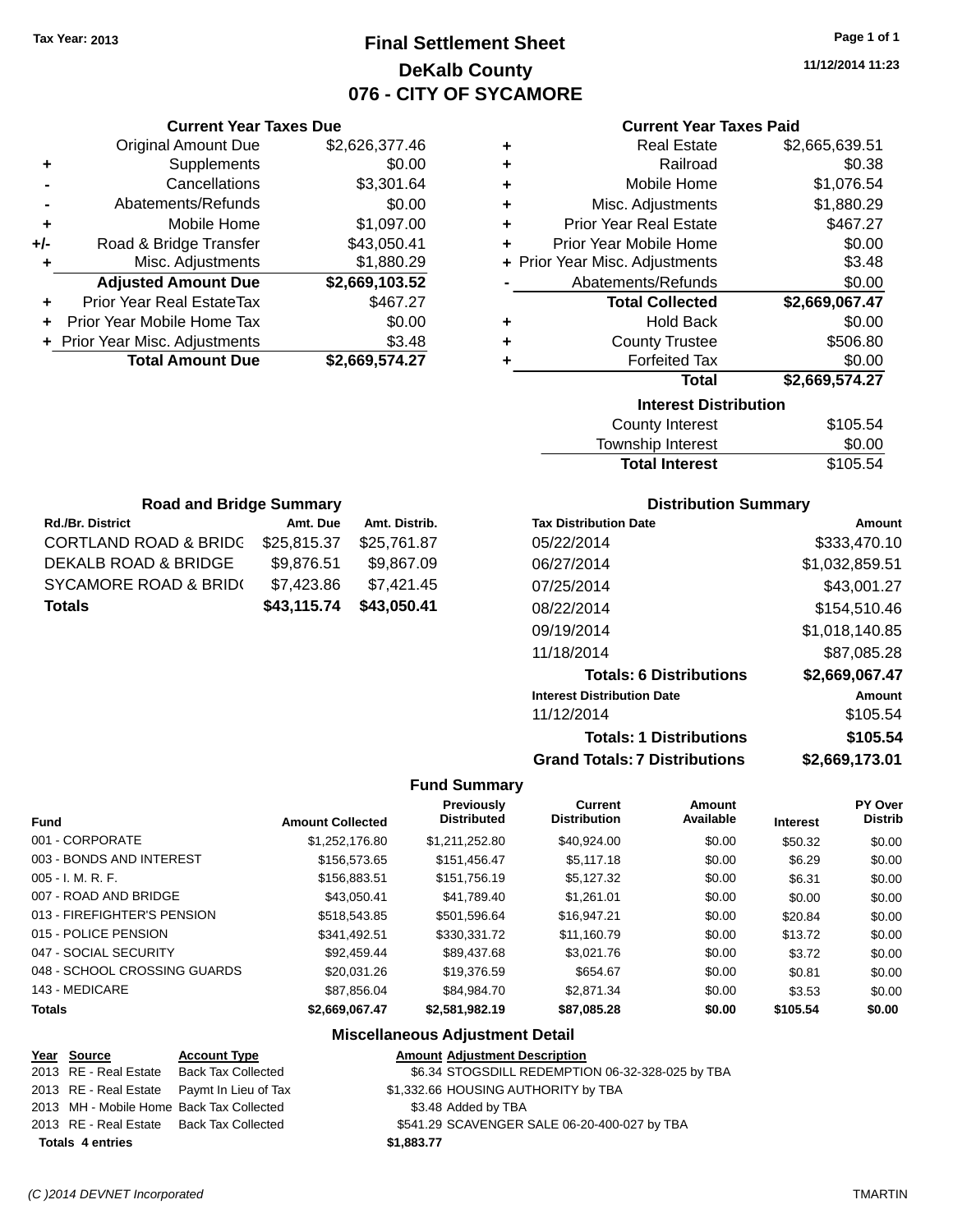Tax Year: 2013

# Final Settlement Sheet
## DeKalb County
## 076 - CITY OF SYCAMORE

11/12/2014 11:23

### Current Year Taxes Due

| | | |
|---|---|---|
| | Original Amount Due | $2,626,377.46 |
| + | Supplements | $0.00 |
| - | Cancellations | $3,301.64 |
| - | Abatements/Refunds | $0.00 |
| + | Mobile Home | $1,097.00 |
| +/- | Road & Bridge Transfer | $43,050.41 |
| + | Misc. Adjustments | $1,880.29 |
| | **Adjusted Amount Due** | **$2,669,103.52** |
| + | Prior Year Real EstateTax | $467.27 |
| + | Prior Year Mobile Home Tax | $0.00 |
| + | Prior Year Misc. Adjustments | $3.48 |
| | **Total Amount Due** | **$2,669,574.27** |

### Current Year Taxes Paid

| | | |
|---|---|---|
| + | Real Estate | $2,665,639.51 |
| + | Railroad | $0.38 |
| + | Mobile Home | $1,076.54 |
| + | Misc. Adjustments | $1,880.29 |
| + | Prior Year Real Estate | $467.27 |
| + | Prior Year Mobile Home | $0.00 |
| + | Prior Year Misc. Adjustments | $3.48 |
| - | Abatements/Refunds | $0.00 |
| | **Total Collected** | **$2,669,067.47** |
| + | Hold Back | $0.00 |
| + | County Trustee | $506.80 |
| + | Forfeited Tax | $0.00 |
| | **Total** | **$2,669,574.27** |

### Interest Distribution

| | |
|---|---|
| County Interest | $105.54 |
| Township Interest | $0.00 |
| **Total Interest** | $105.54 |

### Road and Bridge Summary

| Rd./Br. District | Amt. Due | Amt. Distrib. |
|---|---|---|
| CORTLAND ROAD & BRIDG | $25,815.37 | $25,761.87 |
| DEKALB ROAD & BRIDGE | $9,876.51 | $9,867.09 |
| SYCAMORE ROAD & BRID( | $7,423.86 | $7,421.45 |
| **Totals** | **$43,115.74** | **$43,050.41** |

### Distribution Summary

| Tax Distribution Date | Amount |
|---|---|
| 05/22/2014 | $333,470.10 |
| 06/27/2014 | $1,032,859.51 |
| 07/25/2014 | $43,001.27 |
| 08/22/2014 | $154,510.46 |
| 09/19/2014 | $1,018,140.85 |
| 11/18/2014 | $87,085.28 |
| **Totals: 6 Distributions** | **$2,669,067.47** |
| **Interest Distribution Date** | **Amount** |
| 11/12/2014 | $105.54 |
| **Totals: 1 Distributions** | **$105.54** |
| **Grand Totals: 7 Distributions** | **$2,669,173.01** |

### Fund Summary

| Fund | Amount Collected | Previously Distributed | Current Distribution | Amount Available | Interest | PY Over Distrib |
|---|---|---|---|---|---|---|
| 001 - CORPORATE | $1,252,176.80 | $1,211,252.80 | $40,924.00 | $0.00 | $50.32 | $0.00 |
| 003 - BONDS AND INTEREST | $156,573.65 | $151,456.47 | $5,117.18 | $0.00 | $6.29 | $0.00 |
| 005 - I. M. R. F. | $156,883.51 | $151,756.19 | $5,127.32 | $0.00 | $6.31 | $0.00 |
| 007 - ROAD AND BRIDGE | $43,050.41 | $41,789.40 | $1,261.01 | $0.00 | $0.00 | $0.00 |
| 013 - FIREFIGHTER'S PENSION | $518,543.85 | $501,596.64 | $16,947.21 | $0.00 | $20.84 | $0.00 |
| 015 - POLICE PENSION | $341,492.51 | $330,331.72 | $11,160.79 | $0.00 | $13.72 | $0.00 |
| 047 - SOCIAL SECURITY | $92,459.44 | $89,437.68 | $3,021.76 | $0.00 | $3.72 | $0.00 |
| 048 - SCHOOL CROSSING GUARDS | $20,031.26 | $19,376.59 | $654.67 | $0.00 | $0.81 | $0.00 |
| 143 - MEDICARE | $87,856.04 | $84,984.70 | $2,871.34 | $0.00 | $3.53 | $0.00 |
| **Totals** | **$2,669,067.47** | **$2,581,982.19** | **$87,085.28** | **$0.00** | **$105.54** | **$0.00** |

### Miscellaneous Adjustment Detail

| Year | Source | Account Type | Amount | Adjustment Description |
|---|---|---|---|---|
| 2013 | RE - Real Estate | Back Tax Collected | $6.34 | STOGSDILL REDEMPTION 06-32-328-025 by TBA |
| 2013 | RE - Real Estate | Paymt In Lieu of Tax | $1,332.66 | HOUSING AUTHORITY by TBA |
| 2013 | MH - Mobile Home | Back Tax Collected | $3.48 | Added by TBA |
| 2013 | RE - Real Estate | Back Tax Collected | $541.29 | SCAVENGER SALE 06-20-400-027 by TBA |
| **Totals** | **4 entries** | | **$1,883.77** | |

(C )2014 DEVNET Incorporated    TMARTIN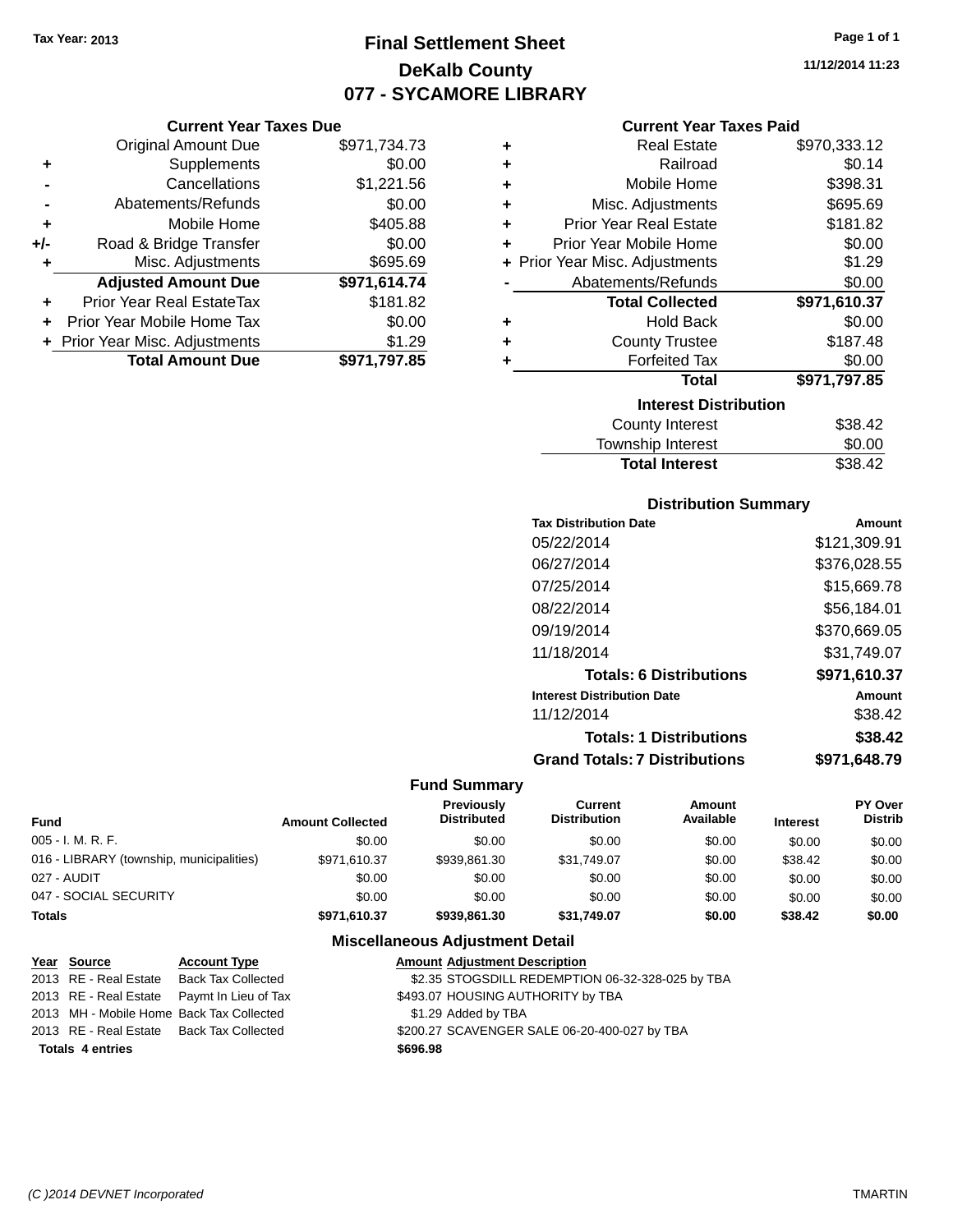Tax Year: 2013

# Final Settlement Sheet
## DeKalb County
## 077 - SYCAMORE LIBRARY

11/12/2014 11:23

### Current Year Taxes Due

| | | |
|---|---|---|
| | Original Amount Due | $971,734.73 |
| + | Supplements | $0.00 |
| - | Cancellations | $1,221.56 |
| - | Abatements/Refunds | $0.00 |
| + | Mobile Home | $405.88 |
| +/- | Road & Bridge Transfer | $0.00 |
| + | Misc. Adjustments | $695.69 |
| | **Adjusted Amount Due** | **$971,614.74** |
| + | Prior Year Real EstateTax | $181.82 |
| + | Prior Year Mobile Home Tax | $0.00 |
| + | Prior Year Misc. Adjustments | $1.29 |
| | **Total Amount Due** | **$971,797.85** |

### Current Year Taxes Paid

| | | |
|---|---|---|
| + | Real Estate | $970,333.12 |
| + | Railroad | $0.14 |
| + | Mobile Home | $398.31 |
| + | Misc. Adjustments | $695.69 |
| + | Prior Year Real Estate | $181.82 |
| + | Prior Year Mobile Home | $0.00 |
| + | Prior Year Misc. Adjustments | $1.29 |
| - | Abatements/Refunds | $0.00 |
| | **Total Collected** | **$971,610.37** |
| + | Hold Back | $0.00 |
| + | County Trustee | $187.48 |
| + | Forfeited Tax | $0.00 |
| | **Total** | **$971,797.85** |

### Interest Distribution

| | |
|---|---|
| County Interest | $38.42 |
| Township Interest | $0.00 |
| **Total Interest** | $38.42 |

### Distribution Summary

| Tax Distribution Date | Amount |
|---|---|
| 05/22/2014 | $121,309.91 |
| 06/27/2014 | $376,028.55 |
| 07/25/2014 | $15,669.78 |
| 08/22/2014 | $56,184.01 |
| 09/19/2014 | $370,669.05 |
| 11/18/2014 | $31,749.07 |
| **Totals: 6 Distributions** | **$971,610.37** |
| **Interest Distribution Date** | **Amount** |
| 11/12/2014 | $38.42 |
| **Totals: 1 Distributions** | **$38.42** |
| **Grand Totals: 7 Distributions** | **$971,648.79** |

### Fund Summary

| Fund | Amount Collected | Previously Distributed | Current Distribution | Amount Available | Interest | PY Over Distrib |
|---|---|---|---|---|---|---|
| 005 - I. M. R. F. | $0.00 | $0.00 | $0.00 | $0.00 | $0.00 | $0.00 |
| 016 - LIBRARY (township, municipalities) | $971,610.37 | $939,861.30 | $31,749.07 | $0.00 | $38.42 | $0.00 |
| 027 - AUDIT | $0.00 | $0.00 | $0.00 | $0.00 | $0.00 | $0.00 |
| 047 - SOCIAL SECURITY | $0.00 | $0.00 | $0.00 | $0.00 | $0.00 | $0.00 |
| **Totals** | **$971,610.37** | **$939,861.30** | **$31,749.07** | **$0.00** | **$38.42** | **$0.00** |

### Miscellaneous Adjustment Detail

| Year | Source | Account Type | Amount | Adjustment Description |
|---|---|---|---|---|
| 2013 | RE - Real Estate | Back Tax Collected | $2.35 | STOGSDILL REDEMPTION 06-32-328-025 by TBA |
| 2013 | RE - Real Estate | Paymt In Lieu of Tax | $493.07 | HOUSING AUTHORITY by TBA |
| 2013 | MH - Mobile Home | Back Tax Collected | $1.29 | Added by TBA |
| 2013 | RE - Real Estate | Back Tax Collected | $200.27 | SCAVENGER SALE 06-20-400-027 by TBA |
| **Totals 4 entries** | | | **$696.98** | |

(C )2014 DEVNET Incorporated TMARTIN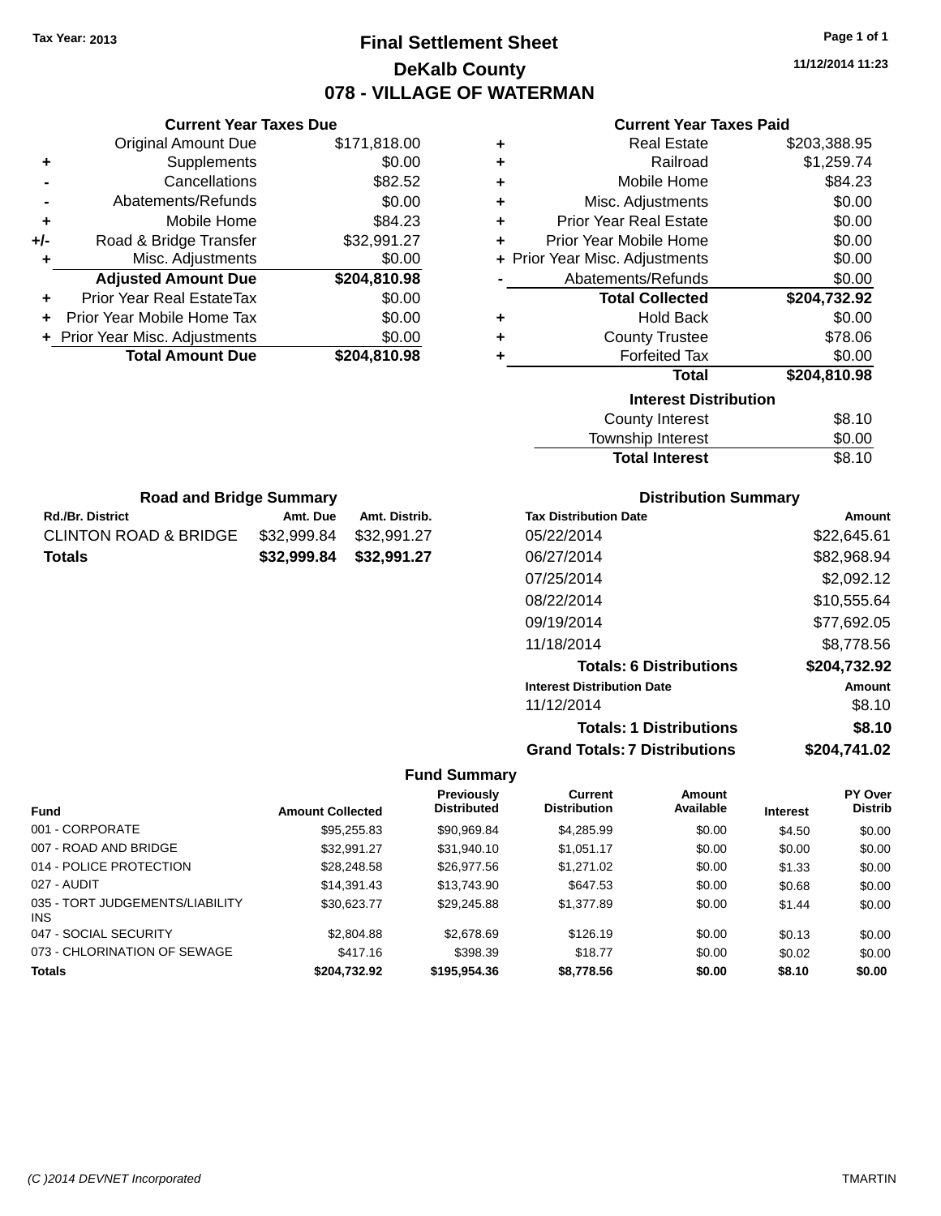Tax Year: 2013

# Final Settlement Sheet

## DeKalb County

## 078 - VILLAGE OF WATERMAN

11/12/2014 11:23

### Current Year Taxes Due

| | | |
|---|---|---|
| | Original Amount Due | $171,818.00 |
| + | Supplements | $0.00 |
| - | Cancellations | $82.52 |
| - | Abatements/Refunds | $0.00 |
| + | Mobile Home | $84.23 |
| +/- | Road & Bridge Transfer | $32,991.27 |
| + | Misc. Adjustments | $0.00 |
| | **Adjusted Amount Due** | **$204,810.98** |
| + | Prior Year Real EstateTax | $0.00 |
| + | Prior Year Mobile Home Tax | $0.00 |
| + | Prior Year Misc. Adjustments | $0.00 |
| | **Total Amount Due** | **$204,810.98** |

### Current Year Taxes Paid

| | | |
|---|---|---|
| + | Real Estate | $203,388.95 |
| + | Railroad | $1,259.74 |
| + | Mobile Home | $84.23 |
| + | Misc. Adjustments | $0.00 |
| + | Prior Year Real Estate | $0.00 |
| + | Prior Year Mobile Home | $0.00 |
| + | Prior Year Misc. Adjustments | $0.00 |
| - | Abatements/Refunds | $0.00 |
| | **Total Collected** | **$204,732.92** |
| + | Hold Back | $0.00 |
| + | County Trustee | $78.06 |
| + | Forfeited Tax | $0.00 |
| | **Total** | **$204,810.98** |

### Interest Distribution

| | |
|---|---|
| County Interest | $8.10 |
| Township Interest | $0.00 |
| **Total Interest** | $8.10 |

### Road and Bridge Summary

| Rd./Br. District | Amt. Due | Amt. Distrib. |
|---|---|---|
| CLINTON ROAD & BRIDGE | $32,999.84 | $32,991.27 |
| **Totals** | **$32,999.84** | **$32,991.27** |

### Distribution Summary

| Tax Distribution Date | Amount |
|---|---|
| 05/22/2014 | $22,645.61 |
| 06/27/2014 | $82,968.94 |
| 07/25/2014 | $2,092.12 |
| 08/22/2014 | $10,555.64 |
| 09/19/2014 | $77,692.05 |
| 11/18/2014 | $8,778.56 |
| **Totals: 6 Distributions** | **$204,732.92** |
| **Interest Distribution Date** | **Amount** |
| 11/12/2014 | $8.10 |
| **Totals: 1 Distributions** | **$8.10** |
| **Grand Totals: 7 Distributions** | **$204,741.02** |

### Fund Summary

| Fund | Amount Collected | Previously Distributed | Current Distribution | Amount Available | Interest | PY Over Distrib |
|---|---|---|---|---|---|---|
| 001 - CORPORATE | $95,255.83 | $90,969.84 | $4,285.99 | $0.00 | $4.50 | $0.00 |
| 007 - ROAD AND BRIDGE | $32,991.27 | $31,940.10 | $1,051.17 | $0.00 | $0.00 | $0.00 |
| 014 - POLICE PROTECTION | $28,248.58 | $26,977.56 | $1,271.02 | $0.00 | $1.33 | $0.00 |
| 027 - AUDIT | $14,391.43 | $13,743.90 | $647.53 | $0.00 | $0.68 | $0.00 |
| 035 - TORT JUDGEMENTS/LIABILITY INS | $30,623.77 | $29,245.88 | $1,377.89 | $0.00 | $1.44 | $0.00 |
| 047 - SOCIAL SECURITY | $2,804.88 | $2,678.69 | $126.19 | $0.00 | $0.13 | $0.00 |
| 073 - CHLORINATION OF SEWAGE | $417.16 | $398.39 | $18.77 | $0.00 | $0.02 | $0.00 |
| **Totals** | **$204,732.92** | **$195,954.36** | **$8,778.56** | **$0.00** | **$8.10** | **$0.00** |

(C )2014 DEVNET Incorporated TMARTIN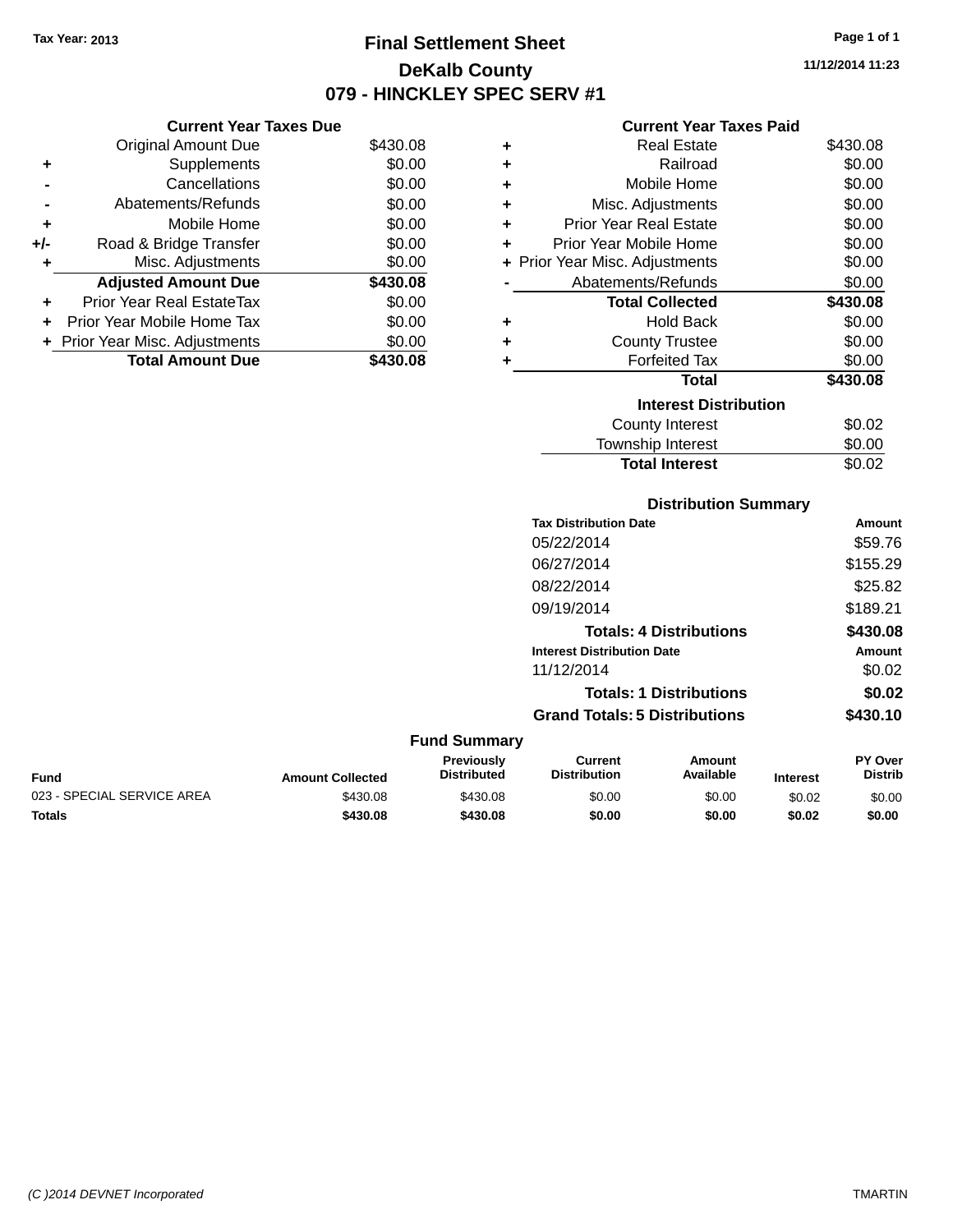Tax Year: 2013

# Final Settlement Sheet

## DeKalb County

## 079 - HINCKLEY SPEC SERV #1

11/12/2014 11:23

### Current Year Taxes Due

| | | |
|---|---|---|
| | Original Amount Due | $430.08 |
| + | Supplements | $0.00 |
| - | Cancellations | $0.00 |
| - | Abatements/Refunds | $0.00 |
| + | Mobile Home | $0.00 |
| +/- | Road & Bridge Transfer | $0.00 |
| + | Misc. Adjustments | $0.00 |
| | **Adjusted Amount Due** | **$430.08** |
| + | Prior Year Real EstateTax | $0.00 |
| + | Prior Year Mobile Home Tax | $0.00 |
| + | Prior Year Misc. Adjustments | $0.00 |
| | **Total Amount Due** | **$430.08** |

### Current Year Taxes Paid

| | | |
|---|---|---|
| + | Real Estate | $430.08 |
| + | Railroad | $0.00 |
| + | Mobile Home | $0.00 |
| + | Misc. Adjustments | $0.00 |
| + | Prior Year Real Estate | $0.00 |
| + | Prior Year Mobile Home | $0.00 |
| + | Prior Year Misc. Adjustments | $0.00 |
| - | Abatements/Refunds | $0.00 |
| | **Total Collected** | **$430.08** |
| + | Hold Back | $0.00 |
| + | County Trustee | $0.00 |
| + | Forfeited Tax | $0.00 |
| | **Total** | **$430.08** |

### Interest Distribution

| | |
|---|---|
| County Interest | $0.02 |
| Township Interest | $0.00 |
| **Total Interest** | $0.02 |

### Distribution Summary

| Tax Distribution Date | Amount |
|---|---|
| 05/22/2014 | $59.76 |
| 06/27/2014 | $155.29 |
| 08/22/2014 | $25.82 |
| 09/19/2014 | $189.21 |
| **Totals: 4 Distributions** | **$430.08** |
| **Interest Distribution Date** | **Amount** |
| 11/12/2014 | $0.02 |
| **Totals: 1 Distributions** | **$0.02** |
| **Grand Totals: 5 Distributions** | **$430.10** |

### Fund Summary

| Fund | Amount Collected | Previously Distributed | Current Distribution | Amount Available | Interest | PY Over Distrib |
|---|---|---|---|---|---|---|
| 023 - SPECIAL SERVICE AREA | $430.08 | $430.08 | $0.00 | $0.00 | $0.02 | $0.00 |
| **Totals** | **$430.08** | **$430.08** | **$0.00** | **$0.00** | **$0.02** | **$0.00** |

(C )2014 DEVNET Incorporated TMARTIN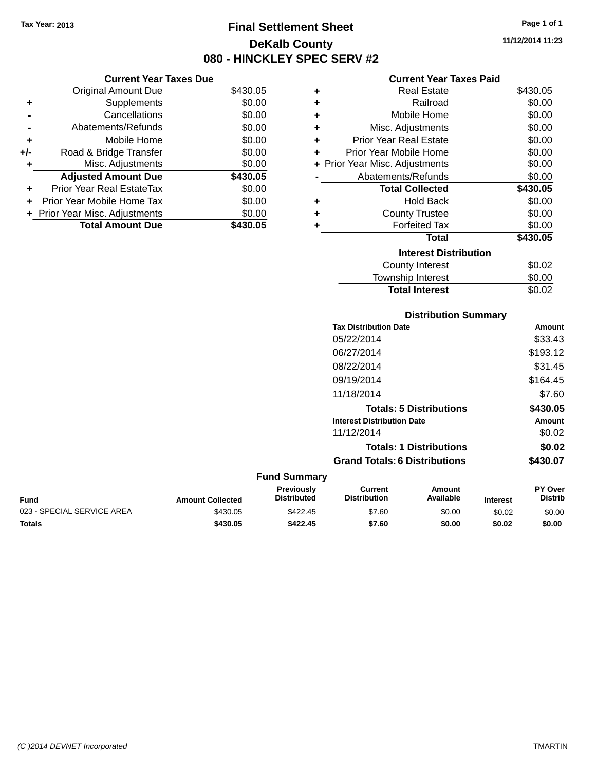Tax Year: 2013

# Final Settlement Sheet

## DeKalb County

## 080 - HINCKLEY SPEC SERV #2

11/12/2014 11:23

### Current Year Taxes Due

| | | |
|---|---|---|
| | Original Amount Due | $430.05 |
| + | Supplements | $0.00 |
| - | Cancellations | $0.00 |
| - | Abatements/Refunds | $0.00 |
| + | Mobile Home | $0.00 |
| +/- | Road & Bridge Transfer | $0.00 |
| + | Misc. Adjustments | $0.00 |
| | **Adjusted Amount Due** | **$430.05** |
| + | Prior Year Real EstateTax | $0.00 |
| + | Prior Year Mobile Home Tax | $0.00 |
| + | Prior Year Misc. Adjustments | $0.00 |
| | **Total Amount Due** | **$430.05** |

### Current Year Taxes Paid

| | | |
|---|---|---|
| + | Real Estate | $430.05 |
| + | Railroad | $0.00 |
| + | Mobile Home | $0.00 |
| + | Misc. Adjustments | $0.00 |
| + | Prior Year Real Estate | $0.00 |
| + | Prior Year Mobile Home | $0.00 |
| + | Prior Year Misc. Adjustments | $0.00 |
| - | Abatements/Refunds | $0.00 |
| | **Total Collected** | **$430.05** |
| + | Hold Back | $0.00 |
| + | County Trustee | $0.00 |
| + | Forfeited Tax | $0.00 |
| | **Total** | **$430.05** |

### Interest Distribution

| | |
|---|---|
| County Interest | $0.02 |
| Township Interest | $0.00 |
| **Total Interest** | $0.02 |

### Distribution Summary

| Tax Distribution Date | Amount |
|---|---|
| 05/22/2014 | $33.43 |
| 06/27/2014 | $193.12 |
| 08/22/2014 | $31.45 |
| 09/19/2014 | $164.45 |
| 11/18/2014 | $7.60 |
| **Totals: 5 Distributions** | **$430.05** |

| Interest Distribution Date | Amount |
|---|---|
| 11/12/2014 | $0.02 |
| **Totals: 1 Distributions** | **$0.02** |
| **Grand Totals: 6 Distributions** | **$430.07** |

### Fund Summary

| Fund | Amount Collected | Previously Distributed | Current Distribution | Amount Available | Interest | PY Over Distrib |
|---|---|---|---|---|---|---|
| 023 - SPECIAL SERVICE AREA | $430.05 | $422.45 | $7.60 | $0.00 | $0.02 | $0.00 |
| **Totals** | **$430.05** | **$422.45** | **$7.60** | **$0.00** | **$0.02** | **$0.00** |

(C )2014 DEVNET Incorporated TMARTIN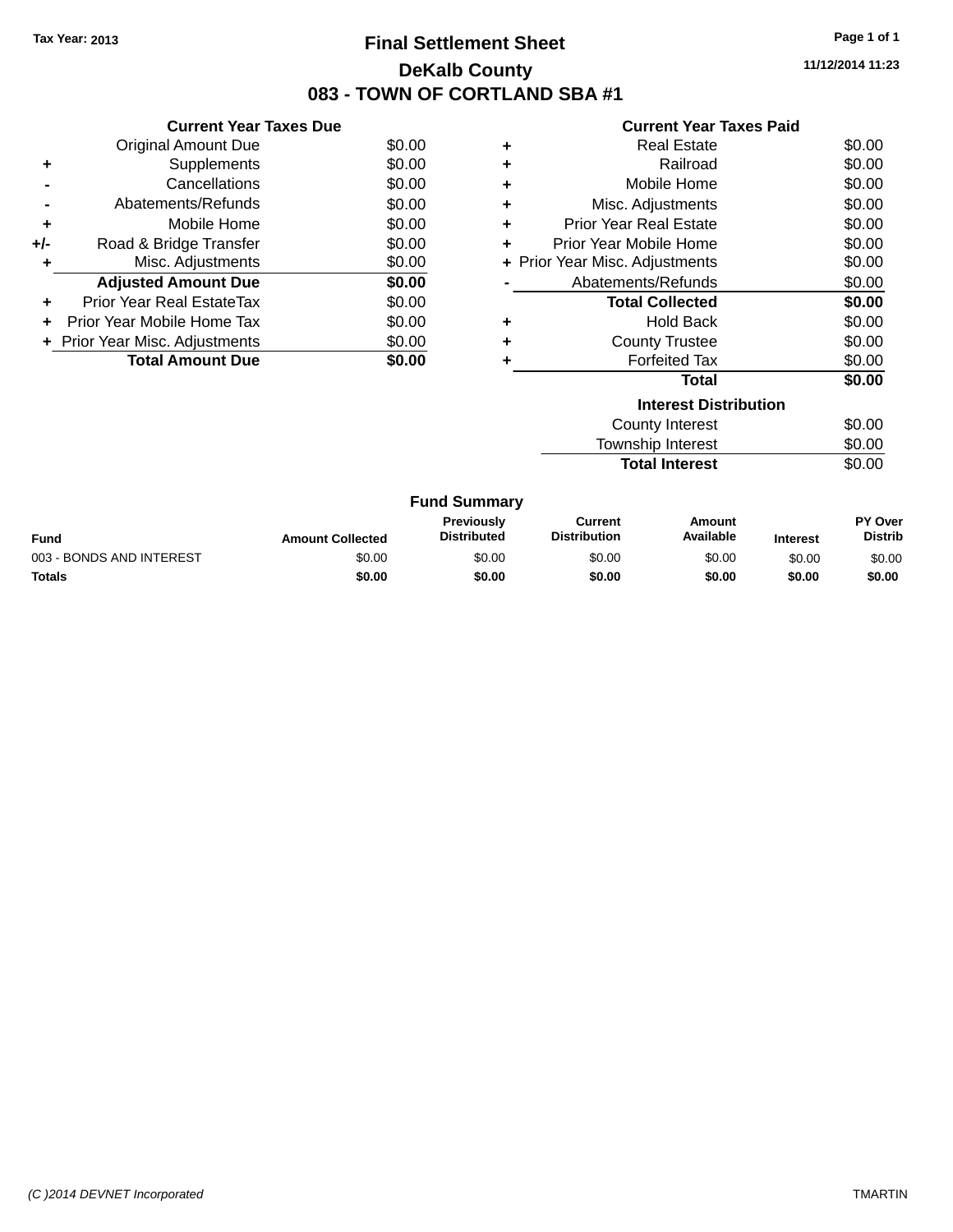Tax Year: 2013

# Final Settlement Sheet

## DeKalb County

## 083 - TOWN OF CORTLAND SBA #1

11/12/2014 11:23

### Current Year Taxes Due

| | | |
|---|---|---|
| | Original Amount Due | $0.00 |
| + | Supplements | $0.00 |
| - | Cancellations | $0.00 |
| - | Abatements/Refunds | $0.00 |
| + | Mobile Home | $0.00 |
| +/- | Road & Bridge Transfer | $0.00 |
| + | Misc. Adjustments | $0.00 |
| | **Adjusted Amount Due** | **$0.00** |
| + | Prior Year Real EstateTax | $0.00 |
| + | Prior Year Mobile Home Tax | $0.00 |
| + | Prior Year Misc. Adjustments | $0.00 |
| | **Total Amount Due** | **$0.00** |

### Current Year Taxes Paid

| | | |
|---|---|---|
| + | Real Estate | $0.00 |
| + | Railroad | $0.00 |
| + | Mobile Home | $0.00 |
| + | Misc. Adjustments | $0.00 |
| + | Prior Year Real Estate | $0.00 |
| + | Prior Year Mobile Home | $0.00 |
| + | Prior Year Misc. Adjustments | $0.00 |
| - | Abatements/Refunds | $0.00 |
| | **Total Collected** | **$0.00** |
| + | Hold Back | $0.00 |
| + | County Trustee | $0.00 |
| + | Forfeited Tax | $0.00 |
| | **Total** | **$0.00** |

### Interest Distribution

| | |
|---|---|
| County Interest | $0.00 |
| Township Interest | $0.00 |
| **Total Interest** | $0.00 |

### Fund Summary

| Fund | Amount Collected | Previously Distributed | Current Distribution | Amount Available | Interest | PY Over Distrib |
|---|---|---|---|---|---|---|
| 003 - BONDS AND INTEREST | $0.00 | $0.00 | $0.00 | $0.00 | $0.00 | $0.00 |
| **Totals** | **$0.00** | **$0.00** | **$0.00** | **$0.00** | **$0.00** | **$0.00** |

*(C )2014 DEVNET Incorporated* TMARTIN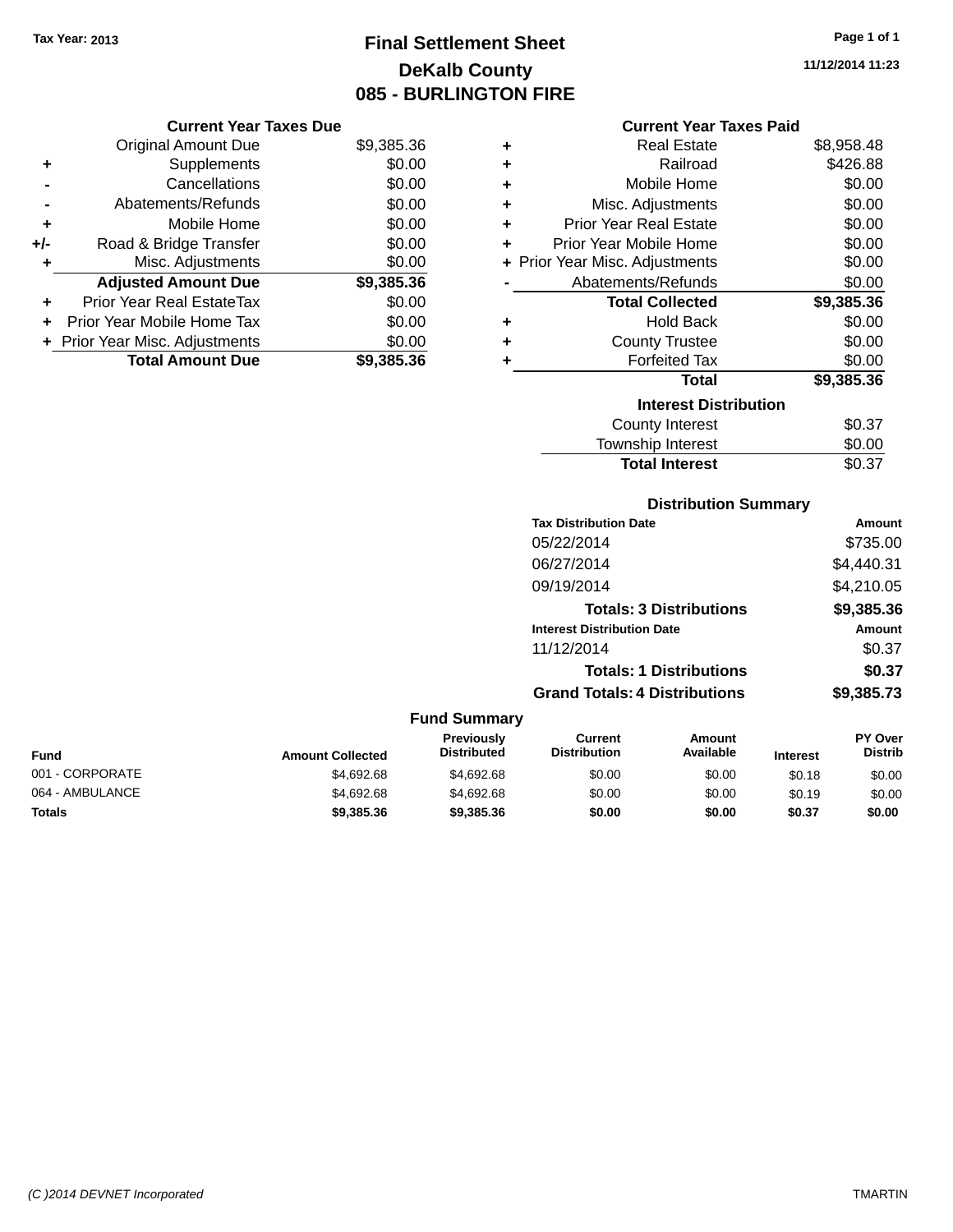Tax Year: 2013

# Final Settlement Sheet

## DeKalb County

## 085 - BURLINGTON FIRE

11/12/2014 11:23

### Current Year Taxes Due

| | | |
|---|---|---|
| | Original Amount Due | $9,385.36 |
| + | Supplements | $0.00 |
| - | Cancellations | $0.00 |
| - | Abatements/Refunds | $0.00 |
| + | Mobile Home | $0.00 |
| +/- | Road & Bridge Transfer | $0.00 |
| + | Misc. Adjustments | $0.00 |
| | **Adjusted Amount Due** | **$9,385.36** |
| + | Prior Year Real EstateTax | $0.00 |
| + | Prior Year Mobile Home Tax | $0.00 |
| + | Prior Year Misc. Adjustments | $0.00 |
| | **Total Amount Due** | **$9,385.36** |

### Current Year Taxes Paid

| | | |
|---|---|---|
| + | Real Estate | $8,958.48 |
| + | Railroad | $426.88 |
| + | Mobile Home | $0.00 |
| + | Misc. Adjustments | $0.00 |
| + | Prior Year Real Estate | $0.00 |
| + | Prior Year Mobile Home | $0.00 |
| + | Prior Year Misc. Adjustments | $0.00 |
| - | Abatements/Refunds | $0.00 |
| | **Total Collected** | **$9,385.36** |
| + | Hold Back | $0.00 |
| + | County Trustee | $0.00 |
| + | Forfeited Tax | $0.00 |
| | **Total** | **$9,385.36** |

### Interest Distribution

| | |
|---|---|
| County Interest | $0.37 |
| Township Interest | $0.00 |
| **Total Interest** | $0.37 |

### Distribution Summary

| Tax Distribution Date | Amount |
|---|---|
| 05/22/2014 | $735.00 |
| 06/27/2014 | $4,440.31 |
| 09/19/2014 | $4,210.05 |
| **Totals: 3 Distributions** | **$9,385.36** |
| **Interest Distribution Date** | **Amount** |
| 11/12/2014 | $0.37 |
| **Totals: 1 Distributions** | **$0.37** |
| **Grand Totals: 4 Distributions** | **$9,385.73** |

### Fund Summary

| Fund | Amount Collected | Previously Distributed | Current Distribution | Amount Available | Interest | PY Over Distrib |
|---|---|---|---|---|---|---|
| 001 - CORPORATE | $4,692.68 | $4,692.68 | $0.00 | $0.00 | $0.18 | $0.00 |
| 064 - AMBULANCE | $4,692.68 | $4,692.68 | $0.00 | $0.00 | $0.19 | $0.00 |
| **Totals** | **$9,385.36** | **$9,385.36** | **$0.00** | **$0.00** | **$0.37** | **$0.00** |

(C )2014 DEVNET Incorporated TMARTIN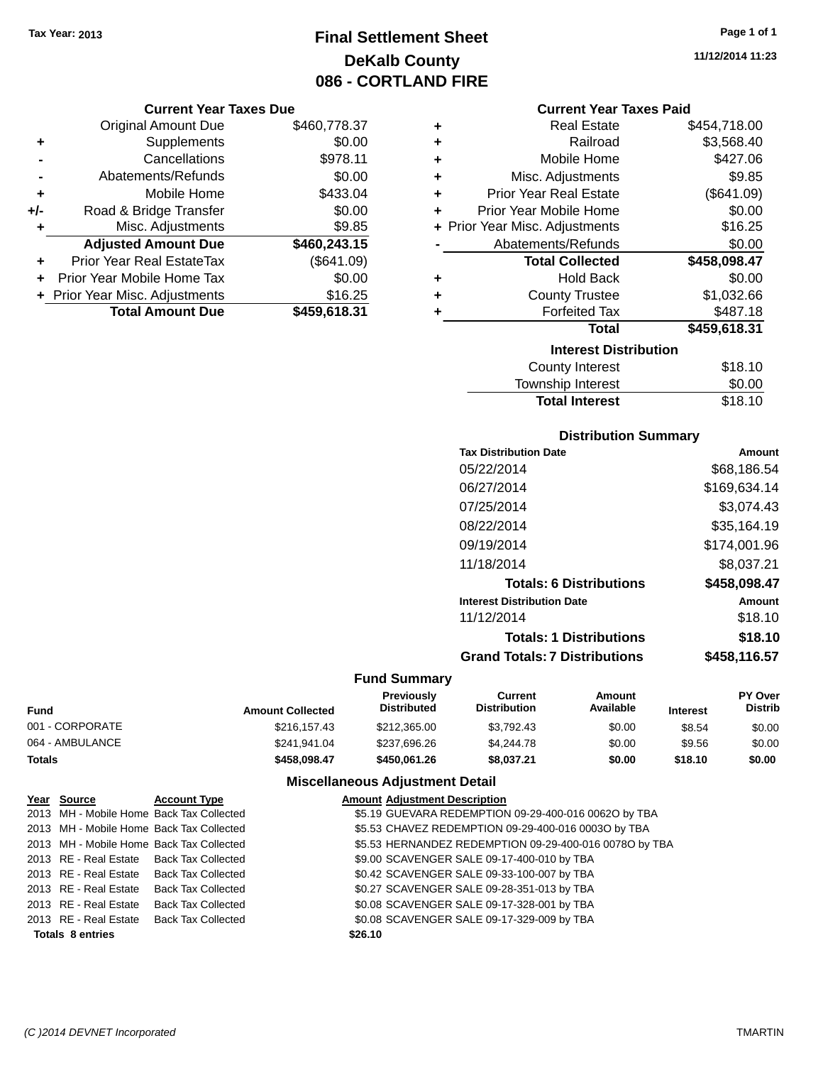Tax Year: 2013

# Final Settlement Sheet
## DeKalb County
## 086 - CORTLAND FIRE

11/12/2014 11:23

### Current Year Taxes Due

| | | |
|---|---|---|
| | Original Amount Due | $460,778.37 |
| + | Supplements | $0.00 |
| - | Cancellations | $978.11 |
| - | Abatements/Refunds | $0.00 |
| + | Mobile Home | $433.04 |
| +/- | Road & Bridge Transfer | $0.00 |
| + | Misc. Adjustments | $9.85 |
| | **Adjusted Amount Due** | **$460,243.15** |
| + | Prior Year Real EstateTax | ($641.09) |
| + | Prior Year Mobile Home Tax | $0.00 |
| + | Prior Year Misc. Adjustments | $16.25 |
| | **Total Amount Due** | **$459,618.31** |

### Current Year Taxes Paid

| | | |
|---|---|---|
| + | Real Estate | $454,718.00 |
| + | Railroad | $3,568.40 |
| + | Mobile Home | $427.06 |
| + | Misc. Adjustments | $9.85 |
| + | Prior Year Real Estate | ($641.09) |
| + | Prior Year Mobile Home | $0.00 |
| + | Prior Year Misc. Adjustments | $16.25 |
| - | Abatements/Refunds | $0.00 |
| | **Total Collected** | **$458,098.47** |
| + | Hold Back | $0.00 |
| + | County Trustee | $1,032.66 |
| + | Forfeited Tax | $487.18 |
| | **Total** | **$459,618.31** |

### Interest Distribution

| | |
|---|---|
| County Interest | $18.10 |
| Township Interest | $0.00 |
| **Total Interest** | $18.10 |

### Distribution Summary

| Tax Distribution Date | Amount |
|---|---|
| 05/22/2014 | $68,186.54 |
| 06/27/2014 | $169,634.14 |
| 07/25/2014 | $3,074.43 |
| 08/22/2014 | $35,164.19 |
| 09/19/2014 | $174,001.96 |
| 11/18/2014 | $8,037.21 |
| **Totals: 6 Distributions** | **$458,098.47** |
| **Interest Distribution Date** | **Amount** |
| 11/12/2014 | $18.10 |
| **Totals: 1 Distributions** | **$18.10** |
| **Grand Totals: 7 Distributions** | **$458,116.57** |

### Fund Summary

| Fund | Amount Collected | Previously Distributed | Current Distribution | Amount Available | Interest | PY Over Distrib |
|---|---|---|---|---|---|---|
| 001 - CORPORATE | $216,157.43 | $212,365.00 | $3,792.43 | $0.00 | $8.54 | $0.00 |
| 064 - AMBULANCE | $241,941.04 | $237,696.26 | $4,244.78 | $0.00 | $9.56 | $0.00 |
| **Totals** | **$458,098.47** | **$450,061.26** | **$8,037.21** | **$0.00** | **$18.10** | **$0.00** |

### Miscellaneous Adjustment Detail

| Year | Source | Account Type | Amount | Adjustment Description |
|---|---|---|---|---|
| 2013 | MH - Mobile Home | Back Tax Collected | $5.19 | GUEVARA REDEMPTION 09-29-400-016 0062O by TBA |
| 2013 | MH - Mobile Home | Back Tax Collected | $5.53 | CHAVEZ REDEMPTION 09-29-400-016 0003O by TBA |
| 2013 | MH - Mobile Home | Back Tax Collected | $5.53 | HERNANDEZ REDEMPTION 09-29-400-016 0078O by TBA |
| 2013 | RE - Real Estate | Back Tax Collected | $9.00 | SCAVENGER SALE 09-17-400-010 by TBA |
| 2013 | RE - Real Estate | Back Tax Collected | $0.42 | SCAVENGER SALE 09-33-100-007 by TBA |
| 2013 | RE - Real Estate | Back Tax Collected | $0.27 | SCAVENGER SALE 09-28-351-013 by TBA |
| 2013 | RE - Real Estate | Back Tax Collected | $0.08 | SCAVENGER SALE 09-17-328-001 by TBA |
| 2013 | RE - Real Estate | Back Tax Collected | $0.08 | SCAVENGER SALE 09-17-329-009 by TBA |
| **Totals 8 entries** | | | **$26.10** | |

(C )2014 DEVNET Incorporated TMARTIN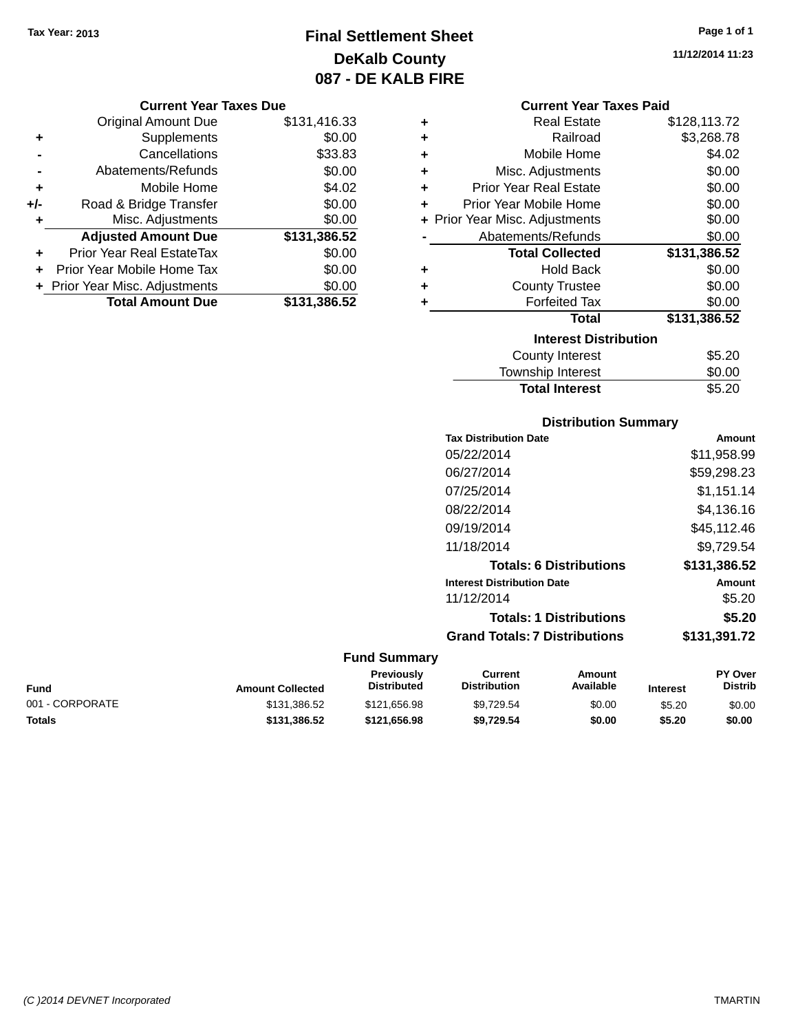**Tax Year: 2013**

# Final Settlement Sheet

## DeKalb County

## 087 - DE KALB FIRE

**11/12/2014 11:23**

### Current Year Taxes Due

| | | |
|---|---|---|
| | Original Amount Due | $131,416.33 |
| + | Supplements | $0.00 |
| - | Cancellations | $33.83 |
| - | Abatements/Refunds | $0.00 |
| + | Mobile Home | $4.02 |
| +/- | Road & Bridge Transfer | $0.00 |
| + | Misc. Adjustments | $0.00 |
| | **Adjusted Amount Due** | **$131,386.52** |
| + | Prior Year Real EstateTax | $0.00 |
| + | Prior Year Mobile Home Tax | $0.00 |
| + | Prior Year Misc. Adjustments | $0.00 |
| | **Total Amount Due** | **$131,386.52** |

### Current Year Taxes Paid

| | | |
|---|---|---|
| + | Real Estate | $128,113.72 |
| + | Railroad | $3,268.78 |
| + | Mobile Home | $4.02 |
| + | Misc. Adjustments | $0.00 |
| + | Prior Year Real Estate | $0.00 |
| + | Prior Year Mobile Home | $0.00 |
| + | Prior Year Misc. Adjustments | $0.00 |
| - | Abatements/Refunds | $0.00 |
| | **Total Collected** | **$131,386.52** |
| + | Hold Back | $0.00 |
| + | County Trustee | $0.00 |
| + | Forfeited Tax | $0.00 |
| | **Total** | **$131,386.52** |

### Interest Distribution

| | |
|---|---|
| County Interest | $5.20 |
| Township Interest | $0.00 |
| **Total Interest** | **$5.20** |

### Distribution Summary

| Tax Distribution Date | Amount |
|---|---|
| 05/22/2014 | $11,958.99 |
| 06/27/2014 | $59,298.23 |
| 07/25/2014 | $1,151.14 |
| 08/22/2014 | $4,136.16 |
| 09/19/2014 | $45,112.46 |
| 11/18/2014 | $9,729.54 |
| **Totals: 6 Distributions** | **$131,386.52** |
| **Interest Distribution Date** | **Amount** |
| 11/12/2014 | $5.20 |
| **Totals: 1 Distributions** | **$5.20** |
| **Grand Totals: 7 Distributions** | **$131,391.72** |

### Fund Summary

| Fund | Amount Collected | Previously Distributed | Current Distribution | Amount Available | Interest | PY Over Distrib |
|---|---|---|---|---|---|---|
| 001 - CORPORATE | $131,386.52 | $121,656.98 | $9,729.54 | $0.00 | $5.20 | $0.00 |
| **Totals** | **$131,386.52** | **$121,656.98** | **$9,729.54** | **$0.00** | **$5.20** | **$0.00** |

(C )2014 DEVNET Incorporated    TMARTIN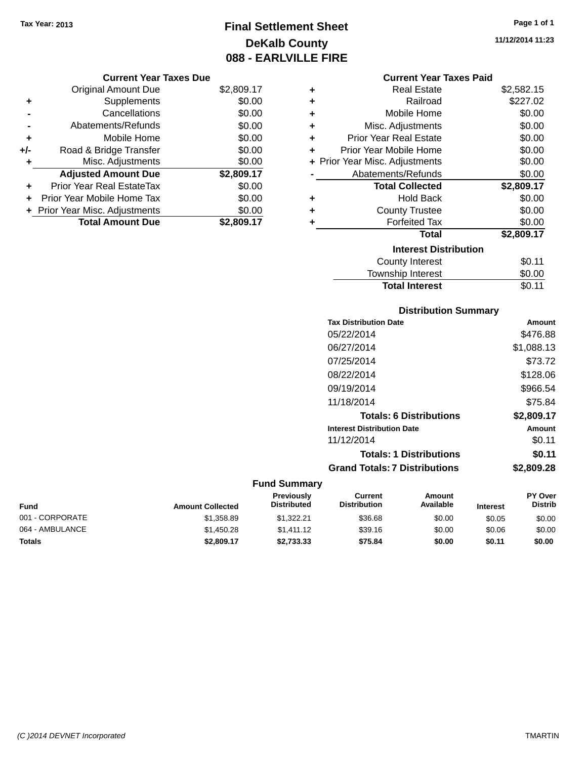Tax Year: 2013

# Final Settlement Sheet
## DeKalb County
## 088 - EARLVILLE FIRE

11/12/2014 11:23

### Current Year Taxes Due

| | | |
|---|---|---|
| | Original Amount Due | $2,809.17 |
| + | Supplements | $0.00 |
| - | Cancellations | $0.00 |
| - | Abatements/Refunds | $0.00 |
| + | Mobile Home | $0.00 |
| +/- | Road & Bridge Transfer | $0.00 |
| + | Misc. Adjustments | $0.00 |
| | **Adjusted Amount Due** | **$2,809.17** |
| + | Prior Year Real EstateTax | $0.00 |
| + | Prior Year Mobile Home Tax | $0.00 |
| + | Prior Year Misc. Adjustments | $0.00 |
| | **Total Amount Due** | **$2,809.17** |

### Current Year Taxes Paid

| | | |
|---|---|---|
| + | Real Estate | $2,582.15 |
| + | Railroad | $227.02 |
| + | Mobile Home | $0.00 |
| + | Misc. Adjustments | $0.00 |
| + | Prior Year Real Estate | $0.00 |
| + | Prior Year Mobile Home | $0.00 |
| + | Prior Year Misc. Adjustments | $0.00 |
| - | Abatements/Refunds | $0.00 |
| | **Total Collected** | **$2,809.17** |
| + | Hold Back | $0.00 |
| + | County Trustee | $0.00 |
| + | Forfeited Tax | $0.00 |
| | **Total** | **$2,809.17** |

### Interest Distribution

| | |
|---|---|
| County Interest | $0.11 |
| Township Interest | $0.00 |
| **Total Interest** | $0.11 |

### Distribution Summary

| Tax Distribution Date | Amount |
|---|---|
| 05/22/2014 | $476.88 |
| 06/27/2014 | $1,088.13 |
| 07/25/2014 | $73.72 |
| 08/22/2014 | $128.06 |
| 09/19/2014 | $966.54 |
| 11/18/2014 | $75.84 |
| **Totals: 6 Distributions** | **$2,809.17** |
| **Interest Distribution Date** | **Amount** |
| 11/12/2014 | $0.11 |
| **Totals: 1 Distributions** | **$0.11** |
| **Grand Totals: 7 Distributions** | **$2,809.28** |

### Fund Summary

| Fund | Amount Collected | Previously Distributed | Current Distribution | Amount Available | Interest | PY Over Distrib |
|---|---|---|---|---|---|---|
| 001 - CORPORATE | $1,358.89 | $1,322.21 | $36.68 | $0.00 | $0.05 | $0.00 |
| 064 - AMBULANCE | $1,450.28 | $1,411.12 | $39.16 | $0.00 | $0.06 | $0.00 |
| **Totals** | **$2,809.17** | **$2,733.33** | **$75.84** | **$0.00** | **$0.11** | **$0.00** |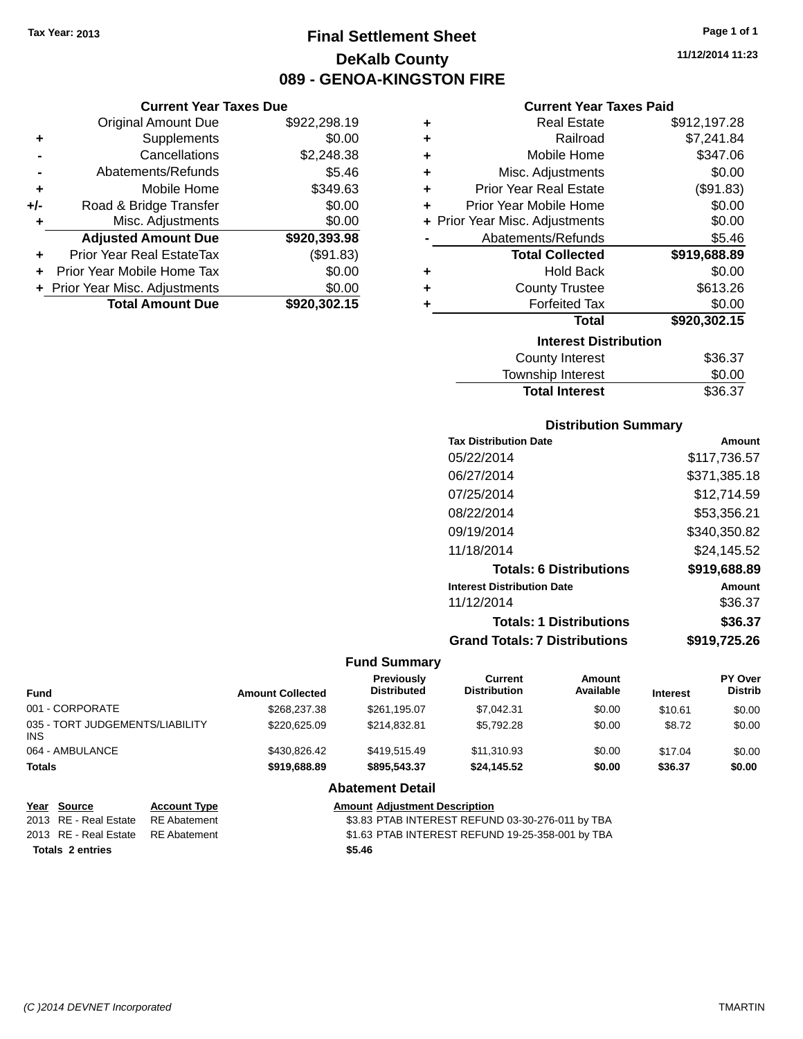Tax Year: 2013

# Final Settlement Sheet
## DeKalb County
## 089 - GENOA-KINGSTON FIRE

11/12/2014 11:23

### Current Year Taxes Due

| | | |
|---|---|---|
| | Original Amount Due | $922,298.19 |
| + | Supplements | $0.00 |
| - | Cancellations | $2,248.38 |
| - | Abatements/Refunds | $5.46 |
| + | Mobile Home | $349.63 |
| +/- | Road & Bridge Transfer | $0.00 |
| + | Misc. Adjustments | $0.00 |
| | **Adjusted Amount Due** | **$920,393.98** |
| + | Prior Year Real EstateTax | ($91.83) |
| + | Prior Year Mobile Home Tax | $0.00 |
| + | Prior Year Misc. Adjustments | $0.00 |
| | **Total Amount Due** | **$920,302.15** |

### Current Year Taxes Paid

| | | |
|---|---|---|
| + | Real Estate | $912,197.28 |
| + | Railroad | $7,241.84 |
| + | Mobile Home | $347.06 |
| + | Misc. Adjustments | $0.00 |
| + | Prior Year Real Estate | ($91.83) |
| + | Prior Year Mobile Home | $0.00 |
| + | Prior Year Misc. Adjustments | $0.00 |
| - | Abatements/Refunds | $5.46 |
| | **Total Collected** | **$919,688.89** |
| + | Hold Back | $0.00 |
| + | County Trustee | $613.26 |
| + | Forfeited Tax | $0.00 |
| | **Total** | **$920,302.15** |

### Interest Distribution

| | |
|---|---|
| County Interest | $36.37 |
| Township Interest | $0.00 |
| **Total Interest** | $36.37 |

### Distribution Summary

| Tax Distribution Date | Amount |
|---|---|
| 05/22/2014 | $117,736.57 |
| 06/27/2014 | $371,385.18 |
| 07/25/2014 | $12,714.59 |
| 08/22/2014 | $53,356.21 |
| 09/19/2014 | $340,350.82 |
| 11/18/2014 | $24,145.52 |
| **Totals: 6 Distributions** | **$919,688.89** |
| **Interest Distribution Date** | **Amount** |
| 11/12/2014 | $36.37 |
| **Totals: 1 Distributions** | **$36.37** |
| **Grand Totals: 7 Distributions** | **$919,725.26** |

### Fund Summary

| Fund | Amount Collected | Previously Distributed | Current Distribution | Amount Available | Interest | PY Over Distrib |
|---|---|---|---|---|---|---|
| 001 - CORPORATE | $268,237.38 | $261,195.07 | $7,042.31 | $0.00 | $10.61 | $0.00 |
| 035 - TORT JUDGEMENTS/LIABILITY INS | $220,625.09 | $214,832.81 | $5,792.28 | $0.00 | $8.72 | $0.00 |
| 064 - AMBULANCE | $430,826.42 | $419,515.49 | $11,310.93 | $0.00 | $17.04 | $0.00 |
| **Totals** | **$919,688.89** | **$895,543.37** | **$24,145.52** | **$0.00** | **$36.37** | **$0.00** |

### Abatement Detail

| Year | Source | Account Type | Amount | Adjustment Description |
|---|---|---|---|---|
| 2013 | RE - Real Estate | RE Abatement | $3.83 | PTAB INTEREST REFUND 03-30-276-011 by TBA |
| 2013 | RE - Real Estate | RE Abatement | $1.63 | PTAB INTEREST REFUND 19-25-358-001 by TBA |
| **Totals** | **2 entries** | | **$5.46** | |

(C )2014 DEVNET Incorporated — TMARTIN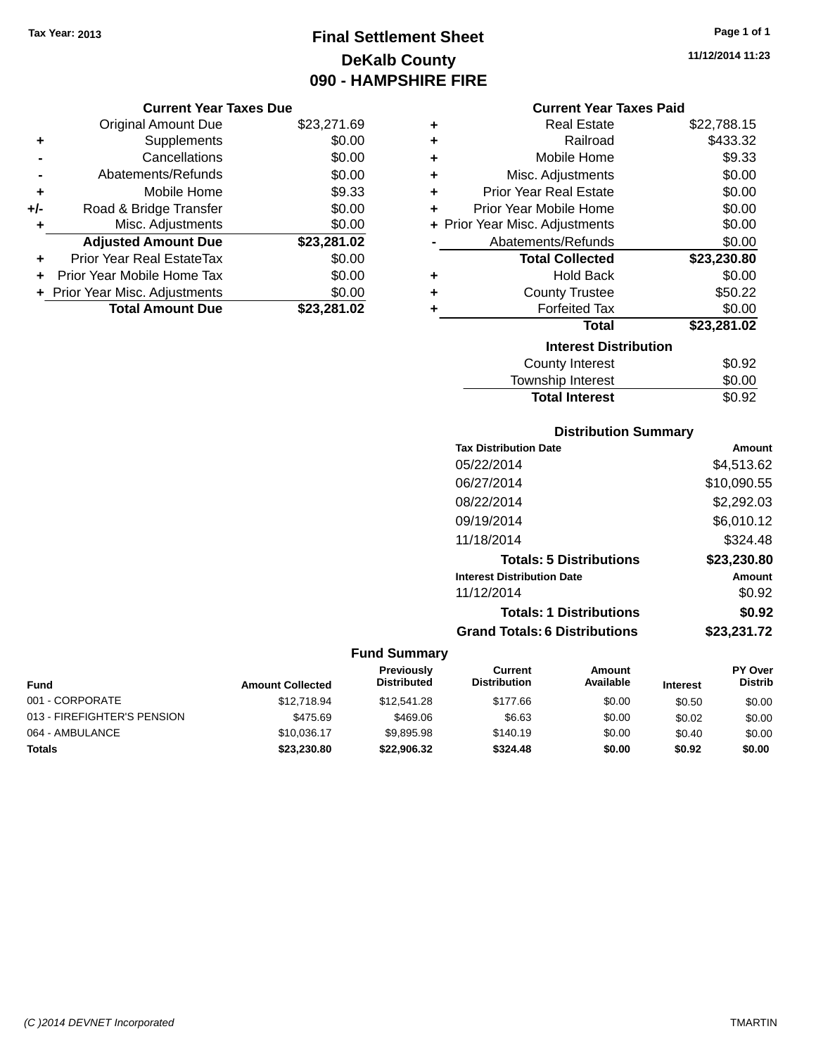Tax Year: 2013

# Final Settlement Sheet
## DeKalb County
## 090 - HAMPSHIRE FIRE

11/12/2014 11:23

### Current Year Taxes Due

| | | |
|---|---|---|
| | Original Amount Due | $23,271.69 |
| + | Supplements | $0.00 |
| - | Cancellations | $0.00 |
| - | Abatements/Refunds | $0.00 |
| + | Mobile Home | $9.33 |
| +/- | Road & Bridge Transfer | $0.00 |
| + | Misc. Adjustments | $0.00 |
| | **Adjusted Amount Due** | **$23,281.02** |
| + | Prior Year Real EstateTax | $0.00 |
| + | Prior Year Mobile Home Tax | $0.00 |
| + | Prior Year Misc. Adjustments | $0.00 |
| | **Total Amount Due** | **$23,281.02** |

### Current Year Taxes Paid

| | | |
|---|---|---|
| + | Real Estate | $22,788.15 |
| + | Railroad | $433.32 |
| + | Mobile Home | $9.33 |
| + | Misc. Adjustments | $0.00 |
| + | Prior Year Real Estate | $0.00 |
| + | Prior Year Mobile Home | $0.00 |
| + | Prior Year Misc. Adjustments | $0.00 |
| - | Abatements/Refunds | $0.00 |
| | **Total Collected** | **$23,230.80** |
| + | Hold Back | $0.00 |
| + | County Trustee | $50.22 |
| + | Forfeited Tax | $0.00 |
| | **Total** | **$23,281.02** |

### Interest Distribution

| | |
|---|---|
| County Interest | $0.92 |
| Township Interest | $0.00 |
| **Total Interest** | $0.92 |

### Distribution Summary

| Tax Distribution Date | Amount |
|---|---|
| 05/22/2014 | $4,513.62 |
| 06/27/2014 | $10,090.55 |
| 08/22/2014 | $2,292.03 |
| 09/19/2014 | $6,010.12 |
| 11/18/2014 | $324.48 |
| **Totals: 5 Distributions** | **$23,230.80** |

| Interest Distribution Date | Amount |
|---|---|
| 11/12/2014 | $0.92 |
| **Totals: 1 Distributions** | **$0.92** |
| **Grand Totals: 6 Distributions** | **$23,231.72** |

### Fund Summary

| Fund | Amount Collected | Previously Distributed | Current Distribution | Amount Available | Interest | PY Over Distrib |
|---|---|---|---|---|---|---|
| 001 - CORPORATE | $12,718.94 | $12,541.28 | $177.66 | $0.00 | $0.50 | $0.00 |
| 013 - FIREFIGHTER'S PENSION | $475.69 | $469.06 | $6.63 | $0.00 | $0.02 | $0.00 |
| 064 - AMBULANCE | $10,036.17 | $9,895.98 | $140.19 | $0.00 | $0.40 | $0.00 |
| **Totals** | **$23,230.80** | **$22,906.32** | **$324.48** | **$0.00** | **$0.92** | **$0.00** |

(C )2014 DEVNET Incorporated TMARTIN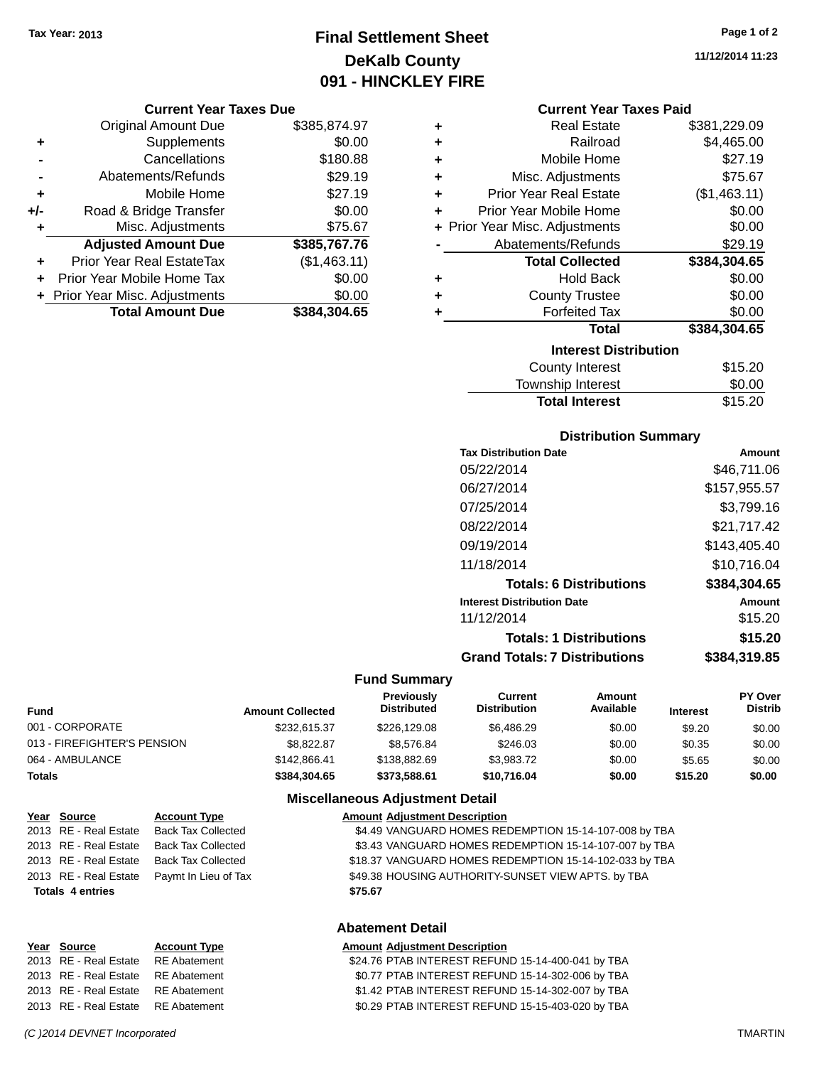Tax Year: 2013

# Final Settlement Sheet
## DeKalb County
## 091 - HINCKLEY FIRE

11/12/2014 11:23

### Current Year Taxes Due

| | | |
|---|---|---|
| | Original Amount Due | $385,874.97 |
| + | Supplements | $0.00 |
| - | Cancellations | $180.88 |
| - | Abatements/Refunds | $29.19 |
| + | Mobile Home | $27.19 |
| +/- | Road & Bridge Transfer | $0.00 |
| + | Misc. Adjustments | $75.67 |
| | **Adjusted Amount Due** | **$385,767.76** |
| + | Prior Year Real EstateTax | ($1,463.11) |
| + | Prior Year Mobile Home Tax | $0.00 |
| + | Prior Year Misc. Adjustments | $0.00 |
| | **Total Amount Due** | **$384,304.65** |

### Current Year Taxes Paid

| | | |
|---|---|---|
| + | Real Estate | $381,229.09 |
| + | Railroad | $4,465.00 |
| + | Mobile Home | $27.19 |
| + | Misc. Adjustments | $75.67 |
| + | Prior Year Real Estate | ($1,463.11) |
| + | Prior Year Mobile Home | $0.00 |
| + | Prior Year Misc. Adjustments | $0.00 |
| - | Abatements/Refunds | $29.19 |
| | **Total Collected** | **$384,304.65** |
| + | Hold Back | $0.00 |
| + | County Trustee | $0.00 |
| + | Forfeited Tax | $0.00 |
| | **Total** | **$384,304.65** |

### Interest Distribution

| | |
|---|---|
| County Interest | $15.20 |
| Township Interest | $0.00 |
| **Total Interest** | $15.20 |

### Distribution Summary

| Tax Distribution Date | Amount |
|---|---|
| 05/22/2014 | $46,711.06 |
| 06/27/2014 | $157,955.57 |
| 07/25/2014 | $3,799.16 |
| 08/22/2014 | $21,717.42 |
| 09/19/2014 | $143,405.40 |
| 11/18/2014 | $10,716.04 |
| **Totals: 6 Distributions** | **$384,304.65** |
| **Interest Distribution Date** | **Amount** |
| 11/12/2014 | $15.20 |
| **Totals: 1 Distributions** | **$15.20** |
| **Grand Totals: 7 Distributions** | **$384,319.85** |

### Fund Summary

| Fund | Amount Collected | Previously Distributed | Current Distribution | Amount Available | Interest | PY Over Distrib |
|---|---|---|---|---|---|---|
| 001 - CORPORATE | $232,615.37 | $226,129.08 | $6,486.29 | $0.00 | $9.20 | $0.00 |
| 013 - FIREFIGHTER'S PENSION | $8,822.87 | $8,576.84 | $246.03 | $0.00 | $0.35 | $0.00 |
| 064 - AMBULANCE | $142,866.41 | $138,882.69 | $3,983.72 | $0.00 | $5.65 | $0.00 |
| **Totals** | **$384,304.65** | **$373,588.61** | **$10,716.04** | **$0.00** | **$15.20** | **$0.00** |

### Miscellaneous Adjustment Detail

| Year | Source | Account Type | Amount | Adjustment Description |
|---|---|---|---|---|
| 2013 | RE - Real Estate | Back Tax Collected | $4.49 | VANGUARD HOMES REDEMPTION 15-14-107-008 by TBA |
| 2013 | RE - Real Estate | Back Tax Collected | $3.43 | VANGUARD HOMES REDEMPTION 15-14-107-007 by TBA |
| 2013 | RE - Real Estate | Back Tax Collected | $18.37 | VANGUARD HOMES REDEMPTION 15-14-102-033 by TBA |
| 2013 | RE - Real Estate | Paymt In Lieu of Tax | $49.38 | HOUSING AUTHORITY-SUNSET VIEW APTS. by TBA |
| **Totals 4 entries** | | | **$75.67** | |

### Abatement Detail

| Year | Source | Account Type | Amount | Adjustment Description |
|---|---|---|---|---|
| 2013 | RE - Real Estate | RE Abatement | $24.76 | PTAB INTEREST REFUND 15-14-400-041 by TBA |
| 2013 | RE - Real Estate | RE Abatement | $0.77 | PTAB INTEREST REFUND 15-14-302-006 by TBA |
| 2013 | RE - Real Estate | RE Abatement | $1.42 | PTAB INTEREST REFUND 15-14-302-007 by TBA |
| 2013 | RE - Real Estate | RE Abatement | $0.29 | PTAB INTEREST REFUND 15-15-403-020 by TBA |

(C )2014 DEVNET Incorporated TMARTIN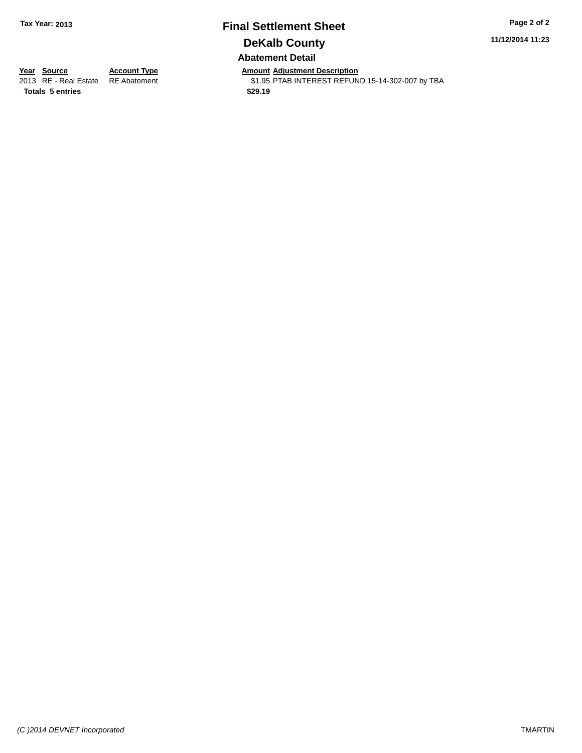# Final Settlement Sheet

## DeKalb County

### Abatement Detail

| Year | Source | Account Type | Amount | Adjustment Description |
|---|---|---|---|---|
| 2013 | RE - Real Estate | RE Abatement | $1.95 | PTAB INTEREST REFUND 15-14-302-007 by TBA |
| **Totals** | **5 entries** | | **$29.19** | |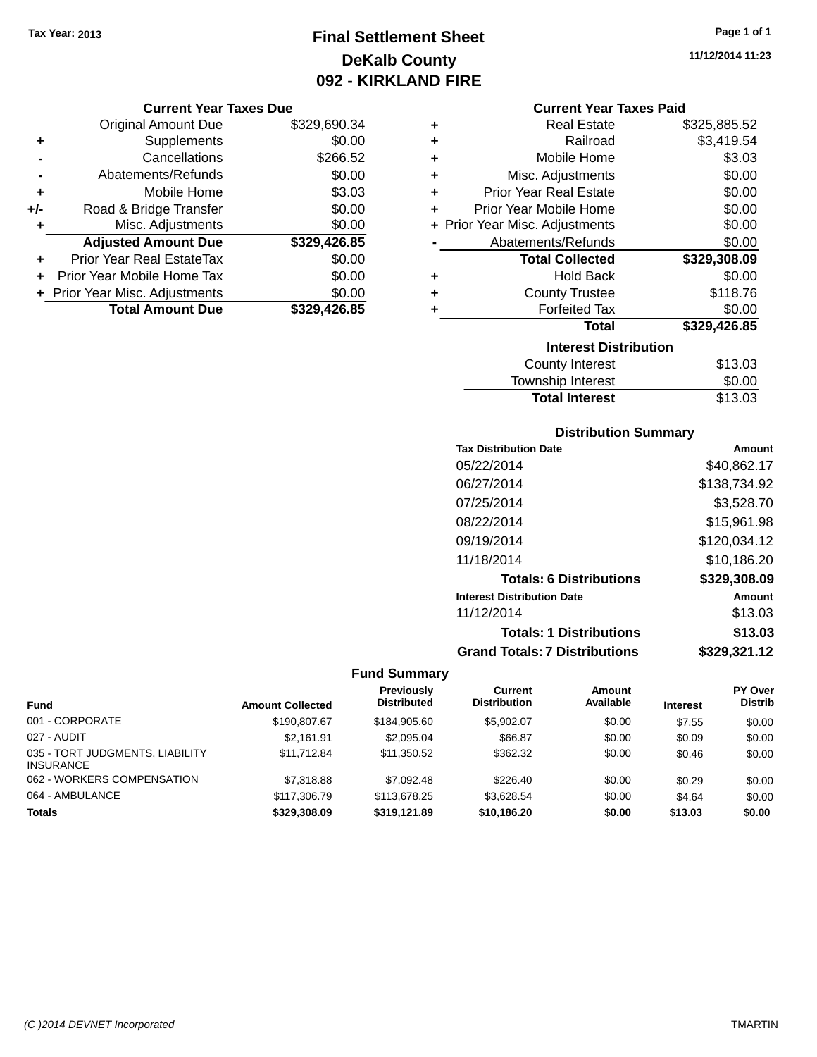Tax Year: 2013

# Final Settlement Sheet

## DeKalb County

## 092 - KIRKLAND FIRE

11/12/2014 11:23

### Current Year Taxes Due

| | | |
|---|---|---|
| | Original Amount Due | $329,690.34 |
| + | Supplements | $0.00 |
| - | Cancellations | $266.52 |
| - | Abatements/Refunds | $0.00 |
| + | Mobile Home | $3.03 |
| +/- | Road & Bridge Transfer | $0.00 |
| + | Misc. Adjustments | $0.00 |
| | **Adjusted Amount Due** | **$329,426.85** |
| + | Prior Year Real EstateTax | $0.00 |
| + | Prior Year Mobile Home Tax | $0.00 |
| + | Prior Year Misc. Adjustments | $0.00 |
| | **Total Amount Due** | **$329,426.85** |

### Current Year Taxes Paid

| | | |
|---|---|---|
| + | Real Estate | $325,885.52 |
| + | Railroad | $3,419.54 |
| + | Mobile Home | $3.03 |
| + | Misc. Adjustments | $0.00 |
| + | Prior Year Real Estate | $0.00 |
| + | Prior Year Mobile Home | $0.00 |
| + | Prior Year Misc. Adjustments | $0.00 |
| - | Abatements/Refunds | $0.00 |
| | **Total Collected** | **$329,308.09** |
| + | Hold Back | $0.00 |
| + | County Trustee | $118.76 |
| + | Forfeited Tax | $0.00 |
| | **Total** | **$329,426.85** |

### Interest Distribution

| | |
|---|---|
| County Interest | $13.03 |
| Township Interest | $0.00 |
| **Total Interest** | $13.03 |

### Distribution Summary

| Tax Distribution Date | Amount |
|---|---|
| 05/22/2014 | $40,862.17 |
| 06/27/2014 | $138,734.92 |
| 07/25/2014 | $3,528.70 |
| 08/22/2014 | $15,961.98 |
| 09/19/2014 | $120,034.12 |
| 11/18/2014 | $10,186.20 |
| **Totals: 6 Distributions** | **$329,308.09** |
| **Interest Distribution Date** | **Amount** |
| 11/12/2014 | $13.03 |
| **Totals: 1 Distributions** | **$13.03** |
| **Grand Totals: 7 Distributions** | **$329,321.12** |

### Fund Summary

| Fund | Amount Collected | Previously Distributed | Current Distribution | Amount Available | Interest | PY Over Distrib |
|---|---|---|---|---|---|---|
| 001 - CORPORATE | $190,807.67 | $184,905.60 | $5,902.07 | $0.00 | $7.55 | $0.00 |
| 027 - AUDIT | $2,161.91 | $2,095.04 | $66.87 | $0.00 | $0.09 | $0.00 |
| 035 - TORT JUDGMENTS, LIABILITY INSURANCE | $11,712.84 | $11,350.52 | $362.32 | $0.00 | $0.46 | $0.00 |
| 062 - WORKERS COMPENSATION | $7,318.88 | $7,092.48 | $226.40 | $0.00 | $0.29 | $0.00 |
| 064 - AMBULANCE | $117,306.79 | $113,678.25 | $3,628.54 | $0.00 | $4.64 | $0.00 |
| **Totals** | **$329,308.09** | **$319,121.89** | **$10,186.20** | **$0.00** | **$13.03** | **$0.00** |

(C )2014 DEVNET Incorporated TMARTIN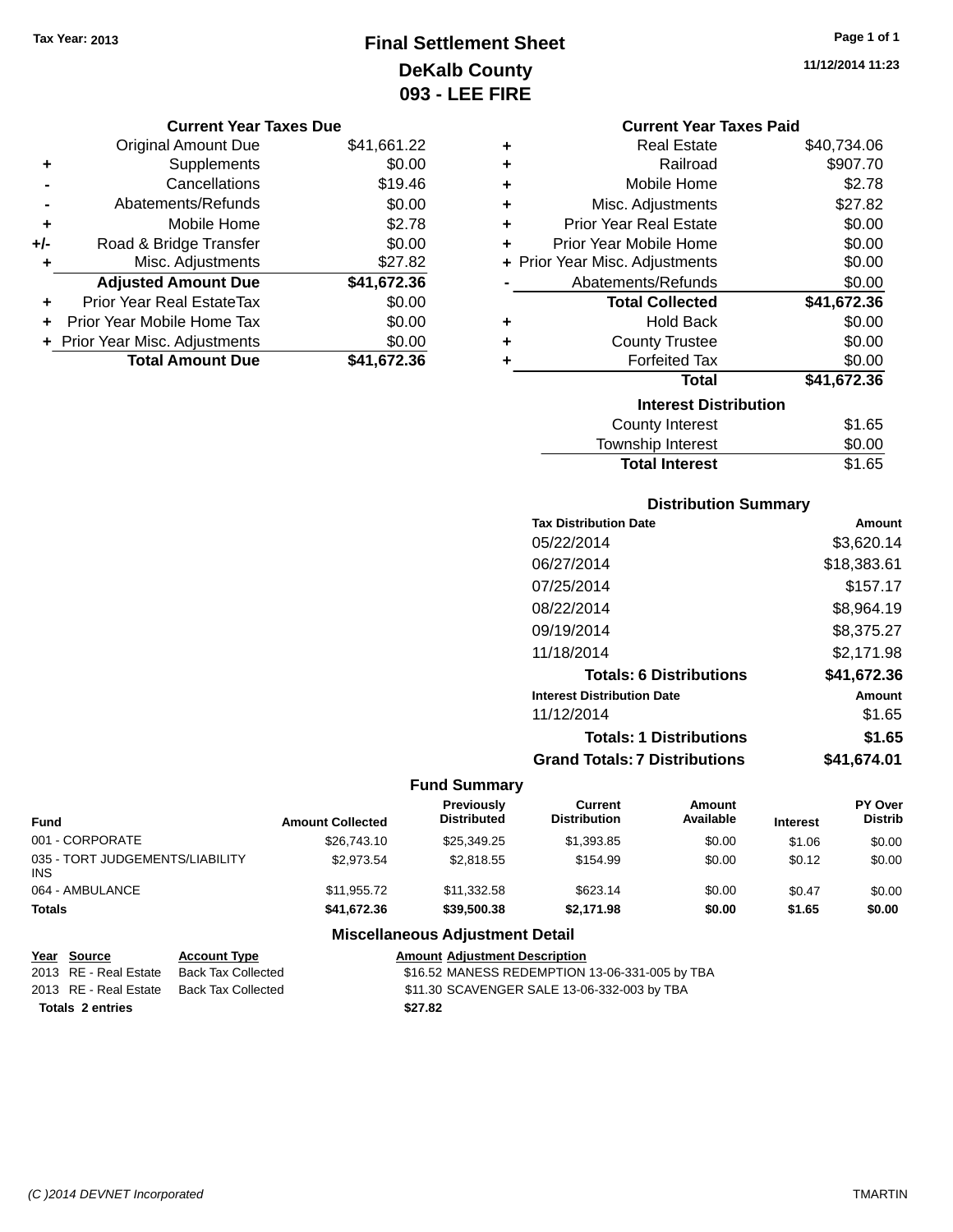Tax Year: 2013

# Final Settlement Sheet
## DeKalb County
## 093 - LEE FIRE

11/12/2014 11:23

### Current Year Taxes Due

| | | |
|---|---|---|
| | Original Amount Due | $41,661.22 |
| + | Supplements | $0.00 |
| - | Cancellations | $19.46 |
| - | Abatements/Refunds | $0.00 |
| + | Mobile Home | $2.78 |
| +/- | Road & Bridge Transfer | $0.00 |
| + | Misc. Adjustments | $27.82 |
| | **Adjusted Amount Due** | **$41,672.36** |
| + | Prior Year Real EstateTax | $0.00 |
| + | Prior Year Mobile Home Tax | $0.00 |
| + | Prior Year Misc. Adjustments | $0.00 |
| | **Total Amount Due** | **$41,672.36** |

### Current Year Taxes Paid

| | | |
|---|---|---|
| + | Real Estate | $40,734.06 |
| + | Railroad | $907.70 |
| + | Mobile Home | $2.78 |
| + | Misc. Adjustments | $27.82 |
| + | Prior Year Real Estate | $0.00 |
| + | Prior Year Mobile Home | $0.00 |
| + | Prior Year Misc. Adjustments | $0.00 |
| - | Abatements/Refunds | $0.00 |
| | **Total Collected** | **$41,672.36** |
| + | Hold Back | $0.00 |
| + | County Trustee | $0.00 |
| + | Forfeited Tax | $0.00 |
| | **Total** | **$41,672.36** |

### Interest Distribution

| | |
|---|---|
| County Interest | $1.65 |
| Township Interest | $0.00 |
| **Total Interest** | $1.65 |

### Distribution Summary

| Tax Distribution Date | Amount |
|---|---|
| 05/22/2014 | $3,620.14 |
| 06/27/2014 | $18,383.61 |
| 07/25/2014 | $157.17 |
| 08/22/2014 | $8,964.19 |
| 09/19/2014 | $8,375.27 |
| 11/18/2014 | $2,171.98 |
| **Totals: 6 Distributions** | **$41,672.36** |
| **Interest Distribution Date** | **Amount** |
| 11/12/2014 | $1.65 |
| **Totals: 1 Distributions** | **$1.65** |
| **Grand Totals: 7 Distributions** | **$41,674.01** |

### Fund Summary

| Fund | Amount Collected | Previously Distributed | Current Distribution | Amount Available | Interest | PY Over Distrib |
|---|---|---|---|---|---|---|
| 001 - CORPORATE | $26,743.10 | $25,349.25 | $1,393.85 | $0.00 | $1.06 | $0.00 |
| 035 - TORT JUDGEMENTS/LIABILITY INS | $2,973.54 | $2,818.55 | $154.99 | $0.00 | $0.12 | $0.00 |
| 064 - AMBULANCE | $11,955.72 | $11,332.58 | $623.14 | $0.00 | $0.47 | $0.00 |
| **Totals** | **$41,672.36** | **$39,500.38** | **$2,171.98** | **$0.00** | **$1.65** | **$0.00** |

### Miscellaneous Adjustment Detail

| Year | Source | Account Type | Amount | Adjustment Description |
|---|---|---|---|---|
| 2013 | RE - Real Estate | Back Tax Collected | $16.52 | MANESS REDEMPTION 13-06-331-005 by TBA |
| 2013 | RE - Real Estate | Back Tax Collected | $11.30 | SCAVENGER SALE 13-06-332-003 by TBA |
| **Totals** | **2 entries** | | **$27.82** | |

(C )2014 DEVNET Incorporated TMARTIN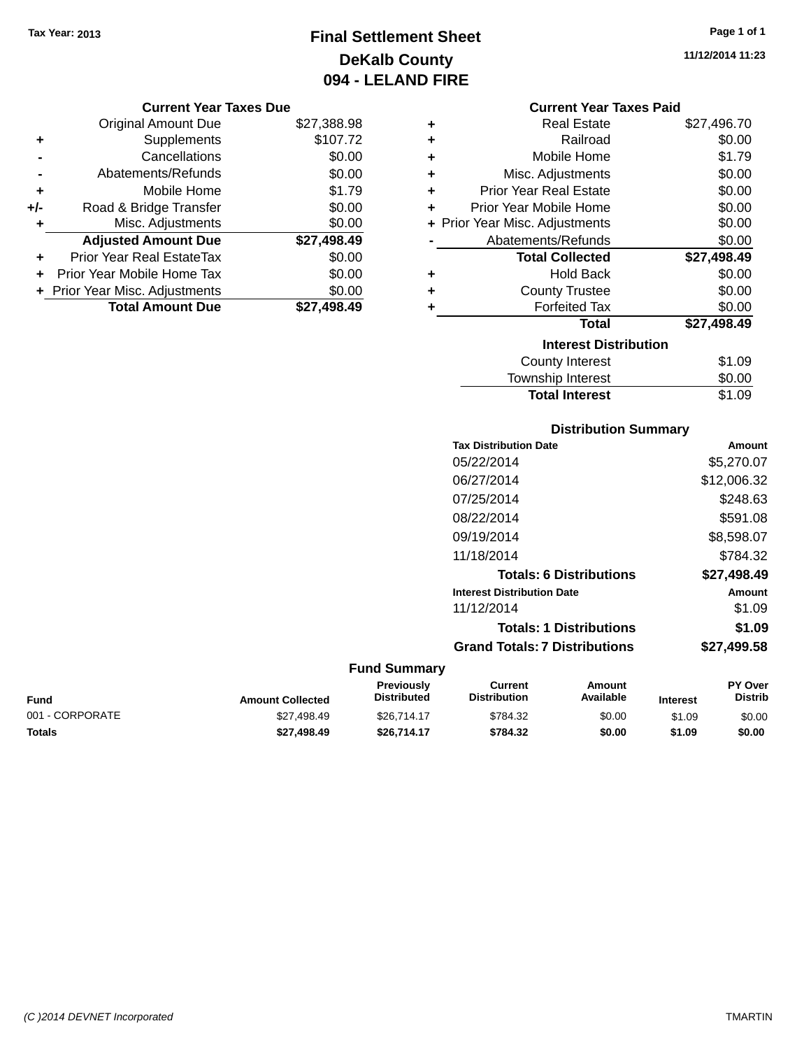Tax Year: 2013

# Final Settlement Sheet
## DeKalb County
## 094 - LELAND FIRE

11/12/2014 11:23

### Current Year Taxes Due

| | | |
|---|---|---|
| | Original Amount Due | $27,388.98 |
| + | Supplements | $107.72 |
| - | Cancellations | $0.00 |
| - | Abatements/Refunds | $0.00 |
| + | Mobile Home | $1.79 |
| +/- | Road & Bridge Transfer | $0.00 |
| + | Misc. Adjustments | $0.00 |
| | **Adjusted Amount Due** | **$27,498.49** |
| + | Prior Year Real EstateTax | $0.00 |
| + | Prior Year Mobile Home Tax | $0.00 |
| + | Prior Year Misc. Adjustments | $0.00 |
| | **Total Amount Due** | **$27,498.49** |

### Current Year Taxes Paid

| | | |
|---|---|---|
| + | Real Estate | $27,496.70 |
| + | Railroad | $0.00 |
| + | Mobile Home | $1.79 |
| + | Misc. Adjustments | $0.00 |
| + | Prior Year Real Estate | $0.00 |
| + | Prior Year Mobile Home | $0.00 |
| + | Prior Year Misc. Adjustments | $0.00 |
| - | Abatements/Refunds | $0.00 |
| | **Total Collected** | **$27,498.49** |
| + | Hold Back | $0.00 |
| + | County Trustee | $0.00 |
| + | Forfeited Tax | $0.00 |
| | **Total** | **$27,498.49** |

### Interest Distribution

| | |
|---|---|
| County Interest | $1.09 |
| Township Interest | $0.00 |
| **Total Interest** | $1.09 |

### Distribution Summary

| Tax Distribution Date | Amount |
|---|---|
| 05/22/2014 | $5,270.07 |
| 06/27/2014 | $12,006.32 |
| 07/25/2014 | $248.63 |
| 08/22/2014 | $591.08 |
| 09/19/2014 | $8,598.07 |
| 11/18/2014 | $784.32 |
| **Totals: 6 Distributions** | **$27,498.49** |

| Interest Distribution Date | Amount |
|---|---|
| 11/12/2014 | $1.09 |
| **Totals: 1 Distributions** | **$1.09** |
| **Grand Totals: 7 Distributions** | **$27,499.58** |

### Fund Summary

| Fund | Amount Collected | Previously Distributed | Current Distribution | Amount Available | Interest | PY Over Distrib |
|---|---|---|---|---|---|---|
| 001 - CORPORATE | $27,498.49 | $26,714.17 | $784.32 | $0.00 | $1.09 | $0.00 |
| **Totals** | **$27,498.49** | **$26,714.17** | **$784.32** | **$0.00** | **$1.09** | **$0.00** |

(C )2014 DEVNET Incorporated

TMARTIN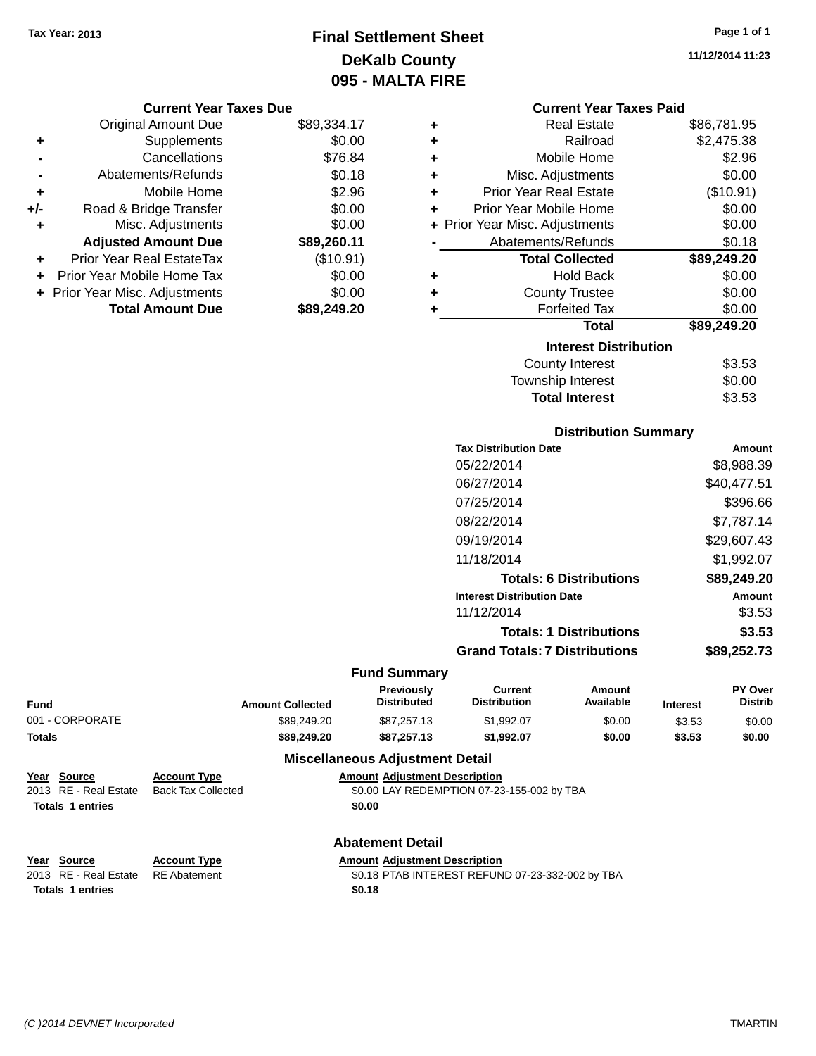Tax Year: 2013

# Final Settlement Sheet
## DeKalb County
## 095 - MALTA FIRE

11/12/2014 11:23

### Current Year Taxes Due

| | | |
|---|---|---|
| | Original Amount Due | $89,334.17 |
| + | Supplements | $0.00 |
| - | Cancellations | $76.84 |
| - | Abatements/Refunds | $0.18 |
| + | Mobile Home | $2.96 |
| +/- | Road & Bridge Transfer | $0.00 |
| + | Misc. Adjustments | $0.00 |
| | **Adjusted Amount Due** | **$89,260.11** |
| + | Prior Year Real EstateTax | ($10.91) |
| + | Prior Year Mobile Home Tax | $0.00 |
| + | Prior Year Misc. Adjustments | $0.00 |
| | **Total Amount Due** | **$89,249.20** |

### Current Year Taxes Paid

| | | |
|---|---|---|
| + | Real Estate | $86,781.95 |
| + | Railroad | $2,475.38 |
| + | Mobile Home | $2.96 |
| + | Misc. Adjustments | $0.00 |
| + | Prior Year Real Estate | ($10.91) |
| + | Prior Year Mobile Home | $0.00 |
| + | Prior Year Misc. Adjustments | $0.00 |
| - | Abatements/Refunds | $0.18 |
| | **Total Collected** | **$89,249.20** |
| + | Hold Back | $0.00 |
| + | County Trustee | $0.00 |
| + | Forfeited Tax | $0.00 |
| | **Total** | **$89,249.20** |

### Interest Distribution

| | |
|---|---|
| County Interest | $3.53 |
| Township Interest | $0.00 |
| **Total Interest** | **$3.53** |

### Distribution Summary

| Tax Distribution Date | Amount |
|---|---|
| 05/22/2014 | $8,988.39 |
| 06/27/2014 | $40,477.51 |
| 07/25/2014 | $396.66 |
| 08/22/2014 | $7,787.14 |
| 09/19/2014 | $29,607.43 |
| 11/18/2014 | $1,992.07 |
| **Totals: 6 Distributions** | **$89,249.20** |
| **Interest Distribution Date** | **Amount** |
| 11/12/2014 | $3.53 |
| **Totals: 1 Distributions** | **$3.53** |
| **Grand Totals: 7 Distributions** | **$89,252.73** |

### Fund Summary

| Fund | Amount Collected | Previously Distributed | Current Distribution | Amount Available | Interest | PY Over Distrib |
|---|---|---|---|---|---|---|
| 001 - CORPORATE | $89,249.20 | $87,257.13 | $1,992.07 | $0.00 | $3.53 | $0.00 |
| **Totals** | **$89,249.20** | **$87,257.13** | **$1,992.07** | **$0.00** | **$3.53** | **$0.00** |

### Miscellaneous Adjustment Detail

| Year | Source | Account Type | Amount | Adjustment Description |
|---|---|---|---|---|
| 2013 | RE - Real Estate | Back Tax Collected | $0.00 | LAY REDEMPTION 07-23-155-002 by TBA |
| **Totals** | **1 entries** | | **$0.00** | |

### Abatement Detail

| Year | Source | Account Type | Amount | Adjustment Description |
|---|---|---|---|---|
| 2013 | RE - Real Estate | RE Abatement | $0.18 | PTAB INTEREST REFUND 07-23-332-002 by TBA |
| **Totals** | **1 entries** | | **$0.18** | |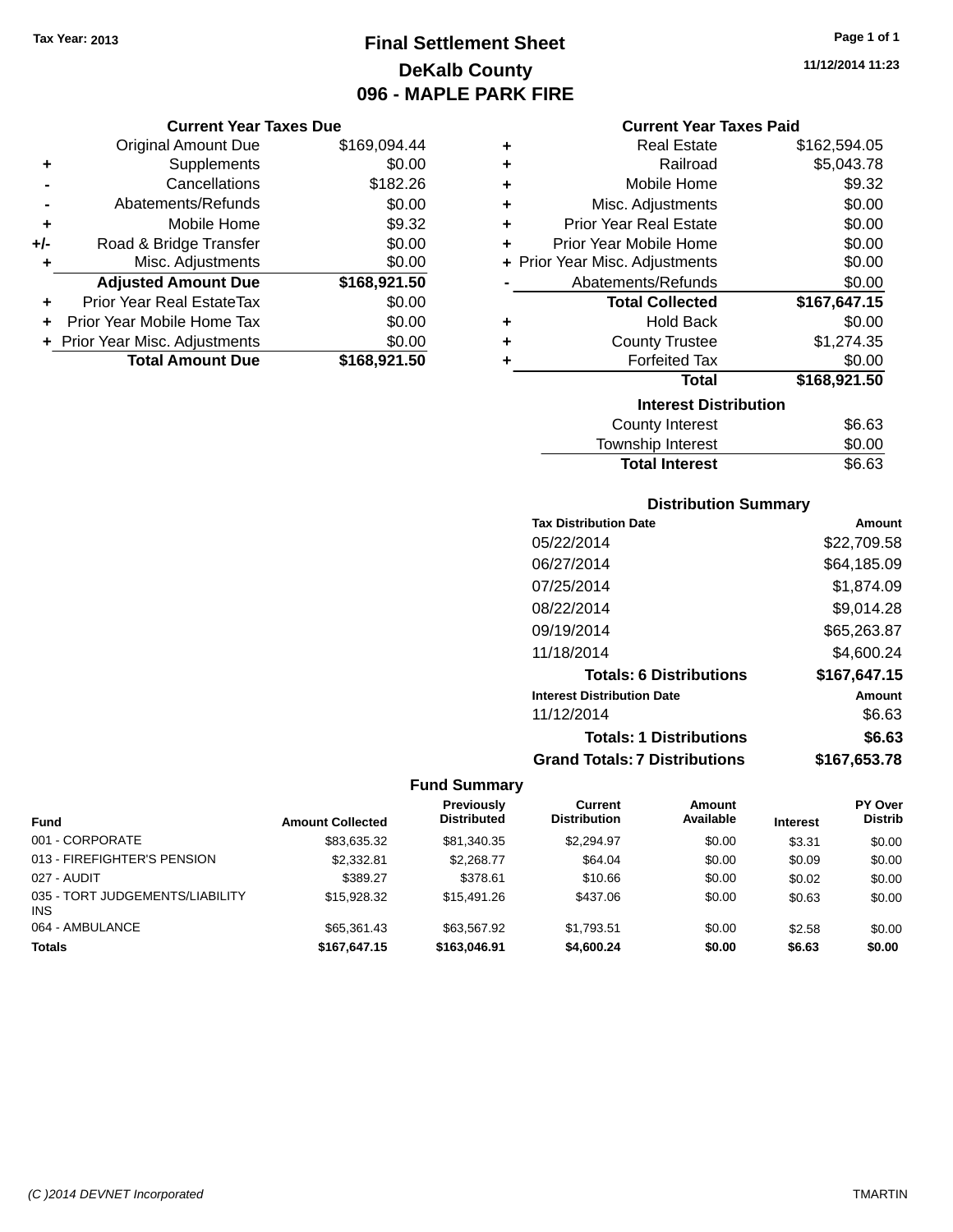Tax Year: 2013

# Final Settlement Sheet

## DeKalb County

## 096 - MAPLE PARK FIRE

11/12/2014 11:23

### Current Year Taxes Due

| | | |
|---|---|---|
| | Original Amount Due | $169,094.44 |
| + | Supplements | $0.00 |
| - | Cancellations | $182.26 |
| - | Abatements/Refunds | $0.00 |
| + | Mobile Home | $9.32 |
| +/- | Road & Bridge Transfer | $0.00 |
| + | Misc. Adjustments | $0.00 |
| | **Adjusted Amount Due** | **$168,921.50** |
| + | Prior Year Real EstateTax | $0.00 |
| + | Prior Year Mobile Home Tax | $0.00 |
| + | Prior Year Misc. Adjustments | $0.00 |
| | **Total Amount Due** | **$168,921.50** |

### Current Year Taxes Paid

| | | |
|---|---|---|
| + | Real Estate | $162,594.05 |
| + | Railroad | $5,043.78 |
| + | Mobile Home | $9.32 |
| + | Misc. Adjustments | $0.00 |
| + | Prior Year Real Estate | $0.00 |
| + | Prior Year Mobile Home | $0.00 |
| + | Prior Year Misc. Adjustments | $0.00 |
| - | Abatements/Refunds | $0.00 |
| | **Total Collected** | **$167,647.15** |
| + | Hold Back | $0.00 |
| + | County Trustee | $1,274.35 |
| + | Forfeited Tax | $0.00 |
| | **Total** | **$168,921.50** |

### Interest Distribution

| | |
|---|---|
| County Interest | $6.63 |
| Township Interest | $0.00 |
| **Total Interest** | $6.63 |

### Distribution Summary

| Tax Distribution Date | Amount |
|---|---|
| 05/22/2014 | $22,709.58 |
| 06/27/2014 | $64,185.09 |
| 07/25/2014 | $1,874.09 |
| 08/22/2014 | $9,014.28 |
| 09/19/2014 | $65,263.87 |
| 11/18/2014 | $4,600.24 |
| **Totals: 6 Distributions** | **$167,647.15** |
| **Interest Distribution Date** | **Amount** |
| 11/12/2014 | $6.63 |
| **Totals: 1 Distributions** | **$6.63** |
| **Grand Totals: 7 Distributions** | **$167,653.78** |

### Fund Summary

| Fund | Amount Collected | Previously Distributed | Current Distribution | Amount Available | Interest | PY Over Distrib |
|---|---|---|---|---|---|---|
| 001 - CORPORATE | $83,635.32 | $81,340.35 | $2,294.97 | $0.00 | $3.31 | $0.00 |
| 013 - FIREFIGHTER'S PENSION | $2,332.81 | $2,268.77 | $64.04 | $0.00 | $0.09 | $0.00 |
| 027 - AUDIT | $389.27 | $378.61 | $10.66 | $0.00 | $0.02 | $0.00 |
| 035 - TORT JUDGEMENTS/LIABILITY INS | $15,928.32 | $15,491.26 | $437.06 | $0.00 | $0.63 | $0.00 |
| 064 - AMBULANCE | $65,361.43 | $63,567.92 | $1,793.51 | $0.00 | $2.58 | $0.00 |
| **Totals** | **$167,647.15** | **$163,046.91** | **$4,600.24** | **$0.00** | **$6.63** | **$0.00** |

(C )2014 DEVNET Incorporated TMARTIN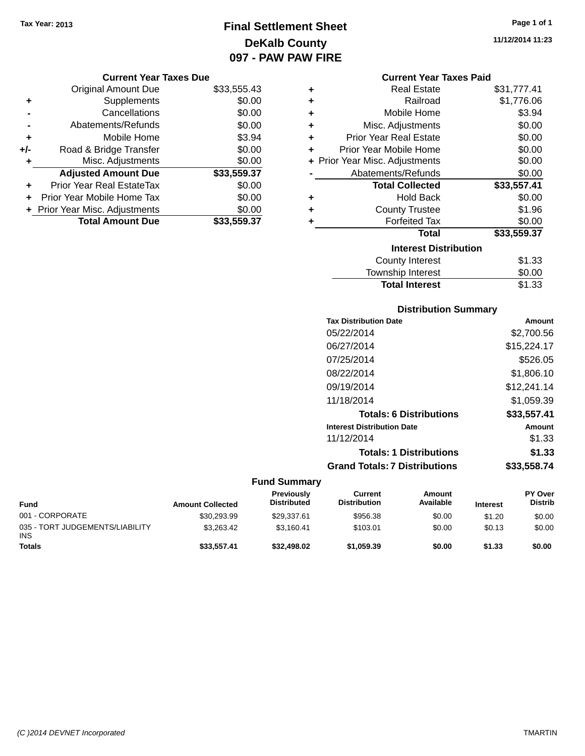Tax Year: 2013

# Final Settlement Sheet

## DeKalb County

## 097 - PAW PAW FIRE

11/12/2014 11:23

### Current Year Taxes Due

| | | |
|---|---|---|
| | Original Amount Due | $33,555.43 |
| + | Supplements | $0.00 |
| - | Cancellations | $0.00 |
| - | Abatements/Refunds | $0.00 |
| + | Mobile Home | $3.94 |
| +/- | Road & Bridge Transfer | $0.00 |
| + | Misc. Adjustments | $0.00 |
| | **Adjusted Amount Due** | **$33,559.37** |
| + | Prior Year Real EstateTax | $0.00 |
| + | Prior Year Mobile Home Tax | $0.00 |
| + | Prior Year Misc. Adjustments | $0.00 |
| | **Total Amount Due** | **$33,559.37** |

### Current Year Taxes Paid

| | | |
|---|---|---|
| + | Real Estate | $31,777.41 |
| + | Railroad | $1,776.06 |
| + | Mobile Home | $3.94 |
| + | Misc. Adjustments | $0.00 |
| + | Prior Year Real Estate | $0.00 |
| + | Prior Year Mobile Home | $0.00 |
| + | Prior Year Misc. Adjustments | $0.00 |
| - | Abatements/Refunds | $0.00 |
| | **Total Collected** | **$33,557.41** |
| + | Hold Back | $0.00 |
| + | County Trustee | $1.96 |
| + | Forfeited Tax | $0.00 |
| | **Total** | **$33,559.37** |

### Interest Distribution

| | |
|---|---|
| County Interest | $1.33 |
| Township Interest | $0.00 |
| **Total Interest** | $1.33 |

### Distribution Summary

| Tax Distribution Date | Amount |
|---|---|
| 05/22/2014 | $2,700.56 |
| 06/27/2014 | $15,224.17 |
| 07/25/2014 | $526.05 |
| 08/22/2014 | $1,806.10 |
| 09/19/2014 | $12,241.14 |
| 11/18/2014 | $1,059.39 |
| **Totals: 6 Distributions** | **$33,557.41** |
| **Interest Distribution Date** | **Amount** |
| 11/12/2014 | $1.33 |
| **Totals: 1 Distributions** | **$1.33** |
| **Grand Totals: 7 Distributions** | **$33,558.74** |

### Fund Summary

| Fund | Amount Collected | Previously Distributed | Current Distribution | Amount Available | Interest | PY Over Distrib |
|---|---|---|---|---|---|---|
| 001 - CORPORATE | $30,293.99 | $29,337.61 | $956.38 | $0.00 | $1.20 | $0.00 |
| 035 - TORT JUDGEMENTS/LIABILITY INS | $3,263.42 | $3,160.41 | $103.01 | $0.00 | $0.13 | $0.00 |
| **Totals** | **$33,557.41** | **$32,498.02** | **$1,059.39** | **$0.00** | **$1.33** | **$0.00** |

(C )2014 DEVNET Incorporated TMARTIN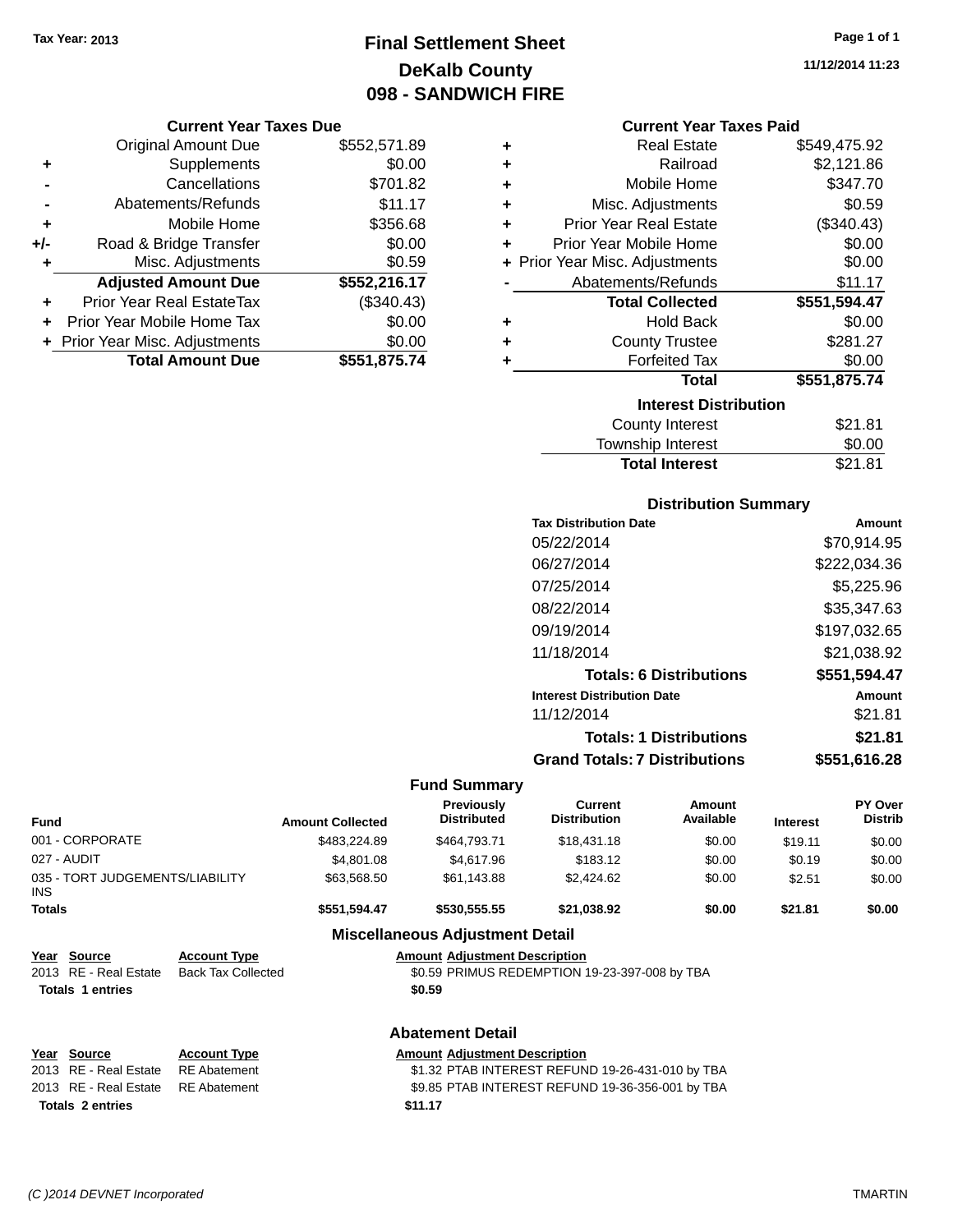Tax Year: 2013

# Final Settlement Sheet
## DeKalb County
## 098 - SANDWICH FIRE

11/12/2014 11:23

### Current Year Taxes Due

| | | |
|---|---|---|
| | Original Amount Due | $552,571.89 |
| + | Supplements | $0.00 |
| - | Cancellations | $701.82 |
| - | Abatements/Refunds | $11.17 |
| + | Mobile Home | $356.68 |
| +/- | Road & Bridge Transfer | $0.00 |
| + | Misc. Adjustments | $0.59 |
| | **Adjusted Amount Due** | **$552,216.17** |
| + | Prior Year Real EstateTax | ($340.43) |
| + | Prior Year Mobile Home Tax | $0.00 |
| + | Prior Year Misc. Adjustments | $0.00 |
| | **Total Amount Due** | **$551,875.74** |

### Current Year Taxes Paid

| | | |
|---|---|---|
| + | Real Estate | $549,475.92 |
| + | Railroad | $2,121.86 |
| + | Mobile Home | $347.70 |
| + | Misc. Adjustments | $0.59 |
| + | Prior Year Real Estate | ($340.43) |
| + | Prior Year Mobile Home | $0.00 |
| + | Prior Year Misc. Adjustments | $0.00 |
| - | Abatements/Refunds | $11.17 |
| | **Total Collected** | **$551,594.47** |
| + | Hold Back | $0.00 |
| + | County Trustee | $281.27 |
| + | Forfeited Tax | $0.00 |
| | **Total** | **$551,875.74** |

### Interest Distribution

| | |
|---|---|
| County Interest | $21.81 |
| Township Interest | $0.00 |
| **Total Interest** | $21.81 |

### Distribution Summary

| Tax Distribution Date | Amount |
|---|---|
| 05/22/2014 | $70,914.95 |
| 06/27/2014 | $222,034.36 |
| 07/25/2014 | $5,225.96 |
| 08/22/2014 | $35,347.63 |
| 09/19/2014 | $197,032.65 |
| 11/18/2014 | $21,038.92 |
| **Totals: 6 Distributions** | **$551,594.47** |
| **Interest Distribution Date** | **Amount** |
| 11/12/2014 | $21.81 |
| **Totals: 1 Distributions** | **$21.81** |
| **Grand Totals: 7 Distributions** | **$551,616.28** |

### Fund Summary

| Fund | Amount Collected | Previously Distributed | Current Distribution | Amount Available | Interest | PY Over Distrib |
|---|---|---|---|---|---|---|
| 001 - CORPORATE | $483,224.89 | $464,793.71 | $18,431.18 | $0.00 | $19.11 | $0.00 |
| 027 - AUDIT | $4,801.08 | $4,617.96 | $183.12 | $0.00 | $0.19 | $0.00 |
| 035 - TORT JUDGEMENTS/LIABILITY INS | $63,568.50 | $61,143.88 | $2,424.62 | $0.00 | $2.51 | $0.00 |
| **Totals** | **$551,594.47** | **$530,555.55** | **$21,038.92** | **$0.00** | **$21.81** | **$0.00** |

### Miscellaneous Adjustment Detail

| Year | Source | Account Type | Amount | Adjustment Description |
|---|---|---|---|---|
| 2013 | RE - Real Estate | Back Tax Collected | $0.59 | PRIMUS REDEMPTION 19-23-397-008 by TBA |
| **Totals 1 entries** | | | **$0.59** | |

### Abatement Detail

| Year | Source | Account Type | Amount | Adjustment Description |
|---|---|---|---|---|
| 2013 | RE - Real Estate | RE Abatement | $1.32 | PTAB INTEREST REFUND 19-26-431-010 by TBA |
| 2013 | RE - Real Estate | RE Abatement | $9.85 | PTAB INTEREST REFUND 19-36-356-001 by TBA |
| **Totals 2 entries** | | | **$11.17** | |

(C )2014 DEVNET Incorporated TMARTIN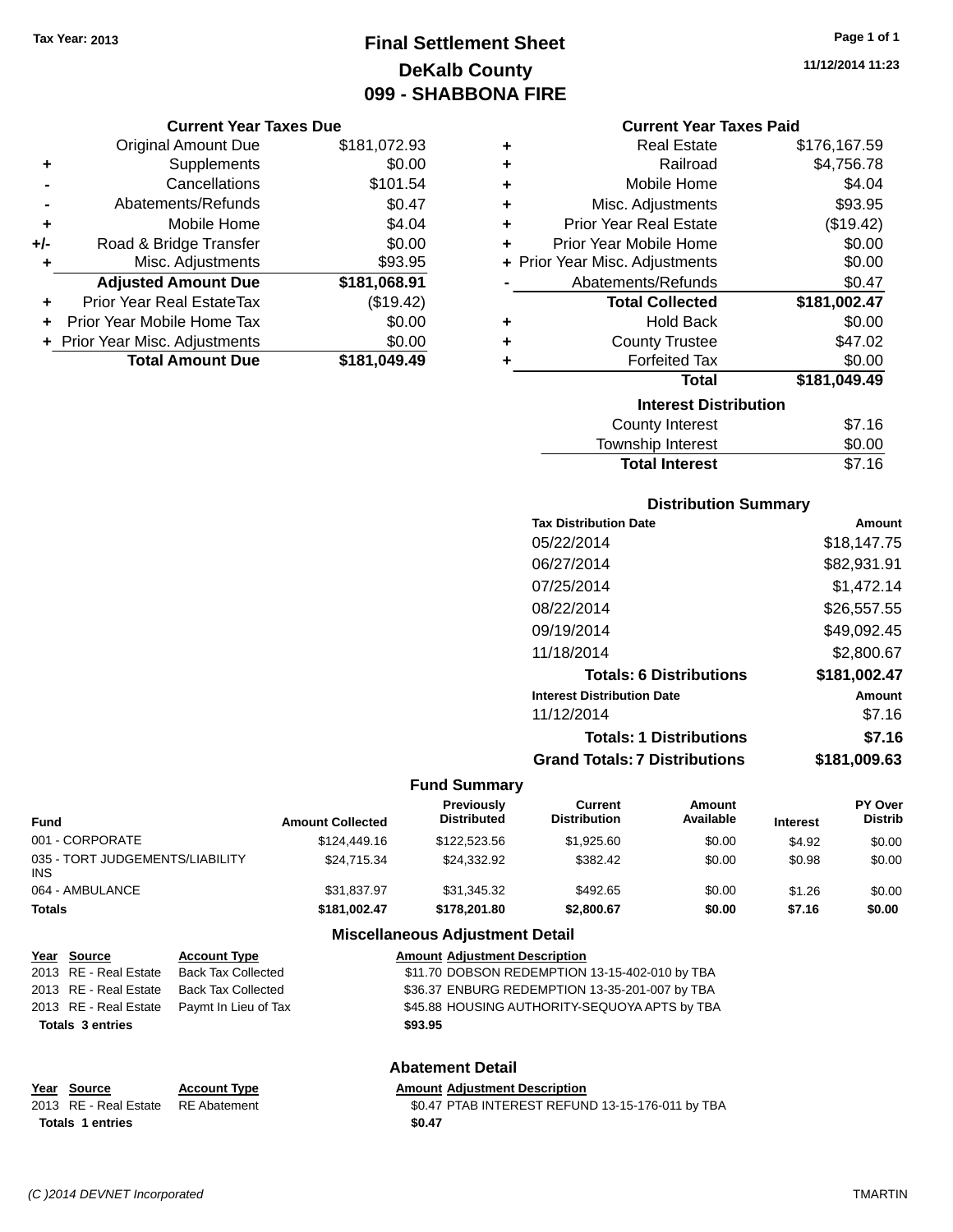Tax Year: 2013

# Final Settlement Sheet
## DeKalb County
## 099 - SHABBONA FIRE

11/12/2014 11:23

### Current Year Taxes Due

| | | |
|---|---|---|
| | Original Amount Due | $181,072.93 |
| + | Supplements | $0.00 |
| - | Cancellations | $101.54 |
| - | Abatements/Refunds | $0.47 |
| + | Mobile Home | $4.04 |
| +/- | Road & Bridge Transfer | $0.00 |
| + | Misc. Adjustments | $93.95 |
| | **Adjusted Amount Due** | **$181,068.91** |
| + | Prior Year Real EstateTax | ($19.42) |
| + | Prior Year Mobile Home Tax | $0.00 |
| + | Prior Year Misc. Adjustments | $0.00 |
| | **Total Amount Due** | **$181,049.49** |

### Current Year Taxes Paid

| | | |
|---|---|---|
| + | Real Estate | $176,167.59 |
| + | Railroad | $4,756.78 |
| + | Mobile Home | $4.04 |
| + | Misc. Adjustments | $93.95 |
| + | Prior Year Real Estate | ($19.42) |
| + | Prior Year Mobile Home | $0.00 |
| + | Prior Year Misc. Adjustments | $0.00 |
| - | Abatements/Refunds | $0.47 |
| | **Total Collected** | **$181,002.47** |
| + | Hold Back | $0.00 |
| + | County Trustee | $47.02 |
| + | Forfeited Tax | $0.00 |
| | **Total** | **$181,049.49** |

### Interest Distribution

| | |
|---|---|
| County Interest | $7.16 |
| Township Interest | $0.00 |
| **Total Interest** | $7.16 |

### Distribution Summary

| Tax Distribution Date | Amount |
|---|---|
| 05/22/2014 | $18,147.75 |
| 06/27/2014 | $82,931.91 |
| 07/25/2014 | $1,472.14 |
| 08/22/2014 | $26,557.55 |
| 09/19/2014 | $49,092.45 |
| 11/18/2014 | $2,800.67 |
| **Totals: 6 Distributions** | **$181,002.47** |
| **Interest Distribution Date** | **Amount** |
| 11/12/2014 | $7.16 |
| **Totals: 1 Distributions** | **$7.16** |
| **Grand Totals: 7 Distributions** | **$181,009.63** |

### Fund Summary

| Fund | Amount Collected | Previously Distributed | Current Distribution | Amount Available | Interest | PY Over Distrib |
|---|---|---|---|---|---|---|
| 001 - CORPORATE | $124,449.16 | $122,523.56 | $1,925.60 | $0.00 | $4.92 | $0.00 |
| 035 - TORT JUDGEMENTS/LIABILITY INS | $24,715.34 | $24,332.92 | $382.42 | $0.00 | $0.98 | $0.00 |
| 064 - AMBULANCE | $31,837.97 | $31,345.32 | $492.65 | $0.00 | $1.26 | $0.00 |
| **Totals** | **$181,002.47** | **$178,201.80** | **$2,800.67** | **$0.00** | **$7.16** | **$0.00** |

### Miscellaneous Adjustment Detail

| Year | Source | Account Type | Amount | Adjustment Description |
|---|---|---|---|---|
| 2013 | RE - Real Estate | Back Tax Collected | $11.70 | DOBSON REDEMPTION 13-15-402-010 by TBA |
| 2013 | RE - Real Estate | Back Tax Collected | $36.37 | ENBURG REDEMPTION 13-35-201-007 by TBA |
| 2013 | RE - Real Estate | Paymt In Lieu of Tax | $45.88 | HOUSING AUTHORITY-SEQUOYA APTS by TBA |
| **Totals** | **3 entries** | | **$93.95** | |

### Abatement Detail

| Year | Source | Account Type | Amount | Adjustment Description |
|---|---|---|---|---|
| 2013 | RE - Real Estate | RE Abatement | $0.47 | PTAB INTEREST REFUND 13-15-176-011 by TBA |
| **Totals** | **1 entries** | | **$0.47** | |

(C )2014 DEVNET Incorporated TMARTIN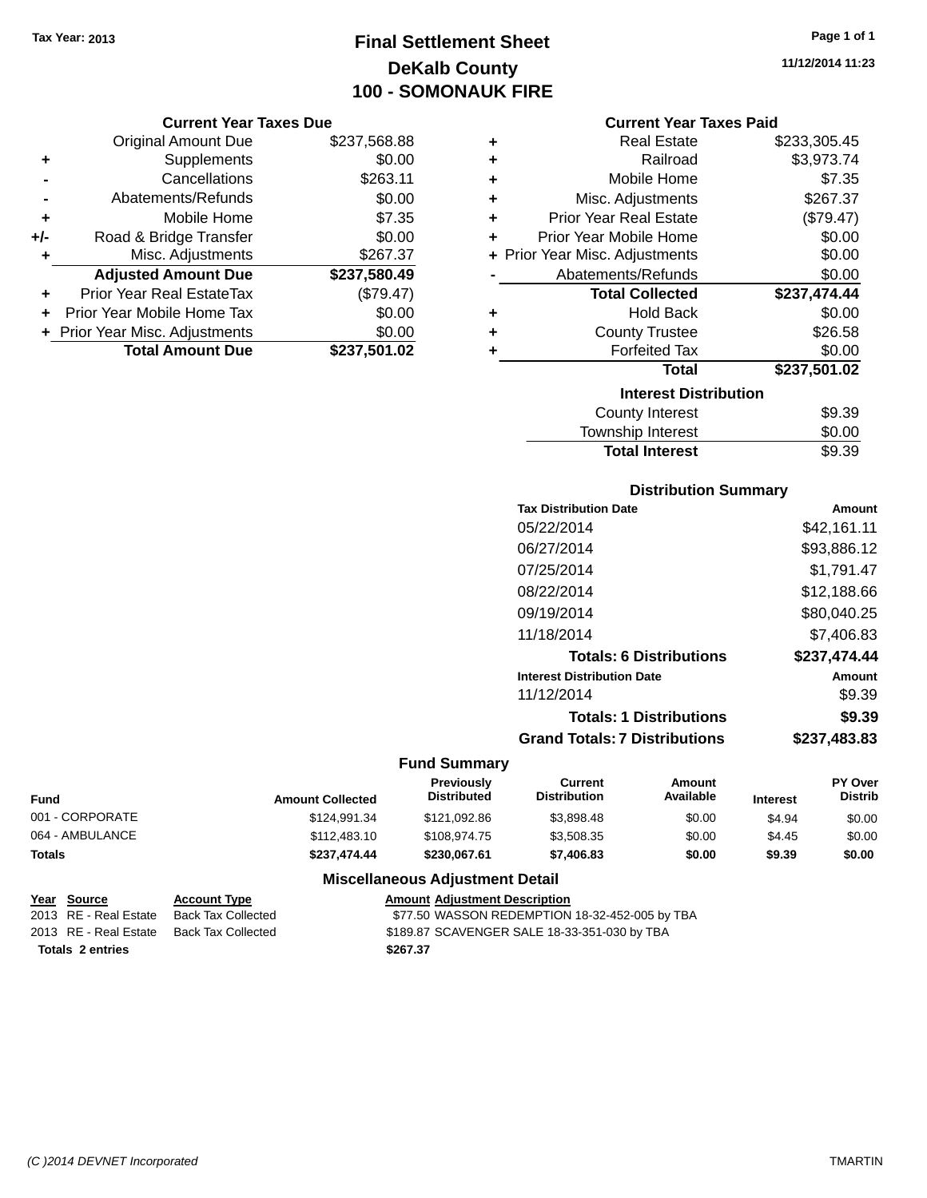Tax Year: 2013

# Final Settlement Sheet
## DeKalb County
## 100 - SOMONAUK FIRE

11/12/2014 11:23

### Current Year Taxes Due

| | | |
|---|---|---|
| | Original Amount Due | $237,568.88 |
| + | Supplements | $0.00 |
| - | Cancellations | $263.11 |
| - | Abatements/Refunds | $0.00 |
| + | Mobile Home | $7.35 |
| +/- | Road & Bridge Transfer | $0.00 |
| + | Misc. Adjustments | $267.37 |
| | **Adjusted Amount Due** | **$237,580.49** |
| + | Prior Year Real EstateTax | ($79.47) |
| + | Prior Year Mobile Home Tax | $0.00 |
| + | Prior Year Misc. Adjustments | $0.00 |
| | **Total Amount Due** | **$237,501.02** |

### Current Year Taxes Paid

| | | |
|---|---|---|
| + | Real Estate | $233,305.45 |
| + | Railroad | $3,973.74 |
| + | Mobile Home | $7.35 |
| + | Misc. Adjustments | $267.37 |
| + | Prior Year Real Estate | ($79.47) |
| + | Prior Year Mobile Home | $0.00 |
| + | Prior Year Misc. Adjustments | $0.00 |
| - | Abatements/Refunds | $0.00 |
| | **Total Collected** | **$237,474.44** |
| + | Hold Back | $0.00 |
| + | County Trustee | $26.58 |
| + | Forfeited Tax | $0.00 |
| | **Total** | **$237,501.02** |

### Interest Distribution

| | |
|---|---|
| County Interest | $9.39 |
| Township Interest | $0.00 |
| **Total Interest** | $9.39 |

### Distribution Summary

| Tax Distribution Date | Amount |
|---|---|
| 05/22/2014 | $42,161.11 |
| 06/27/2014 | $93,886.12 |
| 07/25/2014 | $1,791.47 |
| 08/22/2014 | $12,188.66 |
| 09/19/2014 | $80,040.25 |
| 11/18/2014 | $7,406.83 |
| **Totals: 6 Distributions** | **$237,474.44** |
| **Interest Distribution Date** | **Amount** |
| 11/12/2014 | $9.39 |
| **Totals: 1 Distributions** | **$9.39** |
| **Grand Totals: 7 Distributions** | **$237,483.83** |

### Fund Summary

| Fund | Amount Collected | Previously Distributed | Current Distribution | Amount Available | Interest | PY Over Distrib |
|---|---|---|---|---|---|---|
| 001 - CORPORATE | $124,991.34 | $121,092.86 | $3,898.48 | $0.00 | $4.94 | $0.00 |
| 064 - AMBULANCE | $112,483.10 | $108,974.75 | $3,508.35 | $0.00 | $4.45 | $0.00 |
| **Totals** | **$237,474.44** | **$230,067.61** | **$7,406.83** | **$0.00** | **$9.39** | **$0.00** |

### Miscellaneous Adjustment Detail

| Year | Source | Account Type | Amount | Adjustment Description |
|---|---|---|---|---|
| 2013 | RE - Real Estate | Back Tax Collected | $77.50 | WASSON REDEMPTION 18-32-452-005 by TBA |
| 2013 | RE - Real Estate | Back Tax Collected | $189.87 | SCAVENGER SALE 18-33-351-030 by TBA |
| **Totals 2 entries** | | | **$267.37** | |

(C )2014 DEVNET Incorporated — TMARTIN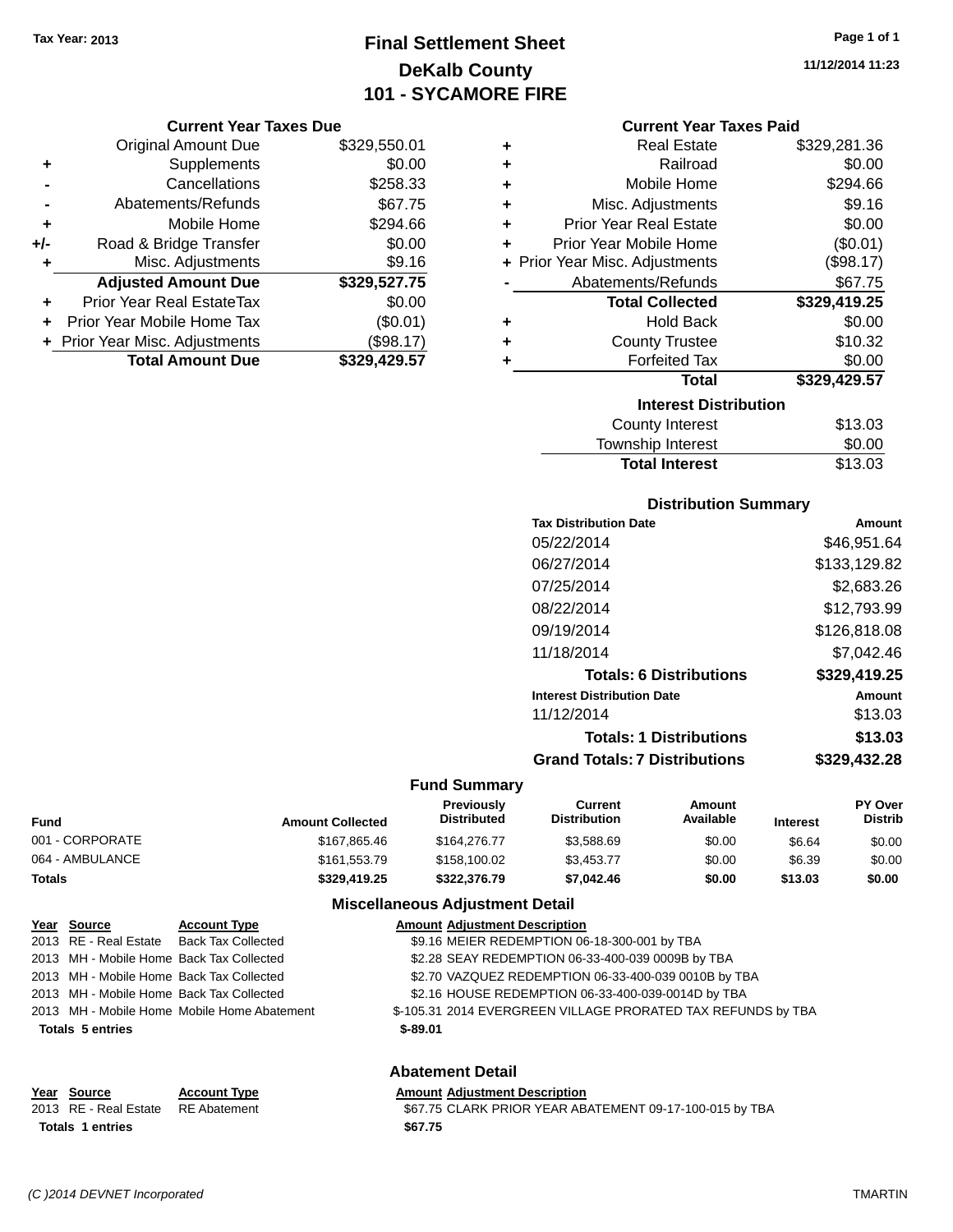Tax Year: 2013

# Final Settlement Sheet
## DeKalb County
## 101 - SYCAMORE FIRE

11/12/2014 11:23

### Current Year Taxes Due

| | | |
|---|---|---|
| | Original Amount Due | $329,550.01 |
| + | Supplements | $0.00 |
| - | Cancellations | $258.33 |
| - | Abatements/Refunds | $67.75 |
| + | Mobile Home | $294.66 |
| +/- | Road & Bridge Transfer | $0.00 |
| + | Misc. Adjustments | $9.16 |
| | **Adjusted Amount Due** | **$329,527.75** |
| + | Prior Year Real EstateTax | $0.00 |
| + | Prior Year Mobile Home Tax | ($0.01) |
| + | Prior Year Misc. Adjustments | ($98.17) |
| | **Total Amount Due** | **$329,429.57** |

### Current Year Taxes Paid

| | | |
|---|---|---|
| + | Real Estate | $329,281.36 |
| + | Railroad | $0.00 |
| + | Mobile Home | $294.66 |
| + | Misc. Adjustments | $9.16 |
| + | Prior Year Real Estate | $0.00 |
| + | Prior Year Mobile Home | ($0.01) |
| + | Prior Year Misc. Adjustments | ($98.17) |
| - | Abatements/Refunds | $67.75 |
| | **Total Collected** | **$329,419.25** |
| + | Hold Back | $0.00 |
| + | County Trustee | $10.32 |
| + | Forfeited Tax | $0.00 |
| | **Total** | **$329,429.57** |

### Interest Distribution

| | |
|---|---|
| County Interest | $13.03 |
| Township Interest | $0.00 |
| **Total Interest** | $13.03 |

### Distribution Summary

| Tax Distribution Date | Amount |
|---|---|
| 05/22/2014 | $46,951.64 |
| 06/27/2014 | $133,129.82 |
| 07/25/2014 | $2,683.26 |
| 08/22/2014 | $12,793.99 |
| 09/19/2014 | $126,818.08 |
| 11/18/2014 | $7,042.46 |
| **Totals: 6 Distributions** | **$329,419.25** |
| **Interest Distribution Date** | **Amount** |
| 11/12/2014 | $13.03 |
| **Totals: 1 Distributions** | **$13.03** |
| **Grand Totals: 7 Distributions** | **$329,432.28** |

### Fund Summary

| Fund | Amount Collected | Previously Distributed | Current Distribution | Amount Available | Interest | PY Over Distrib |
|---|---|---|---|---|---|---|
| 001 - CORPORATE | $167,865.46 | $164,276.77 | $3,588.69 | $0.00 | $6.64 | $0.00 |
| 064 - AMBULANCE | $161,553.79 | $158,100.02 | $3,453.77 | $0.00 | $6.39 | $0.00 |
| **Totals** | **$329,419.25** | **$322,376.79** | **$7,042.46** | **$0.00** | **$13.03** | **$0.00** |

### Miscellaneous Adjustment Detail

| Year | Source | Account Type | Amount | Adjustment Description |
|---|---|---|---|---|
| 2013 | RE - Real Estate | Back Tax Collected | $9.16 | MEIER REDEMPTION 06-18-300-001 by TBA |
| 2013 | MH - Mobile Home | Back Tax Collected | $2.28 | SEAY REDEMPTION 06-33-400-039 0009B by TBA |
| 2013 | MH - Mobile Home | Back Tax Collected | $2.70 | VAZQUEZ REDEMPTION 06-33-400-039 0010B by TBA |
| 2013 | MH - Mobile Home | Back Tax Collected | $2.16 | HOUSE REDEMPTION 06-33-400-039-0014D by TBA |
| 2013 | MH - Mobile Home | Mobile Home Abatement | $-105.31 | 2014 EVERGREEN VILLAGE PRORATED TAX REFUNDS by TBA |
| **Totals 5 entries** | | | **$-89.01** | |

### Abatement Detail

| Year | Source | Account Type | Amount | Adjustment Description |
|---|---|---|---|---|
| 2013 | RE - Real Estate | RE Abatement | $67.75 | CLARK PRIOR YEAR ABATEMENT 09-17-100-015 by TBA |
| **Totals 1 entries** | | | **$67.75** | |

(C )2014 DEVNET Incorporated — TMARTIN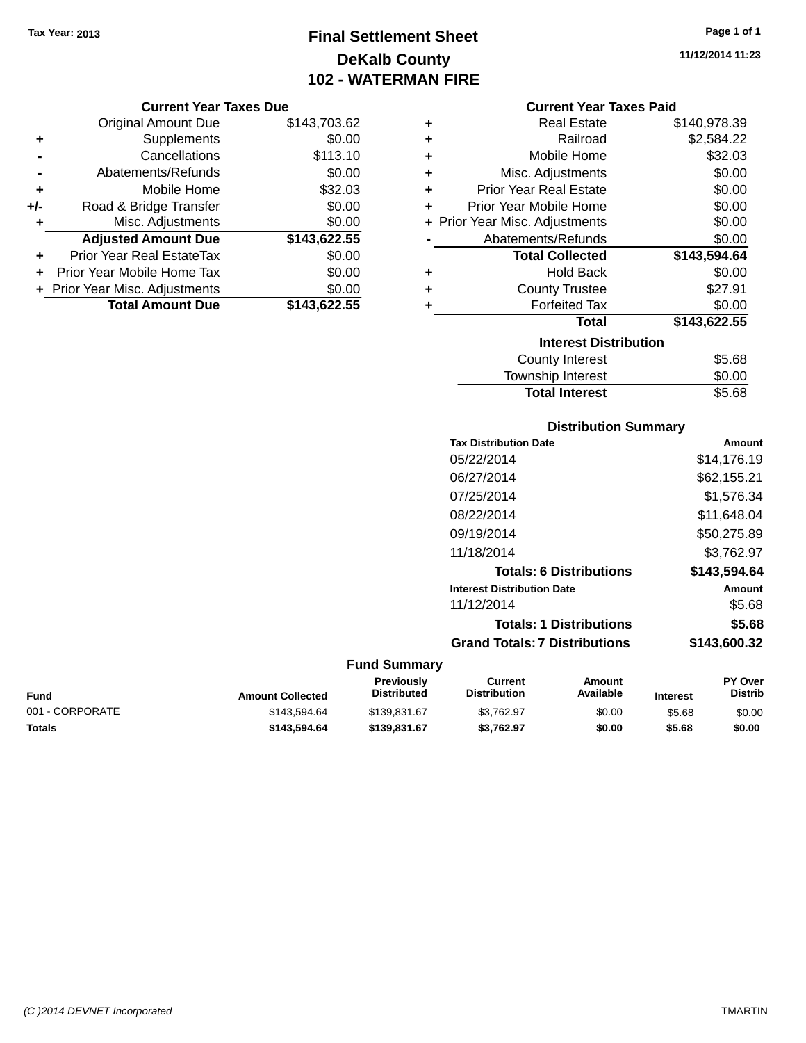Tax Year: 2013

# Final Settlement Sheet

## DeKalb County

## 102 - WATERMAN FIRE

11/12/2014 11:23

### Current Year Taxes Due

| | | |
|---|---|---|
| | Original Amount Due | $143,703.62 |
| + | Supplements | $0.00 |
| - | Cancellations | $113.10 |
| - | Abatements/Refunds | $0.00 |
| + | Mobile Home | $32.03 |
| +/- | Road & Bridge Transfer | $0.00 |
| + | Misc. Adjustments | $0.00 |
| | **Adjusted Amount Due** | **$143,622.55** |
| + | Prior Year Real EstateTax | $0.00 |
| + | Prior Year Mobile Home Tax | $0.00 |
| + | Prior Year Misc. Adjustments | $0.00 |
| | **Total Amount Due** | **$143,622.55** |

### Current Year Taxes Paid

| | | |
|---|---|---|
| + | Real Estate | $140,978.39 |
| + | Railroad | $2,584.22 |
| + | Mobile Home | $32.03 |
| + | Misc. Adjustments | $0.00 |
| + | Prior Year Real Estate | $0.00 |
| + | Prior Year Mobile Home | $0.00 |
| + | Prior Year Misc. Adjustments | $0.00 |
| - | Abatements/Refunds | $0.00 |
| | **Total Collected** | **$143,594.64** |
| + | Hold Back | $0.00 |
| + | County Trustee | $27.91 |
| + | Forfeited Tax | $0.00 |
| | **Total** | **$143,622.55** |

### Interest Distribution

| | |
|---|---|
| County Interest | $5.68 |
| Township Interest | $0.00 |
| **Total Interest** | $5.68 |

### Distribution Summary

| Tax Distribution Date | Amount |
|---|---|
| 05/22/2014 | $14,176.19 |
| 06/27/2014 | $62,155.21 |
| 07/25/2014 | $1,576.34 |
| 08/22/2014 | $11,648.04 |
| 09/19/2014 | $50,275.89 |
| 11/18/2014 | $3,762.97 |
| **Totals: 6 Distributions** | **$143,594.64** |
| **Interest Distribution Date** | **Amount** |
| 11/12/2014 | $5.68 |
| **Totals: 1 Distributions** | **$5.68** |
| **Grand Totals: 7 Distributions** | **$143,600.32** |

### Fund Summary

| Fund | Amount Collected | Previously Distributed | Current Distribution | Amount Available | Interest | PY Over Distrib |
|---|---|---|---|---|---|---|
| 001 - CORPORATE | $143,594.64 | $139,831.67 | $3,762.97 | $0.00 | $5.68 | $0.00 |
| **Totals** | **$143,594.64** | **$139,831.67** | **$3,762.97** | **$0.00** | **$5.68** | **$0.00** |

(C )2014 DEVNET Incorporated — TMARTIN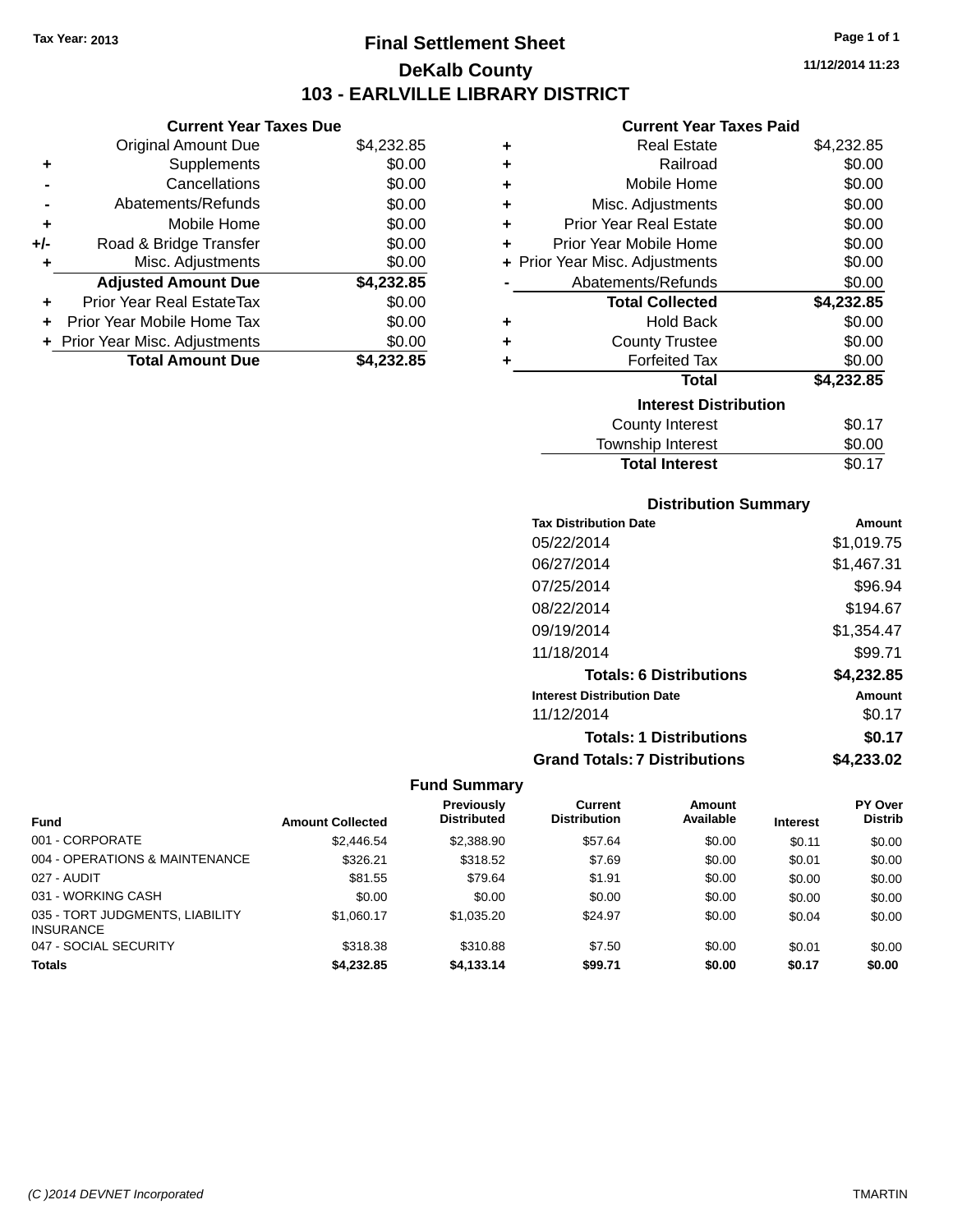Tax Year: 2013

# Final Settlement Sheet

## DeKalb County

## 103 - EARLVILLE LIBRARY DISTRICT

11/12/2014 11:23

### Current Year Taxes Due

| | | |
|---|---|---|
| | Original Amount Due | $4,232.85 |
| + | Supplements | $0.00 |
| - | Cancellations | $0.00 |
| - | Abatements/Refunds | $0.00 |
| + | Mobile Home | $0.00 |
| +/- | Road & Bridge Transfer | $0.00 |
| + | Misc. Adjustments | $0.00 |
| | **Adjusted Amount Due** | **$4,232.85** |
| + | Prior Year Real EstateTax | $0.00 |
| + | Prior Year Mobile Home Tax | $0.00 |
| + | Prior Year Misc. Adjustments | $0.00 |
| | **Total Amount Due** | **$4,232.85** |

### Current Year Taxes Paid

| | | |
|---|---|---|
| + | Real Estate | $4,232.85 |
| + | Railroad | $0.00 |
| + | Mobile Home | $0.00 |
| + | Misc. Adjustments | $0.00 |
| + | Prior Year Real Estate | $0.00 |
| + | Prior Year Mobile Home | $0.00 |
| + | Prior Year Misc. Adjustments | $0.00 |
| - | Abatements/Refunds | $0.00 |
| | **Total Collected** | **$4,232.85** |
| + | Hold Back | $0.00 |
| + | County Trustee | $0.00 |
| + | Forfeited Tax | $0.00 |
| | **Total** | **$4,232.85** |

### Interest Distribution

| | |
|---|---|
| County Interest | $0.17 |
| Township Interest | $0.00 |
| **Total Interest** | **$0.17** |

### Distribution Summary

| Tax Distribution Date | Amount |
|---|---|
| 05/22/2014 | $1,019.75 |
| 06/27/2014 | $1,467.31 |
| 07/25/2014 | $96.94 |
| 08/22/2014 | $194.67 |
| 09/19/2014 | $1,354.47 |
| 11/18/2014 | $99.71 |
| **Totals: 6 Distributions** | **$4,232.85** |
| **Interest Distribution Date** | **Amount** |
| 11/12/2014 | $0.17 |
| **Totals: 1 Distributions** | **$0.17** |
| **Grand Totals: 7 Distributions** | **$4,233.02** |

### Fund Summary

| Fund | Amount Collected | Previously Distributed | Current Distribution | Amount Available | Interest | PY Over Distrib |
|---|---|---|---|---|---|---|
| 001 - CORPORATE | $2,446.54 | $2,388.90 | $57.64 | $0.00 | $0.11 | $0.00 |
| 004 - OPERATIONS & MAINTENANCE | $326.21 | $318.52 | $7.69 | $0.00 | $0.01 | $0.00 |
| 027 - AUDIT | $81.55 | $79.64 | $1.91 | $0.00 | $0.00 | $0.00 |
| 031 - WORKING CASH | $0.00 | $0.00 | $0.00 | $0.00 | $0.00 | $0.00 |
| 035 - TORT JUDGMENTS, LIABILITY INSURANCE | $1,060.17 | $1,035.20 | $24.97 | $0.00 | $0.04 | $0.00 |
| 047 - SOCIAL SECURITY | $318.38 | $310.88 | $7.50 | $0.00 | $0.01 | $0.00 |
| **Totals** | **$4,232.85** | **$4,133.14** | **$99.71** | **$0.00** | **$0.17** | **$0.00** |

(C )2014 DEVNET Incorporated TMARTIN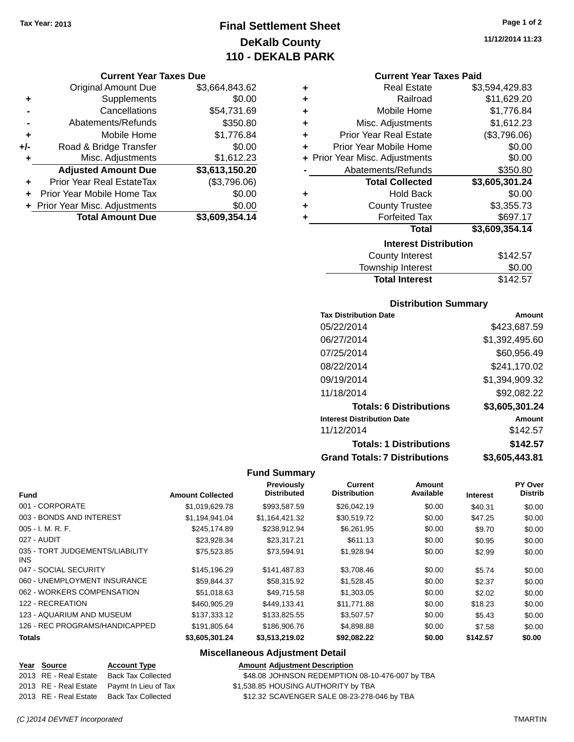**Tax Year: 2013**

# Final Settlement Sheet
## DeKalb County
## 110 - DEKALB PARK

11/12/2014 11:23

### Current Year Taxes Due

| | | |
|---|---|---|
| | Original Amount Due | $3,664,843.62 |
| + | Supplements | $0.00 |
| - | Cancellations | $54,731.69 |
| - | Abatements/Refunds | $350.80 |
| + | Mobile Home | $1,776.84 |
| +/- | Road & Bridge Transfer | $0.00 |
| + | Misc. Adjustments | $1,612.23 |
| | **Adjusted Amount Due** | **$3,613,150.20** |
| + | Prior Year Real EstateTax | ($3,796.06) |
| + | Prior Year Mobile Home Tax | $0.00 |
| + | Prior Year Misc. Adjustments | $0.00 |
| | **Total Amount Due** | **$3,609,354.14** |

### Current Year Taxes Paid

| | | |
|---|---|---|
| + | Real Estate | $3,594,429.83 |
| + | Railroad | $11,629.20 |
| + | Mobile Home | $1,776.84 |
| + | Misc. Adjustments | $1,612.23 |
| + | Prior Year Real Estate | ($3,796.06) |
| + | Prior Year Mobile Home | $0.00 |
| + | Prior Year Misc. Adjustments | $0.00 |
| - | Abatements/Refunds | $350.80 |
| | **Total Collected** | **$3,605,301.24** |
| + | Hold Back | $0.00 |
| + | County Trustee | $3,355.73 |
| + | Forfeited Tax | $697.17 |
| | **Total** | **$3,609,354.14** |

### Interest Distribution

| | |
|---|---|
| County Interest | $142.57 |
| Township Interest | $0.00 |
| **Total Interest** | $142.57 |

### Distribution Summary

| Tax Distribution Date | Amount |
|---|---|
| 05/22/2014 | $423,687.59 |
| 06/27/2014 | $1,392,495.60 |
| 07/25/2014 | $60,956.49 |
| 08/22/2014 | $241,170.02 |
| 09/19/2014 | $1,394,909.32 |
| 11/18/2014 | $92,082.22 |
| **Totals: 6 Distributions** | **$3,605,301.24** |
| **Interest Distribution Date** | **Amount** |
| 11/12/2014 | $142.57 |
| **Totals: 1 Distributions** | **$142.57** |
| **Grand Totals: 7 Distributions** | **$3,605,443.81** |

### Fund Summary

| Fund | Amount Collected | Previously Distributed | Current Distribution | Amount Available | Interest | PY Over Distrib |
|---|---|---|---|---|---|---|
| 001 - CORPORATE | $1,019,629.78 | $993,587.59 | $26,042.19 | $0.00 | $40.31 | $0.00 |
| 003 - BONDS AND INTEREST | $1,194,941.04 | $1,164,421.32 | $30,519.72 | $0.00 | $47.25 | $0.00 |
| 005 - I. M. R. F. | $245,174.89 | $238,912.94 | $6,261.95 | $0.00 | $9.70 | $0.00 |
| 027 - AUDIT | $23,928.34 | $23,317.21 | $611.13 | $0.00 | $0.95 | $0.00 |
| 035 - TORT JUDGEMENTS/LIABILITY INS | $75,523.85 | $73,594.91 | $1,928.94 | $0.00 | $2.99 | $0.00 |
| 047 - SOCIAL SECURITY | $145,196.29 | $141,487.83 | $3,708.46 | $0.00 | $5.74 | $0.00 |
| 060 - UNEMPLOYMENT INSURANCE | $59,844.37 | $58,315.92 | $1,528.45 | $0.00 | $2.37 | $0.00 |
| 062 - WORKERS COMPENSATION | $51,018.63 | $49,715.58 | $1,303.05 | $0.00 | $2.02 | $0.00 |
| 122 - RECREATION | $460,905.29 | $449,133.41 | $11,771.88 | $0.00 | $18.23 | $0.00 |
| 123 - AQUARIUM AND MUSEUM | $137,333.12 | $133,825.55 | $3,507.57 | $0.00 | $5.43 | $0.00 |
| 126 - REC PROGRAMS/HANDICAPPED | $191,805.64 | $186,906.76 | $4,898.88 | $0.00 | $7.58 | $0.00 |
| **Totals** | **$3,605,301.24** | **$3,513,219.02** | **$92,082.22** | **$0.00** | **$142.57** | **$0.00** |

### Miscellaneous Adjustment Detail

| Year | Source | Account Type | Amount | Adjustment Description |
|---|---|---|---|---|
| 2013 | RE - Real Estate | Back Tax Collected | $48.08 | JOHNSON REDEMPTION 08-10-476-007 by TBA |
| 2013 | RE - Real Estate | Paymt In Lieu of Tax | $1,538.85 | HOUSING AUTHORITY by TBA |
| 2013 | RE - Real Estate | Back Tax Collected | $12.32 | SCAVENGER SALE 08-23-278-046 by TBA |

(C )2014 DEVNET Incorporated — TMARTIN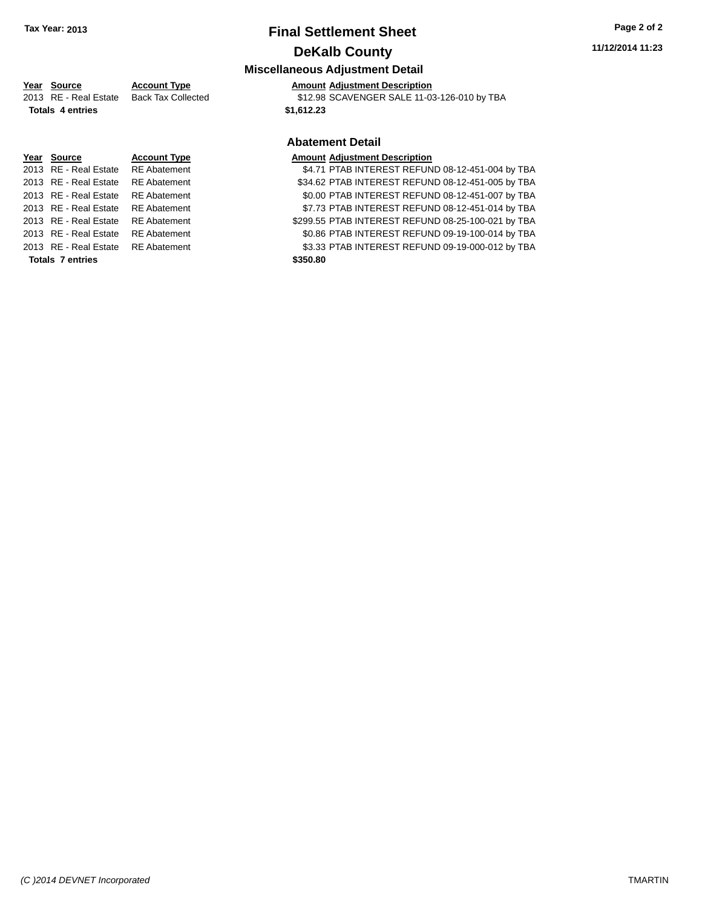## Final Settlement Sheet

## DeKalb County

### Miscellaneous Adjustment Detail

| Year | Source | Account Type | Amount | Adjustment Description |
|---|---|---|---|---|
| 2013 | RE - Real Estate | Back Tax Collected | $12.98 | SCAVENGER SALE 11-03-126-010 by TBA |
| **Totals 4 entries** | | | **$1,612.23** | |

### Abatement Detail

| Year | Source | Account Type | Amount | Adjustment Description |
|---|---|---|---|---|
| 2013 | RE - Real Estate | RE Abatement | $4.71 | PTAB INTEREST REFUND 08-12-451-004 by TBA |
| 2013 | RE - Real Estate | RE Abatement | $34.62 | PTAB INTEREST REFUND 08-12-451-005 by TBA |
| 2013 | RE - Real Estate | RE Abatement | $0.00 | PTAB INTEREST REFUND 08-12-451-007 by TBA |
| 2013 | RE - Real Estate | RE Abatement | $7.73 | PTAB INTEREST REFUND 08-12-451-014 by TBA |
| 2013 | RE - Real Estate | RE Abatement | $299.55 | PTAB INTEREST REFUND 08-25-100-021 by TBA |
| 2013 | RE - Real Estate | RE Abatement | $0.86 | PTAB INTEREST REFUND 09-19-100-014 by TBA |
| 2013 | RE - Real Estate | RE Abatement | $3.33 | PTAB INTEREST REFUND 09-19-000-012 by TBA |
| **Totals 7 entries** | | | **$350.80** | |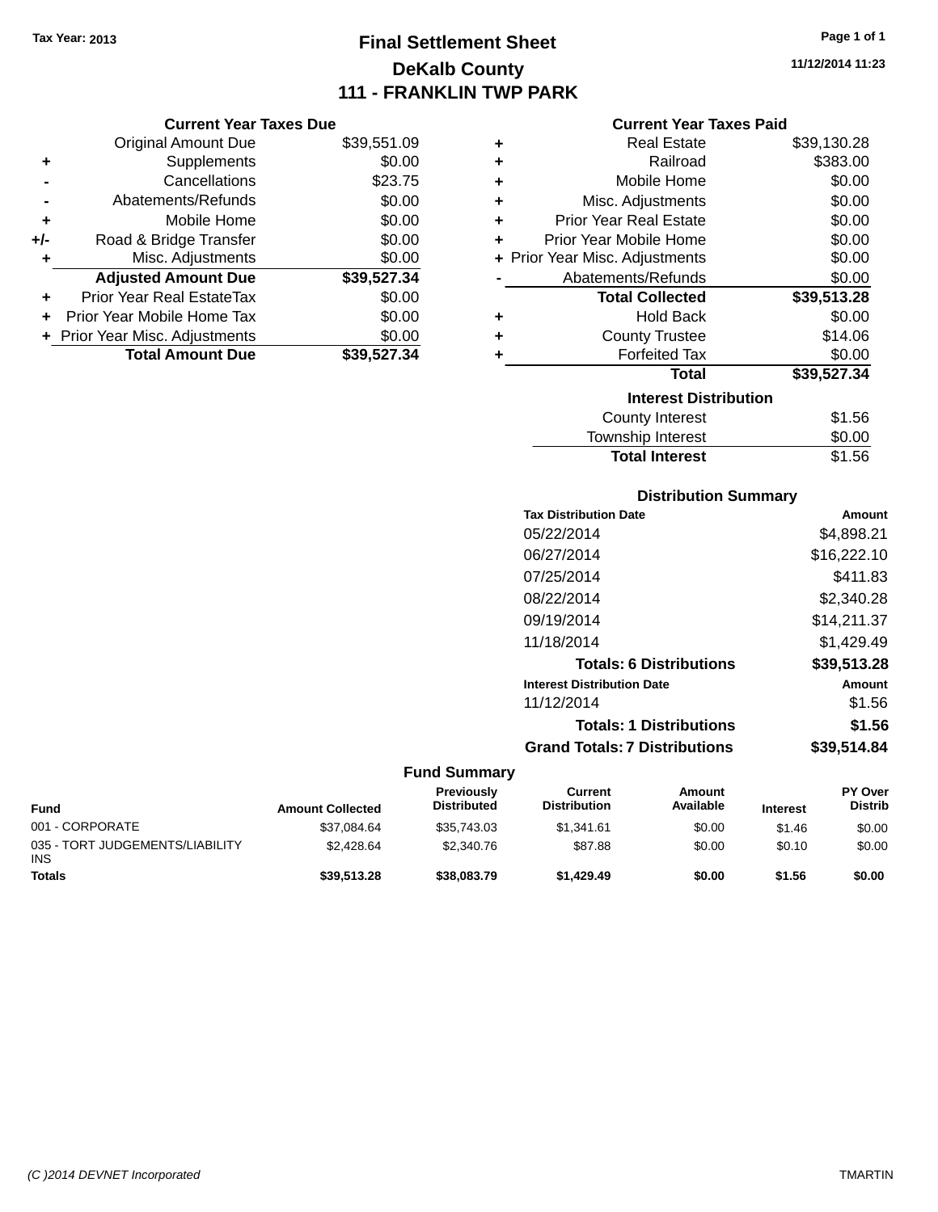Tax Year: 2013

# Final Settlement Sheet

## DeKalb County

## 111 - FRANKLIN TWP PARK

11/12/2014 11:23

### Current Year Taxes Due

| | | |
|---|---|---|
| | Original Amount Due | $39,551.09 |
| + | Supplements | $0.00 |
| - | Cancellations | $23.75 |
| - | Abatements/Refunds | $0.00 |
| + | Mobile Home | $0.00 |
| +/- | Road & Bridge Transfer | $0.00 |
| + | Misc. Adjustments | $0.00 |
| | **Adjusted Amount Due** | **$39,527.34** |
| + | Prior Year Real EstateTax | $0.00 |
| + | Prior Year Mobile Home Tax | $0.00 |
| + | Prior Year Misc. Adjustments | $0.00 |
| | **Total Amount Due** | **$39,527.34** |

### Current Year Taxes Paid

| | | |
|---|---|---|
| + | Real Estate | $39,130.28 |
| + | Railroad | $383.00 |
| + | Mobile Home | $0.00 |
| + | Misc. Adjustments | $0.00 |
| + | Prior Year Real Estate | $0.00 |
| + | Prior Year Mobile Home | $0.00 |
| + | Prior Year Misc. Adjustments | $0.00 |
| - | Abatements/Refunds | $0.00 |
| | **Total Collected** | **$39,513.28** |
| + | Hold Back | $0.00 |
| + | County Trustee | $14.06 |
| + | Forfeited Tax | $0.00 |
| | **Total** | **$39,527.34** |

### Interest Distribution

| | |
|---|---|
| County Interest | $1.56 |
| Township Interest | $0.00 |
| **Total Interest** | $1.56 |

### Distribution Summary

| Tax Distribution Date | Amount |
|---|---|
| 05/22/2014 | $4,898.21 |
| 06/27/2014 | $16,222.10 |
| 07/25/2014 | $411.83 |
| 08/22/2014 | $2,340.28 |
| 09/19/2014 | $14,211.37 |
| 11/18/2014 | $1,429.49 |
| **Totals: 6 Distributions** | **$39,513.28** |
| **Interest Distribution Date** | **Amount** |
| 11/12/2014 | $1.56 |
| **Totals: 1 Distributions** | **$1.56** |
| **Grand Totals: 7 Distributions** | **$39,514.84** |

### Fund Summary

| Fund | Amount Collected | Previously Distributed | Current Distribution | Amount Available | Interest | PY Over Distrib |
|---|---|---|---|---|---|---|
| 001 - CORPORATE | $37,084.64 | $35,743.03 | $1,341.61 | $0.00 | $1.46 | $0.00 |
| 035 - TORT JUDGEMENTS/LIABILITY INS | $2,428.64 | $2,340.76 | $87.88 | $0.00 | $0.10 | $0.00 |
| **Totals** | **$39,513.28** | **$38,083.79** | **$1,429.49** | **$0.00** | **$1.56** | **$0.00** |

(C )2014 DEVNET Incorporated

TMARTIN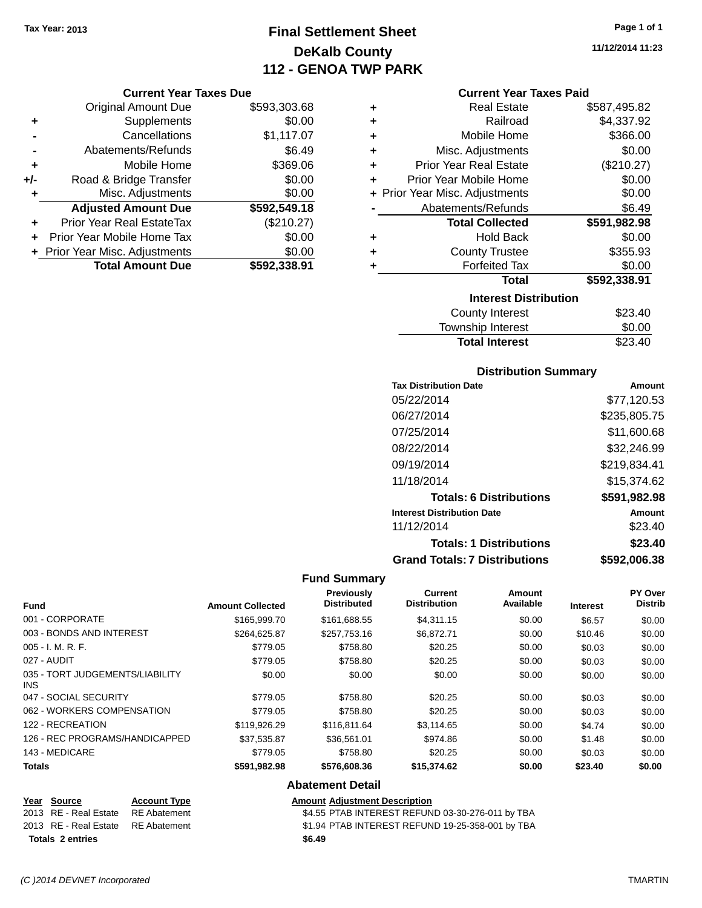Tax Year: 2013

# Final Settlement Sheet
## DeKalb County
## 112 - GENOA TWP PARK

11/12/2014 11:23

### Current Year Taxes Due

| | | |
|---|---|---|
| | Original Amount Due | $593,303.68 |
| + | Supplements | $0.00 |
| - | Cancellations | $1,117.07 |
| - | Abatements/Refunds | $6.49 |
| + | Mobile Home | $369.06 |
| +/- | Road & Bridge Transfer | $0.00 |
| + | Misc. Adjustments | $0.00 |
| | **Adjusted Amount Due** | **$592,549.18** |
| + | Prior Year Real EstateTax | ($210.27) |
| + | Prior Year Mobile Home Tax | $0.00 |
| + | Prior Year Misc. Adjustments | $0.00 |
| | **Total Amount Due** | **$592,338.91** |

### Current Year Taxes Paid

| | | |
|---|---|---|
| + | Real Estate | $587,495.82 |
| + | Railroad | $4,337.92 |
| + | Mobile Home | $366.00 |
| + | Misc. Adjustments | $0.00 |
| + | Prior Year Real Estate | ($210.27) |
| + | Prior Year Mobile Home | $0.00 |
| + | Prior Year Misc. Adjustments | $0.00 |
| - | Abatements/Refunds | $6.49 |
| | **Total Collected** | **$591,982.98** |
| + | Hold Back | $0.00 |
| + | County Trustee | $355.93 |
| + | Forfeited Tax | $0.00 |
| | **Total** | **$592,338.91** |

### Interest Distribution

| | |
|---|---|
| County Interest | $23.40 |
| Township Interest | $0.00 |
| **Total Interest** | $23.40 |

### Distribution Summary

| Tax Distribution Date | Amount |
|---|---|
| 05/22/2014 | $77,120.53 |
| 06/27/2014 | $235,805.75 |
| 07/25/2014 | $11,600.68 |
| 08/22/2014 | $32,246.99 |
| 09/19/2014 | $219,834.41 |
| 11/18/2014 | $15,374.62 |
| **Totals: 6 Distributions** | **$591,982.98** |
| **Interest Distribution Date** | **Amount** |
| 11/12/2014 | $23.40 |
| **Totals: 1 Distributions** | **$23.40** |
| **Grand Totals: 7 Distributions** | **$592,006.38** |

### Fund Summary

| Fund | Amount Collected | Previously Distributed | Current Distribution | Amount Available | Interest | PY Over Distrib |
|---|---|---|---|---|---|---|
| 001 - CORPORATE | $165,999.70 | $161,688.55 | $4,311.15 | $0.00 | $6.57 | $0.00 |
| 003 - BONDS AND INTEREST | $264,625.87 | $257,753.16 | $6,872.71 | $0.00 | $10.46 | $0.00 |
| 005 - I. M. R. F. | $779.05 | $758.80 | $20.25 | $0.00 | $0.03 | $0.00 |
| 027 - AUDIT | $779.05 | $758.80 | $20.25 | $0.00 | $0.03 | $0.00 |
| 035 - TORT JUDGEMENTS/LIABILITY INS | $0.00 | $0.00 | $0.00 | $0.00 | $0.00 | $0.00 |
| 047 - SOCIAL SECURITY | $779.05 | $758.80 | $20.25 | $0.00 | $0.03 | $0.00 |
| 062 - WORKERS COMPENSATION | $779.05 | $758.80 | $20.25 | $0.00 | $0.03 | $0.00 |
| 122 - RECREATION | $119,926.29 | $116,811.64 | $3,114.65 | $0.00 | $4.74 | $0.00 |
| 126 - REC PROGRAMS/HANDICAPPED | $37,535.87 | $36,561.01 | $974.86 | $0.00 | $1.48 | $0.00 |
| 143 - MEDICARE | $779.05 | $758.80 | $20.25 | $0.00 | $0.03 | $0.00 |
| **Totals** | **$591,982.98** | **$576,608.36** | **$15,374.62** | **$0.00** | **$23.40** | **$0.00** |

### Abatement Detail

| Year | Source | Account Type | Amount | Adjustment Description |
|---|---|---|---|---|
| 2013 | RE - Real Estate | RE Abatement | $4.55 | PTAB INTEREST REFUND 03-30-276-011 by TBA |
| 2013 | RE - Real Estate | RE Abatement | $1.94 | PTAB INTEREST REFUND 19-25-358-001 by TBA |
| **Totals** | **2 entries** | | **$6.49** | |

(C )2014 DEVNET Incorporated TMARTIN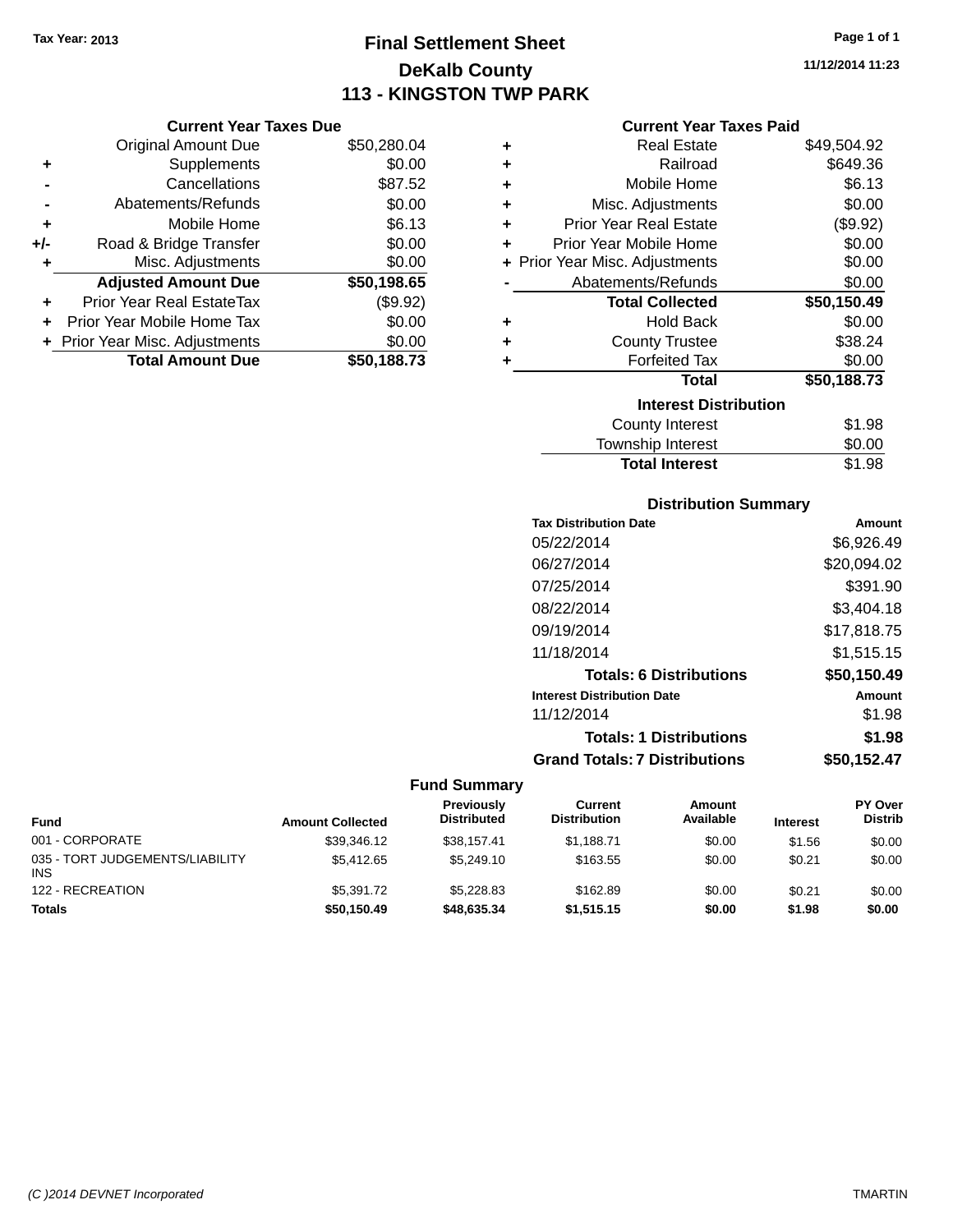Tax Year: 2013

# Final Settlement Sheet
## DeKalb County
## 113 - KINGSTON TWP PARK

11/12/2014 11:23

### Current Year Taxes Due

| | | |
|---|---|---|
| | Original Amount Due | $50,280.04 |
| + | Supplements | $0.00 |
| - | Cancellations | $87.52 |
| - | Abatements/Refunds | $0.00 |
| + | Mobile Home | $6.13 |
| +/- | Road & Bridge Transfer | $0.00 |
| + | Misc. Adjustments | $0.00 |
| | **Adjusted Amount Due** | **$50,198.65** |
| + | Prior Year Real EstateTax | ($9.92) |
| + | Prior Year Mobile Home Tax | $0.00 |
| + | Prior Year Misc. Adjustments | $0.00 |
| | **Total Amount Due** | **$50,188.73** |

### Current Year Taxes Paid

| | | |
|---|---|---|
| + | Real Estate | $49,504.92 |
| + | Railroad | $649.36 |
| + | Mobile Home | $6.13 |
| + | Misc. Adjustments | $0.00 |
| + | Prior Year Real Estate | ($9.92) |
| + | Prior Year Mobile Home | $0.00 |
| + | Prior Year Misc. Adjustments | $0.00 |
| - | Abatements/Refunds | $0.00 |
| | **Total Collected** | **$50,150.49** |
| + | Hold Back | $0.00 |
| + | County Trustee | $38.24 |
| + | Forfeited Tax | $0.00 |
| | **Total** | **$50,188.73** |

### Interest Distribution

| | |
|---|---|
| County Interest | $1.98 |
| Township Interest | $0.00 |
| **Total Interest** | $1.98 |

### Distribution Summary

| Tax Distribution Date | Amount |
|---|---|
| 05/22/2014 | $6,926.49 |
| 06/27/2014 | $20,094.02 |
| 07/25/2014 | $391.90 |
| 08/22/2014 | $3,404.18 |
| 09/19/2014 | $17,818.75 |
| 11/18/2014 | $1,515.15 |
| **Totals: 6 Distributions** | **$50,150.49** |
| **Interest Distribution Date** | **Amount** |
| 11/12/2014 | $1.98 |
| **Totals: 1 Distributions** | **$1.98** |
| **Grand Totals: 7 Distributions** | **$50,152.47** |

### Fund Summary

| Fund | Amount Collected | Previously Distributed | Current Distribution | Amount Available | Interest | PY Over Distrib |
|---|---|---|---|---|---|---|
| 001 - CORPORATE | $39,346.12 | $38,157.41 | $1,188.71 | $0.00 | $1.56 | $0.00 |
| 035 - TORT JUDGEMENTS/LIABILITY INS | $5,412.65 | $5,249.10 | $163.55 | $0.00 | $0.21 | $0.00 |
| 122 - RECREATION | $5,391.72 | $5,228.83 | $162.89 | $0.00 | $0.21 | $0.00 |
| **Totals** | **$50,150.49** | **$48,635.34** | **$1,515.15** | **$0.00** | **$1.98** | **$0.00** |

(C )2014 DEVNET Incorporated TMARTIN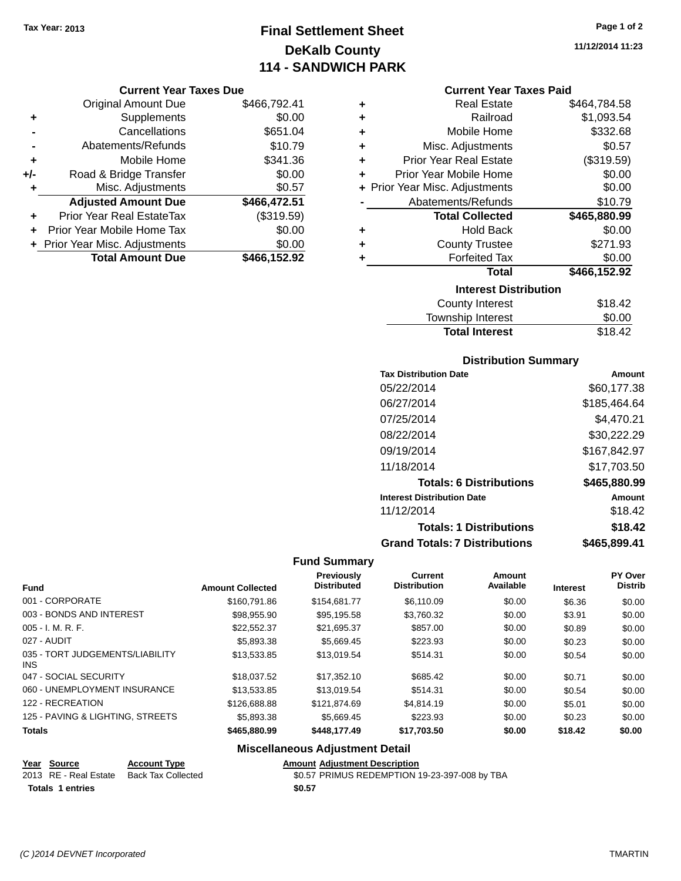Tax Year: 2013

# Final Settlement Sheet
## DeKalb County
## 114 - SANDWICH PARK

11/12/2014 11:23

### Current Year Taxes Due

| | | |
|---|---|---|
| | Original Amount Due | $466,792.41 |
| + | Supplements | $0.00 |
| - | Cancellations | $651.04 |
| - | Abatements/Refunds | $10.79 |
| + | Mobile Home | $341.36 |
| +/- | Road & Bridge Transfer | $0.00 |
| + | Misc. Adjustments | $0.57 |
| | **Adjusted Amount Due** | **$466,472.51** |
| + | Prior Year Real EstateTax | ($319.59) |
| + | Prior Year Mobile Home Tax | $0.00 |
| + | Prior Year Misc. Adjustments | $0.00 |
| | **Total Amount Due** | **$466,152.92** |

### Current Year Taxes Paid

| | | |
|---|---|---|
| + | Real Estate | $464,784.58 |
| + | Railroad | $1,093.54 |
| + | Mobile Home | $332.68 |
| + | Misc. Adjustments | $0.57 |
| + | Prior Year Real Estate | ($319.59) |
| + | Prior Year Mobile Home | $0.00 |
| + | Prior Year Misc. Adjustments | $0.00 |
| - | Abatements/Refunds | $10.79 |
| | **Total Collected** | **$465,880.99** |
| + | Hold Back | $0.00 |
| + | County Trustee | $271.93 |
| + | Forfeited Tax | $0.00 |
| | **Total** | **$466,152.92** |

### Interest Distribution

| | |
|---|---|
| County Interest | $18.42 |
| Township Interest | $0.00 |
| **Total Interest** | $18.42 |

### Distribution Summary

| Tax Distribution Date | Amount |
|---|---|
| 05/22/2014 | $60,177.38 |
| 06/27/2014 | $185,464.64 |
| 07/25/2014 | $4,470.21 |
| 08/22/2014 | $30,222.29 |
| 09/19/2014 | $167,842.97 |
| 11/18/2014 | $17,703.50 |
| **Totals: 6 Distributions** | **$465,880.99** |
| **Interest Distribution Date** | **Amount** |
| 11/12/2014 | $18.42 |
| **Totals: 1 Distributions** | **$18.42** |
| **Grand Totals: 7 Distributions** | **$465,899.41** |

### Fund Summary

| Fund | Amount Collected | Previously Distributed | Current Distribution | Amount Available | Interest | PY Over Distrib |
|---|---|---|---|---|---|---|
| 001 - CORPORATE | $160,791.86 | $154,681.77 | $6,110.09 | $0.00 | $6.36 | $0.00 |
| 003 - BONDS AND INTEREST | $98,955.90 | $95,195.58 | $3,760.32 | $0.00 | $3.91 | $0.00 |
| 005 - I. M. R. F. | $22,552.37 | $21,695.37 | $857.00 | $0.00 | $0.89 | $0.00 |
| 027 - AUDIT | $5,893.38 | $5,669.45 | $223.93 | $0.00 | $0.23 | $0.00 |
| 035 - TORT JUDGEMENTS/LIABILITY INS | $13,533.85 | $13,019.54 | $514.31 | $0.00 | $0.54 | $0.00 |
| 047 - SOCIAL SECURITY | $18,037.52 | $17,352.10 | $685.42 | $0.00 | $0.71 | $0.00 |
| 060 - UNEMPLOYMENT INSURANCE | $13,533.85 | $13,019.54 | $514.31 | $0.00 | $0.54 | $0.00 |
| 122 - RECREATION | $126,688.88 | $121,874.69 | $4,814.19 | $0.00 | $5.01 | $0.00 |
| 125 - PAVING & LIGHTING, STREETS | $5,893.38 | $5,669.45 | $223.93 | $0.00 | $0.23 | $0.00 |
| **Totals** | **$465,880.99** | **$448,177.49** | **$17,703.50** | **$0.00** | **$18.42** | **$0.00** |

### Miscellaneous Adjustment Detail

| Year | Source | Account Type | Amount | Adjustment Description |
|---|---|---|---|---|
| 2013 | RE - Real Estate | Back Tax Collected | $0.57 | PRIMUS REDEMPTION 19-23-397-008 by TBA |
| **Totals** | **1 entries** | | **$0.57** | |

(C )2014 DEVNET Incorporated — TMARTIN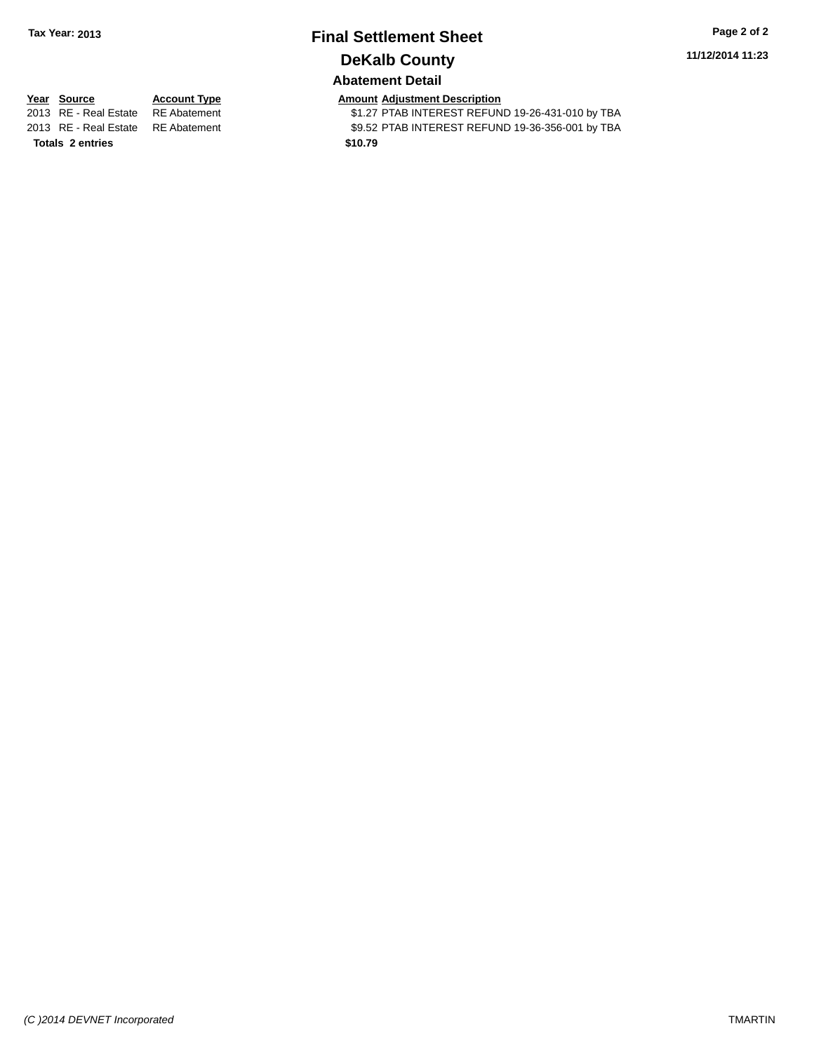Tax Year: 2013

# Final Settlement Sheet

## DeKalb County

### Abatement Detail

| Year | Source | Account Type | Amount | Adjustment Description |
|---|---|---|---|---|
| 2013 | RE - Real Estate | RE Abatement | $1.27 | PTAB INTEREST REFUND 19-26-431-010 by TBA |
| 2013 | RE - Real Estate | RE Abatement | $9.52 | PTAB INTEREST REFUND 19-36-356-001 by TBA |
| **Totals** | **2 entries** | | **$10.79** | |

11/12/2014 11:23

*(C )2014 DEVNET Incorporated*

TMARTIN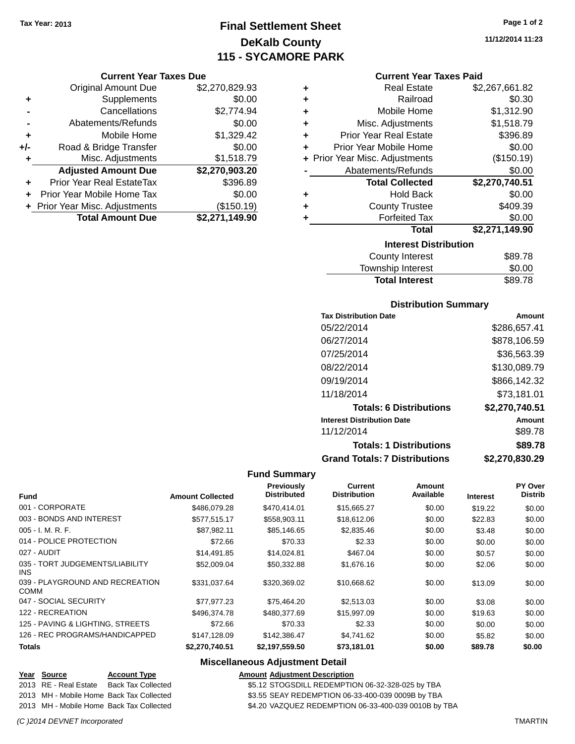**Tax Year: 2013**

# Final Settlement Sheet
## DeKalb County
## 115 - SYCAMORE PARK

11/12/2014 11:23

### Current Year Taxes Due

| | | |
|---|---|---|
| | Original Amount Due | $2,270,829.93 |
| + | Supplements | $0.00 |
| - | Cancellations | $2,774.94 |
| - | Abatements/Refunds | $0.00 |
| + | Mobile Home | $1,329.42 |
| +/- | Road & Bridge Transfer | $0.00 |
| + | Misc. Adjustments | $1,518.79 |
| | **Adjusted Amount Due** | **$2,270,903.20** |
| + | Prior Year Real EstateTax | $396.89 |
| + | Prior Year Mobile Home Tax | $0.00 |
| + | Prior Year Misc. Adjustments | ($150.19) |
| | **Total Amount Due** | **$2,271,149.90** |

### Current Year Taxes Paid

| | | |
|---|---|---|
| + | Real Estate | $2,267,661.82 |
| + | Railroad | $0.30 |
| + | Mobile Home | $1,312.90 |
| + | Misc. Adjustments | $1,518.79 |
| + | Prior Year Real Estate | $396.89 |
| + | Prior Year Mobile Home | $0.00 |
| + | Prior Year Misc. Adjustments | ($150.19) |
| - | Abatements/Refunds | $0.00 |
| | **Total Collected** | **$2,270,740.51** |
| + | Hold Back | $0.00 |
| + | County Trustee | $409.39 |
| + | Forfeited Tax | $0.00 |
| | **Total** | **$2,271,149.90** |

### Interest Distribution

| | |
|---|---|
| County Interest | $89.78 |
| Township Interest | $0.00 |
| **Total Interest** | $89.78 |

### Distribution Summary

| Tax Distribution Date | Amount |
|---|---|
| 05/22/2014 | $286,657.41 |
| 06/27/2014 | $878,106.59 |
| 07/25/2014 | $36,563.39 |
| 08/22/2014 | $130,089.79 |
| 09/19/2014 | $866,142.32 |
| 11/18/2014 | $73,181.01 |
| **Totals: 6 Distributions** | **$2,270,740.51** |
| **Interest Distribution Date** | **Amount** |
| 11/12/2014 | $89.78 |
| **Totals: 1 Distributions** | **$89.78** |
| **Grand Totals: 7 Distributions** | **$2,270,830.29** |

### Fund Summary

| Fund | Amount Collected | Previously Distributed | Current Distribution | Amount Available | Interest | PY Over Distrib |
|---|---|---|---|---|---|---|
| 001 - CORPORATE | $486,079.28 | $470,414.01 | $15,665.27 | $0.00 | $19.22 | $0.00 |
| 003 - BONDS AND INTEREST | $577,515.17 | $558,903.11 | $18,612.06 | $0.00 | $22.83 | $0.00 |
| 005 - I. M. R. F. | $87,982.11 | $85,146.65 | $2,835.46 | $0.00 | $3.48 | $0.00 |
| 014 - POLICE PROTECTION | $72.66 | $70.33 | $2.33 | $0.00 | $0.00 | $0.00 |
| 027 - AUDIT | $14,491.85 | $14,024.81 | $467.04 | $0.00 | $0.57 | $0.00 |
| 035 - TORT JUDGEMENTS/LIABILITY INS | $52,009.04 | $50,332.88 | $1,676.16 | $0.00 | $2.06 | $0.00 |
| 039 - PLAYGROUND AND RECREATION COMM | $331,037.64 | $320,369.02 | $10,668.62 | $0.00 | $13.09 | $0.00 |
| 047 - SOCIAL SECURITY | $77,977.23 | $75,464.20 | $2,513.03 | $0.00 | $3.08 | $0.00 |
| 122 - RECREATION | $496,374.78 | $480,377.69 | $15,997.09 | $0.00 | $19.63 | $0.00 |
| 125 - PAVING & LIGHTING, STREETS | $72.66 | $70.33 | $2.33 | $0.00 | $0.00 | $0.00 |
| 126 - REC PROGRAMS/HANDICAPPED | $147,128.09 | $142,386.47 | $4,741.62 | $0.00 | $5.82 | $0.00 |
| **Totals** | **$2,270,740.51** | **$2,197,559.50** | **$73,181.01** | **$0.00** | **$89.78** | **$0.00** |

### Miscellaneous Adjustment Detail

| Year | Source | Account Type | Amount | Adjustment Description |
|---|---|---|---|---|
| 2013 | RE - Real Estate | Back Tax Collected | $5.12 | STOGSDILL REDEMPTION 06-32-328-025 by TBA |
| 2013 | MH - Mobile Home | Back Tax Collected | $3.55 | SEAY REDEMPTION 06-33-400-039 0009B by TBA |
| 2013 | MH - Mobile Home | Back Tax Collected | $4.20 | VAZQUEZ REDEMPTION 06-33-400-039 0010B by TBA |

*(C )2014 DEVNET Incorporated* TMARTIN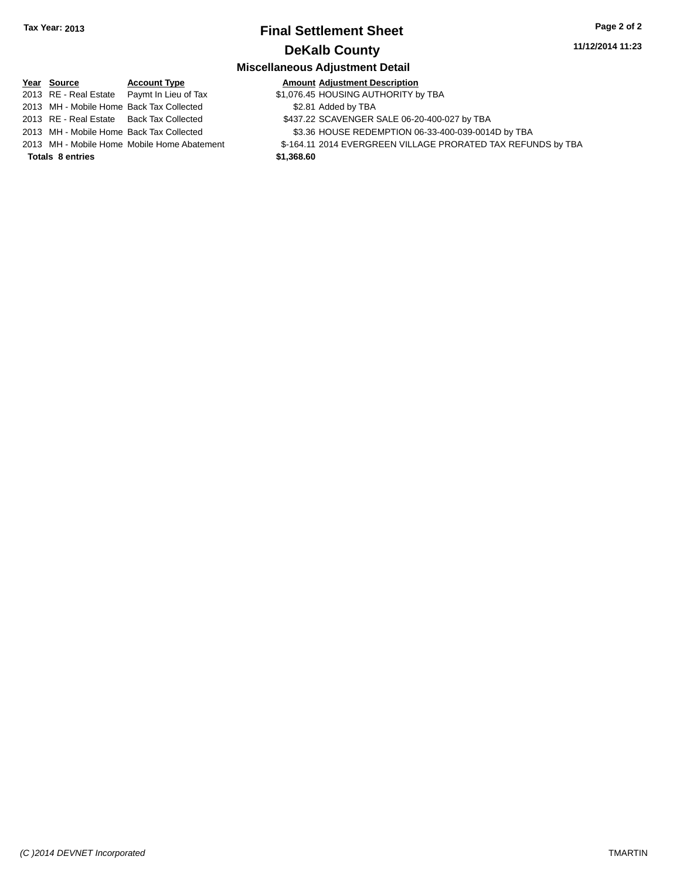# Final Settlement Sheet

**Tax Year: 2013**

## DeKalb County

11/12/2014 11:23

### Miscellaneous Adjustment Detail

| Year | Source | Account Type | Amount | Adjustment Description |
|---|---|---|---|---|
| 2013 | RE - Real Estate | Paymt In Lieu of Tax | $1,076.45 | HOUSING AUTHORITY by TBA |
| 2013 | MH - Mobile Home | Back Tax Collected | $2.81 | Added by TBA |
| 2013 | RE - Real Estate | Back Tax Collected | $437.22 | SCAVENGER SALE 06-20-400-027 by TBA |
| 2013 | MH - Mobile Home | Back Tax Collected | $3.36 | HOUSE REDEMPTION 06-33-400-039-0014D by TBA |
| 2013 | MH - Mobile Home | Mobile Home Abatement | $-164.11 | 2014 EVERGREEN VILLAGE PRORATED TAX REFUNDS by TBA |
| **Totals** | **8 entries** | | **$1,368.60** | |

*(C )2014 DEVNET Incorporated*

TMARTIN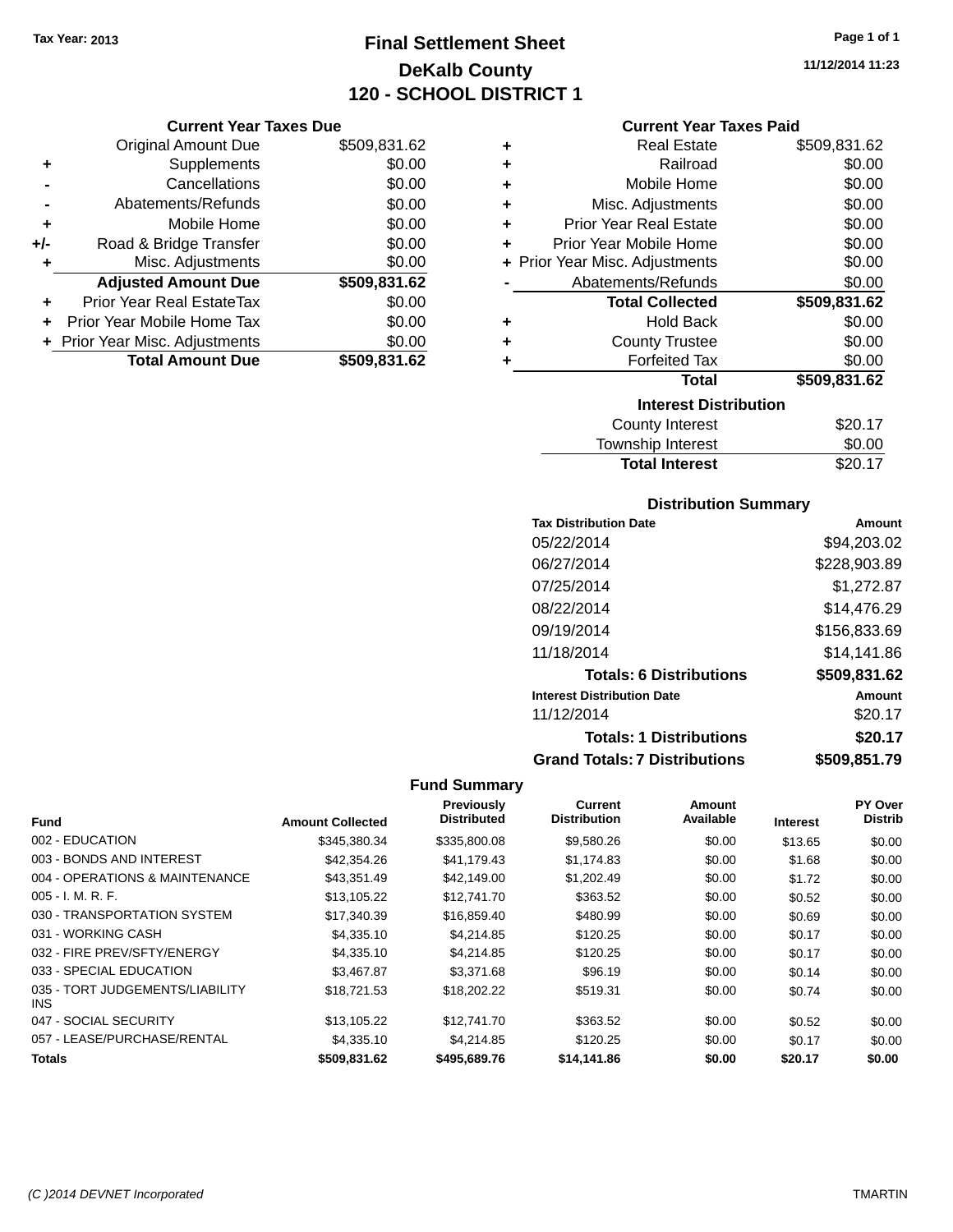Tax Year: 2013

# Final Settlement Sheet
## DeKalb County
## 120 - SCHOOL DISTRICT 1

11/12/2014 11:23

### Current Year Taxes Due

| | | |
|---|---|---|
| | Original Amount Due | $509,831.62 |
| + | Supplements | $0.00 |
| - | Cancellations | $0.00 |
| - | Abatements/Refunds | $0.00 |
| + | Mobile Home | $0.00 |
| +/- | Road & Bridge Transfer | $0.00 |
| + | Misc. Adjustments | $0.00 |
| | **Adjusted Amount Due** | **$509,831.62** |
| + | Prior Year Real EstateTax | $0.00 |
| + | Prior Year Mobile Home Tax | $0.00 |
| + | Prior Year Misc. Adjustments | $0.00 |
| | **Total Amount Due** | **$509,831.62** |

### Current Year Taxes Paid

| | | |
|---|---|---|
| + | Real Estate | $509,831.62 |
| + | Railroad | $0.00 |
| + | Mobile Home | $0.00 |
| + | Misc. Adjustments | $0.00 |
| + | Prior Year Real Estate | $0.00 |
| + | Prior Year Mobile Home | $0.00 |
| + | Prior Year Misc. Adjustments | $0.00 |
| - | Abatements/Refunds | $0.00 |
| | **Total Collected** | **$509,831.62** |
| + | Hold Back | $0.00 |
| + | County Trustee | $0.00 |
| + | Forfeited Tax | $0.00 |
| | **Total** | **$509,831.62** |

### Interest Distribution

| | |
|---|---|
| County Interest | $20.17 |
| Township Interest | $0.00 |
| **Total Interest** | $20.17 |

### Distribution Summary

| Tax Distribution Date | Amount |
|---|---|
| 05/22/2014 | $94,203.02 |
| 06/27/2014 | $228,903.89 |
| 07/25/2014 | $1,272.87 |
| 08/22/2014 | $14,476.29 |
| 09/19/2014 | $156,833.69 |
| 11/18/2014 | $14,141.86 |
| **Totals: 6 Distributions** | **$509,831.62** |
| **Interest Distribution Date** | **Amount** |
| 11/12/2014 | $20.17 |
| **Totals: 1 Distributions** | **$20.17** |
| **Grand Totals: 7 Distributions** | **$509,851.79** |

### Fund Summary

| Fund | Amount Collected | Previously Distributed | Current Distribution | Amount Available | Interest | PY Over Distrib |
|---|---|---|---|---|---|---|
| 002 - EDUCATION | $345,380.34 | $335,800.08 | $9,580.26 | $0.00 | $13.65 | $0.00 |
| 003 - BONDS AND INTEREST | $42,354.26 | $41,179.43 | $1,174.83 | $0.00 | $1.68 | $0.00 |
| 004 - OPERATIONS & MAINTENANCE | $43,351.49 | $42,149.00 | $1,202.49 | $0.00 | $1.72 | $0.00 |
| 005 - I. M. R. F. | $13,105.22 | $12,741.70 | $363.52 | $0.00 | $0.52 | $0.00 |
| 030 - TRANSPORTATION SYSTEM | $17,340.39 | $16,859.40 | $480.99 | $0.00 | $0.69 | $0.00 |
| 031 - WORKING CASH | $4,335.10 | $4,214.85 | $120.25 | $0.00 | $0.17 | $0.00 |
| 032 - FIRE PREV/SFTY/ENERGY | $4,335.10 | $4,214.85 | $120.25 | $0.00 | $0.17 | $0.00 |
| 033 - SPECIAL EDUCATION | $3,467.87 | $3,371.68 | $96.19 | $0.00 | $0.14 | $0.00 |
| 035 - TORT JUDGEMENTS/LIABILITY INS | $18,721.53 | $18,202.22 | $519.31 | $0.00 | $0.74 | $0.00 |
| 047 - SOCIAL SECURITY | $13,105.22 | $12,741.70 | $363.52 | $0.00 | $0.52 | $0.00 |
| 057 - LEASE/PURCHASE/RENTAL | $4,335.10 | $4,214.85 | $120.25 | $0.00 | $0.17 | $0.00 |
| **Totals** | **$509,831.62** | **$495,689.76** | **$14,141.86** | **$0.00** | **$20.17** | **$0.00** |

(C )2014 DEVNET Incorporated TMARTIN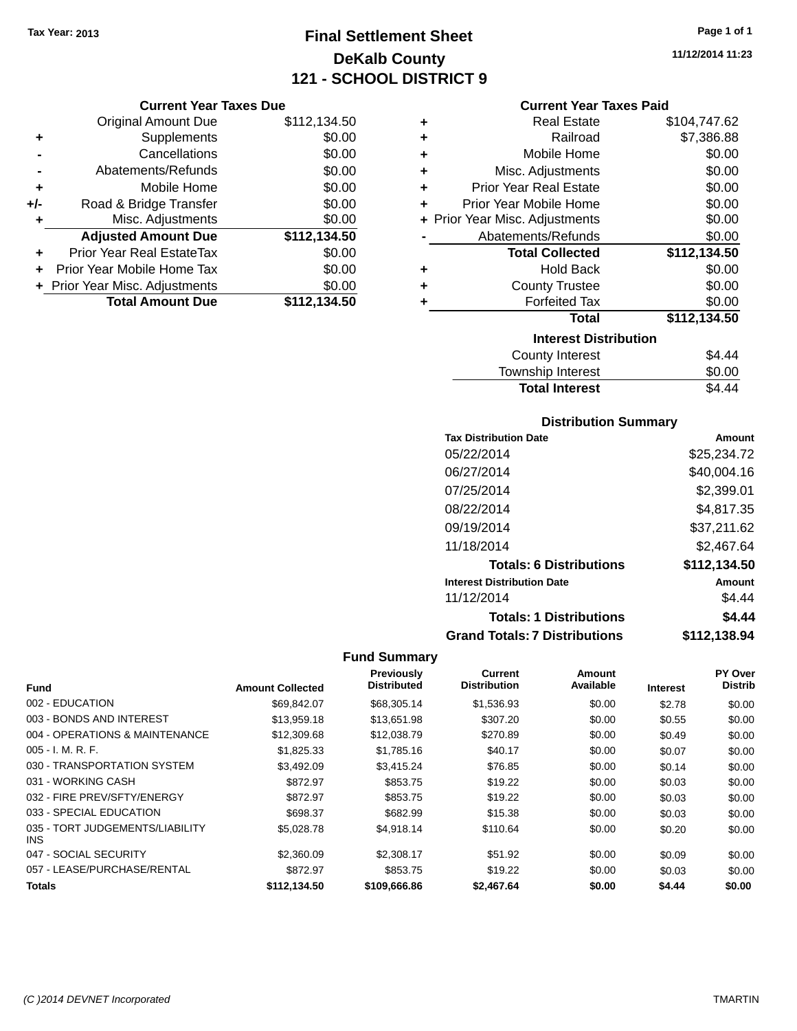Tax Year: 2013

# Final Settlement Sheet

## DeKalb County

## 121 - SCHOOL DISTRICT 9

11/12/2014 11:23

### Current Year Taxes Due

| | | |
|---|---|---|
| | Original Amount Due | $112,134.50 |
| + | Supplements | $0.00 |
| - | Cancellations | $0.00 |
| - | Abatements/Refunds | $0.00 |
| + | Mobile Home | $0.00 |
| +/- | Road & Bridge Transfer | $0.00 |
| + | Misc. Adjustments | $0.00 |
| | **Adjusted Amount Due** | **$112,134.50** |
| + | Prior Year Real EstateTax | $0.00 |
| + | Prior Year Mobile Home Tax | $0.00 |
| + | Prior Year Misc. Adjustments | $0.00 |
| | **Total Amount Due** | **$112,134.50** |

### Current Year Taxes Paid

| | | |
|---|---|---|
| + | Real Estate | $104,747.62 |
| + | Railroad | $7,386.88 |
| + | Mobile Home | $0.00 |
| + | Misc. Adjustments | $0.00 |
| + | Prior Year Real Estate | $0.00 |
| + | Prior Year Mobile Home | $0.00 |
| + | Prior Year Misc. Adjustments | $0.00 |
| - | Abatements/Refunds | $0.00 |
| | **Total Collected** | **$112,134.50** |
| + | Hold Back | $0.00 |
| + | County Trustee | $0.00 |
| + | Forfeited Tax | $0.00 |
| | **Total** | **$112,134.50** |

### Interest Distribution

| | |
|---|---|
| County Interest | $4.44 |
| Township Interest | $0.00 |
| **Total Interest** | $4.44 |

### Distribution Summary

| Tax Distribution Date | Amount |
|---|---|
| 05/22/2014 | $25,234.72 |
| 06/27/2014 | $40,004.16 |
| 07/25/2014 | $2,399.01 |
| 08/22/2014 | $4,817.35 |
| 09/19/2014 | $37,211.62 |
| 11/18/2014 | $2,467.64 |
| **Totals: 6 Distributions** | **$112,134.50** |
| **Interest Distribution Date** | **Amount** |
| 11/12/2014 | $4.44 |
| **Totals: 1 Distributions** | **$4.44** |
| **Grand Totals: 7 Distributions** | **$112,138.94** |

### Fund Summary

| Fund | Amount Collected | Previously Distributed | Current Distribution | Amount Available | Interest | PY Over Distrib |
|---|---|---|---|---|---|---|
| 002 - EDUCATION | $69,842.07 | $68,305.14 | $1,536.93 | $0.00 | $2.78 | $0.00 |
| 003 - BONDS AND INTEREST | $13,959.18 | $13,651.98 | $307.20 | $0.00 | $0.55 | $0.00 |
| 004 - OPERATIONS & MAINTENANCE | $12,309.68 | $12,038.79 | $270.89 | $0.00 | $0.49 | $0.00 |
| 005 - I. M. R. F. | $1,825.33 | $1,785.16 | $40.17 | $0.00 | $0.07 | $0.00 |
| 030 - TRANSPORTATION SYSTEM | $3,492.09 | $3,415.24 | $76.85 | $0.00 | $0.14 | $0.00 |
| 031 - WORKING CASH | $872.97 | $853.75 | $19.22 | $0.00 | $0.03 | $0.00 |
| 032 - FIRE PREV/SFTY/ENERGY | $872.97 | $853.75 | $19.22 | $0.00 | $0.03 | $0.00 |
| 033 - SPECIAL EDUCATION | $698.37 | $682.99 | $15.38 | $0.00 | $0.03 | $0.00 |
| 035 - TORT JUDGEMENTS/LIABILITY INS | $5,028.78 | $4,918.14 | $110.64 | $0.00 | $0.20 | $0.00 |
| 047 - SOCIAL SECURITY | $2,360.09 | $2,308.17 | $51.92 | $0.00 | $0.09 | $0.00 |
| 057 - LEASE/PURCHASE/RENTAL | $872.97 | $853.75 | $19.22 | $0.00 | $0.03 | $0.00 |
| **Totals** | **$112,134.50** | **$109,666.86** | **$2,467.64** | **$0.00** | **$4.44** | **$0.00** |

(C )2014 DEVNET Incorporated — TMARTIN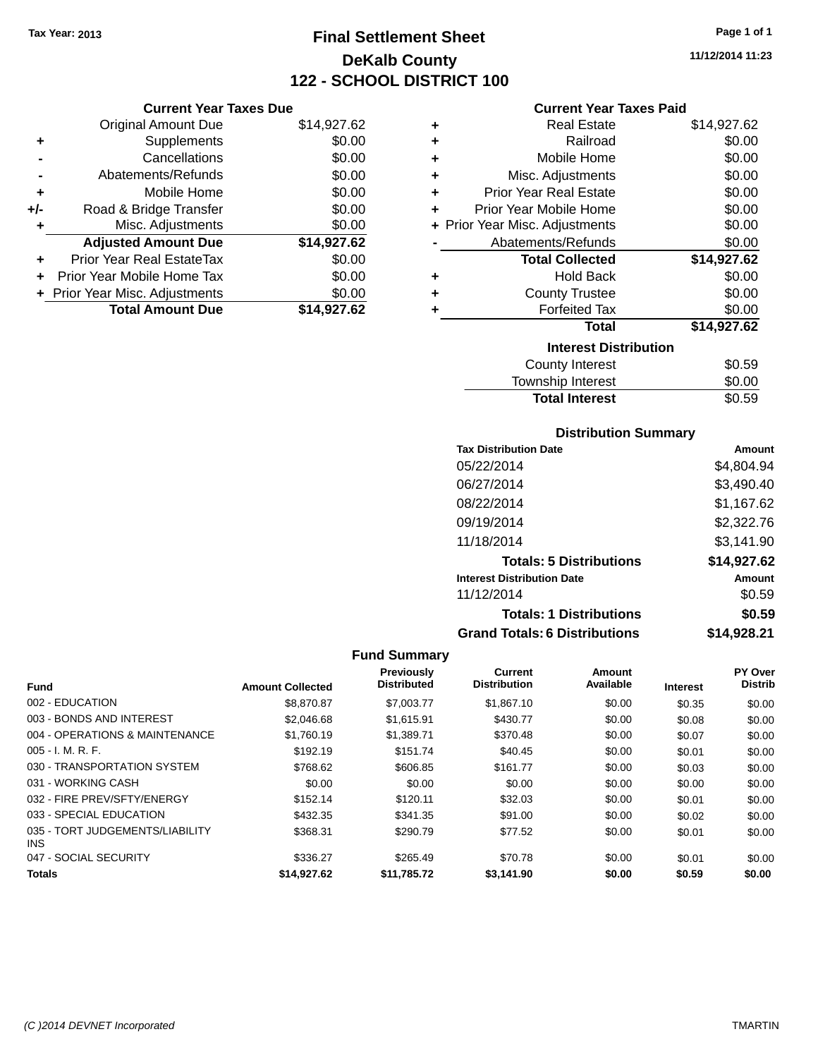Tax Year: 2013

# Final Settlement Sheet
## DeKalb County
## 122 - SCHOOL DISTRICT 100

11/12/2014 11:23

### Current Year Taxes Due

| | | |
|---|---|---|
| | Original Amount Due | $14,927.62 |
| + | Supplements | $0.00 |
| - | Cancellations | $0.00 |
| - | Abatements/Refunds | $0.00 |
| + | Mobile Home | $0.00 |
| +/- | Road & Bridge Transfer | $0.00 |
| + | Misc. Adjustments | $0.00 |
| | **Adjusted Amount Due** | **$14,927.62** |
| + | Prior Year Real EstateTax | $0.00 |
| + | Prior Year Mobile Home Tax | $0.00 |
| + | Prior Year Misc. Adjustments | $0.00 |
| | **Total Amount Due** | **$14,927.62** |

### Current Year Taxes Paid

| | | |
|---|---|---|
| + | Real Estate | $14,927.62 |
| + | Railroad | $0.00 |
| + | Mobile Home | $0.00 |
| + | Misc. Adjustments | $0.00 |
| + | Prior Year Real Estate | $0.00 |
| + | Prior Year Mobile Home | $0.00 |
| + | Prior Year Misc. Adjustments | $0.00 |
| - | Abatements/Refunds | $0.00 |
| | **Total Collected** | **$14,927.62** |
| + | Hold Back | $0.00 |
| + | County Trustee | $0.00 |
| + | Forfeited Tax | $0.00 |
| | **Total** | **$14,927.62** |

### Interest Distribution

| | |
|---|---|
| County Interest | $0.59 |
| Township Interest | $0.00 |
| **Total Interest** | $0.59 |

### Distribution Summary

| Tax Distribution Date | Amount |
|---|---|
| 05/22/2014 | $4,804.94 |
| 06/27/2014 | $3,490.40 |
| 08/22/2014 | $1,167.62 |
| 09/19/2014 | $2,322.76 |
| 11/18/2014 | $3,141.90 |
| **Totals: 5 Distributions** | **$14,927.62** |
| **Interest Distribution Date** | **Amount** |
| 11/12/2014 | $0.59 |
| **Totals: 1 Distributions** | **$0.59** |
| **Grand Totals: 6 Distributions** | **$14,928.21** |

### Fund Summary

| Fund | Amount Collected | Previously Distributed | Current Distribution | Amount Available | Interest | PY Over Distrib |
|---|---|---|---|---|---|---|
| 002 - EDUCATION | $8,870.87 | $7,003.77 | $1,867.10 | $0.00 | $0.35 | $0.00 |
| 003 - BONDS AND INTEREST | $2,046.68 | $1,615.91 | $430.77 | $0.00 | $0.08 | $0.00 |
| 004 - OPERATIONS & MAINTENANCE | $1,760.19 | $1,389.71 | $370.48 | $0.00 | $0.07 | $0.00 |
| 005 - I. M. R. F. | $192.19 | $151.74 | $40.45 | $0.00 | $0.01 | $0.00 |
| 030 - TRANSPORTATION SYSTEM | $768.62 | $606.85 | $161.77 | $0.00 | $0.03 | $0.00 |
| 031 - WORKING CASH | $0.00 | $0.00 | $0.00 | $0.00 | $0.00 | $0.00 |
| 032 - FIRE PREV/SFTY/ENERGY | $152.14 | $120.11 | $32.03 | $0.00 | $0.01 | $0.00 |
| 033 - SPECIAL EDUCATION | $432.35 | $341.35 | $91.00 | $0.00 | $0.02 | $0.00 |
| 035 - TORT JUDGEMENTS/LIABILITY INS | $368.31 | $290.79 | $77.52 | $0.00 | $0.01 | $0.00 |
| 047 - SOCIAL SECURITY | $336.27 | $265.49 | $70.78 | $0.00 | $0.01 | $0.00 |
| **Totals** | **$14,927.62** | **$11,785.72** | **$3,141.90** | **$0.00** | **$0.59** | **$0.00** |

(C )2014 DEVNET Incorporated — TMARTIN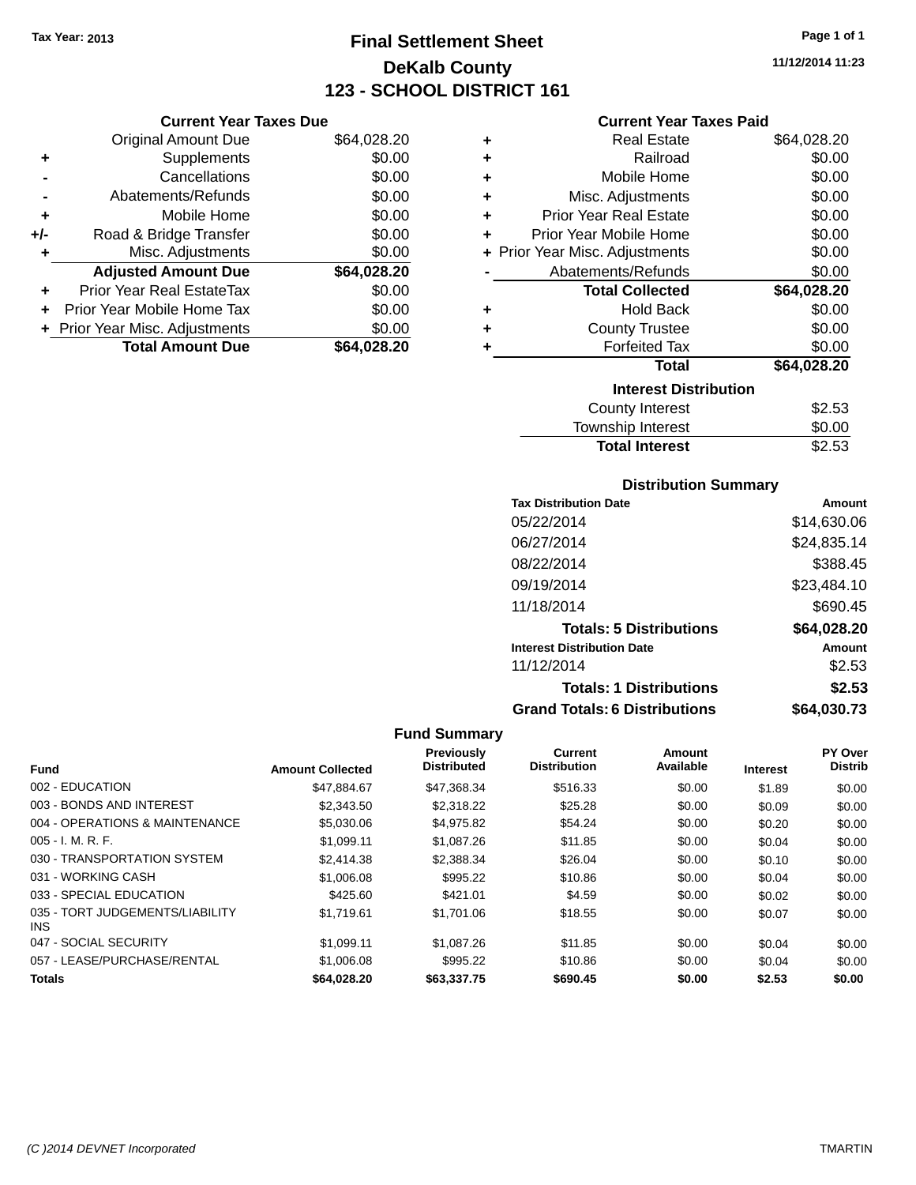Tax Year: 2013

# Final Settlement Sheet
## DeKalb County
## 123 - SCHOOL DISTRICT 161

11/12/2014 11:23

### Current Year Taxes Due

| | | |
|---|---|---|
| | Original Amount Due | $64,028.20 |
| + | Supplements | $0.00 |
| - | Cancellations | $0.00 |
| - | Abatements/Refunds | $0.00 |
| + | Mobile Home | $0.00 |
| +/- | Road & Bridge Transfer | $0.00 |
| + | Misc. Adjustments | $0.00 |
| | **Adjusted Amount Due** | **$64,028.20** |
| + | Prior Year Real EstateTax | $0.00 |
| + | Prior Year Mobile Home Tax | $0.00 |
| + | Prior Year Misc. Adjustments | $0.00 |
| | **Total Amount Due** | **$64,028.20** |

### Current Year Taxes Paid

| | | |
|---|---|---|
| + | Real Estate | $64,028.20 |
| + | Railroad | $0.00 |
| + | Mobile Home | $0.00 |
| + | Misc. Adjustments | $0.00 |
| + | Prior Year Real Estate | $0.00 |
| + | Prior Year Mobile Home | $0.00 |
| + | Prior Year Misc. Adjustments | $0.00 |
| - | Abatements/Refunds | $0.00 |
| | **Total Collected** | **$64,028.20** |
| + | Hold Back | $0.00 |
| + | County Trustee | $0.00 |
| + | Forfeited Tax | $0.00 |
| | **Total** | **$64,028.20** |

### Interest Distribution

| | |
|---|---|
| County Interest | $2.53 |
| Township Interest | $0.00 |
| **Total Interest** | $2.53 |

### Distribution Summary

| Tax Distribution Date | Amount |
|---|---|
| 05/22/2014 | $14,630.06 |
| 06/27/2014 | $24,835.14 |
| 08/22/2014 | $388.45 |
| 09/19/2014 | $23,484.10 |
| 11/18/2014 | $690.45 |
| **Totals: 5 Distributions** | **$64,028.20** |
| **Interest Distribution Date** | **Amount** |
| 11/12/2014 | $2.53 |
| **Totals: 1 Distributions** | **$2.53** |
| **Grand Totals: 6 Distributions** | **$64,030.73** |

### Fund Summary

| Fund | Amount Collected | Previously Distributed | Current Distribution | Amount Available | Interest | PY Over Distrib |
|---|---|---|---|---|---|---|
| 002 - EDUCATION | $47,884.67 | $47,368.34 | $516.33 | $0.00 | $1.89 | $0.00 |
| 003 - BONDS AND INTEREST | $2,343.50 | $2,318.22 | $25.28 | $0.00 | $0.09 | $0.00 |
| 004 - OPERATIONS & MAINTENANCE | $5,030.06 | $4,975.82 | $54.24 | $0.00 | $0.20 | $0.00 |
| 005 - I. M. R. F. | $1,099.11 | $1,087.26 | $11.85 | $0.00 | $0.04 | $0.00 |
| 030 - TRANSPORTATION SYSTEM | $2,414.38 | $2,388.34 | $26.04 | $0.00 | $0.10 | $0.00 |
| 031 - WORKING CASH | $1,006.08 | $995.22 | $10.86 | $0.00 | $0.04 | $0.00 |
| 033 - SPECIAL EDUCATION | $425.60 | $421.01 | $4.59 | $0.00 | $0.02 | $0.00 |
| 035 - TORT JUDGEMENTS/LIABILITY INS | $1,719.61 | $1,701.06 | $18.55 | $0.00 | $0.07 | $0.00 |
| 047 - SOCIAL SECURITY | $1,099.11 | $1,087.26 | $11.85 | $0.00 | $0.04 | $0.00 |
| 057 - LEASE/PURCHASE/RENTAL | $1,006.08 | $995.22 | $10.86 | $0.00 | $0.04 | $0.00 |
| **Totals** | **$64,028.20** | **$63,337.75** | **$690.45** | **$0.00** | **$2.53** | **$0.00** |

(C )2014 DEVNET Incorporated TMARTIN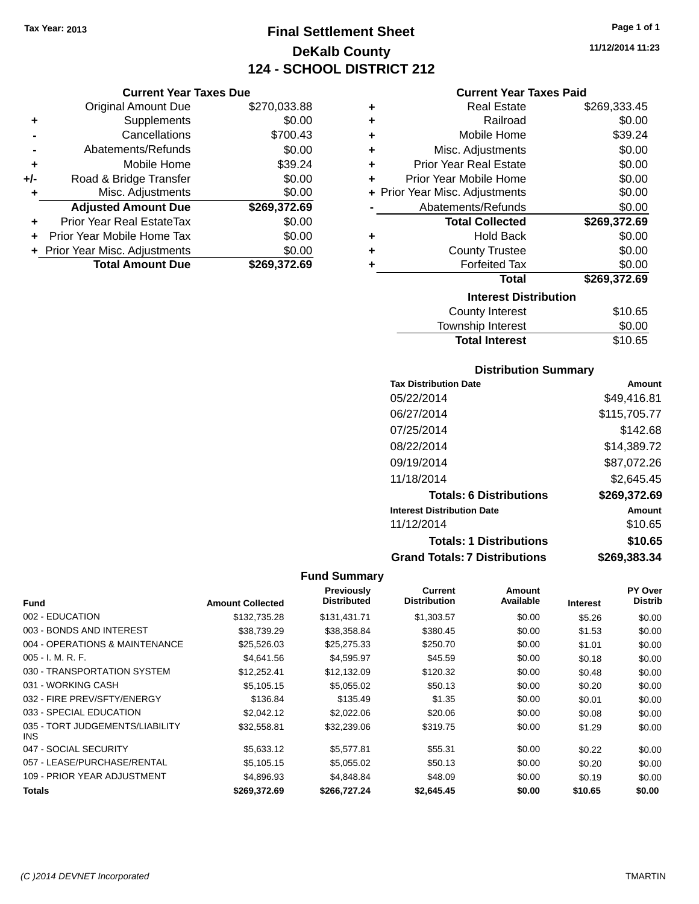Tax Year: 2013

# Final Settlement Sheet

## DeKalb County

## 124 - SCHOOL DISTRICT 212

11/12/2014 11:23

### Current Year Taxes Due

| | | |
|---|---|---|
| | Original Amount Due | $270,033.88 |
| + | Supplements | $0.00 |
| - | Cancellations | $700.43 |
| - | Abatements/Refunds | $0.00 |
| + | Mobile Home | $39.24 |
| +/- | Road & Bridge Transfer | $0.00 |
| + | Misc. Adjustments | $0.00 |
| | **Adjusted Amount Due** | **$269,372.69** |
| + | Prior Year Real EstateTax | $0.00 |
| + | Prior Year Mobile Home Tax | $0.00 |
| + | Prior Year Misc. Adjustments | $0.00 |
| | **Total Amount Due** | **$269,372.69** |

### Current Year Taxes Paid

| | | |
|---|---|---|
| + | Real Estate | $269,333.45 |
| + | Railroad | $0.00 |
| + | Mobile Home | $39.24 |
| + | Misc. Adjustments | $0.00 |
| + | Prior Year Real Estate | $0.00 |
| + | Prior Year Mobile Home | $0.00 |
| + | Prior Year Misc. Adjustments | $0.00 |
| - | Abatements/Refunds | $0.00 |
| | **Total Collected** | **$269,372.69** |
| + | Hold Back | $0.00 |
| + | County Trustee | $0.00 |
| + | Forfeited Tax | $0.00 |
| | **Total** | **$269,372.69** |

### Interest Distribution

| | |
|---|---|
| County Interest | $10.65 |
| Township Interest | $0.00 |
| **Total Interest** | $10.65 |

### Distribution Summary

| Tax Distribution Date | Amount |
|---|---|
| 05/22/2014 | $49,416.81 |
| 06/27/2014 | $115,705.77 |
| 07/25/2014 | $142.68 |
| 08/22/2014 | $14,389.72 |
| 09/19/2014 | $87,072.26 |
| 11/18/2014 | $2,645.45 |
| **Totals: 6 Distributions** | **$269,372.69** |
| **Interest Distribution Date** | **Amount** |
| 11/12/2014 | $10.65 |
| **Totals: 1 Distributions** | **$10.65** |
| **Grand Totals: 7 Distributions** | **$269,383.34** |

### Fund Summary

| Fund | Amount Collected | Previously Distributed | Current Distribution | Amount Available | Interest | PY Over Distrib |
|---|---|---|---|---|---|---|
| 002 - EDUCATION | $132,735.28 | $131,431.71 | $1,303.57 | $0.00 | $5.26 | $0.00 |
| 003 - BONDS AND INTEREST | $38,739.29 | $38,358.84 | $380.45 | $0.00 | $1.53 | $0.00 |
| 004 - OPERATIONS & MAINTENANCE | $25,526.03 | $25,275.33 | $250.70 | $0.00 | $1.01 | $0.00 |
| 005 - I. M. R. F. | $4,641.56 | $4,595.97 | $45.59 | $0.00 | $0.18 | $0.00 |
| 030 - TRANSPORTATION SYSTEM | $12,252.41 | $12,132.09 | $120.32 | $0.00 | $0.48 | $0.00 |
| 031 - WORKING CASH | $5,105.15 | $5,055.02 | $50.13 | $0.00 | $0.20 | $0.00 |
| 032 - FIRE PREV/SFTY/ENERGY | $136.84 | $135.49 | $1.35 | $0.00 | $0.01 | $0.00 |
| 033 - SPECIAL EDUCATION | $2,042.12 | $2,022.06 | $20.06 | $0.00 | $0.08 | $0.00 |
| 035 - TORT JUDGEMENTS/LIABILITY INS | $32,558.81 | $32,239.06 | $319.75 | $0.00 | $1.29 | $0.00 |
| 047 - SOCIAL SECURITY | $5,633.12 | $5,577.81 | $55.31 | $0.00 | $0.22 | $0.00 |
| 057 - LEASE/PURCHASE/RENTAL | $5,105.15 | $5,055.02 | $50.13 | $0.00 | $0.20 | $0.00 |
| 109 - PRIOR YEAR ADJUSTMENT | $4,896.93 | $4,848.84 | $48.09 | $0.00 | $0.19 | $0.00 |
| **Totals** | **$269,372.69** | **$266,727.24** | **$2,645.45** | **$0.00** | **$10.65** | **$0.00** |

(C )2014 DEVNET Incorporated TMARTIN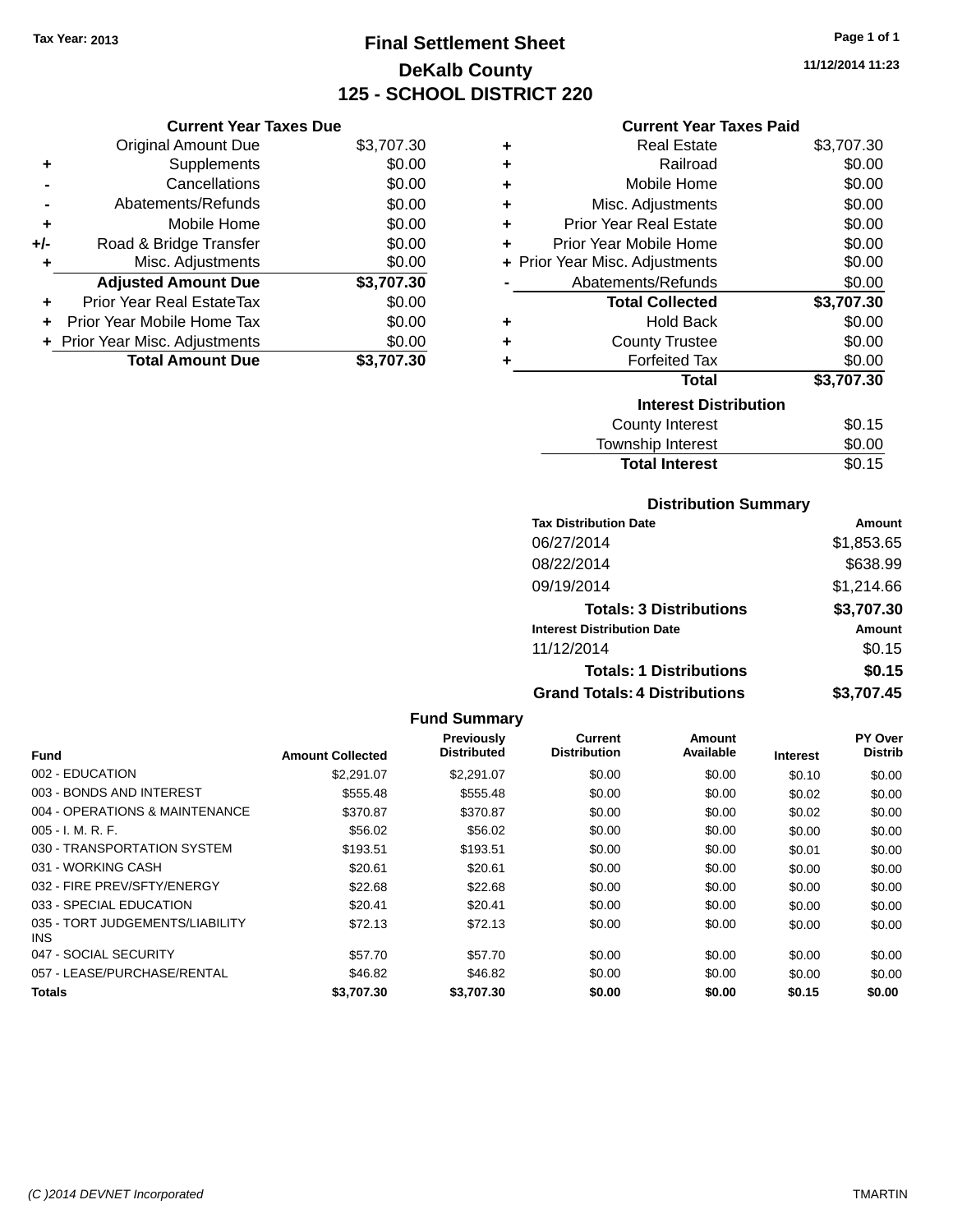Tax Year: 2013

# Final Settlement Sheet
## DeKalb County
## 125 - SCHOOL DISTRICT 220

11/12/2014 11:23

### Current Year Taxes Due

| | | |
|---|---|---|
| | Original Amount Due | $3,707.30 |
| + | Supplements | $0.00 |
| - | Cancellations | $0.00 |
| - | Abatements/Refunds | $0.00 |
| + | Mobile Home | $0.00 |
| +/- | Road & Bridge Transfer | $0.00 |
| + | Misc. Adjustments | $0.00 |
| | **Adjusted Amount Due** | **$3,707.30** |
| + | Prior Year Real EstateTax | $0.00 |
| + | Prior Year Mobile Home Tax | $0.00 |
| + | Prior Year Misc. Adjustments | $0.00 |
| | **Total Amount Due** | **$3,707.30** |

### Current Year Taxes Paid

| | | |
|---|---|---|
| + | Real Estate | $3,707.30 |
| + | Railroad | $0.00 |
| + | Mobile Home | $0.00 |
| + | Misc. Adjustments | $0.00 |
| + | Prior Year Real Estate | $0.00 |
| + | Prior Year Mobile Home | $0.00 |
| + | Prior Year Misc. Adjustments | $0.00 |
| - | Abatements/Refunds | $0.00 |
| | **Total Collected** | **$3,707.30** |
| + | Hold Back | $0.00 |
| + | County Trustee | $0.00 |
| + | Forfeited Tax | $0.00 |
| | **Total** | **$3,707.30** |

### Interest Distribution

| | |
|---|---|
| County Interest | $0.15 |
| Township Interest | $0.00 |
| **Total Interest** | $0.15 |

### Distribution Summary

| Tax Distribution Date | Amount |
|---|---|
| 06/27/2014 | $1,853.65 |
| 08/22/2014 | $638.99 |
| 09/19/2014 | $1,214.66 |
| **Totals: 3 Distributions** | **$3,707.30** |

| Interest Distribution Date | Amount |
|---|---|
| 11/12/2014 | $0.15 |
| **Totals: 1 Distributions** | **$0.15** |
| **Grand Totals: 4 Distributions** | **$3,707.45** |

### Fund Summary

| Fund | Amount Collected | Previously Distributed | Current Distribution | Amount Available | Interest | PY Over Distrib |
|---|---|---|---|---|---|---|
| 002 - EDUCATION | $2,291.07 | $2,291.07 | $0.00 | $0.00 | $0.10 | $0.00 |
| 003 - BONDS AND INTEREST | $555.48 | $555.48 | $0.00 | $0.00 | $0.02 | $0.00 |
| 004 - OPERATIONS & MAINTENANCE | $370.87 | $370.87 | $0.00 | $0.00 | $0.02 | $0.00 |
| 005 - I. M. R. F. | $56.02 | $56.02 | $0.00 | $0.00 | $0.00 | $0.00 |
| 030 - TRANSPORTATION SYSTEM | $193.51 | $193.51 | $0.00 | $0.00 | $0.01 | $0.00 |
| 031 - WORKING CASH | $20.61 | $20.61 | $0.00 | $0.00 | $0.00 | $0.00 |
| 032 - FIRE PREV/SFTY/ENERGY | $22.68 | $22.68 | $0.00 | $0.00 | $0.00 | $0.00 |
| 033 - SPECIAL EDUCATION | $20.41 | $20.41 | $0.00 | $0.00 | $0.00 | $0.00 |
| 035 - TORT JUDGEMENTS/LIABILITY INS | $72.13 | $72.13 | $0.00 | $0.00 | $0.00 | $0.00 |
| 047 - SOCIAL SECURITY | $57.70 | $57.70 | $0.00 | $0.00 | $0.00 | $0.00 |
| 057 - LEASE/PURCHASE/RENTAL | $46.82 | $46.82 | $0.00 | $0.00 | $0.00 | $0.00 |
| **Totals** | **$3,707.30** | **$3,707.30** | **$0.00** | **$0.00** | **$0.15** | **$0.00** |

(C )2014 DEVNET Incorporated TMARTIN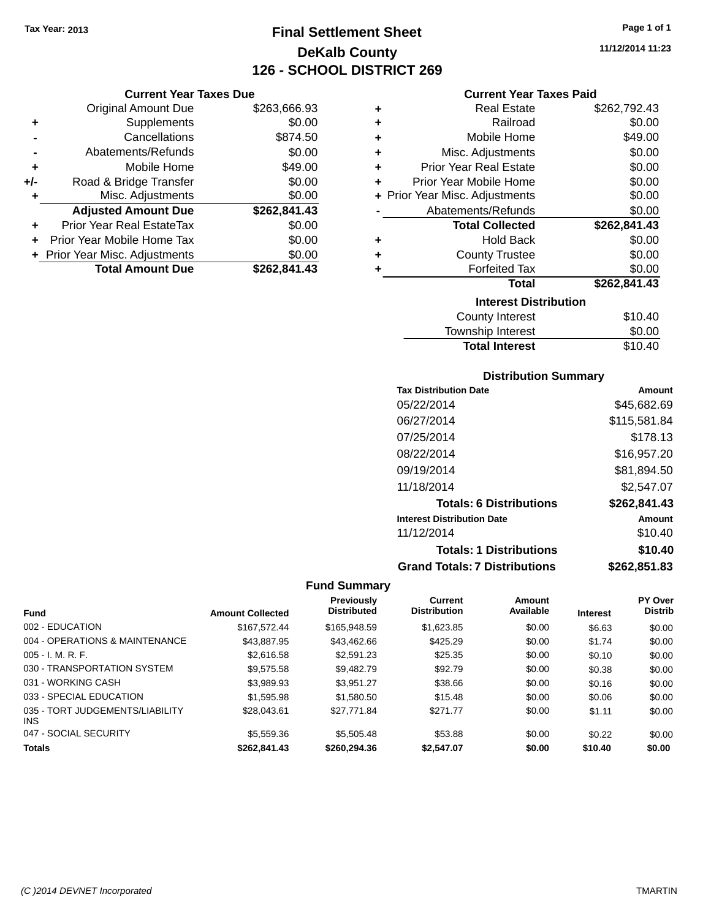Tax Year: 2013

# Final Settlement Sheet
## DeKalb County
## 126 - SCHOOL DISTRICT 269

11/12/2014 11:23

### Current Year Taxes Due

| | | |
|---|---|---|
| | Original Amount Due | $263,666.93 |
| + | Supplements | $0.00 |
| - | Cancellations | $874.50 |
| - | Abatements/Refunds | $0.00 |
| + | Mobile Home | $49.00 |
| +/- | Road & Bridge Transfer | $0.00 |
| + | Misc. Adjustments | $0.00 |
| | **Adjusted Amount Due** | **$262,841.43** |
| + | Prior Year Real EstateTax | $0.00 |
| + | Prior Year Mobile Home Tax | $0.00 |
| + | Prior Year Misc. Adjustments | $0.00 |
| | **Total Amount Due** | **$262,841.43** |

### Current Year Taxes Paid

| | | |
|---|---|---|
| + | Real Estate | $262,792.43 |
| + | Railroad | $0.00 |
| + | Mobile Home | $49.00 |
| + | Misc. Adjustments | $0.00 |
| + | Prior Year Real Estate | $0.00 |
| + | Prior Year Mobile Home | $0.00 |
| + | Prior Year Misc. Adjustments | $0.00 |
| - | Abatements/Refunds | $0.00 |
| | **Total Collected** | **$262,841.43** |
| + | Hold Back | $0.00 |
| + | County Trustee | $0.00 |
| + | Forfeited Tax | $0.00 |
| | **Total** | **$262,841.43** |

### Interest Distribution

| | |
|---|---|
| County Interest | $10.40 |
| Township Interest | $0.00 |
| **Total Interest** | $10.40 |

### Distribution Summary

| Tax Distribution Date | Amount |
|---|---|
| 05/22/2014 | $45,682.69 |
| 06/27/2014 | $115,581.84 |
| 07/25/2014 | $178.13 |
| 08/22/2014 | $16,957.20 |
| 09/19/2014 | $81,894.50 |
| 11/18/2014 | $2,547.07 |
| **Totals: 6 Distributions** | **$262,841.43** |

| Interest Distribution Date | Amount |
|---|---|
| 11/12/2014 | $10.40 |
| **Totals: 1 Distributions** | **$10.40** |
| **Grand Totals: 7 Distributions** | **$262,851.83** |

### Fund Summary

| Fund | Amount Collected | Previously Distributed | Current Distribution | Amount Available | Interest | PY Over Distrib |
|---|---|---|---|---|---|---|
| 002 - EDUCATION | $167,572.44 | $165,948.59 | $1,623.85 | $0.00 | $6.63 | $0.00 |
| 004 - OPERATIONS & MAINTENANCE | $43,887.95 | $43,462.66 | $425.29 | $0.00 | $1.74 | $0.00 |
| 005 - I. M. R. F. | $2,616.58 | $2,591.23 | $25.35 | $0.00 | $0.10 | $0.00 |
| 030 - TRANSPORTATION SYSTEM | $9,575.58 | $9,482.79 | $92.79 | $0.00 | $0.38 | $0.00 |
| 031 - WORKING CASH | $3,989.93 | $3,951.27 | $38.66 | $0.00 | $0.16 | $0.00 |
| 033 - SPECIAL EDUCATION | $1,595.98 | $1,580.50 | $15.48 | $0.00 | $0.06 | $0.00 |
| 035 - TORT JUDGEMENTS/LIABILITY INS | $28,043.61 | $27,771.84 | $271.77 | $0.00 | $1.11 | $0.00 |
| 047 - SOCIAL SECURITY | $5,559.36 | $5,505.48 | $53.88 | $0.00 | $0.22 | $0.00 |
| **Totals** | **$262,841.43** | **$260,294.36** | **$2,547.07** | **$0.00** | **$10.40** | **$0.00** |

(C )2014 DEVNET Incorporated TMARTIN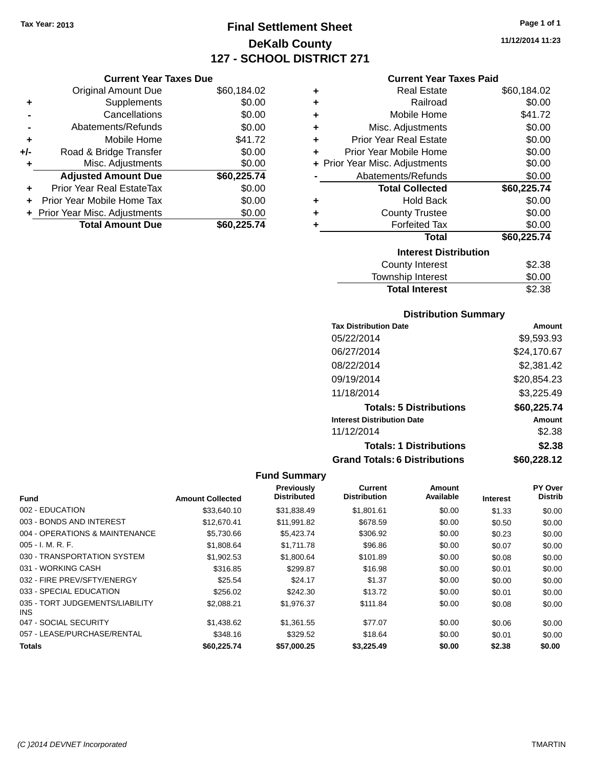Tax Year: 2013

# Final Settlement Sheet

## DeKalb County

## 127 - SCHOOL DISTRICT 271

11/12/2014 11:23

### Current Year Taxes Due

| | | |
|---|---|---|
| | Original Amount Due | $60,184.02 |
| + | Supplements | $0.00 |
| - | Cancellations | $0.00 |
| - | Abatements/Refunds | $0.00 |
| + | Mobile Home | $41.72 |
| +/- | Road & Bridge Transfer | $0.00 |
| + | Misc. Adjustments | $0.00 |
| | **Adjusted Amount Due** | **$60,225.74** |
| + | Prior Year Real EstateTax | $0.00 |
| + | Prior Year Mobile Home Tax | $0.00 |
| + | Prior Year Misc. Adjustments | $0.00 |
| | **Total Amount Due** | **$60,225.74** |

### Current Year Taxes Paid

| | | |
|---|---|---|
| + | Real Estate | $60,184.02 |
| + | Railroad | $0.00 |
| + | Mobile Home | $41.72 |
| + | Misc. Adjustments | $0.00 |
| + | Prior Year Real Estate | $0.00 |
| + | Prior Year Mobile Home | $0.00 |
| + | Prior Year Misc. Adjustments | $0.00 |
| - | Abatements/Refunds | $0.00 |
| | **Total Collected** | **$60,225.74** |
| + | Hold Back | $0.00 |
| + | County Trustee | $0.00 |
| + | Forfeited Tax | $0.00 |
| | **Total** | **$60,225.74** |

### Interest Distribution

| | |
|---|---|
| County Interest | $2.38 |
| Township Interest | $0.00 |
| **Total Interest** | $2.38 |

### Distribution Summary

| Tax Distribution Date | Amount |
|---|---|
| 05/22/2014 | $9,593.93 |
| 06/27/2014 | $24,170.67 |
| 08/22/2014 | $2,381.42 |
| 09/19/2014 | $20,854.23 |
| 11/18/2014 | $3,225.49 |
| **Totals: 5 Distributions** | **$60,225.74** |
| **Interest Distribution Date** | **Amount** |
| 11/12/2014 | $2.38 |
| **Totals: 1 Distributions** | **$2.38** |
| **Grand Totals: 6 Distributions** | **$60,228.12** |

### Fund Summary

| Fund | Amount Collected | Previously Distributed | Current Distribution | Amount Available | Interest | PY Over Distrib |
|---|---|---|---|---|---|---|
| 002 - EDUCATION | $33,640.10 | $31,838.49 | $1,801.61 | $0.00 | $1.33 | $0.00 |
| 003 - BONDS AND INTEREST | $12,670.41 | $11,991.82 | $678.59 | $0.00 | $0.50 | $0.00 |
| 004 - OPERATIONS & MAINTENANCE | $5,730.66 | $5,423.74 | $306.92 | $0.00 | $0.23 | $0.00 |
| 005 - I. M. R. F. | $1,808.64 | $1,711.78 | $96.86 | $0.00 | $0.07 | $0.00 |
| 030 - TRANSPORTATION SYSTEM | $1,902.53 | $1,800.64 | $101.89 | $0.00 | $0.08 | $0.00 |
| 031 - WORKING CASH | $316.85 | $299.87 | $16.98 | $0.00 | $0.01 | $0.00 |
| 032 - FIRE PREV/SFTY/ENERGY | $25.54 | $24.17 | $1.37 | $0.00 | $0.00 | $0.00 |
| 033 - SPECIAL EDUCATION | $256.02 | $242.30 | $13.72 | $0.00 | $0.01 | $0.00 |
| 035 - TORT JUDGEMENTS/LIABILITY INS | $2,088.21 | $1,976.37 | $111.84 | $0.00 | $0.08 | $0.00 |
| 047 - SOCIAL SECURITY | $1,438.62 | $1,361.55 | $77.07 | $0.00 | $0.06 | $0.00 |
| 057 - LEASE/PURCHASE/RENTAL | $348.16 | $329.52 | $18.64 | $0.00 | $0.01 | $0.00 |
| **Totals** | **$60,225.74** | **$57,000.25** | **$3,225.49** | **$0.00** | **$2.38** | **$0.00** |

(C )2014 DEVNET Incorporated TMARTIN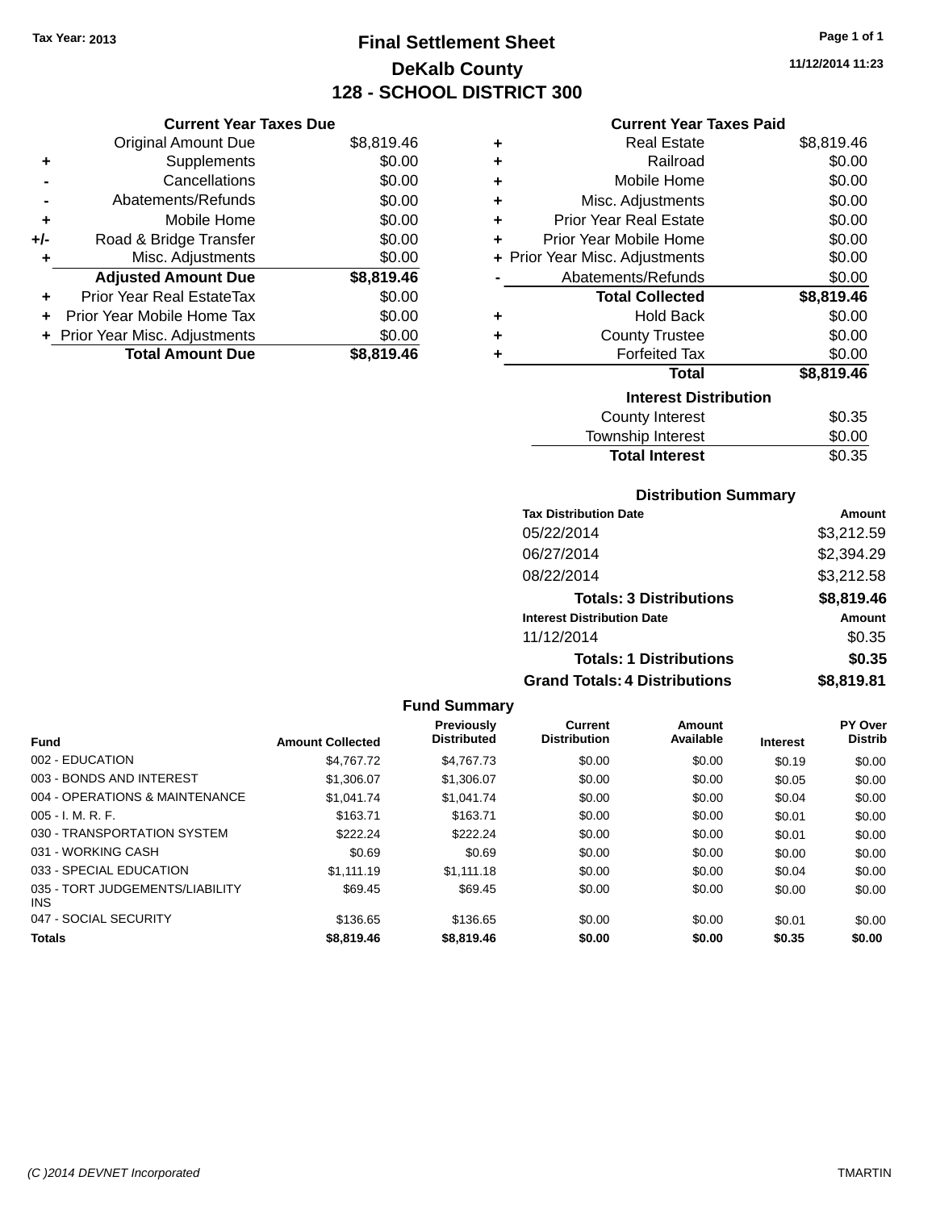Tax Year: 2013

# Final Settlement Sheet
## DeKalb County
## 128 - SCHOOL DISTRICT 300

11/12/2014 11:23

### Current Year Taxes Due

| | | |
|---|---|---|
| | Original Amount Due | $8,819.46 |
| + | Supplements | $0.00 |
| - | Cancellations | $0.00 |
| - | Abatements/Refunds | $0.00 |
| + | Mobile Home | $0.00 |
| +/- | Road & Bridge Transfer | $0.00 |
| + | Misc. Adjustments | $0.00 |
| | **Adjusted Amount Due** | **$8,819.46** |
| + | Prior Year Real EstateTax | $0.00 |
| + | Prior Year Mobile Home Tax | $0.00 |
| + | Prior Year Misc. Adjustments | $0.00 |
| | **Total Amount Due** | **$8,819.46** |

### Current Year Taxes Paid

| | | |
|---|---|---|
| + | Real Estate | $8,819.46 |
| + | Railroad | $0.00 |
| + | Mobile Home | $0.00 |
| + | Misc. Adjustments | $0.00 |
| + | Prior Year Real Estate | $0.00 |
| + | Prior Year Mobile Home | $0.00 |
| + | Prior Year Misc. Adjustments | $0.00 |
| - | Abatements/Refunds | $0.00 |
| | **Total Collected** | **$8,819.46** |
| + | Hold Back | $0.00 |
| + | County Trustee | $0.00 |
| + | Forfeited Tax | $0.00 |
| | **Total** | **$8,819.46** |

### Interest Distribution

| | |
|---|---|
| County Interest | $0.35 |
| Township Interest | $0.00 |
| **Total Interest** | $0.35 |

### Distribution Summary

| Tax Distribution Date | Amount |
|---|---|
| 05/22/2014 | $3,212.59 |
| 06/27/2014 | $2,394.29 |
| 08/22/2014 | $3,212.58 |
| **Totals: 3 Distributions** | **$8,819.46** |
| **Interest Distribution Date** | **Amount** |
| 11/12/2014 | $0.35 |
| **Totals: 1 Distributions** | **$0.35** |
| **Grand Totals: 4 Distributions** | **$8,819.81** |

### Fund Summary

| Fund | Amount Collected | Previously Distributed | Current Distribution | Amount Available | Interest | PY Over Distrib |
|---|---|---|---|---|---|---|
| 002 - EDUCATION | $4,767.72 | $4,767.73 | $0.00 | $0.00 | $0.19 | $0.00 |
| 003 - BONDS AND INTEREST | $1,306.07 | $1,306.07 | $0.00 | $0.00 | $0.05 | $0.00 |
| 004 - OPERATIONS & MAINTENANCE | $1,041.74 | $1,041.74 | $0.00 | $0.00 | $0.04 | $0.00 |
| 005 - I. M. R. F. | $163.71 | $163.71 | $0.00 | $0.00 | $0.01 | $0.00 |
| 030 - TRANSPORTATION SYSTEM | $222.24 | $222.24 | $0.00 | $0.00 | $0.01 | $0.00 |
| 031 - WORKING CASH | $0.69 | $0.69 | $0.00 | $0.00 | $0.00 | $0.00 |
| 033 - SPECIAL EDUCATION | $1,111.19 | $1,111.18 | $0.00 | $0.00 | $0.04 | $0.00 |
| 035 - TORT JUDGEMENTS/LIABILITY INS | $69.45 | $69.45 | $0.00 | $0.00 | $0.00 | $0.00 |
| 047 - SOCIAL SECURITY | $136.65 | $136.65 | $0.00 | $0.00 | $0.01 | $0.00 |
| **Totals** | **$8,819.46** | **$8,819.46** | **$0.00** | **$0.00** | **$0.35** | **$0.00** |

(C )2014 DEVNET Incorporated TMARTIN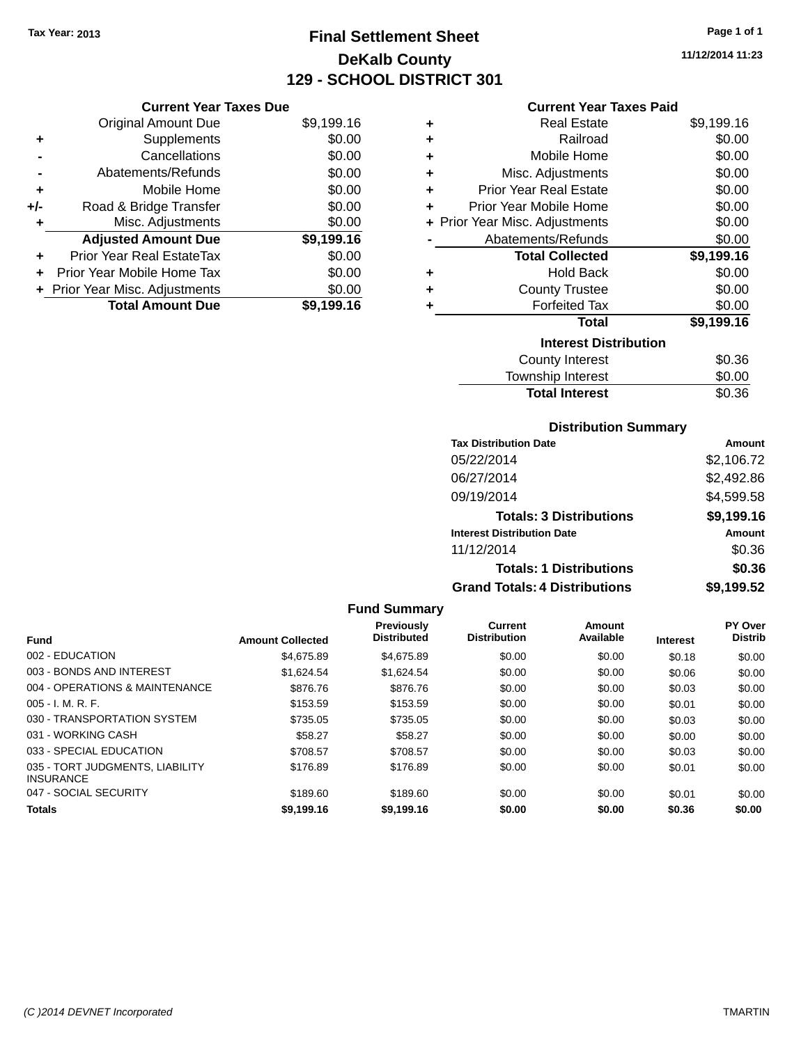Tax Year: 2013

# Final Settlement Sheet

## DeKalb County

## 129 - SCHOOL DISTRICT 301

11/12/2014 11:23

### Current Year Taxes Due

| | | |
|---|---|---|
| | Original Amount Due | $9,199.16 |
| + | Supplements | $0.00 |
| - | Cancellations | $0.00 |
| - | Abatements/Refunds | $0.00 |
| + | Mobile Home | $0.00 |
| +/- | Road & Bridge Transfer | $0.00 |
| + | Misc. Adjustments | $0.00 |
| | **Adjusted Amount Due** | **$9,199.16** |
| + | Prior Year Real EstateTax | $0.00 |
| + | Prior Year Mobile Home Tax | $0.00 |
| + | Prior Year Misc. Adjustments | $0.00 |
| | **Total Amount Due** | **$9,199.16** |

### Current Year Taxes Paid

| | | |
|---|---|---|
| + | Real Estate | $9,199.16 |
| + | Railroad | $0.00 |
| + | Mobile Home | $0.00 |
| + | Misc. Adjustments | $0.00 |
| + | Prior Year Real Estate | $0.00 |
| + | Prior Year Mobile Home | $0.00 |
| + | Prior Year Misc. Adjustments | $0.00 |
| - | Abatements/Refunds | $0.00 |
| | **Total Collected** | **$9,199.16** |
| + | Hold Back | $0.00 |
| + | County Trustee | $0.00 |
| + | Forfeited Tax | $0.00 |
| | **Total** | **$9,199.16** |

### Interest Distribution

| | |
|---|---|
| County Interest | $0.36 |
| Township Interest | $0.00 |
| **Total Interest** | $0.36 |

### Distribution Summary

| Tax Distribution Date | Amount |
|---|---|
| 05/22/2014 | $2,106.72 |
| 06/27/2014 | $2,492.86 |
| 09/19/2014 | $4,599.58 |
| **Totals: 3 Distributions** | **$9,199.16** |
| **Interest Distribution Date** | **Amount** |
| 11/12/2014 | $0.36 |
| **Totals: 1 Distributions** | **$0.36** |
| **Grand Totals: 4 Distributions** | **$9,199.52** |

### Fund Summary

| Fund | Amount Collected | Previously Distributed | Current Distribution | Amount Available | Interest | PY Over Distrib |
|---|---|---|---|---|---|---|
| 002 - EDUCATION | $4,675.89 | $4,675.89 | $0.00 | $0.00 | $0.18 | $0.00 |
| 003 - BONDS AND INTEREST | $1,624.54 | $1,624.54 | $0.00 | $0.00 | $0.06 | $0.00 |
| 004 - OPERATIONS & MAINTENANCE | $876.76 | $876.76 | $0.00 | $0.00 | $0.03 | $0.00 |
| 005 - I. M. R. F. | $153.59 | $153.59 | $0.00 | $0.00 | $0.01 | $0.00 |
| 030 - TRANSPORTATION SYSTEM | $735.05 | $735.05 | $0.00 | $0.00 | $0.03 | $0.00 |
| 031 - WORKING CASH | $58.27 | $58.27 | $0.00 | $0.00 | $0.00 | $0.00 |
| 033 - SPECIAL EDUCATION | $708.57 | $708.57 | $0.00 | $0.00 | $0.03 | $0.00 |
| 035 - TORT JUDGMENTS, LIABILITY INSURANCE | $176.89 | $176.89 | $0.00 | $0.00 | $0.01 | $0.00 |
| 047 - SOCIAL SECURITY | $189.60 | $189.60 | $0.00 | $0.00 | $0.01 | $0.00 |
| **Totals** | **$9,199.16** | **$9,199.16** | **$0.00** | **$0.00** | **$0.36** | **$0.00** |

(C )2014 DEVNET Incorporated TMARTIN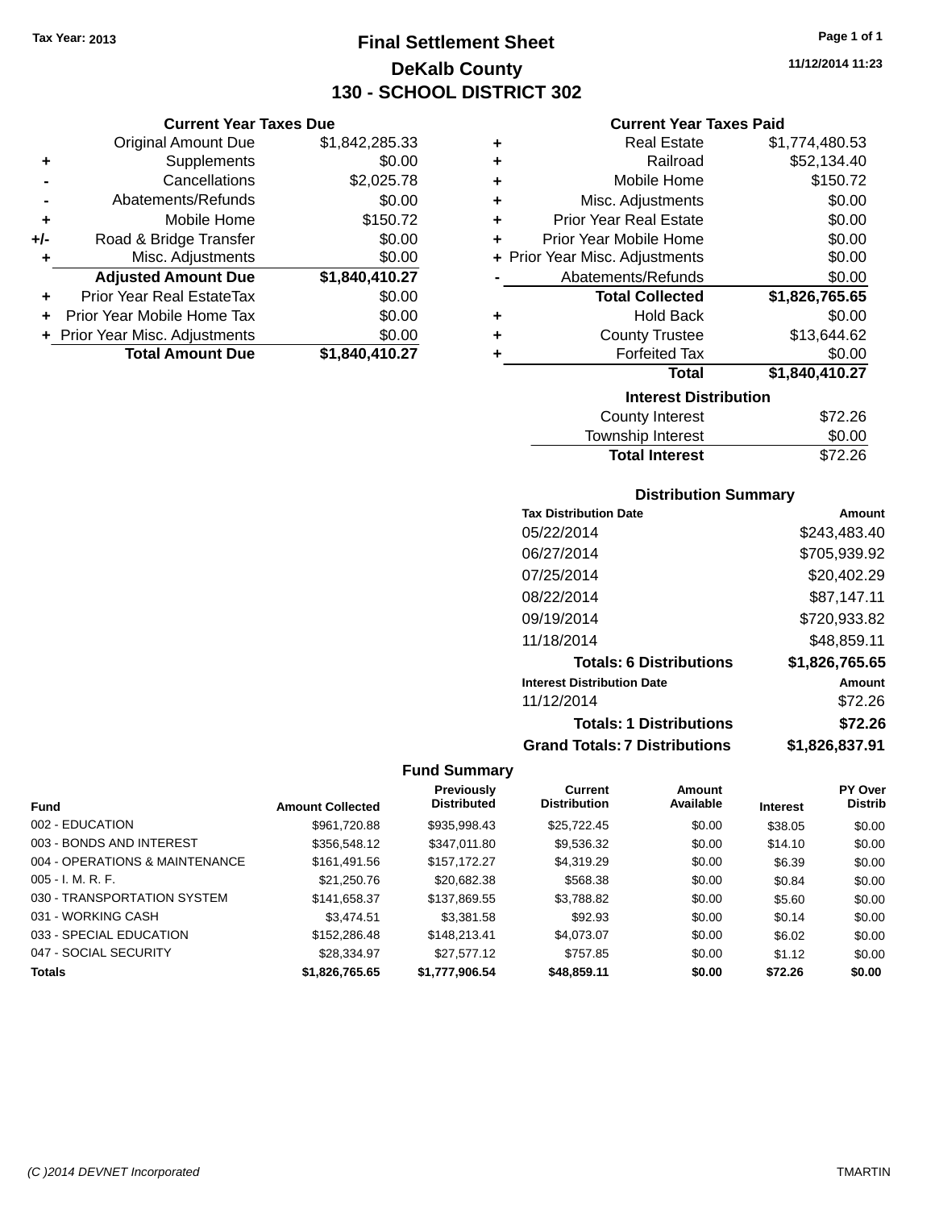Tax Year: 2013

# Final Settlement Sheet
## DeKalb County
## 130 - SCHOOL DISTRICT 302

11/12/2014 11:23

### Current Year Taxes Due

| | | |
|---|---|---|
| | Original Amount Due | $1,842,285.33 |
| + | Supplements | $0.00 |
| - | Cancellations | $2,025.78 |
| - | Abatements/Refunds | $0.00 |
| + | Mobile Home | $150.72 |
| +/- | Road & Bridge Transfer | $0.00 |
| + | Misc. Adjustments | $0.00 |
| | **Adjusted Amount Due** | **$1,840,410.27** |
| + | Prior Year Real EstateTax | $0.00 |
| + | Prior Year Mobile Home Tax | $0.00 |
| + | Prior Year Misc. Adjustments | $0.00 |
| | **Total Amount Due** | **$1,840,410.27** |

### Current Year Taxes Paid

| | | |
|---|---|---|
| + | Real Estate | $1,774,480.53 |
| + | Railroad | $52,134.40 |
| + | Mobile Home | $150.72 |
| + | Misc. Adjustments | $0.00 |
| + | Prior Year Real Estate | $0.00 |
| + | Prior Year Mobile Home | $0.00 |
| + | Prior Year Misc. Adjustments | $0.00 |
| - | Abatements/Refunds | $0.00 |
| | **Total Collected** | **$1,826,765.65** |
| + | Hold Back | $0.00 |
| + | County Trustee | $13,644.62 |
| + | Forfeited Tax | $0.00 |
| | **Total** | **$1,840,410.27** |

### Interest Distribution

| | |
|---|---|
| County Interest | $72.26 |
| Township Interest | $0.00 |
| **Total Interest** | $72.26 |

### Distribution Summary

| Tax Distribution Date | Amount |
|---|---|
| 05/22/2014 | $243,483.40 |
| 06/27/2014 | $705,939.92 |
| 07/25/2014 | $20,402.29 |
| 08/22/2014 | $87,147.11 |
| 09/19/2014 | $720,933.82 |
| 11/18/2014 | $48,859.11 |
| **Totals: 6 Distributions** | **$1,826,765.65** |
| **Interest Distribution Date** | **Amount** |
| 11/12/2014 | $72.26 |
| **Totals: 1 Distributions** | **$72.26** |
| **Grand Totals: 7 Distributions** | **$1,826,837.91** |

### Fund Summary

| Fund | Amount Collected | Previously Distributed | Current Distribution | Amount Available | Interest | PY Over Distrib |
|---|---|---|---|---|---|---|
| 002 - EDUCATION | $961,720.88 | $935,998.43 | $25,722.45 | $0.00 | $38.05 | $0.00 |
| 003 - BONDS AND INTEREST | $356,548.12 | $347,011.80 | $9,536.32 | $0.00 | $14.10 | $0.00 |
| 004 - OPERATIONS & MAINTENANCE | $161,491.56 | $157,172.27 | $4,319.29 | $0.00 | $6.39 | $0.00 |
| 005 - I. M. R. F. | $21,250.76 | $20,682.38 | $568.38 | $0.00 | $0.84 | $0.00 |
| 030 - TRANSPORTATION SYSTEM | $141,658.37 | $137,869.55 | $3,788.82 | $0.00 | $5.60 | $0.00 |
| 031 - WORKING CASH | $3,474.51 | $3,381.58 | $92.93 | $0.00 | $0.14 | $0.00 |
| 033 - SPECIAL EDUCATION | $152,286.48 | $148,213.41 | $4,073.07 | $0.00 | $6.02 | $0.00 |
| 047 - SOCIAL SECURITY | $28,334.97 | $27,577.12 | $757.85 | $0.00 | $1.12 | $0.00 |
| **Totals** | **$1,826,765.65** | **$1,777,906.54** | **$48,859.11** | **$0.00** | **$72.26** | **$0.00** |

(C )2014 DEVNET Incorporated TMARTIN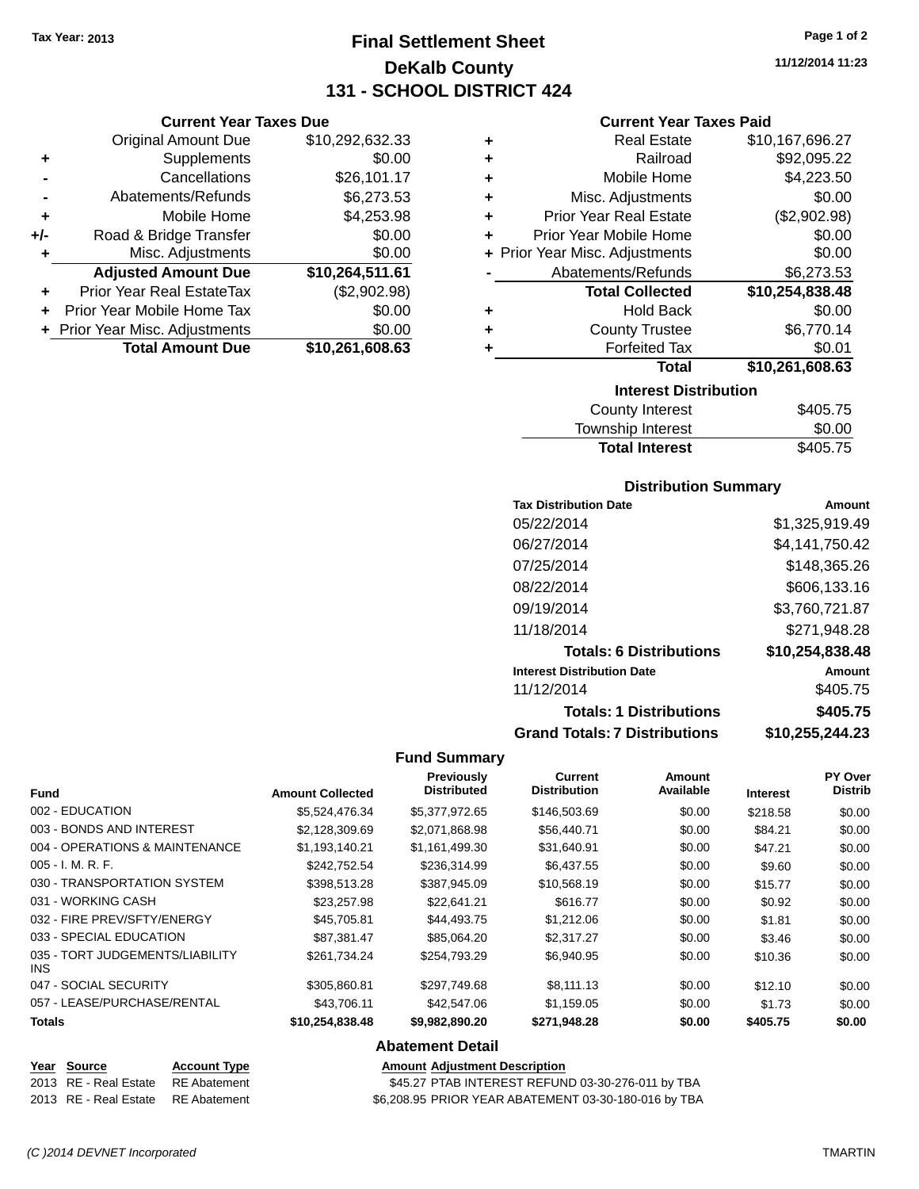**Tax Year: 2013**

# Final Settlement Sheet
## DeKalb County
## 131 - SCHOOL DISTRICT 424

11/12/2014 11:23

### Current Year Taxes Due

| | | |
|---|---|---|
| | Original Amount Due | $10,292,632.33 |
| + | Supplements | $0.00 |
| - | Cancellations | $26,101.17 |
| - | Abatements/Refunds | $6,273.53 |
| + | Mobile Home | $4,253.98 |
| +/- | Road & Bridge Transfer | $0.00 |
| + | Misc. Adjustments | $0.00 |
| | **Adjusted Amount Due** | **$10,264,511.61** |
| + | Prior Year Real EstateTax | ($2,902.98) |
| + | Prior Year Mobile Home Tax | $0.00 |
| + | Prior Year Misc. Adjustments | $0.00 |
| | **Total Amount Due** | **$10,261,608.63** |

### Current Year Taxes Paid

| | | |
|---|---|---|
| + | Real Estate | $10,167,696.27 |
| + | Railroad | $92,095.22 |
| + | Mobile Home | $4,223.50 |
| + | Misc. Adjustments | $0.00 |
| + | Prior Year Real Estate | ($2,902.98) |
| + | Prior Year Mobile Home | $0.00 |
| + | Prior Year Misc. Adjustments | $0.00 |
| - | Abatements/Refunds | $6,273.53 |
| | **Total Collected** | **$10,254,838.48** |
| + | Hold Back | $0.00 |
| + | County Trustee | $6,770.14 |
| + | Forfeited Tax | $0.01 |
| | **Total** | **$10,261,608.63** |

### Interest Distribution

| | |
|---|---|
| County Interest | $405.75 |
| Township Interest | $0.00 |
| **Total Interest** | $405.75 |

### Distribution Summary

| Tax Distribution Date | Amount |
|---|---|
| 05/22/2014 | $1,325,919.49 |
| 06/27/2014 | $4,141,750.42 |
| 07/25/2014 | $148,365.26 |
| 08/22/2014 | $606,133.16 |
| 09/19/2014 | $3,760,721.87 |
| 11/18/2014 | $271,948.28 |
| **Totals: 6 Distributions** | **$10,254,838.48** |

| Interest Distribution Date | Amount |
|---|---|
| 11/12/2014 | $405.75 |
| **Totals: 1 Distributions** | **$405.75** |
| **Grand Totals: 7 Distributions** | **$10,255,244.23** |

### Fund Summary

| Fund | Amount Collected | Previously Distributed | Current Distribution | Amount Available | Interest | PY Over Distrib |
|---|---|---|---|---|---|---|
| 002 - EDUCATION | $5,524,476.34 | $5,377,972.65 | $146,503.69 | $0.00 | $218.58 | $0.00 |
| 003 - BONDS AND INTEREST | $2,128,309.69 | $2,071,868.98 | $56,440.71 | $0.00 | $84.21 | $0.00 |
| 004 - OPERATIONS & MAINTENANCE | $1,193,140.21 | $1,161,499.30 | $31,640.91 | $0.00 | $47.21 | $0.00 |
| 005 - I. M. R. F. | $242,752.54 | $236,314.99 | $6,437.55 | $0.00 | $9.60 | $0.00 |
| 030 - TRANSPORTATION SYSTEM | $398,513.28 | $387,945.09 | $10,568.19 | $0.00 | $15.77 | $0.00 |
| 031 - WORKING CASH | $23,257.98 | $22,641.21 | $616.77 | $0.00 | $0.92 | $0.00 |
| 032 - FIRE PREV/SFTY/ENERGY | $45,705.81 | $44,493.75 | $1,212.06 | $0.00 | $1.81 | $0.00 |
| 033 - SPECIAL EDUCATION | $87,381.47 | $85,064.20 | $2,317.27 | $0.00 | $3.46 | $0.00 |
| 035 - TORT JUDGEMENTS/LIABILITY INS | $261,734.24 | $254,793.29 | $6,940.95 | $0.00 | $10.36 | $0.00 |
| 047 - SOCIAL SECURITY | $305,860.81 | $297,749.68 | $8,111.13 | $0.00 | $12.10 | $0.00 |
| 057 - LEASE/PURCHASE/RENTAL | $43,706.11 | $42,547.06 | $1,159.05 | $0.00 | $1.73 | $0.00 |
| **Totals** | **$10,254,838.48** | **$9,982,890.20** | **$271,948.28** | **$0.00** | **$405.75** | **$0.00** |

### Abatement Detail

| Year | Source | Account Type | Amount | Adjustment Description |
|---|---|---|---|---|
| 2013 | RE - Real Estate | RE Abatement | $45.27 | PTAB INTEREST REFUND 03-30-276-011 by TBA |
| 2013 | RE - Real Estate | RE Abatement | $6,208.95 | PRIOR YEAR ABATEMENT 03-30-180-016 by TBA |

(C )2014 DEVNET Incorporated — TMARTIN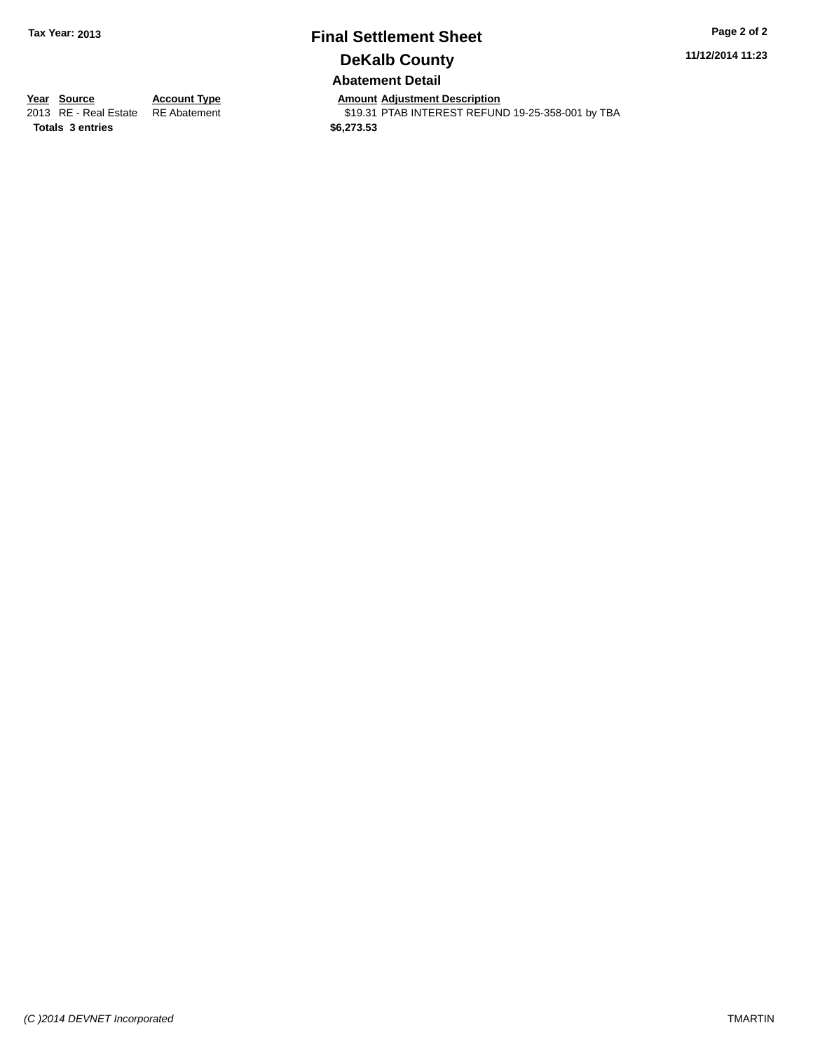**Tax Year: 2013**

# Final Settlement Sheet

## DeKalb County

### Abatement Detail

**11/12/2014 11:23**

| Year | Source | Account Type | Amount | Adjustment Description |
|---|---|---|---|---|
| 2013 | RE - Real Estate | RE Abatement | $19.31 | PTAB INTEREST REFUND 19-25-358-001 by TBA |
| **Totals** | **3 entries** | | **$6,273.53** | |

*(C )2014 DEVNET Incorporated*

TMARTIN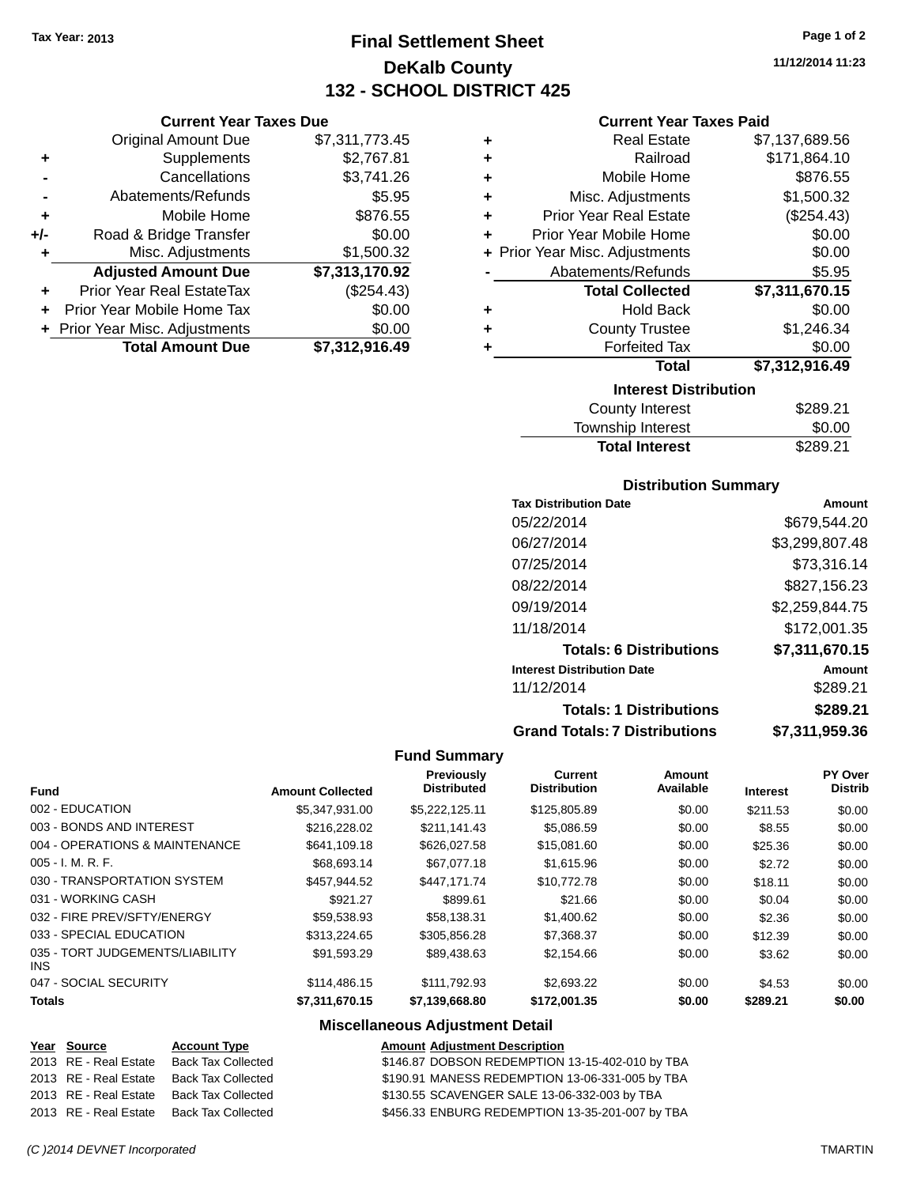Tax Year: 2013

# Final Settlement Sheet
## DeKalb County
## 132 - SCHOOL DISTRICT 425

11/12/2014 11:23

### Current Year Taxes Due

| | | |
|---|---|---|
| | Original Amount Due | $7,311,773.45 |
| + | Supplements | $2,767.81 |
| - | Cancellations | $3,741.26 |
| - | Abatements/Refunds | $5.95 |
| + | Mobile Home | $876.55 |
| +/- | Road & Bridge Transfer | $0.00 |
| + | Misc. Adjustments | $1,500.32 |
| | **Adjusted Amount Due** | **$7,313,170.92** |
| + | Prior Year Real EstateTax | ($254.43) |
| + | Prior Year Mobile Home Tax | $0.00 |
| + | Prior Year Misc. Adjustments | $0.00 |
| | **Total Amount Due** | **$7,312,916.49** |

### Current Year Taxes Paid

| | | |
|---|---|---|
| + | Real Estate | $7,137,689.56 |
| + | Railroad | $171,864.10 |
| + | Mobile Home | $876.55 |
| + | Misc. Adjustments | $1,500.32 |
| + | Prior Year Real Estate | ($254.43) |
| + | Prior Year Mobile Home | $0.00 |
| + | Prior Year Misc. Adjustments | $0.00 |
| - | Abatements/Refunds | $5.95 |
| | **Total Collected** | **$7,311,670.15** |
| + | Hold Back | $0.00 |
| + | County Trustee | $1,246.34 |
| + | Forfeited Tax | $0.00 |
| | **Total** | **$7,312,916.49** |

### Interest Distribution

| | |
|---|---|
| County Interest | $289.21 |
| Township Interest | $0.00 |
| **Total Interest** | **$289.21** |

### Distribution Summary

| Tax Distribution Date | Amount |
|---|---|
| 05/22/2014 | $679,544.20 |
| 06/27/2014 | $3,299,807.48 |
| 07/25/2014 | $73,316.14 |
| 08/22/2014 | $827,156.23 |
| 09/19/2014 | $2,259,844.75 |
| 11/18/2014 | $172,001.35 |
| **Totals: 6 Distributions** | **$7,311,670.15** |
| **Interest Distribution Date** | **Amount** |
| 11/12/2014 | $289.21 |
| **Totals: 1 Distributions** | **$289.21** |
| **Grand Totals: 7 Distributions** | **$7,311,959.36** |

### Fund Summary

| Fund | Amount Collected | Previously Distributed | Current Distribution | Amount Available | Interest | PY Over Distrib |
|---|---|---|---|---|---|---|
| 002 - EDUCATION | $5,347,931.00 | $5,222,125.11 | $125,805.89 | $0.00 | $211.53 | $0.00 |
| 003 - BONDS AND INTEREST | $216,228.02 | $211,141.43 | $5,086.59 | $0.00 | $8.55 | $0.00 |
| 004 - OPERATIONS & MAINTENANCE | $641,109.18 | $626,027.58 | $15,081.60 | $0.00 | $25.36 | $0.00 |
| 005 - I. M. R. F. | $68,693.14 | $67,077.18 | $1,615.96 | $0.00 | $2.72 | $0.00 |
| 030 - TRANSPORTATION SYSTEM | $457,944.52 | $447,171.74 | $10,772.78 | $0.00 | $18.11 | $0.00 |
| 031 - WORKING CASH | $921.27 | $899.61 | $21.66 | $0.00 | $0.04 | $0.00 |
| 032 - FIRE PREV/SFTY/ENERGY | $59,538.93 | $58,138.31 | $1,400.62 | $0.00 | $2.36 | $0.00 |
| 033 - SPECIAL EDUCATION | $313,224.65 | $305,856.28 | $7,368.37 | $0.00 | $12.39 | $0.00 |
| 035 - TORT JUDGEMENTS/LIABILITY INS | $91,593.29 | $89,438.63 | $2,154.66 | $0.00 | $3.62 | $0.00 |
| 047 - SOCIAL SECURITY | $114,486.15 | $111,792.93 | $2,693.22 | $0.00 | $4.53 | $0.00 |
| **Totals** | **$7,311,670.15** | **$7,139,668.80** | **$172,001.35** | **$0.00** | **$289.21** | **$0.00** |

### Miscellaneous Adjustment Detail

| Year | Source | Account Type | Amount | Adjustment Description |
|---|---|---|---|---|
| 2013 | RE - Real Estate | Back Tax Collected | $146.87 | DOBSON REDEMPTION 13-15-402-010 by TBA |
| 2013 | RE - Real Estate | Back Tax Collected | $190.91 | MANESS REDEMPTION 13-06-331-005 by TBA |
| 2013 | RE - Real Estate | Back Tax Collected | $130.55 | SCAVENGER SALE 13-06-332-003 by TBA |
| 2013 | RE - Real Estate | Back Tax Collected | $456.33 | ENBURG REDEMPTION 13-35-201-007 by TBA |

(C )2014 DEVNET Incorporated — TMARTIN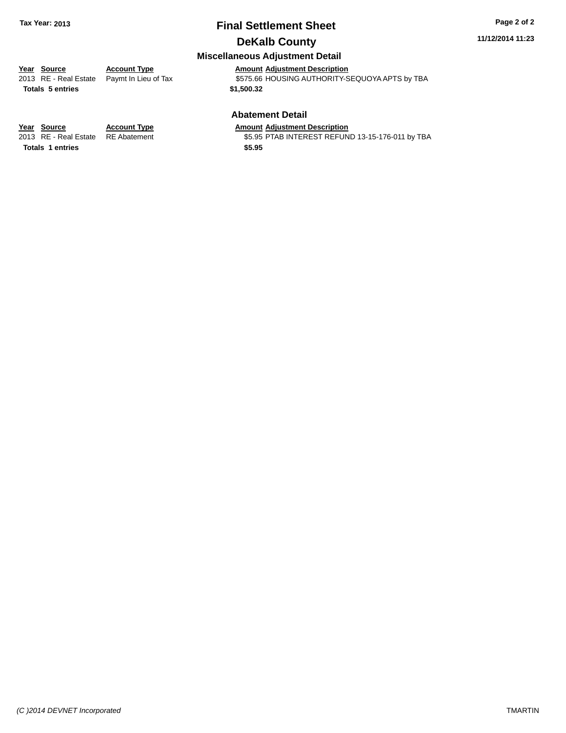**Tax Year: 2013**

# Final Settlement Sheet

## DeKalb County

### Miscellaneous Adjustment Detail

| Year | Source | Account Type | Amount | Adjustment Description |
|---|---|---|---|---|
| 2013 | RE - Real Estate | Paymt In Lieu of Tax | $575.66 | HOUSING AUTHORITY-SEQUOYA APTS by TBA |
| **Totals** | **5 entries** | | **$1,500.32** | |

### Abatement Detail

| Year | Source | Account Type | Amount | Adjustment Description |
|---|---|---|---|---|
| 2013 | RE - Real Estate | RE Abatement | $5.95 | PTAB INTEREST REFUND 13-15-176-011 by TBA |
| **Totals** | **1 entries** | | **$5.95** | |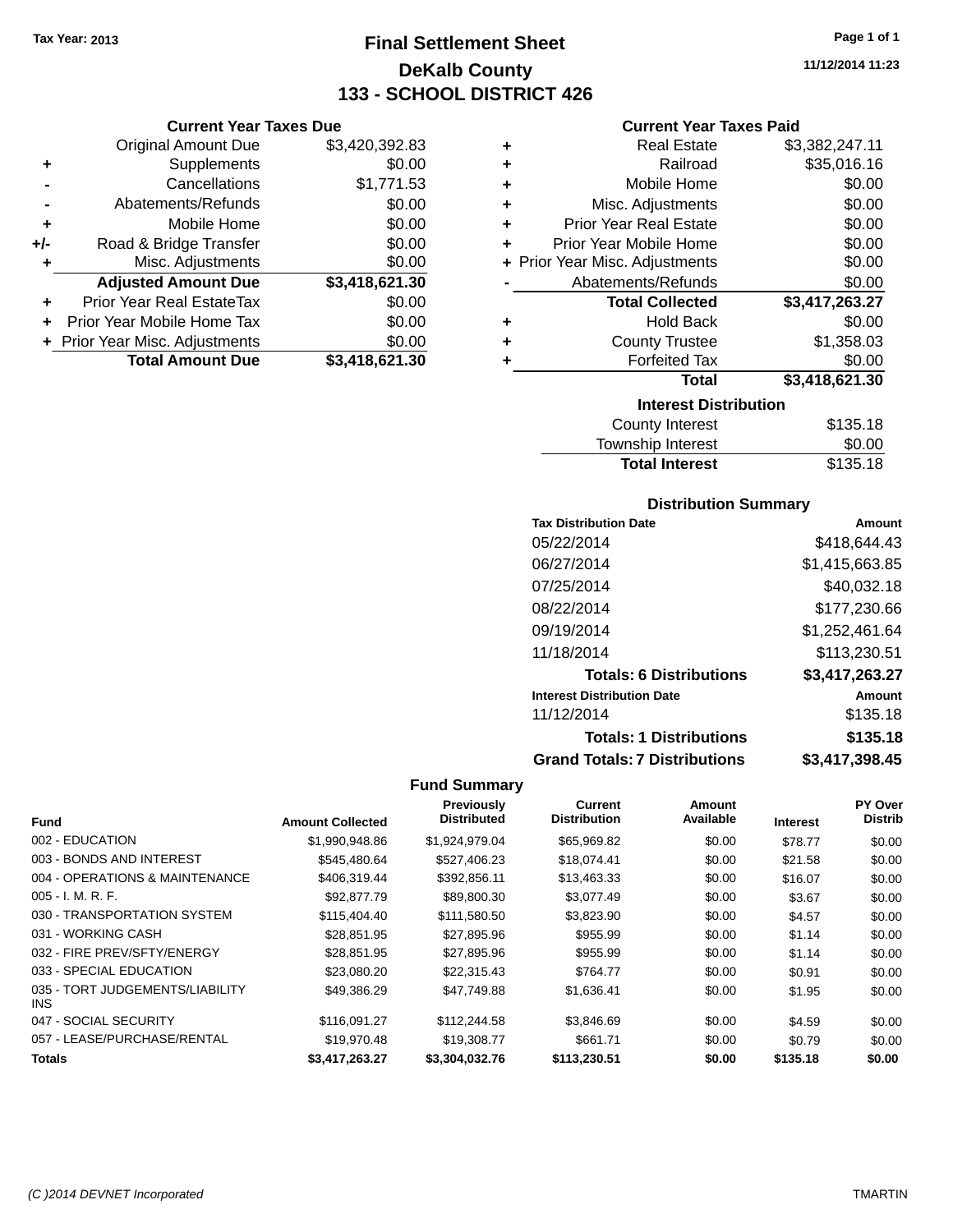Tax Year: 2013

# Final Settlement Sheet

## DeKalb County

## 133 - SCHOOL DISTRICT 426

11/12/2014 11:23

### Current Year Taxes Due

| | | |
|---|---|---|
| | Original Amount Due | $3,420,392.83 |
| + | Supplements | $0.00 |
| - | Cancellations | $1,771.53 |
| - | Abatements/Refunds | $0.00 |
| + | Mobile Home | $0.00 |
| +/- | Road & Bridge Transfer | $0.00 |
| + | Misc. Adjustments | $0.00 |
| | **Adjusted Amount Due** | **$3,418,621.30** |
| + | Prior Year Real EstateTax | $0.00 |
| + | Prior Year Mobile Home Tax | $0.00 |
| + | Prior Year Misc. Adjustments | $0.00 |
| | **Total Amount Due** | **$3,418,621.30** |

### Current Year Taxes Paid

| | | |
|---|---|---|
| + | Real Estate | $3,382,247.11 |
| + | Railroad | $35,016.16 |
| + | Mobile Home | $0.00 |
| + | Misc. Adjustments | $0.00 |
| + | Prior Year Real Estate | $0.00 |
| + | Prior Year Mobile Home | $0.00 |
| + | Prior Year Misc. Adjustments | $0.00 |
| - | Abatements/Refunds | $0.00 |
| | **Total Collected** | **$3,417,263.27** |
| + | Hold Back | $0.00 |
| + | County Trustee | $1,358.03 |
| + | Forfeited Tax | $0.00 |
| | **Total** | **$3,418,621.30** |

### Interest Distribution

| | |
|---|---|
| County Interest | $135.18 |
| Township Interest | $0.00 |
| **Total Interest** | $135.18 |

### Distribution Summary

| Tax Distribution Date | Amount |
|---|---|
| 05/22/2014 | $418,644.43 |
| 06/27/2014 | $1,415,663.85 |
| 07/25/2014 | $40,032.18 |
| 08/22/2014 | $177,230.66 |
| 09/19/2014 | $1,252,461.64 |
| 11/18/2014 | $113,230.51 |
| **Totals: 6 Distributions** | **$3,417,263.27** |
| **Interest Distribution Date** | **Amount** |
| 11/12/2014 | $135.18 |
| **Totals: 1 Distributions** | **$135.18** |
| **Grand Totals: 7 Distributions** | **$3,417,398.45** |

### Fund Summary

| Fund | Amount Collected | Previously Distributed | Current Distribution | Amount Available | Interest | PY Over Distrib |
|---|---|---|---|---|---|---|
| 002 - EDUCATION | $1,990,948.86 | $1,924,979.04 | $65,969.82 | $0.00 | $78.77 | $0.00 |
| 003 - BONDS AND INTEREST | $545,480.64 | $527,406.23 | $18,074.41 | $0.00 | $21.58 | $0.00 |
| 004 - OPERATIONS & MAINTENANCE | $406,319.44 | $392,856.11 | $13,463.33 | $0.00 | $16.07 | $0.00 |
| 005 - I. M. R. F. | $92,877.79 | $89,800.30 | $3,077.49 | $0.00 | $3.67 | $0.00 |
| 030 - TRANSPORTATION SYSTEM | $115,404.40 | $111,580.50 | $3,823.90 | $0.00 | $4.57 | $0.00 |
| 031 - WORKING CASH | $28,851.95 | $27,895.96 | $955.99 | $0.00 | $1.14 | $0.00 |
| 032 - FIRE PREV/SFTY/ENERGY | $28,851.95 | $27,895.96 | $955.99 | $0.00 | $1.14 | $0.00 |
| 033 - SPECIAL EDUCATION | $23,080.20 | $22,315.43 | $764.77 | $0.00 | $0.91 | $0.00 |
| 035 - TORT JUDGEMENTS/LIABILITY INS | $49,386.29 | $47,749.88 | $1,636.41 | $0.00 | $1.95 | $0.00 |
| 047 - SOCIAL SECURITY | $116,091.27 | $112,244.58 | $3,846.69 | $0.00 | $4.59 | $0.00 |
| 057 - LEASE/PURCHASE/RENTAL | $19,970.48 | $19,308.77 | $661.71 | $0.00 | $0.79 | $0.00 |
| **Totals** | **$3,417,263.27** | **$3,304,032.76** | **$113,230.51** | **$0.00** | **$135.18** | **$0.00** |

(C )2014 DEVNET Incorporated

TMARTIN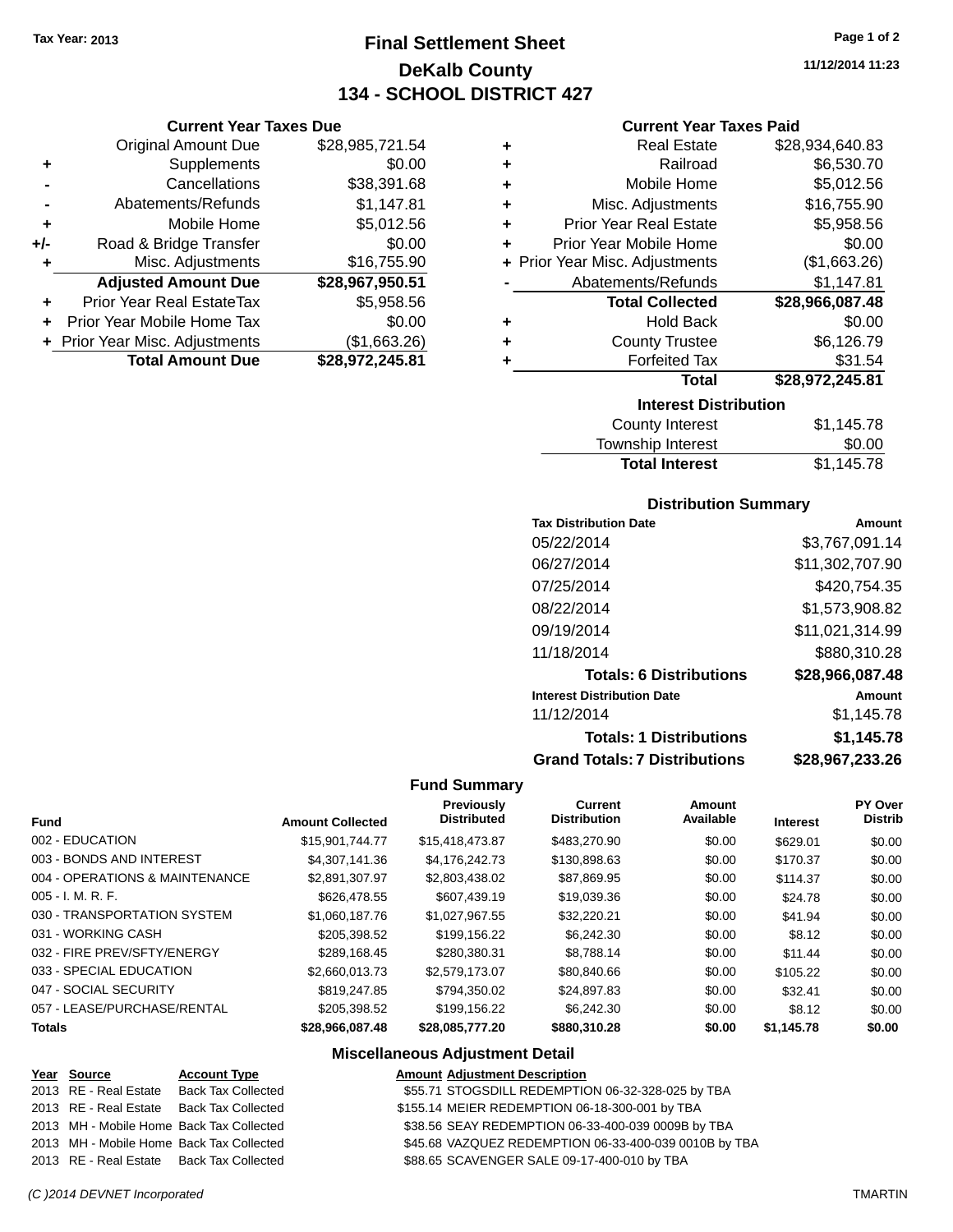Tax Year: 2013

# Final Settlement Sheet

## DeKalb County

## 134 - SCHOOL DISTRICT 427

11/12/2014 11:23

### Current Year Taxes Due

| | | |
|---|---|---|
| | Original Amount Due | $28,985,721.54 |
| + | Supplements | $0.00 |
| - | Cancellations | $38,391.68 |
| - | Abatements/Refunds | $1,147.81 |
| + | Mobile Home | $5,012.56 |
| +/- | Road & Bridge Transfer | $0.00 |
| + | Misc. Adjustments | $16,755.90 |
| | **Adjusted Amount Due** | **$28,967,950.51** |
| + | Prior Year Real EstateTax | $5,958.56 |
| + | Prior Year Mobile Home Tax | $0.00 |
| + | Prior Year Misc. Adjustments | ($1,663.26) |
| | **Total Amount Due** | **$28,972,245.81** |

### Current Year Taxes Paid

| | | |
|---|---|---|
| + | Real Estate | $28,934,640.83 |
| + | Railroad | $6,530.70 |
| + | Mobile Home | $5,012.56 |
| + | Misc. Adjustments | $16,755.90 |
| + | Prior Year Real Estate | $5,958.56 |
| + | Prior Year Mobile Home | $0.00 |
| + | Prior Year Misc. Adjustments | ($1,663.26) |
| - | Abatements/Refunds | $1,147.81 |
| | **Total Collected** | **$28,966,087.48** |
| + | Hold Back | $0.00 |
| + | County Trustee | $6,126.79 |
| + | Forfeited Tax | $31.54 |
| | **Total** | **$28,972,245.81** |

### Interest Distribution

| | |
|---|---|
| County Interest | $1,145.78 |
| Township Interest | $0.00 |
| **Total Interest** | $1,145.78 |

### Distribution Summary

| Tax Distribution Date | Amount |
|---|---|
| 05/22/2014 | $3,767,091.14 |
| 06/27/2014 | $11,302,707.90 |
| 07/25/2014 | $420,754.35 |
| 08/22/2014 | $1,573,908.82 |
| 09/19/2014 | $11,021,314.99 |
| 11/18/2014 | $880,310.28 |
| **Totals: 6 Distributions** | **$28,966,087.48** |
| **Interest Distribution Date** | **Amount** |
| 11/12/2014 | $1,145.78 |
| **Totals: 1 Distributions** | **$1,145.78** |
| **Grand Totals: 7 Distributions** | **$28,967,233.26** |

### Fund Summary

| Fund | Amount Collected | Previously Distributed | Current Distribution | Amount Available | Interest | PY Over Distrib |
|---|---|---|---|---|---|---|
| 002 - EDUCATION | $15,901,744.77 | $15,418,473.87 | $483,270.90 | $0.00 | $629.01 | $0.00 |
| 003 - BONDS AND INTEREST | $4,307,141.36 | $4,176,242.73 | $130,898.63 | $0.00 | $170.37 | $0.00 |
| 004 - OPERATIONS & MAINTENANCE | $2,891,307.97 | $2,803,438.02 | $87,869.95 | $0.00 | $114.37 | $0.00 |
| 005 - I. M. R. F. | $626,478.55 | $607,439.19 | $19,039.36 | $0.00 | $24.78 | $0.00 |
| 030 - TRANSPORTATION SYSTEM | $1,060,187.76 | $1,027,967.55 | $32,220.21 | $0.00 | $41.94 | $0.00 |
| 031 - WORKING CASH | $205,398.52 | $199,156.22 | $6,242.30 | $0.00 | $8.12 | $0.00 |
| 032 - FIRE PREV/SFTY/ENERGY | $289,168.45 | $280,380.31 | $8,788.14 | $0.00 | $11.44 | $0.00 |
| 033 - SPECIAL EDUCATION | $2,660,013.73 | $2,579,173.07 | $80,840.66 | $0.00 | $105.22 | $0.00 |
| 047 - SOCIAL SECURITY | $819,247.85 | $794,350.02 | $24,897.83 | $0.00 | $32.41 | $0.00 |
| 057 - LEASE/PURCHASE/RENTAL | $205,398.52 | $199,156.22 | $6,242.30 | $0.00 | $8.12 | $0.00 |
| **Totals** | **$28,966,087.48** | **$28,085,777.20** | **$880,310.28** | **$0.00** | **$1,145.78** | **$0.00** |

### Miscellaneous Adjustment Detail

| Year | Source | Account Type | Amount | Adjustment Description |
|---|---|---|---|---|
| 2013 | RE - Real Estate | Back Tax Collected | $55.71 | STOGSDILL REDEMPTION 06-32-328-025 by TBA |
| 2013 | RE - Real Estate | Back Tax Collected | $155.14 | MEIER REDEMPTION 06-18-300-001 by TBA |
| 2013 | MH - Mobile Home | Back Tax Collected | $38.56 | SEAY REDEMPTION 06-33-400-039 0009B by TBA |
| 2013 | MH - Mobile Home | Back Tax Collected | $45.68 | VAZQUEZ REDEMPTION 06-33-400-039 0010B by TBA |
| 2013 | RE - Real Estate | Back Tax Collected | $88.65 | SCAVENGER SALE 09-17-400-010 by TBA |

(C )2014 DEVNET Incorporated TMARTIN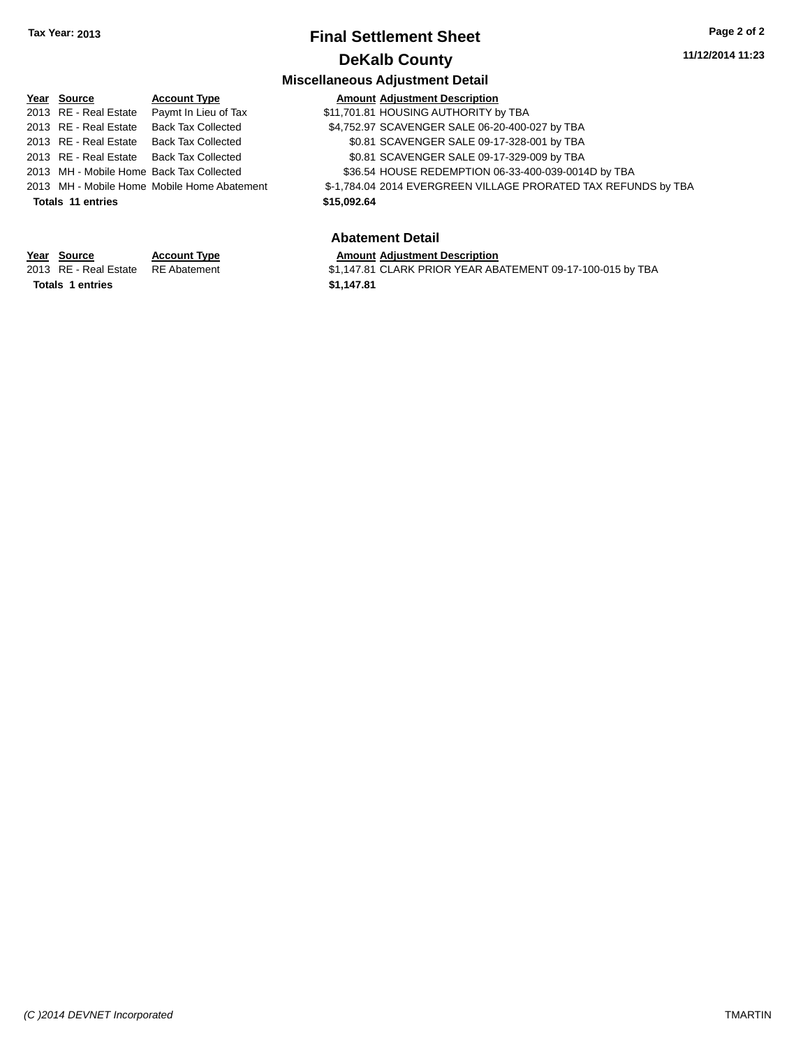## Final Settlement Sheet

## DeKalb County

### Miscellaneous Adjustment Detail

| Year | Source | Account Type | Amount | Adjustment Description |
|---|---|---|---|---|
| 2013 | RE - Real Estate | Paymt In Lieu of Tax | $11,701.81 | HOUSING AUTHORITY by TBA |
| 2013 | RE - Real Estate | Back Tax Collected | $4,752.97 | SCAVENGER SALE 06-20-400-027 by TBA |
| 2013 | RE - Real Estate | Back Tax Collected | $0.81 | SCAVENGER SALE 09-17-328-001 by TBA |
| 2013 | RE - Real Estate | Back Tax Collected | $0.81 | SCAVENGER SALE 09-17-329-009 by TBA |
| 2013 | MH - Mobile Home | Back Tax Collected | $36.54 | HOUSE REDEMPTION 06-33-400-039-0014D by TBA |
| 2013 | MH - Mobile Home | Mobile Home Abatement | $-1,784.04 | 2014 EVERGREEN VILLAGE PRORATED TAX REFUNDS by TBA |
| **Totals 11 entries** | | | **$15,092.64** | |

### Abatement Detail

| Year | Source | Account Type | Amount | Adjustment Description |
|---|---|---|---|---|
| 2013 | RE - Real Estate | RE Abatement | $1,147.81 | CLARK PRIOR YEAR ABATEMENT 09-17-100-015 by TBA |
| **Totals 1 entries** | | | **$1,147.81** | |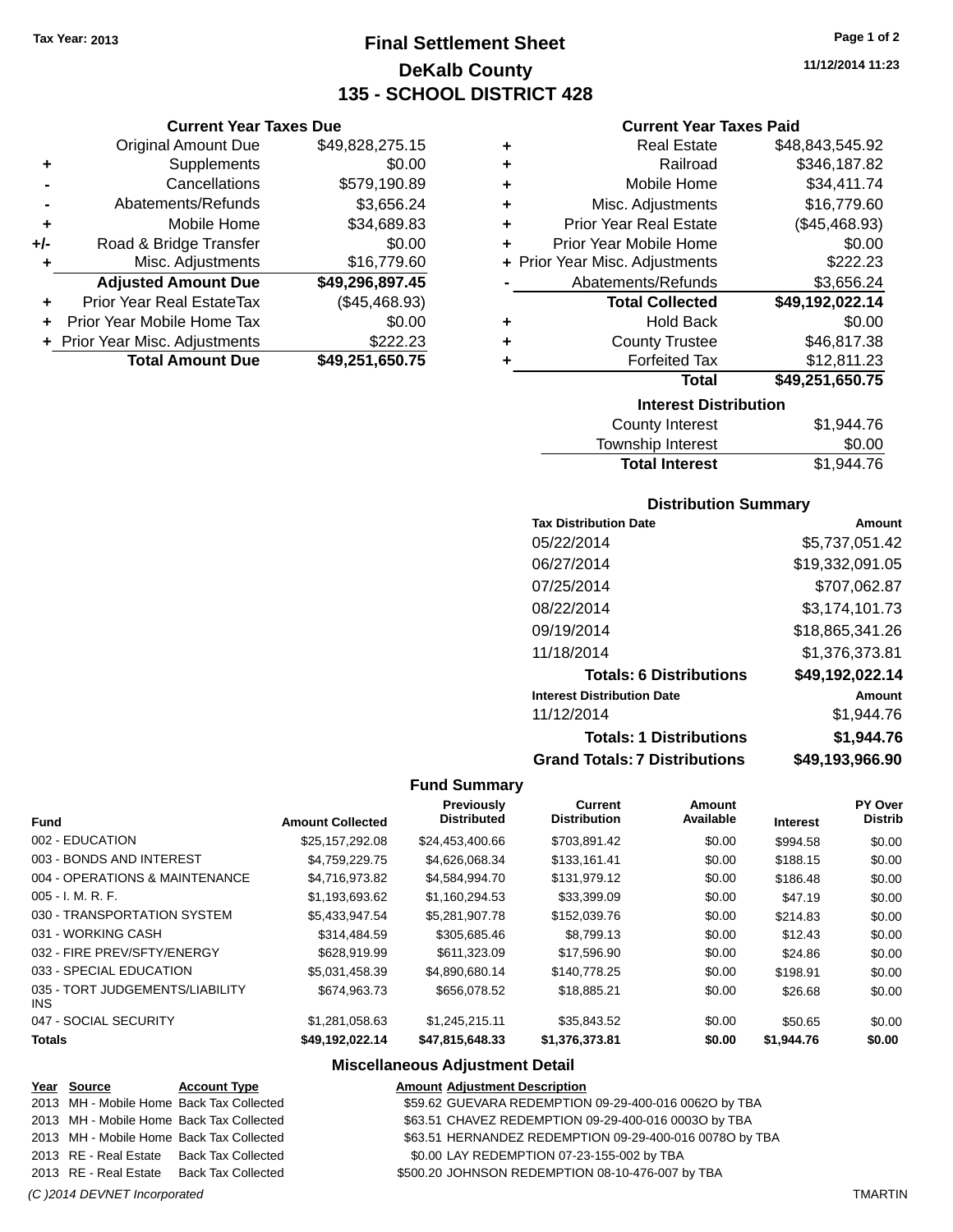Tax Year: 2013

# Final Settlement Sheet

## DeKalb County

## 135 - SCHOOL DISTRICT 428

11/12/2014 11:23

### Current Year Taxes Due

| | | |
|---|---|---|
| | Original Amount Due | $49,828,275.15 |
| + | Supplements | $0.00 |
| - | Cancellations | $579,190.89 |
| - | Abatements/Refunds | $3,656.24 |
| + | Mobile Home | $34,689.83 |
| +/- | Road & Bridge Transfer | $0.00 |
| + | Misc. Adjustments | $16,779.60 |
| | **Adjusted Amount Due** | **$49,296,897.45** |
| + | Prior Year Real EstateTax | ($45,468.93) |
| + | Prior Year Mobile Home Tax | $0.00 |
| + | Prior Year Misc. Adjustments | $222.23 |
| | **Total Amount Due** | **$49,251,650.75** |

### Current Year Taxes Paid

| | | |
|---|---|---|
| + | Real Estate | $48,843,545.92 |
| + | Railroad | $346,187.82 |
| + | Mobile Home | $34,411.74 |
| + | Misc. Adjustments | $16,779.60 |
| + | Prior Year Real Estate | ($45,468.93) |
| + | Prior Year Mobile Home | $0.00 |
| + | Prior Year Misc. Adjustments | $222.23 |
| - | Abatements/Refunds | $3,656.24 |
| | **Total Collected** | **$49,192,022.14** |
| + | Hold Back | $0.00 |
| + | County Trustee | $46,817.38 |
| + | Forfeited Tax | $12,811.23 |
| | **Total** | **$49,251,650.75** |

### Interest Distribution

| | |
|---|---|
| County Interest | $1,944.76 |
| Township Interest | $0.00 |
| **Total Interest** | $1,944.76 |

### Distribution Summary

| Tax Distribution Date | Amount |
|---|---|
| 05/22/2014 | $5,737,051.42 |
| 06/27/2014 | $19,332,091.05 |
| 07/25/2014 | $707,062.87 |
| 08/22/2014 | $3,174,101.73 |
| 09/19/2014 | $18,865,341.26 |
| 11/18/2014 | $1,376,373.81 |
| **Totals: 6 Distributions** | **$49,192,022.14** |
| **Interest Distribution Date** | **Amount** |
| 11/12/2014 | $1,944.76 |
| **Totals: 1 Distributions** | **$1,944.76** |
| **Grand Totals: 7 Distributions** | **$49,193,966.90** |

### Fund Summary

| Fund | Amount Collected | Previously Distributed | Current Distribution | Amount Available | Interest | PY Over Distrib |
|---|---|---|---|---|---|---|
| 002 - EDUCATION | $25,157,292.08 | $24,453,400.66 | $703,891.42 | $0.00 | $994.58 | $0.00 |
| 003 - BONDS AND INTEREST | $4,759,229.75 | $4,626,068.34 | $133,161.41 | $0.00 | $188.15 | $0.00 |
| 004 - OPERATIONS & MAINTENANCE | $4,716,973.82 | $4,584,994.70 | $131,979.12 | $0.00 | $186.48 | $0.00 |
| 005 - I. M. R. F. | $1,193,693.62 | $1,160,294.53 | $33,399.09 | $0.00 | $47.19 | $0.00 |
| 030 - TRANSPORTATION SYSTEM | $5,433,947.54 | $5,281,907.78 | $152,039.76 | $0.00 | $214.83 | $0.00 |
| 031 - WORKING CASH | $314,484.59 | $305,685.46 | $8,799.13 | $0.00 | $12.43 | $0.00 |
| 032 - FIRE PREV/SFTY/ENERGY | $628,919.99 | $611,323.09 | $17,596.90 | $0.00 | $24.86 | $0.00 |
| 033 - SPECIAL EDUCATION | $5,031,458.39 | $4,890,680.14 | $140,778.25 | $0.00 | $198.91 | $0.00 |
| 035 - TORT JUDGEMENTS/LIABILITY INS | $674,963.73 | $656,078.52 | $18,885.21 | $0.00 | $26.68 | $0.00 |
| 047 - SOCIAL SECURITY | $1,281,058.63 | $1,245,215.11 | $35,843.52 | $0.00 | $50.65 | $0.00 |
| **Totals** | **$49,192,022.14** | **$47,815,648.33** | **$1,376,373.81** | **$0.00** | **$1,944.76** | **$0.00** |

### Miscellaneous Adjustment Detail

| Year | Source | Account Type | Amount | Adjustment Description |
|---|---|---|---|---|
| 2013 | MH - Mobile Home | Back Tax Collected | $59.62 | GUEVARA REDEMPTION 09-29-400-016 0062O by TBA |
| 2013 | MH - Mobile Home | Back Tax Collected | $63.51 | CHAVEZ REDEMPTION 09-29-400-016 0003O by TBA |
| 2013 | MH - Mobile Home | Back Tax Collected | $63.51 | HERNANDEZ REDEMPTION 09-29-400-016 0078O by TBA |
| 2013 | RE - Real Estate | Back Tax Collected | $0.00 | LAY REDEMPTION 07-23-155-002 by TBA |
| 2013 | RE - Real Estate | Back Tax Collected | $500.20 | JOHNSON REDEMPTION 08-10-476-007 by TBA |

(C )2014 DEVNET Incorporated TMARTIN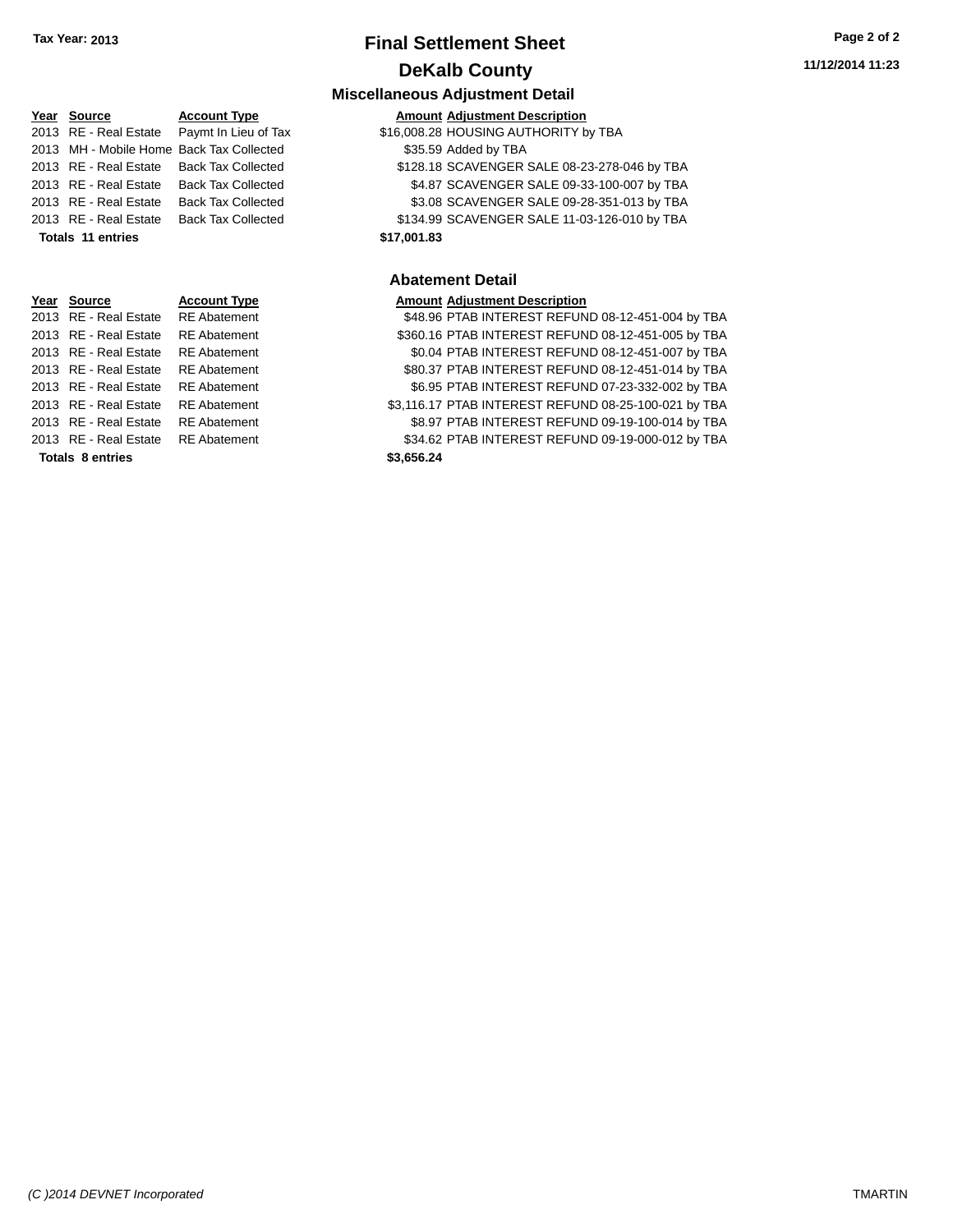**Tax Year: 2013**

# Final Settlement Sheet

## DeKalb County

### Miscellaneous Adjustment Detail

| Year | Source | Account Type | Amount | Adjustment Description |
|---|---|---|---|---|
| 2013 | RE - Real Estate | Paymt In Lieu of Tax | $16,008.28 | HOUSING AUTHORITY by TBA |
| 2013 | MH - Mobile Home | Back Tax Collected | $35.59 | Added by TBA |
| 2013 | RE - Real Estate | Back Tax Collected | $128.18 | SCAVENGER SALE 08-23-278-046 by TBA |
| 2013 | RE - Real Estate | Back Tax Collected | $4.87 | SCAVENGER SALE 09-33-100-007 by TBA |
| 2013 | RE - Real Estate | Back Tax Collected | $3.08 | SCAVENGER SALE 09-28-351-013 by TBA |
| 2013 | RE - Real Estate | Back Tax Collected | $134.99 | SCAVENGER SALE 11-03-126-010 by TBA |
| **Totals 11 entries** | | | **$17,001.83** | |

### Abatement Detail

| Year | Source | Account Type | Amount | Adjustment Description |
|---|---|---|---|---|
| 2013 | RE - Real Estate | RE Abatement | $48.96 | PTAB INTEREST REFUND 08-12-451-004 by TBA |
| 2013 | RE - Real Estate | RE Abatement | $360.16 | PTAB INTEREST REFUND 08-12-451-005 by TBA |
| 2013 | RE - Real Estate | RE Abatement | $0.04 | PTAB INTEREST REFUND 08-12-451-007 by TBA |
| 2013 | RE - Real Estate | RE Abatement | $80.37 | PTAB INTEREST REFUND 08-12-451-014 by TBA |
| 2013 | RE - Real Estate | RE Abatement | $6.95 | PTAB INTEREST REFUND 07-23-332-002 by TBA |
| 2013 | RE - Real Estate | RE Abatement | $3,116.17 | PTAB INTEREST REFUND 08-25-100-021 by TBA |
| 2013 | RE - Real Estate | RE Abatement | $8.97 | PTAB INTEREST REFUND 09-19-100-014 by TBA |
| 2013 | RE - Real Estate | RE Abatement | $34.62 | PTAB INTEREST REFUND 09-19-000-012 by TBA |
| **Totals 8 entries** | | | **$3,656.24** | |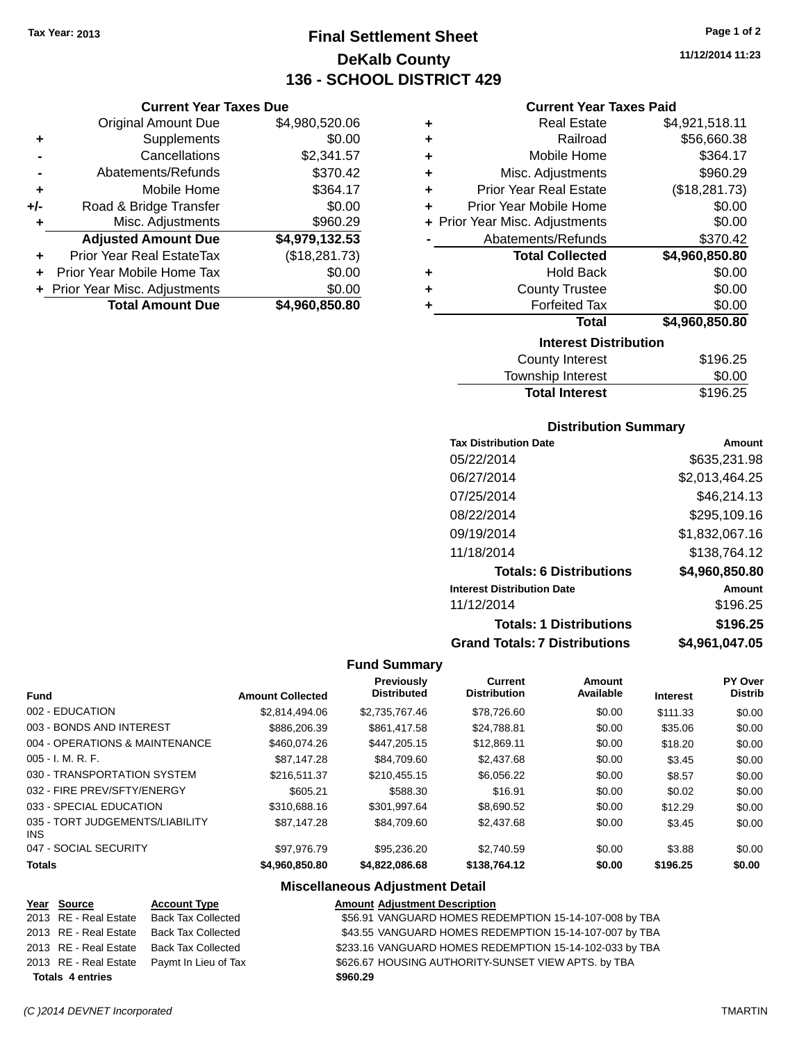Tax Year: 2013

# Final Settlement Sheet
## DeKalb County
## 136 - SCHOOL DISTRICT 429

11/12/2014 11:23

### Current Year Taxes Due

| | | |
|---|---|---|
| | Original Amount Due | $4,980,520.06 |
| + | Supplements | $0.00 |
| - | Cancellations | $2,341.57 |
| - | Abatements/Refunds | $370.42 |
| + | Mobile Home | $364.17 |
| +/- | Road & Bridge Transfer | $0.00 |
| + | Misc. Adjustments | $960.29 |
| | **Adjusted Amount Due** | **$4,979,132.53** |
| + | Prior Year Real EstateTax | ($18,281.73) |
| + | Prior Year Mobile Home Tax | $0.00 |
| + | Prior Year Misc. Adjustments | $0.00 |
| | **Total Amount Due** | **$4,960,850.80** |

### Current Year Taxes Paid

| | | |
|---|---|---|
| + | Real Estate | $4,921,518.11 |
| + | Railroad | $56,660.38 |
| + | Mobile Home | $364.17 |
| + | Misc. Adjustments | $960.29 |
| + | Prior Year Real Estate | ($18,281.73) |
| + | Prior Year Mobile Home | $0.00 |
| + | Prior Year Misc. Adjustments | $0.00 |
| - | Abatements/Refunds | $370.42 |
| | **Total Collected** | **$4,960,850.80** |
| + | Hold Back | $0.00 |
| + | County Trustee | $0.00 |
| + | Forfeited Tax | $0.00 |
| | **Total** | **$4,960,850.80** |

### Interest Distribution

| | |
|---|---|
| County Interest | $196.25 |
| Township Interest | $0.00 |
| **Total Interest** | $196.25 |

### Distribution Summary

| Tax Distribution Date | Amount |
|---|---|
| 05/22/2014 | $635,231.98 |
| 06/27/2014 | $2,013,464.25 |
| 07/25/2014 | $46,214.13 |
| 08/22/2014 | $295,109.16 |
| 09/19/2014 | $1,832,067.16 |
| 11/18/2014 | $138,764.12 |
| **Totals: 6 Distributions** | **$4,960,850.80** |
| **Interest Distribution Date** | **Amount** |
| 11/12/2014 | $196.25 |
| **Totals: 1 Distributions** | **$196.25** |
| **Grand Totals: 7 Distributions** | **$4,961,047.05** |

### Fund Summary

| Fund | Amount Collected | Previously Distributed | Current Distribution | Amount Available | Interest | PY Over Distrib |
|---|---|---|---|---|---|---|
| 002 - EDUCATION | $2,814,494.06 | $2,735,767.46 | $78,726.60 | $0.00 | $111.33 | $0.00 |
| 003 - BONDS AND INTEREST | $886,206.39 | $861,417.58 | $24,788.81 | $0.00 | $35.06 | $0.00 |
| 004 - OPERATIONS & MAINTENANCE | $460,074.26 | $447,205.15 | $12,869.11 | $0.00 | $18.20 | $0.00 |
| 005 - I. M. R. F. | $87,147.28 | $84,709.60 | $2,437.68 | $0.00 | $3.45 | $0.00 |
| 030 - TRANSPORTATION SYSTEM | $216,511.37 | $210,455.15 | $6,056.22 | $0.00 | $8.57 | $0.00 |
| 032 - FIRE PREV/SFTY/ENERGY | $605.21 | $588.30 | $16.91 | $0.00 | $0.02 | $0.00 |
| 033 - SPECIAL EDUCATION | $310,688.16 | $301,997.64 | $8,690.52 | $0.00 | $12.29 | $0.00 |
| 035 - TORT JUDGEMENTS/LIABILITY INS | $87,147.28 | $84,709.60 | $2,437.68 | $0.00 | $3.45 | $0.00 |
| 047 - SOCIAL SECURITY | $97,976.79 | $95,236.20 | $2,740.59 | $0.00 | $3.88 | $0.00 |
| **Totals** | **$4,960,850.80** | **$4,822,086.68** | **$138,764.12** | **$0.00** | **$196.25** | **$0.00** |

### Miscellaneous Adjustment Detail

| Year | Source | Account Type | Amount | Adjustment Description |
|---|---|---|---|---|
| 2013 | RE - Real Estate | Back Tax Collected | $56.91 | VANGUARD HOMES REDEMPTION 15-14-107-008 by TBA |
| 2013 | RE - Real Estate | Back Tax Collected | $43.55 | VANGUARD HOMES REDEMPTION 15-14-107-007 by TBA |
| 2013 | RE - Real Estate | Back Tax Collected | $233.16 | VANGUARD HOMES REDEMPTION 15-14-102-033 by TBA |
| 2013 | RE - Real Estate | Paymt In Lieu of Tax | $626.67 | HOUSING AUTHORITY-SUNSET VIEW APTS. by TBA |
| **Totals 4 entries** | | | **$960.29** | |

(C )2014 DEVNET Incorporated TMARTIN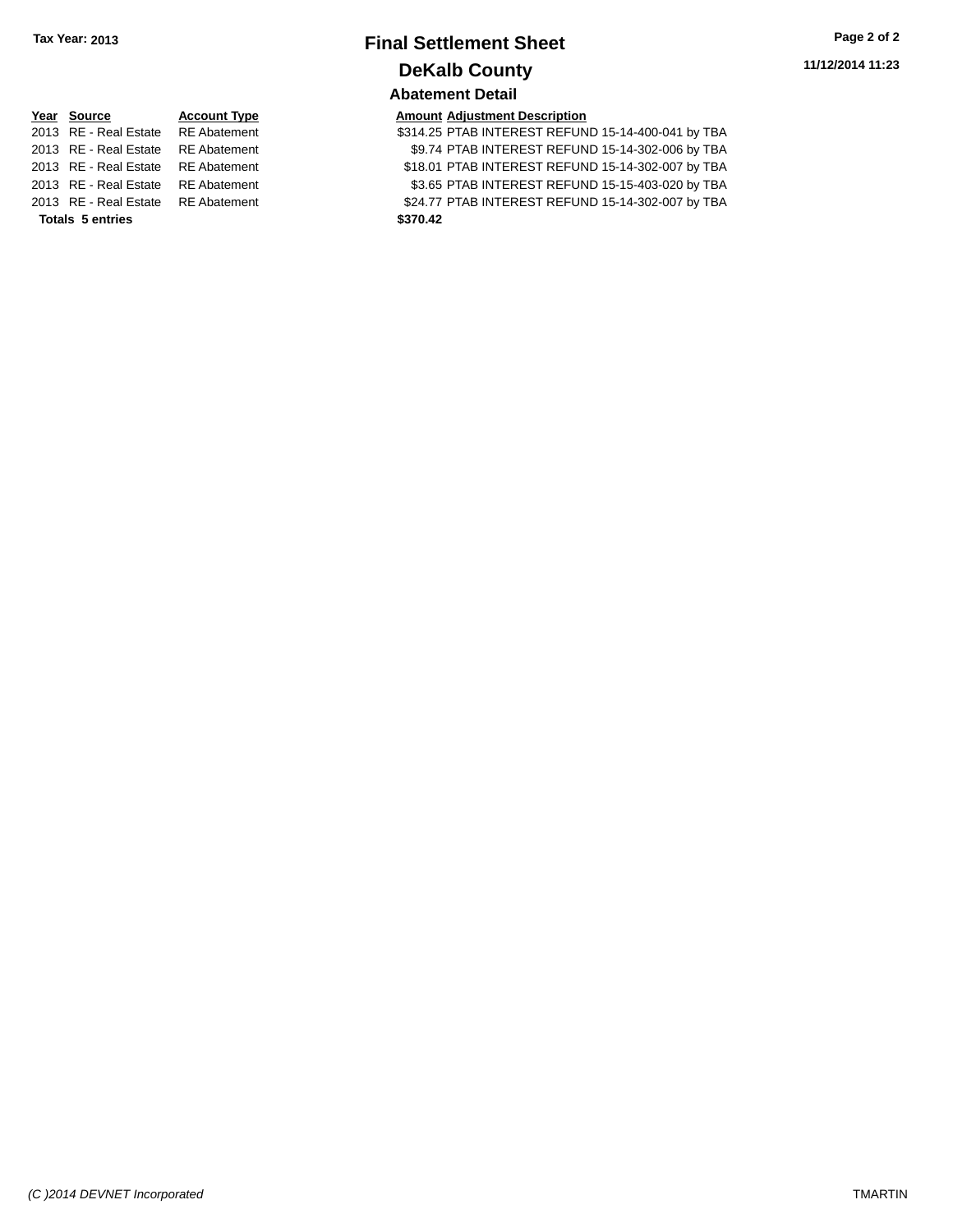Tax Year: 2013

# Final Settlement Sheet

## DeKalb County

### Abatement Detail

| Year | Source | Account Type | Amount | Adjustment Description |
|---|---|---|---|---|
| 2013 | RE - Real Estate | RE Abatement | $314.25 | PTAB INTEREST REFUND 15-14-400-041 by TBA |
| 2013 | RE - Real Estate | RE Abatement | $9.74 | PTAB INTEREST REFUND 15-14-302-006 by TBA |
| 2013 | RE - Real Estate | RE Abatement | $18.01 | PTAB INTEREST REFUND 15-14-302-007 by TBA |
| 2013 | RE - Real Estate | RE Abatement | $3.65 | PTAB INTEREST REFUND 15-15-403-020 by TBA |
| 2013 | RE - Real Estate | RE Abatement | $24.77 | PTAB INTEREST REFUND 15-14-302-007 by TBA |
| **Totals 5 entries** | | | **$370.42** | |

11/12/2014 11:23

(C )2014 DEVNET Incorporated

TMARTIN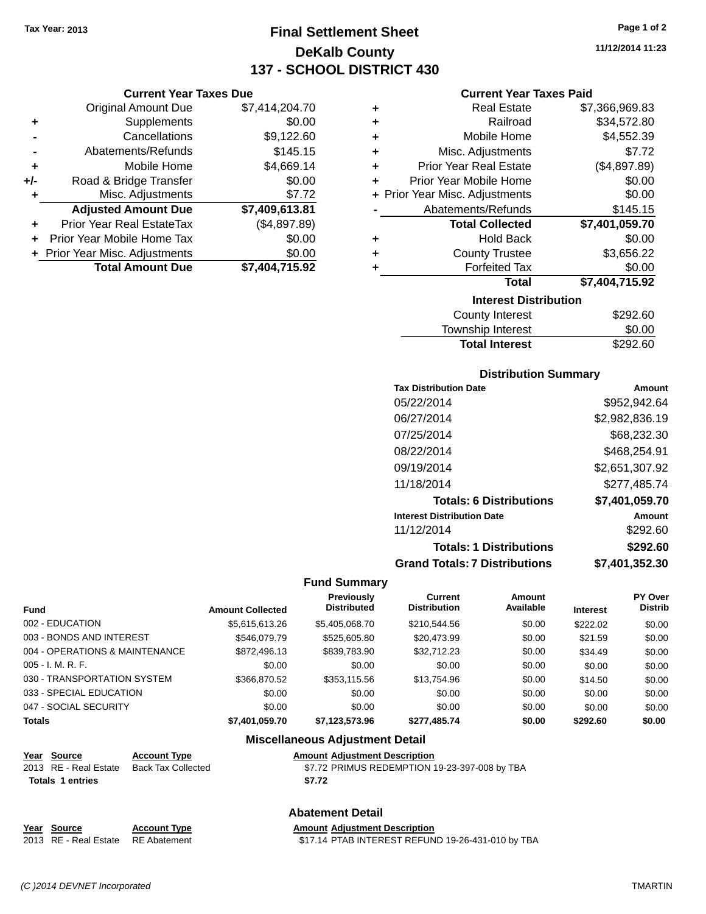Tax Year: 2013

# Final Settlement Sheet
## DeKalb County
## 137 - SCHOOL DISTRICT 430

11/12/2014 11:23

### Current Year Taxes Due

| | | |
|---|---|---|
| | Original Amount Due | $7,414,204.70 |
| + | Supplements | $0.00 |
| - | Cancellations | $9,122.60 |
| - | Abatements/Refunds | $145.15 |
| + | Mobile Home | $4,669.14 |
| +/- | Road & Bridge Transfer | $0.00 |
| + | Misc. Adjustments | $7.72 |
| | **Adjusted Amount Due** | **$7,409,613.81** |
| + | Prior Year Real EstateTax | ($4,897.89) |
| + | Prior Year Mobile Home Tax | $0.00 |
| + | Prior Year Misc. Adjustments | $0.00 |
| | **Total Amount Due** | **$7,404,715.92** |

### Current Year Taxes Paid

| | | |
|---|---|---|
| + | Real Estate | $7,366,969.83 |
| + | Railroad | $34,572.80 |
| + | Mobile Home | $4,552.39 |
| + | Misc. Adjustments | $7.72 |
| + | Prior Year Real Estate | ($4,897.89) |
| + | Prior Year Mobile Home | $0.00 |
| + | Prior Year Misc. Adjustments | $0.00 |
| - | Abatements/Refunds | $145.15 |
| | **Total Collected** | **$7,401,059.70** |
| + | Hold Back | $0.00 |
| + | County Trustee | $3,656.22 |
| + | Forfeited Tax | $0.00 |
| | **Total** | **$7,404,715.92** |

### Interest Distribution

| | |
|---|---|
| County Interest | $292.60 |
| Township Interest | $0.00 |
| **Total Interest** | $292.60 |

### Distribution Summary

| Tax Distribution Date | Amount |
|---|---|
| 05/22/2014 | $952,942.64 |
| 06/27/2014 | $2,982,836.19 |
| 07/25/2014 | $68,232.30 |
| 08/22/2014 | $468,254.91 |
| 09/19/2014 | $2,651,307.92 |
| 11/18/2014 | $277,485.74 |
| **Totals: 6 Distributions** | **$7,401,059.70** |
| **Interest Distribution Date** | **Amount** |
| 11/12/2014 | $292.60 |
| **Totals: 1 Distributions** | **$292.60** |
| **Grand Totals: 7 Distributions** | **$7,401,352.30** |

### Fund Summary

| Fund | Amount Collected | Previously Distributed | Current Distribution | Amount Available | Interest | PY Over Distrib |
|---|---|---|---|---|---|---|
| 002 - EDUCATION | $5,615,613.26 | $5,405,068.70 | $210,544.56 | $0.00 | $222.02 | $0.00 |
| 003 - BONDS AND INTEREST | $546,079.79 | $525,605.80 | $20,473.99 | $0.00 | $21.59 | $0.00 |
| 004 - OPERATIONS & MAINTENANCE | $872,496.13 | $839,783.90 | $32,712.23 | $0.00 | $34.49 | $0.00 |
| 005 - I. M. R. F. | $0.00 | $0.00 | $0.00 | $0.00 | $0.00 | $0.00 |
| 030 - TRANSPORTATION SYSTEM | $366,870.52 | $353,115.56 | $13,754.96 | $0.00 | $14.50 | $0.00 |
| 033 - SPECIAL EDUCATION | $0.00 | $0.00 | $0.00 | $0.00 | $0.00 | $0.00 |
| 047 - SOCIAL SECURITY | $0.00 | $0.00 | $0.00 | $0.00 | $0.00 | $0.00 |
| **Totals** | **$7,401,059.70** | **$7,123,573.96** | **$277,485.74** | **$0.00** | **$292.60** | **$0.00** |

### Miscellaneous Adjustment Detail

| Year | Source | Account Type | Amount | Adjustment Description |
|---|---|---|---|---|
| 2013 | RE - Real Estate | Back Tax Collected | $7.72 | PRIMUS REDEMPTION 19-23-397-008 by TBA |
| **Totals** | **1 entries** | | **$7.72** | |

### Abatement Detail

| Year | Source | Account Type | Amount | Adjustment Description |
|---|---|---|---|---|
| 2013 | RE - Real Estate | RE Abatement | $17.14 | PTAB INTEREST REFUND 19-26-431-010 by TBA |

(C )2014 DEVNET Incorporated TMARTIN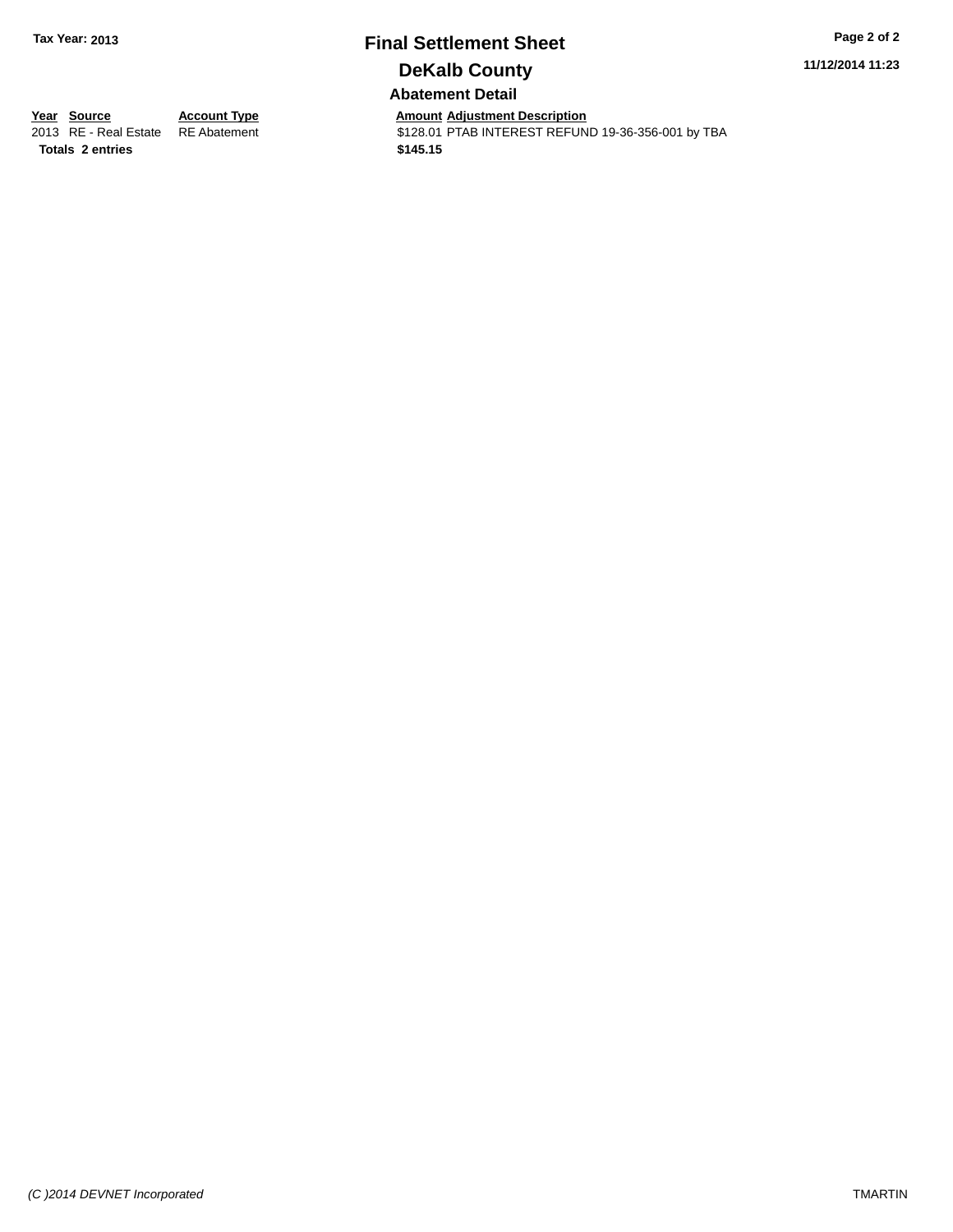**Tax Year: 2013**

# Final Settlement Sheet

## DeKalb County

11/12/2014 11:23

### Abatement Detail

| Year | Source | Account Type | Amount | Adjustment Description |
|---|---|---|---|---|
| 2013 | RE - Real Estate | RE Abatement | $128.01 | PTAB INTEREST REFUND 19-36-356-001 by TBA |
| **Totals 2 entries** | | | **$145.15** | |

*(C )2014 DEVNET Incorporated*

TMARTIN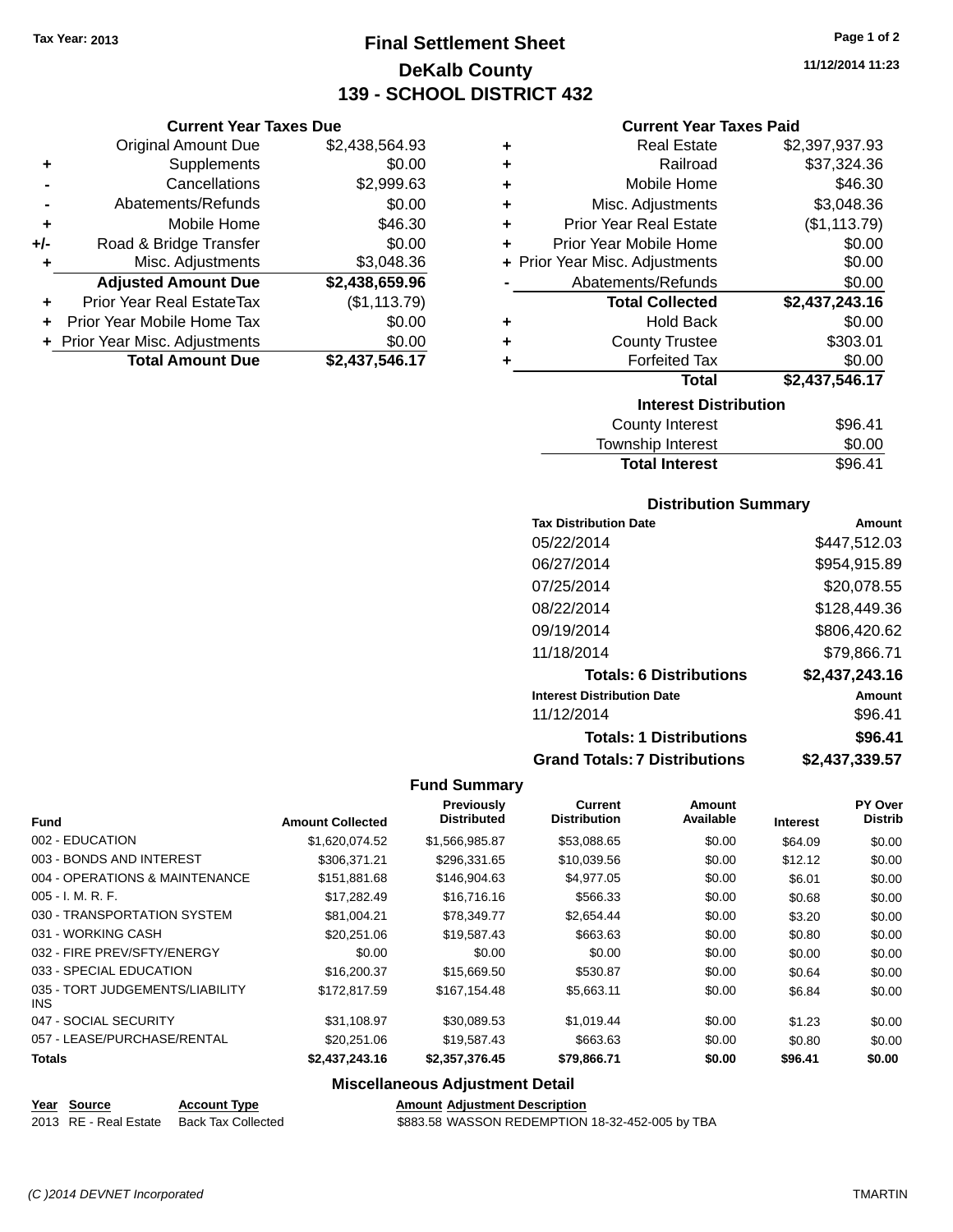Tax Year: 2013

# Final Settlement Sheet

## DeKalb County

## 139 - SCHOOL DISTRICT 432

11/12/2014 11:23

### Current Year Taxes Due

| | | |
|---|---|---|
| | Original Amount Due | $2,438,564.93 |
| + | Supplements | $0.00 |
| - | Cancellations | $2,999.63 |
| - | Abatements/Refunds | $0.00 |
| + | Mobile Home | $46.30 |
| +/- | Road & Bridge Transfer | $0.00 |
| + | Misc. Adjustments | $3,048.36 |
| | **Adjusted Amount Due** | **$2,438,659.96** |
| + | Prior Year Real EstateTax | ($1,113.79) |
| + | Prior Year Mobile Home Tax | $0.00 |
| + | Prior Year Misc. Adjustments | $0.00 |
| | **Total Amount Due** | **$2,437,546.17** |

### Current Year Taxes Paid

| | | |
|---|---|---|
| + | Real Estate | $2,397,937.93 |
| + | Railroad | $37,324.36 |
| + | Mobile Home | $46.30 |
| + | Misc. Adjustments | $3,048.36 |
| + | Prior Year Real Estate | ($1,113.79) |
| + | Prior Year Mobile Home | $0.00 |
| + | Prior Year Misc. Adjustments | $0.00 |
| - | Abatements/Refunds | $0.00 |
| | **Total Collected** | **$2,437,243.16** |
| + | Hold Back | $0.00 |
| + | County Trustee | $303.01 |
| + | Forfeited Tax | $0.00 |
| | **Total** | **$2,437,546.17** |

### Interest Distribution

| | |
|---|---|
| County Interest | $96.41 |
| Township Interest | $0.00 |
| **Total Interest** | $96.41 |

### Distribution Summary

| Tax Distribution Date | Amount |
|---|---|
| 05/22/2014 | $447,512.03 |
| 06/27/2014 | $954,915.89 |
| 07/25/2014 | $20,078.55 |
| 08/22/2014 | $128,449.36 |
| 09/19/2014 | $806,420.62 |
| 11/18/2014 | $79,866.71 |
| **Totals: 6 Distributions** | **$2,437,243.16** |
| **Interest Distribution Date** | **Amount** |
| 11/12/2014 | $96.41 |
| **Totals: 1 Distributions** | **$96.41** |
| **Grand Totals: 7 Distributions** | **$2,437,339.57** |

### Fund Summary

| Fund | Amount Collected | Previously Distributed | Current Distribution | Amount Available | Interest | PY Over Distrib |
|---|---|---|---|---|---|---|
| 002 - EDUCATION | $1,620,074.52 | $1,566,985.87 | $53,088.65 | $0.00 | $64.09 | $0.00 |
| 003 - BONDS AND INTEREST | $306,371.21 | $296,331.65 | $10,039.56 | $0.00 | $12.12 | $0.00 |
| 004 - OPERATIONS & MAINTENANCE | $151,881.68 | $146,904.63 | $4,977.05 | $0.00 | $6.01 | $0.00 |
| 005 - I. M. R. F. | $17,282.49 | $16,716.16 | $566.33 | $0.00 | $0.68 | $0.00 |
| 030 - TRANSPORTATION SYSTEM | $81,004.21 | $78,349.77 | $2,654.44 | $0.00 | $3.20 | $0.00 |
| 031 - WORKING CASH | $20,251.06 | $19,587.43 | $663.63 | $0.00 | $0.80 | $0.00 |
| 032 - FIRE PREV/SFTY/ENERGY | $0.00 | $0.00 | $0.00 | $0.00 | $0.00 | $0.00 |
| 033 - SPECIAL EDUCATION | $16,200.37 | $15,669.50 | $530.87 | $0.00 | $0.64 | $0.00 |
| 035 - TORT JUDGEMENTS/LIABILITY INS | $172,817.59 | $167,154.48 | $5,663.11 | $0.00 | $6.84 | $0.00 |
| 047 - SOCIAL SECURITY | $31,108.97 | $30,089.53 | $1,019.44 | $0.00 | $1.23 | $0.00 |
| 057 - LEASE/PURCHASE/RENTAL | $20,251.06 | $19,587.43 | $663.63 | $0.00 | $0.80 | $0.00 |
| **Totals** | **$2,437,243.16** | **$2,357,376.45** | **$79,866.71** | **$0.00** | **$96.41** | **$0.00** |

### Miscellaneous Adjustment Detail

| Year | Source | Account Type | Amount | Adjustment Description |
|---|---|---|---|---|
| 2013 | RE - Real Estate | Back Tax Collected | $883.58 | WASSON REDEMPTION 18-32-452-005 by TBA |

(C )2014 DEVNET Incorporated TMARTIN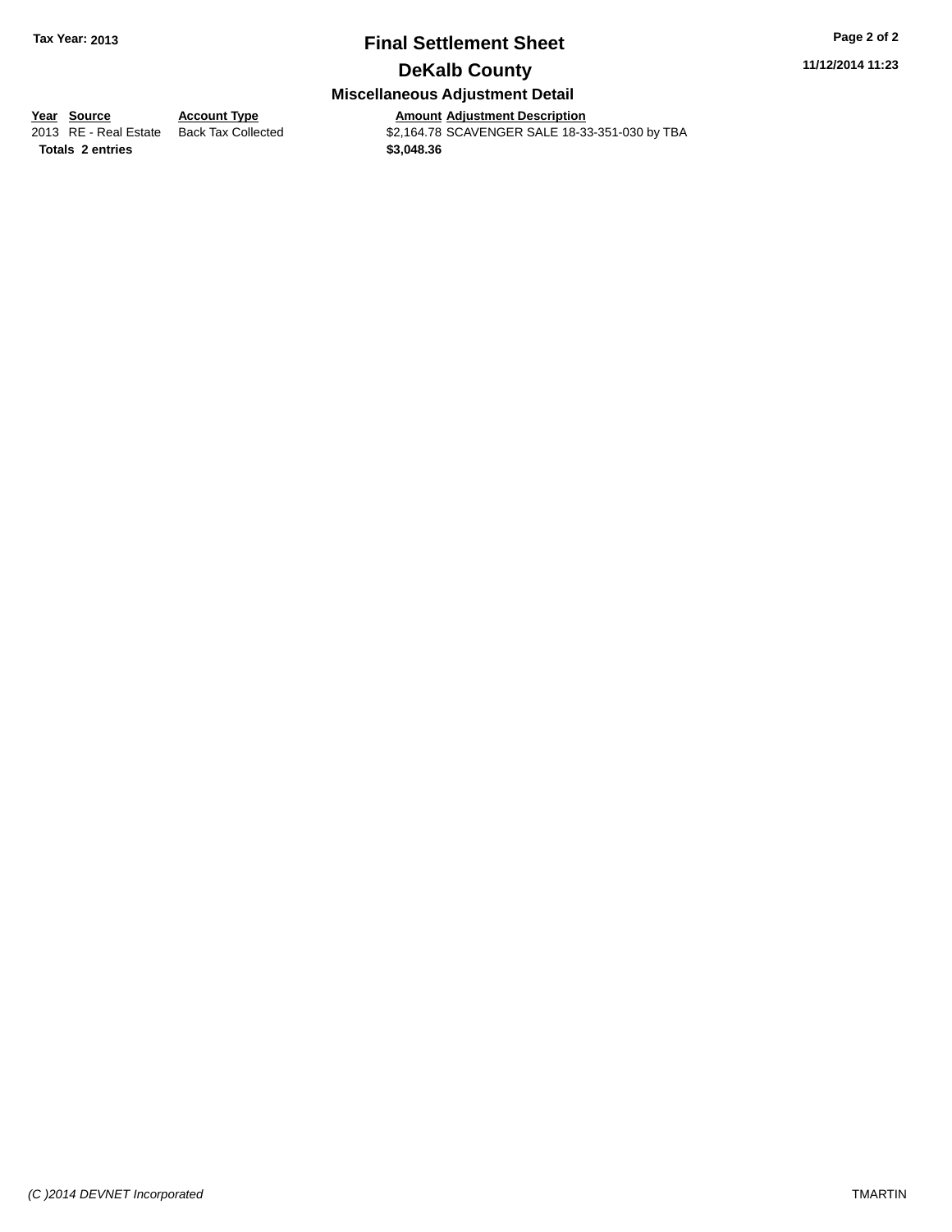# Final Settlement Sheet

## DeKalb County

### Miscellaneous Adjustment Detail

| Year | Source | Account Type | Amount | Adjustment Description |
|---|---|---|---|---|
| 2013 | RE - Real Estate | Back Tax Collected | $2,164.78 | SCAVENGER SALE 18-33-351-030 by TBA |
| **Totals** | **2 entries** | | **$3,048.36** | |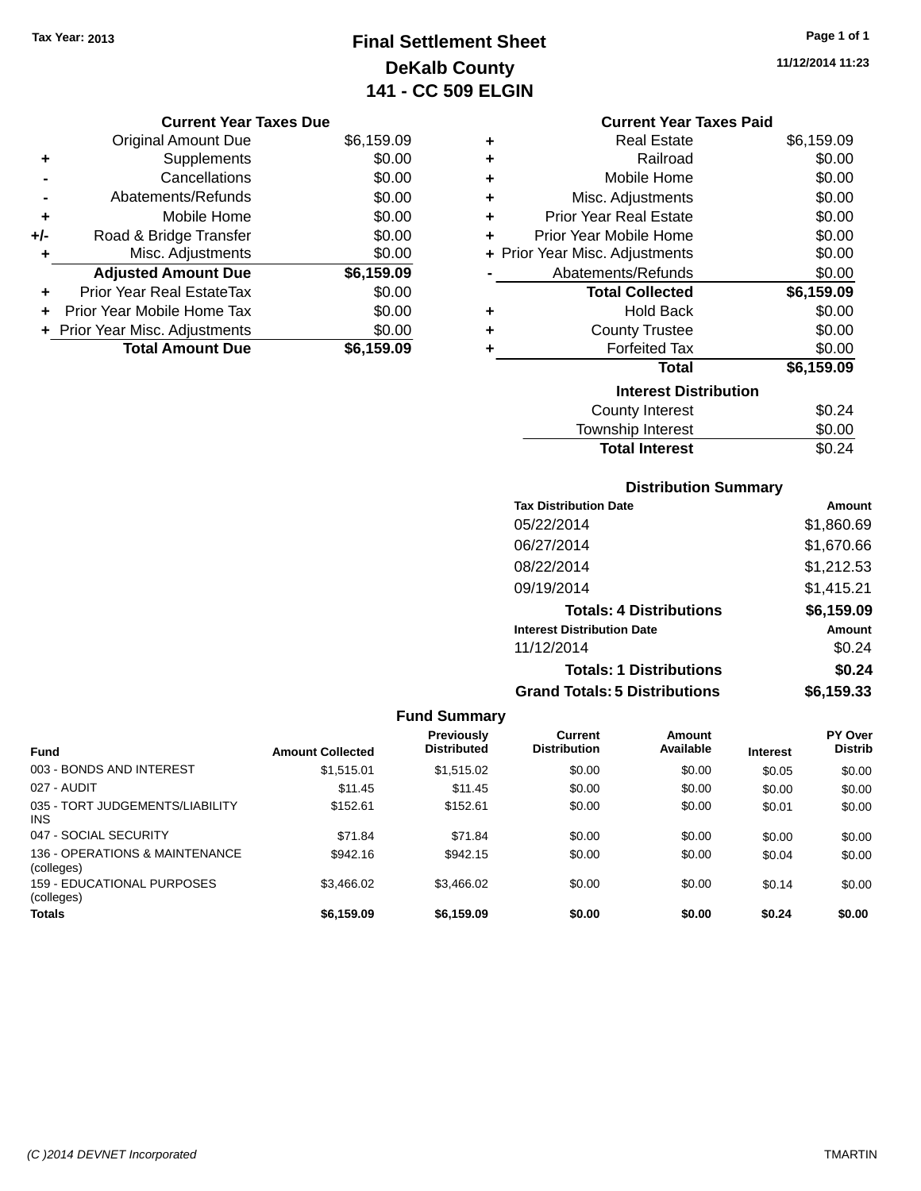Tax Year: 2013

# Final Settlement Sheet
## DeKalb County
## 141 - CC 509 ELGIN

11/12/2014 11:23

### Current Year Taxes Due

| | | |
|---|---|---|
| | Original Amount Due | $6,159.09 |
| + | Supplements | $0.00 |
| - | Cancellations | $0.00 |
| - | Abatements/Refunds | $0.00 |
| + | Mobile Home | $0.00 |
| +/- | Road & Bridge Transfer | $0.00 |
| + | Misc. Adjustments | $0.00 |
| | **Adjusted Amount Due** | **$6,159.09** |
| + | Prior Year Real EstateTax | $0.00 |
| + | Prior Year Mobile Home Tax | $0.00 |
| + | Prior Year Misc. Adjustments | $0.00 |
| | **Total Amount Due** | **$6,159.09** |

### Current Year Taxes Paid

| | | |
|---|---|---|
| + | Real Estate | $6,159.09 |
| + | Railroad | $0.00 |
| + | Mobile Home | $0.00 |
| + | Misc. Adjustments | $0.00 |
| + | Prior Year Real Estate | $0.00 |
| + | Prior Year Mobile Home | $0.00 |
| + | Prior Year Misc. Adjustments | $0.00 |
| - | Abatements/Refunds | $0.00 |
| | **Total Collected** | **$6,159.09** |
| + | Hold Back | $0.00 |
| + | County Trustee | $0.00 |
| + | Forfeited Tax | $0.00 |
| | **Total** | **$6,159.09** |

### Interest Distribution

| | |
|---|---|
| County Interest | $0.24 |
| Township Interest | $0.00 |
| **Total Interest** | $0.24 |

### Distribution Summary

| Tax Distribution Date | Amount |
|---|---|
| 05/22/2014 | $1,860.69 |
| 06/27/2014 | $1,670.66 |
| 08/22/2014 | $1,212.53 |
| 09/19/2014 | $1,415.21 |
| **Totals: 4 Distributions** | **$6,159.09** |

| Interest Distribution Date | Amount |
|---|---|
| 11/12/2014 | $0.24 |
| **Totals: 1 Distributions** | **$0.24** |
| **Grand Totals: 5 Distributions** | **$6,159.33** |

### Fund Summary

| Fund | Amount Collected | Previously Distributed | Current Distribution | Amount Available | Interest | PY Over Distrib |
|---|---|---|---|---|---|---|
| 003 - BONDS AND INTEREST | $1,515.01 | $1,515.02 | $0.00 | $0.00 | $0.05 | $0.00 |
| 027 - AUDIT | $11.45 | $11.45 | $0.00 | $0.00 | $0.00 | $0.00 |
| 035 - TORT JUDGEMENTS/LIABILITY INS | $152.61 | $152.61 | $0.00 | $0.00 | $0.01 | $0.00 |
| 047 - SOCIAL SECURITY | $71.84 | $71.84 | $0.00 | $0.00 | $0.00 | $0.00 |
| 136 - OPERATIONS & MAINTENANCE (colleges) | $942.16 | $942.15 | $0.00 | $0.00 | $0.04 | $0.00 |
| 159 - EDUCATIONAL PURPOSES (colleges) | $3,466.02 | $3,466.02 | $0.00 | $0.00 | $0.14 | $0.00 |
| **Totals** | **$6,159.09** | **$6,159.09** | **$0.00** | **$0.00** | **$0.24** | **$0.00** |

(C )2014 DEVNET Incorporated — TMARTIN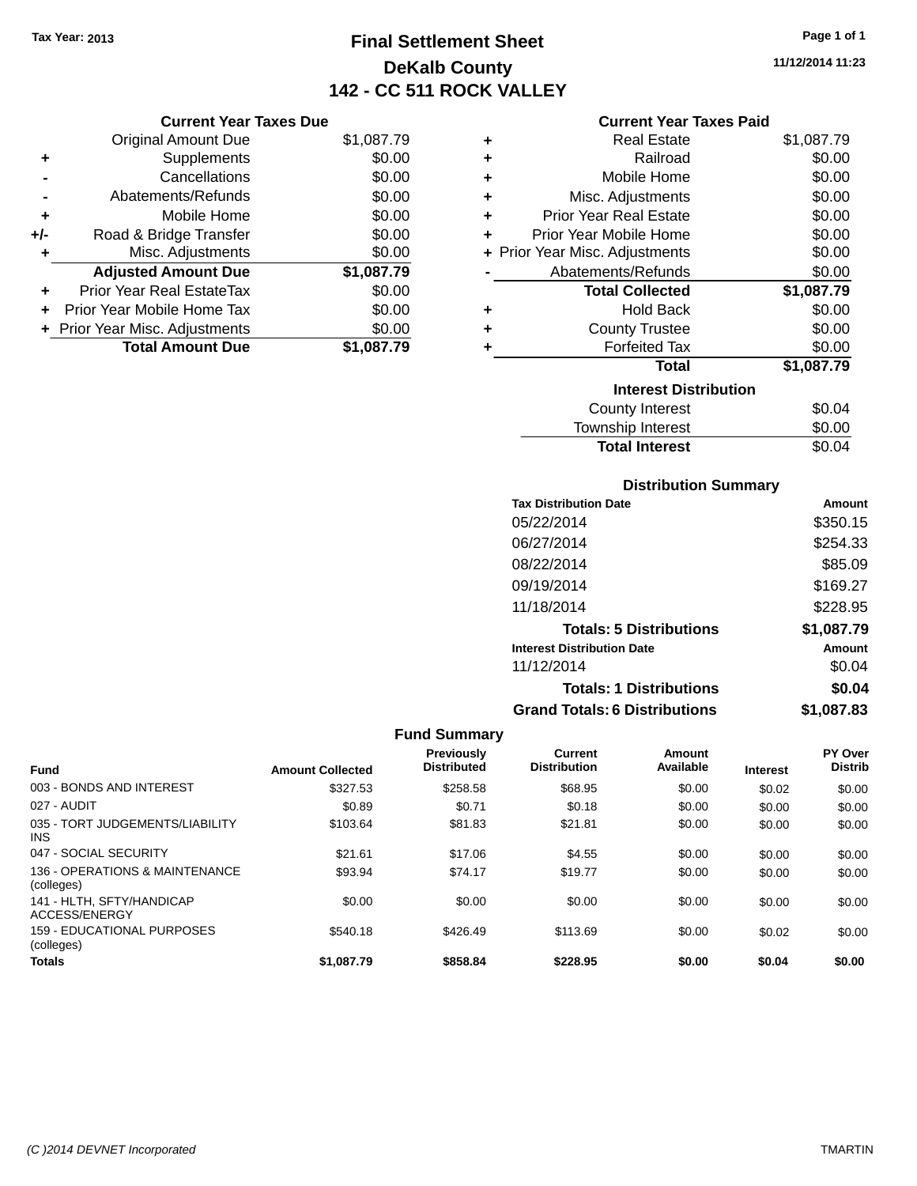Tax Year: 2013

# Final Settlement Sheet

## DeKalb County

## 142 - CC 511 ROCK VALLEY

11/12/2014 11:23

### Current Year Taxes Due

| | | |
|---|---|---|
| | Original Amount Due | $1,087.79 |
| + | Supplements | $0.00 |
| - | Cancellations | $0.00 |
| - | Abatements/Refunds | $0.00 |
| + | Mobile Home | $0.00 |
| +/- | Road & Bridge Transfer | $0.00 |
| + | Misc. Adjustments | $0.00 |
| | **Adjusted Amount Due** | **$1,087.79** |
| + | Prior Year Real EstateTax | $0.00 |
| + | Prior Year Mobile Home Tax | $0.00 |
| + | Prior Year Misc. Adjustments | $0.00 |
| | **Total Amount Due** | **$1,087.79** |

### Current Year Taxes Paid

| | | |
|---|---|---|
| + | Real Estate | $1,087.79 |
| + | Railroad | $0.00 |
| + | Mobile Home | $0.00 |
| + | Misc. Adjustments | $0.00 |
| + | Prior Year Real Estate | $0.00 |
| + | Prior Year Mobile Home | $0.00 |
| + | Prior Year Misc. Adjustments | $0.00 |
| - | Abatements/Refunds | $0.00 |
| | **Total Collected** | **$1,087.79** |
| + | Hold Back | $0.00 |
| + | County Trustee | $0.00 |
| + | Forfeited Tax | $0.00 |
| | **Total** | **$1,087.79** |

### Interest Distribution

| | |
|---|---|
| County Interest | $0.04 |
| Township Interest | $0.00 |
| **Total Interest** | $0.04 |

### Distribution Summary

| Tax Distribution Date | Amount |
|---|---|
| 05/22/2014 | $350.15 |
| 06/27/2014 | $254.33 |
| 08/22/2014 | $85.09 |
| 09/19/2014 | $169.27 |
| 11/18/2014 | $228.95 |
| **Totals: 5 Distributions** | **$1,087.79** |
| **Interest Distribution Date** | **Amount** |
| 11/12/2014 | $0.04 |
| **Totals: 1 Distributions** | **$0.04** |
| **Grand Totals: 6 Distributions** | **$1,087.83** |

### Fund Summary

| Fund | Amount Collected | Previously Distributed | Current Distribution | Amount Available | Interest | PY Over Distrib |
|---|---|---|---|---|---|---|
| 003 - BONDS AND INTEREST | $327.53 | $258.58 | $68.95 | $0.00 | $0.02 | $0.00 |
| 027 - AUDIT | $0.89 | $0.71 | $0.18 | $0.00 | $0.00 | $0.00 |
| 035 - TORT JUDGEMENTS/LIABILITY INS | $103.64 | $81.83 | $21.81 | $0.00 | $0.00 | $0.00 |
| 047 - SOCIAL SECURITY | $21.61 | $17.06 | $4.55 | $0.00 | $0.00 | $0.00 |
| 136 - OPERATIONS & MAINTENANCE (colleges) | $93.94 | $74.17 | $19.77 | $0.00 | $0.00 | $0.00 |
| 141 - HLTH, SFTY/HANDICAP ACCESS/ENERGY | $0.00 | $0.00 | $0.00 | $0.00 | $0.00 | $0.00 |
| 159 - EDUCATIONAL PURPOSES (colleges) | $540.18 | $426.49 | $113.69 | $0.00 | $0.02 | $0.00 |
| **Totals** | **$1,087.79** | **$858.84** | **$228.95** | **$0.00** | **$0.04** | **$0.00** |

(C )2014 DEVNET Incorporated TMARTIN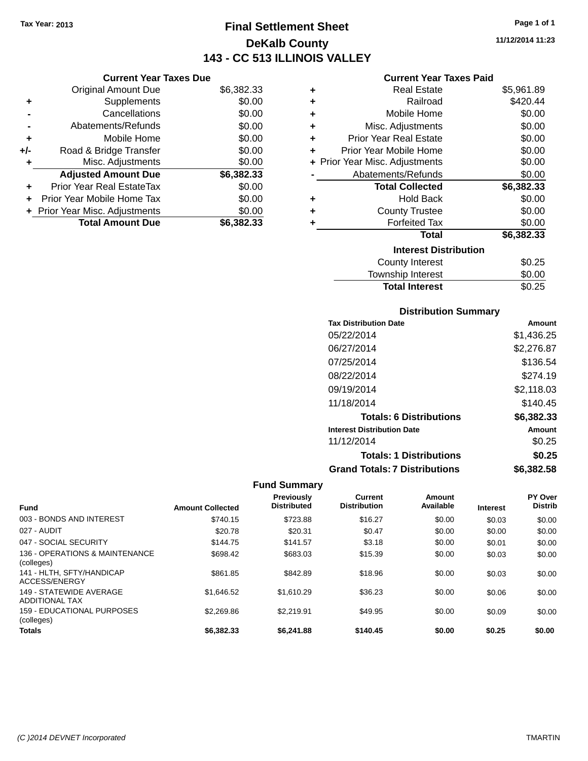Tax Year: 2013

# Final Settlement Sheet

## DeKalb County

## 143 - CC 513 ILLINOIS VALLEY

11/12/2014 11:23

### Current Year Taxes Due

| | | |
|---|---|---|
| | Original Amount Due | $6,382.33 |
| + | Supplements | $0.00 |
| - | Cancellations | $0.00 |
| - | Abatements/Refunds | $0.00 |
| + | Mobile Home | $0.00 |
| +/- | Road & Bridge Transfer | $0.00 |
| + | Misc. Adjustments | $0.00 |
| | **Adjusted Amount Due** | **$6,382.33** |
| + | Prior Year Real EstateTax | $0.00 |
| + | Prior Year Mobile Home Tax | $0.00 |
| + | Prior Year Misc. Adjustments | $0.00 |
| | **Total Amount Due** | **$6,382.33** |

### Current Year Taxes Paid

| | | |
|---|---|---|
| + | Real Estate | $5,961.89 |
| + | Railroad | $420.44 |
| + | Mobile Home | $0.00 |
| + | Misc. Adjustments | $0.00 |
| + | Prior Year Real Estate | $0.00 |
| + | Prior Year Mobile Home | $0.00 |
| + | Prior Year Misc. Adjustments | $0.00 |
| - | Abatements/Refunds | $0.00 |
| | **Total Collected** | **$6,382.33** |
| + | Hold Back | $0.00 |
| + | County Trustee | $0.00 |
| + | Forfeited Tax | $0.00 |
| | **Total** | **$6,382.33** |

### Interest Distribution

| | |
|---|---|
| County Interest | $0.25 |
| Township Interest | $0.00 |
| **Total Interest** | **$0.25** |

### Distribution Summary

| Tax Distribution Date | Amount |
|---|---|
| 05/22/2014 | $1,436.25 |
| 06/27/2014 | $2,276.87 |
| 07/25/2014 | $136.54 |
| 08/22/2014 | $274.19 |
| 09/19/2014 | $2,118.03 |
| 11/18/2014 | $140.45 |
| **Totals: 6 Distributions** | **$6,382.33** |
| **Interest Distribution Date** | **Amount** |
| 11/12/2014 | $0.25 |
| **Totals: 1 Distributions** | **$0.25** |
| **Grand Totals: 7 Distributions** | **$6,382.58** |

### Fund Summary

| Fund | Amount Collected | Previously Distributed | Current Distribution | Amount Available | Interest | PY Over Distrib |
|---|---|---|---|---|---|---|
| 003 - BONDS AND INTEREST | $740.15 | $723.88 | $16.27 | $0.00 | $0.03 | $0.00 |
| 027 - AUDIT | $20.78 | $20.31 | $0.47 | $0.00 | $0.00 | $0.00 |
| 047 - SOCIAL SECURITY | $144.75 | $141.57 | $3.18 | $0.00 | $0.01 | $0.00 |
| 136 - OPERATIONS & MAINTENANCE (colleges) | $698.42 | $683.03 | $15.39 | $0.00 | $0.03 | $0.00 |
| 141 - HLTH, SFTY/HANDICAP ACCESS/ENERGY | $861.85 | $842.89 | $18.96 | $0.00 | $0.03 | $0.00 |
| 149 - STATEWIDE AVERAGE ADDITIONAL TAX | $1,646.52 | $1,610.29 | $36.23 | $0.00 | $0.06 | $0.00 |
| 159 - EDUCATIONAL PURPOSES (colleges) | $2,269.86 | $2,219.91 | $49.95 | $0.00 | $0.09 | $0.00 |
| **Totals** | **$6,382.33** | **$6,241.88** | **$140.45** | **$0.00** | **$0.25** | **$0.00** |

(C )2014 DEVNET Incorporated — TMARTIN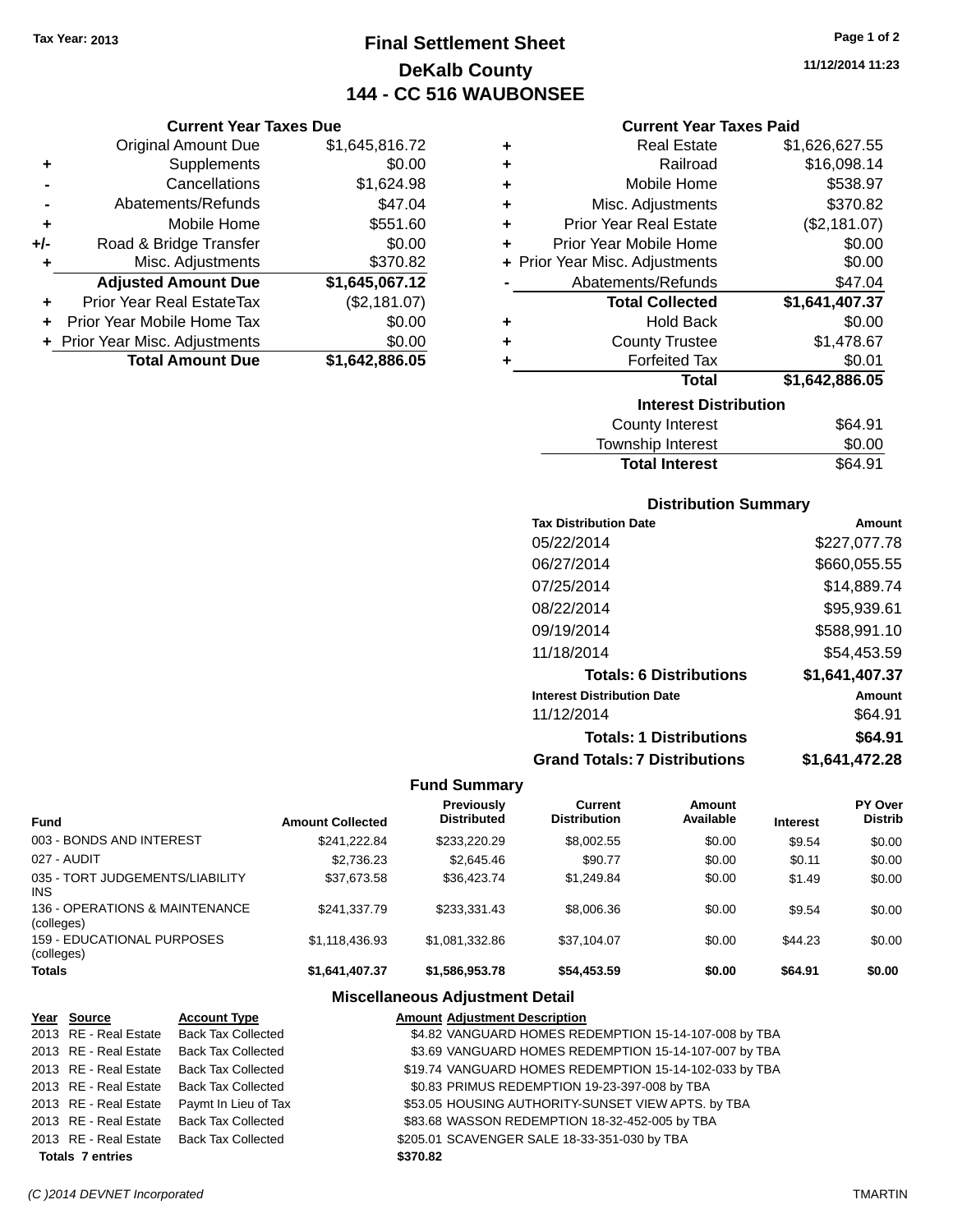Tax Year: 2013

# Final Settlement Sheet
## DeKalb County
## 144 - CC 516 WAUBONSEE

11/12/2014 11:23

### Current Year Taxes Due

| | | |
|---|---|---|
| | Original Amount Due | $1,645,816.72 |
| + | Supplements | $0.00 |
| - | Cancellations | $1,624.98 |
| - | Abatements/Refunds | $47.04 |
| + | Mobile Home | $551.60 |
| +/- | Road & Bridge Transfer | $0.00 |
| + | Misc. Adjustments | $370.82 |
| | **Adjusted Amount Due** | **$1,645,067.12** |
| + | Prior Year Real EstateTax | ($2,181.07) |
| + | Prior Year Mobile Home Tax | $0.00 |
| + | Prior Year Misc. Adjustments | $0.00 |
| | **Total Amount Due** | **$1,642,886.05** |

### Current Year Taxes Paid

| | | |
|---|---|---|
| + | Real Estate | $1,626,627.55 |
| + | Railroad | $16,098.14 |
| + | Mobile Home | $538.97 |
| + | Misc. Adjustments | $370.82 |
| + | Prior Year Real Estate | ($2,181.07) |
| + | Prior Year Mobile Home | $0.00 |
| + | Prior Year Misc. Adjustments | $0.00 |
| - | Abatements/Refunds | $47.04 |
| | **Total Collected** | **$1,641,407.37** |
| + | Hold Back | $0.00 |
| + | County Trustee | $1,478.67 |
| + | Forfeited Tax | $0.01 |
| | **Total** | **$1,642,886.05** |

### Interest Distribution

| | |
|---|---|
| County Interest | $64.91 |
| Township Interest | $0.00 |
| **Total Interest** | $64.91 |

### Distribution Summary

| Tax Distribution Date | Amount |
|---|---|
| 05/22/2014 | $227,077.78 |
| 06/27/2014 | $660,055.55 |
| 07/25/2014 | $14,889.74 |
| 08/22/2014 | $95,939.61 |
| 09/19/2014 | $588,991.10 |
| 11/18/2014 | $54,453.59 |
| **Totals: 6 Distributions** | **$1,641,407.37** |
| **Interest Distribution Date** | **Amount** |
| 11/12/2014 | $64.91 |
| **Totals: 1 Distributions** | **$64.91** |
| **Grand Totals: 7 Distributions** | **$1,641,472.28** |

### Fund Summary

| Fund | Amount Collected | Previously Distributed | Current Distribution | Amount Available | Interest | PY Over Distrib |
|---|---|---|---|---|---|---|
| 003 - BONDS AND INTEREST | $241,222.84 | $233,220.29 | $8,002.55 | $0.00 | $9.54 | $0.00 |
| 027 - AUDIT | $2,736.23 | $2,645.46 | $90.77 | $0.00 | $0.11 | $0.00 |
| 035 - TORT JUDGEMENTS/LIABILITY INS | $37,673.58 | $36,423.74 | $1,249.84 | $0.00 | $1.49 | $0.00 |
| 136 - OPERATIONS & MAINTENANCE (colleges) | $241,337.79 | $233,331.43 | $8,006.36 | $0.00 | $9.54 | $0.00 |
| 159 - EDUCATIONAL PURPOSES (colleges) | $1,118,436.93 | $1,081,332.86 | $37,104.07 | $0.00 | $44.23 | $0.00 |
| **Totals** | **$1,641,407.37** | **$1,586,953.78** | **$54,453.59** | **$0.00** | **$64.91** | **$0.00** |

### Miscellaneous Adjustment Detail

| Year | Source | Account Type | Amount | Adjustment Description |
|---|---|---|---|---|
| 2013 | RE - Real Estate | Back Tax Collected | $4.82 | VANGUARD HOMES REDEMPTION 15-14-107-008 by TBA |
| 2013 | RE - Real Estate | Back Tax Collected | $3.69 | VANGUARD HOMES REDEMPTION 15-14-107-007 by TBA |
| 2013 | RE - Real Estate | Back Tax Collected | $19.74 | VANGUARD HOMES REDEMPTION 15-14-102-033 by TBA |
| 2013 | RE - Real Estate | Back Tax Collected | $0.83 | PRIMUS REDEMPTION 19-23-397-008 by TBA |
| 2013 | RE - Real Estate | Paymt In Lieu of Tax | $53.05 | HOUSING AUTHORITY-SUNSET VIEW APTS. by TBA |
| 2013 | RE - Real Estate | Back Tax Collected | $83.68 | WASSON REDEMPTION 18-32-452-005 by TBA |
| 2013 | RE - Real Estate | Back Tax Collected | $205.01 | SCAVENGER SALE 18-33-351-030 by TBA |
| **Totals** | **7 entries** | | **$370.82** | |

(C )2014 DEVNET Incorporated — TMARTIN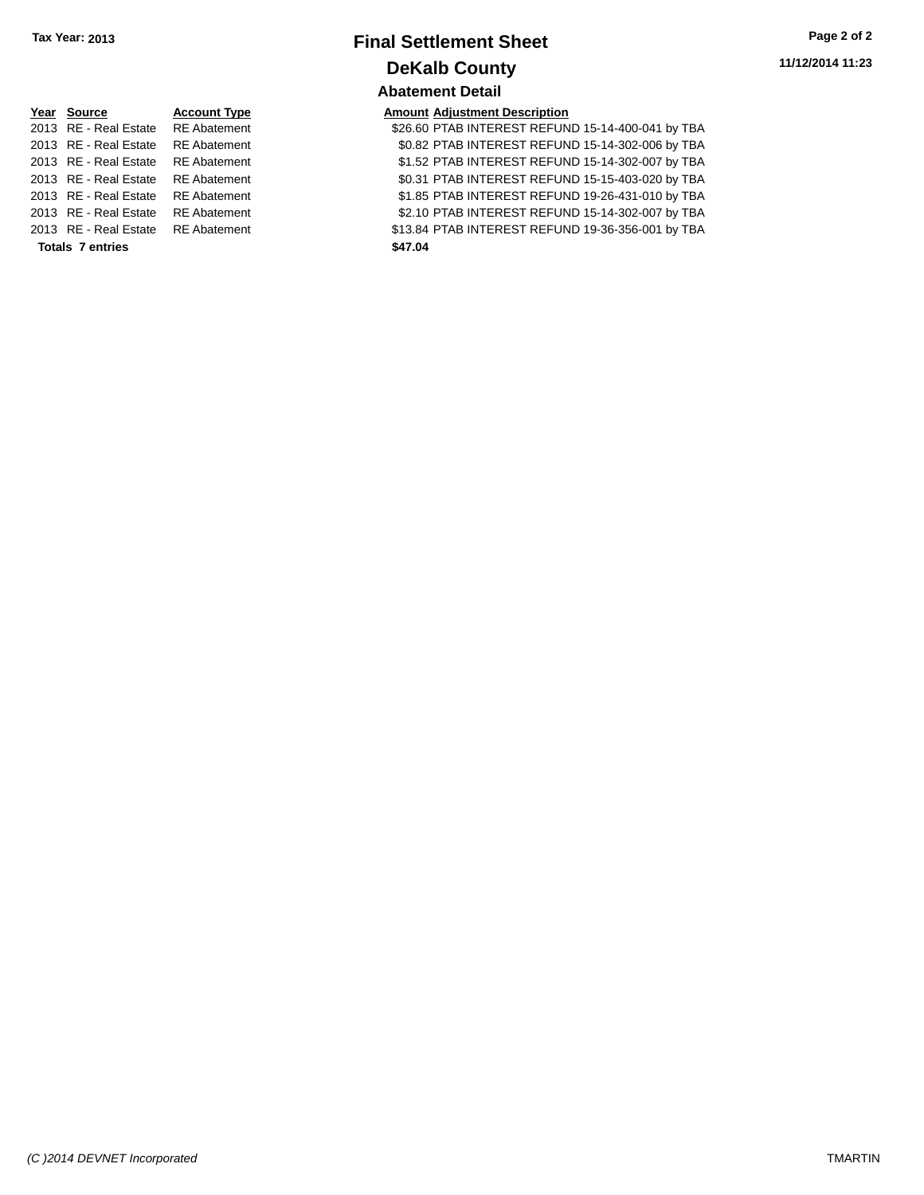Tax Year: 2013

# Final Settlement Sheet

## DeKalb County

11/12/2014 11:23

### Abatement Detail

| Year | Source | Account Type | Amount | Adjustment Description |
|---|---|---|---|---|
| 2013 | RE - Real Estate | RE Abatement | $26.60 | PTAB INTEREST REFUND 15-14-400-041 by TBA |
| 2013 | RE - Real Estate | RE Abatement | $0.82 | PTAB INTEREST REFUND 15-14-302-006 by TBA |
| 2013 | RE - Real Estate | RE Abatement | $1.52 | PTAB INTEREST REFUND 15-14-302-007 by TBA |
| 2013 | RE - Real Estate | RE Abatement | $0.31 | PTAB INTEREST REFUND 15-15-403-020 by TBA |
| 2013 | RE - Real Estate | RE Abatement | $1.85 | PTAB INTEREST REFUND 19-26-431-010 by TBA |
| 2013 | RE - Real Estate | RE Abatement | $2.10 | PTAB INTEREST REFUND 15-14-302-007 by TBA |
| 2013 | RE - Real Estate | RE Abatement | $13.84 | PTAB INTEREST REFUND 19-36-356-001 by TBA |
| **Totals** | **7 entries** | | **$47.04** | |

*(C )2014 DEVNET Incorporated* TMARTIN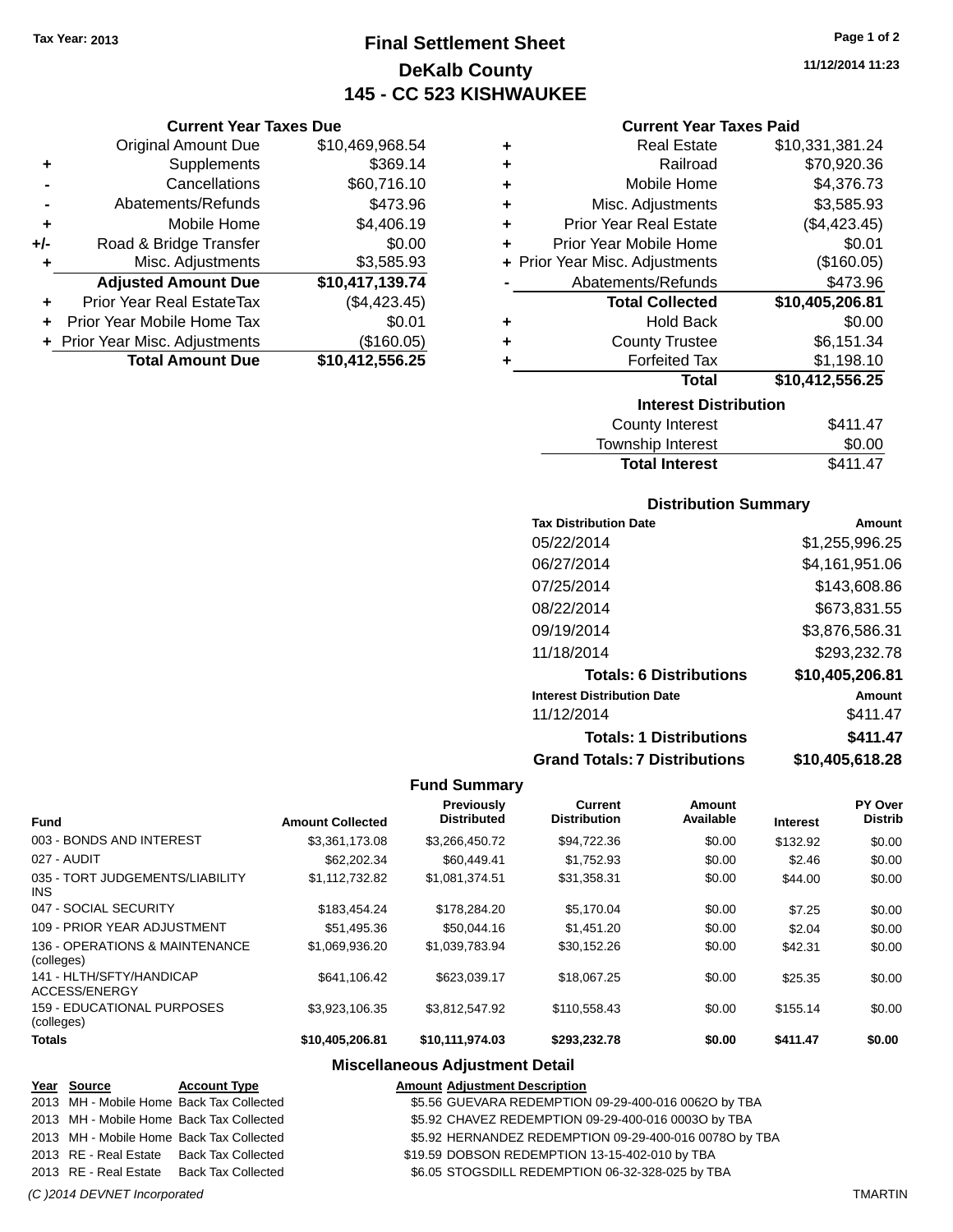Tax Year: 2013

# Final Settlement Sheet

## DeKalb County

## 145 - CC 523 KISHWAUKEE

### Current Year Taxes Due

| | | |
|---|---|---|
| | Original Amount Due | $10,469,968.54 |
| + | Supplements | $369.14 |
| - | Cancellations | $60,716.10 |
| - | Abatements/Refunds | $473.96 |
| + | Mobile Home | $4,406.19 |
| +/- | Road & Bridge Transfer | $0.00 |
| + | Misc. Adjustments | $3,585.93 |
| | **Adjusted Amount Due** | **$10,417,139.74** |
| + | Prior Year Real EstateTax | ($4,423.45) |
| + | Prior Year Mobile Home Tax | $0.01 |
| + | Prior Year Misc. Adjustments | ($160.05) |
| | **Total Amount Due** | **$10,412,556.25** |

### Current Year Taxes Paid

| | | |
|---|---|---|
| + | Real Estate | $10,331,381.24 |
| + | Railroad | $70,920.36 |
| + | Mobile Home | $4,376.73 |
| + | Misc. Adjustments | $3,585.93 |
| + | Prior Year Real Estate | ($4,423.45) |
| + | Prior Year Mobile Home | $0.01 |
| + | Prior Year Misc. Adjustments | ($160.05) |
| - | Abatements/Refunds | $473.96 |
| | **Total Collected** | **$10,405,206.81** |
| + | Hold Back | $0.00 |
| + | County Trustee | $6,151.34 |
| + | Forfeited Tax | $1,198.10 |
| | **Total** | **$10,412,556.25** |

### Interest Distribution

| | |
|---|---|
| County Interest | $411.47 |
| Township Interest | $0.00 |
| **Total Interest** | $411.47 |

### Distribution Summary

| Tax Distribution Date | Amount |
|---|---|
| 05/22/2014 | $1,255,996.25 |
| 06/27/2014 | $4,161,951.06 |
| 07/25/2014 | $143,608.86 |
| 08/22/2014 | $673,831.55 |
| 09/19/2014 | $3,876,586.31 |
| 11/18/2014 | $293,232.78 |
| **Totals: 6 Distributions** | **$10,405,206.81** |
| **Interest Distribution Date** | **Amount** |
| 11/12/2014 | $411.47 |
| **Totals: 1 Distributions** | **$411.47** |
| **Grand Totals: 7 Distributions** | **$10,405,618.28** |

### Fund Summary

| Fund | Amount Collected | Previously Distributed | Current Distribution | Amount Available | Interest | PY Over Distrib |
|---|---|---|---|---|---|---|
| 003 - BONDS AND INTEREST | $3,361,173.08 | $3,266,450.72 | $94,722.36 | $0.00 | $132.92 | $0.00 |
| 027 - AUDIT | $62,202.34 | $60,449.41 | $1,752.93 | $0.00 | $2.46 | $0.00 |
| 035 - TORT JUDGEMENTS/LIABILITY INS | $1,112,732.82 | $1,081,374.51 | $31,358.31 | $0.00 | $44.00 | $0.00 |
| 047 - SOCIAL SECURITY | $183,454.24 | $178,284.20 | $5,170.04 | $0.00 | $7.25 | $0.00 |
| 109 - PRIOR YEAR ADJUSTMENT | $51,495.36 | $50,044.16 | $1,451.20 | $0.00 | $2.04 | $0.00 |
| 136 - OPERATIONS & MAINTENANCE (colleges) | $1,069,936.20 | $1,039,783.94 | $30,152.26 | $0.00 | $42.31 | $0.00 |
| 141 - HLTH/SFTY/HANDICAP ACCESS/ENERGY | $641,106.42 | $623,039.17 | $18,067.25 | $0.00 | $25.35 | $0.00 |
| 159 - EDUCATIONAL PURPOSES (colleges) | $3,923,106.35 | $3,812,547.92 | $110,558.43 | $0.00 | $155.14 | $0.00 |
| **Totals** | **$10,405,206.81** | **$10,111,974.03** | **$293,232.78** | **$0.00** | **$411.47** | **$0.00** |

### Miscellaneous Adjustment Detail

| Year | Source | Account Type | Amount | Adjustment Description |
|---|---|---|---|---|
| 2013 | MH - Mobile Home | Back Tax Collected | $5.56 | GUEVARA REDEMPTION 09-29-400-016 0062O by TBA |
| 2013 | MH - Mobile Home | Back Tax Collected | $5.92 | CHAVEZ REDEMPTION 09-29-400-016 0003O by TBA |
| 2013 | MH - Mobile Home | Back Tax Collected | $5.92 | HERNANDEZ REDEMPTION 09-29-400-016 0078O by TBA |
| 2013 | RE - Real Estate | Back Tax Collected | $19.59 | DOBSON REDEMPTION 13-15-402-010 by TBA |
| 2013 | RE - Real Estate | Back Tax Collected | $6.05 | STOGSDILL REDEMPTION 06-32-328-025 by TBA |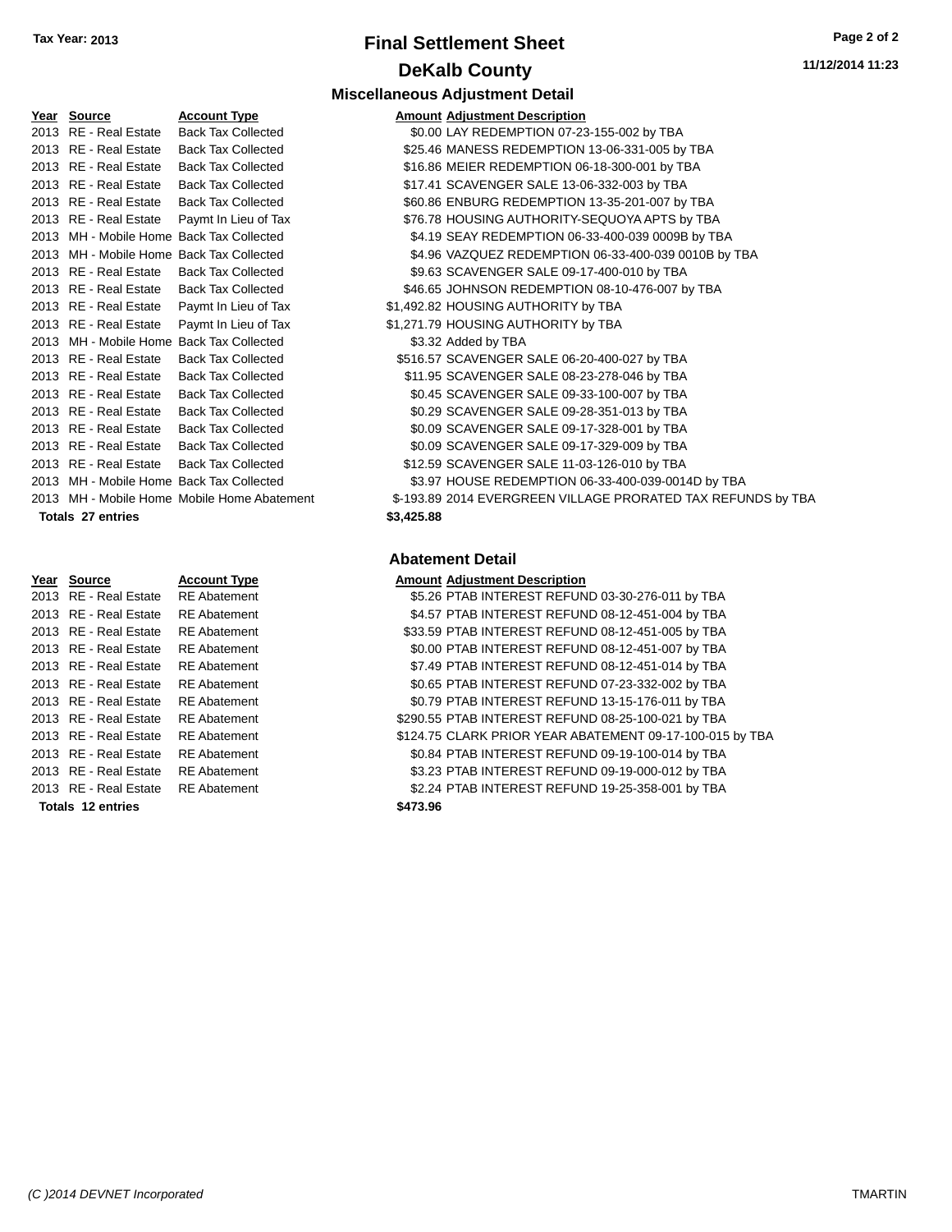**Tax Year: 2013**

# Final Settlement Sheet

## DeKalb County

**11/12/2014 11:23**

### Miscellaneous Adjustment Detail

| Year | Source | Account Type | Amount | Adjustment Description |
|---|---|---|---|---|
| 2013 | RE - Real Estate | Back Tax Collected | $0.00 | LAY REDEMPTION 07-23-155-002 by TBA |
| 2013 | RE - Real Estate | Back Tax Collected | $25.46 | MANESS REDEMPTION 13-06-331-005 by TBA |
| 2013 | RE - Real Estate | Back Tax Collected | $16.86 | MEIER REDEMPTION 06-18-300-001 by TBA |
| 2013 | RE - Real Estate | Back Tax Collected | $17.41 | SCAVENGER SALE 13-06-332-003 by TBA |
| 2013 | RE - Real Estate | Back Tax Collected | $60.86 | ENBURG REDEMPTION 13-35-201-007 by TBA |
| 2013 | RE - Real Estate | Paymt In Lieu of Tax | $76.78 | HOUSING AUTHORITY-SEQUOYA APTS by TBA |
| 2013 | MH - Mobile Home | Back Tax Collected | $4.19 | SEAY REDEMPTION 06-33-400-039 0009B by TBA |
| 2013 | MH - Mobile Home | Back Tax Collected | $4.96 | VAZQUEZ REDEMPTION 06-33-400-039 0010B by TBA |
| 2013 | RE - Real Estate | Back Tax Collected | $9.63 | SCAVENGER SALE 09-17-400-010 by TBA |
| 2013 | RE - Real Estate | Back Tax Collected | $46.65 | JOHNSON REDEMPTION 08-10-476-007 by TBA |
| 2013 | RE - Real Estate | Paymt In Lieu of Tax | $1,492.82 | HOUSING AUTHORITY by TBA |
| 2013 | RE - Real Estate | Paymt In Lieu of Tax | $1,271.79 | HOUSING AUTHORITY by TBA |
| 2013 | MH - Mobile Home | Back Tax Collected | $3.32 | Added by TBA |
| 2013 | RE - Real Estate | Back Tax Collected | $516.57 | SCAVENGER SALE 06-20-400-027 by TBA |
| 2013 | RE - Real Estate | Back Tax Collected | $11.95 | SCAVENGER SALE 08-23-278-046 by TBA |
| 2013 | RE - Real Estate | Back Tax Collected | $0.45 | SCAVENGER SALE 09-33-100-007 by TBA |
| 2013 | RE - Real Estate | Back Tax Collected | $0.29 | SCAVENGER SALE 09-28-351-013 by TBA |
| 2013 | RE - Real Estate | Back Tax Collected | $0.09 | SCAVENGER SALE 09-17-328-001 by TBA |
| 2013 | RE - Real Estate | Back Tax Collected | $0.09 | SCAVENGER SALE 09-17-329-009 by TBA |
| 2013 | RE - Real Estate | Back Tax Collected | $12.59 | SCAVENGER SALE 11-03-126-010 by TBA |
| 2013 | MH - Mobile Home | Back Tax Collected | $3.97 | HOUSE REDEMPTION 06-33-400-039-0014D by TBA |
| 2013 | MH - Mobile Home | Mobile Home Abatement | $-193.89 | 2014 EVERGREEN VILLAGE PRORATED TAX REFUNDS by TBA |
| **Totals 27 entries** | | | **$3,425.88** | |

### Abatement Detail

| Year | Source | Account Type | Amount | Adjustment Description |
|---|---|---|---|---|
| 2013 | RE - Real Estate | RE Abatement | $5.26 | PTAB INTEREST REFUND 03-30-276-011 by TBA |
| 2013 | RE - Real Estate | RE Abatement | $4.57 | PTAB INTEREST REFUND 08-12-451-004 by TBA |
| 2013 | RE - Real Estate | RE Abatement | $33.59 | PTAB INTEREST REFUND 08-12-451-005 by TBA |
| 2013 | RE - Real Estate | RE Abatement | $0.00 | PTAB INTEREST REFUND 08-12-451-007 by TBA |
| 2013 | RE - Real Estate | RE Abatement | $7.49 | PTAB INTEREST REFUND 08-12-451-014 by TBA |
| 2013 | RE - Real Estate | RE Abatement | $0.65 | PTAB INTEREST REFUND 07-23-332-002 by TBA |
| 2013 | RE - Real Estate | RE Abatement | $0.79 | PTAB INTEREST REFUND 13-15-176-011 by TBA |
| 2013 | RE - Real Estate | RE Abatement | $290.55 | PTAB INTEREST REFUND 08-25-100-021 by TBA |
| 2013 | RE - Real Estate | RE Abatement | $124.75 | CLARK PRIOR YEAR ABATEMENT 09-17-100-015 by TBA |
| 2013 | RE - Real Estate | RE Abatement | $0.84 | PTAB INTEREST REFUND 09-19-100-014 by TBA |
| 2013 | RE - Real Estate | RE Abatement | $3.23 | PTAB INTEREST REFUND 09-19-000-012 by TBA |
| 2013 | RE - Real Estate | RE Abatement | $2.24 | PTAB INTEREST REFUND 19-25-358-001 by TBA |
| **Totals 12 entries** | | | **$473.96** | |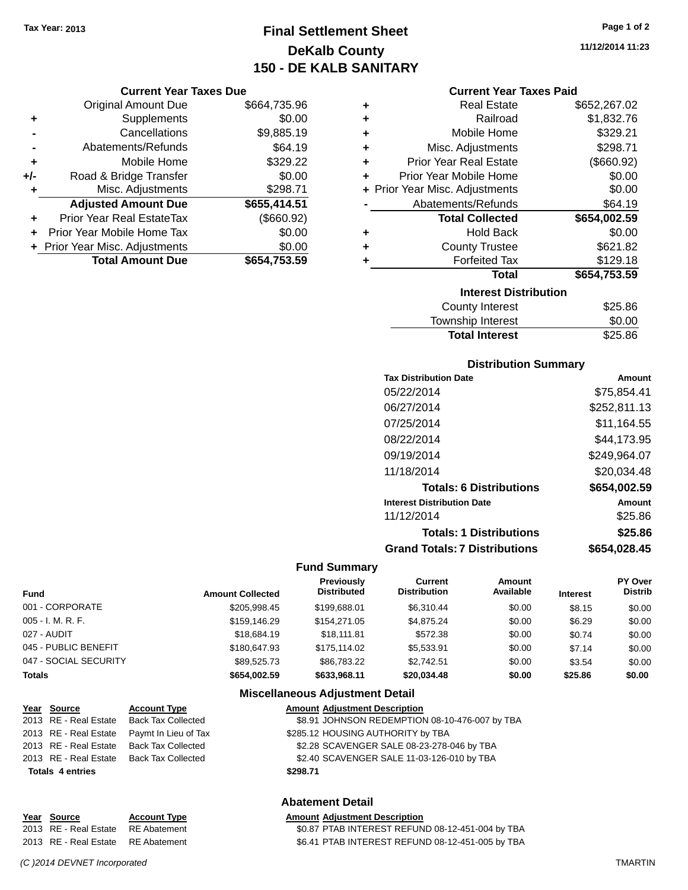Tax Year: 2013

# Final Settlement Sheet
## DeKalb County
## 150 - DE KALB SANITARY

11/12/2014 11:23

### Current Year Taxes Due

| | | |
|---|---|---|
| | Original Amount Due | $664,735.96 |
| + | Supplements | $0.00 |
| - | Cancellations | $9,885.19 |
| - | Abatements/Refunds | $64.19 |
| + | Mobile Home | $329.22 |
| +/- | Road & Bridge Transfer | $0.00 |
| + | Misc. Adjustments | $298.71 |
| | **Adjusted Amount Due** | **$655,414.51** |
| + | Prior Year Real EstateTax | ($660.92) |
| + | Prior Year Mobile Home Tax | $0.00 |
| + | Prior Year Misc. Adjustments | $0.00 |
| | **Total Amount Due** | **$654,753.59** |

### Current Year Taxes Paid

| | | |
|---|---|---|
| + | Real Estate | $652,267.02 |
| + | Railroad | $1,832.76 |
| + | Mobile Home | $329.21 |
| + | Misc. Adjustments | $298.71 |
| + | Prior Year Real Estate | ($660.92) |
| + | Prior Year Mobile Home | $0.00 |
| + | Prior Year Misc. Adjustments | $0.00 |
| - | Abatements/Refunds | $64.19 |
| | **Total Collected** | **$654,002.59** |
| + | Hold Back | $0.00 |
| + | County Trustee | $621.82 |
| + | Forfeited Tax | $129.18 |
| | **Total** | **$654,753.59** |

### Interest Distribution

| | |
|---|---|
| County Interest | $25.86 |
| Township Interest | $0.00 |
| **Total Interest** | $25.86 |

### Distribution Summary

| Tax Distribution Date | Amount |
|---|---|
| 05/22/2014 | $75,854.41 |
| 06/27/2014 | $252,811.13 |
| 07/25/2014 | $11,164.55 |
| 08/22/2014 | $44,173.95 |
| 09/19/2014 | $249,964.07 |
| 11/18/2014 | $20,034.48 |
| **Totals: 6 Distributions** | **$654,002.59** |
| **Interest Distribution Date** | **Amount** |
| 11/12/2014 | $25.86 |
| **Totals: 1 Distributions** | **$25.86** |
| **Grand Totals: 7 Distributions** | **$654,028.45** |

### Fund Summary

| Fund | Amount Collected | Previously Distributed | Current Distribution | Amount Available | Interest | PY Over Distrib |
|---|---|---|---|---|---|---|
| 001 - CORPORATE | $205,998.45 | $199,688.01 | $6,310.44 | $0.00 | $8.15 | $0.00 |
| 005 - I. M. R. F. | $159,146.29 | $154,271.05 | $4,875.24 | $0.00 | $6.29 | $0.00 |
| 027 - AUDIT | $18,684.19 | $18,111.81 | $572.38 | $0.00 | $0.74 | $0.00 |
| 045 - PUBLIC BENEFIT | $180,647.93 | $175,114.02 | $5,533.91 | $0.00 | $7.14 | $0.00 |
| 047 - SOCIAL SECURITY | $89,525.73 | $86,783.22 | $2,742.51 | $0.00 | $3.54 | $0.00 |
| **Totals** | **$654,002.59** | **$633,968.11** | **$20,034.48** | **$0.00** | **$25.86** | **$0.00** |

### Miscellaneous Adjustment Detail

| Year | Source | Account Type | Amount | Adjustment Description |
|---|---|---|---|---|
| 2013 | RE - Real Estate | Back Tax Collected | $8.91 | JOHNSON REDEMPTION 08-10-476-007 by TBA |
| 2013 | RE - Real Estate | Paymt In Lieu of Tax | $285.12 | HOUSING AUTHORITY by TBA |
| 2013 | RE - Real Estate | Back Tax Collected | $2.28 | SCAVENGER SALE 08-23-278-046 by TBA |
| 2013 | RE - Real Estate | Back Tax Collected | $2.40 | SCAVENGER SALE 11-03-126-010 by TBA |
| **Totals** | **4 entries** | | **$298.71** | |

### Abatement Detail

| Year | Source | Account Type | Amount | Adjustment Description |
|---|---|---|---|---|
| 2013 | RE - Real Estate | RE Abatement | $0.87 | PTAB INTEREST REFUND 08-12-451-004 by TBA |
| 2013 | RE - Real Estate | RE Abatement | $6.41 | PTAB INTEREST REFUND 08-12-451-005 by TBA |

(C )2014 DEVNET Incorporated — TMARTIN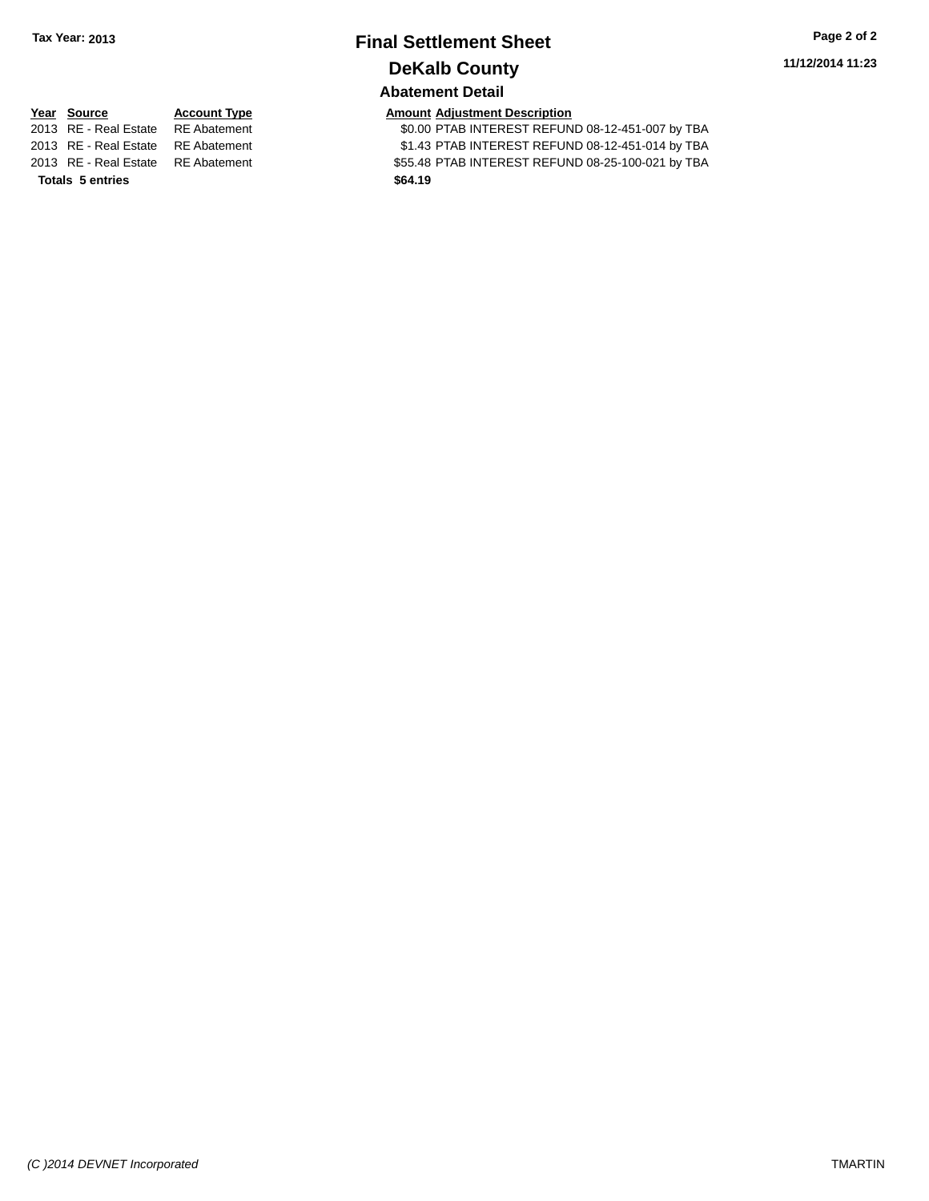# Final Settlement Sheet

## DeKalb County

### Abatement Detail

| Year | Source | Account Type | Amount | Adjustment Description |
|---|---|---|---|---|
| 2013 | RE - Real Estate | RE Abatement | $0.00 | PTAB INTEREST REFUND 08-12-451-007 by TBA |
| 2013 | RE - Real Estate | RE Abatement | $1.43 | PTAB INTEREST REFUND 08-12-451-014 by TBA |
| 2013 | RE - Real Estate | RE Abatement | $55.48 | PTAB INTEREST REFUND 08-25-100-021 by TBA |
| **Totals 5 entries** | | | **$64.19** | |

Tax Year: 2013

11/12/2014 11:23

(C )2014 DEVNET Incorporated

TMARTIN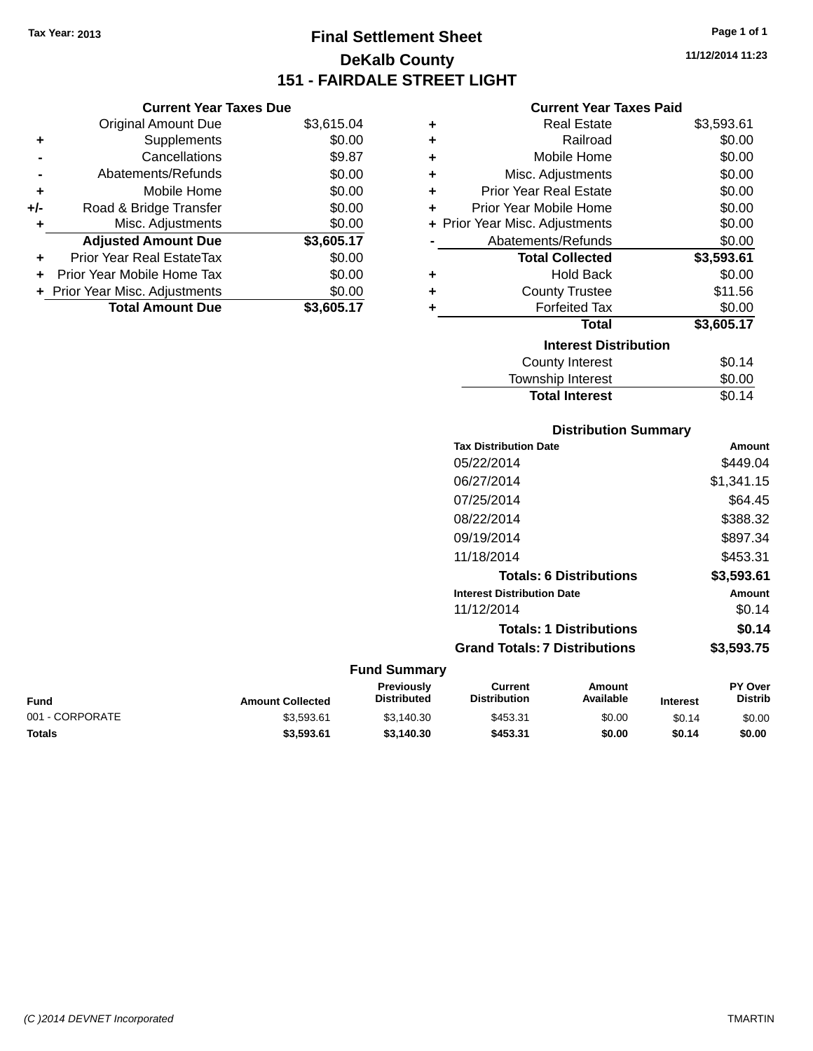Tax Year: 2013

# Final Settlement Sheet

## DeKalb County

## 151 - FAIRDALE STREET LIGHT

11/12/2014 11:23

### Current Year Taxes Due

| | | |
|---|---|---|
| | Original Amount Due | $3,615.04 |
| + | Supplements | $0.00 |
| - | Cancellations | $9.87 |
| - | Abatements/Refunds | $0.00 |
| + | Mobile Home | $0.00 |
| +/- | Road & Bridge Transfer | $0.00 |
| + | Misc. Adjustments | $0.00 |
| | **Adjusted Amount Due** | **$3,605.17** |
| + | Prior Year Real EstateTax | $0.00 |
| + | Prior Year Mobile Home Tax | $0.00 |
| + | Prior Year Misc. Adjustments | $0.00 |
| | **Total Amount Due** | **$3,605.17** |

### Current Year Taxes Paid

| | | |
|---|---|---|
| + | Real Estate | $3,593.61 |
| + | Railroad | $0.00 |
| + | Mobile Home | $0.00 |
| + | Misc. Adjustments | $0.00 |
| + | Prior Year Real Estate | $0.00 |
| + | Prior Year Mobile Home | $0.00 |
| + | Prior Year Misc. Adjustments | $0.00 |
| - | Abatements/Refunds | $0.00 |
| | **Total Collected** | **$3,593.61** |
| + | Hold Back | $0.00 |
| + | County Trustee | $11.56 |
| + | Forfeited Tax | $0.00 |
| | **Total** | **$3,605.17** |

### Interest Distribution

| | |
|---|---|
| County Interest | $0.14 |
| Township Interest | $0.00 |
| **Total Interest** | $0.14 |

### Distribution Summary

| Tax Distribution Date | Amount |
|---|---|
| 05/22/2014 | $449.04 |
| 06/27/2014 | $1,341.15 |
| 07/25/2014 | $64.45 |
| 08/22/2014 | $388.32 |
| 09/19/2014 | $897.34 |
| 11/18/2014 | $453.31 |
| **Totals: 6 Distributions** | **$3,593.61** |
| **Interest Distribution Date** | **Amount** |
| 11/12/2014 | $0.14 |
| **Totals: 1 Distributions** | **$0.14** |
| **Grand Totals: 7 Distributions** | **$3,593.75** |

### Fund Summary

| Fund | Amount Collected | Previously Distributed | Current Distribution | Amount Available | Interest | PY Over Distrib |
|---|---|---|---|---|---|---|
| 001 - CORPORATE | $3,593.61 | $3,140.30 | $453.31 | $0.00 | $0.14 | $0.00 |
| **Totals** | **$3,593.61** | **$3,140.30** | **$453.31** | **$0.00** | **$0.14** | **$0.00** |

(C )2014 DEVNET Incorporated TMARTIN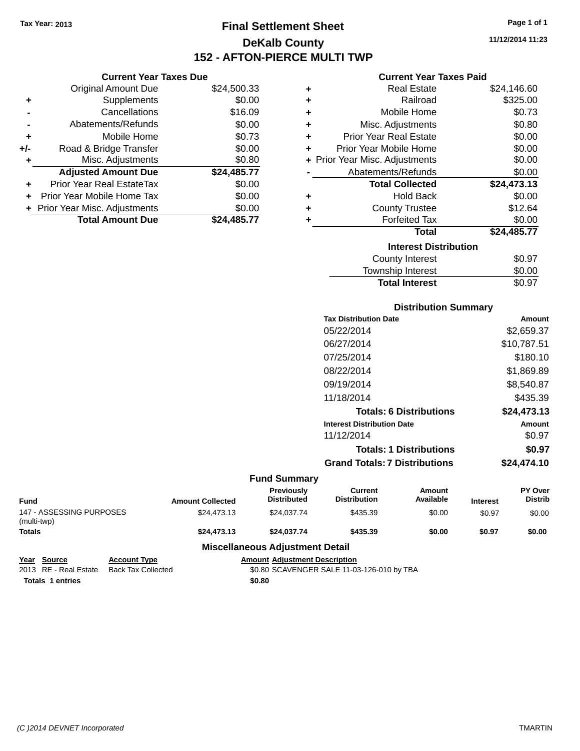Tax Year: 2013

# Final Settlement Sheet

## DeKalb County

## 152 - AFTON-PIERCE MULTI TWP

11/12/2014 11:23

### Current Year Taxes Due

| | | |
|---|---|---|
| | Original Amount Due | $24,500.33 |
| + | Supplements | $0.00 |
| - | Cancellations | $16.09 |
| - | Abatements/Refunds | $0.00 |
| + | Mobile Home | $0.73 |
| +/- | Road & Bridge Transfer | $0.00 |
| + | Misc. Adjustments | $0.80 |
| | **Adjusted Amount Due** | **$24,485.77** |
| + | Prior Year Real EstateTax | $0.00 |
| + | Prior Year Mobile Home Tax | $0.00 |
| + | Prior Year Misc. Adjustments | $0.00 |
| | **Total Amount Due** | **$24,485.77** |

### Current Year Taxes Paid

| | | |
|---|---|---|
| + | Real Estate | $24,146.60 |
| + | Railroad | $325.00 |
| + | Mobile Home | $0.73 |
| + | Misc. Adjustments | $0.80 |
| + | Prior Year Real Estate | $0.00 |
| + | Prior Year Mobile Home | $0.00 |
| + | Prior Year Misc. Adjustments | $0.00 |
| - | Abatements/Refunds | $0.00 |
| | **Total Collected** | **$24,473.13** |
| + | Hold Back | $0.00 |
| + | County Trustee | $12.64 |
| + | Forfeited Tax | $0.00 |
| | **Total** | **$24,485.77** |

### Interest Distribution

| | |
|---|---|
| County Interest | $0.97 |
| Township Interest | $0.00 |
| **Total Interest** | $0.97 |

### Distribution Summary

| Tax Distribution Date | Amount |
|---|---|
| 05/22/2014 | $2,659.37 |
| 06/27/2014 | $10,787.51 |
| 07/25/2014 | $180.10 |
| 08/22/2014 | $1,869.89 |
| 09/19/2014 | $8,540.87 |
| 11/18/2014 | $435.39 |
| **Totals: 6 Distributions** | **$24,473.13** |
| **Interest Distribution Date** | **Amount** |
| 11/12/2014 | $0.97 |
| **Totals: 1 Distributions** | **$0.97** |
| **Grand Totals: 7 Distributions** | **$24,474.10** |

### Fund Summary

| Fund | Amount Collected | Previously Distributed | Current Distribution | Amount Available | Interest | PY Over Distrib |
|---|---|---|---|---|---|---|
| 147 - ASSESSING PURPOSES (multi-twp) | $24,473.13 | $24,037.74 | $435.39 | $0.00 | $0.97 | $0.00 |
| **Totals** | **$24,473.13** | **$24,037.74** | **$435.39** | **$0.00** | **$0.97** | **$0.00** |

### Miscellaneous Adjustment Detail

| Year | Source | Account Type | Amount | Adjustment Description |
|---|---|---|---|---|
| 2013 | RE - Real Estate | Back Tax Collected | $0.80 | SCAVENGER SALE 11-03-126-010 by TBA |
| **Totals** | **1 entries** | | **$0.80** | |

(C )2014 DEVNET Incorporated TMARTIN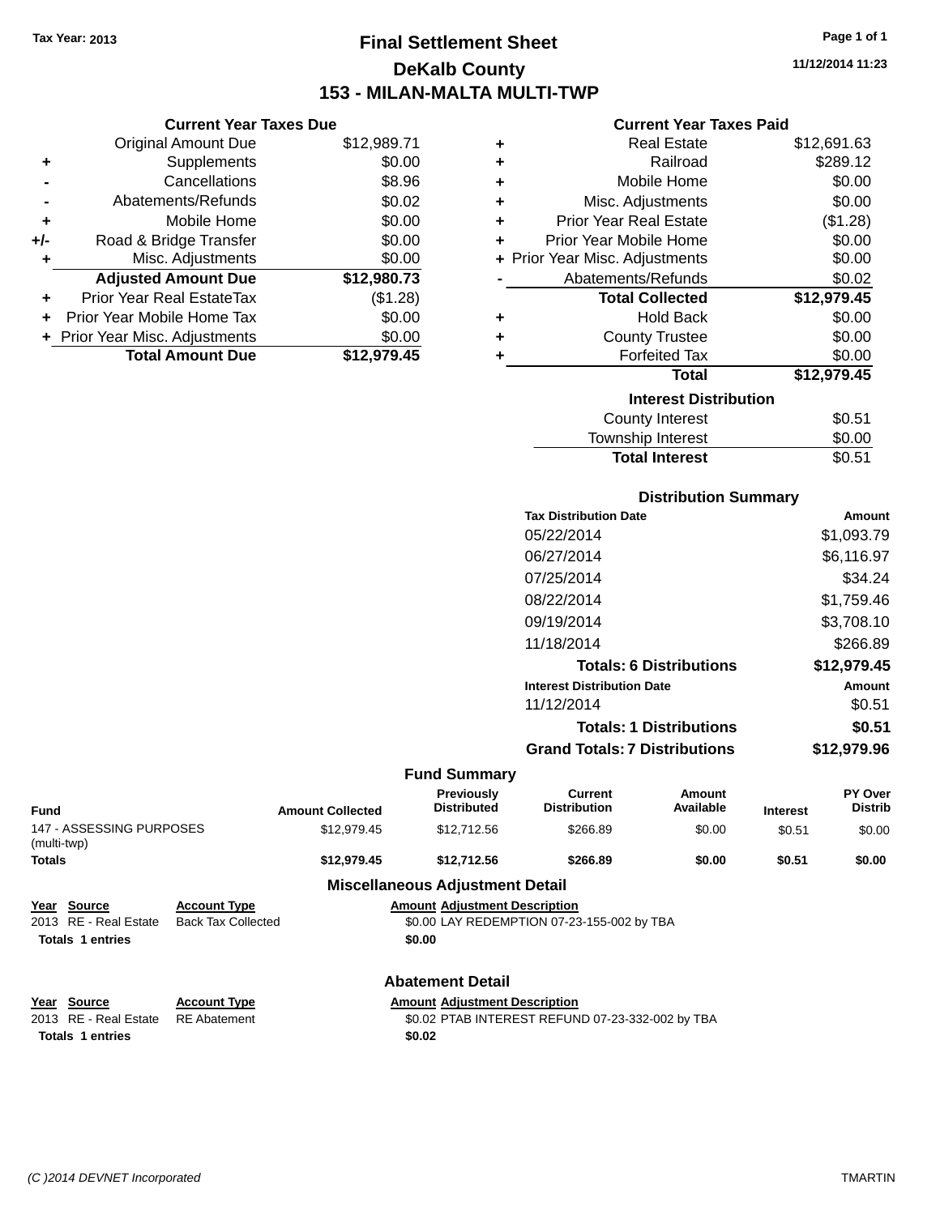Tax Year: 2013

# Final Settlement Sheet
## DeKalb County
## 153 - MILAN-MALTA MULTI-TWP

11/12/2014 11:23

### Current Year Taxes Due

| | | |
|---|---|---|
| | Original Amount Due | $12,989.71 |
| + | Supplements | $0.00 |
| - | Cancellations | $8.96 |
| - | Abatements/Refunds | $0.02 |
| + | Mobile Home | $0.00 |
| +/- | Road & Bridge Transfer | $0.00 |
| + | Misc. Adjustments | $0.00 |
| | **Adjusted Amount Due** | **$12,980.73** |
| + | Prior Year Real EstateTax | ($1.28) |
| + | Prior Year Mobile Home Tax | $0.00 |
| + | Prior Year Misc. Adjustments | $0.00 |
| | **Total Amount Due** | **$12,979.45** |

### Current Year Taxes Paid

| | | |
|---|---|---|
| + | Real Estate | $12,691.63 |
| + | Railroad | $289.12 |
| + | Mobile Home | $0.00 |
| + | Misc. Adjustments | $0.00 |
| + | Prior Year Real Estate | ($1.28) |
| + | Prior Year Mobile Home | $0.00 |
| + | Prior Year Misc. Adjustments | $0.00 |
| - | Abatements/Refunds | $0.02 |
| | **Total Collected** | **$12,979.45** |
| + | Hold Back | $0.00 |
| + | County Trustee | $0.00 |
| + | Forfeited Tax | $0.00 |
| | **Total** | **$12,979.45** |

### Interest Distribution

| | |
|---|---|
| County Interest | $0.51 |
| Township Interest | $0.00 |
| **Total Interest** | **$0.51** |

### Distribution Summary

| Tax Distribution Date | Amount |
|---|---|
| 05/22/2014 | $1,093.79 |
| 06/27/2014 | $6,116.97 |
| 07/25/2014 | $34.24 |
| 08/22/2014 | $1,759.46 |
| 09/19/2014 | $3,708.10 |
| 11/18/2014 | $266.89 |
| **Totals: 6 Distributions** | **$12,979.45** |

| Interest Distribution Date | Amount |
|---|---|
| 11/12/2014 | $0.51 |
| **Totals: 1 Distributions** | **$0.51** |
| **Grand Totals: 7 Distributions** | **$12,979.96** |

### Fund Summary

| Fund | Amount Collected | Previously Distributed | Current Distribution | Amount Available | Interest | PY Over Distrib |
|---|---|---|---|---|---|---|
| 147 - ASSESSING PURPOSES (multi-twp) | $12,979.45 | $12,712.56 | $266.89 | $0.00 | $0.51 | $0.00 |
| **Totals** | **$12,979.45** | **$12,712.56** | **$266.89** | **$0.00** | **$0.51** | **$0.00** |

### Miscellaneous Adjustment Detail

| Year | Source | Account Type | Amount | Adjustment Description |
|---|---|---|---|---|
| 2013 | RE - Real Estate | Back Tax Collected | $0.00 | LAY REDEMPTION 07-23-155-002 by TBA |
| **Totals** | **1 entries** | | **$0.00** | |

### Abatement Detail

| Year | Source | Account Type | Amount | Adjustment Description |
|---|---|---|---|---|
| 2013 | RE - Real Estate | RE Abatement | $0.02 | PTAB INTEREST REFUND 07-23-332-002 by TBA |
| **Totals** | **1 entries** | | **$0.02** | |

(C )2014 DEVNET Incorporated — TMARTIN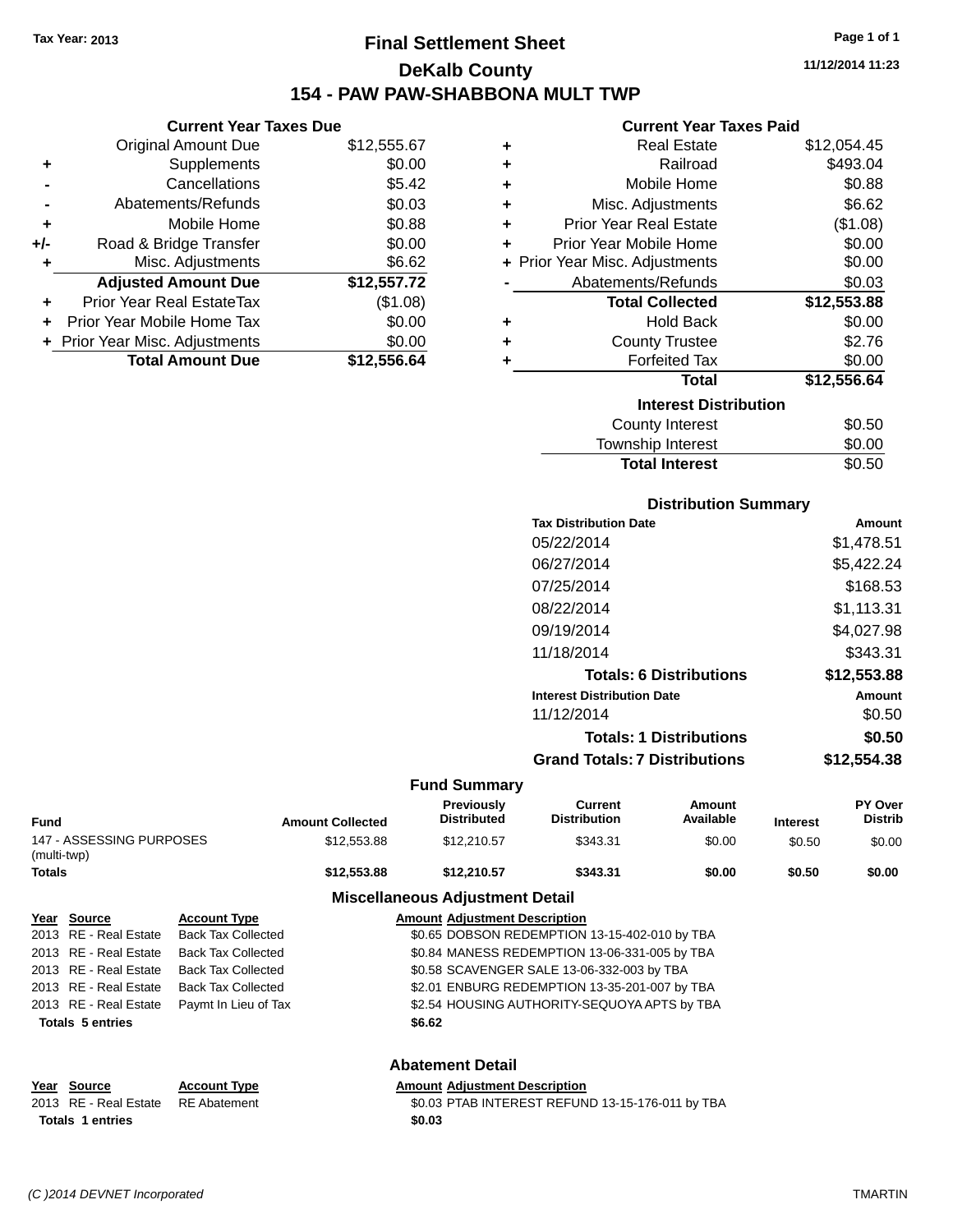Tax Year: 2013

# Final Settlement Sheet

## DeKalb County

## 154 - PAW PAW-SHABBONA MULT TWP

11/12/2014 11:23

### Current Year Taxes Due

| | | |
|---|---|---|
| | Original Amount Due | $12,555.67 |
| + | Supplements | $0.00 |
| - | Cancellations | $5.42 |
| - | Abatements/Refunds | $0.03 |
| + | Mobile Home | $0.88 |
| +/- | Road & Bridge Transfer | $0.00 |
| + | Misc. Adjustments | $6.62 |
| | **Adjusted Amount Due** | **$12,557.72** |
| + | Prior Year Real EstateTax | ($1.08) |
| + | Prior Year Mobile Home Tax | $0.00 |
| + | Prior Year Misc. Adjustments | $0.00 |
| | **Total Amount Due** | **$12,556.64** |

### Current Year Taxes Paid

| | | |
|---|---|---|
| + | Real Estate | $12,054.45 |
| + | Railroad | $493.04 |
| + | Mobile Home | $0.88 |
| + | Misc. Adjustments | $6.62 |
| + | Prior Year Real Estate | ($1.08) |
| + | Prior Year Mobile Home | $0.00 |
| + | Prior Year Misc. Adjustments | $0.00 |
| - | Abatements/Refunds | $0.03 |
| | **Total Collected** | **$12,553.88** |
| + | Hold Back | $0.00 |
| + | County Trustee | $2.76 |
| + | Forfeited Tax | $0.00 |
| | **Total** | **$12,556.64** |

### Interest Distribution

| | |
|---|---|
| County Interest | $0.50 |
| Township Interest | $0.00 |
| **Total Interest** | $0.50 |

### Distribution Summary

| Tax Distribution Date | Amount |
|---|---|
| 05/22/2014 | $1,478.51 |
| 06/27/2014 | $5,422.24 |
| 07/25/2014 | $168.53 |
| 08/22/2014 | $1,113.31 |
| 09/19/2014 | $4,027.98 |
| 11/18/2014 | $343.31 |
| **Totals: 6 Distributions** | **$12,553.88** |
| **Interest Distribution Date** | **Amount** |
| 11/12/2014 | $0.50 |
| **Totals: 1 Distributions** | **$0.50** |
| **Grand Totals: 7 Distributions** | **$12,554.38** |

### Fund Summary

| Fund | Amount Collected | Previously Distributed | Current Distribution | Amount Available | Interest | PY Over Distrib |
|---|---|---|---|---|---|---|
| 147 - ASSESSING PURPOSES (multi-twp) | $12,553.88 | $12,210.57 | $343.31 | $0.00 | $0.50 | $0.00 |
| **Totals** | **$12,553.88** | **$12,210.57** | **$343.31** | **$0.00** | **$0.50** | **$0.00** |

### Miscellaneous Adjustment Detail

| Year | Source | Account Type | Amount | Adjustment Description |
|---|---|---|---|---|
| 2013 | RE - Real Estate | Back Tax Collected | $0.65 | DOBSON REDEMPTION 13-15-402-010 by TBA |
| 2013 | RE - Real Estate | Back Tax Collected | $0.84 | MANESS REDEMPTION 13-06-331-005 by TBA |
| 2013 | RE - Real Estate | Back Tax Collected | $0.58 | SCAVENGER SALE 13-06-332-003 by TBA |
| 2013 | RE - Real Estate | Back Tax Collected | $2.01 | ENBURG REDEMPTION 13-35-201-007 by TBA |
| 2013 | RE - Real Estate | Paymt In Lieu of Tax | $2.54 | HOUSING AUTHORITY-SEQUOYA APTS by TBA |
| **Totals 5 entries** | | | **$6.62** | |

### Abatement Detail

| Year | Source | Account Type | Amount | Adjustment Description |
|---|---|---|---|---|
| 2013 | RE - Real Estate | RE Abatement | $0.03 | PTAB INTEREST REFUND 13-15-176-011 by TBA |
| **Totals 1 entries** | | | **$0.03** | |

(C )2014 DEVNET Incorporated TMARTIN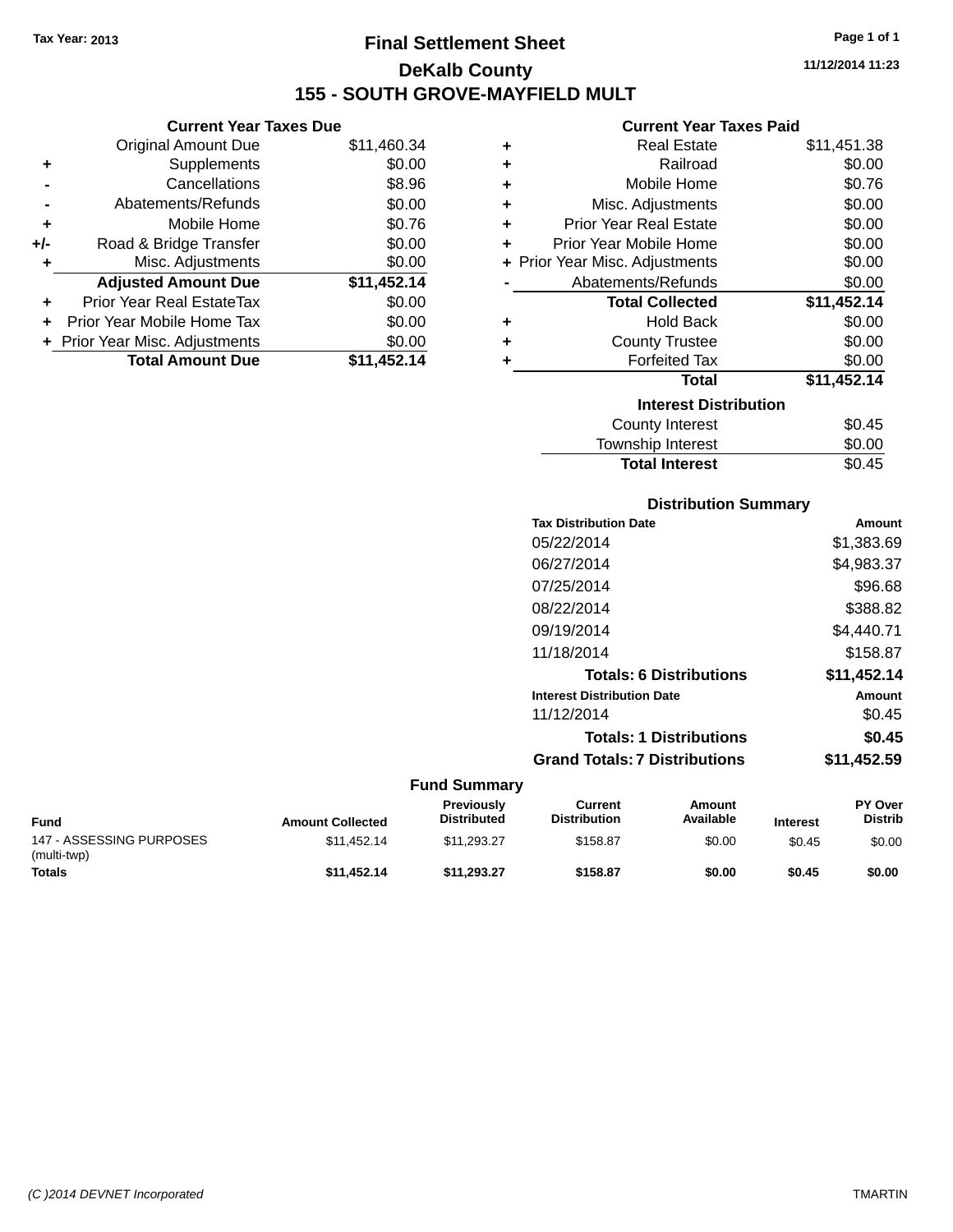Tax Year: 2013

# Final Settlement Sheet

## DeKalb County

## 155 - SOUTH GROVE-MAYFIELD MULT

11/12/2014 11:23

### Current Year Taxes Due

| | | |
|---|---|---|
| | Original Amount Due | $11,460.34 |
| + | Supplements | $0.00 |
| - | Cancellations | $8.96 |
| - | Abatements/Refunds | $0.00 |
| + | Mobile Home | $0.76 |
| +/- | Road & Bridge Transfer | $0.00 |
| + | Misc. Adjustments | $0.00 |
| | **Adjusted Amount Due** | **$11,452.14** |
| + | Prior Year Real EstateTax | $0.00 |
| + | Prior Year Mobile Home Tax | $0.00 |
| + | Prior Year Misc. Adjustments | $0.00 |
| | **Total Amount Due** | **$11,452.14** |

### Current Year Taxes Paid

| | | |
|---|---|---|
| + | Real Estate | $11,451.38 |
| + | Railroad | $0.00 |
| + | Mobile Home | $0.76 |
| + | Misc. Adjustments | $0.00 |
| + | Prior Year Real Estate | $0.00 |
| + | Prior Year Mobile Home | $0.00 |
| + | Prior Year Misc. Adjustments | $0.00 |
| - | Abatements/Refunds | $0.00 |
| | **Total Collected** | **$11,452.14** |
| + | Hold Back | $0.00 |
| + | County Trustee | $0.00 |
| + | Forfeited Tax | $0.00 |
| | **Total** | **$11,452.14** |

### Interest Distribution

| | |
|---|---|
| County Interest | $0.45 |
| Township Interest | $0.00 |
| **Total Interest** | $0.45 |

### Distribution Summary

| Tax Distribution Date | Amount |
|---|---|
| 05/22/2014 | $1,383.69 |
| 06/27/2014 | $4,983.37 |
| 07/25/2014 | $96.68 |
| 08/22/2014 | $388.82 |
| 09/19/2014 | $4,440.71 |
| 11/18/2014 | $158.87 |
| **Totals: 6 Distributions** | **$11,452.14** |
| **Interest Distribution Date** | **Amount** |
| 11/12/2014 | $0.45 |
| **Totals: 1 Distributions** | **$0.45** |
| **Grand Totals: 7 Distributions** | **$11,452.59** |

### Fund Summary

| Fund | Amount Collected | Previously Distributed | Current Distribution | Amount Available | Interest | PY Over Distrib |
|---|---|---|---|---|---|---|
| 147 - ASSESSING PURPOSES (multi-twp) | $11,452.14 | $11,293.27 | $158.87 | $0.00 | $0.45 | $0.00 |
| **Totals** | **$11,452.14** | **$11,293.27** | **$158.87** | **$0.00** | **$0.45** | **$0.00** |

(C )2014 DEVNET Incorporated TMARTIN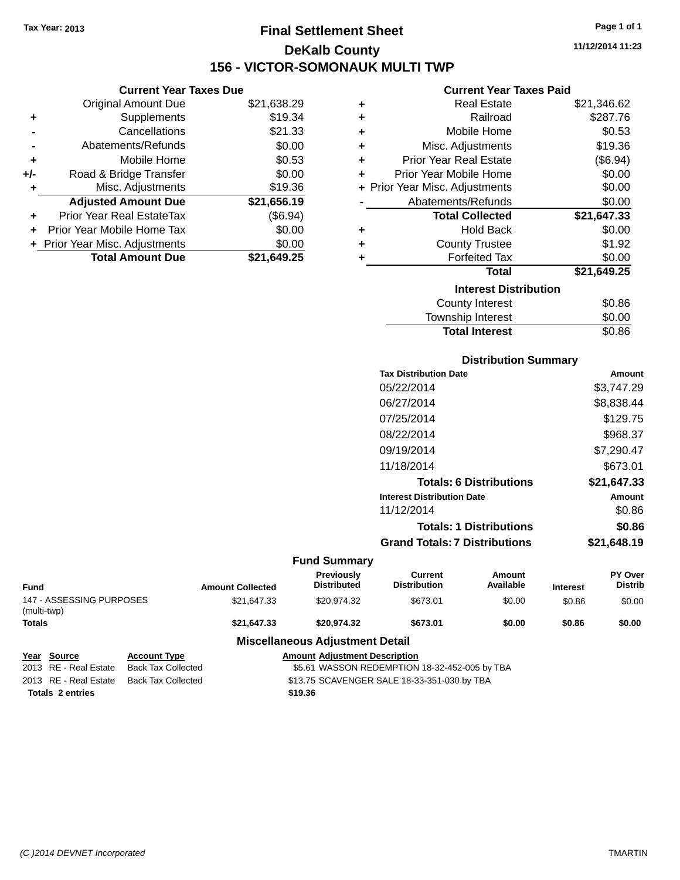Tax Year: 2013

# Final Settlement Sheet

## DeKalb County

## 156 - VICTOR-SOMONAUK MULTI TWP

11/12/2014 11:23

### Current Year Taxes Due

| | | |
|---|---|---|
| | Original Amount Due | $21,638.29 |
| + | Supplements | $19.34 |
| - | Cancellations | $21.33 |
| - | Abatements/Refunds | $0.00 |
| + | Mobile Home | $0.53 |
| +/- | Road & Bridge Transfer | $0.00 |
| + | Misc. Adjustments | $19.36 |
| | **Adjusted Amount Due** | **$21,656.19** |
| + | Prior Year Real EstateTax | ($6.94) |
| + | Prior Year Mobile Home Tax | $0.00 |
| + | Prior Year Misc. Adjustments | $0.00 |
| | **Total Amount Due** | **$21,649.25** |

### Current Year Taxes Paid

| | | |
|---|---|---|
| + | Real Estate | $21,346.62 |
| + | Railroad | $287.76 |
| + | Mobile Home | $0.53 |
| + | Misc. Adjustments | $19.36 |
| + | Prior Year Real Estate | ($6.94) |
| + | Prior Year Mobile Home | $0.00 |
| + | Prior Year Misc. Adjustments | $0.00 |
| - | Abatements/Refunds | $0.00 |
| | **Total Collected** | **$21,647.33** |
| + | Hold Back | $0.00 |
| + | County Trustee | $1.92 |
| + | Forfeited Tax | $0.00 |
| | **Total** | **$21,649.25** |

### Interest Distribution

| | |
|---|---|
| County Interest | $0.86 |
| Township Interest | $0.00 |
| **Total Interest** | $0.86 |

### Distribution Summary

| Tax Distribution Date | Amount |
|---|---|
| 05/22/2014 | $3,747.29 |
| 06/27/2014 | $8,838.44 |
| 07/25/2014 | $129.75 |
| 08/22/2014 | $968.37 |
| 09/19/2014 | $7,290.47 |
| 11/18/2014 | $673.01 |
| **Totals: 6 Distributions** | **$21,647.33** |
| **Interest Distribution Date** | **Amount** |
| 11/12/2014 | $0.86 |
| **Totals: 1 Distributions** | **$0.86** |
| **Grand Totals: 7 Distributions** | **$21,648.19** |

### Fund Summary

| Fund | Amount Collected | Previously Distributed | Current Distribution | Amount Available | Interest | PY Over Distrib |
|---|---|---|---|---|---|---|
| 147 - ASSESSING PURPOSES (multi-twp) | $21,647.33 | $20,974.32 | $673.01 | $0.00 | $0.86 | $0.00 |
| **Totals** | **$21,647.33** | **$20,974.32** | **$673.01** | **$0.00** | **$0.86** | **$0.00** |

### Miscellaneous Adjustment Detail

| Year | Source | Account Type | Amount | Adjustment Description |
|---|---|---|---|---|
| 2013 | RE - Real Estate | Back Tax Collected | $5.61 | WASSON REDEMPTION 18-32-452-005 by TBA |
| 2013 | RE - Real Estate | Back Tax Collected | $13.75 | SCAVENGER SALE 18-33-351-030 by TBA |
| **Totals 2 entries** | | | **$19.36** | |

(C )2014 DEVNET Incorporated TMARTIN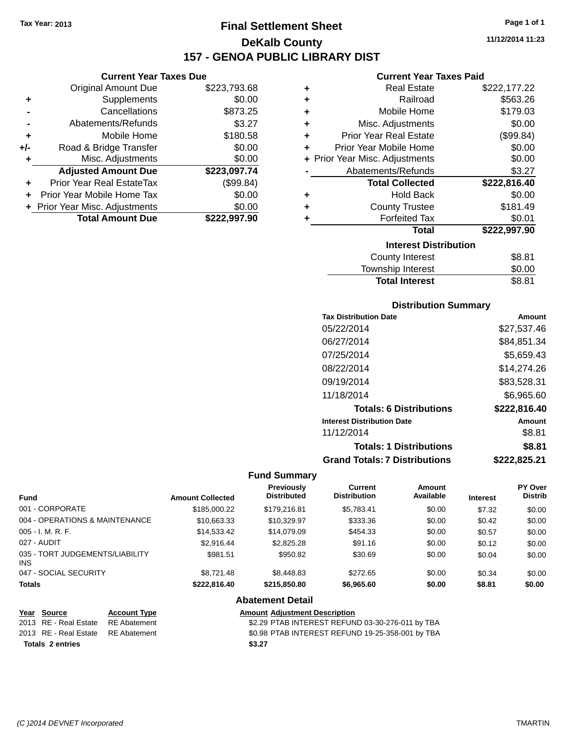Tax Year: 2013

# Final Settlement Sheet

## DeKalb County

## 157 - GENOA PUBLIC LIBRARY DIST

11/12/2014 11:23

### Current Year Taxes Due

| | | |
|---|---|---|
| | Original Amount Due | $223,793.68 |
| + | Supplements | $0.00 |
| - | Cancellations | $873.25 |
| - | Abatements/Refunds | $3.27 |
| + | Mobile Home | $180.58 |
| +/- | Road & Bridge Transfer | $0.00 |
| + | Misc. Adjustments | $0.00 |
| | **Adjusted Amount Due** | **$223,097.74** |
| + | Prior Year Real EstateTax | ($99.84) |
| + | Prior Year Mobile Home Tax | $0.00 |
| + | Prior Year Misc. Adjustments | $0.00 |
| | **Total Amount Due** | **$222,997.90** |

### Current Year Taxes Paid

| | | |
|---|---|---|
| + | Real Estate | $222,177.22 |
| + | Railroad | $563.26 |
| + | Mobile Home | $179.03 |
| + | Misc. Adjustments | $0.00 |
| + | Prior Year Real Estate | ($99.84) |
| + | Prior Year Mobile Home | $0.00 |
| + | Prior Year Misc. Adjustments | $0.00 |
| - | Abatements/Refunds | $3.27 |
| | **Total Collected** | **$222,816.40** |
| + | Hold Back | $0.00 |
| + | County Trustee | $181.49 |
| + | Forfeited Tax | $0.01 |
| | **Total** | **$222,997.90** |

### Interest Distribution

| | |
|---|---|
| County Interest | $8.81 |
| Township Interest | $0.00 |
| **Total Interest** | $8.81 |

### Distribution Summary

| Tax Distribution Date | Amount |
|---|---|
| 05/22/2014 | $27,537.46 |
| 06/27/2014 | $84,851.34 |
| 07/25/2014 | $5,659.43 |
| 08/22/2014 | $14,274.26 |
| 09/19/2014 | $83,528.31 |
| 11/18/2014 | $6,965.60 |
| **Totals: 6 Distributions** | **$222,816.40** |
| **Interest Distribution Date** | **Amount** |
| 11/12/2014 | $8.81 |
| **Totals: 1 Distributions** | **$8.81** |
| **Grand Totals: 7 Distributions** | **$222,825.21** |

### Fund Summary

| Fund | Amount Collected | Previously Distributed | Current Distribution | Amount Available | Interest | PY Over Distrib |
|---|---|---|---|---|---|---|
| 001 - CORPORATE | $185,000.22 | $179,216.81 | $5,783.41 | $0.00 | $7.32 | $0.00 |
| 004 - OPERATIONS & MAINTENANCE | $10,663.33 | $10,329.97 | $333.36 | $0.00 | $0.42 | $0.00 |
| 005 - I. M. R. F. | $14,533.42 | $14,079.09 | $454.33 | $0.00 | $0.57 | $0.00 |
| 027 - AUDIT | $2,916.44 | $2,825.28 | $91.16 | $0.00 | $0.12 | $0.00 |
| 035 - TORT JUDGEMENTS/LIABILITY INS | $981.51 | $950.82 | $30.69 | $0.00 | $0.04 | $0.00 |
| 047 - SOCIAL SECURITY | $8,721.48 | $8,448.83 | $272.65 | $0.00 | $0.34 | $0.00 |
| **Totals** | **$222,816.40** | **$215,850.80** | **$6,965.60** | **$0.00** | **$8.81** | **$0.00** |

### Abatement Detail

| Year | Source | Account Type | Amount | Adjustment Description |
|---|---|---|---|---|
| 2013 | RE - Real Estate | RE Abatement | $2.29 | PTAB INTEREST REFUND 03-30-276-011 by TBA |
| 2013 | RE - Real Estate | RE Abatement | $0.98 | PTAB INTEREST REFUND 19-25-358-001 by TBA |
| **Totals 2 entries** | | | **$3.27** | |

(C )2014 DEVNET Incorporated TMARTIN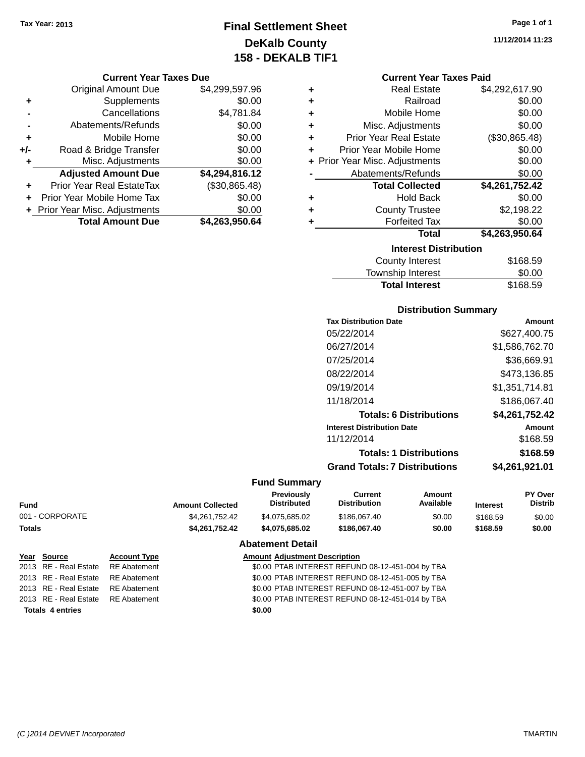Tax Year: 2013

# Final Settlement Sheet
## DeKalb County
## 158 - DEKALB TIF1

11/12/2014 11:23

### Current Year Taxes Due

| | | |
|---|---|---|
| | Original Amount Due | $4,299,597.96 |
| + | Supplements | $0.00 |
| - | Cancellations | $4,781.84 |
| - | Abatements/Refunds | $0.00 |
| + | Mobile Home | $0.00 |
| +/- | Road & Bridge Transfer | $0.00 |
| + | Misc. Adjustments | $0.00 |
| | **Adjusted Amount Due** | **$4,294,816.12** |
| + | Prior Year Real EstateTax | ($30,865.48) |
| + | Prior Year Mobile Home Tax | $0.00 |
| + | Prior Year Misc. Adjustments | $0.00 |
| | **Total Amount Due** | **$4,263,950.64** |

### Current Year Taxes Paid

| | | |
|---|---|---|
| + | Real Estate | $4,292,617.90 |
| + | Railroad | $0.00 |
| + | Mobile Home | $0.00 |
| + | Misc. Adjustments | $0.00 |
| + | Prior Year Real Estate | ($30,865.48) |
| + | Prior Year Mobile Home | $0.00 |
| + | Prior Year Misc. Adjustments | $0.00 |
| - | Abatements/Refunds | $0.00 |
| | **Total Collected** | **$4,261,752.42** |
| + | Hold Back | $0.00 |
| + | County Trustee | $2,198.22 |
| + | Forfeited Tax | $0.00 |
| | **Total** | **$4,263,950.64** |

### Interest Distribution

| | |
|---|---|
| County Interest | $168.59 |
| Township Interest | $0.00 |
| **Total Interest** | $168.59 |

### Distribution Summary

| Tax Distribution Date | Amount |
|---|---|
| 05/22/2014 | $627,400.75 |
| 06/27/2014 | $1,586,762.70 |
| 07/25/2014 | $36,669.91 |
| 08/22/2014 | $473,136.85 |
| 09/19/2014 | $1,351,714.81 |
| 11/18/2014 | $186,067.40 |
| **Totals: 6 Distributions** | **$4,261,752.42** |
| **Interest Distribution Date** | **Amount** |
| 11/12/2014 | $168.59 |
| **Totals: 1 Distributions** | **$168.59** |
| **Grand Totals: 7 Distributions** | **$4,261,921.01** |

### Fund Summary

| Fund | Amount Collected | Previously Distributed | Current Distribution | Amount Available | Interest | PY Over Distrib |
|---|---|---|---|---|---|---|
| 001 - CORPORATE | $4,261,752.42 | $4,075,685.02 | $186,067.40 | $0.00 | $168.59 | $0.00 |
| **Totals** | **$4,261,752.42** | **$4,075,685.02** | **$186,067.40** | **$0.00** | **$168.59** | **$0.00** |

### Abatement Detail

| Year | Source | Account Type | Amount | Adjustment Description |
|---|---|---|---|---|
| 2013 | RE - Real Estate | RE Abatement | $0.00 | PTAB INTEREST REFUND 08-12-451-004 by TBA |
| 2013 | RE - Real Estate | RE Abatement | $0.00 | PTAB INTEREST REFUND 08-12-451-005 by TBA |
| 2013 | RE - Real Estate | RE Abatement | $0.00 | PTAB INTEREST REFUND 08-12-451-007 by TBA |
| 2013 | RE - Real Estate | RE Abatement | $0.00 | PTAB INTEREST REFUND 08-12-451-014 by TBA |
| **Totals 4 entries** | | | **$0.00** | |

(C )2014 DEVNET Incorporated TMARTIN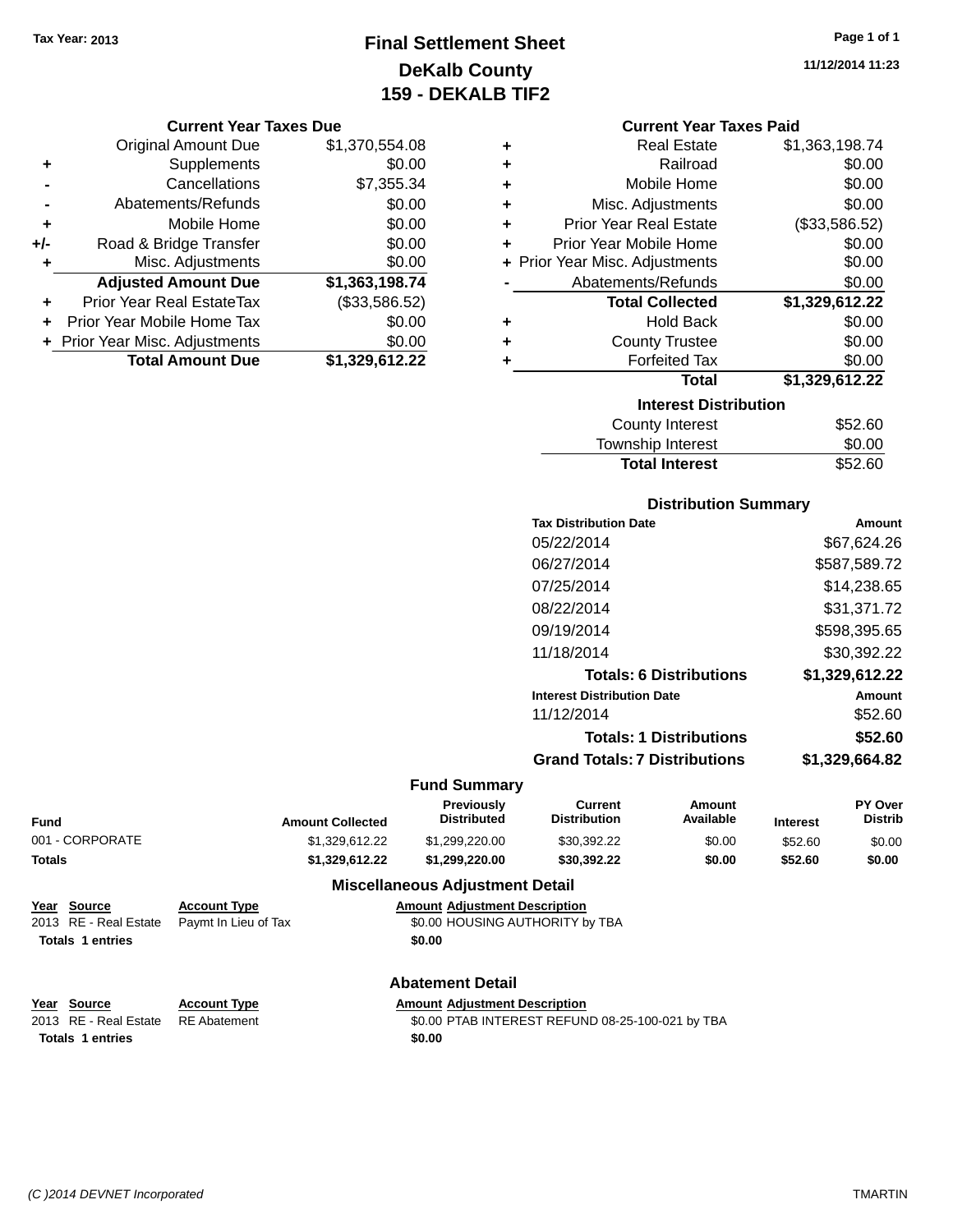Tax Year: 2013

# Final Settlement Sheet
## DeKalb County
## 159 - DEKALB TIF2

11/12/2014 11:23

### Current Year Taxes Due

| | | |
|---|---|---|
| | Original Amount Due | $1,370,554.08 |
| + | Supplements | $0.00 |
| - | Cancellations | $7,355.34 |
| - | Abatements/Refunds | $0.00 |
| + | Mobile Home | $0.00 |
| +/- | Road & Bridge Transfer | $0.00 |
| + | Misc. Adjustments | $0.00 |
| | **Adjusted Amount Due** | **$1,363,198.74** |
| + | Prior Year Real EstateTax | ($33,586.52) |
| + | Prior Year Mobile Home Tax | $0.00 |
| + | Prior Year Misc. Adjustments | $0.00 |
| | **Total Amount Due** | **$1,329,612.22** |

### Current Year Taxes Paid

| | | |
|---|---|---|
| + | Real Estate | $1,363,198.74 |
| + | Railroad | $0.00 |
| + | Mobile Home | $0.00 |
| + | Misc. Adjustments | $0.00 |
| + | Prior Year Real Estate | ($33,586.52) |
| + | Prior Year Mobile Home | $0.00 |
| + | Prior Year Misc. Adjustments | $0.00 |
| - | Abatements/Refunds | $0.00 |
| | **Total Collected** | **$1,329,612.22** |
| + | Hold Back | $0.00 |
| + | County Trustee | $0.00 |
| + | Forfeited Tax | $0.00 |
| | **Total** | **$1,329,612.22** |

### Interest Distribution

| | |
|---|---|
| County Interest | $52.60 |
| Township Interest | $0.00 |
| **Total Interest** | $52.60 |

### Distribution Summary

| Tax Distribution Date | Amount |
|---|---|
| 05/22/2014 | $67,624.26 |
| 06/27/2014 | $587,589.72 |
| 07/25/2014 | $14,238.65 |
| 08/22/2014 | $31,371.72 |
| 09/19/2014 | $598,395.65 |
| 11/18/2014 | $30,392.22 |
| **Totals: 6 Distributions** | **$1,329,612.22** |

| Interest Distribution Date | Amount |
|---|---|
| 11/12/2014 | $52.60 |
| **Totals: 1 Distributions** | **$52.60** |
| **Grand Totals: 7 Distributions** | **$1,329,664.82** |

### Fund Summary

| Fund | Amount Collected | Previously Distributed | Current Distribution | Amount Available | Interest | PY Over Distrib |
|---|---|---|---|---|---|---|
| 001 - CORPORATE | $1,329,612.22 | $1,299,220.00 | $30,392.22 | $0.00 | $52.60 | $0.00 |
| **Totals** | **$1,329,612.22** | **$1,299,220.00** | **$30,392.22** | **$0.00** | **$52.60** | **$0.00** |

### Miscellaneous Adjustment Detail

| Year | Source | Account Type | Amount | Adjustment Description |
|---|---|---|---|---|
| 2013 | RE - Real Estate | Paymt In Lieu of Tax | $0.00 | HOUSING AUTHORITY by TBA |
| **Totals 1 entries** | | | **$0.00** | |

### Abatement Detail

| Year | Source | Account Type | Amount | Adjustment Description |
|---|---|---|---|---|
| 2013 | RE - Real Estate | RE Abatement | $0.00 | PTAB INTEREST REFUND 08-25-100-021 by TBA |
| **Totals 1 entries** | | | **$0.00** | |

(C )2014 DEVNET Incorporated TMARTIN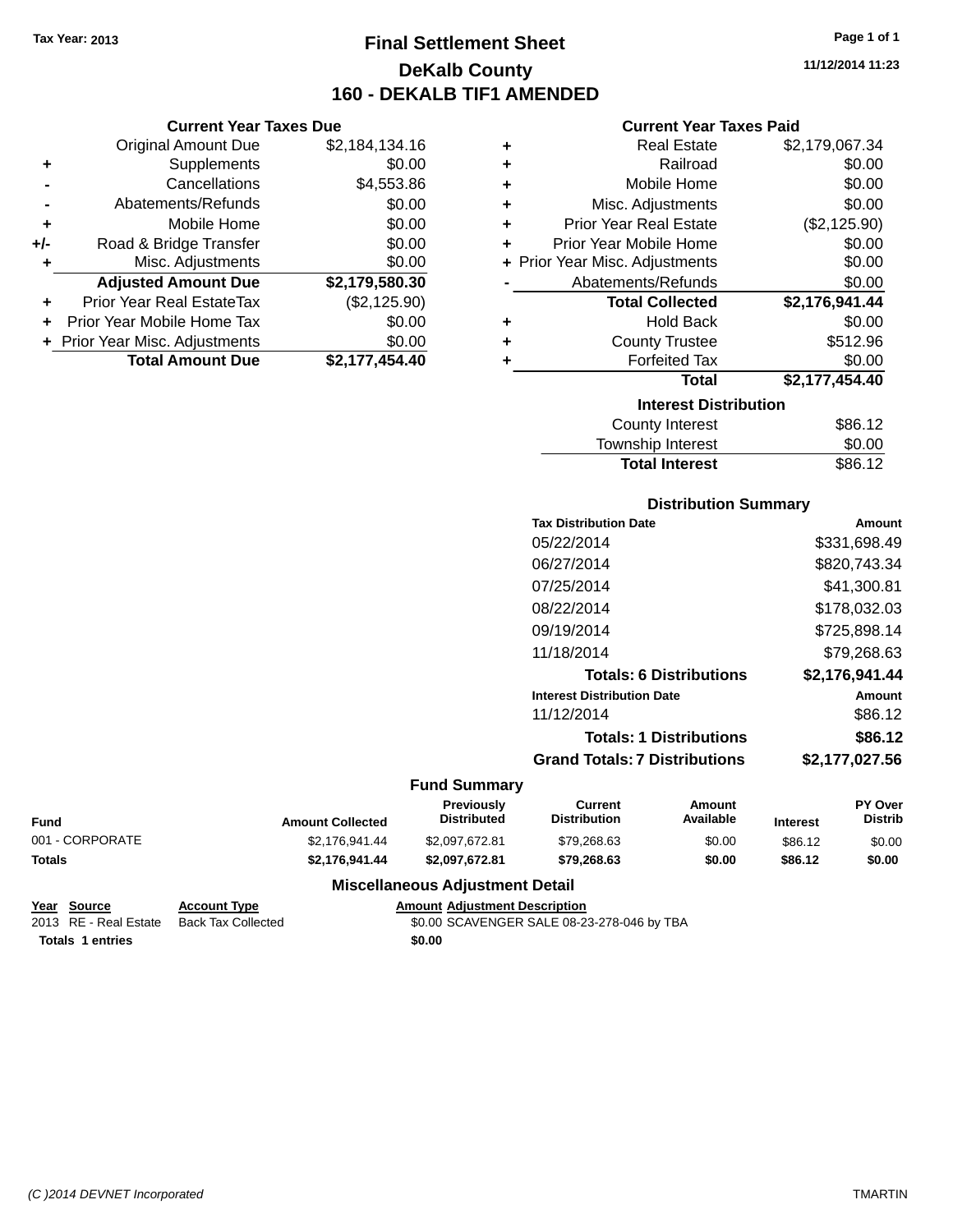Tax Year: 2013

# Final Settlement Sheet

## DeKalb County

## 160 - DEKALB TIF1 AMENDED

11/12/2014 11:23

### Current Year Taxes Due

| | | |
|---|---|---|
| | Original Amount Due | $2,184,134.16 |
| + | Supplements | $0.00 |
| - | Cancellations | $4,553.86 |
| - | Abatements/Refunds | $0.00 |
| + | Mobile Home | $0.00 |
| +/- | Road & Bridge Transfer | $0.00 |
| + | Misc. Adjustments | $0.00 |
| | **Adjusted Amount Due** | **$2,179,580.30** |
| + | Prior Year Real EstateTax | ($2,125.90) |
| + | Prior Year Mobile Home Tax | $0.00 |
| + | Prior Year Misc. Adjustments | $0.00 |
| | **Total Amount Due** | **$2,177,454.40** |

### Current Year Taxes Paid

| | | |
|---|---|---|
| + | Real Estate | $2,179,067.34 |
| + | Railroad | $0.00 |
| + | Mobile Home | $0.00 |
| + | Misc. Adjustments | $0.00 |
| + | Prior Year Real Estate | ($2,125.90) |
| + | Prior Year Mobile Home | $0.00 |
| + | Prior Year Misc. Adjustments | $0.00 |
| - | Abatements/Refunds | $0.00 |
| | **Total Collected** | **$2,176,941.44** |
| + | Hold Back | $0.00 |
| + | County Trustee | $512.96 |
| + | Forfeited Tax | $0.00 |
| | **Total** | **$2,177,454.40** |

### Interest Distribution

| | |
|---|---|
| County Interest | $86.12 |
| Township Interest | $0.00 |
| **Total Interest** | $86.12 |

### Distribution Summary

| Tax Distribution Date | Amount |
|---|---|
| 05/22/2014 | $331,698.49 |
| 06/27/2014 | $820,743.34 |
| 07/25/2014 | $41,300.81 |
| 08/22/2014 | $178,032.03 |
| 09/19/2014 | $725,898.14 |
| 11/18/2014 | $79,268.63 |
| **Totals: 6 Distributions** | **$2,176,941.44** |
| **Interest Distribution Date** | **Amount** |
| 11/12/2014 | $86.12 |
| **Totals: 1 Distributions** | **$86.12** |
| **Grand Totals: 7 Distributions** | **$2,177,027.56** |

### Fund Summary

| Fund | Amount Collected | Previously Distributed | Current Distribution | Amount Available | Interest | PY Over Distrib |
|---|---|---|---|---|---|---|
| 001 - CORPORATE | $2,176,941.44 | $2,097,672.81 | $79,268.63 | $0.00 | $86.12 | $0.00 |
| **Totals** | **$2,176,941.44** | **$2,097,672.81** | **$79,268.63** | **$0.00** | **$86.12** | **$0.00** |

### Miscellaneous Adjustment Detail

| Year | Source | Account Type | Amount | Adjustment Description |
|---|---|---|---|---|
| 2013 | RE - Real Estate | Back Tax Collected | $0.00 | SCAVENGER SALE 08-23-278-046 by TBA |
| **Totals** | **1 entries** | | **$0.00** | |

(C )2014 DEVNET Incorporated — TMARTIN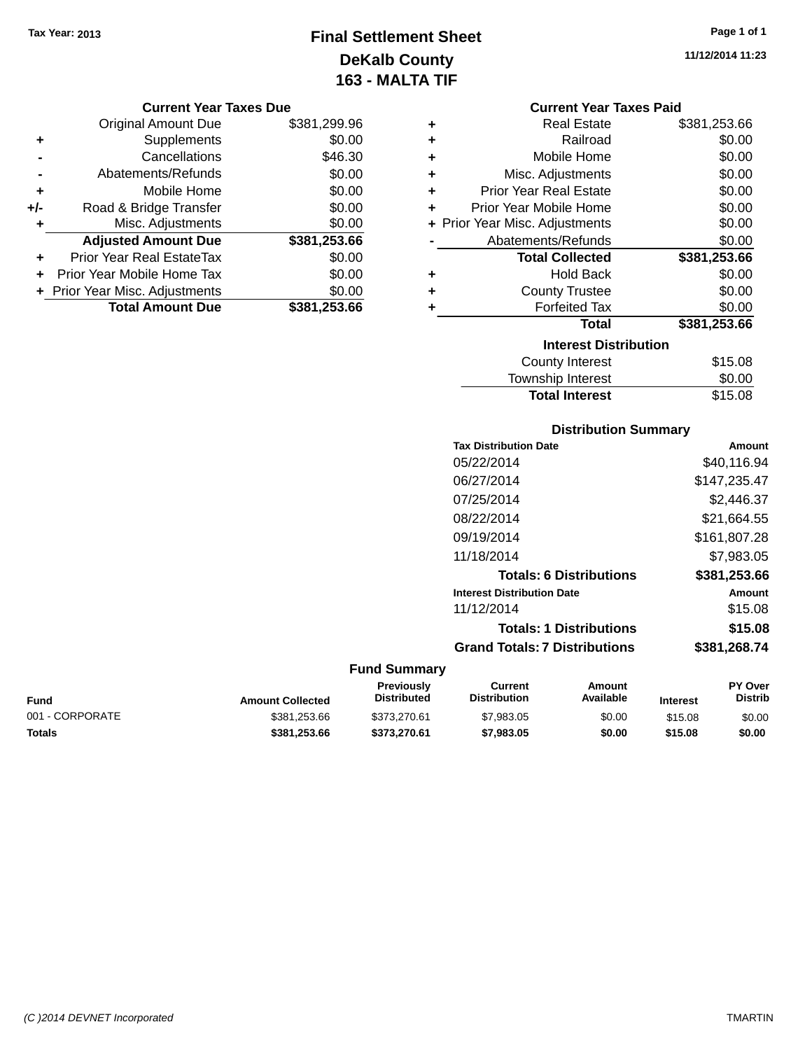Tax Year: 2013

# Final Settlement Sheet
## DeKalb County
## 163 - MALTA TIF

11/12/2014 11:23

### Current Year Taxes Due

| | | |
|---|---|---|
| | Original Amount Due | $381,299.96 |
| + | Supplements | $0.00 |
| - | Cancellations | $46.30 |
| - | Abatements/Refunds | $0.00 |
| + | Mobile Home | $0.00 |
| +/- | Road & Bridge Transfer | $0.00 |
| + | Misc. Adjustments | $0.00 |
| | **Adjusted Amount Due** | **$381,253.66** |
| + | Prior Year Real EstateTax | $0.00 |
| + | Prior Year Mobile Home Tax | $0.00 |
| + | Prior Year Misc. Adjustments | $0.00 |
| | **Total Amount Due** | **$381,253.66** |

### Current Year Taxes Paid

| | | |
|---|---|---|
| + | Real Estate | $381,253.66 |
| + | Railroad | $0.00 |
| + | Mobile Home | $0.00 |
| + | Misc. Adjustments | $0.00 |
| + | Prior Year Real Estate | $0.00 |
| + | Prior Year Mobile Home | $0.00 |
| + | Prior Year Misc. Adjustments | $0.00 |
| - | Abatements/Refunds | $0.00 |
| | **Total Collected** | **$381,253.66** |
| + | Hold Back | $0.00 |
| + | County Trustee | $0.00 |
| + | Forfeited Tax | $0.00 |
| | **Total** | **$381,253.66** |

### Interest Distribution

| | |
|---|---|
| County Interest | $15.08 |
| Township Interest | $0.00 |
| **Total Interest** | $15.08 |

### Distribution Summary

| Tax Distribution Date | Amount |
|---|---|
| 05/22/2014 | $40,116.94 |
| 06/27/2014 | $147,235.47 |
| 07/25/2014 | $2,446.37 |
| 08/22/2014 | $21,664.55 |
| 09/19/2014 | $161,807.28 |
| 11/18/2014 | $7,983.05 |
| **Totals: 6 Distributions** | **$381,253.66** |
| **Interest Distribution Date** | **Amount** |
| 11/12/2014 | $15.08 |
| **Totals: 1 Distributions** | **$15.08** |
| **Grand Totals: 7 Distributions** | **$381,268.74** |

### Fund Summary

| Fund | Amount Collected | Previously Distributed | Current Distribution | Amount Available | Interest | PY Over Distrib |
|---|---|---|---|---|---|---|
| 001 - CORPORATE | $381,253.66 | $373,270.61 | $7,983.05 | $0.00 | $15.08 | $0.00 |
| **Totals** | **$381,253.66** | **$373,270.61** | **$7,983.05** | **$0.00** | **$15.08** | **$0.00** |

(C )2014 DEVNET Incorporated TMARTIN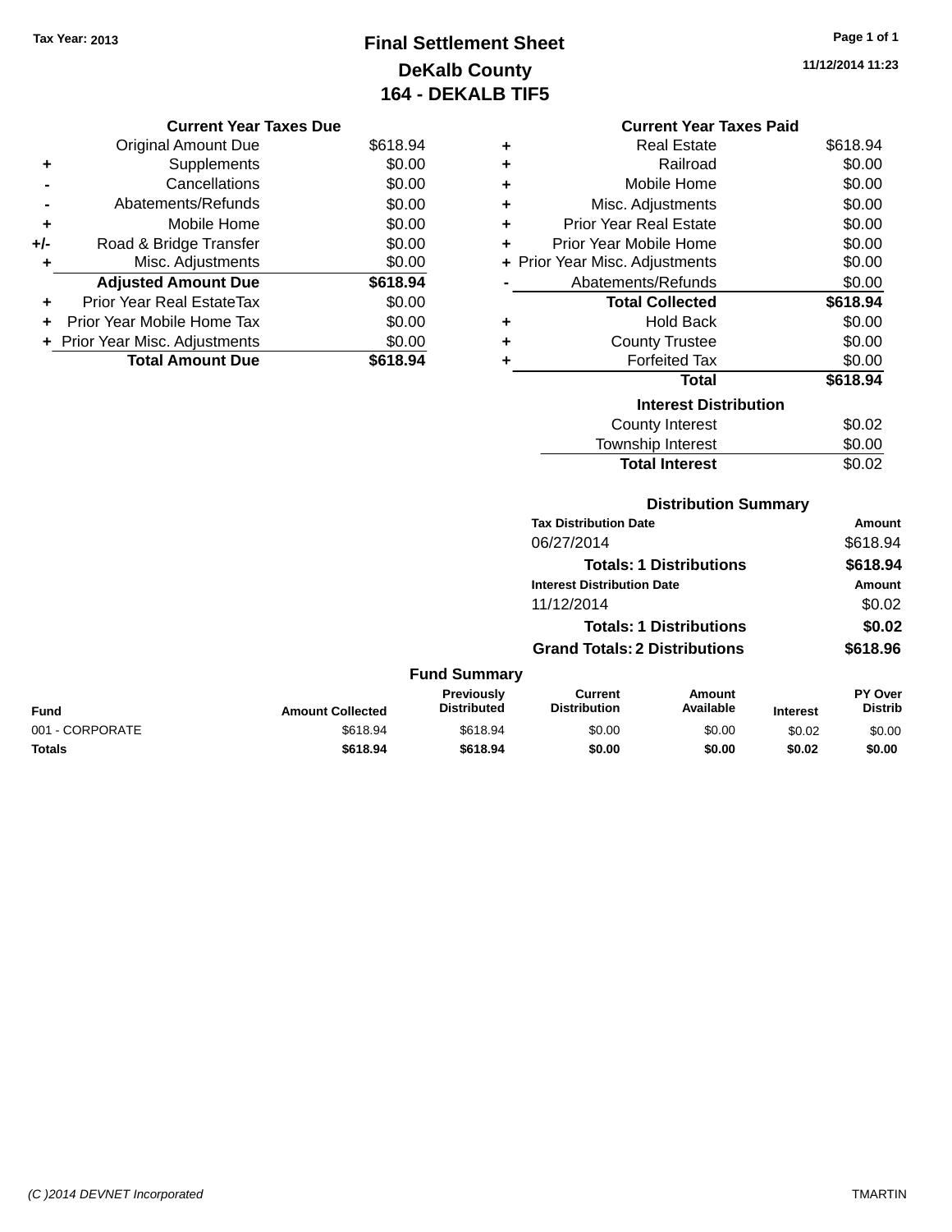Tax Year: 2013

# Final Settlement Sheet
## DeKalb County
## 164 - DEKALB TIF5

11/12/2014 11:23

### Current Year Taxes Due

| | | |
|---|---|---|
| | Original Amount Due | $618.94 |
| + | Supplements | $0.00 |
| - | Cancellations | $0.00 |
| - | Abatements/Refunds | $0.00 |
| + | Mobile Home | $0.00 |
| +/- | Road & Bridge Transfer | $0.00 |
| + | Misc. Adjustments | $0.00 |
| | **Adjusted Amount Due** | **$618.94** |
| + | Prior Year Real EstateTax | $0.00 |
| + | Prior Year Mobile Home Tax | $0.00 |
| + | Prior Year Misc. Adjustments | $0.00 |
| | **Total Amount Due** | **$618.94** |

### Current Year Taxes Paid

| | | |
|---|---|---|
| + | Real Estate | $618.94 |
| + | Railroad | $0.00 |
| + | Mobile Home | $0.00 |
| + | Misc. Adjustments | $0.00 |
| + | Prior Year Real Estate | $0.00 |
| + | Prior Year Mobile Home | $0.00 |
| + | Prior Year Misc. Adjustments | $0.00 |
| - | Abatements/Refunds | $0.00 |
| | **Total Collected** | **$618.94** |
| + | Hold Back | $0.00 |
| + | County Trustee | $0.00 |
| + | Forfeited Tax | $0.00 |
| | **Total** | **$618.94** |

### Interest Distribution

| | |
|---|---|
| County Interest | $0.02 |
| Township Interest | $0.00 |
| **Total Interest** | $0.02 |

### Distribution Summary

| Tax Distribution Date | Amount |
|---|---|
| 06/27/2014 | $618.94 |
| **Totals: 1 Distributions** | **$618.94** |
| **Interest Distribution Date** | **Amount** |
| 11/12/2014 | $0.02 |
| **Totals: 1 Distributions** | **$0.02** |
| **Grand Totals: 2 Distributions** | **$618.96** |

### Fund Summary

| Fund | Amount Collected | Previously Distributed | Current Distribution | Amount Available | Interest | PY Over Distrib |
|---|---|---|---|---|---|---|
| 001 - CORPORATE | $618.94 | $618.94 | $0.00 | $0.00 | $0.02 | $0.00 |
| **Totals** | **$618.94** | **$618.94** | **$0.00** | **$0.00** | **$0.02** | **$0.00** |

(C )2014 DEVNET Incorporated

TMARTIN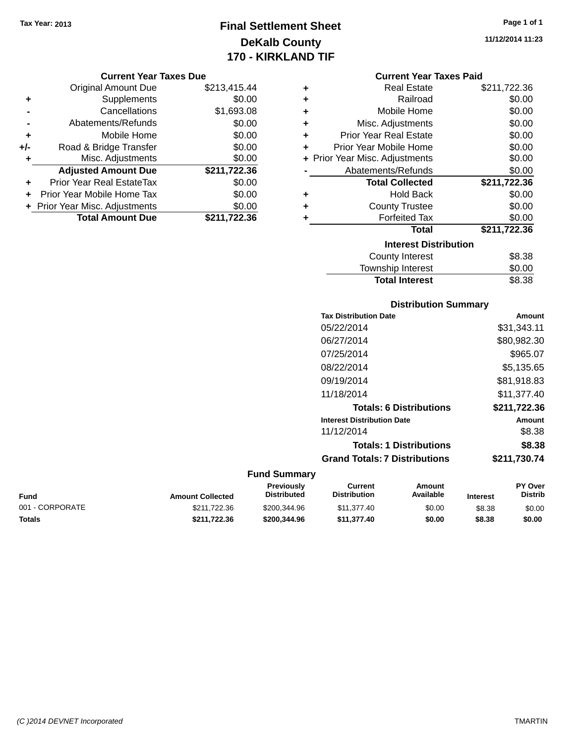Tax Year: 2013

# Final Settlement Sheet

## DeKalb County

## 170 - KIRKLAND TIF

11/12/2014 11:23

### Current Year Taxes Due

| | | |
|---|---|---|
| | Original Amount Due | $213,415.44 |
| + | Supplements | $0.00 |
| - | Cancellations | $1,693.08 |
| - | Abatements/Refunds | $0.00 |
| + | Mobile Home | $0.00 |
| +/- | Road & Bridge Transfer | $0.00 |
| + | Misc. Adjustments | $0.00 |
| | **Adjusted Amount Due** | **$211,722.36** |
| + | Prior Year Real EstateTax | $0.00 |
| + | Prior Year Mobile Home Tax | $0.00 |
| + | Prior Year Misc. Adjustments | $0.00 |
| | **Total Amount Due** | **$211,722.36** |

### Current Year Taxes Paid

| | | |
|---|---|---|
| + | Real Estate | $211,722.36 |
| + | Railroad | $0.00 |
| + | Mobile Home | $0.00 |
| + | Misc. Adjustments | $0.00 |
| + | Prior Year Real Estate | $0.00 |
| + | Prior Year Mobile Home | $0.00 |
| + | Prior Year Misc. Adjustments | $0.00 |
| - | Abatements/Refunds | $0.00 |
| | **Total Collected** | **$211,722.36** |
| + | Hold Back | $0.00 |
| + | County Trustee | $0.00 |
| + | Forfeited Tax | $0.00 |
| | **Total** | **$211,722.36** |

### Interest Distribution

| | |
|---|---|
| County Interest | $8.38 |
| Township Interest | $0.00 |
| **Total Interest** | $8.38 |

### Distribution Summary

| Tax Distribution Date | Amount |
|---|---|
| 05/22/2014 | $31,343.11 |
| 06/27/2014 | $80,982.30 |
| 07/25/2014 | $965.07 |
| 08/22/2014 | $5,135.65 |
| 09/19/2014 | $81,918.83 |
| 11/18/2014 | $11,377.40 |
| **Totals: 6 Distributions** | **$211,722.36** |

| Interest Distribution Date | Amount |
|---|---|
| 11/12/2014 | $8.38 |
| **Totals: 1 Distributions** | **$8.38** |
| **Grand Totals: 7 Distributions** | **$211,730.74** |

### Fund Summary

| Fund | Amount Collected | Previously Distributed | Current Distribution | Amount Available | Interest | PY Over Distrib |
|---|---|---|---|---|---|---|
| 001 - CORPORATE | $211,722.36 | $200,344.96 | $11,377.40 | $0.00 | $8.38 | $0.00 |
| **Totals** | **$211,722.36** | **$200,344.96** | **$11,377.40** | **$0.00** | **$8.38** | **$0.00** |

(C )2014 DEVNET Incorporated TMARTIN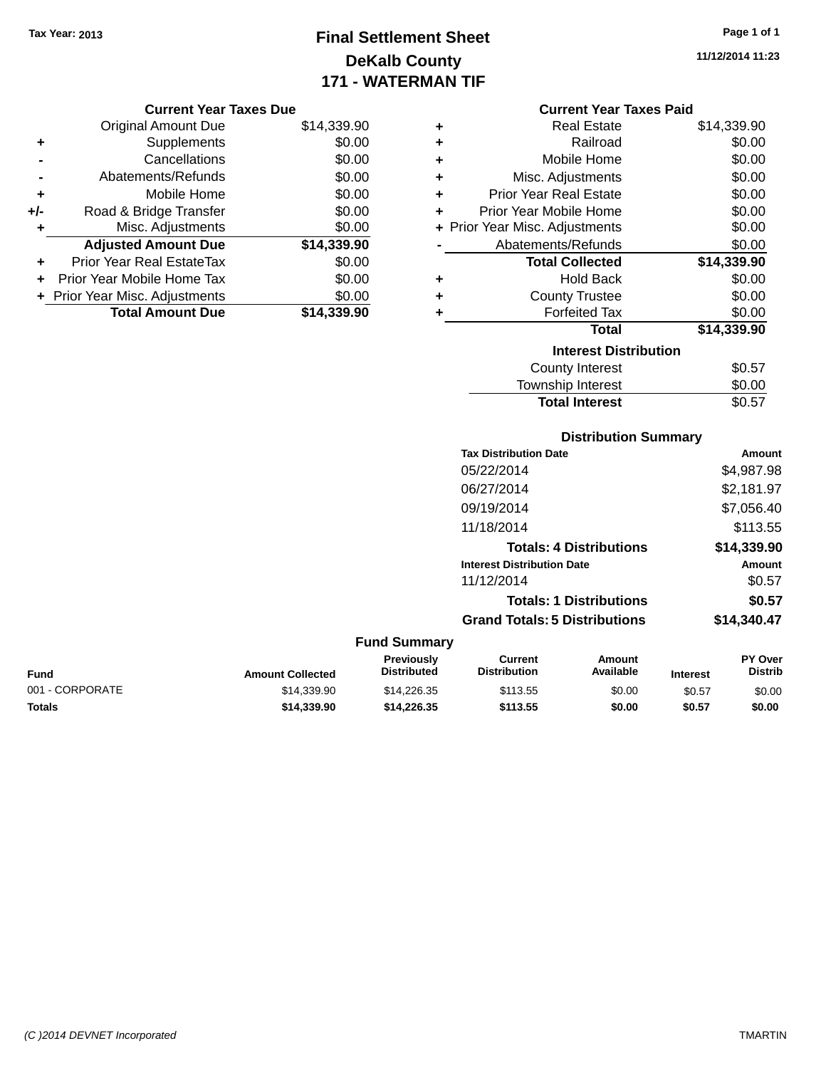Tax Year: 2013

# Final Settlement Sheet
## DeKalb County
## 171 - WATERMAN TIF

11/12/2014 11:23

### Current Year Taxes Due

| | | |
|---|---|---|
| | Original Amount Due | $14,339.90 |
| + | Supplements | $0.00 |
| - | Cancellations | $0.00 |
| - | Abatements/Refunds | $0.00 |
| + | Mobile Home | $0.00 |
| +/- | Road & Bridge Transfer | $0.00 |
| + | Misc. Adjustments | $0.00 |
| | **Adjusted Amount Due** | **$14,339.90** |
| + | Prior Year Real EstateTax | $0.00 |
| + | Prior Year Mobile Home Tax | $0.00 |
| + | Prior Year Misc. Adjustments | $0.00 |
| | **Total Amount Due** | **$14,339.90** |

### Current Year Taxes Paid

| | | |
|---|---|---|
| + | Real Estate | $14,339.90 |
| + | Railroad | $0.00 |
| + | Mobile Home | $0.00 |
| + | Misc. Adjustments | $0.00 |
| + | Prior Year Real Estate | $0.00 |
| + | Prior Year Mobile Home | $0.00 |
| + | Prior Year Misc. Adjustments | $0.00 |
| - | Abatements/Refunds | $0.00 |
| | **Total Collected** | **$14,339.90** |
| + | Hold Back | $0.00 |
| + | County Trustee | $0.00 |
| + | Forfeited Tax | $0.00 |
| | **Total** | **$14,339.90** |

### Interest Distribution

| | |
|---|---|
| County Interest | $0.57 |
| Township Interest | $0.00 |
| **Total Interest** | **$0.57** |

### Distribution Summary

| Tax Distribution Date | Amount |
|---|---|
| 05/22/2014 | $4,987.98 |
| 06/27/2014 | $2,181.97 |
| 09/19/2014 | $7,056.40 |
| 11/18/2014 | $113.55 |
| **Totals: 4 Distributions** | **$14,339.90** |
| **Interest Distribution Date** | **Amount** |
| 11/12/2014 | $0.57 |
| **Totals: 1 Distributions** | **$0.57** |
| **Grand Totals: 5 Distributions** | **$14,340.47** |

### Fund Summary

| Fund | Amount Collected | Previously Distributed | Current Distribution | Amount Available | Interest | PY Over Distrib |
|---|---|---|---|---|---|---|
| 001 - CORPORATE | $14,339.90 | $14,226.35 | $113.55 | $0.00 | $0.57 | $0.00 |
| **Totals** | **$14,339.90** | **$14,226.35** | **$113.55** | **$0.00** | **$0.57** | **$0.00** |

(C )2014 DEVNET Incorporated TMARTIN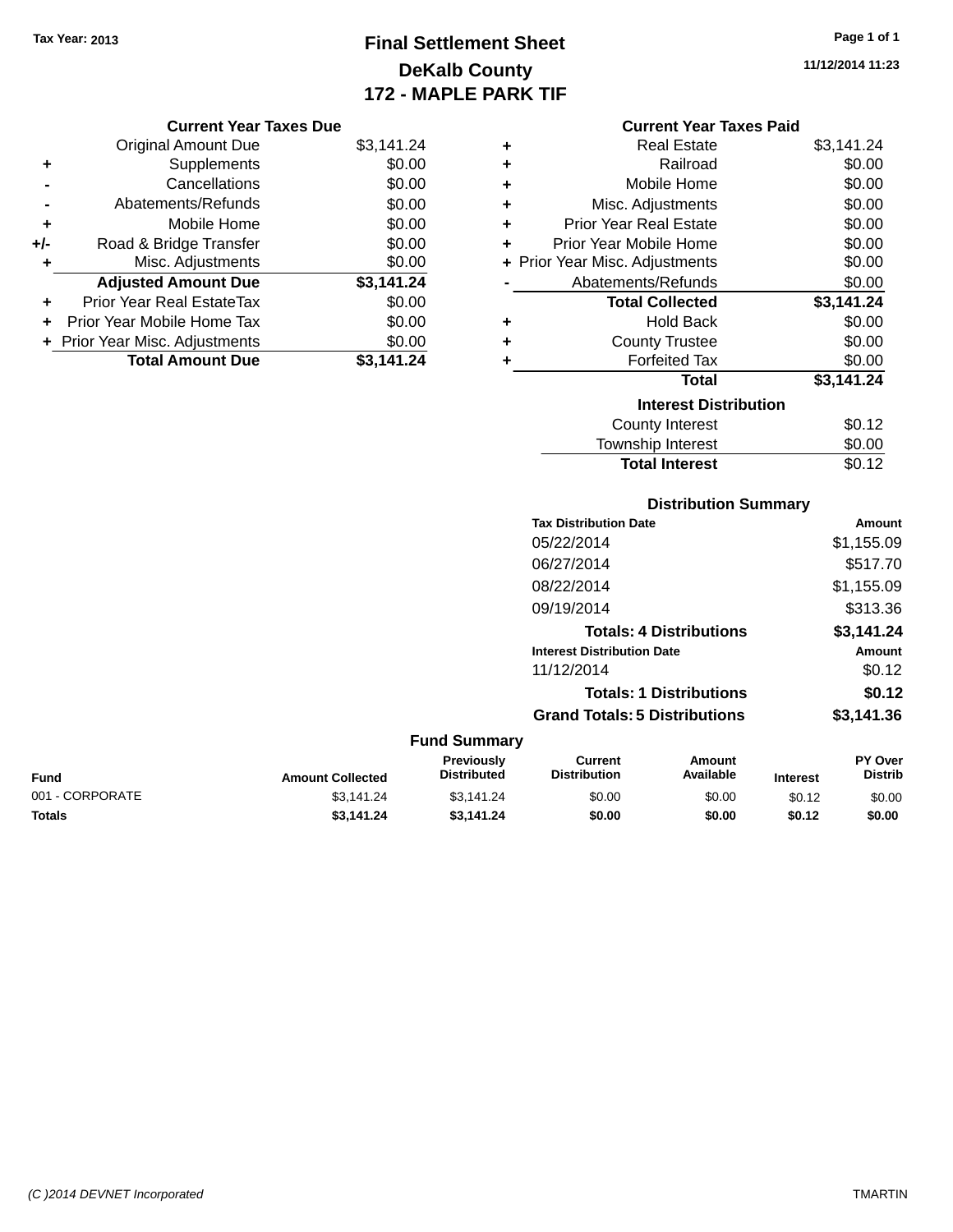Tax Year: 2013

# Final Settlement Sheet
## DeKalb County
## 172 - MAPLE PARK TIF

11/12/2014 11:23

### Current Year Taxes Due

| | | |
|---|---|---|
| | Original Amount Due | $3,141.24 |
| + | Supplements | $0.00 |
| - | Cancellations | $0.00 |
| - | Abatements/Refunds | $0.00 |
| + | Mobile Home | $0.00 |
| +/- | Road & Bridge Transfer | $0.00 |
| + | Misc. Adjustments | $0.00 |
| | **Adjusted Amount Due** | **$3,141.24** |
| + | Prior Year Real EstateTax | $0.00 |
| + | Prior Year Mobile Home Tax | $0.00 |
| + | Prior Year Misc. Adjustments | $0.00 |
| | **Total Amount Due** | **$3,141.24** |

### Current Year Taxes Paid

| | | |
|---|---|---|
| + | Real Estate | $3,141.24 |
| + | Railroad | $0.00 |
| + | Mobile Home | $0.00 |
| + | Misc. Adjustments | $0.00 |
| + | Prior Year Real Estate | $0.00 |
| + | Prior Year Mobile Home | $0.00 |
| + | Prior Year Misc. Adjustments | $0.00 |
| - | Abatements/Refunds | $0.00 |
| | **Total Collected** | **$3,141.24** |
| + | Hold Back | $0.00 |
| + | County Trustee | $0.00 |
| + | Forfeited Tax | $0.00 |
| | **Total** | **$3,141.24** |

### Interest Distribution

| | |
|---|---|
| County Interest | $0.12 |
| Township Interest | $0.00 |
| **Total Interest** | $0.12 |

### Distribution Summary

| Tax Distribution Date | Amount |
|---|---|
| 05/22/2014 | $1,155.09 |
| 06/27/2014 | $517.70 |
| 08/22/2014 | $1,155.09 |
| 09/19/2014 | $313.36 |
| **Totals: 4 Distributions** | **$3,141.24** |

| Interest Distribution Date | Amount |
|---|---|
| 11/12/2014 | $0.12 |
| **Totals: 1 Distributions** | **$0.12** |
| **Grand Totals: 5 Distributions** | **$3,141.36** |

### Fund Summary

| Fund | Amount Collected | Previously Distributed | Current Distribution | Amount Available | Interest | PY Over Distrib |
|---|---|---|---|---|---|---|
| 001 - CORPORATE | $3,141.24 | $3,141.24 | $0.00 | $0.00 | $0.12 | $0.00 |
| **Totals** | **$3,141.24** | **$3,141.24** | **$0.00** | **$0.00** | **$0.12** | **$0.00** |

(C )2014 DEVNET Incorporated TMARTIN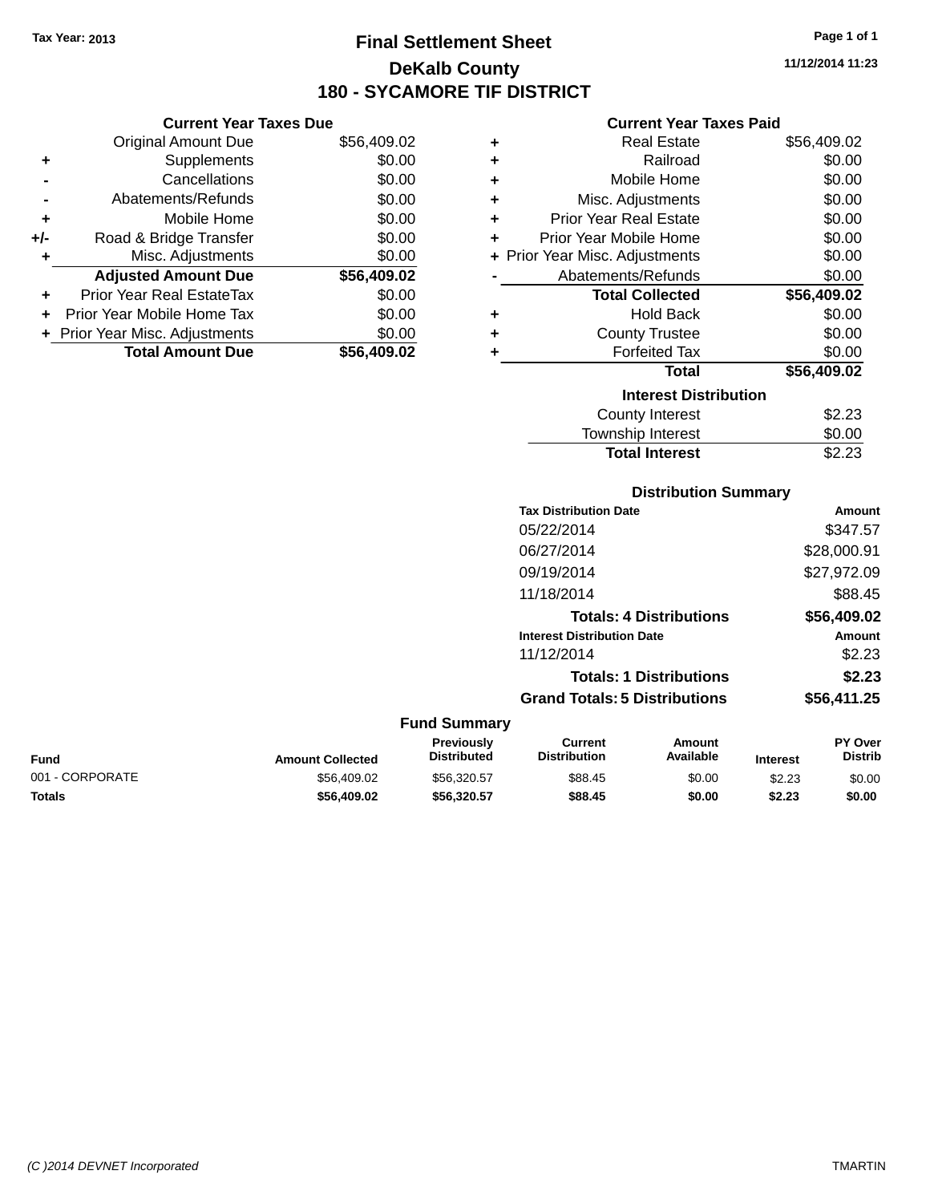Tax Year: 2013

# Final Settlement Sheet

## DeKalb County

## 180 - SYCAMORE TIF DISTRICT

11/12/2014 11:23

### Current Year Taxes Due

| | | |
|---|---|---|
| | Original Amount Due | $56,409.02 |
| + | Supplements | $0.00 |
| - | Cancellations | $0.00 |
| - | Abatements/Refunds | $0.00 |
| + | Mobile Home | $0.00 |
| +/- | Road & Bridge Transfer | $0.00 |
| + | Misc. Adjustments | $0.00 |
| | **Adjusted Amount Due** | **$56,409.02** |
| + | Prior Year Real EstateTax | $0.00 |
| + | Prior Year Mobile Home Tax | $0.00 |
| + | Prior Year Misc. Adjustments | $0.00 |
| | **Total Amount Due** | **$56,409.02** |

### Current Year Taxes Paid

| | | |
|---|---|---|
| + | Real Estate | $56,409.02 |
| + | Railroad | $0.00 |
| + | Mobile Home | $0.00 |
| + | Misc. Adjustments | $0.00 |
| + | Prior Year Real Estate | $0.00 |
| + | Prior Year Mobile Home | $0.00 |
| + | Prior Year Misc. Adjustments | $0.00 |
| - | Abatements/Refunds | $0.00 |
| | **Total Collected** | **$56,409.02** |
| + | Hold Back | $0.00 |
| + | County Trustee | $0.00 |
| + | Forfeited Tax | $0.00 |
| | **Total** | **$56,409.02** |

### Interest Distribution

| | |
|---|---|
| County Interest | $2.23 |
| Township Interest | $0.00 |
| **Total Interest** | **$2.23** |

### Distribution Summary

| Tax Distribution Date | Amount |
|---|---|
| 05/22/2014 | $347.57 |
| 06/27/2014 | $28,000.91 |
| 09/19/2014 | $27,972.09 |
| 11/18/2014 | $88.45 |
| **Totals: 4 Distributions** | **$56,409.02** |

| Interest Distribution Date | Amount |
|---|---|
| 11/12/2014 | $2.23 |
| **Totals: 1 Distributions** | **$2.23** |
| **Grand Totals: 5 Distributions** | **$56,411.25** |

### Fund Summary

| Fund | Amount Collected | Previously Distributed | Current Distribution | Amount Available | Interest | PY Over Distrib |
|---|---|---|---|---|---|---|
| 001 - CORPORATE | $56,409.02 | $56,320.57 | $88.45 | $0.00 | $2.23 | $0.00 |
| **Totals** | **$56,409.02** | **$56,320.57** | **$88.45** | **$0.00** | **$2.23** | **$0.00** |

(C )2014 DEVNET Incorporated TMARTIN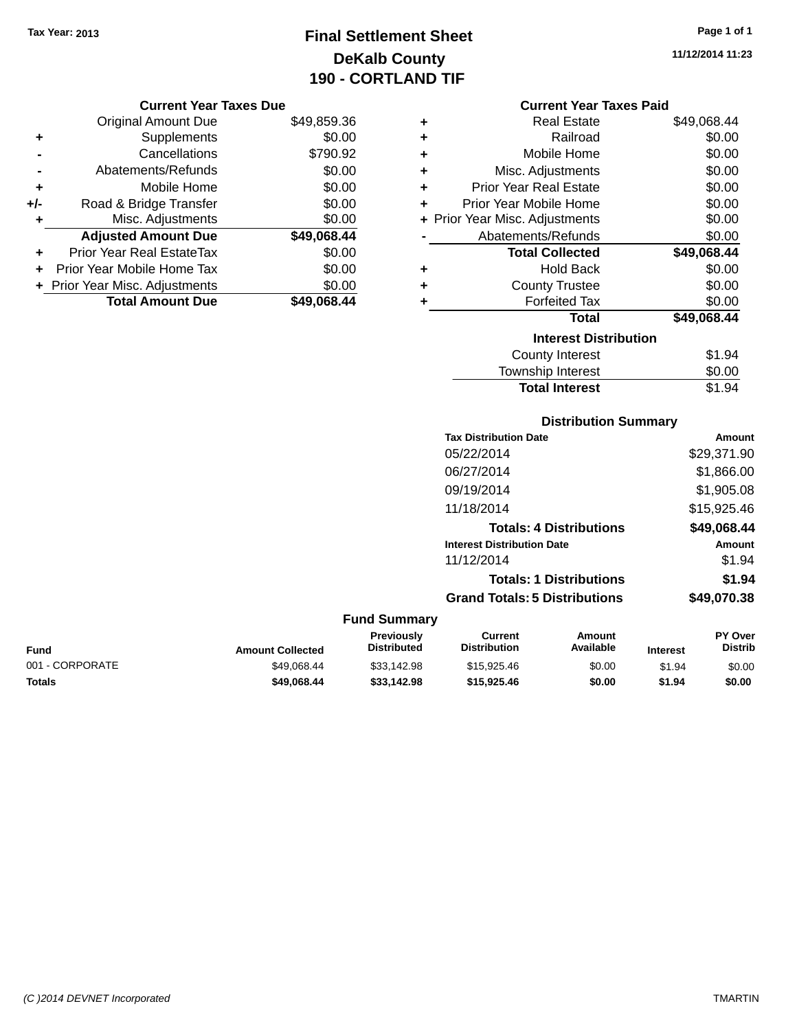Tax Year: 2013

# Final Settlement Sheet
## DeKalb County
## 190 - CORTLAND TIF

11/12/2014 11:23

### Current Year Taxes Due

| | | |
|---|---|---|
| | Original Amount Due | $49,859.36 |
| + | Supplements | $0.00 |
| - | Cancellations | $790.92 |
| - | Abatements/Refunds | $0.00 |
| + | Mobile Home | $0.00 |
| +/- | Road & Bridge Transfer | $0.00 |
| + | Misc. Adjustments | $0.00 |
| | **Adjusted Amount Due** | **$49,068.44** |
| + | Prior Year Real EstateTax | $0.00 |
| + | Prior Year Mobile Home Tax | $0.00 |
| + | Prior Year Misc. Adjustments | $0.00 |
| | **Total Amount Due** | **$49,068.44** |

### Current Year Taxes Paid

| | | |
|---|---|---|
| + | Real Estate | $49,068.44 |
| + | Railroad | $0.00 |
| + | Mobile Home | $0.00 |
| + | Misc. Adjustments | $0.00 |
| + | Prior Year Real Estate | $0.00 |
| + | Prior Year Mobile Home | $0.00 |
| + | Prior Year Misc. Adjustments | $0.00 |
| - | Abatements/Refunds | $0.00 |
| | **Total Collected** | **$49,068.44** |
| + | Hold Back | $0.00 |
| + | County Trustee | $0.00 |
| + | Forfeited Tax | $0.00 |
| | **Total** | **$49,068.44** |

### Interest Distribution

| | |
|---|---|
| County Interest | $1.94 |
| Township Interest | $0.00 |
| **Total Interest** | $1.94 |

### Distribution Summary

| Tax Distribution Date | Amount |
|---|---|
| 05/22/2014 | $29,371.90 |
| 06/27/2014 | $1,866.00 |
| 09/19/2014 | $1,905.08 |
| 11/18/2014 | $15,925.46 |
| **Totals: 4 Distributions** | **$49,068.44** |

| Interest Distribution Date | Amount |
|---|---|
| 11/12/2014 | $1.94 |
| **Totals: 1 Distributions** | **$1.94** |
| **Grand Totals: 5 Distributions** | **$49,070.38** |

### Fund Summary

| Fund | Amount Collected | Previously Distributed | Current Distribution | Amount Available | Interest | PY Over Distrib |
|---|---|---|---|---|---|---|
| 001 - CORPORATE | $49,068.44 | $33,142.98 | $15,925.46 | $0.00 | $1.94 | $0.00 |
| **Totals** | **$49,068.44** | **$33,142.98** | **$15,925.46** | **$0.00** | **$1.94** | **$0.00** |

(C )2014 DEVNET Incorporated TMARTIN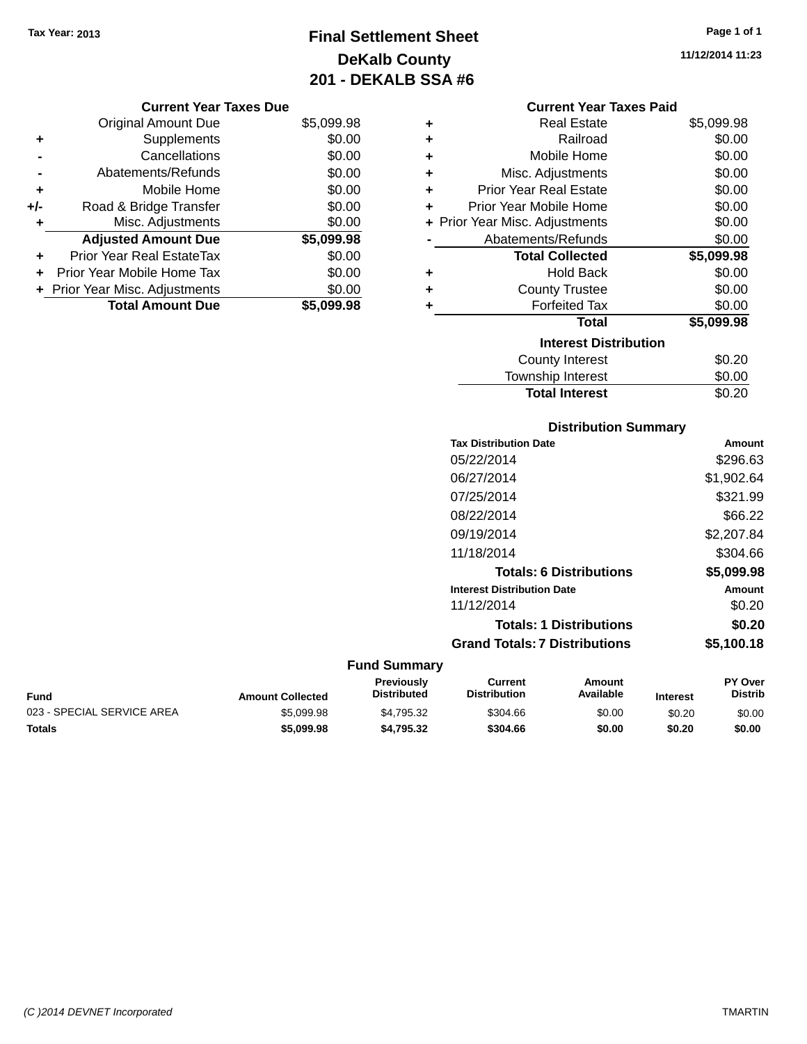Tax Year: 2013

# Final Settlement Sheet
## DeKalb County
## 201 - DEKALB SSA #6

11/12/2014 11:23

### Current Year Taxes Due

| | | |
|---|---|---|
| | Original Amount Due | $5,099.98 |
| + | Supplements | $0.00 |
| - | Cancellations | $0.00 |
| - | Abatements/Refunds | $0.00 |
| + | Mobile Home | $0.00 |
| +/- | Road & Bridge Transfer | $0.00 |
| + | Misc. Adjustments | $0.00 |
| | **Adjusted Amount Due** | **$5,099.98** |
| + | Prior Year Real EstateTax | $0.00 |
| + | Prior Year Mobile Home Tax | $0.00 |
| + | Prior Year Misc. Adjustments | $0.00 |
| | **Total Amount Due** | **$5,099.98** |

### Current Year Taxes Paid

| | | |
|---|---|---|
| + | Real Estate | $5,099.98 |
| + | Railroad | $0.00 |
| + | Mobile Home | $0.00 |
| + | Misc. Adjustments | $0.00 |
| + | Prior Year Real Estate | $0.00 |
| + | Prior Year Mobile Home | $0.00 |
| + | Prior Year Misc. Adjustments | $0.00 |
| - | Abatements/Refunds | $0.00 |
| | **Total Collected** | **$5,099.98** |
| + | Hold Back | $0.00 |
| + | County Trustee | $0.00 |
| + | Forfeited Tax | $0.00 |
| | **Total** | **$5,099.98** |

### Interest Distribution

| | |
|---|---|
| County Interest | $0.20 |
| Township Interest | $0.00 |
| **Total Interest** | $0.20 |

### Distribution Summary

| Tax Distribution Date | Amount |
|---|---|
| 05/22/2014 | $296.63 |
| 06/27/2014 | $1,902.64 |
| 07/25/2014 | $321.99 |
| 08/22/2014 | $66.22 |
| 09/19/2014 | $2,207.84 |
| 11/18/2014 | $304.66 |
| **Totals: 6 Distributions** | **$5,099.98** |

| Interest Distribution Date | Amount |
|---|---|
| 11/12/2014 | $0.20 |
| **Totals: 1 Distributions** | **$0.20** |
| **Grand Totals: 7 Distributions** | **$5,100.18** |

### Fund Summary

| Fund | Amount Collected | Previously Distributed | Current Distribution | Amount Available | Interest | PY Over Distrib |
|---|---|---|---|---|---|---|
| 023 - SPECIAL SERVICE AREA | $5,099.98 | $4,795.32 | $304.66 | $0.00 | $0.20 | $0.00 |
| **Totals** | **$5,099.98** | **$4,795.32** | **$304.66** | **$0.00** | **$0.20** | **$0.00** |

(C )2014 DEVNET Incorporated TMARTIN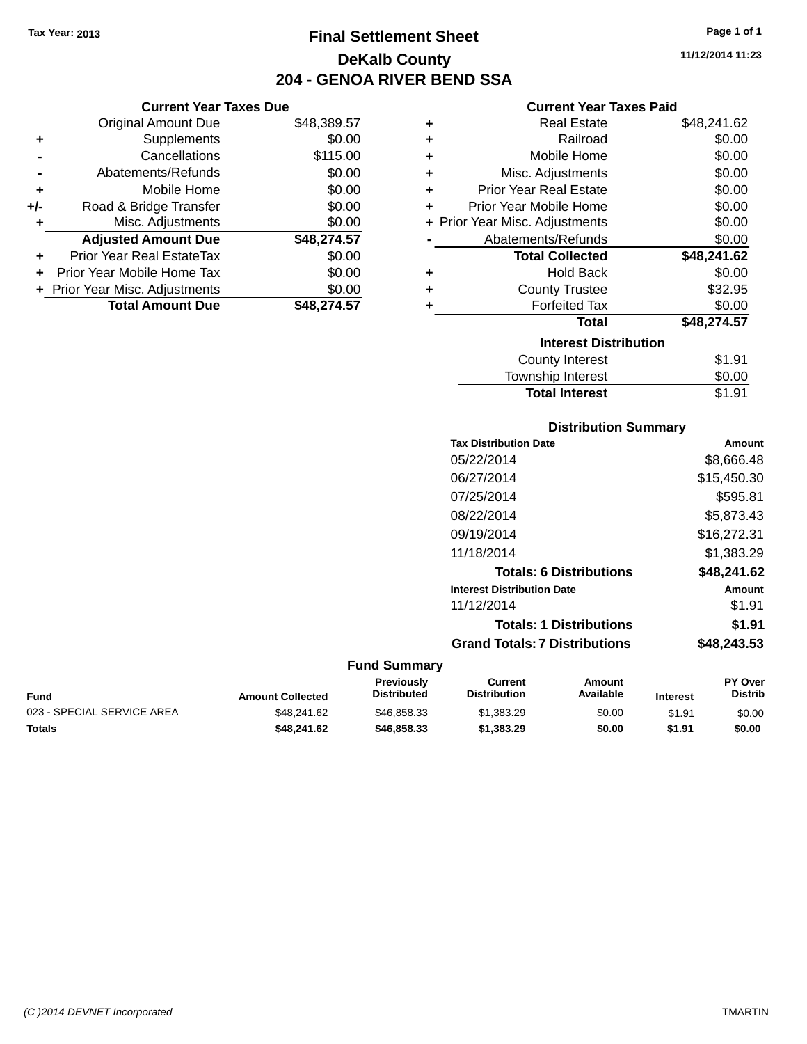Tax Year: 2013

# Final Settlement Sheet

## DeKalb County

## 204 - GENOA RIVER BEND SSA

11/12/2014 11:23

### Current Year Taxes Due

| | | |
|---|---|---|
| | Original Amount Due | $48,389.57 |
| + | Supplements | $0.00 |
| - | Cancellations | $115.00 |
| - | Abatements/Refunds | $0.00 |
| + | Mobile Home | $0.00 |
| +/- | Road & Bridge Transfer | $0.00 |
| + | Misc. Adjustments | $0.00 |
| | **Adjusted Amount Due** | **$48,274.57** |
| + | Prior Year Real EstateTax | $0.00 |
| + | Prior Year Mobile Home Tax | $0.00 |
| + | Prior Year Misc. Adjustments | $0.00 |
| | **Total Amount Due** | **$48,274.57** |

### Current Year Taxes Paid

| | | |
|---|---|---|
| + | Real Estate | $48,241.62 |
| + | Railroad | $0.00 |
| + | Mobile Home | $0.00 |
| + | Misc. Adjustments | $0.00 |
| + | Prior Year Real Estate | $0.00 |
| + | Prior Year Mobile Home | $0.00 |
| + | Prior Year Misc. Adjustments | $0.00 |
| - | Abatements/Refunds | $0.00 |
| | **Total Collected** | **$48,241.62** |
| + | Hold Back | $0.00 |
| + | County Trustee | $32.95 |
| + | Forfeited Tax | $0.00 |
| | **Total** | **$48,274.57** |

### Interest Distribution

| | |
|---|---|
| County Interest | $1.91 |
| Township Interest | $0.00 |
| **Total Interest** | $1.91 |

### Distribution Summary

| Tax Distribution Date | Amount |
|---|---|
| 05/22/2014 | $8,666.48 |
| 06/27/2014 | $15,450.30 |
| 07/25/2014 | $595.81 |
| 08/22/2014 | $5,873.43 |
| 09/19/2014 | $16,272.31 |
| 11/18/2014 | $1,383.29 |
| **Totals: 6 Distributions** | **$48,241.62** |
| **Interest Distribution Date** | **Amount** |
| 11/12/2014 | $1.91 |
| **Totals: 1 Distributions** | **$1.91** |
| **Grand Totals: 7 Distributions** | **$48,243.53** |

### Fund Summary

| Fund | Amount Collected | Previously Distributed | Current Distribution | Amount Available | Interest | PY Over Distrib |
|---|---|---|---|---|---|---|
| 023 - SPECIAL SERVICE AREA | $48,241.62 | $46,858.33 | $1,383.29 | $0.00 | $1.91 | $0.00 |
| **Totals** | **$48,241.62** | **$46,858.33** | **$1,383.29** | **$0.00** | **$1.91** | **$0.00** |

(C )2014 DEVNET Incorporated TMARTIN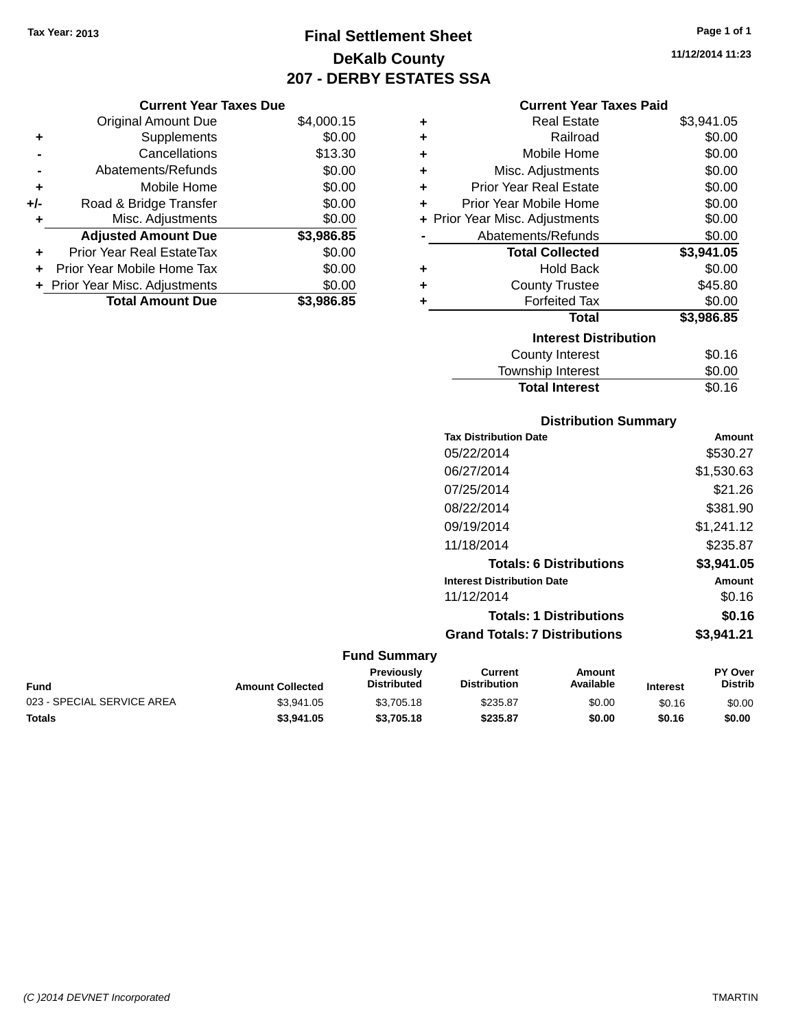Tax Year: 2013

# Final Settlement Sheet
## DeKalb County
## 207 - DERBY ESTATES SSA

11/12/2014 11:23

### Current Year Taxes Due

| | | |
|---|---|---|
| | Original Amount Due | $4,000.15 |
| + | Supplements | $0.00 |
| - | Cancellations | $13.30 |
| - | Abatements/Refunds | $0.00 |
| + | Mobile Home | $0.00 |
| +/- | Road & Bridge Transfer | $0.00 |
| + | Misc. Adjustments | $0.00 |
| | **Adjusted Amount Due** | **$3,986.85** |
| + | Prior Year Real EstateTax | $0.00 |
| + | Prior Year Mobile Home Tax | $0.00 |
| + | Prior Year Misc. Adjustments | $0.00 |
| | **Total Amount Due** | **$3,986.85** |

### Current Year Taxes Paid

| | | |
|---|---|---|
| + | Real Estate | $3,941.05 |
| + | Railroad | $0.00 |
| + | Mobile Home | $0.00 |
| + | Misc. Adjustments | $0.00 |
| + | Prior Year Real Estate | $0.00 |
| + | Prior Year Mobile Home | $0.00 |
| + | Prior Year Misc. Adjustments | $0.00 |
| - | Abatements/Refunds | $0.00 |
| | **Total Collected** | **$3,941.05** |
| + | Hold Back | $0.00 |
| + | County Trustee | $45.80 |
| + | Forfeited Tax | $0.00 |
| | **Total** | **$3,986.85** |

### Interest Distribution

| | |
|---|---|
| County Interest | $0.16 |
| Township Interest | $0.00 |
| **Total Interest** | $0.16 |

### Distribution Summary

| Tax Distribution Date | Amount |
|---|---|
| 05/22/2014 | $530.27 |
| 06/27/2014 | $1,530.63 |
| 07/25/2014 | $21.26 |
| 08/22/2014 | $381.90 |
| 09/19/2014 | $1,241.12 |
| 11/18/2014 | $235.87 |
| **Totals: 6 Distributions** | **$3,941.05** |
| **Interest Distribution Date** | **Amount** |
| 11/12/2014 | $0.16 |
| **Totals: 1 Distributions** | **$0.16** |
| **Grand Totals: 7 Distributions** | **$3,941.21** |

### Fund Summary

| Fund | Amount Collected | Previously Distributed | Current Distribution | Amount Available | Interest | PY Over Distrib |
|---|---|---|---|---|---|---|
| 023 - SPECIAL SERVICE AREA | $3,941.05 | $3,705.18 | $235.87 | $0.00 | $0.16 | $0.00 |
| **Totals** | **$3,941.05** | **$3,705.18** | **$235.87** | **$0.00** | **$0.16** | **$0.00** |

(C )2014 DEVNET Incorporated — TMARTIN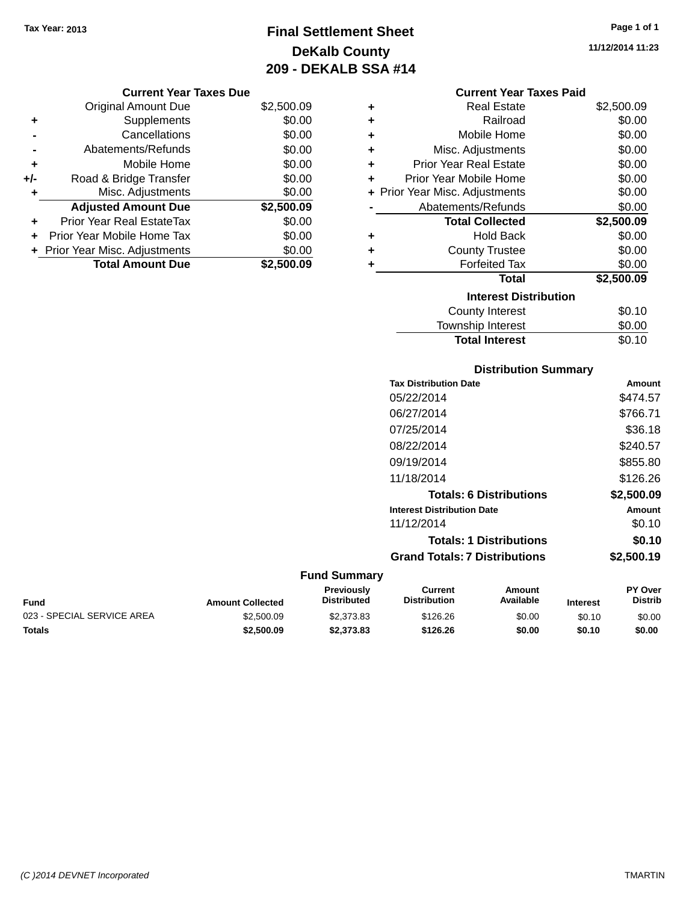Tax Year: 2013

# Final Settlement Sheet
## DeKalb County
## 209 - DEKALB SSA #14

11/12/2014 11:23

### Current Year Taxes Due

| | | Amount |
|---|---|---|
| | Original Amount Due | $2,500.09 |
| + | Supplements | $0.00 |
| - | Cancellations | $0.00 |
| - | Abatements/Refunds | $0.00 |
| + | Mobile Home | $0.00 |
| +/- | Road & Bridge Transfer | $0.00 |
| + | Misc. Adjustments | $0.00 |
| | **Adjusted Amount Due** | **$2,500.09** |
| + | Prior Year Real EstateTax | $0.00 |
| + | Prior Year Mobile Home Tax | $0.00 |
| + | Prior Year Misc. Adjustments | $0.00 |
| | **Total Amount Due** | **$2,500.09** |

### Current Year Taxes Paid

| | | Amount |
|---|---|---|
| + | Real Estate | $2,500.09 |
| + | Railroad | $0.00 |
| + | Mobile Home | $0.00 |
| + | Misc. Adjustments | $0.00 |
| + | Prior Year Real Estate | $0.00 |
| + | Prior Year Mobile Home | $0.00 |
| + | Prior Year Misc. Adjustments | $0.00 |
| - | Abatements/Refunds | $0.00 |
| | **Total Collected** | **$2,500.09** |
| + | Hold Back | $0.00 |
| + | County Trustee | $0.00 |
| + | Forfeited Tax | $0.00 |
| | **Total** | **$2,500.09** |

### Interest Distribution

| | Amount |
|---|---|
| County Interest | $0.10 |
| Township Interest | $0.00 |
| **Total Interest** | $0.10 |

### Distribution Summary

| Tax Distribution Date | Amount |
|---|---|
| 05/22/2014 | $474.57 |
| 06/27/2014 | $766.71 |
| 07/25/2014 | $36.18 |
| 08/22/2014 | $240.57 |
| 09/19/2014 | $855.80 |
| 11/18/2014 | $126.26 |
| **Totals: 6 Distributions** | **$2,500.09** |

| Interest Distribution Date | Amount |
|---|---|
| 11/12/2014 | $0.10 |
| **Totals: 1 Distributions** | **$0.10** |
| **Grand Totals: 7 Distributions** | **$2,500.19** |

### Fund Summary

| Fund | Amount Collected | Previously Distributed | Current Distribution | Amount Available | Interest | PY Over Distrib |
|---|---|---|---|---|---|---|
| 023 - SPECIAL SERVICE AREA | $2,500.09 | $2,373.83 | $126.26 | $0.00 | $0.10 | $0.00 |
| **Totals** | **$2,500.09** | **$2,373.83** | **$126.26** | **$0.00** | **$0.10** | **$0.00** |

(C )2014 DEVNET Incorporated TMARTIN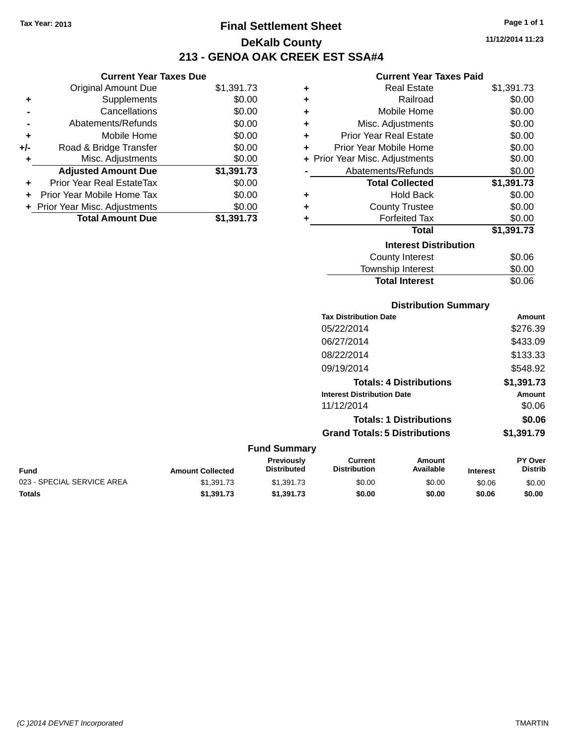Tax Year: 2013

# Final Settlement Sheet

## DeKalb County

## 213 - GENOA OAK CREEK EST SSA#4

11/12/2014 11:23

### Current Year Taxes Due

| | | |
|---|---|---|
| | Original Amount Due | $1,391.73 |
| + | Supplements | $0.00 |
| - | Cancellations | $0.00 |
| - | Abatements/Refunds | $0.00 |
| + | Mobile Home | $0.00 |
| +/- | Road & Bridge Transfer | $0.00 |
| + | Misc. Adjustments | $0.00 |
| | **Adjusted Amount Due** | **$1,391.73** |
| + | Prior Year Real EstateTax | $0.00 |
| + | Prior Year Mobile Home Tax | $0.00 |
| + | Prior Year Misc. Adjustments | $0.00 |
| | **Total Amount Due** | **$1,391.73** |

### Current Year Taxes Paid

| | | |
|---|---|---|
| + | Real Estate | $1,391.73 |
| + | Railroad | $0.00 |
| + | Mobile Home | $0.00 |
| + | Misc. Adjustments | $0.00 |
| + | Prior Year Real Estate | $0.00 |
| + | Prior Year Mobile Home | $0.00 |
| + | Prior Year Misc. Adjustments | $0.00 |
| - | Abatements/Refunds | $0.00 |
| | **Total Collected** | **$1,391.73** |
| + | Hold Back | $0.00 |
| + | County Trustee | $0.00 |
| + | Forfeited Tax | $0.00 |
| | **Total** | **$1,391.73** |

### Interest Distribution

| | |
|---|---|
| County Interest | $0.06 |
| Township Interest | $0.00 |
| **Total Interest** | $0.06 |

### Distribution Summary

| Tax Distribution Date | Amount |
|---|---|
| 05/22/2014 | $276.39 |
| 06/27/2014 | $433.09 |
| 08/22/2014 | $133.33 |
| 09/19/2014 | $548.92 |
| **Totals: 4 Distributions** | **$1,391.73** |
| **Interest Distribution Date** | **Amount** |
| 11/12/2014 | $0.06 |
| **Totals: 1 Distributions** | **$0.06** |
| **Grand Totals: 5 Distributions** | **$1,391.79** |

### Fund Summary

| Fund | Amount Collected | Previously Distributed | Current Distribution | Amount Available | Interest | PY Over Distrib |
|---|---|---|---|---|---|---|
| 023 - SPECIAL SERVICE AREA | $1,391.73 | $1,391.73 | $0.00 | $0.00 | $0.06 | $0.00 |
| **Totals** | **$1,391.73** | **$1,391.73** | **$0.00** | **$0.00** | **$0.06** | **$0.00** |

(C )2014 DEVNET Incorporated TMARTIN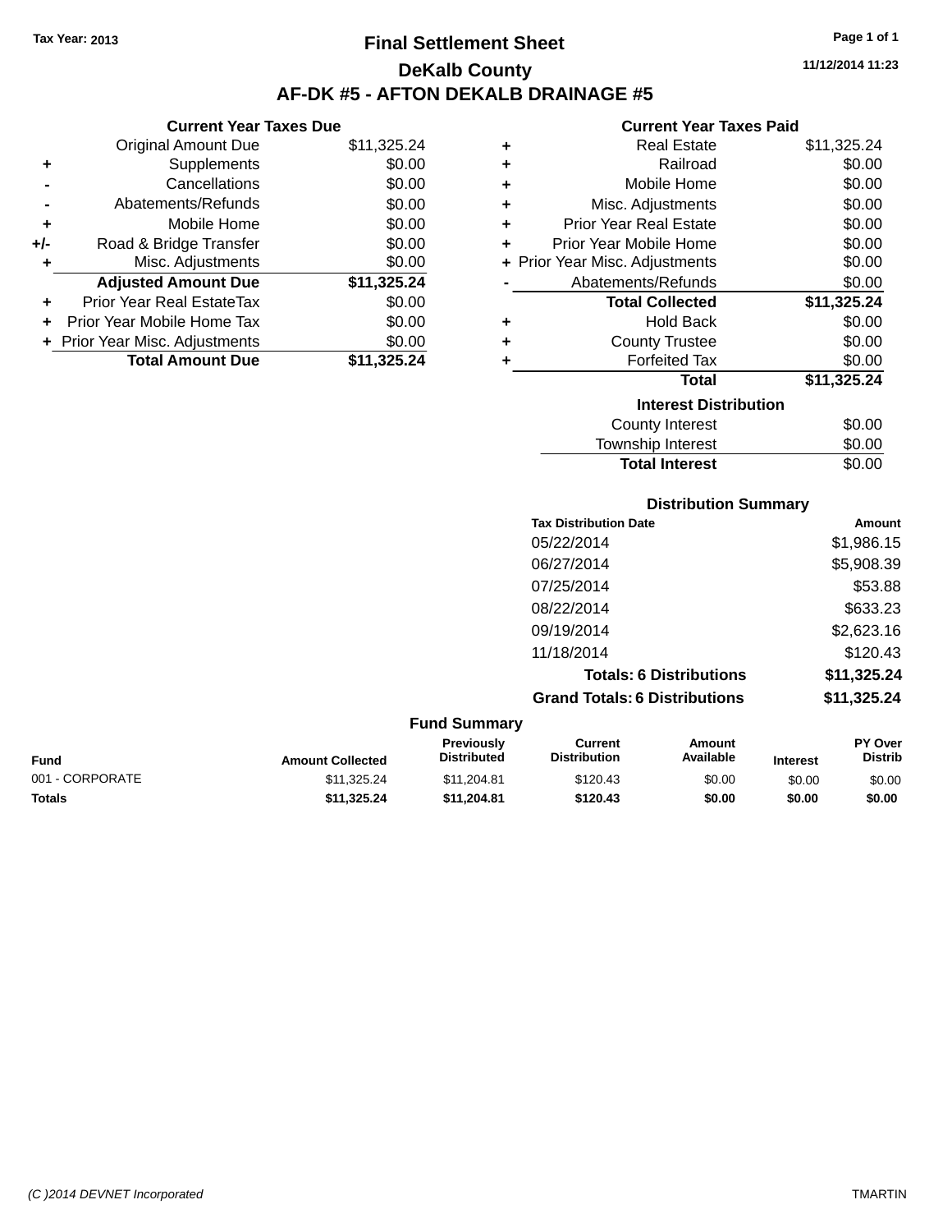Tax Year: 2013

# Final Settlement Sheet

## DeKalb County

## AF-DK #5 - AFTON DEKALB DRAINAGE #5

11/12/2014 11:23

### Current Year Taxes Due

| | | |
|---|---|---|
| | Original Amount Due | $11,325.24 |
| + | Supplements | $0.00 |
| - | Cancellations | $0.00 |
| - | Abatements/Refunds | $0.00 |
| + | Mobile Home | $0.00 |
| +/- | Road & Bridge Transfer | $0.00 |
| + | Misc. Adjustments | $0.00 |
| | **Adjusted Amount Due** | **$11,325.24** |
| + | Prior Year Real EstateTax | $0.00 |
| + | Prior Year Mobile Home Tax | $0.00 |
| + | Prior Year Misc. Adjustments | $0.00 |
| | **Total Amount Due** | **$11,325.24** |

### Current Year Taxes Paid

| | | |
|---|---|---|
| + | Real Estate | $11,325.24 |
| + | Railroad | $0.00 |
| + | Mobile Home | $0.00 |
| + | Misc. Adjustments | $0.00 |
| + | Prior Year Real Estate | $0.00 |
| + | Prior Year Mobile Home | $0.00 |
| + | Prior Year Misc. Adjustments | $0.00 |
| - | Abatements/Refunds | $0.00 |
| | **Total Collected** | **$11,325.24** |
| + | Hold Back | $0.00 |
| + | County Trustee | $0.00 |
| + | Forfeited Tax | $0.00 |
| | **Total** | **$11,325.24** |

### Interest Distribution

| | |
|---|---|
| County Interest | $0.00 |
| Township Interest | $0.00 |
| **Total Interest** | $0.00 |

### Distribution Summary

| Tax Distribution Date | Amount |
|---|---|
| 05/22/2014 | $1,986.15 |
| 06/27/2014 | $5,908.39 |
| 07/25/2014 | $53.88 |
| 08/22/2014 | $633.23 |
| 09/19/2014 | $2,623.16 |
| 11/18/2014 | $120.43 |
| **Totals: 6 Distributions** | **$11,325.24** |
| **Grand Totals: 6 Distributions** | **$11,325.24** |

### Fund Summary

| Fund | Amount Collected | Previously Distributed | Current Distribution | Amount Available | Interest | PY Over Distrib |
|---|---|---|---|---|---|---|
| 001 - CORPORATE | $11,325.24 | $11,204.81 | $120.43 | $0.00 | $0.00 | $0.00 |
| **Totals** | **$11,325.24** | **$11,204.81** | **$120.43** | **$0.00** | **$0.00** | **$0.00** |

(C )2014 DEVNET Incorporated TMARTIN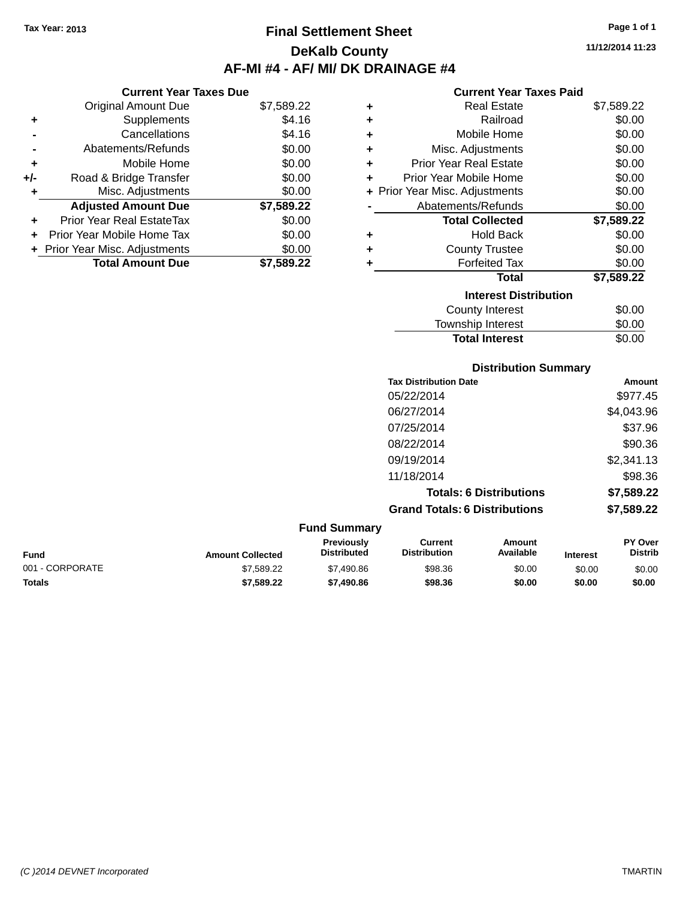Tax Year: 2013

# Final Settlement Sheet

## DeKalb County

## AF-MI #4 - AF/ MI/ DK DRAINAGE #4

11/12/2014 11:23

### Current Year Taxes Due

| | | |
|---|---|---|
| | Original Amount Due | $7,589.22 |
| + | Supplements | $4.16 |
| - | Cancellations | $4.16 |
| - | Abatements/Refunds | $0.00 |
| + | Mobile Home | $0.00 |
| +/- | Road & Bridge Transfer | $0.00 |
| + | Misc. Adjustments | $0.00 |
| | **Adjusted Amount Due** | **$7,589.22** |
| + | Prior Year Real EstateTax | $0.00 |
| + | Prior Year Mobile Home Tax | $0.00 |
| + | Prior Year Misc. Adjustments | $0.00 |
| | **Total Amount Due** | **$7,589.22** |

### Current Year Taxes Paid

| | | |
|---|---|---|
| + | Real Estate | $7,589.22 |
| + | Railroad | $0.00 |
| + | Mobile Home | $0.00 |
| + | Misc. Adjustments | $0.00 |
| + | Prior Year Real Estate | $0.00 |
| + | Prior Year Mobile Home | $0.00 |
| + | Prior Year Misc. Adjustments | $0.00 |
| - | Abatements/Refunds | $0.00 |
| | **Total Collected** | **$7,589.22** |
| + | Hold Back | $0.00 |
| + | County Trustee | $0.00 |
| + | Forfeited Tax | $0.00 |
| | **Total** | **$7,589.22** |

### Interest Distribution

| | |
|---|---|
| County Interest | $0.00 |
| Township Interest | $0.00 |
| **Total Interest** | $0.00 |

### Distribution Summary

| Tax Distribution Date | Amount |
|---|---|
| 05/22/2014 | $977.45 |
| 06/27/2014 | $4,043.96 |
| 07/25/2014 | $37.96 |
| 08/22/2014 | $90.36 |
| 09/19/2014 | $2,341.13 |
| 11/18/2014 | $98.36 |
| **Totals: 6 Distributions** | **$7,589.22** |
| **Grand Totals: 6 Distributions** | **$7,589.22** |

### Fund Summary

| Fund | Amount Collected | Previously Distributed | Current Distribution | Amount Available | Interest | PY Over Distrib |
|---|---|---|---|---|---|---|
| 001 - CORPORATE | $7,589.22 | $7,490.86 | $98.36 | $0.00 | $0.00 | $0.00 |
| **Totals** | **$7,589.22** | **$7,490.86** | **$98.36** | **$0.00** | **$0.00** | **$0.00** |

(C )2014 DEVNET Incorporated TMARTIN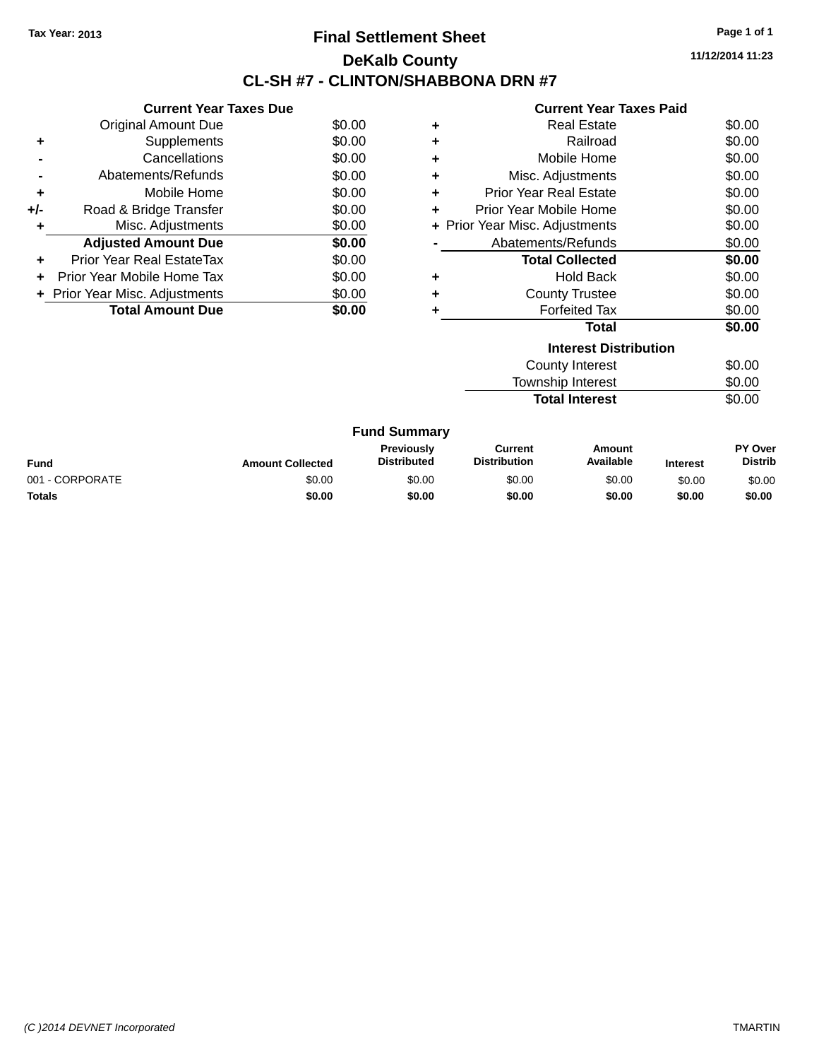Tax Year: 2013

# Final Settlement Sheet

## DeKalb County

## CL-SH #7 - CLINTON/SHABBONA DRN #7

11/12/2014 11:23

### Current Year Taxes Due

| | | |
|---|---|---|
| | Original Amount Due | $0.00 |
| + | Supplements | $0.00 |
| - | Cancellations | $0.00 |
| - | Abatements/Refunds | $0.00 |
| + | Mobile Home | $0.00 |
| +/- | Road & Bridge Transfer | $0.00 |
| + | Misc. Adjustments | $0.00 |
| | **Adjusted Amount Due** | **$0.00** |
| + | Prior Year Real EstateTax | $0.00 |
| + | Prior Year Mobile Home Tax | $0.00 |
| + | Prior Year Misc. Adjustments | $0.00 |
| | **Total Amount Due** | **$0.00** |

### Current Year Taxes Paid

| | | |
|---|---|---|
| + | Real Estate | $0.00 |
| + | Railroad | $0.00 |
| + | Mobile Home | $0.00 |
| + | Misc. Adjustments | $0.00 |
| + | Prior Year Real Estate | $0.00 |
| + | Prior Year Mobile Home | $0.00 |
| + | Prior Year Misc. Adjustments | $0.00 |
| - | Abatements/Refunds | $0.00 |
| | **Total Collected** | **$0.00** |
| + | Hold Back | $0.00 |
| + | County Trustee | $0.00 |
| + | Forfeited Tax | $0.00 |
| | **Total** | **$0.00** |

### Interest Distribution

| | |
|---|---|
| County Interest | $0.00 |
| Township Interest | $0.00 |
| **Total Interest** | $0.00 |

### Fund Summary

| Fund | Amount Collected | Previously Distributed | Current Distribution | Amount Available | Interest | PY Over Distrib |
|---|---|---|---|---|---|---|
| 001 - CORPORATE | $0.00 | $0.00 | $0.00 | $0.00 | $0.00 | $0.00 |
| **Totals** | **$0.00** | **$0.00** | **$0.00** | **$0.00** | **$0.00** | **$0.00** |

(C )2014 DEVNET Incorporated TMARTIN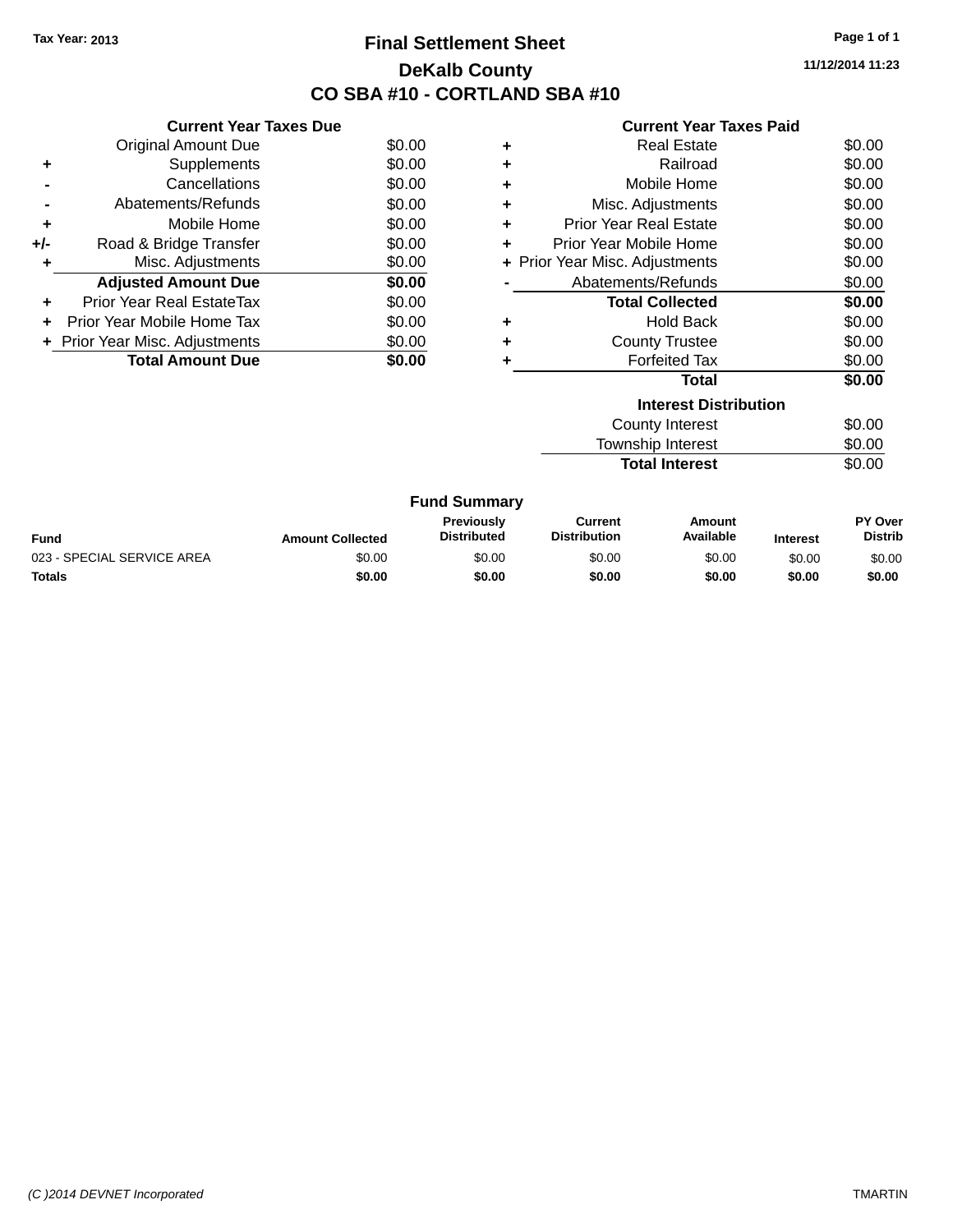Tax Year: 2013

# Final Settlement Sheet

## DeKalb County

## CO SBA #10 - CORTLAND SBA #10

11/12/2014 11:23

### Current Year Taxes Due

| | | |
|---|---|---|
| | Original Amount Due | $0.00 |
| + | Supplements | $0.00 |
| - | Cancellations | $0.00 |
| - | Abatements/Refunds | $0.00 |
| + | Mobile Home | $0.00 |
| +/- | Road & Bridge Transfer | $0.00 |
| + | Misc. Adjustments | $0.00 |
| | **Adjusted Amount Due** | **$0.00** |
| + | Prior Year Real EstateTax | $0.00 |
| + | Prior Year Mobile Home Tax | $0.00 |
| + | Prior Year Misc. Adjustments | $0.00 |
| | **Total Amount Due** | **$0.00** |

### Current Year Taxes Paid

| | | |
|---|---|---|
| + | Real Estate | $0.00 |
| + | Railroad | $0.00 |
| + | Mobile Home | $0.00 |
| + | Misc. Adjustments | $0.00 |
| + | Prior Year Real Estate | $0.00 |
| + | Prior Year Mobile Home | $0.00 |
| + | Prior Year Misc. Adjustments | $0.00 |
| - | Abatements/Refunds | $0.00 |
| | **Total Collected** | **$0.00** |
| + | Hold Back | $0.00 |
| + | County Trustee | $0.00 |
| + | Forfeited Tax | $0.00 |
| | **Total** | **$0.00** |

### Interest Distribution

| | |
|---|---|
| County Interest | $0.00 |
| Township Interest | $0.00 |
| **Total Interest** | $0.00 |

### Fund Summary

| Fund | Amount Collected | Previously Distributed | Current Distribution | Amount Available | Interest | PY Over Distrib |
|---|---|---|---|---|---|---|
| 023 - SPECIAL SERVICE AREA | $0.00 | $0.00 | $0.00 | $0.00 | $0.00 | $0.00 |
| **Totals** | **$0.00** | **$0.00** | **$0.00** | **$0.00** | **$0.00** | **$0.00** |

(C )2014 DEVNET Incorporated TMARTIN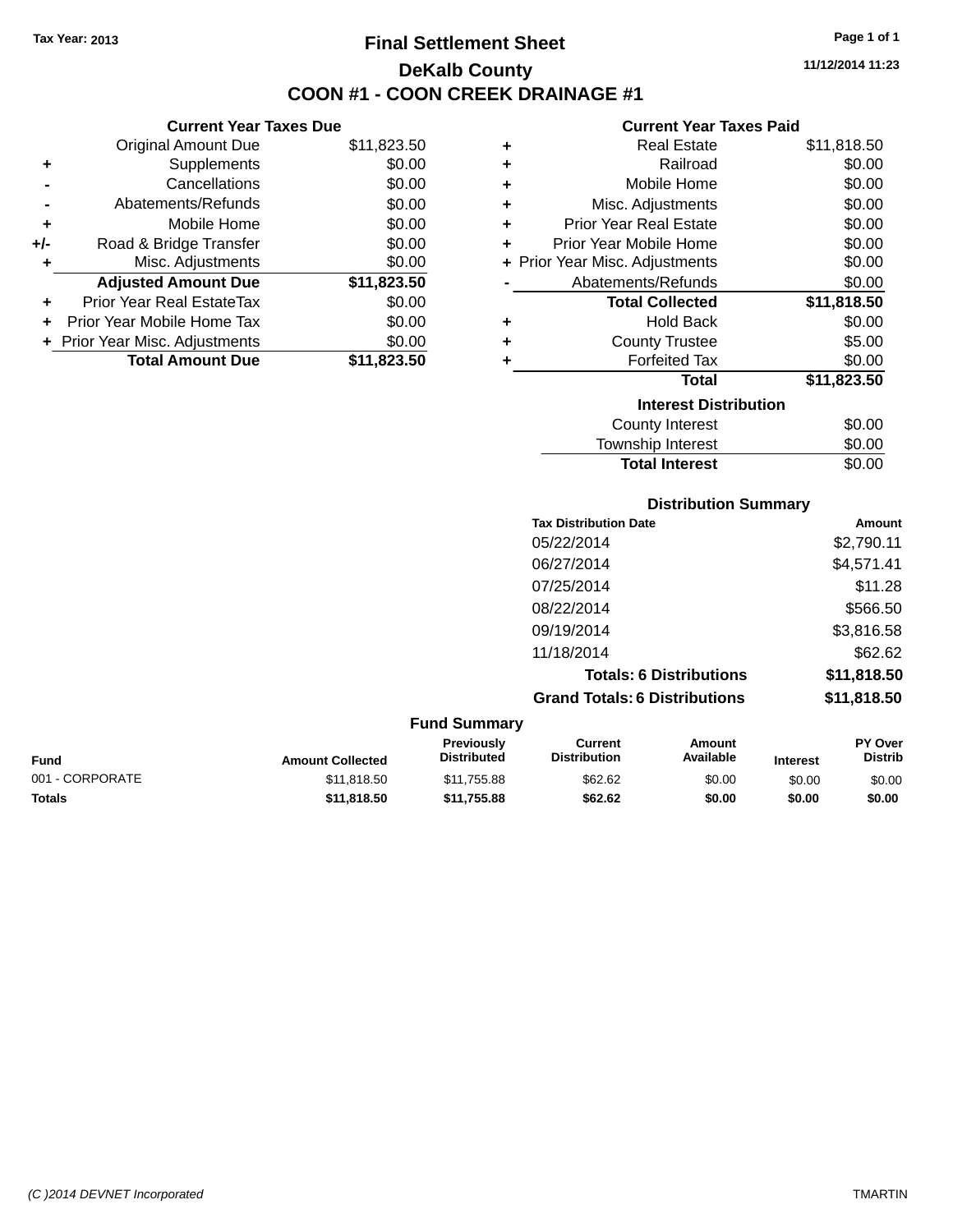Tax Year: 2013

# Final Settlement Sheet

## DeKalb County

## COON #1 - COON CREEK DRAINAGE #1

11/12/2014 11:23

### Current Year Taxes Due

| | | |
|---|---|---|
| | Original Amount Due | $11,823.50 |
| + | Supplements | $0.00 |
| - | Cancellations | $0.00 |
| - | Abatements/Refunds | $0.00 |
| + | Mobile Home | $0.00 |
| +/- | Road & Bridge Transfer | $0.00 |
| + | Misc. Adjustments | $0.00 |
| | **Adjusted Amount Due** | **$11,823.50** |
| + | Prior Year Real EstateTax | $0.00 |
| + | Prior Year Mobile Home Tax | $0.00 |
| + | Prior Year Misc. Adjustments | $0.00 |
| | **Total Amount Due** | **$11,823.50** |

### Current Year Taxes Paid

| | | |
|---|---|---|
| + | Real Estate | $11,818.50 |
| + | Railroad | $0.00 |
| + | Mobile Home | $0.00 |
| + | Misc. Adjustments | $0.00 |
| + | Prior Year Real Estate | $0.00 |
| + | Prior Year Mobile Home | $0.00 |
| + | Prior Year Misc. Adjustments | $0.00 |
| - | Abatements/Refunds | $0.00 |
| | **Total Collected** | **$11,818.50** |
| + | Hold Back | $0.00 |
| + | County Trustee | $5.00 |
| + | Forfeited Tax | $0.00 |
| | **Total** | **$11,823.50** |

### Interest Distribution

| | |
|---|---|
| County Interest | $0.00 |
| Township Interest | $0.00 |
| **Total Interest** | $0.00 |

### Distribution Summary

| Tax Distribution Date | Amount |
|---|---|
| 05/22/2014 | $2,790.11 |
| 06/27/2014 | $4,571.41 |
| 07/25/2014 | $11.28 |
| 08/22/2014 | $566.50 |
| 09/19/2014 | $3,816.58 |
| 11/18/2014 | $62.62 |
| **Totals: 6 Distributions** | **$11,818.50** |
| **Grand Totals: 6 Distributions** | **$11,818.50** |

### Fund Summary

| Fund | Amount Collected | Previously Distributed | Current Distribution | Amount Available | Interest | PY Over Distrib |
|---|---|---|---|---|---|---|
| 001 - CORPORATE | $11,818.50 | $11,755.88 | $62.62 | $0.00 | $0.00 | $0.00 |
| **Totals** | **$11,818.50** | **$11,755.88** | **$62.62** | **$0.00** | **$0.00** | **$0.00** |

(C )2014 DEVNET Incorporated TMARTIN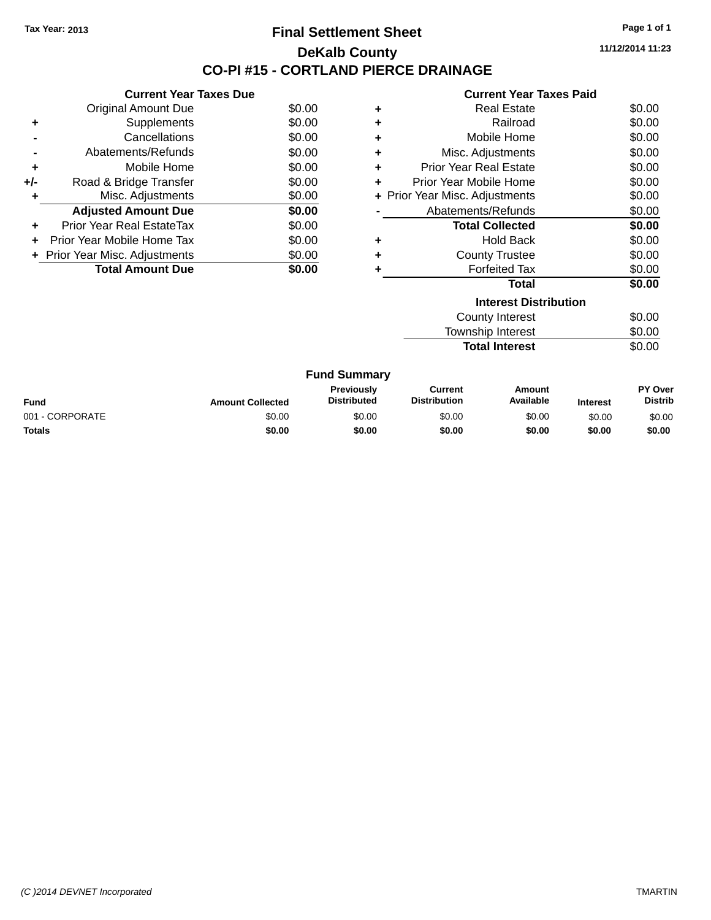Tax Year: 2013

# Final Settlement Sheet

## DeKalb County

## CO-PI #15 - CORTLAND PIERCE DRAINAGE

11/12/2014 11:23

### Current Year Taxes Due

| | | |
|---|---|---|
| | Original Amount Due | $0.00 |
| + | Supplements | $0.00 |
| - | Cancellations | $0.00 |
| - | Abatements/Refunds | $0.00 |
| + | Mobile Home | $0.00 |
| +/- | Road & Bridge Transfer | $0.00 |
| + | Misc. Adjustments | $0.00 |
| | **Adjusted Amount Due** | **$0.00** |
| + | Prior Year Real EstateTax | $0.00 |
| + | Prior Year Mobile Home Tax | $0.00 |
| + | Prior Year Misc. Adjustments | $0.00 |
| | **Total Amount Due** | **$0.00** |

### Current Year Taxes Paid

| | | |
|---|---|---|
| + | Real Estate | $0.00 |
| + | Railroad | $0.00 |
| + | Mobile Home | $0.00 |
| + | Misc. Adjustments | $0.00 |
| + | Prior Year Real Estate | $0.00 |
| + | Prior Year Mobile Home | $0.00 |
| + | Prior Year Misc. Adjustments | $0.00 |
| - | Abatements/Refunds | $0.00 |
| | **Total Collected** | **$0.00** |
| + | Hold Back | $0.00 |
| + | County Trustee | $0.00 |
| + | Forfeited Tax | $0.00 |
| | **Total** | **$0.00** |

### Interest Distribution

| | |
|---|---|
| County Interest | $0.00 |
| Township Interest | $0.00 |
| **Total Interest** | $0.00 |

### Fund Summary

| Fund | Amount Collected | Previously Distributed | Current Distribution | Amount Available | Interest | PY Over Distrib |
|---|---|---|---|---|---|---|
| 001 - CORPORATE | $0.00 | $0.00 | $0.00 | $0.00 | $0.00 | $0.00 |
| **Totals** | **$0.00** | **$0.00** | **$0.00** | **$0.00** | **$0.00** | **$0.00** |

(C )2014 DEVNET Incorporated TMARTIN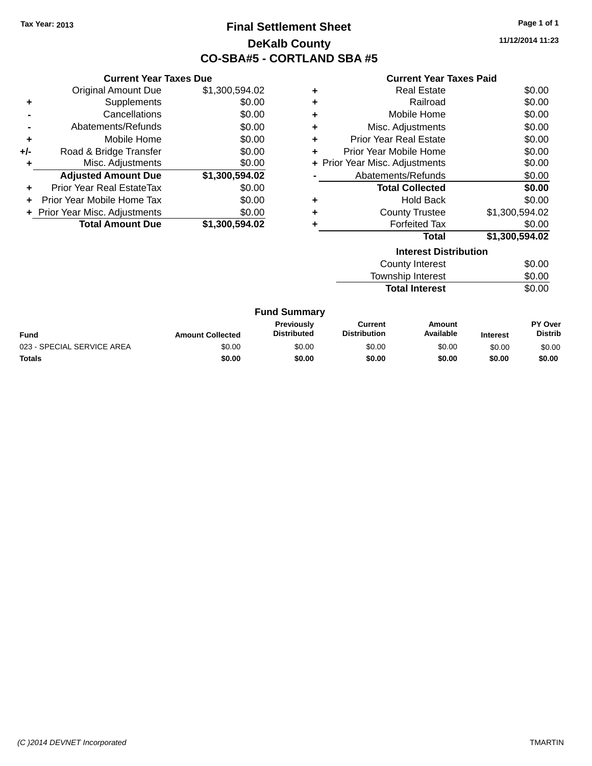Tax Year: 2013

# Final Settlement Sheet

## DeKalb County

## CO-SBA#5 - CORTLAND SBA #5

11/12/2014 11:23

### Current Year Taxes Due

| | | |
|---|---|---|
| | Original Amount Due | $1,300,594.02 |
| + | Supplements | $0.00 |
| - | Cancellations | $0.00 |
| - | Abatements/Refunds | $0.00 |
| + | Mobile Home | $0.00 |
| +/- | Road & Bridge Transfer | $0.00 |
| + | Misc. Adjustments | $0.00 |
| | **Adjusted Amount Due** | **$1,300,594.02** |
| + | Prior Year Real EstateTax | $0.00 |
| + | Prior Year Mobile Home Tax | $0.00 |
| + | Prior Year Misc. Adjustments | $0.00 |
| | **Total Amount Due** | **$1,300,594.02** |

### Current Year Taxes Paid

| | | |
|---|---|---|
| + | Real Estate | $0.00 |
| + | Railroad | $0.00 |
| + | Mobile Home | $0.00 |
| + | Misc. Adjustments | $0.00 |
| + | Prior Year Real Estate | $0.00 |
| + | Prior Year Mobile Home | $0.00 |
| + | Prior Year Misc. Adjustments | $0.00 |
| - | Abatements/Refunds | $0.00 |
| | **Total Collected** | **$0.00** |
| + | Hold Back | $0.00 |
| + | County Trustee | $1,300,594.02 |
| + | Forfeited Tax | $0.00 |
| | **Total** | **$1,300,594.02** |

### Interest Distribution

| | |
|---|---|
| County Interest | $0.00 |
| Township Interest | $0.00 |
| **Total Interest** | $0.00 |

### Fund Summary

| Fund | Amount Collected | Previously Distributed | Current Distribution | Amount Available | Interest | PY Over Distrib |
|---|---|---|---|---|---|---|
| 023 - SPECIAL SERVICE AREA | $0.00 | $0.00 | $0.00 | $0.00 | $0.00 | $0.00 |
| **Totals** | **$0.00** | **$0.00** | **$0.00** | **$0.00** | **$0.00** | **$0.00** |

(C )2014 DEVNET Incorporated

TMARTIN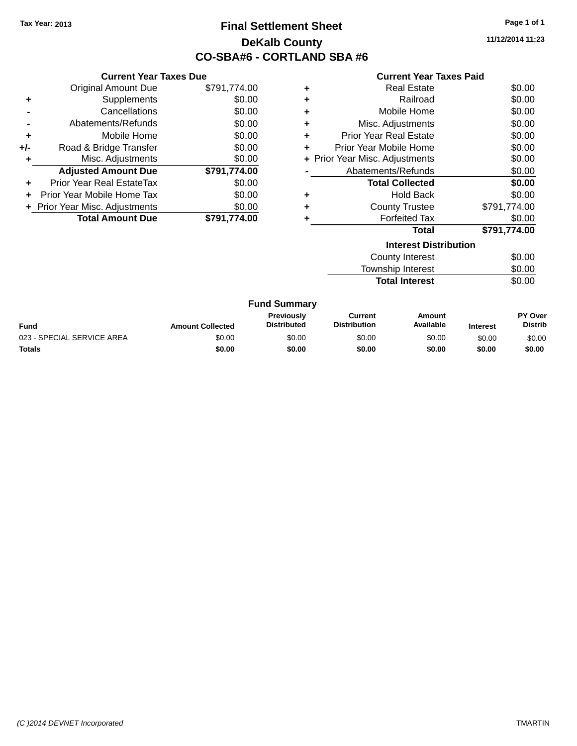Tax Year: 2013

# Final Settlement Sheet

## DeKalb County

## CO-SBA#6 - CORTLAND SBA #6

11/12/2014 11:23

### Current Year Taxes Due

| | | |
|---|---|---|
| | Original Amount Due | $791,774.00 |
| + | Supplements | $0.00 |
| - | Cancellations | $0.00 |
| - | Abatements/Refunds | $0.00 |
| + | Mobile Home | $0.00 |
| +/- | Road & Bridge Transfer | $0.00 |
| + | Misc. Adjustments | $0.00 |
| | **Adjusted Amount Due** | **$791,774.00** |
| + | Prior Year Real EstateTax | $0.00 |
| + | Prior Year Mobile Home Tax | $0.00 |
| + | Prior Year Misc. Adjustments | $0.00 |
| | **Total Amount Due** | **$791,774.00** |

### Current Year Taxes Paid

| | | |
|---|---|---|
| + | Real Estate | $0.00 |
| + | Railroad | $0.00 |
| + | Mobile Home | $0.00 |
| + | Misc. Adjustments | $0.00 |
| + | Prior Year Real Estate | $0.00 |
| + | Prior Year Mobile Home | $0.00 |
| + | Prior Year Misc. Adjustments | $0.00 |
| - | Abatements/Refunds | $0.00 |
| | **Total Collected** | **$0.00** |
| + | Hold Back | $0.00 |
| + | County Trustee | $791,774.00 |
| + | Forfeited Tax | $0.00 |
| | **Total** | **$791,774.00** |

### Interest Distribution

| | |
|---|---|
| County Interest | $0.00 |
| Township Interest | $0.00 |
| **Total Interest** | $0.00 |

### Fund Summary

| Fund | Amount Collected | Previously Distributed | Current Distribution | Amount Available | Interest | PY Over Distrib |
|---|---|---|---|---|---|---|
| 023 - SPECIAL SERVICE AREA | $0.00 | $0.00 | $0.00 | $0.00 | $0.00 | $0.00 |
| **Totals** | **$0.00** | **$0.00** | **$0.00** | **$0.00** | **$0.00** | **$0.00** |

*(C )2014 DEVNET Incorporated* TMARTIN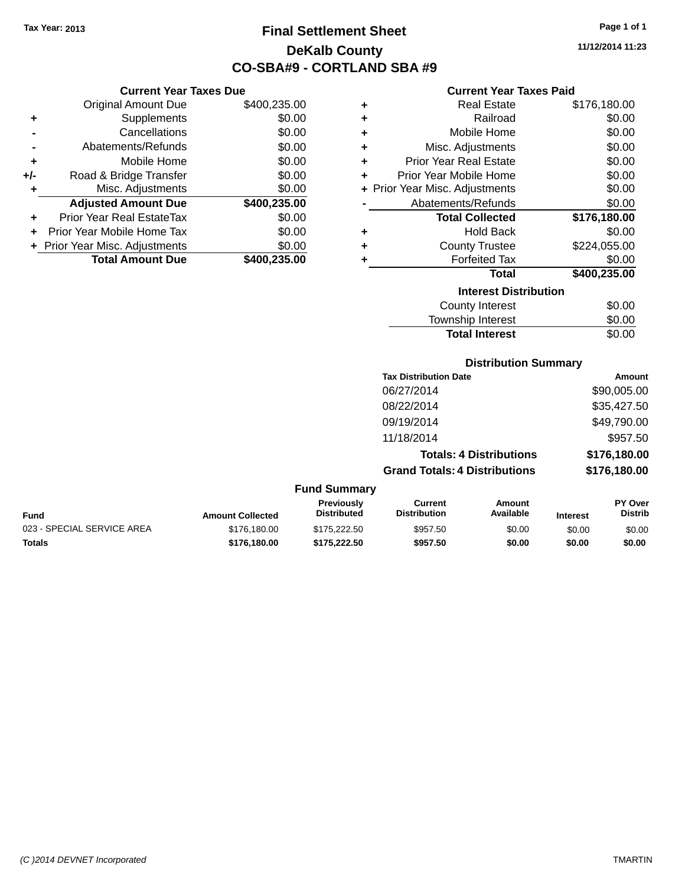Tax Year: 2013

# Final Settlement Sheet

## DeKalb County

## CO-SBA#9 - CORTLAND SBA #9

11/12/2014 11:23

### Current Year Taxes Due

| | | |
|---|---|---|
| | Original Amount Due | $400,235.00 |
| + | Supplements | $0.00 |
| - | Cancellations | $0.00 |
| - | Abatements/Refunds | $0.00 |
| + | Mobile Home | $0.00 |
| +/- | Road & Bridge Transfer | $0.00 |
| + | Misc. Adjustments | $0.00 |
| | **Adjusted Amount Due** | **$400,235.00** |
| + | Prior Year Real EstateTax | $0.00 |
| + | Prior Year Mobile Home Tax | $0.00 |
| + | Prior Year Misc. Adjustments | $0.00 |
| | **Total Amount Due** | **$400,235.00** |

### Current Year Taxes Paid

| | | |
|---|---|---|
| + | Real Estate | $176,180.00 |
| + | Railroad | $0.00 |
| + | Mobile Home | $0.00 |
| + | Misc. Adjustments | $0.00 |
| + | Prior Year Real Estate | $0.00 |
| + | Prior Year Mobile Home | $0.00 |
| + | Prior Year Misc. Adjustments | $0.00 |
| - | Abatements/Refunds | $0.00 |
| | **Total Collected** | **$176,180.00** |
| + | Hold Back | $0.00 |
| + | County Trustee | $224,055.00 |
| + | Forfeited Tax | $0.00 |
| | **Total** | **$400,235.00** |

### Interest Distribution

| | |
|---|---|
| County Interest | $0.00 |
| Township Interest | $0.00 |
| **Total Interest** | $0.00 |

### Distribution Summary

| Tax Distribution Date | Amount |
|---|---|
| 06/27/2014 | $90,005.00 |
| 08/22/2014 | $35,427.50 |
| 09/19/2014 | $49,790.00 |
| 11/18/2014 | $957.50 |
| **Totals: 4 Distributions** | **$176,180.00** |
| **Grand Totals: 4 Distributions** | **$176,180.00** |

### Fund Summary

| Fund | Amount Collected | Previously Distributed | Current Distribution | Amount Available | Interest | PY Over Distrib |
|---|---|---|---|---|---|---|
| 023 - SPECIAL SERVICE AREA | $176,180.00 | $175,222.50 | $957.50 | $0.00 | $0.00 | $0.00 |
| **Totals** | **$176,180.00** | **$175,222.50** | **$957.50** | **$0.00** | **$0.00** | **$0.00** |

(C )2014 DEVNET Incorporated TMARTIN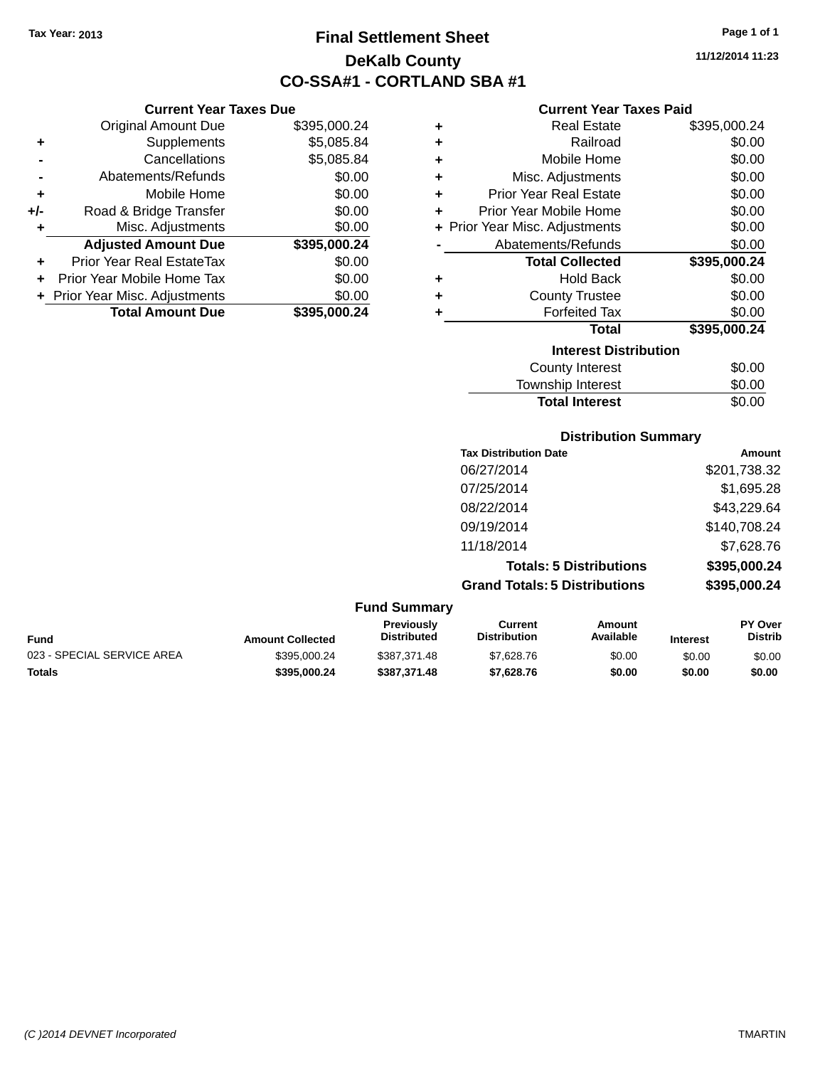Tax Year: 2013

# Final Settlement Sheet
## DeKalb County
## CO-SSA#1 - CORTLAND SBA #1

11/12/2014 11:23

### Current Year Taxes Due

| | | |
|---|---|---|
| | Original Amount Due | $395,000.24 |
| + | Supplements | $5,085.84 |
| - | Cancellations | $5,085.84 |
| - | Abatements/Refunds | $0.00 |
| + | Mobile Home | $0.00 |
| +/- | Road & Bridge Transfer | $0.00 |
| + | Misc. Adjustments | $0.00 |
| | **Adjusted Amount Due** | **$395,000.24** |
| + | Prior Year Real EstateTax | $0.00 |
| + | Prior Year Mobile Home Tax | $0.00 |
| + | Prior Year Misc. Adjustments | $0.00 |
| | **Total Amount Due** | **$395,000.24** |

### Current Year Taxes Paid

| | | |
|---|---|---|
| + | Real Estate | $395,000.24 |
| + | Railroad | $0.00 |
| + | Mobile Home | $0.00 |
| + | Misc. Adjustments | $0.00 |
| + | Prior Year Real Estate | $0.00 |
| + | Prior Year Mobile Home | $0.00 |
| + | Prior Year Misc. Adjustments | $0.00 |
| - | Abatements/Refunds | $0.00 |
| | **Total Collected** | **$395,000.24** |
| + | Hold Back | $0.00 |
| + | County Trustee | $0.00 |
| + | Forfeited Tax | $0.00 |
| | **Total** | **$395,000.24** |

### Interest Distribution

| | |
|---|---|
| County Interest | $0.00 |
| Township Interest | $0.00 |
| **Total Interest** | $0.00 |

### Distribution Summary

| Tax Distribution Date | Amount |
|---|---|
| 06/27/2014 | $201,738.32 |
| 07/25/2014 | $1,695.28 |
| 08/22/2014 | $43,229.64 |
| 09/19/2014 | $140,708.24 |
| 11/18/2014 | $7,628.76 |
| **Totals: 5 Distributions** | **$395,000.24** |
| **Grand Totals: 5 Distributions** | **$395,000.24** |

### Fund Summary

| Fund | Amount Collected | Previously Distributed | Current Distribution | Amount Available | Interest | PY Over Distrib |
|---|---|---|---|---|---|---|
| 023 - SPECIAL SERVICE AREA | $395,000.24 | $387,371.48 | $7,628.76 | $0.00 | $0.00 | $0.00 |
| **Totals** | **$395,000.24** | **$387,371.48** | **$7,628.76** | **$0.00** | **$0.00** | **$0.00** |

(C )2014 DEVNET Incorporated TMARTIN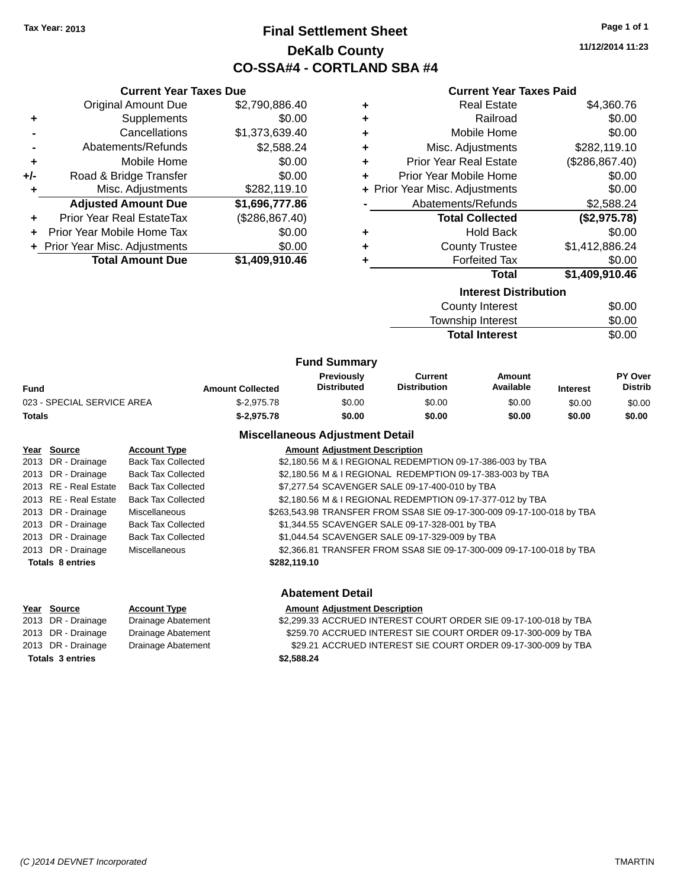Tax Year: 2013

# Final Settlement Sheet
## DeKalb County
## CO-SSA#4 - CORTLAND SBA #4

11/12/2014 11:23

### Current Year Taxes Due

| | | |
|---|---|---|
| | Original Amount Due | $2,790,886.40 |
| + | Supplements | $0.00 |
| - | Cancellations | $1,373,639.40 |
| - | Abatements/Refunds | $2,588.24 |
| + | Mobile Home | $0.00 |
| +/- | Road & Bridge Transfer | $0.00 |
| + | Misc. Adjustments | $282,119.10 |
| | **Adjusted Amount Due** | **$1,696,777.86** |
| + | Prior Year Real EstateTax | ($286,867.40) |
| + | Prior Year Mobile Home Tax | $0.00 |
| + | Prior Year Misc. Adjustments | $0.00 |
| | **Total Amount Due** | **$1,409,910.46** |

### Current Year Taxes Paid

| | | |
|---|---|---|
| + | Real Estate | $4,360.76 |
| + | Railroad | $0.00 |
| + | Mobile Home | $0.00 |
| + | Misc. Adjustments | $282,119.10 |
| + | Prior Year Real Estate | ($286,867.40) |
| + | Prior Year Mobile Home | $0.00 |
| + | Prior Year Misc. Adjustments | $0.00 |
| - | Abatements/Refunds | $2,588.24 |
| | **Total Collected** | **($2,975.78)** |
| + | Hold Back | $0.00 |
| + | County Trustee | $1,412,886.24 |
| + | Forfeited Tax | $0.00 |
| | **Total** | **$1,409,910.46** |

### Interest Distribution

| | |
|---|---|
| County Interest | $0.00 |
| Township Interest | $0.00 |
| **Total Interest** | $0.00 |

### Fund Summary

| Fund | Amount Collected | Previously Distributed | Current Distribution | Amount Available | Interest | PY Over Distrib |
|---|---|---|---|---|---|---|
| 023 - SPECIAL SERVICE AREA | $-2,975.78 | $0.00 | $0.00 | $0.00 | $0.00 | $0.00 |
| **Totals** | **$-2,975.78** | **$0.00** | **$0.00** | **$0.00** | **$0.00** | **$0.00** |

### Miscellaneous Adjustment Detail

| Year | Source | Account Type | Amount | Adjustment Description |
|---|---|---|---|---|
| 2013 | DR - Drainage | Back Tax Collected | $2,180.56 | M & I REGIONAL REDEMPTION 09-17-386-003 by TBA |
| 2013 | DR - Drainage | Back Tax Collected | $2,180.56 | M & I REGIONAL REDEMPTION 09-17-383-003 by TBA |
| 2013 | RE - Real Estate | Back Tax Collected | $7,277.54 | SCAVENGER SALE 09-17-400-010 by TBA |
| 2013 | RE - Real Estate | Back Tax Collected | $2,180.56 | M & I REGIONAL REDEMPTION 09-17-377-012 by TBA |
| 2013 | DR - Drainage | Miscellaneous | $263,543.98 | TRANSFER FROM SSA8 SIE 09-17-300-009 09-17-100-018 by TBA |
| 2013 | DR - Drainage | Back Tax Collected | $1,344.55 | SCAVENGER SALE 09-17-328-001 by TBA |
| 2013 | DR - Drainage | Back Tax Collected | $1,044.54 | SCAVENGER SALE 09-17-329-009 by TBA |
| 2013 | DR - Drainage | Miscellaneous | $2,366.81 | TRANSFER FROM SSA8 SIE 09-17-300-009 09-17-100-018 by TBA |
| **Totals 8 entries** | | | **$282,119.10** | |

### Abatement Detail

| Year | Source | Account Type | Amount | Adjustment Description |
|---|---|---|---|---|
| 2013 | DR - Drainage | Drainage Abatement | $2,299.33 | ACCRUED INTEREST COURT ORDER SIE 09-17-100-018 by TBA |
| 2013 | DR - Drainage | Drainage Abatement | $259.70 | ACCRUED INTEREST SIE COURT ORDER 09-17-300-009 by TBA |
| 2013 | DR - Drainage | Drainage Abatement | $29.21 | ACCRUED INTEREST SIE COURT ORDER 09-17-300-009 by TBA |
| **Totals 3 entries** | | | **$2,588.24** | |

(C )2014 DEVNET Incorporated — TMARTIN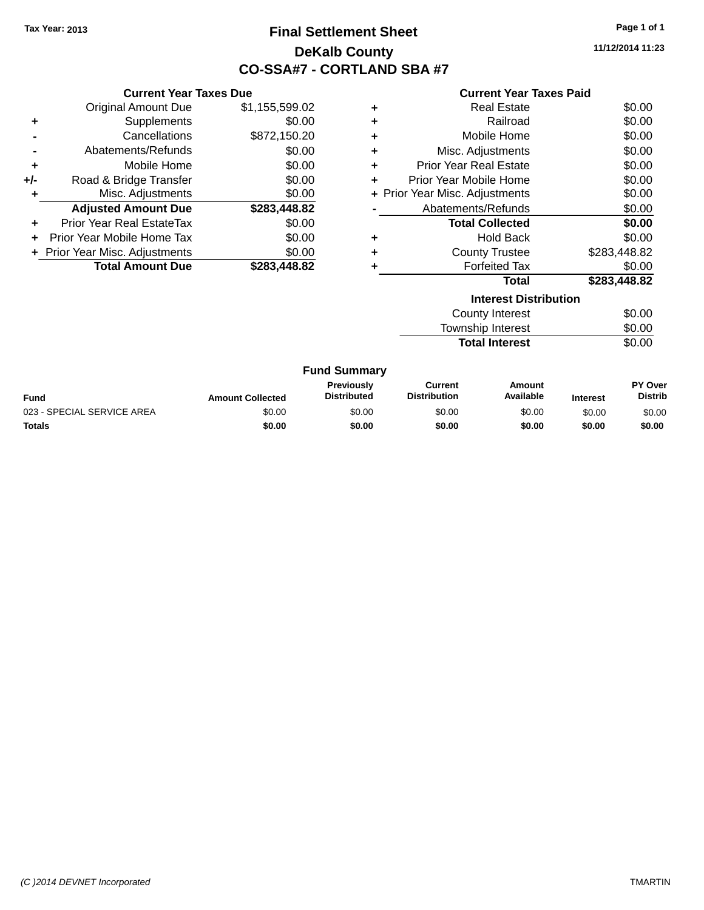Tax Year: 2013

# Final Settlement Sheet

## DeKalb County

## CO-SSA#7 - CORTLAND SBA #7

11/12/2014 11:23

### Current Year Taxes Due

| | | |
|---|---|---|
| | Original Amount Due | $1,155,599.02 |
| + | Supplements | $0.00 |
| - | Cancellations | $872,150.20 |
| - | Abatements/Refunds | $0.00 |
| + | Mobile Home | $0.00 |
| +/- | Road & Bridge Transfer | $0.00 |
| + | Misc. Adjustments | $0.00 |
| | **Adjusted Amount Due** | **$283,448.82** |
| + | Prior Year Real EstateTax | $0.00 |
| + | Prior Year Mobile Home Tax | $0.00 |
| + | Prior Year Misc. Adjustments | $0.00 |
| | **Total Amount Due** | **$283,448.82** |

### Current Year Taxes Paid

| | | |
|---|---|---|
| + | Real Estate | $0.00 |
| + | Railroad | $0.00 |
| + | Mobile Home | $0.00 |
| + | Misc. Adjustments | $0.00 |
| + | Prior Year Real Estate | $0.00 |
| + | Prior Year Mobile Home | $0.00 |
| + | Prior Year Misc. Adjustments | $0.00 |
| - | Abatements/Refunds | $0.00 |
| | **Total Collected** | **$0.00** |
| + | Hold Back | $0.00 |
| + | County Trustee | $283,448.82 |
| + | Forfeited Tax | $0.00 |
| | **Total** | **$283,448.82** |

### Interest Distribution

| | |
|---|---|
| County Interest | $0.00 |
| Township Interest | $0.00 |
| **Total Interest** | $0.00 |

### Fund Summary

| Fund | Amount Collected | Previously Distributed | Current Distribution | Amount Available | Interest | PY Over Distrib |
|---|---|---|---|---|---|---|
| 023 - SPECIAL SERVICE AREA | $0.00 | $0.00 | $0.00 | $0.00 | $0.00 | $0.00 |
| **Totals** | **$0.00** | **$0.00** | **$0.00** | **$0.00** | **$0.00** | **$0.00** |

(C )2014 DEVNET Incorporated TMARTIN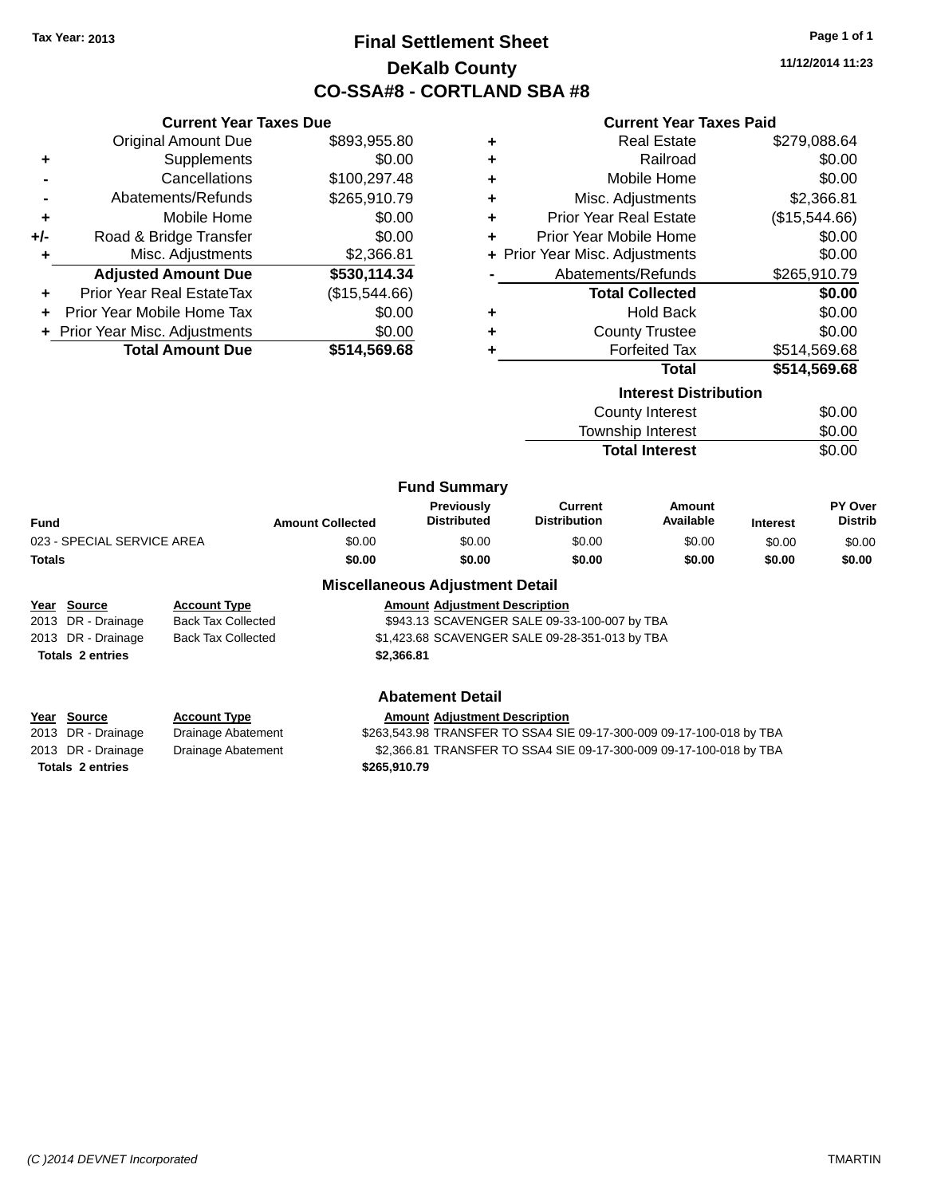Tax Year: 2013

# Final Settlement Sheet

## DeKalb County

## CO-SSA#8 - CORTLAND SBA #8

11/12/2014 11:23

### Current Year Taxes Due

| | | |
|---|---|---|
| | Original Amount Due | $893,955.80 |
| + | Supplements | $0.00 |
| - | Cancellations | $100,297.48 |
| - | Abatements/Refunds | $265,910.79 |
| + | Mobile Home | $0.00 |
| +/- | Road & Bridge Transfer | $0.00 |
| + | Misc. Adjustments | $2,366.81 |
| | **Adjusted Amount Due** | **$530,114.34** |
| + | Prior Year Real EstateTax | ($15,544.66) |
| + | Prior Year Mobile Home Tax | $0.00 |
| + | Prior Year Misc. Adjustments | $0.00 |
| | **Total Amount Due** | **$514,569.68** |

### Current Year Taxes Paid

| | | |
|---|---|---|
| + | Real Estate | $279,088.64 |
| + | Railroad | $0.00 |
| + | Mobile Home | $0.00 |
| + | Misc. Adjustments | $2,366.81 |
| + | Prior Year Real Estate | ($15,544.66) |
| + | Prior Year Mobile Home | $0.00 |
| + | Prior Year Misc. Adjustments | $0.00 |
| - | Abatements/Refunds | $265,910.79 |
| | **Total Collected** | **$0.00** |
| + | Hold Back | $0.00 |
| + | County Trustee | $0.00 |
| + | Forfeited Tax | $514,569.68 |
| | **Total** | **$514,569.68** |

### Interest Distribution

| | |
|---|---|
| County Interest | $0.00 |
| Township Interest | $0.00 |
| **Total Interest** | $0.00 |

### Fund Summary

| Fund | Amount Collected | Previously Distributed | Current Distribution | Amount Available | Interest | PY Over Distrib |
|---|---|---|---|---|---|---|
| 023 - SPECIAL SERVICE AREA | $0.00 | $0.00 | $0.00 | $0.00 | $0.00 | $0.00 |
| **Totals** | **$0.00** | **$0.00** | **$0.00** | **$0.00** | **$0.00** | **$0.00** |

### Miscellaneous Adjustment Detail

| Year | Source | Account Type | Amount | Adjustment Description |
|---|---|---|---|---|
| 2013 | DR - Drainage | Back Tax Collected | $943.13 | SCAVENGER SALE 09-33-100-007 by TBA |
| 2013 | DR - Drainage | Back Tax Collected | $1,423.68 | SCAVENGER SALE 09-28-351-013 by TBA |
| **Totals 2 entries** | | | **$2,366.81** | |

### Abatement Detail

| Year | Source | Account Type | Amount | Adjustment Description |
|---|---|---|---|---|
| 2013 | DR - Drainage | Drainage Abatement | $263,543.98 | TRANSFER TO SSA4 SIE 09-17-300-009 09-17-100-018 by TBA |
| 2013 | DR - Drainage | Drainage Abatement | $2,366.81 | TRANSFER TO SSA4 SIE 09-17-300-009 09-17-100-018 by TBA |
| **Totals 2 entries** | | | **$265,910.79** | |

(C )2014 DEVNET Incorporated TMARTIN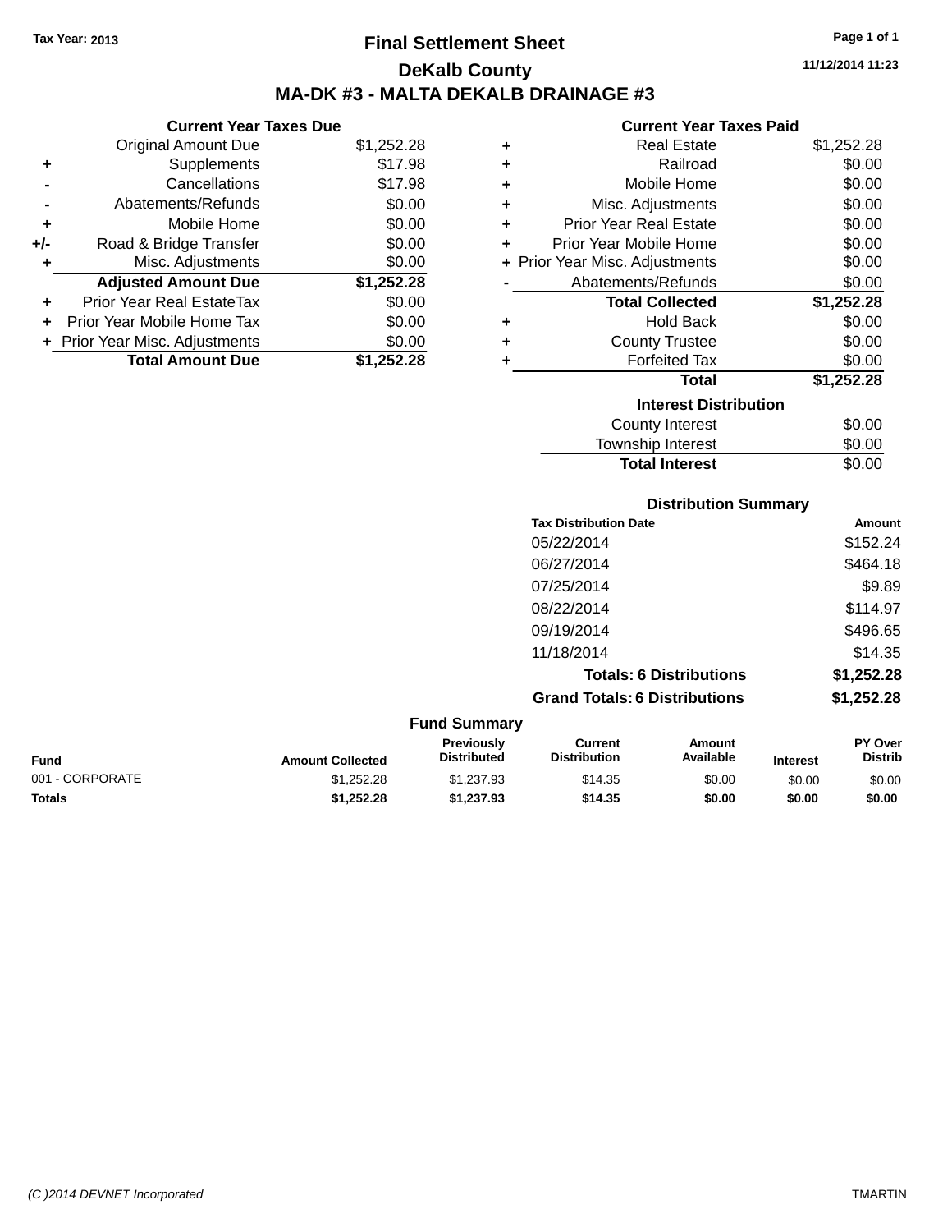Tax Year: 2013

# Final Settlement Sheet

## DeKalb County

## MA-DK #3 - MALTA DEKALB DRAINAGE #3

11/12/2014 11:23

### Current Year Taxes Due

| | | |
|---|---|---|
| | Original Amount Due | $1,252.28 |
| + | Supplements | $17.98 |
| - | Cancellations | $17.98 |
| - | Abatements/Refunds | $0.00 |
| + | Mobile Home | $0.00 |
| +/- | Road & Bridge Transfer | $0.00 |
| + | Misc. Adjustments | $0.00 |
| | **Adjusted Amount Due** | **$1,252.28** |
| + | Prior Year Real EstateTax | $0.00 |
| + | Prior Year Mobile Home Tax | $0.00 |
| + | Prior Year Misc. Adjustments | $0.00 |
| | **Total Amount Due** | **$1,252.28** |

### Current Year Taxes Paid

| | | |
|---|---|---|
| + | Real Estate | $1,252.28 |
| + | Railroad | $0.00 |
| + | Mobile Home | $0.00 |
| + | Misc. Adjustments | $0.00 |
| + | Prior Year Real Estate | $0.00 |
| + | Prior Year Mobile Home | $0.00 |
| + | Prior Year Misc. Adjustments | $0.00 |
| - | Abatements/Refunds | $0.00 |
| | **Total Collected** | **$1,252.28** |
| + | Hold Back | $0.00 |
| + | County Trustee | $0.00 |
| + | Forfeited Tax | $0.00 |
| | **Total** | **$1,252.28** |

### Interest Distribution

| | |
|---|---|
| County Interest | $0.00 |
| Township Interest | $0.00 |
| **Total Interest** | $0.00 |

### Distribution Summary

| Tax Distribution Date | Amount |
|---|---|
| 05/22/2014 | $152.24 |
| 06/27/2014 | $464.18 |
| 07/25/2014 | $9.89 |
| 08/22/2014 | $114.97 |
| 09/19/2014 | $496.65 |
| 11/18/2014 | $14.35 |
| **Totals: 6 Distributions** | **$1,252.28** |
| **Grand Totals: 6 Distributions** | **$1,252.28** |

### Fund Summary

| Fund | Amount Collected | Previously Distributed | Current Distribution | Amount Available | Interest | PY Over Distrib |
|---|---|---|---|---|---|---|
| 001 - CORPORATE | $1,252.28 | $1,237.93 | $14.35 | $0.00 | $0.00 | $0.00 |
| **Totals** | **$1,252.28** | **$1,237.93** | **$14.35** | **$0.00** | **$0.00** | **$0.00** |

(C )2014 DEVNET Incorporated TMARTIN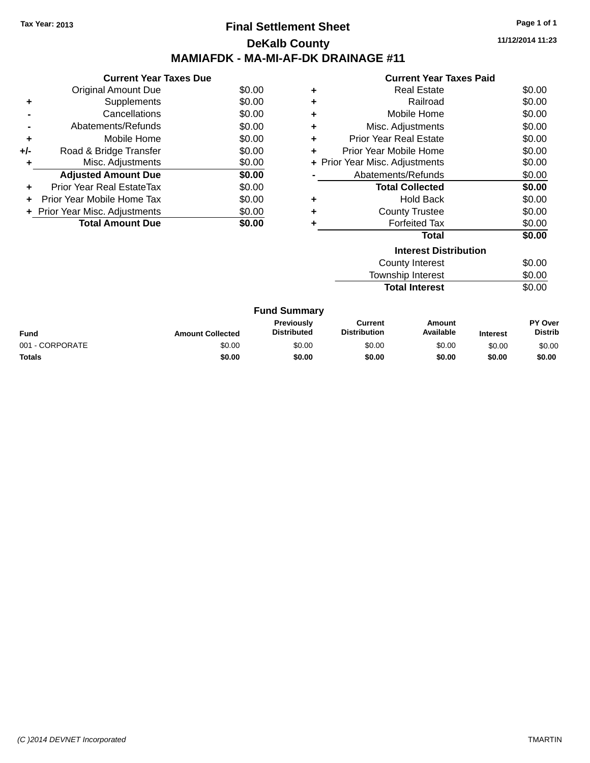Tax Year: 2013

# Final Settlement Sheet

## DeKalb County

## MAMIAFDK - MA-MI-AF-DK DRAINAGE #11

11/12/2014 11:23

### Current Year Taxes Due

| | | |
|---|---|---|
| | Original Amount Due | $0.00 |
| + | Supplements | $0.00 |
| - | Cancellations | $0.00 |
| - | Abatements/Refunds | $0.00 |
| + | Mobile Home | $0.00 |
| +/- | Road & Bridge Transfer | $0.00 |
| + | Misc. Adjustments | $0.00 |
| | **Adjusted Amount Due** | **$0.00** |
| + | Prior Year Real EstateTax | $0.00 |
| + | Prior Year Mobile Home Tax | $0.00 |
| + | Prior Year Misc. Adjustments | $0.00 |
| | **Total Amount Due** | **$0.00** |

### Current Year Taxes Paid

| | | |
|---|---|---|
| + | Real Estate | $0.00 |
| + | Railroad | $0.00 |
| + | Mobile Home | $0.00 |
| + | Misc. Adjustments | $0.00 |
| + | Prior Year Real Estate | $0.00 |
| + | Prior Year Mobile Home | $0.00 |
| + | Prior Year Misc. Adjustments | $0.00 |
| - | Abatements/Refunds | $0.00 |
| | **Total Collected** | **$0.00** |
| + | Hold Back | $0.00 |
| + | County Trustee | $0.00 |
| + | Forfeited Tax | $0.00 |
| | **Total** | **$0.00** |

### Interest Distribution

| | |
|---|---|
| County Interest | $0.00 |
| Township Interest | $0.00 |
| **Total Interest** | $0.00 |

### Fund Summary

| Fund | Amount Collected | Previously Distributed | Current Distribution | Amount Available | Interest | PY Over Distrib |
|---|---|---|---|---|---|---|
| 001 - CORPORATE | $0.00 | $0.00 | $0.00 | $0.00 | $0.00 | $0.00 |
| **Totals** | **$0.00** | **$0.00** | **$0.00** | **$0.00** | **$0.00** | **$0.00** |

(C )2014 DEVNET Incorporated TMARTIN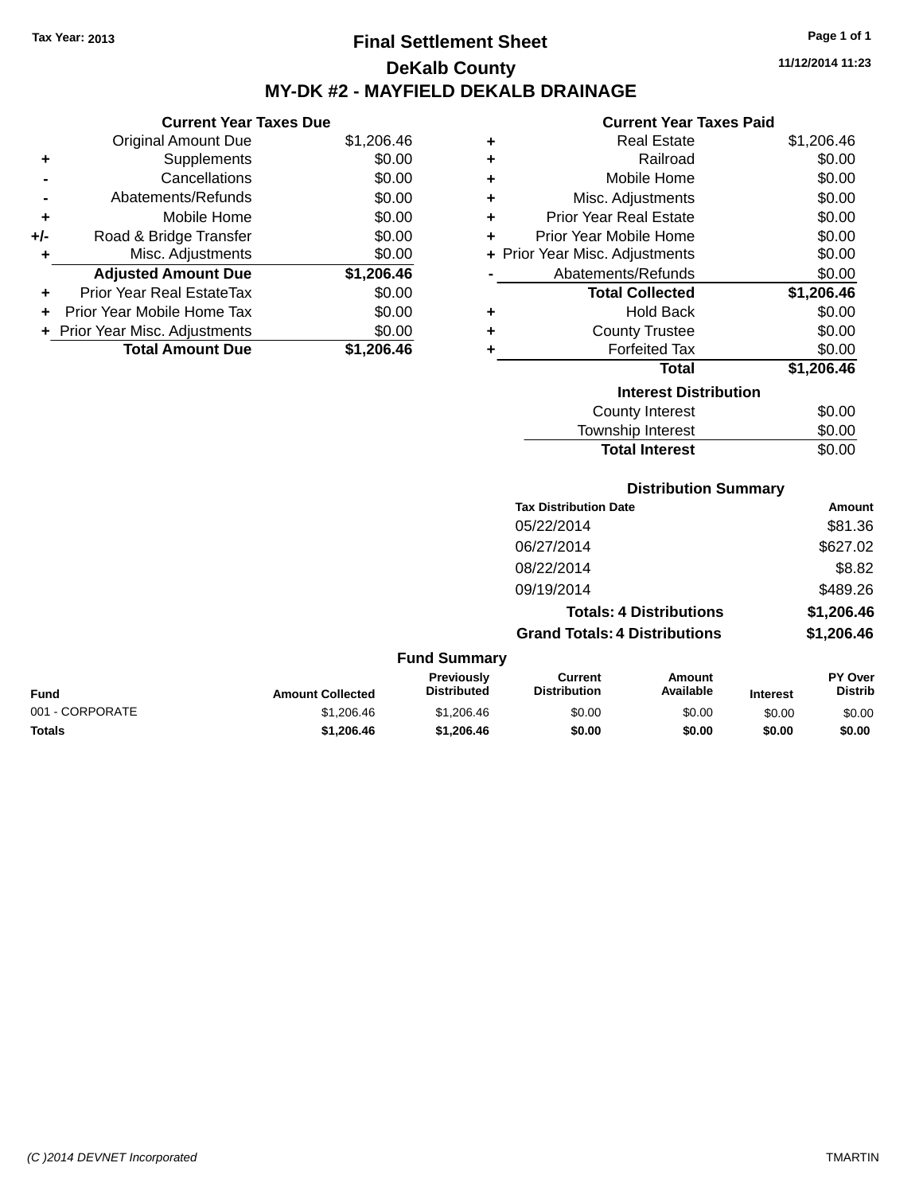Tax Year: 2013

# Final Settlement Sheet

## DeKalb County

## MY-DK #2 - MAYFIELD DEKALB DRAINAGE

11/12/2014 11:23

### Current Year Taxes Due

| | | |
|---|---|---|
| | Original Amount Due | $1,206.46 |
| + | Supplements | $0.00 |
| - | Cancellations | $0.00 |
| - | Abatements/Refunds | $0.00 |
| + | Mobile Home | $0.00 |
| +/- | Road & Bridge Transfer | $0.00 |
| + | Misc. Adjustments | $0.00 |
| | **Adjusted Amount Due** | **$1,206.46** |
| + | Prior Year Real EstateTax | $0.00 |
| + | Prior Year Mobile Home Tax | $0.00 |
| + | Prior Year Misc. Adjustments | $0.00 |
| | **Total Amount Due** | **$1,206.46** |

### Current Year Taxes Paid

| | | |
|---|---|---|
| + | Real Estate | $1,206.46 |
| + | Railroad | $0.00 |
| + | Mobile Home | $0.00 |
| + | Misc. Adjustments | $0.00 |
| + | Prior Year Real Estate | $0.00 |
| + | Prior Year Mobile Home | $0.00 |
| + | Prior Year Misc. Adjustments | $0.00 |
| - | Abatements/Refunds | $0.00 |
| | **Total Collected** | **$1,206.46** |
| + | Hold Back | $0.00 |
| + | County Trustee | $0.00 |
| + | Forfeited Tax | $0.00 |
| | **Total** | **$1,206.46** |

### Interest Distribution

| | |
|---|---|
| County Interest | $0.00 |
| Township Interest | $0.00 |
| **Total Interest** | $0.00 |

### Distribution Summary

| Tax Distribution Date | Amount |
|---|---|
| 05/22/2014 | $81.36 |
| 06/27/2014 | $627.02 |
| 08/22/2014 | $8.82 |
| 09/19/2014 | $489.26 |
| **Totals: 4 Distributions** | **$1,206.46** |
| **Grand Totals: 4 Distributions** | **$1,206.46** |

### Fund Summary

| Fund | Amount Collected | Previously Distributed | Current Distribution | Amount Available | Interest | PY Over Distrib |
|---|---|---|---|---|---|---|
| 001 - CORPORATE | $1,206.46 | $1,206.46 | $0.00 | $0.00 | $0.00 | $0.00 |
| **Totals** | **$1,206.46** | **$1,206.46** | **$0.00** | **$0.00** | **$0.00** | **$0.00** |

(C )2014 DEVNET Incorporated TMARTIN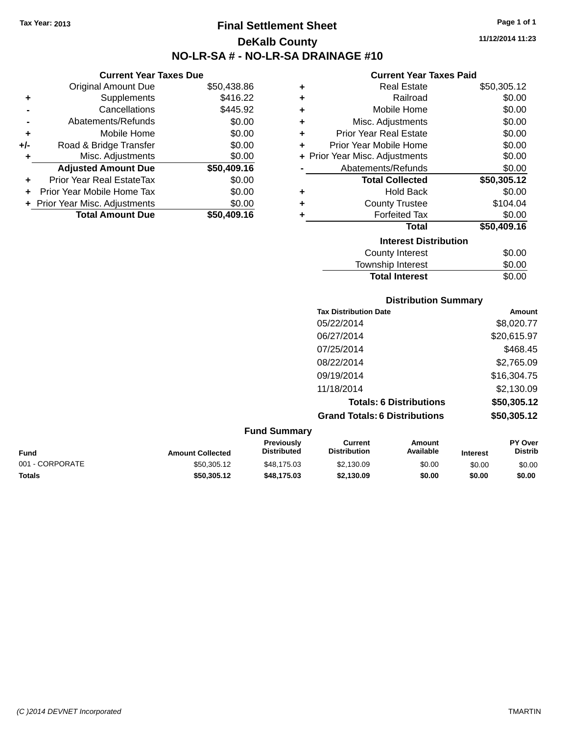Tax Year: 2013

# Final Settlement Sheet

## DeKalb County

## NO-LR-SA # - NO-LR-SA DRAINAGE #10

11/12/2014 11:23

### Current Year Taxes Due

| | | |
|---|---|---|
| | Original Amount Due | $50,438.86 |
| + | Supplements | $416.22 |
| - | Cancellations | $445.92 |
| - | Abatements/Refunds | $0.00 |
| + | Mobile Home | $0.00 |
| +/- | Road & Bridge Transfer | $0.00 |
| + | Misc. Adjustments | $0.00 |
| | **Adjusted Amount Due** | **$50,409.16** |
| + | Prior Year Real EstateTax | $0.00 |
| + | Prior Year Mobile Home Tax | $0.00 |
| + | Prior Year Misc. Adjustments | $0.00 |
| | **Total Amount Due** | **$50,409.16** |

### Current Year Taxes Paid

| | | |
|---|---|---|
| + | Real Estate | $50,305.12 |
| + | Railroad | $0.00 |
| + | Mobile Home | $0.00 |
| + | Misc. Adjustments | $0.00 |
| + | Prior Year Real Estate | $0.00 |
| + | Prior Year Mobile Home | $0.00 |
| + | Prior Year Misc. Adjustments | $0.00 |
| - | Abatements/Refunds | $0.00 |
| | **Total Collected** | **$50,305.12** |
| + | Hold Back | $0.00 |
| + | County Trustee | $104.04 |
| + | Forfeited Tax | $0.00 |
| | **Total** | **$50,409.16** |

### Interest Distribution

| | |
|---|---|
| County Interest | $0.00 |
| Township Interest | $0.00 |
| **Total Interest** | $0.00 |

### Distribution Summary

| Tax Distribution Date | Amount |
|---|---|
| 05/22/2014 | $8,020.77 |
| 06/27/2014 | $20,615.97 |
| 07/25/2014 | $468.45 |
| 08/22/2014 | $2,765.09 |
| 09/19/2014 | $16,304.75 |
| 11/18/2014 | $2,130.09 |
| **Totals: 6 Distributions** | **$50,305.12** |
| **Grand Totals: 6 Distributions** | **$50,305.12** |

### Fund Summary

| Fund | Amount Collected | Previously Distributed | Current Distribution | Amount Available | Interest | PY Over Distrib |
|---|---|---|---|---|---|---|
| 001 - CORPORATE | $50,305.12 | $48,175.03 | $2,130.09 | $0.00 | $0.00 | $0.00 |
| **Totals** | **$50,305.12** | **$48,175.03** | **$2,130.09** | **$0.00** | **$0.00** | **$0.00** |

(C )2014 DEVNET Incorporated TMARTIN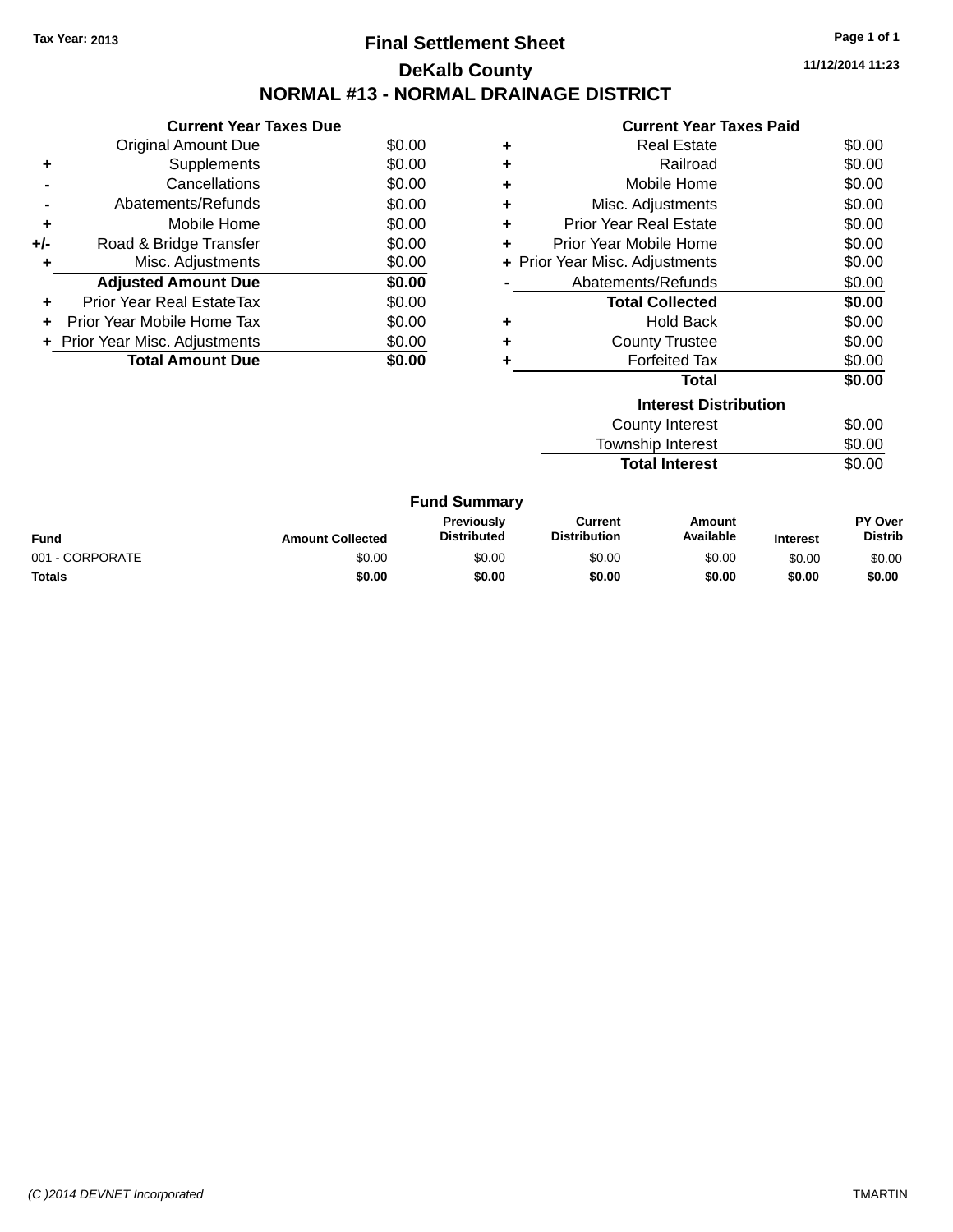Tax Year: 2013

# Final Settlement Sheet

## DeKalb County

## NORMAL #13 - NORMAL DRAINAGE DISTRICT

11/12/2014 11:23

### Current Year Taxes Due

| | | |
|---|---|---|
| | Original Amount Due | $0.00 |
| + | Supplements | $0.00 |
| - | Cancellations | $0.00 |
| - | Abatements/Refunds | $0.00 |
| + | Mobile Home | $0.00 |
| +/- | Road & Bridge Transfer | $0.00 |
| + | Misc. Adjustments | $0.00 |
| | **Adjusted Amount Due** | **$0.00** |
| + | Prior Year Real EstateTax | $0.00 |
| + | Prior Year Mobile Home Tax | $0.00 |
| + | Prior Year Misc. Adjustments | $0.00 |
| | **Total Amount Due** | **$0.00** |

### Current Year Taxes Paid

| | | |
|---|---|---|
| + | Real Estate | $0.00 |
| + | Railroad | $0.00 |
| + | Mobile Home | $0.00 |
| + | Misc. Adjustments | $0.00 |
| + | Prior Year Real Estate | $0.00 |
| + | Prior Year Mobile Home | $0.00 |
| + | Prior Year Misc. Adjustments | $0.00 |
| - | Abatements/Refunds | $0.00 |
| | **Total Collected** | **$0.00** |
| + | Hold Back | $0.00 |
| + | County Trustee | $0.00 |
| + | Forfeited Tax | $0.00 |
| | **Total** | **$0.00** |

### Interest Distribution

| | |
|---|---|
| County Interest | $0.00 |
| Township Interest | $0.00 |
| **Total Interest** | $0.00 |

### Fund Summary

| Fund | Amount Collected | Previously Distributed | Current Distribution | Amount Available | Interest | PY Over Distrib |
|---|---|---|---|---|---|---|
| 001 - CORPORATE | $0.00 | $0.00 | $0.00 | $0.00 | $0.00 | $0.00 |
| **Totals** | **$0.00** | **$0.00** | **$0.00** | **$0.00** | **$0.00** | **$0.00** |

(C )2014 DEVNET Incorporated — TMARTIN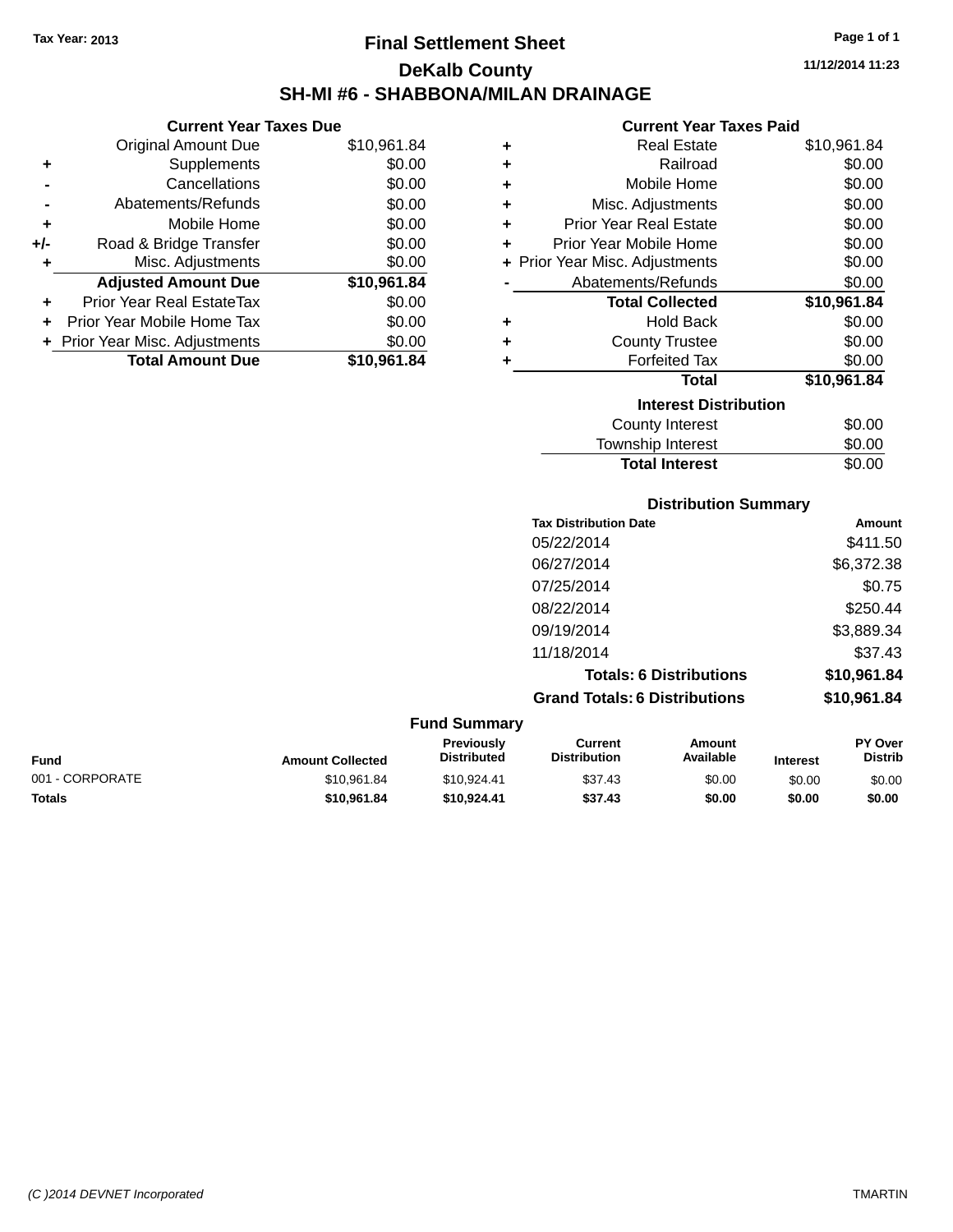Tax Year: 2013

# Final Settlement Sheet

## DeKalb County

## SH-MI #6 - SHABBONA/MILAN DRAINAGE

11/12/2014 11:23

### Current Year Taxes Due

| | | |
|---|---|---|
| | Original Amount Due | $10,961.84 |
| + | Supplements | $0.00 |
| - | Cancellations | $0.00 |
| - | Abatements/Refunds | $0.00 |
| + | Mobile Home | $0.00 |
| +/- | Road & Bridge Transfer | $0.00 |
| + | Misc. Adjustments | $0.00 |
| | **Adjusted Amount Due** | **$10,961.84** |
| + | Prior Year Real EstateTax | $0.00 |
| + | Prior Year Mobile Home Tax | $0.00 |
| + | Prior Year Misc. Adjustments | $0.00 |
| | **Total Amount Due** | **$10,961.84** |

### Current Year Taxes Paid

| | | |
|---|---|---|
| + | Real Estate | $10,961.84 |
| + | Railroad | $0.00 |
| + | Mobile Home | $0.00 |
| + | Misc. Adjustments | $0.00 |
| + | Prior Year Real Estate | $0.00 |
| + | Prior Year Mobile Home | $0.00 |
| + | Prior Year Misc. Adjustments | $0.00 |
| - | Abatements/Refunds | $0.00 |
| | **Total Collected** | **$10,961.84** |
| + | Hold Back | $0.00 |
| + | County Trustee | $0.00 |
| + | Forfeited Tax | $0.00 |
| | **Total** | **$10,961.84** |

### Interest Distribution

| | |
|---|---|
| County Interest | $0.00 |
| Township Interest | $0.00 |
| **Total Interest** | $0.00 |

### Distribution Summary

| Tax Distribution Date | Amount |
|---|---|
| 05/22/2014 | $411.50 |
| 06/27/2014 | $6,372.38 |
| 07/25/2014 | $0.75 |
| 08/22/2014 | $250.44 |
| 09/19/2014 | $3,889.34 |
| 11/18/2014 | $37.43 |
| **Totals: 6 Distributions** | **$10,961.84** |
| **Grand Totals: 6 Distributions** | **$10,961.84** |

### Fund Summary

| Fund | Amount Collected | Previously Distributed | Current Distribution | Amount Available | Interest | PY Over Distrib |
|---|---|---|---|---|---|---|
| 001 - CORPORATE | $10,961.84 | $10,924.41 | $37.43 | $0.00 | $0.00 | $0.00 |
| **Totals** | **$10,961.84** | **$10,924.41** | **$37.43** | **$0.00** | **$0.00** | **$0.00** |

(C )2014 DEVNET Incorporated TMARTIN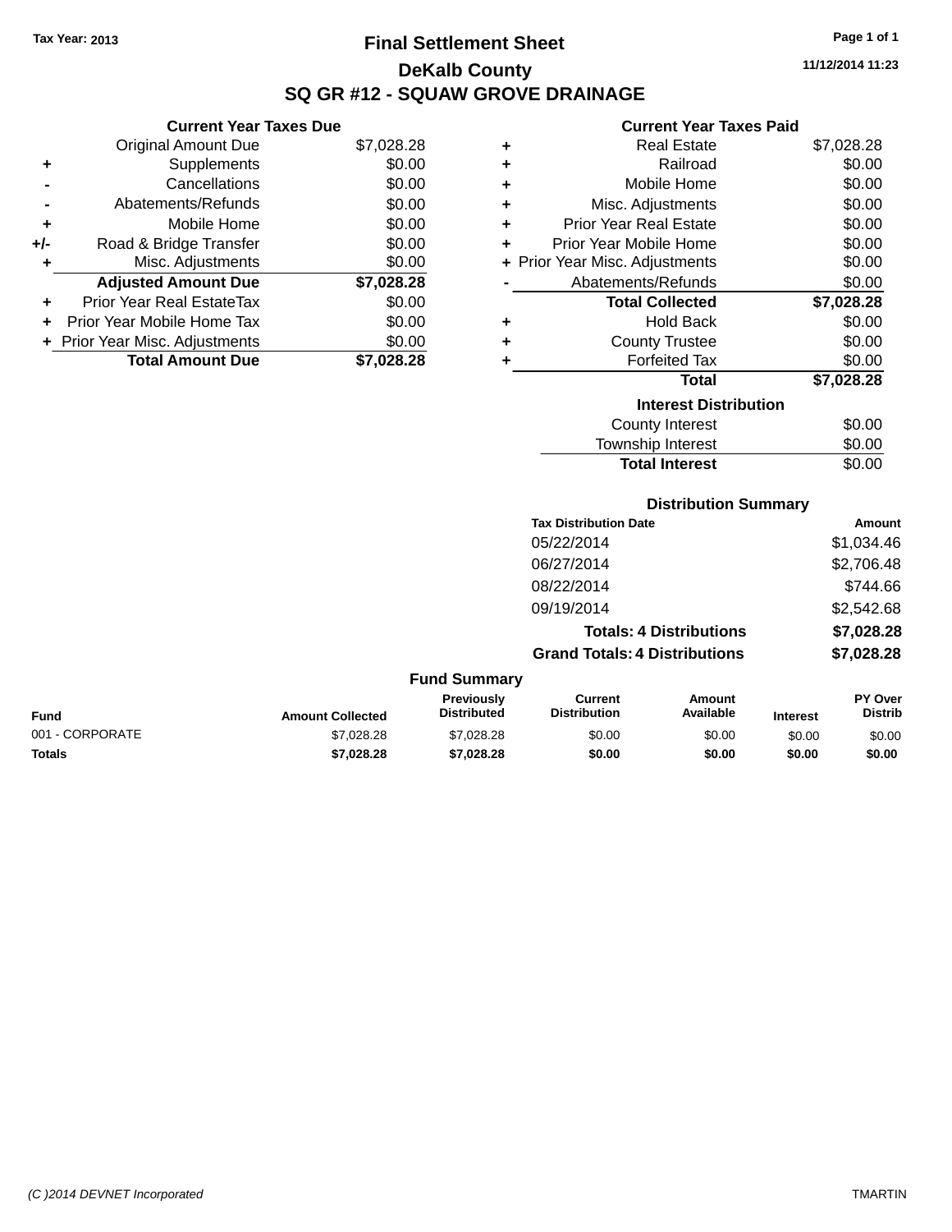Tax Year: 2013

# Final Settlement Sheet

## DeKalb County

## SQ GR #12 - SQUAW GROVE DRAINAGE

11/12/2014 11:23

### Current Year Taxes Due

| | | |
|---|---|---|
| | Original Amount Due | $7,028.28 |
| + | Supplements | $0.00 |
| - | Cancellations | $0.00 |
| - | Abatements/Refunds | $0.00 |
| + | Mobile Home | $0.00 |
| +/- | Road & Bridge Transfer | $0.00 |
| + | Misc. Adjustments | $0.00 |
| | **Adjusted Amount Due** | **$7,028.28** |
| + | Prior Year Real EstateTax | $0.00 |
| + | Prior Year Mobile Home Tax | $0.00 |
| + | Prior Year Misc. Adjustments | $0.00 |
| | **Total Amount Due** | **$7,028.28** |

### Current Year Taxes Paid

| | | |
|---|---|---|
| + | Real Estate | $7,028.28 |
| + | Railroad | $0.00 |
| + | Mobile Home | $0.00 |
| + | Misc. Adjustments | $0.00 |
| + | Prior Year Real Estate | $0.00 |
| + | Prior Year Mobile Home | $0.00 |
| + | Prior Year Misc. Adjustments | $0.00 |
| - | Abatements/Refunds | $0.00 |
| | **Total Collected** | **$7,028.28** |
| + | Hold Back | $0.00 |
| + | County Trustee | $0.00 |
| + | Forfeited Tax | $0.00 |
| | **Total** | **$7,028.28** |

### Interest Distribution

| | |
|---|---|
| County Interest | $0.00 |
| Township Interest | $0.00 |
| **Total Interest** | $0.00 |

### Distribution Summary

| Tax Distribution Date | Amount |
|---|---|
| 05/22/2014 | $1,034.46 |
| 06/27/2014 | $2,706.48 |
| 08/22/2014 | $744.66 |
| 09/19/2014 | $2,542.68 |
| **Totals: 4 Distributions** | **$7,028.28** |
| **Grand Totals: 4 Distributions** | **$7,028.28** |

### Fund Summary

| Fund | Amount Collected | Previously Distributed | Current Distribution | Amount Available | Interest | PY Over Distrib |
|---|---|---|---|---|---|---|
| 001 - CORPORATE | $7,028.28 | $7,028.28 | $0.00 | $0.00 | $0.00 | $0.00 |
| **Totals** | **$7,028.28** | **$7,028.28** | **$0.00** | **$0.00** | **$0.00** | **$0.00** |

(C )2014 DEVNET Incorporated TMARTIN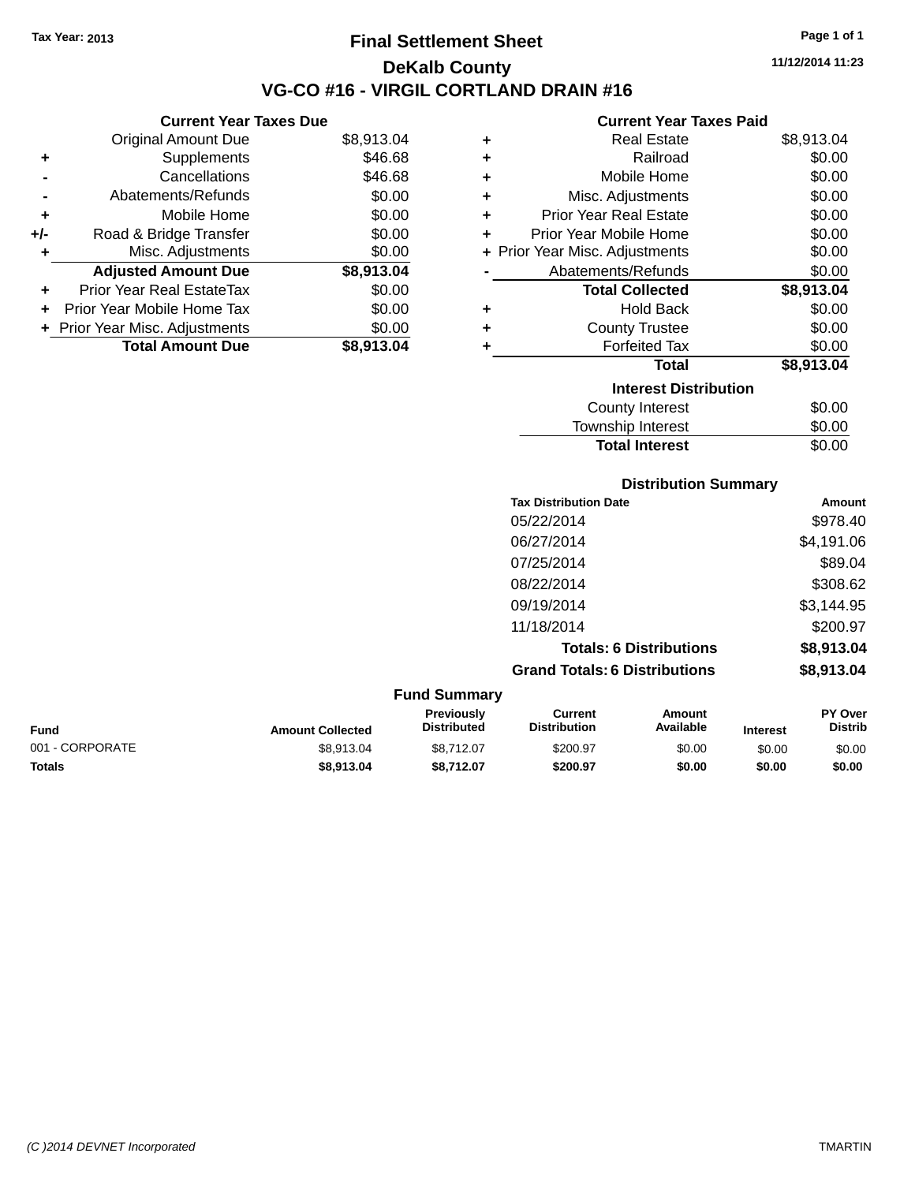Tax Year: 2013

# Final Settlement Sheet

## DeKalb County

## VG-CO #16 - VIRGIL CORTLAND DRAIN #16

11/12/2014 11:23

### Current Year Taxes Due

| | | |
|---|---|---|
| | Original Amount Due | $8,913.04 |
| + | Supplements | $46.68 |
| - | Cancellations | $46.68 |
| - | Abatements/Refunds | $0.00 |
| + | Mobile Home | $0.00 |
| +/- | Road & Bridge Transfer | $0.00 |
| + | Misc. Adjustments | $0.00 |
| | **Adjusted Amount Due** | **$8,913.04** |
| + | Prior Year Real EstateTax | $0.00 |
| + | Prior Year Mobile Home Tax | $0.00 |
| + | Prior Year Misc. Adjustments | $0.00 |
| | **Total Amount Due** | **$8,913.04** |

### Current Year Taxes Paid

| | | |
|---|---|---|
| + | Real Estate | $8,913.04 |
| + | Railroad | $0.00 |
| + | Mobile Home | $0.00 |
| + | Misc. Adjustments | $0.00 |
| + | Prior Year Real Estate | $0.00 |
| + | Prior Year Mobile Home | $0.00 |
| + | Prior Year Misc. Adjustments | $0.00 |
| - | Abatements/Refunds | $0.00 |
| | **Total Collected** | **$8,913.04** |
| + | Hold Back | $0.00 |
| + | County Trustee | $0.00 |
| + | Forfeited Tax | $0.00 |
| | **Total** | **$8,913.04** |

### Interest Distribution

| | |
|---|---|
| County Interest | $0.00 |
| Township Interest | $0.00 |
| **Total Interest** | $0.00 |

### Distribution Summary

| Tax Distribution Date | Amount |
|---|---|
| 05/22/2014 | $978.40 |
| 06/27/2014 | $4,191.06 |
| 07/25/2014 | $89.04 |
| 08/22/2014 | $308.62 |
| 09/19/2014 | $3,144.95 |
| 11/18/2014 | $200.97 |
| **Totals: 6 Distributions** | **$8,913.04** |
| **Grand Totals: 6 Distributions** | **$8,913.04** |

### Fund Summary

| Fund | Amount Collected | Previously Distributed | Current Distribution | Amount Available | Interest | PY Over Distrib |
|---|---|---|---|---|---|---|
| 001 - CORPORATE | $8,913.04 | $8,712.07 | $200.97 | $0.00 | $0.00 | $0.00 |
| **Totals** | **$8,913.04** | **$8,712.07** | **$200.97** | **$0.00** | **$0.00** | **$0.00** |

(C )2014 DEVNET Incorporated TMARTIN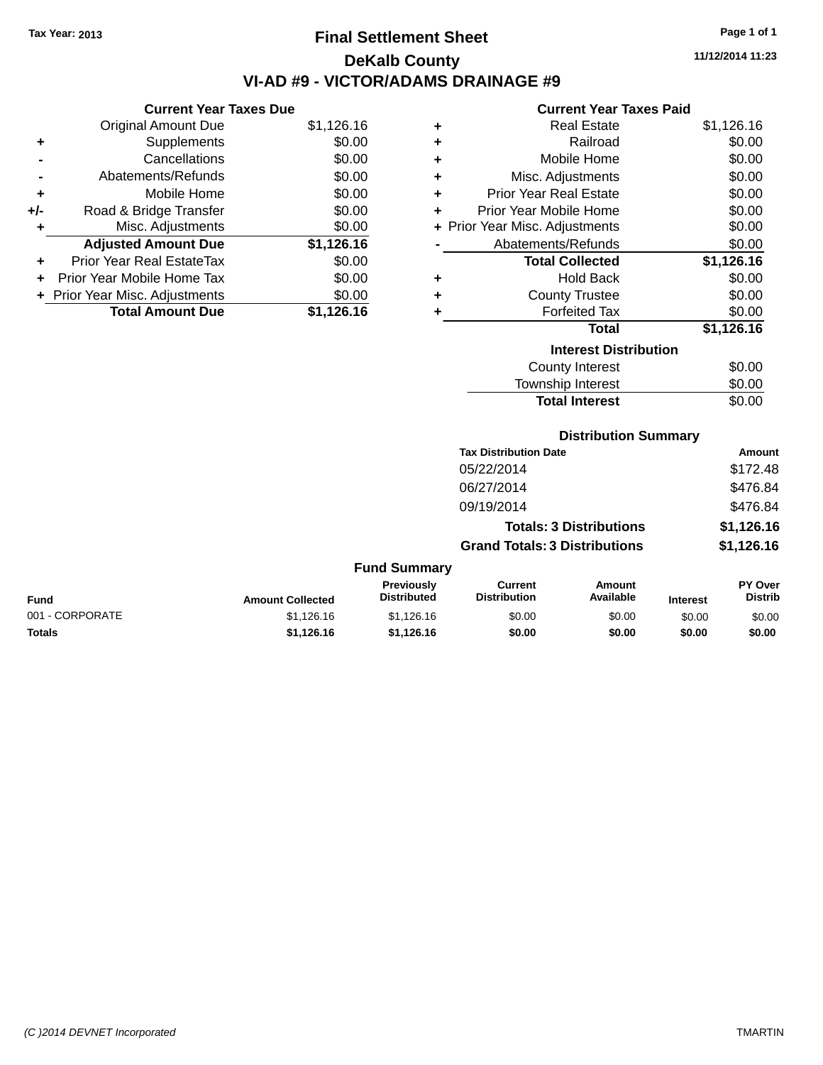Tax Year: 2013

# Final Settlement Sheet

## DeKalb County

## VI-AD #9 - VICTOR/ADAMS DRAINAGE #9

11/12/2014 11:23

### Current Year Taxes Due

| | | |
|---|---|---|
| | Original Amount Due | $1,126.16 |
| + | Supplements | $0.00 |
| - | Cancellations | $0.00 |
| - | Abatements/Refunds | $0.00 |
| + | Mobile Home | $0.00 |
| +/- | Road & Bridge Transfer | $0.00 |
| + | Misc. Adjustments | $0.00 |
| | **Adjusted Amount Due** | **$1,126.16** |
| + | Prior Year Real EstateTax | $0.00 |
| + | Prior Year Mobile Home Tax | $0.00 |
| + | Prior Year Misc. Adjustments | $0.00 |
| | **Total Amount Due** | **$1,126.16** |

### Current Year Taxes Paid

| | | |
|---|---|---|
| + | Real Estate | $1,126.16 |
| + | Railroad | $0.00 |
| + | Mobile Home | $0.00 |
| + | Misc. Adjustments | $0.00 |
| + | Prior Year Real Estate | $0.00 |
| + | Prior Year Mobile Home | $0.00 |
| + | Prior Year Misc. Adjustments | $0.00 |
| - | Abatements/Refunds | $0.00 |
| | **Total Collected** | **$1,126.16** |
| + | Hold Back | $0.00 |
| + | County Trustee | $0.00 |
| + | Forfeited Tax | $0.00 |
| | **Total** | **$1,126.16** |

### Interest Distribution

| | |
|---|---|
| County Interest | $0.00 |
| Township Interest | $0.00 |
| **Total Interest** | $0.00 |

### Distribution Summary

| Tax Distribution Date | Amount |
|---|---|
| 05/22/2014 | $172.48 |
| 06/27/2014 | $476.84 |
| 09/19/2014 | $476.84 |
| **Totals: 3 Distributions** | **$1,126.16** |
| **Grand Totals: 3 Distributions** | **$1,126.16** |

### Fund Summary

| Fund | Amount Collected | Previously Distributed | Current Distribution | Amount Available | Interest | PY Over Distrib |
|---|---|---|---|---|---|---|
| 001 - CORPORATE | $1,126.16 | $1,126.16 | $0.00 | $0.00 | $0.00 | $0.00 |
| **Totals** | **$1,126.16** | **$1,126.16** | **$0.00** | **$0.00** | **$0.00** | **$0.00** |

(C )2014 DEVNET Incorporated TMARTIN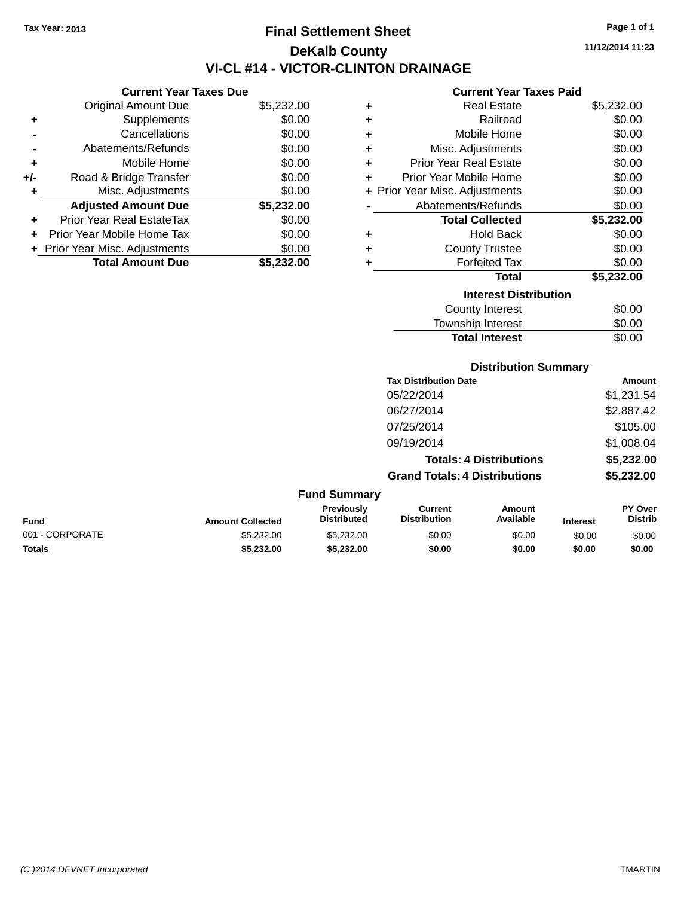Tax Year: 2013

# Final Settlement Sheet

## DeKalb County

## VI-CL #14 - VICTOR-CLINTON DRAINAGE

11/12/2014 11:23

### Current Year Taxes Due

| | | |
|---|---|---|
| | Original Amount Due | $5,232.00 |
| + | Supplements | $0.00 |
| - | Cancellations | $0.00 |
| - | Abatements/Refunds | $0.00 |
| + | Mobile Home | $0.00 |
| +/- | Road & Bridge Transfer | $0.00 |
| + | Misc. Adjustments | $0.00 |
| | **Adjusted Amount Due** | **$5,232.00** |
| + | Prior Year Real EstateTax | $0.00 |
| + | Prior Year Mobile Home Tax | $0.00 |
| + | Prior Year Misc. Adjustments | $0.00 |
| | **Total Amount Due** | **$5,232.00** |

### Current Year Taxes Paid

| | | |
|---|---|---|
| + | Real Estate | $5,232.00 |
| + | Railroad | $0.00 |
| + | Mobile Home | $0.00 |
| + | Misc. Adjustments | $0.00 |
| + | Prior Year Real Estate | $0.00 |
| + | Prior Year Mobile Home | $0.00 |
| + | Prior Year Misc. Adjustments | $0.00 |
| - | Abatements/Refunds | $0.00 |
| | **Total Collected** | **$5,232.00** |
| + | Hold Back | $0.00 |
| + | County Trustee | $0.00 |
| + | Forfeited Tax | $0.00 |
| | **Total** | **$5,232.00** |

### Interest Distribution

| | |
|---|---|
| County Interest | $0.00 |
| Township Interest | $0.00 |
| **Total Interest** | $0.00 |

### Distribution Summary

| Tax Distribution Date | Amount |
|---|---|
| 05/22/2014 | $1,231.54 |
| 06/27/2014 | $2,887.42 |
| 07/25/2014 | $105.00 |
| 09/19/2014 | $1,008.04 |
| **Totals: 4 Distributions** | **$5,232.00** |
| **Grand Totals: 4 Distributions** | **$5,232.00** |

### Fund Summary

| Fund | Amount Collected | Previously Distributed | Current Distribution | Amount Available | Interest | PY Over Distrib |
|---|---|---|---|---|---|---|
| 001 - CORPORATE | $5,232.00 | $5,232.00 | $0.00 | $0.00 | $0.00 | $0.00 |
| **Totals** | **$5,232.00** | **$5,232.00** | **$0.00** | **$0.00** | **$0.00** | **$0.00** |

(C )2014 DEVNET Incorporated TMARTIN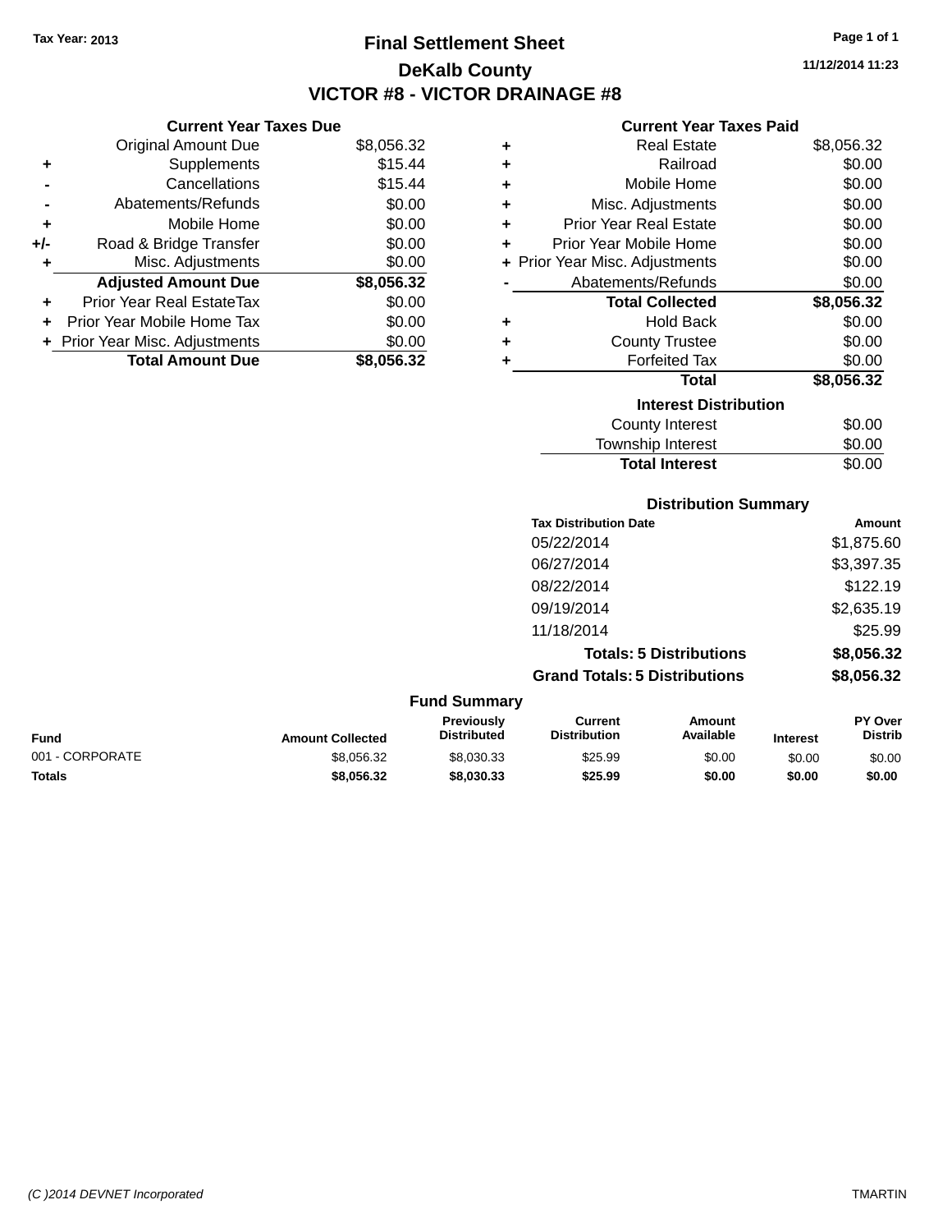Tax Year: 2013

# Final Settlement Sheet

## DeKalb County

## VICTOR #8 - VICTOR DRAINAGE #8

11/12/2014 11:23

### Current Year Taxes Due

| | | |
|---|---|---|
| | Original Amount Due | $8,056.32 |
| + | Supplements | $15.44 |
| - | Cancellations | $15.44 |
| - | Abatements/Refunds | $0.00 |
| + | Mobile Home | $0.00 |
| +/- | Road & Bridge Transfer | $0.00 |
| + | Misc. Adjustments | $0.00 |
| | **Adjusted Amount Due** | **$8,056.32** |
| + | Prior Year Real EstateTax | $0.00 |
| + | Prior Year Mobile Home Tax | $0.00 |
| + | Prior Year Misc. Adjustments | $0.00 |
| | **Total Amount Due** | **$8,056.32** |

### Current Year Taxes Paid

| | | |
|---|---|---|
| + | Real Estate | $8,056.32 |
| + | Railroad | $0.00 |
| + | Mobile Home | $0.00 |
| + | Misc. Adjustments | $0.00 |
| + | Prior Year Real Estate | $0.00 |
| + | Prior Year Mobile Home | $0.00 |
| + | Prior Year Misc. Adjustments | $0.00 |
| - | Abatements/Refunds | $0.00 |
| | **Total Collected** | **$8,056.32** |
| + | Hold Back | $0.00 |
| + | County Trustee | $0.00 |
| + | Forfeited Tax | $0.00 |
| | **Total** | **$8,056.32** |

### Interest Distribution

| | |
|---|---|
| County Interest | $0.00 |
| Township Interest | $0.00 |
| **Total Interest** | $0.00 |

### Distribution Summary

| Tax Distribution Date | Amount |
|---|---|
| 05/22/2014 | $1,875.60 |
| 06/27/2014 | $3,397.35 |
| 08/22/2014 | $122.19 |
| 09/19/2014 | $2,635.19 |
| 11/18/2014 | $25.99 |
| **Totals: 5 Distributions** | **$8,056.32** |
| **Grand Totals: 5 Distributions** | **$8,056.32** |

### Fund Summary

| Fund | Amount Collected | Previously Distributed | Current Distribution | Amount Available | Interest | PY Over Distrib |
|---|---|---|---|---|---|---|
| 001 - CORPORATE | $8,056.32 | $8,030.33 | $25.99 | $0.00 | $0.00 | $0.00 |
| **Totals** | **$8,056.32** | **$8,030.33** | **$25.99** | **$0.00** | **$0.00** | **$0.00** |

(C )2014 DEVNET Incorporated TMARTIN